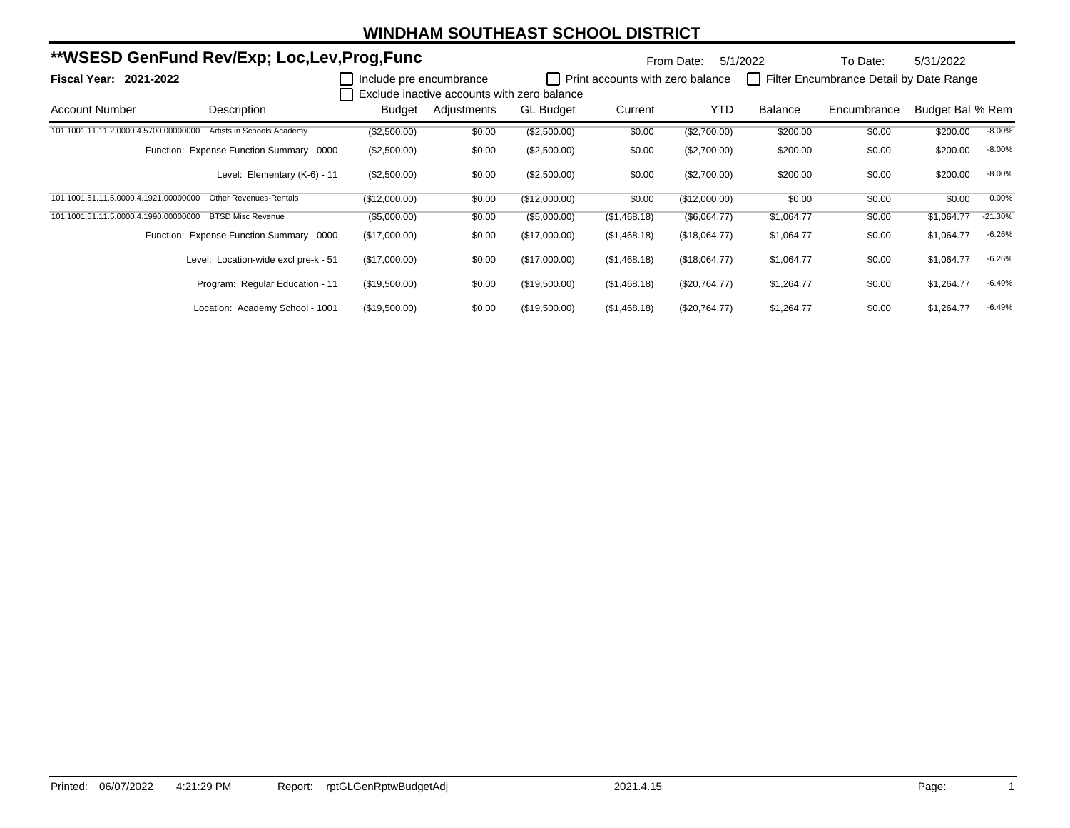# WINDHAM SOUTHEAST SCHOOL DISTRICT

## **WSESD GenFund Rev/Exp; Loc,Lev,Prog,Func

From Date: 5/1/2022 To Date: 5/31/2022

**Fiscal Year: 2021-2022**

☐ Include pre encumbrance ☐ Print accounts with zero balance ☐ Filter Encumbrance Detail by Date Range
☐ Exclude inactive accounts with zero balance

| Account Number | Description | Budget | Adjustments | GL Budget | Current | YTD | Balance | Encumbrance | Budget Bal | % Rem |
|---|---|---|---|---|---|---|---|---|---|---|
| 101.1001.11.11.2.0000.4.5700.00000000 | Artists in Schools Academy | ($2,500.00) | $0.00 | ($2,500.00) | $0.00 | ($2,700.00) | $200.00 | $0.00 | $200.00 | -8.00% |
| | Function: Expense Function Summary - 0000 | ($2,500.00) | $0.00 | ($2,500.00) | $0.00 | ($2,700.00) | $200.00 | $0.00 | $200.00 | -8.00% |
| | Level: Elementary (K-6) - 11 | ($2,500.00) | $0.00 | ($2,500.00) | $0.00 | ($2,700.00) | $200.00 | $0.00 | $200.00 | -8.00% |
| 101.1001.51.11.5.0000.4.1921.00000000 | Other Revenues-Rentals | ($12,000.00) | $0.00 | ($12,000.00) | $0.00 | ($12,000.00) | $0.00 | $0.00 | $0.00 | 0.00% |
| 101.1001.51.11.5.0000.4.1990.00000000 | BTSD Misc Revenue | ($5,000.00) | $0.00 | ($5,000.00) | ($1,468.18) | ($6,064.77) | $1,064.77 | $0.00 | $1,064.77 | -21.30% |
| | Function: Expense Function Summary - 0000 | ($17,000.00) | $0.00 | ($17,000.00) | ($1,468.18) | ($18,064.77) | $1,064.77 | $0.00 | $1,064.77 | -6.26% |
| | Level: Location-wide excl pre-k - 51 | ($17,000.00) | $0.00 | ($17,000.00) | ($1,468.18) | ($18,064.77) | $1,064.77 | $0.00 | $1,064.77 | -6.26% |
| | Program: Regular Education - 11 | ($19,500.00) | $0.00 | ($19,500.00) | ($1,468.18) | ($20,764.77) | $1,264.77 | $0.00 | $1,264.77 | -6.49% |
| | Location: Academy School - 1001 | ($19,500.00) | $0.00 | ($19,500.00) | ($1,468.18) | ($20,764.77) | $1,264.77 | $0.00 | $1,264.77 | -6.49% |

Printed: 06/07/2022 4:21:29 PM Report: rptGLGenRptwBudgetAdj 2021.4.15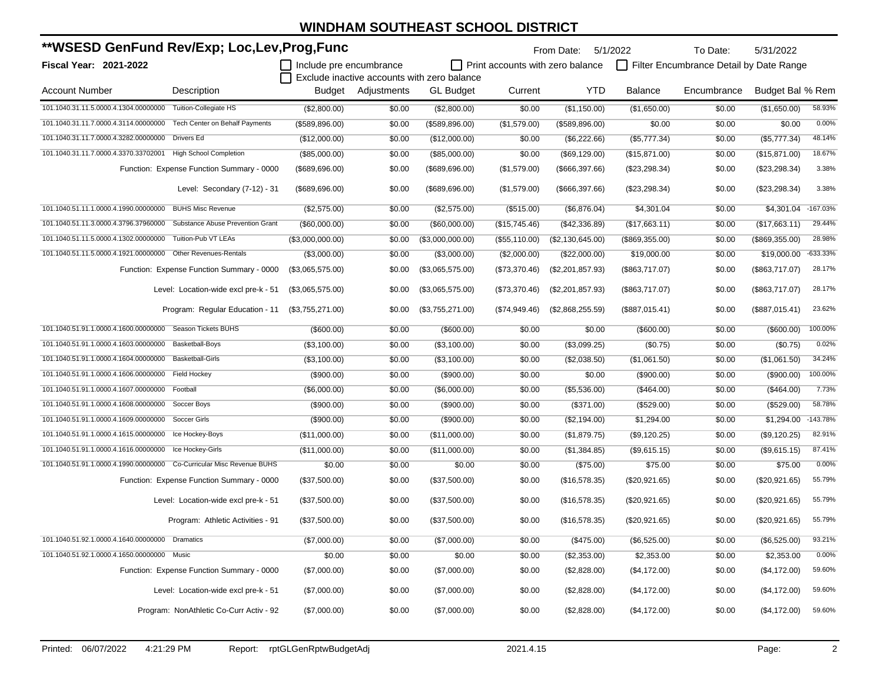# WINDHAM SOUTHEAST SCHOOL DISTRICT

## **WSESD GenFund Rev/Exp; Loc,Lev,Prog,Func

**Fiscal Year: 2021-2022**

From Date: 5/1/2022 To Date: 5/31/2022

☐ Include pre encumbrance ☐ Print accounts with zero balance ☐ Filter Encumbrance Detail by Date Range
☐ Exclude inactive accounts with zero balance

| Account Number | Description | Budget | Adjustments | GL Budget | Current | YTD | Balance | Encumbrance | Budget Bal | % Rem |
|---|---|---|---|---|---|---|---|---|---|---|
| 101.1040.31.11.5.0000.4.1304.00000000 | Tuition-Collegiate HS | ($2,800.00) | $0.00 | ($2,800.00) | $0.00 | ($1,150.00) | ($1,650.00) | $0.00 | ($1,650.00) | 58.93% |
| 101.1040.31.11.7.0000.4.3114.00000000 | Tech Center on Behalf Payments | ($589,896.00) | $0.00 | ($589,896.00) | ($1,579.00) | ($589,896.00) | $0.00 | $0.00 | $0.00 | 0.00% |
| 101.1040.31.11.7.0000.4.3282.00000000 | Drivers Ed | ($12,000.00) | $0.00 | ($12,000.00) | $0.00 | ($6,222.66) | ($5,777.34) | $0.00 | ($5,777.34) | 48.14% |
| 101.1040.31.11.7.0000.4.3370.33702001 | High School Completion | ($85,000.00) | $0.00 | ($85,000.00) | $0.00 | ($69,129.00) | ($15,871.00) | $0.00 | ($15,871.00) | 18.67% |
| | Function: Expense Function Summary - 0000 | ($689,696.00) | $0.00 | ($689,696.00) | ($1,579.00) | ($666,397.66) | ($23,298.34) | $0.00 | ($23,298.34) | 3.38% |
| | Level: Secondary (7-12) - 31 | ($689,696.00) | $0.00 | ($689,696.00) | ($1,579.00) | ($666,397.66) | ($23,298.34) | $0.00 | ($23,298.34) | 3.38% |
| 101.1040.51.11.1.0000.4.1990.00000000 | BUHS Misc Revenue | ($2,575.00) | $0.00 | ($2,575.00) | ($515.00) | ($6,876.04) | $4,301.04 | $0.00 | $4,301.04 | -167.03% |
| 101.1040.51.11.3.0000.4.3796.37960000 | Substance Abuse Prevention Grant | ($60,000.00) | $0.00 | ($60,000.00) | ($15,745.46) | ($42,336.89) | ($17,663.11) | $0.00 | ($17,663.11) | 29.44% |
| 101.1040.51.11.5.0000.4.1302.00000000 | Tuition-Pub VT LEAs | ($3,000,000.00) | $0.00 | ($3,000,000.00) | ($55,110.00) | ($2,130,645.00) | ($869,355.00) | $0.00 | ($869,355.00) | 28.98% |
| 101.1040.51.11.5.0000.4.1921.00000000 | Other Revenues-Rentals | ($3,000.00) | $0.00 | ($3,000.00) | ($2,000.00) | ($22,000.00) | $19,000.00 | $0.00 | $19,000.00 | -633.33% |
| | Function: Expense Function Summary - 0000 | ($3,065,575.00) | $0.00 | ($3,065,575.00) | ($73,370.46) | ($2,201,857.93) | ($863,717.07) | $0.00 | ($863,717.07) | 28.17% |
| | Level: Location-wide excl pre-k - 51 | ($3,065,575.00) | $0.00 | ($3,065,575.00) | ($73,370.46) | ($2,201,857.93) | ($863,717.07) | $0.00 | ($863,717.07) | 28.17% |
| | Program: Regular Education - 11 | ($3,755,271.00) | $0.00 | ($3,755,271.00) | ($74,949.46) | ($2,868,255.59) | ($887,015.41) | $0.00 | ($887,015.41) | 23.62% |
| 101.1040.51.91.1.0000.4.1600.00000000 | Season Tickets BUHS | ($600.00) | $0.00 | ($600.00) | $0.00 | $0.00 | ($600.00) | $0.00 | ($600.00) | 100.00% |
| 101.1040.51.91.1.0000.4.1603.00000000 | Basketball-Boys | ($3,100.00) | $0.00 | ($3,100.00) | $0.00 | ($3,099.25) | ($0.75) | $0.00 | ($0.75) | 0.02% |
| 101.1040.51.91.1.0000.4.1604.00000000 | Basketball-Girls | ($3,100.00) | $0.00 | ($3,100.00) | $0.00 | ($2,038.50) | ($1,061.50) | $0.00 | ($1,061.50) | 34.24% |
| 101.1040.51.91.1.0000.4.1606.00000000 | Field Hockey | ($900.00) | $0.00 | ($900.00) | $0.00 | $0.00 | ($900.00) | $0.00 | ($900.00) | 100.00% |
| 101.1040.51.91.1.0000.4.1607.00000000 | Football | ($6,000.00) | $0.00 | ($6,000.00) | $0.00 | ($5,536.00) | ($464.00) | $0.00 | ($464.00) | 7.73% |
| 101.1040.51.91.1.0000.4.1608.00000000 | Soccer Boys | ($900.00) | $0.00 | ($900.00) | $0.00 | ($371.00) | ($529.00) | $0.00 | ($529.00) | 58.78% |
| 101.1040.51.91.1.0000.4.1609.00000000 | Soccer Girls | ($900.00) | $0.00 | ($900.00) | $0.00 | ($2,194.00) | $1,294.00 | $0.00 | $1,294.00 | -143.78% |
| 101.1040.51.91.1.0000.4.1615.00000000 | Ice Hockey-Boys | ($11,000.00) | $0.00 | ($11,000.00) | $0.00 | ($1,879.75) | ($9,120.25) | $0.00 | ($9,120.25) | 82.91% |
| 101.1040.51.91.1.0000.4.1616.00000000 | Ice Hockey-Girls | ($11,000.00) | $0.00 | ($11,000.00) | $0.00 | ($1,384.85) | ($9,615.15) | $0.00 | ($9,615.15) | 87.41% |
| 101.1040.51.91.1.0000.4.1990.00000000 | Co-Curricular Misc Revenue BUHS | $0.00 | $0.00 | $0.00 | $0.00 | ($75.00) | $75.00 | $0.00 | $75.00 | 0.00% |
| | Function: Expense Function Summary - 0000 | ($37,500.00) | $0.00 | ($37,500.00) | $0.00 | ($16,578.35) | ($20,921.65) | $0.00 | ($20,921.65) | 55.79% |
| | Level: Location-wide excl pre-k - 51 | ($37,500.00) | $0.00 | ($37,500.00) | $0.00 | ($16,578.35) | ($20,921.65) | $0.00 | ($20,921.65) | 55.79% |
| | Program: Athletic Activities - 91 | ($37,500.00) | $0.00 | ($37,500.00) | $0.00 | ($16,578.35) | ($20,921.65) | $0.00 | ($20,921.65) | 55.79% |
| 101.1040.51.92.1.0000.4.1640.00000000 | Dramatics | ($7,000.00) | $0.00 | ($7,000.00) | $0.00 | ($475.00) | ($6,525.00) | $0.00 | ($6,525.00) | 93.21% |
| 101.1040.51.92.1.0000.4.1650.00000000 | Music | $0.00 | $0.00 | $0.00 | $0.00 | ($2,353.00) | $2,353.00 | $0.00 | $2,353.00 | 0.00% |
| | Function: Expense Function Summary - 0000 | ($7,000.00) | $0.00 | ($7,000.00) | $0.00 | ($2,828.00) | ($4,172.00) | $0.00 | ($4,172.00) | 59.60% |
| | Level: Location-wide excl pre-k - 51 | ($7,000.00) | $0.00 | ($7,000.00) | $0.00 | ($2,828.00) | ($4,172.00) | $0.00 | ($4,172.00) | 59.60% |
| | Program: NonAthletic Co-Curr Activ - 92 | ($7,000.00) | $0.00 | ($7,000.00) | $0.00 | ($2,828.00) | ($4,172.00) | $0.00 | ($4,172.00) | 59.60% |

Printed: 06/07/2022 4:21:29 PM Report: rptGLGenRptwBudgetAdj 2021.4.15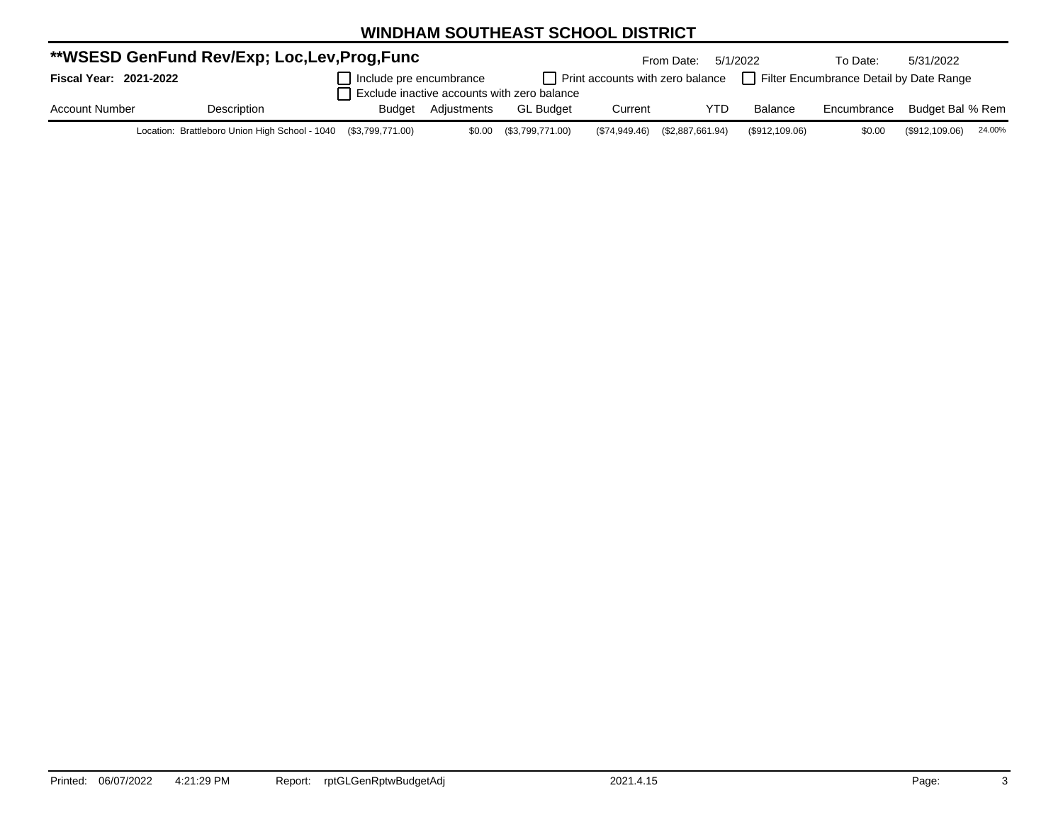# WINDHAM SOUTHEAST SCHOOL DISTRICT

## **WSESD GenFund Rev/Exp; Loc,Lev,Prog,Func

From Date: 5/1/2022 To Date: 5/31/2022

**Fiscal Year: 2021-2022**

☐ Include pre encumbrance ☐ Print accounts with zero balance ☐ Filter Encumbrance Detail by Date Range

☐ Exclude inactive accounts with zero balance

| Account Number | Description | Budget | Adjustments | GL Budget | Current | YTD | Balance | Encumbrance | Budget Bal | % Rem |
|---|---|---|---|---|---|---|---|---|---|---|
| | Location: Brattleboro Union High School - 1040 | ($3,799,771.00) | $0.00 | ($3,799,771.00) | ($74,949.46) | ($2,887,661.94) | ($912,109.06) | $0.00 | ($912,109.06) | 24.00% |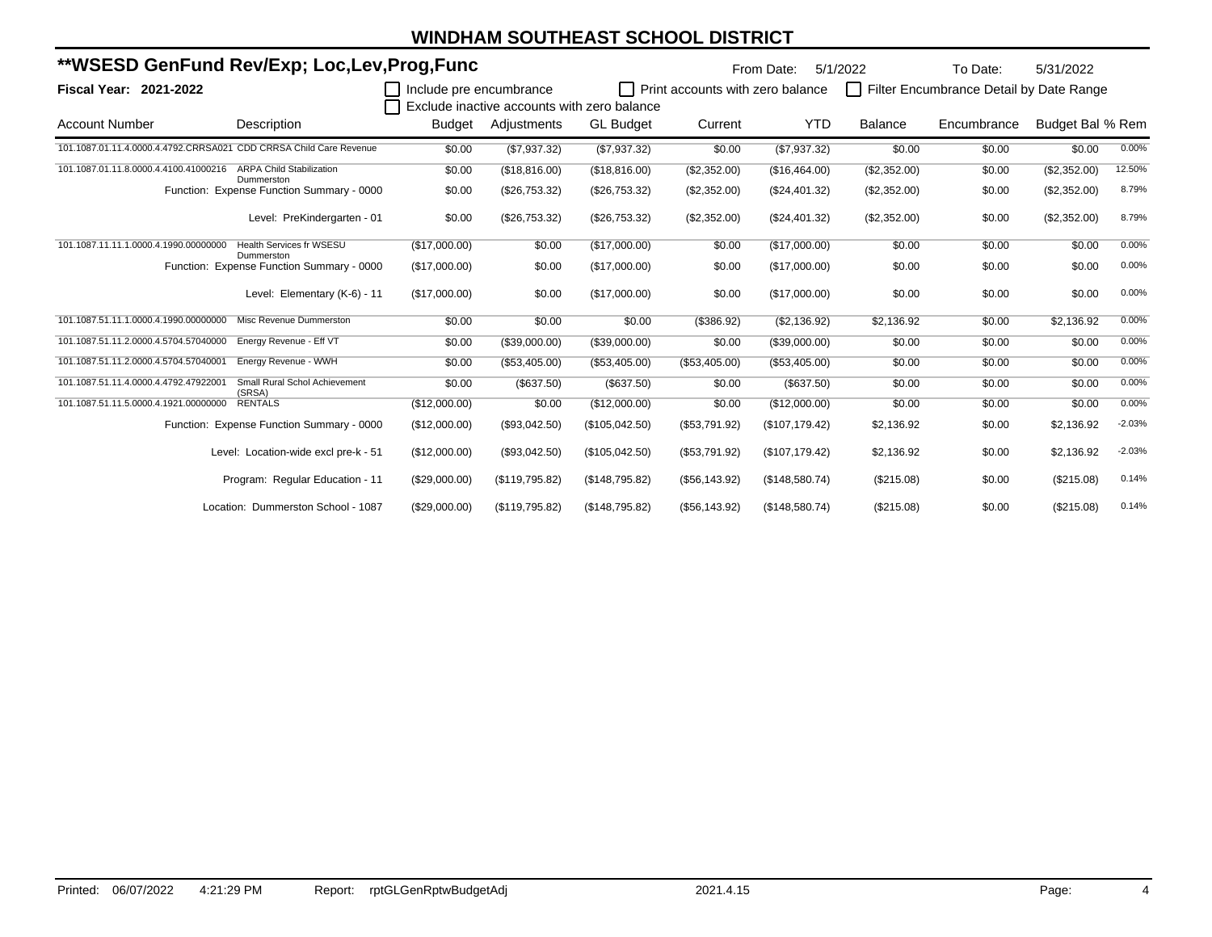# WINDHAM SOUTHEAST SCHOOL DISTRICT

## **WSESD GenFund Rev/Exp; Loc,Lev,Prog,Func

From Date: 5/1/2022 To Date: 5/31/2022

**Fiscal Year: 2021-2022**

☐ Include pre encumbrance ☐ Print accounts with zero balance ☐ Filter Encumbrance Detail by Date Range
☐ Exclude inactive accounts with zero balance

| Account Number | Description | Budget | Adjustments | GL Budget | Current | YTD | Balance | Encumbrance | Budget Bal | % Rem |
|---|---|---|---|---|---|---|---|---|---|---|
| 101.1087.01.11.4.0000.4.4792.CRRSA021 | CDD CRRSA Child Care Revenue | $0.00 | ($7,937.32) | ($7,937.32) | $0.00 | ($7,937.32) | $0.00 | $0.00 | $0.00 | 0.00% |
| 101.1087.01.11.8.0000.4.4100.41000216 | ARPA Child Stabilization Dummerston | $0.00 | ($18,816.00) | ($18,816.00) | ($2,352.00) | ($16,464.00) | ($2,352.00) | $0.00 | ($2,352.00) | 12.50% |
| | Function: Expense Function Summary - 0000 | $0.00 | ($26,753.32) | ($26,753.32) | ($2,352.00) | ($24,401.32) | ($2,352.00) | $0.00 | ($2,352.00) | 8.79% |
| | Level: PreKindergarten - 01 | $0.00 | ($26,753.32) | ($26,753.32) | ($2,352.00) | ($24,401.32) | ($2,352.00) | $0.00 | ($2,352.00) | 8.79% |
| 101.1087.11.11.1.0000.4.1990.00000000 | Health Services fr WSESU Dummerston | ($17,000.00) | $0.00 | ($17,000.00) | $0.00 | ($17,000.00) | $0.00 | $0.00 | $0.00 | 0.00% |
| | Function: Expense Function Summary - 0000 | ($17,000.00) | $0.00 | ($17,000.00) | $0.00 | ($17,000.00) | $0.00 | $0.00 | $0.00 | 0.00% |
| | Level: Elementary (K-6) - 11 | ($17,000.00) | $0.00 | ($17,000.00) | $0.00 | ($17,000.00) | $0.00 | $0.00 | $0.00 | 0.00% |
| 101.1087.51.11.1.0000.4.1990.00000000 | Misc Revenue Dummerston | $0.00 | $0.00 | $0.00 | ($386.92) | ($2,136.92) | $2,136.92 | $0.00 | $2,136.92 | 0.00% |
| 101.1087.51.11.2.0000.4.5704.57040000 | Energy Revenue - Eff VT | $0.00 | ($39,000.00) | ($39,000.00) | $0.00 | ($39,000.00) | $0.00 | $0.00 | $0.00 | 0.00% |
| 101.1087.51.11.2.0000.4.5704.57040001 | Energy Revenue - WWH | $0.00 | ($53,405.00) | ($53,405.00) | ($53,405.00) | ($53,405.00) | $0.00 | $0.00 | $0.00 | 0.00% |
| 101.1087.51.11.4.0000.4.4792.47922001 | Small Rural Schol Achievement (SRSA) | $0.00 | ($637.50) | ($637.50) | $0.00 | ($637.50) | $0.00 | $0.00 | $0.00 | 0.00% |
| 101.1087.51.11.5.0000.4.1921.00000000 | RENTALS | ($12,000.00) | $0.00 | ($12,000.00) | $0.00 | ($12,000.00) | $0.00 | $0.00 | $0.00 | 0.00% |
| | Function: Expense Function Summary - 0000 | ($12,000.00) | ($93,042.50) | ($105,042.50) | ($53,791.92) | ($107,179.42) | $2,136.92 | $0.00 | $2,136.92 | -2.03% |
| | Level: Location-wide excl pre-k - 51 | ($12,000.00) | ($93,042.50) | ($105,042.50) | ($53,791.92) | ($107,179.42) | $2,136.92 | $0.00 | $2,136.92 | -2.03% |
| | Program: Regular Education - 11 | ($29,000.00) | ($119,795.82) | ($148,795.82) | ($56,143.92) | ($148,580.74) | ($215.08) | $0.00 | ($215.08) | 0.14% |
| | Location: Dummerston School - 1087 | ($29,000.00) | ($119,795.82) | ($148,795.82) | ($56,143.92) | ($148,580.74) | ($215.08) | $0.00 | ($215.08) | 0.14% |

Printed: 06/07/2022 4:21:29 PM Report: rptGLGenRptwBudgetAdj 2021.4.15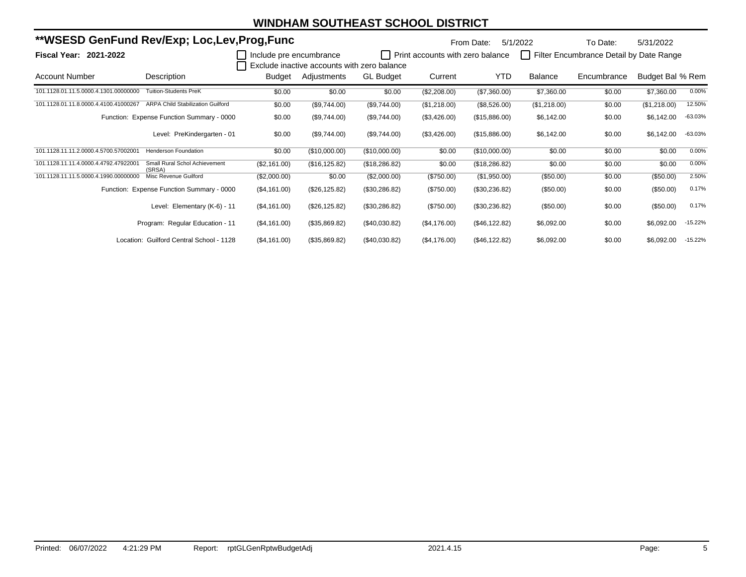# WINDHAM SOUTHEAST SCHOOL DISTRICT

## **WSESD GenFund Rev/Exp; Loc,Lev,Prog,Func

From Date: 5/1/2022 To Date: 5/31/2022

**Fiscal Year: 2021-2022**

☐ Include pre encumbrance ☐ Print accounts with zero balance ☐ Filter Encumbrance Detail by Date Range
☐ Exclude inactive accounts with zero balance

| Account Number | Description | Budget | Adjustments | GL Budget | Current | YTD | Balance | Encumbrance | Budget Bal | % Rem |
|---|---|---|---|---|---|---|---|---|---|---|
| 101.1128.01.11.5.0000.4.1301.00000000 | Tuition-Students PreK | $0.00 | $0.00 | $0.00 | ($2,208.00) | ($7,360.00) | $7,360.00 | $0.00 | $7,360.00 | 0.00% |
| 101.1128.01.11.8.0000.4.4100.41000267 | ARPA Child Stabilization Guilford | $0.00 | ($9,744.00) | ($9,744.00) | ($1,218.00) | ($8,526.00) | ($1,218.00) | $0.00 | ($1,218.00) | 12.50% |
| | Function: Expense Function Summary - 0000 | $0.00 | ($9,744.00) | ($9,744.00) | ($3,426.00) | ($15,886.00) | $6,142.00 | $0.00 | $6,142.00 | -63.03% |
| | Level: PreKindergarten - 01 | $0.00 | ($9,744.00) | ($9,744.00) | ($3,426.00) | ($15,886.00) | $6,142.00 | $0.00 | $6,142.00 | -63.03% |
| 101.1128.11.11.2.0000.4.5700.57002001 | Henderson Foundation | $0.00 | ($10,000.00) | ($10,000.00) | $0.00 | ($10,000.00) | $0.00 | $0.00 | $0.00 | 0.00% |
| 101.1128.11.11.4.0000.4.4792.47922001 | Small Rural Schol Achievement (SRSA) | ($2,161.00) | ($16,125.82) | ($18,286.82) | $0.00 | ($18,286.82) | $0.00 | $0.00 | $0.00 | 0.00% |
| 101.1128.11.11.5.0000.4.1990.00000000 | Misc Revenue Guilford | ($2,000.00) | $0.00 | ($2,000.00) | ($750.00) | ($1,950.00) | ($50.00) | $0.00 | ($50.00) | 2.50% |
| | Function: Expense Function Summary - 0000 | ($4,161.00) | ($26,125.82) | ($30,286.82) | ($750.00) | ($30,236.82) | ($50.00) | $0.00 | ($50.00) | 0.17% |
| | Level: Elementary (K-6) - 11 | ($4,161.00) | ($26,125.82) | ($30,286.82) | ($750.00) | ($30,236.82) | ($50.00) | $0.00 | ($50.00) | 0.17% |
| | Program: Regular Education - 11 | ($4,161.00) | ($35,869.82) | ($40,030.82) | ($4,176.00) | ($46,122.82) | $6,092.00 | $0.00 | $6,092.00 | -15.22% |
| | Location: Guilford Central School - 1128 | ($4,161.00) | ($35,869.82) | ($40,030.82) | ($4,176.00) | ($46,122.82) | $6,092.00 | $0.00 | $6,092.00 | -15.22% |

Printed: 06/07/2022 4:21:29 PM Report: rptGLGenRptwBudgetAdj 2021.4.15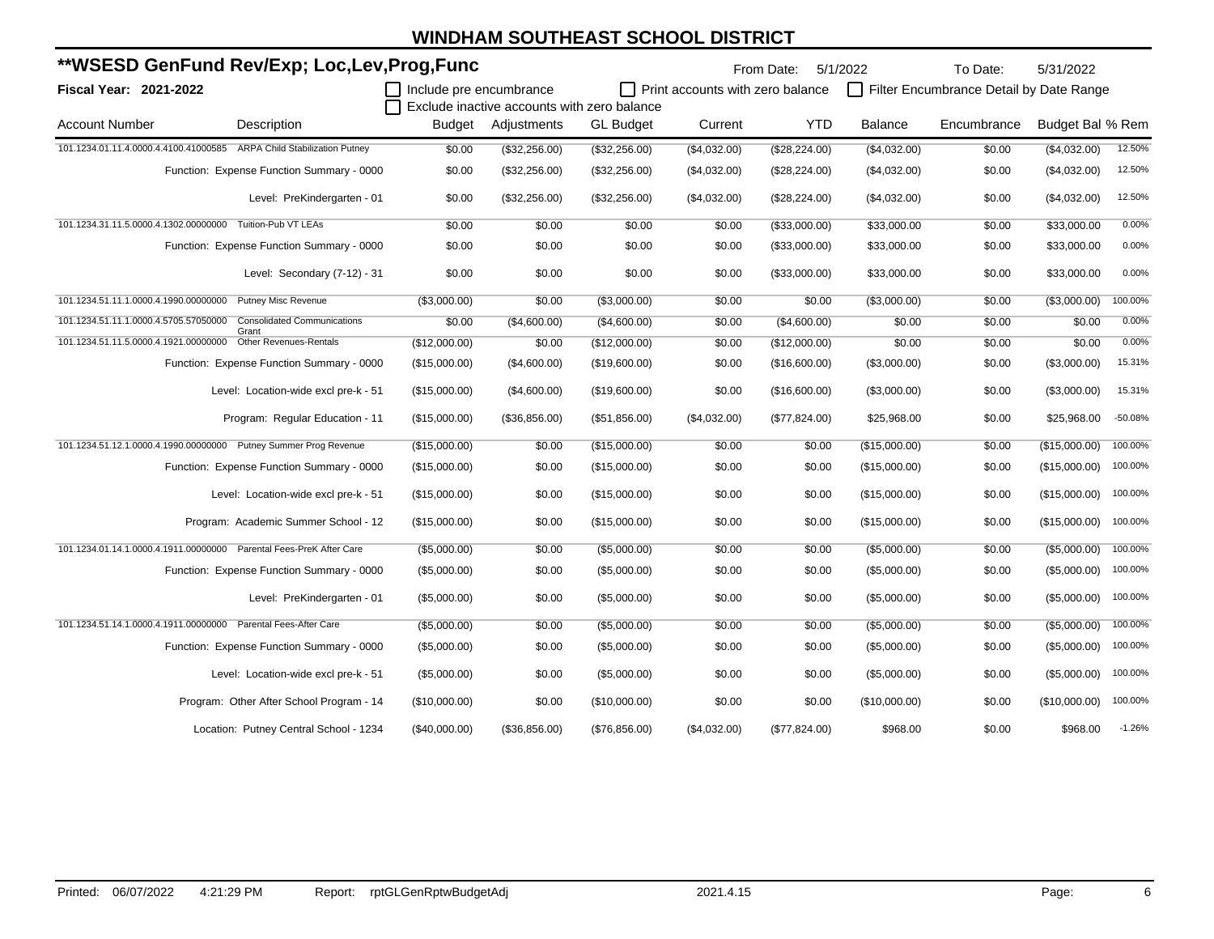# WINDHAM SOUTHEAST SCHOOL DISTRICT

## **WSESD GenFund Rev/Exp; Loc,Lev,Prog,Func

From Date: 5/1/2022 To Date: 5/31/2022

**Fiscal Year: 2021-2022**

☐ Include pre encumbrance ☐ Print accounts with zero balance ☐ Filter Encumbrance Detail by Date Range

☐ Exclude inactive accounts with zero balance

| Account Number | Description | Budget | Adjustments | GL Budget | Current | YTD | Balance | Encumbrance | Budget Bal | % Rem |
|---|---|---|---|---|---|---|---|---|---|---|
| 101.1234.01.11.4.0000.4.4100.41000585 | ARPA Child Stabilization Putney | $0.00 | ($32,256.00) | ($32,256.00) | ($4,032.00) | ($28,224.00) | ($4,032.00) | $0.00 | ($4,032.00) | 12.50% |
| | Function: Expense Function Summary - 0000 | $0.00 | ($32,256.00) | ($32,256.00) | ($4,032.00) | ($28,224.00) | ($4,032.00) | $0.00 | ($4,032.00) | 12.50% |
| | Level: PreKindergarten - 01 | $0.00 | ($32,256.00) | ($32,256.00) | ($4,032.00) | ($28,224.00) | ($4,032.00) | $0.00 | ($4,032.00) | 12.50% |
| 101.1234.31.11.5.0000.4.1302.00000000 | Tuition-Pub VT LEAs | $0.00 | $0.00 | $0.00 | $0.00 | ($33,000.00) | $33,000.00 | $0.00 | $33,000.00 | 0.00% |
| | Function: Expense Function Summary - 0000 | $0.00 | $0.00 | $0.00 | $0.00 | ($33,000.00) | $33,000.00 | $0.00 | $33,000.00 | 0.00% |
| | Level: Secondary (7-12) - 31 | $0.00 | $0.00 | $0.00 | $0.00 | ($33,000.00) | $33,000.00 | $0.00 | $33,000.00 | 0.00% |
| 101.1234.51.11.1.0000.4.1990.00000000 | Putney Misc Revenue | ($3,000.00) | $0.00 | ($3,000.00) | $0.00 | $0.00 | ($3,000.00) | $0.00 | ($3,000.00) | 100.00% |
| 101.1234.51.11.1.0000.4.5705.57050000 | Consolidated Communications Grant | $0.00 | ($4,600.00) | ($4,600.00) | $0.00 | ($4,600.00) | $0.00 | $0.00 | $0.00 | 0.00% |
| 101.1234.51.11.5.0000.4.1921.00000000 | Other Revenues-Rentals | ($12,000.00) | $0.00 | ($12,000.00) | $0.00 | ($12,000.00) | $0.00 | $0.00 | $0.00 | 0.00% |
| | Function: Expense Function Summary - 0000 | ($15,000.00) | ($4,600.00) | ($19,600.00) | $0.00 | ($16,600.00) | ($3,000.00) | $0.00 | ($3,000.00) | 15.31% |
| | Level: Location-wide excl pre-k - 51 | ($15,000.00) | ($4,600.00) | ($19,600.00) | $0.00 | ($16,600.00) | ($3,000.00) | $0.00 | ($3,000.00) | 15.31% |
| | Program: Regular Education - 11 | ($15,000.00) | ($36,856.00) | ($51,856.00) | ($4,032.00) | ($77,824.00) | $25,968.00 | $0.00 | $25,968.00 | -50.08% |
| 101.1234.51.12.1.0000.4.1990.00000000 | Putney Summer Prog Revenue | ($15,000.00) | $0.00 | ($15,000.00) | $0.00 | $0.00 | ($15,000.00) | $0.00 | ($15,000.00) | 100.00% |
| | Function: Expense Function Summary - 0000 | ($15,000.00) | $0.00 | ($15,000.00) | $0.00 | $0.00 | ($15,000.00) | $0.00 | ($15,000.00) | 100.00% |
| | Level: Location-wide excl pre-k - 51 | ($15,000.00) | $0.00 | ($15,000.00) | $0.00 | $0.00 | ($15,000.00) | $0.00 | ($15,000.00) | 100.00% |
| | Program: Academic Summer School - 12 | ($15,000.00) | $0.00 | ($15,000.00) | $0.00 | $0.00 | ($15,000.00) | $0.00 | ($15,000.00) | 100.00% |
| 101.1234.01.14.1.0000.4.1911.00000000 | Parental Fees-PreK After Care | ($5,000.00) | $0.00 | ($5,000.00) | $0.00 | $0.00 | ($5,000.00) | $0.00 | ($5,000.00) | 100.00% |
| | Function: Expense Function Summary - 0000 | ($5,000.00) | $0.00 | ($5,000.00) | $0.00 | $0.00 | ($5,000.00) | $0.00 | ($5,000.00) | 100.00% |
| | Level: PreKindergarten - 01 | ($5,000.00) | $0.00 | ($5,000.00) | $0.00 | $0.00 | ($5,000.00) | $0.00 | ($5,000.00) | 100.00% |
| 101.1234.51.14.1.0000.4.1911.00000000 | Parental Fees-After Care | ($5,000.00) | $0.00 | ($5,000.00) | $0.00 | $0.00 | ($5,000.00) | $0.00 | ($5,000.00) | 100.00% |
| | Function: Expense Function Summary - 0000 | ($5,000.00) | $0.00 | ($5,000.00) | $0.00 | $0.00 | ($5,000.00) | $0.00 | ($5,000.00) | 100.00% |
| | Level: Location-wide excl pre-k - 51 | ($5,000.00) | $0.00 | ($5,000.00) | $0.00 | $0.00 | ($5,000.00) | $0.00 | ($5,000.00) | 100.00% |
| | Program: Other After School Program - 14 | ($10,000.00) | $0.00 | ($10,000.00) | $0.00 | $0.00 | ($10,000.00) | $0.00 | ($10,000.00) | 100.00% |
| | Location: Putney Central School - 1234 | ($40,000.00) | ($36,856.00) | ($76,856.00) | ($4,032.00) | ($77,824.00) | $968.00 | $0.00 | $968.00 | -1.26% |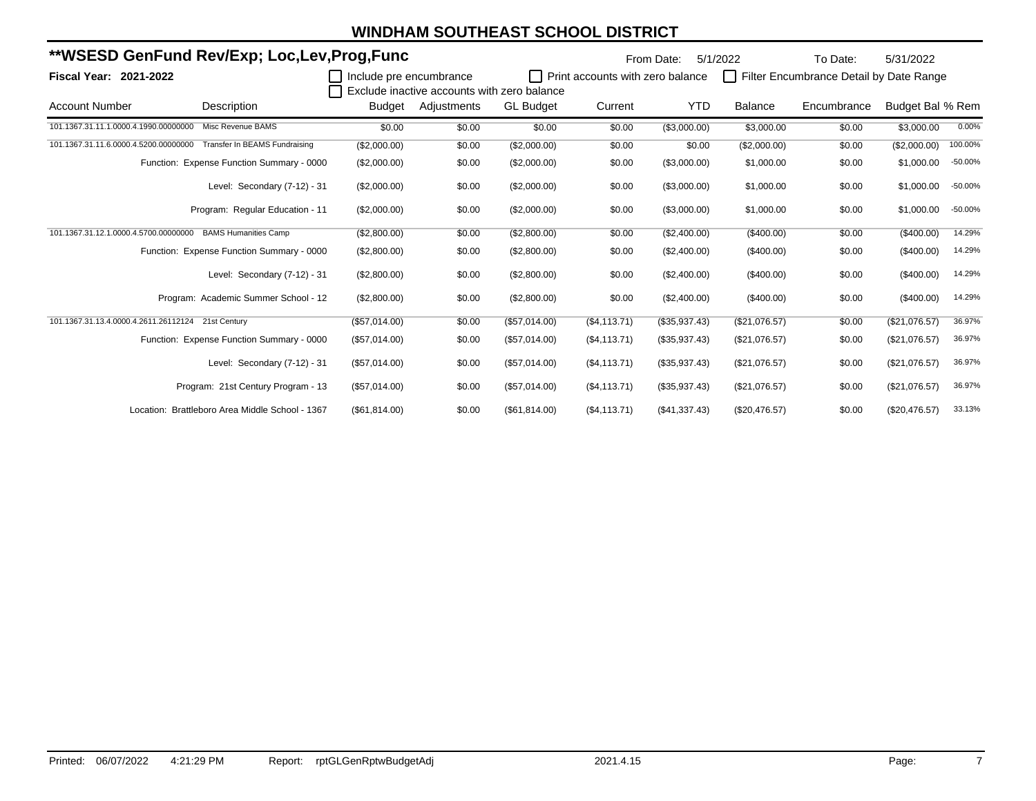# WINDHAM SOUTHEAST SCHOOL DISTRICT

## **WSESD GenFund Rev/Exp; Loc,Lev,Prog,Func

From Date: 5/1/2022 To Date: 5/31/2022

**Fiscal Year: 2021-2022**

☐ Include pre encumbrance ☐ Print accounts with zero balance ☐ Filter Encumbrance Detail by Date Range
☐ Exclude inactive accounts with zero balance

| Account Number | Description | Budget | Adjustments | GL Budget | Current | YTD | Balance | Encumbrance | Budget Bal | % Rem |
|---|---|---|---|---|---|---|---|---|---|---|
| 101.1367.31.11.1.0000.4.1990.00000000 | Misc Revenue BAMS | $0.00 | $0.00 | $0.00 | $0.00 | ($3,000.00) | $3,000.00 | $0.00 | $3,000.00 | 0.00% |
| 101.1367.31.11.6.0000.4.5200.00000000 | Transfer In BEAMS Fundraising | ($2,000.00) | $0.00 | ($2,000.00) | $0.00 | $0.00 | ($2,000.00) | $0.00 | ($2,000.00) | 100.00% |
| | Function: Expense Function Summary - 0000 | ($2,000.00) | $0.00 | ($2,000.00) | $0.00 | ($3,000.00) | $1,000.00 | $0.00 | $1,000.00 | -50.00% |
| | Level: Secondary (7-12) - 31 | ($2,000.00) | $0.00 | ($2,000.00) | $0.00 | ($3,000.00) | $1,000.00 | $0.00 | $1,000.00 | -50.00% |
| | Program: Regular Education - 11 | ($2,000.00) | $0.00 | ($2,000.00) | $0.00 | ($3,000.00) | $1,000.00 | $0.00 | $1,000.00 | -50.00% |
| 101.1367.31.12.1.0000.4.5700.00000000 | BAMS Humanities Camp | ($2,800.00) | $0.00 | ($2,800.00) | $0.00 | ($2,400.00) | ($400.00) | $0.00 | ($400.00) | 14.29% |
| | Function: Expense Function Summary - 0000 | ($2,800.00) | $0.00 | ($2,800.00) | $0.00 | ($2,400.00) | ($400.00) | $0.00 | ($400.00) | 14.29% |
| | Level: Secondary (7-12) - 31 | ($2,800.00) | $0.00 | ($2,800.00) | $0.00 | ($2,400.00) | ($400.00) | $0.00 | ($400.00) | 14.29% |
| | Program: Academic Summer School - 12 | ($2,800.00) | $0.00 | ($2,800.00) | $0.00 | ($2,400.00) | ($400.00) | $0.00 | ($400.00) | 14.29% |
| 101.1367.31.13.4.0000.4.2611.26112124 | 21st Century | ($57,014.00) | $0.00 | ($57,014.00) | ($4,113.71) | ($35,937.43) | ($21,076.57) | $0.00 | ($21,076.57) | 36.97% |
| | Function: Expense Function Summary - 0000 | ($57,014.00) | $0.00 | ($57,014.00) | ($4,113.71) | ($35,937.43) | ($21,076.57) | $0.00 | ($21,076.57) | 36.97% |
| | Level: Secondary (7-12) - 31 | ($57,014.00) | $0.00 | ($57,014.00) | ($4,113.71) | ($35,937.43) | ($21,076.57) | $0.00 | ($21,076.57) | 36.97% |
| | Program: 21st Century Program - 13 | ($57,014.00) | $0.00 | ($57,014.00) | ($4,113.71) | ($35,937.43) | ($21,076.57) | $0.00 | ($21,076.57) | 36.97% |
| | Location: Brattleboro Area Middle School - 1367 | ($61,814.00) | $0.00 | ($61,814.00) | ($4,113.71) | ($41,337.43) | ($20,476.57) | $0.00 | ($20,476.57) | 33.13% |

Printed: 06/07/2022 4:21:29 PM Report: rptGLGenRptwBudgetAdj 2021.4.15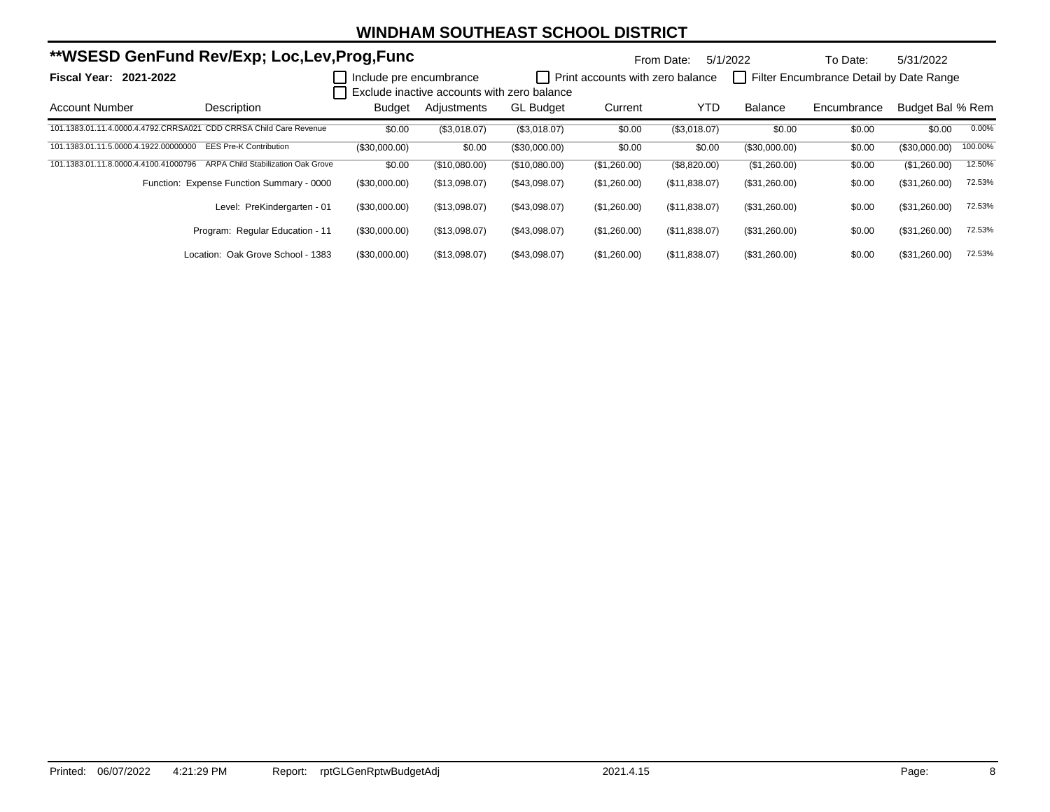# WINDHAM SOUTHEAST SCHOOL DISTRICT

## **WSESD GenFund Rev/Exp; Loc,Lev,Prog,Func

From Date: 5/1/2022 To Date: 5/31/2022

**Fiscal Year: 2021-2022**

☐ Include pre encumbrance ☐ Print accounts with zero balance ☐ Filter Encumbrance Detail by Date Range
☐ Exclude inactive accounts with zero balance

| Account Number | Description | Budget | Adjustments | GL Budget | Current | YTD | Balance | Encumbrance | Budget Bal | % Rem |
|---|---|---|---|---|---|---|---|---|---|---|
| 101.1383.01.11.4.0000.4.4792.CRRSA021 | CDD CRRSA Child Care Revenue | $0.00 | ($3,018.07) | ($3,018.07) | $0.00 | ($3,018.07) | $0.00 | $0.00 | $0.00 | 0.00% |
| 101.1383.01.11.5.0000.4.1922.00000000 | EES Pre-K Contribution | ($30,000.00) | $0.00 | ($30,000.00) | $0.00 | $0.00 | ($30,000.00) | $0.00 | ($30,000.00) | 100.00% |
| 101.1383.01.11.8.0000.4.4100.41000796 | ARPA Child Stabilization Oak Grove | $0.00 | ($10,080.00) | ($10,080.00) | ($1,260.00) | ($8,820.00) | ($1,260.00) | $0.00 | ($1,260.00) | 12.50% |
| | Function: Expense Function Summary - 0000 | ($30,000.00) | ($13,098.07) | ($43,098.07) | ($1,260.00) | ($11,838.07) | ($31,260.00) | $0.00 | ($31,260.00) | 72.53% |
| | Level: PreKindergarten - 01 | ($30,000.00) | ($13,098.07) | ($43,098.07) | ($1,260.00) | ($11,838.07) | ($31,260.00) | $0.00 | ($31,260.00) | 72.53% |
| | Program: Regular Education - 11 | ($30,000.00) | ($13,098.07) | ($43,098.07) | ($1,260.00) | ($11,838.07) | ($31,260.00) | $0.00 | ($31,260.00) | 72.53% |
| | Location: Oak Grove School - 1383 | ($30,000.00) | ($13,098.07) | ($43,098.07) | ($1,260.00) | ($11,838.07) | ($31,260.00) | $0.00 | ($31,260.00) | 72.53% |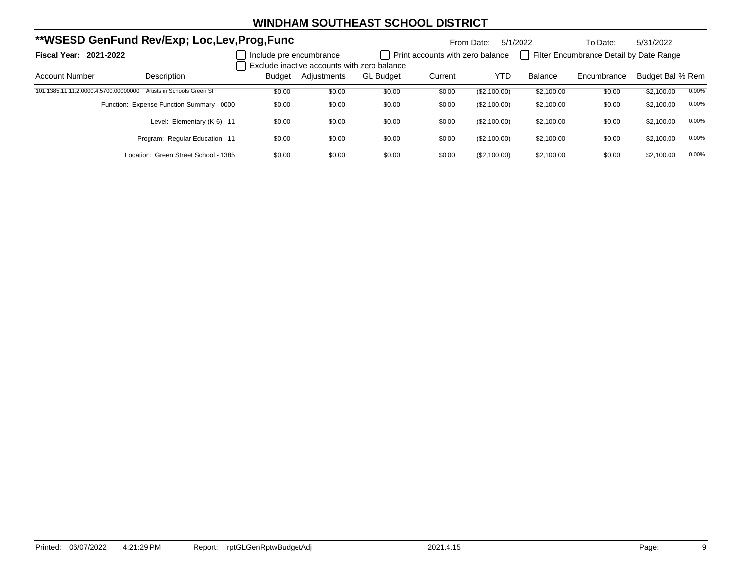# WINDHAM SOUTHEAST SCHOOL DISTRICT

## **WSESD GenFund Rev/Exp; Loc,Lev,Prog,Func

From Date: 5/1/2022 To Date: 5/31/2022

**Fiscal Year: 2021-2022**

☐ Include pre encumbrance ☐ Print accounts with zero balance ☐ Filter Encumbrance Detail by Date Range
☐ Exclude inactive accounts with zero balance

| Account Number | Description | Budget | Adjustments | GL Budget | Current | YTD | Balance | Encumbrance | Budget Bal | % Rem |
|---|---|---|---|---|---|---|---|---|---|---|
| 101.1385.11.11.2.0000.4.5700.00000000 | Artists in Schools Green St | $0.00 | $0.00 | $0.00 | $0.00 | ($2,100.00) | $2,100.00 | $0.00 | $2,100.00 | 0.00% |
| | Function: Expense Function Summary - 0000 | $0.00 | $0.00 | $0.00 | $0.00 | ($2,100.00) | $2,100.00 | $0.00 | $2,100.00 | 0.00% |
| | Level: Elementary (K-6) - 11 | $0.00 | $0.00 | $0.00 | $0.00 | ($2,100.00) | $2,100.00 | $0.00 | $2,100.00 | 0.00% |
| | Program: Regular Education - 11 | $0.00 | $0.00 | $0.00 | $0.00 | ($2,100.00) | $2,100.00 | $0.00 | $2,100.00 | 0.00% |
| | Location: Green Street School - 1385 | $0.00 | $0.00 | $0.00 | $0.00 | ($2,100.00) | $2,100.00 | $0.00 | $2,100.00 | 0.00% |

Printed: 06/07/2022 4:21:29 PM Report: rptGLGenRptwBudgetAdj 2021.4.15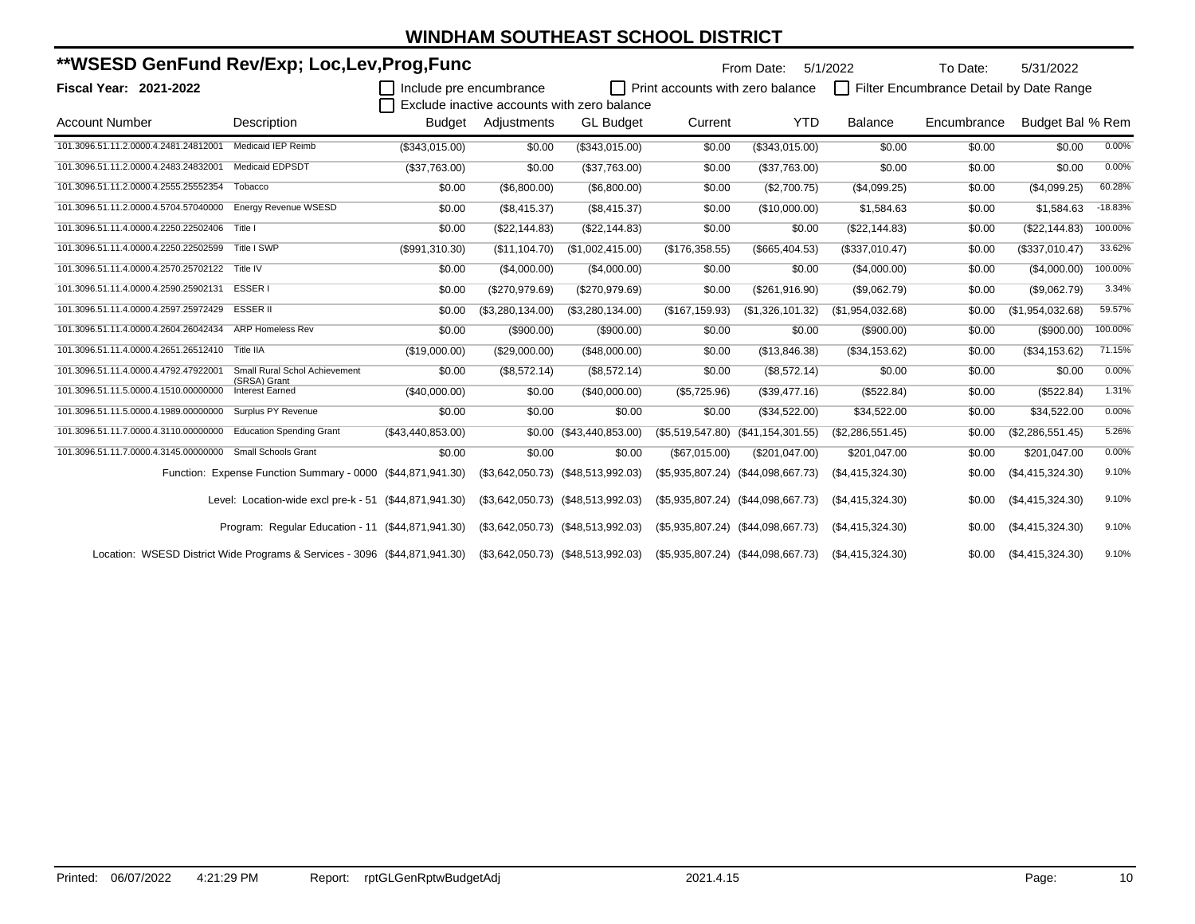# WINDHAM SOUTHEAST SCHOOL DISTRICT

## **WSESD GenFund Rev/Exp; Loc,Lev,Prog,Func

From Date: 5/1/2022 To Date: 5/31/2022

**Fiscal Year: 2021-2022**

☐ Include pre encumbrance ☐ Print accounts with zero balance ☐ Filter Encumbrance Detail by Date Range

☐ Exclude inactive accounts with zero balance

| Account Number | Description | Budget | Adjustments | GL Budget | Current | YTD | Balance | Encumbrance | Budget Bal | % Rem |
|---|---|---|---|---|---|---|---|---|---|---|
| 101.3096.51.11.2.0000.4.2481.24812001 | Medicaid IEP Reimb | ($343,015.00) | $0.00 | ($343,015.00) | $0.00 | ($343,015.00) | $0.00 | $0.00 | $0.00 | 0.00% |
| 101.3096.51.11.2.0000.4.2483.24832001 | Medicaid EDPSDT | ($37,763.00) | $0.00 | ($37,763.00) | $0.00 | ($37,763.00) | $0.00 | $0.00 | $0.00 | 0.00% |
| 101.3096.51.11.2.0000.4.2555.25552354 | Tobacco | $0.00 | ($6,800.00) | ($6,800.00) | $0.00 | ($2,700.75) | ($4,099.25) | $0.00 | ($4,099.25) | 60.28% |
| 101.3096.51.11.2.0000.4.5704.57040000 | Energy Revenue WSESD | $0.00 | ($8,415.37) | ($8,415.37) | $0.00 | ($10,000.00) | $1,584.63 | $0.00 | $1,584.63 | -18.83% |
| 101.3096.51.11.4.0000.4.2250.22502406 | Title I | $0.00 | ($22,144.83) | ($22,144.83) | $0.00 | $0.00 | ($22,144.83) | $0.00 | ($22,144.83) | 100.00% |
| 101.3096.51.11.4.0000.4.2250.22502599 | Title I SWP | ($991,310.30) | ($11,104.70) | ($1,002,415.00) | ($176,358.55) | ($665,404.53) | ($337,010.47) | $0.00 | ($337,010.47) | 33.62% |
| 101.3096.51.11.4.0000.4.2570.25702122 | Title IV | $0.00 | ($4,000.00) | ($4,000.00) | $0.00 | $0.00 | ($4,000.00) | $0.00 | ($4,000.00) | 100.00% |
| 101.3096.51.11.4.0000.4.2590.25902131 | ESSER I | $0.00 | ($270,979.69) | ($270,979.69) | $0.00 | ($261,916.90) | ($9,062.79) | $0.00 | ($9,062.79) | 3.34% |
| 101.3096.51.11.4.0000.4.2597.25972429 | ESSER II | $0.00 | ($3,280,134.00) | ($3,280,134.00) | ($167,159.93) | ($1,326,101.32) | ($1,954,032.68) | $0.00 | ($1,954,032.68) | 59.57% |
| 101.3096.51.11.4.0000.4.2604.26042434 | ARP Homeless Rev | $0.00 | ($900.00) | ($900.00) | $0.00 | $0.00 | ($900.00) | $0.00 | ($900.00) | 100.00% |
| 101.3096.51.11.4.0000.4.2651.26512410 | Title IIA | ($19,000.00) | ($29,000.00) | ($48,000.00) | $0.00 | ($13,846.38) | ($34,153.62) | $0.00 | ($34,153.62) | 71.15% |
| 101.3096.51.11.4.0000.4.4792.47922001 | Small Rural Schol Achievement (SRSA) Grant | $0.00 | ($8,572.14) | ($8,572.14) | $0.00 | ($8,572.14) | $0.00 | $0.00 | $0.00 | 0.00% |
| 101.3096.51.11.5.0000.4.1510.00000000 | Interest Earned | ($40,000.00) | $0.00 | ($40,000.00) | ($5,725.96) | ($39,477.16) | ($522.84) | $0.00 | ($522.84) | 1.31% |
| 101.3096.51.11.5.0000.4.1989.00000000 | Surplus PY Revenue | $0.00 | $0.00 | $0.00 | $0.00 | ($34,522.00) | $34,522.00 | $0.00 | $34,522.00 | 0.00% |
| 101.3096.51.11.7.0000.4.3110.00000000 | Education Spending Grant | ($43,440,853.00) | $0.00 | ($43,440,853.00) | ($5,519,547.80) | ($41,154,301.55) | ($2,286,551.45) | $0.00 | ($2,286,551.45) | 5.26% |
| 101.3096.51.11.7.0000.4.3145.00000000 | Small Schools Grant | $0.00 | $0.00 | $0.00 | ($67,015.00) | ($201,047.00) | $201,047.00 | $0.00 | $201,047.00 | 0.00% |
| | Function: Expense Function Summary - 0000 | ($44,871,941.30) | ($3,642,050.73) | ($48,513,992.03) | ($5,935,807.24) | ($44,098,667.73) | ($4,415,324.30) | $0.00 | ($4,415,324.30) | 9.10% |
| | Level: Location-wide excl pre-k - 51 | ($44,871,941.30) | ($3,642,050.73) | ($48,513,992.03) | ($5,935,807.24) | ($44,098,667.73) | ($4,415,324.30) | $0.00 | ($4,415,324.30) | 9.10% |
| | Program: Regular Education - 11 | ($44,871,941.30) | ($3,642,050.73) | ($48,513,992.03) | ($5,935,807.24) | ($44,098,667.73) | ($4,415,324.30) | $0.00 | ($4,415,324.30) | 9.10% |
| | Location: WSESD District Wide Programs & Services - 3096 | ($44,871,941.30) | ($3,642,050.73) | ($48,513,992.03) | ($5,935,807.24) | ($44,098,667.73) | ($4,415,324.30) | $0.00 | ($4,415,324.30) | 9.10% |

Printed: 06/07/2022 4:21:29 PM Report: rptGLGenRptwBudgetAdj 2021.4.15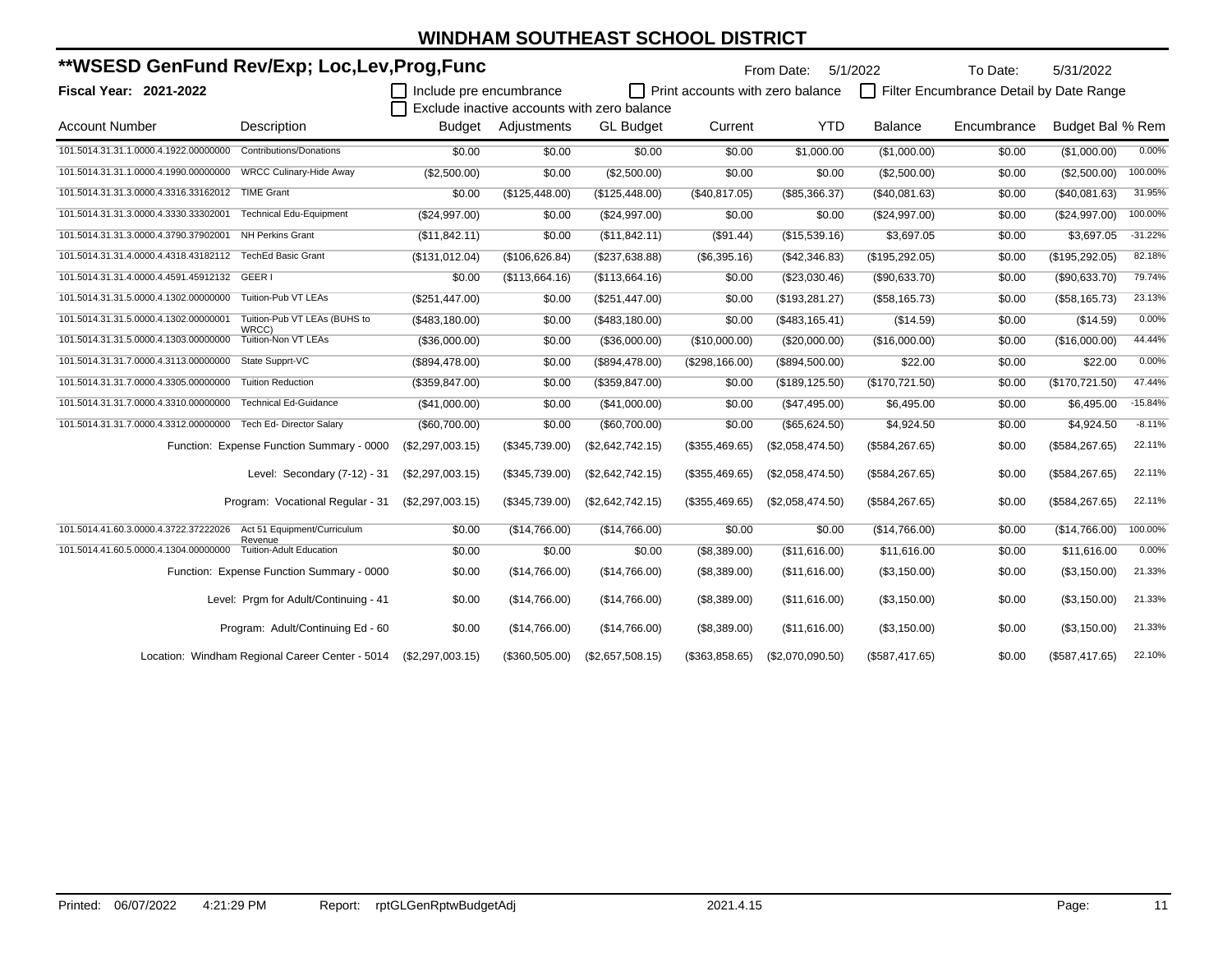# WINDHAM SOUTHEAST SCHOOL DISTRICT

## **WSESD GenFund Rev/Exp; Loc,Lev,Prog,Func

From Date: 5/1/2022 To Date: 5/31/2022

**Fiscal Year: 2021-2022**

☐ Include pre encumbrance ☐ Print accounts with zero balance ☐ Filter Encumbrance Detail by Date Range
☐ Exclude inactive accounts with zero balance

| Account Number | Description | Budget | Adjustments | GL Budget | Current | YTD | Balance | Encumbrance | Budget Bal | % Rem |
|---|---|---|---|---|---|---|---|---|---|---|
| 101.5014.31.31.1.0000.4.1922.00000000 | Contributions/Donations | $0.00 | $0.00 | $0.00 | $0.00 | $1,000.00 | ($1,000.00) | $0.00 | ($1,000.00) | 0.00% |
| 101.5014.31.31.1.0000.4.1990.00000000 | WRCC Culinary-Hide Away | ($2,500.00) | $0.00 | ($2,500.00) | $0.00 | $0.00 | ($2,500.00) | $0.00 | ($2,500.00) | 100.00% |
| 101.5014.31.31.3.0000.4.3316.33162012 | TIME Grant | $0.00 | ($125,448.00) | ($125,448.00) | ($40,817.05) | ($85,366.37) | ($40,081.63) | $0.00 | ($40,081.63) | 31.95% |
| 101.5014.31.31.3.0000.4.3330.33302001 | Technical Edu-Equipment | ($24,997.00) | $0.00 | ($24,997.00) | $0.00 | $0.00 | ($24,997.00) | $0.00 | ($24,997.00) | 100.00% |
| 101.5014.31.31.3.0000.4.3790.37902001 | NH Perkins Grant | ($11,842.11) | $0.00 | ($11,842.11) | ($91.44) | ($15,539.16) | $3,697.05 | $0.00 | $3,697.05 | -31.22% |
| 101.5014.31.31.4.0000.4.4318.43182112 | TechEd Basic Grant | ($131,012.04) | ($106,626.84) | ($237,638.88) | ($6,395.16) | ($42,346.83) | ($195,292.05) | $0.00 | ($195,292.05) | 82.18% |
| 101.5014.31.31.4.0000.4.4591.45912132 | GEER I | $0.00 | ($113,664.16) | ($113,664.16) | $0.00 | ($23,030.46) | ($90,633.70) | $0.00 | ($90,633.70) | 79.74% |
| 101.5014.31.31.5.0000.4.1302.00000000 | Tuition-Pub VT LEAs | ($251,447.00) | $0.00 | ($251,447.00) | $0.00 | ($193,281.27) | ($58,165.73) | $0.00 | ($58,165.73) | 23.13% |
| 101.5014.31.31.5.0000.4.1302.00000001 | Tuition-Pub VT LEAs (BUHS to WRCC) | ($483,180.00) | $0.00 | ($483,180.00) | $0.00 | ($483,165.41) | ($14.59) | $0.00 | ($14.59) | 0.00% |
| 101.5014.31.31.5.0000.4.1303.00000000 | Tuition-Non VT LEAs | ($36,000.00) | $0.00 | ($36,000.00) | ($10,000.00) | ($20,000.00) | ($16,000.00) | $0.00 | ($16,000.00) | 44.44% |
| 101.5014.31.31.7.0000.4.3113.00000000 | State Supprt-VC | ($894,478.00) | $0.00 | ($894,478.00) | ($298,166.00) | ($894,500.00) | $22.00 | $0.00 | $22.00 | 0.00% |
| 101.5014.31.31.7.0000.4.3305.00000000 | Tuition Reduction | ($359,847.00) | $0.00 | ($359,847.00) | $0.00 | ($189,125.50) | ($170,721.50) | $0.00 | ($170,721.50) | 47.44% |
| 101.5014.31.31.7.0000.4.3310.00000000 | Technical Ed-Guidance | ($41,000.00) | $0.00 | ($41,000.00) | $0.00 | ($47,495.00) | $6,495.00 | $0.00 | $6,495.00 | -15.84% |
| 101.5014.31.31.7.0000.4.3312.00000000 | Tech Ed- Director Salary | ($60,700.00) | $0.00 | ($60,700.00) | $0.00 | ($65,624.50) | $4,924.50 | $0.00 | $4,924.50 | -8.11% |
| | Function: Expense Function Summary - 0000 | ($2,297,003.15) | ($345,739.00) | ($2,642,742.15) | ($355,469.65) | ($2,058,474.50) | ($584,267.65) | $0.00 | ($584,267.65) | 22.11% |
| | Level: Secondary (7-12) - 31 | ($2,297,003.15) | ($345,739.00) | ($2,642,742.15) | ($355,469.65) | ($2,058,474.50) | ($584,267.65) | $0.00 | ($584,267.65) | 22.11% |
| | Program: Vocational Regular - 31 | ($2,297,003.15) | ($345,739.00) | ($2,642,742.15) | ($355,469.65) | ($2,058,474.50) | ($584,267.65) | $0.00 | ($584,267.65) | 22.11% |
| 101.5014.41.60.3.0000.4.3722.37222026 | Act 51 Equipment/Curriculum Revenue | $0.00 | ($14,766.00) | ($14,766.00) | $0.00 | $0.00 | ($14,766.00) | $0.00 | ($14,766.00) | 100.00% |
| 101.5014.41.60.5.0000.4.1304.00000000 | Tuition-Adult Education | $0.00 | $0.00 | $0.00 | ($8,389.00) | ($11,616.00) | $11,616.00 | $0.00 | $11,616.00 | 0.00% |
| | Function: Expense Function Summary - 0000 | $0.00 | ($14,766.00) | ($14,766.00) | ($8,389.00) | ($11,616.00) | ($3,150.00) | $0.00 | ($3,150.00) | 21.33% |
| | Level: Prgm for Adult/Continuing - 41 | $0.00 | ($14,766.00) | ($14,766.00) | ($8,389.00) | ($11,616.00) | ($3,150.00) | $0.00 | ($3,150.00) | 21.33% |
| | Program: Adult/Continuing Ed - 60 | $0.00 | ($14,766.00) | ($14,766.00) | ($8,389.00) | ($11,616.00) | ($3,150.00) | $0.00 | ($3,150.00) | 21.33% |
| | Location: Windham Regional Career Center - 5014 | ($2,297,003.15) | ($360,505.00) | ($2,657,508.15) | ($363,858.65) | ($2,070,090.50) | ($587,417.65) | $0.00 | ($587,417.65) | 22.10% |

Printed: 06/07/2022 4:21:29 PM Report: rptGLGenRptwBudgetAdj 2021.4.15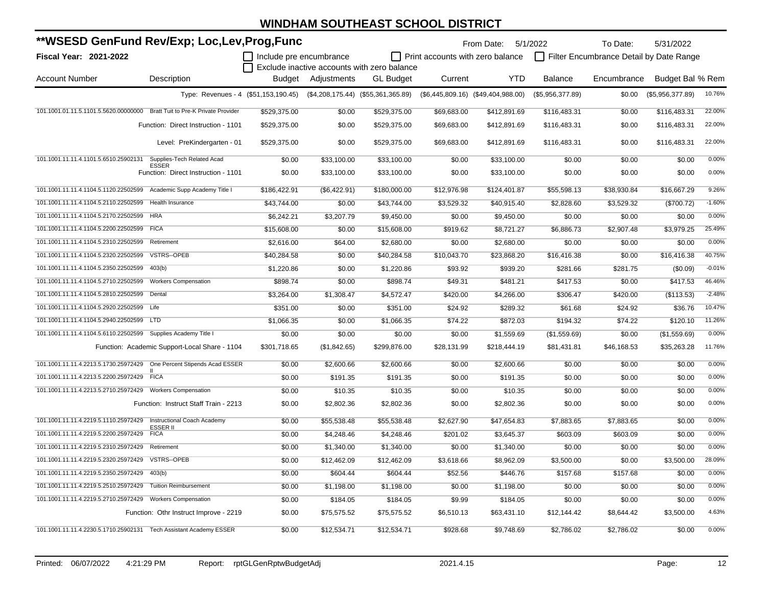# WINDHAM SOUTHEAST SCHOOL DISTRICT

## **WSESD GenFund Rev/Exp; Loc,Lev,Prog,Func

**Fiscal Year: 2021-2022**

From Date: 5/1/2022 To Date: 5/31/2022

☐ Include pre encumbrance ☐ Print accounts with zero balance ☐ Filter Encumbrance Detail by Date Range
☐ Exclude inactive accounts with zero balance

| Account Number | Description | Budget | Adjustments | GL Budget | Current | YTD | Balance | Encumbrance | Budget Bal | % Rem |
|---|---|---|---|---|---|---|---|---|---|---|
| | Type: Revenues - 4 | ($51,153,190.45) | ($4,208,175.44) | ($55,361,365.89) | ($6,445,809.16) | ($49,404,988.00) | ($5,956,377.89) | $0.00 | ($5,956,377.89) | 10.76% |
| 101.1001.01.11.5.1101.5.5620.00000000 | Bratt Tuit to Pre-K Private Provider | $529,375.00 | $0.00 | $529,375.00 | $69,683.00 | $412,891.69 | $116,483.31 | $0.00 | $116,483.31 | 22.00% |
| | Function: Direct Instruction - 1101 | $529,375.00 | $0.00 | $529,375.00 | $69,683.00 | $412,891.69 | $116,483.31 | $0.00 | $116,483.31 | 22.00% |
| | Level: PreKindergarten - 01 | $529,375.00 | $0.00 | $529,375.00 | $69,683.00 | $412,891.69 | $116,483.31 | $0.00 | $116,483.31 | 22.00% |
| 101.1001.11.11.4.1101.5.6510.25902131 | Supplies-Tech Related Acad ESSER | $0.00 | $33,100.00 | $33,100.00 | $0.00 | $33,100.00 | $0.00 | $0.00 | $0.00 | 0.00% |
| | Function: Direct Instruction - 1101 | $0.00 | $33,100.00 | $33,100.00 | $0.00 | $33,100.00 | $0.00 | $0.00 | $0.00 | 0.00% |
| 101.1001.11.11.4.1104.5.1120.22502599 | Academic Supp Academy Title I | $186,422.91 | ($6,422.91) | $180,000.00 | $12,976.98 | $124,401.87 | $55,598.13 | $38,930.84 | $16,667.29 | 9.26% |
| 101.1001.11.11.4.1104.5.2110.22502599 | Health Insurance | $43,744.00 | $0.00 | $43,744.00 | $3,529.32 | $40,915.40 | $2,828.60 | $3,529.32 | ($700.72) | -1.60% |
| 101.1001.11.11.4.1104.5.2170.22502599 | HRA | $6,242.21 | $3,207.79 | $9,450.00 | $0.00 | $9,450.00 | $0.00 | $0.00 | $0.00 | 0.00% |
| 101.1001.11.11.4.1104.5.2200.22502599 | FICA | $15,608.00 | $0.00 | $15,608.00 | $919.62 | $8,721.27 | $6,886.73 | $2,907.48 | $3,979.25 | 25.49% |
| 101.1001.11.11.4.1104.5.2310.22502599 | Retirement | $2,616.00 | $64.00 | $2,680.00 | $0.00 | $2,680.00 | $0.00 | $0.00 | $0.00 | 0.00% |
| 101.1001.11.11.4.1104.5.2320.22502599 | VSTRS--OPEB | $40,284.58 | $0.00 | $40,284.58 | $10,043.70 | $23,868.20 | $16,416.38 | $0.00 | $16,416.38 | 40.75% |
| 101.1001.11.11.4.1104.5.2350.22502599 | 403(b) | $1,220.86 | $0.00 | $1,220.86 | $93.92 | $939.20 | $281.66 | $281.75 | ($0.09) | -0.01% |
| 101.1001.11.11.4.1104.5.2710.22502599 | Workers Compensation | $898.74 | $0.00 | $898.74 | $49.31 | $481.21 | $417.53 | $0.00 | $417.53 | 46.46% |
| 101.1001.11.11.4.1104.5.2810.22502599 | Dental | $3,264.00 | $1,308.47 | $4,572.47 | $420.00 | $4,266.00 | $306.47 | $420.00 | ($113.53) | -2.48% |
| 101.1001.11.11.4.1104.5.2920.22502599 | Life | $351.00 | $0.00 | $351.00 | $24.92 | $289.32 | $61.68 | $24.92 | $36.76 | 10.47% |
| 101.1001.11.11.4.1104.5.2940.22502599 | LTD | $1,066.35 | $0.00 | $1,066.35 | $74.22 | $872.03 | $194.32 | $74.22 | $120.10 | 11.26% |
| 101.1001.11.11.4.1104.5.6110.22502599 | Supplies Academy Title I | $0.00 | $0.00 | $0.00 | $0.00 | $1,559.69 | ($1,559.69) | $0.00 | ($1,559.69) | 0.00% |
| | Function: Academic Support-Local Share - 1104 | $301,718.65 | ($1,842.65) | $299,876.00 | $28,131.99 | $218,444.19 | $81,431.81 | $46,168.53 | $35,263.28 | 11.76% |
| 101.1001.11.11.4.2213.5.1730.25972429 | One Percent Stipends Acad ESSER II | $0.00 | $2,600.66 | $2,600.66 | $0.00 | $2,600.66 | $0.00 | $0.00 | $0.00 | 0.00% |
| 101.1001.11.11.4.2213.5.2200.25972429 | FICA | $0.00 | $191.35 | $191.35 | $0.00 | $191.35 | $0.00 | $0.00 | $0.00 | 0.00% |
| 101.1001.11.11.4.2213.5.2710.25972429 | Workers Compensation | $0.00 | $10.35 | $10.35 | $0.00 | $10.35 | $0.00 | $0.00 | $0.00 | 0.00% |
| | Function: Instruct Staff Train - 2213 | $0.00 | $2,802.36 | $2,802.36 | $0.00 | $2,802.36 | $0.00 | $0.00 | $0.00 | 0.00% |
| 101.1001.11.11.4.2219.5.1110.25972429 | Instructional Coach Academy ESSER II | $0.00 | $55,538.48 | $55,538.48 | $2,627.90 | $47,654.83 | $7,883.65 | $7,883.65 | $0.00 | 0.00% |
| 101.1001.11.11.4.2219.5.2200.25972429 | FICA | $0.00 | $4,248.46 | $4,248.46 | $201.02 | $3,645.37 | $603.09 | $603.09 | $0.00 | 0.00% |
| 101.1001.11.11.4.2219.5.2310.25972429 | Retirement | $0.00 | $1,340.00 | $1,340.00 | $0.00 | $1,340.00 | $0.00 | $0.00 | $0.00 | 0.00% |
| 101.1001.11.11.4.2219.5.2320.25972429 | VSTRS--OPEB | $0.00 | $12,462.09 | $12,462.09 | $3,618.66 | $8,962.09 | $3,500.00 | $0.00 | $3,500.00 | 28.09% |
| 101.1001.11.11.4.2219.5.2350.25972429 | 403(b) | $0.00 | $604.44 | $604.44 | $52.56 | $446.76 | $157.68 | $157.68 | $0.00 | 0.00% |
| 101.1001.11.11.4.2219.5.2510.25972429 | Tuition Reimbursement | $0.00 | $1,198.00 | $1,198.00 | $0.00 | $1,198.00 | $0.00 | $0.00 | $0.00 | 0.00% |
| 101.1001.11.11.4.2219.5.2710.25972429 | Workers Compensation | $0.00 | $184.05 | $184.05 | $9.99 | $184.05 | $0.00 | $0.00 | $0.00 | 0.00% |
| | Function: Othr Instruct Improve - 2219 | $0.00 | $75,575.52 | $75,575.52 | $6,510.13 | $63,431.10 | $12,144.42 | $8,644.42 | $3,500.00 | 4.63% |
| 101.1001.11.11.4.2230.5.1710.25902131 | Tech Assistant Academy ESSER | $0.00 | $12,534.71 | $12,534.71 | $928.68 | $9,748.69 | $2,786.02 | $2,786.02 | $0.00 | 0.00% |

Printed: 06/07/2022 4:21:29 PM Report: rptGLGenRptwBudgetAdj 2021.4.15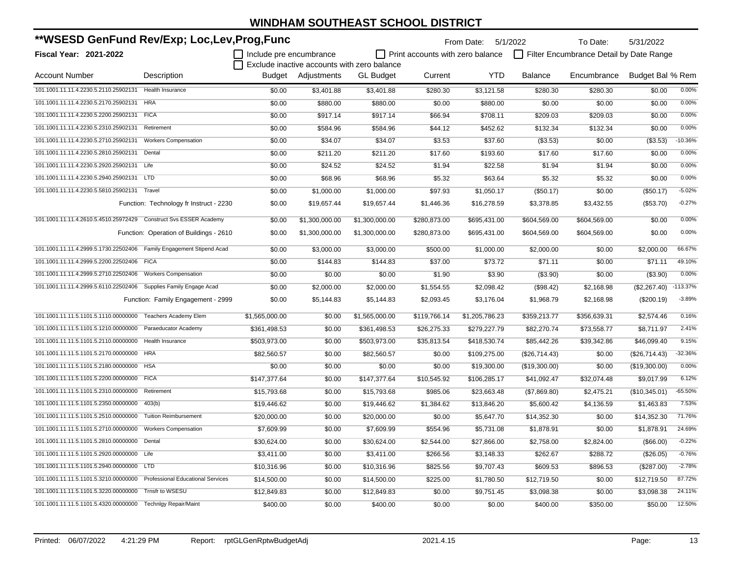# WINDHAM SOUTHEAST SCHOOL DISTRICT

## **WSESD GenFund Rev/Exp; Loc,Lev,Prog,Func

**Fiscal Year: 2021-2022**

From Date: 5/1/2022 To Date: 5/31/2022

☐ Include pre encumbrance ☐ Print accounts with zero balance ☐ Filter Encumbrance Detail by Date Range
☐ Exclude inactive accounts with zero balance

| Account Number | Description | Budget | Adjustments | GL Budget | Current | YTD | Balance | Encumbrance | Budget Bal | % Rem |
|---|---|---|---|---|---|---|---|---|---|---|
| 101.1001.11.11.4.2230.5.2110.25902131 | Health Insurance | $0.00 | $3,401.88 | $3,401.88 | $280.30 | $3,121.58 | $280.30 | $280.30 | $0.00 | 0.00% |
| 101.1001.11.11.4.2230.5.2170.25902131 | HRA | $0.00 | $880.00 | $880.00 | $0.00 | $880.00 | $0.00 | $0.00 | $0.00 | 0.00% |
| 101.1001.11.11.4.2230.5.2200.25902131 | FICA | $0.00 | $917.14 | $917.14 | $66.94 | $708.11 | $209.03 | $209.03 | $0.00 | 0.00% |
| 101.1001.11.11.4.2230.5.2310.25902131 | Retirement | $0.00 | $584.96 | $584.96 | $44.12 | $452.62 | $132.34 | $132.34 | $0.00 | 0.00% |
| 101.1001.11.11.4.2230.5.2710.25902131 | Workers Compensation | $0.00 | $34.07 | $34.07 | $3.53 | $37.60 | ($3.53) | $0.00 | ($3.53) | -10.36% |
| 101.1001.11.11.4.2230.5.2810.25902131 | Dental | $0.00 | $211.20 | $211.20 | $17.60 | $193.60 | $17.60 | $17.60 | $0.00 | 0.00% |
| 101.1001.11.11.4.2230.5.2920.25902131 | Life | $0.00 | $24.52 | $24.52 | $1.94 | $22.58 | $1.94 | $1.94 | $0.00 | 0.00% |
| 101.1001.11.11.4.2230.5.2940.25902131 | LTD | $0.00 | $68.96 | $68.96 | $5.32 | $63.64 | $5.32 | $5.32 | $0.00 | 0.00% |
| 101.1001.11.11.4.2230.5.5810.25902131 | Travel | $0.00 | $1,000.00 | $1,000.00 | $97.93 | $1,050.17 | ($50.17) | $0.00 | ($50.17) | -5.02% |
| | Function: Technology fr Instruct - 2230 | $0.00 | $19,657.44 | $19,657.44 | $1,446.36 | $16,278.59 | $3,378.85 | $3,432.55 | ($53.70) | -0.27% |
| 101.1001.11.11.4.2610.5.4510.25972429 | Construct Svs ESSER Academy | $0.00 | $1,300,000.00 | $1,300,000.00 | $280,873.00 | $695,431.00 | $604,569.00 | $604,569.00 | $0.00 | 0.00% |
| | Function: Operation of Buildings - 2610 | $0.00 | $1,300,000.00 | $1,300,000.00 | $280,873.00 | $695,431.00 | $604,569.00 | $604,569.00 | $0.00 | 0.00% |
| 101.1001.11.11.4.2999.5.1730.22502406 | Family Engagement Stipend Acad | $0.00 | $3,000.00 | $3,000.00 | $500.00 | $1,000.00 | $2,000.00 | $0.00 | $2,000.00 | 66.67% |
| 101.1001.11.11.4.2999.5.2200.22502406 | FICA | $0.00 | $144.83 | $144.83 | $37.00 | $73.72 | $71.11 | $0.00 | $71.11 | 49.10% |
| 101.1001.11.11.4.2999.5.2710.22502406 | Workers Compensation | $0.00 | $0.00 | $0.00 | $1.90 | $3.90 | ($3.90) | $0.00 | ($3.90) | 0.00% |
| 101.1001.11.11.4.2999.5.6110.22502406 | Supplies Family Engage Acad | $0.00 | $2,000.00 | $2,000.00 | $1,554.55 | $2,098.42 | ($98.42) | $2,168.98 | ($2,267.40) | -113.37% |
| | Function: Family Engagement - 2999 | $0.00 | $5,144.83 | $5,144.83 | $2,093.45 | $3,176.04 | $1,968.79 | $2,168.98 | ($200.19) | -3.89% |
| 101.1001.11.11.5.1101.5.1110.00000000 | Teachers Academy Elem | $1,565,000.00 | $0.00 | $1,565,000.00 | $119,766.14 | $1,205,786.23 | $359,213.77 | $356,639.31 | $2,574.46 | 0.16% |
| 101.1001.11.11.5.1101.5.1210.00000000 | Paraeducator Academy | $361,498.53 | $0.00 | $361,498.53 | $26,275.33 | $279,227.79 | $82,270.74 | $73,558.77 | $8,711.97 | 2.41% |
| 101.1001.11.11.5.1101.5.2110.00000000 | Health Insurance | $503,973.00 | $0.00 | $503,973.00 | $35,813.54 | $418,530.74 | $85,442.26 | $39,342.86 | $46,099.40 | 9.15% |
| 101.1001.11.11.5.1101.5.2170.00000000 | HRA | $82,560.57 | $0.00 | $82,560.57 | $0.00 | $109,275.00 | ($26,714.43) | $0.00 | ($26,714.43) | -32.36% |
| 101.1001.11.11.5.1101.5.2180.00000000 | HSA | $0.00 | $0.00 | $0.00 | $0.00 | $19,300.00 | ($19,300.00) | $0.00 | ($19,300.00) | 0.00% |
| 101.1001.11.11.5.1101.5.2200.00000000 | FICA | $147,377.64 | $0.00 | $147,377.64 | $10,545.92 | $106,285.17 | $41,092.47 | $32,074.48 | $9,017.99 | 6.12% |
| 101.1001.11.11.5.1101.5.2310.00000000 | Retirement | $15,793.68 | $0.00 | $15,793.68 | $985.06 | $23,663.48 | ($7,869.80) | $2,475.21 | ($10,345.01) | -65.50% |
| 101.1001.11.11.5.1101.5.2350.00000000 | 403(b) | $19,446.62 | $0.00 | $19,446.62 | $1,384.62 | $13,846.20 | $5,600.42 | $4,136.59 | $1,463.83 | 7.53% |
| 101.1001.11.11.5.1101.5.2510.00000000 | Tuition Reimbursement | $20,000.00 | $0.00 | $20,000.00 | $0.00 | $5,647.70 | $14,352.30 | $0.00 | $14,352.30 | 71.76% |
| 101.1001.11.11.5.1101.5.2710.00000000 | Workers Compensation | $7,609.99 | $0.00 | $7,609.99 | $554.96 | $5,731.08 | $1,878.91 | $0.00 | $1,878.91 | 24.69% |
| 101.1001.11.11.5.1101.5.2810.00000000 | Dental | $30,624.00 | $0.00 | $30,624.00 | $2,544.00 | $27,866.00 | $2,758.00 | $2,824.00 | ($66.00) | -0.22% |
| 101.1001.11.11.5.1101.5.2920.00000000 | Life | $3,411.00 | $0.00 | $3,411.00 | $266.56 | $3,148.33 | $262.67 | $288.72 | ($26.05) | -0.76% |
| 101.1001.11.11.5.1101.5.2940.00000000 | LTD | $10,316.96 | $0.00 | $10,316.96 | $825.56 | $9,707.43 | $609.53 | $896.53 | ($287.00) | -2.78% |
| 101.1001.11.11.5.1101.5.3210.00000000 | Professional Educational Services | $14,500.00 | $0.00 | $14,500.00 | $225.00 | $1,780.50 | $12,719.50 | $0.00 | $12,719.50 | 87.72% |
| 101.1001.11.11.5.1101.5.3220.00000000 | Trnsfr to WSESU | $12,849.83 | $0.00 | $12,849.83 | $0.00 | $9,751.45 | $3,098.38 | $0.00 | $3,098.38 | 24.11% |
| 101.1001.11.11.5.1101.5.4320.00000000 | Technlgy Repair/Maint | $400.00 | $0.00 | $400.00 | $0.00 | $0.00 | $400.00 | $350.00 | $50.00 | 12.50% |

Printed: 06/07/2022 4:21:29 PM Report: rptGLGenRptwBudgetAdj 2021.4.15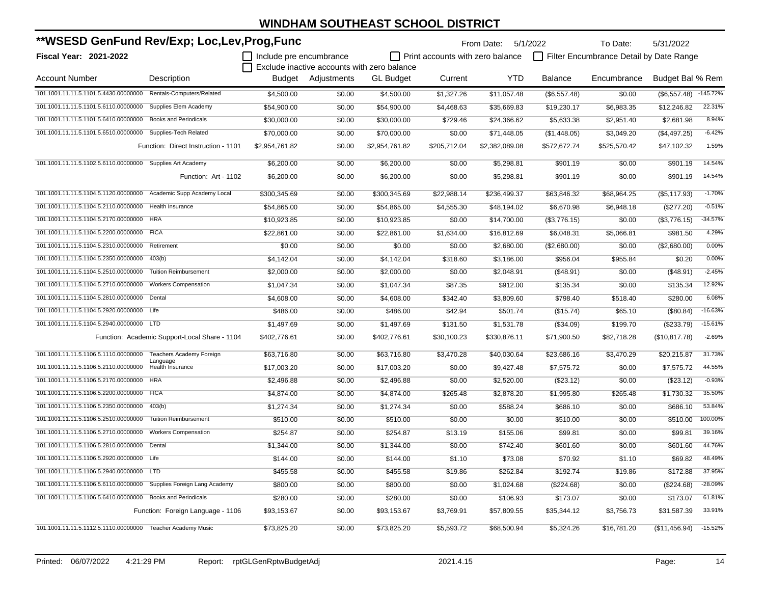# WINDHAM SOUTHEAST SCHOOL DISTRICT

## **WSESD GenFund Rev/Exp; Loc,Lev,Prog,Func

From Date: 5/1/2022 To Date: 5/31/2022

**Fiscal Year: 2021-2022**

☐ Include pre encumbrance ☐ Print accounts with zero balance ☐ Filter Encumbrance Detail by Date Range

☐ Exclude inactive accounts with zero balance

| Account Number | Description | Budget | Adjustments | GL Budget | Current | YTD | Balance | Encumbrance | Budget Bal | % Rem |
|---|---|---|---|---|---|---|---|---|---|---|
| 101.1001.11.11.5.1101.5.4430.00000000 | Rentals-Computers/Related | $4,500.00 | $0.00 | $4,500.00 | $1,327.26 | $11,057.48 | ($6,557.48) | $0.00 | ($6,557.48) | -145.72% |
| 101.1001.11.11.5.1101.5.6110.00000000 | Supplies Elem Academy | $54,900.00 | $0.00 | $54,900.00 | $4,468.63 | $35,669.83 | $19,230.17 | $6,983.35 | $12,246.82 | 22.31% |
| 101.1001.11.11.5.1101.5.6410.00000000 | Books and Periodicals | $30,000.00 | $0.00 | $30,000.00 | $729.46 | $24,366.62 | $5,633.38 | $2,951.40 | $2,681.98 | 8.94% |
| 101.1001.11.11.5.1101.5.6510.00000000 | Supplies-Tech Related | $70,000.00 | $0.00 | $70,000.00 | $0.00 | $71,448.05 | ($1,448.05) | $3,049.20 | ($4,497.25) | -6.42% |
| | Function: Direct Instruction - 1101 | $2,954,761.82 | $0.00 | $2,954,761.82 | $205,712.04 | $2,382,089.08 | $572,672.74 | $525,570.42 | $47,102.32 | 1.59% |
| 101.1001.11.11.5.1102.5.6110.00000000 | Supplies Art Academy | $6,200.00 | $0.00 | $6,200.00 | $0.00 | $5,298.81 | $901.19 | $0.00 | $901.19 | 14.54% |
| | Function: Art - 1102 | $6,200.00 | $0.00 | $6,200.00 | $0.00 | $5,298.81 | $901.19 | $0.00 | $901.19 | 14.54% |
| 101.1001.11.11.5.1104.5.1120.00000000 | Academic Supp Academy Local | $300,345.69 | $0.00 | $300,345.69 | $22,988.14 | $236,499.37 | $63,846.32 | $68,964.25 | ($5,117.93) | -1.70% |
| 101.1001.11.11.5.1104.5.2110.00000000 | Health Insurance | $54,865.00 | $0.00 | $54,865.00 | $4,555.30 | $48,194.02 | $6,670.98 | $6,948.18 | ($277.20) | -0.51% |
| 101.1001.11.11.5.1104.5.2170.00000000 | HRA | $10,923.85 | $0.00 | $10,923.85 | $0.00 | $14,700.00 | ($3,776.15) | $0.00 | ($3,776.15) | -34.57% |
| 101.1001.11.11.5.1104.5.2200.00000000 | FICA | $22,861.00 | $0.00 | $22,861.00 | $1,634.00 | $16,812.69 | $6,048.31 | $5,066.81 | $981.50 | 4.29% |
| 101.1001.11.11.5.1104.5.2310.00000000 | Retirement | $0.00 | $0.00 | $0.00 | $0.00 | $2,680.00 | ($2,680.00) | $0.00 | ($2,680.00) | 0.00% |
| 101.1001.11.11.5.1104.5.2350.00000000 | 403(b) | $4,142.04 | $0.00 | $4,142.04 | $318.60 | $3,186.00 | $956.04 | $955.84 | $0.20 | 0.00% |
| 101.1001.11.11.5.1104.5.2510.00000000 | Tuition Reimbursement | $2,000.00 | $0.00 | $2,000.00 | $0.00 | $2,048.91 | ($48.91) | $0.00 | ($48.91) | -2.45% |
| 101.1001.11.11.5.1104.5.2710.00000000 | Workers Compensation | $1,047.34 | $0.00 | $1,047.34 | $87.35 | $912.00 | $135.34 | $0.00 | $135.34 | 12.92% |
| 101.1001.11.11.5.1104.5.2810.00000000 | Dental | $4,608.00 | $0.00 | $4,608.00 | $342.40 | $3,809.60 | $798.40 | $518.40 | $280.00 | 6.08% |
| 101.1001.11.11.5.1104.5.2920.00000000 | Life | $486.00 | $0.00 | $486.00 | $42.94 | $501.74 | ($15.74) | $65.10 | ($80.84) | -16.63% |
| 101.1001.11.11.5.1104.5.2940.00000000 | LTD | $1,497.69 | $0.00 | $1,497.69 | $131.50 | $1,531.78 | ($34.09) | $199.70 | ($233.79) | -15.61% |
| | Function: Academic Support-Local Share - 1104 | $402,776.61 | $0.00 | $402,776.61 | $30,100.23 | $330,876.11 | $71,900.50 | $82,718.28 | ($10,817.78) | -2.69% |
| 101.1001.11.11.5.1106.5.1110.00000000 | Teachers Academy Foreign Language | $63,716.80 | $0.00 | $63,716.80 | $3,470.28 | $40,030.64 | $23,686.16 | $3,470.29 | $20,215.87 | 31.73% |
| 101.1001.11.11.5.1106.5.2110.00000000 | Health Insurance | $17,003.20 | $0.00 | $17,003.20 | $0.00 | $9,427.48 | $7,575.72 | $0.00 | $7,575.72 | 44.55% |
| 101.1001.11.11.5.1106.5.2170.00000000 | HRA | $2,496.88 | $0.00 | $2,496.88 | $0.00 | $2,520.00 | ($23.12) | $0.00 | ($23.12) | -0.93% |
| 101.1001.11.11.5.1106.5.2200.00000000 | FICA | $4,874.00 | $0.00 | $4,874.00 | $265.48 | $2,878.20 | $1,995.80 | $265.48 | $1,730.32 | 35.50% |
| 101.1001.11.11.5.1106.5.2350.00000000 | 403(b) | $1,274.34 | $0.00 | $1,274.34 | $0.00 | $588.24 | $686.10 | $0.00 | $686.10 | 53.84% |
| 101.1001.11.11.5.1106.5.2510.00000000 | Tuition Reimbursement | $510.00 | $0.00 | $510.00 | $0.00 | $0.00 | $510.00 | $0.00 | $510.00 | 100.00% |
| 101.1001.11.11.5.1106.5.2710.00000000 | Workers Compensation | $254.87 | $0.00 | $254.87 | $13.19 | $155.06 | $99.81 | $0.00 | $99.81 | 39.16% |
| 101.1001.11.11.5.1106.5.2810.00000000 | Dental | $1,344.00 | $0.00 | $1,344.00 | $0.00 | $742.40 | $601.60 | $0.00 | $601.60 | 44.76% |
| 101.1001.11.11.5.1106.5.2920.00000000 | Life | $144.00 | $0.00 | $144.00 | $1.10 | $73.08 | $70.92 | $1.10 | $69.82 | 48.49% |
| 101.1001.11.11.5.1106.5.2940.00000000 | LTD | $455.58 | $0.00 | $455.58 | $19.86 | $262.84 | $192.74 | $19.86 | $172.88 | 37.95% |
| 101.1001.11.11.5.1106.5.6110.00000000 | Supplies Foreign Lang Academy | $800.00 | $0.00 | $800.00 | $0.00 | $1,024.68 | ($224.68) | $0.00 | ($224.68) | -28.09% |
| 101.1001.11.11.5.1106.5.6410.00000000 | Books and Periodicals | $280.00 | $0.00 | $280.00 | $0.00 | $106.93 | $173.07 | $0.00 | $173.07 | 61.81% |
| | Function: Foreign Language - 1106 | $93,153.67 | $0.00 | $93,153.67 | $3,769.91 | $57,809.55 | $35,344.12 | $3,756.73 | $31,587.39 | 33.91% |
| 101.1001.11.11.5.1112.5.1110.00000000 | Teacher Academy Music | $73,825.20 | $0.00 | $73,825.20 | $5,593.72 | $68,500.94 | $5,324.26 | $16,781.20 | ($11,456.94) | -15.52% |

Printed: 06/07/2022 4:21:29 PM Report: rptGLGenRptwBudgetAdj 2021.4.15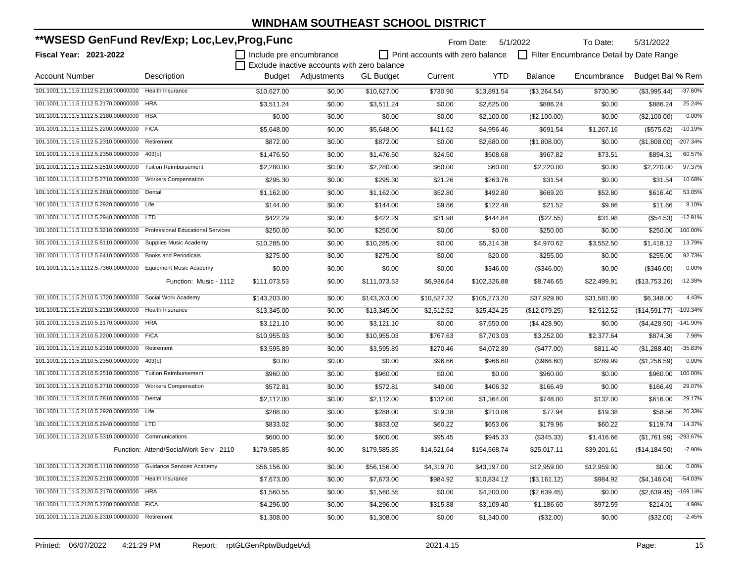# WINDHAM SOUTHEAST SCHOOL DISTRICT

## **WSESD GenFund Rev/Exp; Loc,Lev,Prog,Func

**Fiscal Year: 2021-2022**

From Date: 5/1/2022 To Date: 5/31/2022

☐ Include pre encumbrance ☐ Print accounts with zero balance ☐ Filter Encumbrance Detail by Date Range

☐ Exclude inactive accounts with zero balance

| Account Number | Description | Budget | Adjustments | GL Budget | Current | YTD | Balance | Encumbrance | Budget Bal | % Rem |
|---|---|---|---|---|---|---|---|---|---|---|
| 101.1001.11.11.5.1112.5.2110.00000000 | Health Insurance | $10,627.00 | $0.00 | $10,627.00 | $730.90 | $13,891.54 | ($3,264.54) | $730.90 | ($3,995.44) | -37.60% |
| 101.1001.11.11.5.1112.5.2170.00000000 | HRA | $3,511.24 | $0.00 | $3,511.24 | $0.00 | $2,625.00 | $886.24 | $0.00 | $886.24 | 25.24% |
| 101.1001.11.11.5.1112.5.2180.00000000 | HSA | $0.00 | $0.00 | $0.00 | $0.00 | $2,100.00 | ($2,100.00) | $0.00 | ($2,100.00) | 0.00% |
| 101.1001.11.11.5.1112.5.2200.00000000 | FICA | $5,648.00 | $0.00 | $5,648.00 | $411.62 | $4,956.46 | $691.54 | $1,267.16 | ($575.62) | -10.19% |
| 101.1001.11.11.5.1112.5.2310.00000000 | Retirement | $872.00 | $0.00 | $872.00 | $0.00 | $2,680.00 | ($1,808.00) | $0.00 | ($1,808.00) | -207.34% |
| 101.1001.11.11.5.1112.5.2350.00000000 | 403(b) | $1,476.50 | $0.00 | $1,476.50 | $24.50 | $508.68 | $967.82 | $73.51 | $894.31 | 60.57% |
| 101.1001.11.11.5.1112.5.2510.00000000 | Tuition Reimbursement | $2,280.00 | $0.00 | $2,280.00 | $60.00 | $60.00 | $2,220.00 | $0.00 | $2,220.00 | 97.37% |
| 101.1001.11.11.5.1112.5.2710.00000000 | Workers Compensation | $295.30 | $0.00 | $295.30 | $21.26 | $263.76 | $31.54 | $0.00 | $31.54 | 10.68% |
| 101.1001.11.11.5.1112.5.2810.00000000 | Dental | $1,162.00 | $0.00 | $1,162.00 | $52.80 | $492.80 | $669.20 | $52.80 | $616.40 | 53.05% |
| 101.1001.11.11.5.1112.5.2920.00000000 | Life | $144.00 | $0.00 | $144.00 | $9.86 | $122.48 | $21.52 | $9.86 | $11.66 | 8.10% |
| 101.1001.11.11.5.1112.5.2940.00000000 | LTD | $422.29 | $0.00 | $422.29 | $31.98 | $444.84 | ($22.55) | $31.98 | ($54.53) | -12.91% |
| 101.1001.11.11.5.1112.5.3210.00000000 | Professional Educational Services | $250.00 | $0.00 | $250.00 | $0.00 | $0.00 | $250.00 | $0.00 | $250.00 | 100.00% |
| 101.1001.11.11.5.1112.5.6110.00000000 | Supplies Music Academy | $10,285.00 | $0.00 | $10,285.00 | $0.00 | $5,314.38 | $4,970.62 | $3,552.50 | $1,418.12 | 13.79% |
| 101.1001.11.11.5.1112.5.6410.00000000 | Books and Periodicals | $275.00 | $0.00 | $275.00 | $0.00 | $20.00 | $255.00 | $0.00 | $255.00 | 92.73% |
| 101.1001.11.11.5.1112.5.7360.00000000 | Equipment Music Academy | $0.00 | $0.00 | $0.00 | $0.00 | $346.00 | ($346.00) | $0.00 | ($346.00) | 0.00% |
| | Function: Music - 1112 | $111,073.53 | $0.00 | $111,073.53 | $6,936.64 | $102,326.88 | $8,746.65 | $22,499.91 | ($13,753.26) | -12.38% |
| 101.1001.11.11.5.2110.5.1720.00000000 | Social Work Academy | $143,203.00 | $0.00 | $143,203.00 | $10,527.32 | $105,273.20 | $37,929.80 | $31,581.80 | $6,348.00 | 4.43% |
| 101.1001.11.11.5.2110.5.2110.00000000 | Health Insurance | $13,345.00 | $0.00 | $13,345.00 | $2,512.52 | $25,424.25 | ($12,079.25) | $2,512.52 | ($14,591.77) | -109.34% |
| 101.1001.11.11.5.2110.5.2170.00000000 | HRA | $3,121.10 | $0.00 | $3,121.10 | $0.00 | $7,550.00 | ($4,428.90) | $0.00 | ($4,428.90) | -141.90% |
| 101.1001.11.11.5.2110.5.2200.00000000 | FICA | $10,955.03 | $0.00 | $10,955.03 | $767.63 | $7,703.03 | $3,252.00 | $2,377.64 | $874.36 | 7.98% |
| 101.1001.11.11.5.2110.5.2310.00000000 | Retirement | $3,595.89 | $0.00 | $3,595.89 | $270.46 | $4,072.89 | ($477.00) | $811.40 | ($1,288.40) | -35.83% |
| 101.1001.11.11.5.2110.5.2350.00000000 | 403(b) | $0.00 | $0.00 | $0.00 | $96.66 | $966.60 | ($966.60) | $289.99 | ($1,256.59) | 0.00% |
| 101.1001.11.11.5.2110.5.2510.00000000 | Tuition Reimbursement | $960.00 | $0.00 | $960.00 | $0.00 | $0.00 | $960.00 | $0.00 | $960.00 | 100.00% |
| 101.1001.11.11.5.2110.5.2710.00000000 | Workers Compensation | $572.81 | $0.00 | $572.81 | $40.00 | $406.32 | $166.49 | $0.00 | $166.49 | 29.07% |
| 101.1001.11.11.5.2110.5.2810.00000000 | Dental | $2,112.00 | $0.00 | $2,112.00 | $132.00 | $1,364.00 | $748.00 | $132.00 | $616.00 | 29.17% |
| 101.1001.11.11.5.2110.5.2920.00000000 | Life | $288.00 | $0.00 | $288.00 | $19.38 | $210.06 | $77.94 | $19.38 | $58.56 | 20.33% |
| 101.1001.11.11.5.2110.5.2940.00000000 | LTD | $833.02 | $0.00 | $833.02 | $60.22 | $653.06 | $179.96 | $60.22 | $119.74 | 14.37% |
| 101.1001.11.11.5.2110.5.5310.00000000 | Communications | $600.00 | $0.00 | $600.00 | $95.45 | $945.33 | ($345.33) | $1,416.66 | ($1,761.99) | -293.67% |
| | Function: Attend/SocialWork Serv - 2110 | $179,585.85 | $0.00 | $179,585.85 | $14,521.64 | $154,568.74 | $25,017.11 | $39,201.61 | ($14,184.50) | -7.90% |
| 101.1001.11.11.5.2120.5.1110.00000000 | Guidance Services Academy | $56,156.00 | $0.00 | $56,156.00 | $4,319.70 | $43,197.00 | $12,959.00 | $12,959.00 | $0.00 | 0.00% |
| 101.1001.11.11.5.2120.5.2110.00000000 | Health Insurance | $7,673.00 | $0.00 | $7,673.00 | $984.92 | $10,834.12 | ($3,161.12) | $984.92 | ($4,146.04) | -54.03% |
| 101.1001.11.11.5.2120.5.2170.00000000 | HRA | $1,560.55 | $0.00 | $1,560.55 | $0.00 | $4,200.00 | ($2,639.45) | $0.00 | ($2,639.45) | -169.14% |
| 101.1001.11.11.5.2120.5.2200.00000000 | FICA | $4,296.00 | $0.00 | $4,296.00 | $315.88 | $3,109.40 | $1,186.60 | $972.59 | $214.01 | 4.98% |
| 101.1001.11.11.5.2120.5.2310.00000000 | Retirement | $1,308.00 | $0.00 | $1,308.00 | $0.00 | $1,340.00 | ($32.00) | $0.00 | ($32.00) | -2.45% |

Printed: 06/07/2022 4:21:29 PM Report: rptGLGenRptwBudgetAdj 2021.4.15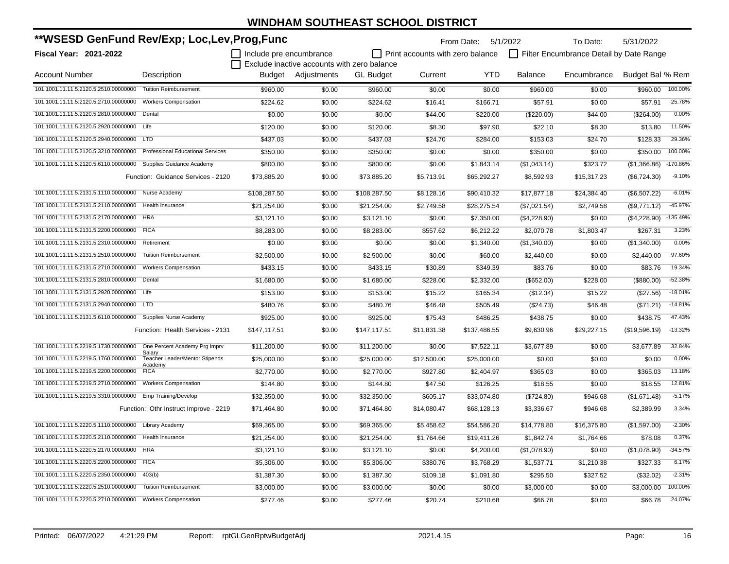# WINDHAM SOUTHEAST SCHOOL DISTRICT

## **WSESD GenFund Rev/Exp; Loc,Lev,Prog,Func

**Fiscal Year: 2021-2022**

From Date: 5/1/2022 To Date: 5/31/2022

☐ Include pre encumbrance ☐ Print accounts with zero balance ☐ Filter Encumbrance Detail by Date Range
☐ Exclude inactive accounts with zero balance

| Account Number | Description | Budget | Adjustments | GL Budget | Current | YTD | Balance | Encumbrance | Budget Bal | % Rem |
|---|---|---|---|---|---|---|---|---|---|---|
| 101.1001.11.11.5.2120.5.2510.00000000 | Tuition Reimbursement | $960.00 | $0.00 | $960.00 | $0.00 | $0.00 | $960.00 | $0.00 | $960.00 | 100.00% |
| 101.1001.11.11.5.2120.5.2710.00000000 | Workers Compensation | $224.62 | $0.00 | $224.62 | $16.41 | $166.71 | $57.91 | $0.00 | $57.91 | 25.78% |
| 101.1001.11.11.5.2120.5.2810.00000000 | Dental | $0.00 | $0.00 | $0.00 | $44.00 | $220.00 | ($220.00) | $44.00 | ($264.00) | 0.00% |
| 101.1001.11.11.5.2120.5.2920.00000000 | Life | $120.00 | $0.00 | $120.00 | $8.30 | $97.90 | $22.10 | $8.30 | $13.80 | 11.50% |
| 101.1001.11.11.5.2120.5.2940.00000000 | LTD | $437.03 | $0.00 | $437.03 | $24.70 | $284.00 | $153.03 | $24.70 | $128.33 | 29.36% |
| 101.1001.11.11.5.2120.5.3210.00000000 | Professional Educational Services | $350.00 | $0.00 | $350.00 | $0.00 | $0.00 | $350.00 | $0.00 | $350.00 | 100.00% |
| 101.1001.11.11.5.2120.5.6110.00000000 | Supplies Guidance Academy | $800.00 | $0.00 | $800.00 | $0.00 | $1,843.14 | ($1,043.14) | $323.72 | ($1,366.86) | -170.86% |
| | Function: Guidance Services - 2120 | $73,885.20 | $0.00 | $73,885.20 | $5,713.91 | $65,292.27 | $8,592.93 | $15,317.23 | ($6,724.30) | -9.10% |
| 101.1001.11.11.5.2131.5.1110.00000000 | Nurse Academy | $108,287.50 | $0.00 | $108,287.50 | $8,128.16 | $90,410.32 | $17,877.18 | $24,384.40 | ($6,507.22) | -6.01% |
| 101.1001.11.11.5.2131.5.2110.00000000 | Health Insurance | $21,254.00 | $0.00 | $21,254.00 | $2,749.58 | $28,275.54 | ($7,021.54) | $2,749.58 | ($9,771.12) | -45.97% |
| 101.1001.11.11.5.2131.5.2170.00000000 | HRA | $3,121.10 | $0.00 | $3,121.10 | $0.00 | $7,350.00 | ($4,228.90) | $0.00 | ($4,228.90) | -135.49% |
| 101.1001.11.11.5.2131.5.2200.00000000 | FICA | $8,283.00 | $0.00 | $8,283.00 | $557.62 | $6,212.22 | $2,070.78 | $1,803.47 | $267.31 | 3.23% |
| 101.1001.11.11.5.2131.5.2310.00000000 | Retirement | $0.00 | $0.00 | $0.00 | $0.00 | $1,340.00 | ($1,340.00) | $0.00 | ($1,340.00) | 0.00% |
| 101.1001.11.11.5.2131.5.2510.00000000 | Tuition Reimbursement | $2,500.00 | $0.00 | $2,500.00 | $0.00 | $60.00 | $2,440.00 | $0.00 | $2,440.00 | 97.60% |
| 101.1001.11.11.5.2131.5.2710.00000000 | Workers Compensation | $433.15 | $0.00 | $433.15 | $30.89 | $349.39 | $83.76 | $0.00 | $83.76 | 19.34% |
| 101.1001.11.11.5.2131.5.2810.00000000 | Dental | $1,680.00 | $0.00 | $1,680.00 | $228.00 | $2,332.00 | ($652.00) | $228.00 | ($880.00) | -52.38% |
| 101.1001.11.11.5.2131.5.2920.00000000 | Life | $153.00 | $0.00 | $153.00 | $15.22 | $165.34 | ($12.34) | $15.22 | ($27.56) | -18.01% |
| 101.1001.11.11.5.2131.5.2940.00000000 | LTD | $480.76 | $0.00 | $480.76 | $46.48 | $505.49 | ($24.73) | $46.48 | ($71.21) | -14.81% |
| 101.1001.11.11.5.2131.5.6110.00000000 | Supplies Nurse Academy | $925.00 | $0.00 | $925.00 | $75.43 | $486.25 | $438.75 | $0.00 | $438.75 | 47.43% |
| | Function: Health Services - 2131 | $147,117.51 | $0.00 | $147,117.51 | $11,831.38 | $137,486.55 | $9,630.96 | $29,227.15 | ($19,596.19) | -13.32% |
| 101.1001.11.11.5.2219.5.1730.00000000 | One Percent Academy Prg Imprv Salary | $11,200.00 | $0.00 | $11,200.00 | $0.00 | $7,522.11 | $3,677.89 | $0.00 | $3,677.89 | 32.84% |
| 101.1001.11.11.5.2219.5.1760.00000000 | Teacher Leader/Mentor Stipends Academy | $25,000.00 | $0.00 | $25,000.00 | $12,500.00 | $25,000.00 | $0.00 | $0.00 | $0.00 | 0.00% |
| 101.1001.11.11.5.2219.5.2200.00000000 | FICA | $2,770.00 | $0.00 | $2,770.00 | $927.80 | $2,404.97 | $365.03 | $0.00 | $365.03 | 13.18% |
| 101.1001.11.11.5.2219.5.2710.00000000 | Workers Compensation | $144.80 | $0.00 | $144.80 | $47.50 | $126.25 | $18.55 | $0.00 | $18.55 | 12.81% |
| 101.1001.11.11.5.2219.5.3310.00000000 | Emp Training/Develop | $32,350.00 | $0.00 | $32,350.00 | $605.17 | $33,074.80 | ($724.80) | $946.68 | ($1,671.48) | -5.17% |
| | Function: Othr Instruct Improve - 2219 | $71,464.80 | $0.00 | $71,464.80 | $14,080.47 | $68,128.13 | $3,336.67 | $946.68 | $2,389.99 | 3.34% |
| 101.1001.11.11.5.2220.5.1110.00000000 | Library Academy | $69,365.00 | $0.00 | $69,365.00 | $5,458.62 | $54,586.20 | $14,778.80 | $16,375.80 | ($1,597.00) | -2.30% |
| 101.1001.11.11.5.2220.5.2110.00000000 | Health Insurance | $21,254.00 | $0.00 | $21,254.00 | $1,764.66 | $19,411.26 | $1,842.74 | $1,764.66 | $78.08 | 0.37% |
| 101.1001.11.11.5.2220.5.2170.00000000 | HRA | $3,121.10 | $0.00 | $3,121.10 | $0.00 | $4,200.00 | ($1,078.90) | $0.00 | ($1,078.90) | -34.57% |
| 101.1001.11.11.5.2220.5.2200.00000000 | FICA | $5,306.00 | $0.00 | $5,306.00 | $380.76 | $3,768.29 | $1,537.71 | $1,210.38 | $327.33 | 6.17% |
| 101.1001.11.11.5.2220.5.2350.00000000 | 403(b) | $1,387.30 | $0.00 | $1,387.30 | $109.18 | $1,091.80 | $295.50 | $327.52 | ($32.02) | -2.31% |
| 101.1001.11.11.5.2220.5.2510.00000000 | Tuition Reimbursement | $3,000.00 | $0.00 | $3,000.00 | $0.00 | $0.00 | $3,000.00 | $0.00 | $3,000.00 | 100.00% |
| 101.1001.11.11.5.2220.5.2710.00000000 | Workers Compensation | $277.46 | $0.00 | $277.46 | $20.74 | $210.68 | $66.78 | $0.00 | $66.78 | 24.07% |

Printed: 06/07/2022 4:21:29 PM Report: rptGLGenRptwBudgetAdj 2021.4.15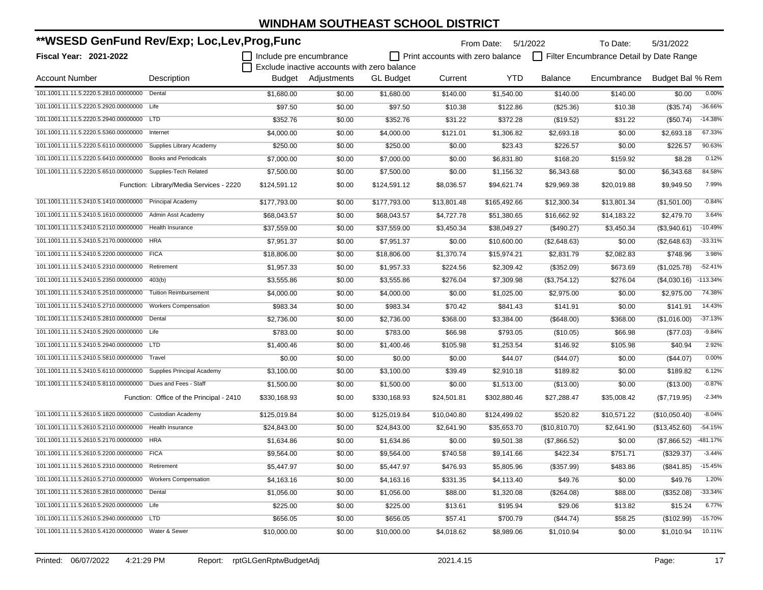# WINDHAM SOUTHEAST SCHOOL DISTRICT

## **WSESD GenFund Rev/Exp; Loc,Lev,Prog,Func

**Fiscal Year: 2021-2022**

From Date: 5/1/2022 To Date: 5/31/2022

☐ Include pre encumbrance ☐ Print accounts with zero balance ☐ Filter Encumbrance Detail by Date Range

☐ Exclude inactive accounts with zero balance

| Account Number | Description | Budget | Adjustments | GL Budget | Current | YTD | Balance | Encumbrance | Budget Bal | % Rem |
|---|---|---|---|---|---|---|---|---|---|---|
| 101.1001.11.11.5.2220.5.2810.00000000 | Dental | $1,680.00 | $0.00 | $1,680.00 | $140.00 | $1,540.00 | $140.00 | $140.00 | $0.00 | 0.00% |
| 101.1001.11.11.5.2220.5.2920.00000000 | Life | $97.50 | $0.00 | $97.50 | $10.38 | $122.86 | ($25.36) | $10.38 | ($35.74) | -36.66% |
| 101.1001.11.11.5.2220.5.2940.00000000 | LTD | $352.76 | $0.00 | $352.76 | $31.22 | $372.28 | ($19.52) | $31.22 | ($50.74) | -14.38% |
| 101.1001.11.11.5.2220.5.5360.00000000 | Internet | $4,000.00 | $0.00 | $4,000.00 | $121.01 | $1,306.82 | $2,693.18 | $0.00 | $2,693.18 | 67.33% |
| 101.1001.11.11.5.2220.5.6110.00000000 | Supplies Library Academy | $250.00 | $0.00 | $250.00 | $0.00 | $23.43 | $226.57 | $0.00 | $226.57 | 90.63% |
| 101.1001.11.11.5.2220.5.6410.00000000 | Books and Periodicals | $7,000.00 | $0.00 | $7,000.00 | $0.00 | $6,831.80 | $168.20 | $159.92 | $8.28 | 0.12% |
| 101.1001.11.11.5.2220.5.6510.00000000 | Supplies-Tech Related | $7,500.00 | $0.00 | $7,500.00 | $0.00 | $1,156.32 | $6,343.68 | $0.00 | $6,343.68 | 84.58% |
| | Function: Library/Media Services - 2220 | $124,591.12 | $0.00 | $124,591.12 | $8,036.57 | $94,621.74 | $29,969.38 | $20,019.88 | $9,949.50 | 7.99% |
| 101.1001.11.11.5.2410.5.1410.00000000 | Principal Academy | $177,793.00 | $0.00 | $177,793.00 | $13,801.48 | $165,492.66 | $12,300.34 | $13,801.34 | ($1,501.00) | -0.84% |
| 101.1001.11.11.5.2410.5.1610.00000000 | Admin Asst Academy | $68,043.57 | $0.00 | $68,043.57 | $4,727.78 | $51,380.65 | $16,662.92 | $14,183.22 | $2,479.70 | 3.64% |
| 101.1001.11.11.5.2410.5.2110.00000000 | Health Insurance | $37,559.00 | $0.00 | $37,559.00 | $3,450.34 | $38,049.27 | ($490.27) | $3,450.34 | ($3,940.61) | -10.49% |
| 101.1001.11.11.5.2410.5.2170.00000000 | HRA | $7,951.37 | $0.00 | $7,951.37 | $0.00 | $10,600.00 | ($2,648.63) | $0.00 | ($2,648.63) | -33.31% |
| 101.1001.11.11.5.2410.5.2200.00000000 | FICA | $18,806.00 | $0.00 | $18,806.00 | $1,370.74 | $15,974.21 | $2,831.79 | $2,082.83 | $748.96 | 3.98% |
| 101.1001.11.11.5.2410.5.2310.00000000 | Retirement | $1,957.33 | $0.00 | $1,957.33 | $224.56 | $2,309.42 | ($352.09) | $673.69 | ($1,025.78) | -52.41% |
| 101.1001.11.11.5.2410.5.2350.00000000 | 403(b) | $3,555.86 | $0.00 | $3,555.86 | $276.04 | $7,309.98 | ($3,754.12) | $276.04 | ($4,030.16) | -113.34% |
| 101.1001.11.11.5.2410.5.2510.00000000 | Tuition Reimbursement | $4,000.00 | $0.00 | $4,000.00 | $0.00 | $1,025.00 | $2,975.00 | $0.00 | $2,975.00 | 74.38% |
| 101.1001.11.11.5.2410.5.2710.00000000 | Workers Compensation | $983.34 | $0.00 | $983.34 | $70.42 | $841.43 | $141.91 | $0.00 | $141.91 | 14.43% |
| 101.1001.11.11.5.2410.5.2810.00000000 | Dental | $2,736.00 | $0.00 | $2,736.00 | $368.00 | $3,384.00 | ($648.00) | $368.00 | ($1,016.00) | -37.13% |
| 101.1001.11.11.5.2410.5.2920.00000000 | Life | $783.00 | $0.00 | $783.00 | $66.98 | $793.05 | ($10.05) | $66.98 | ($77.03) | -9.84% |
| 101.1001.11.11.5.2410.5.2940.00000000 | LTD | $1,400.46 | $0.00 | $1,400.46 | $105.98 | $1,253.54 | $146.92 | $105.98 | $40.94 | 2.92% |
| 101.1001.11.11.5.2410.5.5810.00000000 | Travel | $0.00 | $0.00 | $0.00 | $0.00 | $44.07 | ($44.07) | $0.00 | ($44.07) | 0.00% |
| 101.1001.11.11.5.2410.5.6110.00000000 | Supplies Principal Academy | $3,100.00 | $0.00 | $3,100.00 | $39.49 | $2,910.18 | $189.82 | $0.00 | $189.82 | 6.12% |
| 101.1001.11.11.5.2410.5.8110.00000000 | Dues and Fees - Staff | $1,500.00 | $0.00 | $1,500.00 | $0.00 | $1,513.00 | ($13.00) | $0.00 | ($13.00) | -0.87% |
| | Function: Office of the Principal - 2410 | $330,168.93 | $0.00 | $330,168.93 | $24,501.81 | $302,880.46 | $27,288.47 | $35,008.42 | ($7,719.95) | -2.34% |
| 101.1001.11.11.5.2610.5.1820.00000000 | Custodian Academy | $125,019.84 | $0.00 | $125,019.84 | $10,040.80 | $124,499.02 | $520.82 | $10,571.22 | ($10,050.40) | -8.04% |
| 101.1001.11.11.5.2610.5.2110.00000000 | Health Insurance | $24,843.00 | $0.00 | $24,843.00 | $2,641.90 | $35,653.70 | ($10,810.70) | $2,641.90 | ($13,452.60) | -54.15% |
| 101.1001.11.11.5.2610.5.2170.00000000 | HRA | $1,634.86 | $0.00 | $1,634.86 | $0.00 | $9,501.38 | ($7,866.52) | $0.00 | ($7,866.52) | -481.17% |
| 101.1001.11.11.5.2610.5.2200.00000000 | FICA | $9,564.00 | $0.00 | $9,564.00 | $740.58 | $9,141.66 | $422.34 | $751.71 | ($329.37) | -3.44% |
| 101.1001.11.11.5.2610.5.2310.00000000 | Retirement | $5,447.97 | $0.00 | $5,447.97 | $476.93 | $5,805.96 | ($357.99) | $483.86 | ($841.85) | -15.45% |
| 101.1001.11.11.5.2610.5.2710.00000000 | Workers Compensation | $4,163.16 | $0.00 | $4,163.16 | $331.35 | $4,113.40 | $49.76 | $0.00 | $49.76 | 1.20% |
| 101.1001.11.11.5.2610.5.2810.00000000 | Dental | $1,056.00 | $0.00 | $1,056.00 | $88.00 | $1,320.08 | ($264.08) | $88.00 | ($352.08) | -33.34% |
| 101.1001.11.11.5.2610.5.2920.00000000 | Life | $225.00 | $0.00 | $225.00 | $13.61 | $195.94 | $29.06 | $13.82 | $15.24 | 6.77% |
| 101.1001.11.11.5.2610.5.2940.00000000 | LTD | $656.05 | $0.00 | $656.05 | $57.41 | $700.79 | ($44.74) | $58.25 | ($102.99) | -15.70% |
| 101.1001.11.11.5.2610.5.4120.00000000 | Water & Sewer | $10,000.00 | $0.00 | $10,000.00 | $4,018.62 | $8,989.06 | $1,010.94 | $0.00 | $1,010.94 | 10.11% |

Printed: 06/07/2022 4:21:29 PM Report: rptGLGenRptwBudgetAdj 2021.4.15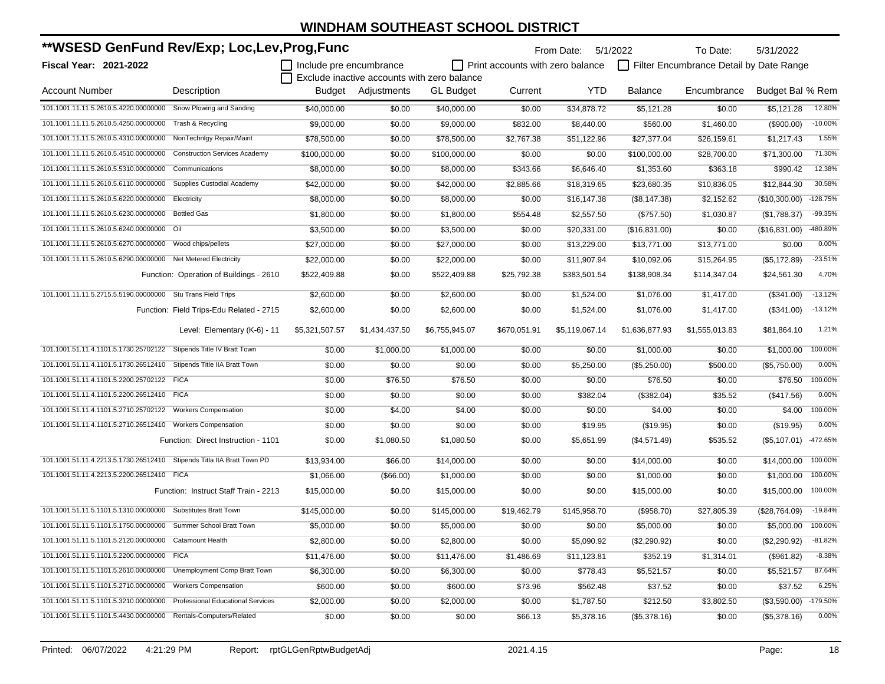# WINDHAM SOUTHEAST SCHOOL DISTRICT

## **WSESD GenFund Rev/Exp; Loc,Lev,Prog,Func

**Fiscal Year: 2021-2022**

From Date: 5/1/2022 To Date: 5/31/2022

☐ Include pre encumbrance ☐ Print accounts with zero balance ☐ Filter Encumbrance Detail by Date Range
☐ Exclude inactive accounts with zero balance

| Account Number | Description | Budget | Adjustments | GL Budget | Current | YTD | Balance | Encumbrance | Budget Bal | % Rem |
|---|---|---|---|---|---|---|---|---|---|---|
| 101.1001.11.11.5.2610.5.4220.00000000 | Snow Plowing and Sanding | $40,000.00 | $0.00 | $40,000.00 | $0.00 | $34,878.72 | $5,121.28 | $0.00 | $5,121.28 | 12.80% |
| 101.1001.11.11.5.2610.5.4250.00000000 | Trash & Recycling | $9,000.00 | $0.00 | $9,000.00 | $832.00 | $8,440.00 | $560.00 | $1,460.00 | ($900.00) | -10.00% |
| 101.1001.11.11.5.2610.5.4310.00000000 | NonTechnlgy Repair/Maint | $78,500.00 | $0.00 | $78,500.00 | $2,767.38 | $51,122.96 | $27,377.04 | $26,159.61 | $1,217.43 | 1.55% |
| 101.1001.11.11.5.2610.5.4510.00000000 | Construction Services Academy | $100,000.00 | $0.00 | $100,000.00 | $0.00 | $0.00 | $100,000.00 | $28,700.00 | $71,300.00 | 71.30% |
| 101.1001.11.11.5.2610.5.5310.00000000 | Communications | $8,000.00 | $0.00 | $8,000.00 | $343.66 | $6,646.40 | $1,353.60 | $363.18 | $990.42 | 12.38% |
| 101.1001.11.11.5.2610.5.6110.00000000 | Supplies Custodial Academy | $42,000.00 | $0.00 | $42,000.00 | $2,885.66 | $18,319.65 | $23,680.35 | $10,836.05 | $12,844.30 | 30.58% |
| 101.1001.11.11.5.2610.5.6220.00000000 | Electricity | $8,000.00 | $0.00 | $8,000.00 | $0.00 | $16,147.38 | ($8,147.38) | $2,152.62 | ($10,300.00) | -128.75% |
| 101.1001.11.11.5.2610.5.6230.00000000 | Bottled Gas | $1,800.00 | $0.00 | $1,800.00 | $554.48 | $2,557.50 | ($757.50) | $1,030.87 | ($1,788.37) | -99.35% |
| 101.1001.11.11.5.2610.5.6240.00000000 | Oil | $3,500.00 | $0.00 | $3,500.00 | $0.00 | $20,331.00 | ($16,831.00) | $0.00 | ($16,831.00) | -480.89% |
| 101.1001.11.11.5.2610.5.6270.00000000 | Wood chips/pellets | $27,000.00 | $0.00 | $27,000.00 | $0.00 | $13,229.00 | $13,771.00 | $13,771.00 | $0.00 | 0.00% |
| 101.1001.11.11.5.2610.5.6290.00000000 | Net Metered Electricity | $22,000.00 | $0.00 | $22,000.00 | $0.00 | $11,907.94 | $10,092.06 | $15,264.95 | ($5,172.89) | -23.51% |
| | Function: Operation of Buildings - 2610 | $522,409.88 | $0.00 | $522,409.88 | $25,792.38 | $383,501.54 | $138,908.34 | $114,347.04 | $24,561.30 | 4.70% |
| 101.1001.11.11.5.2715.5.5190.00000000 | Stu Trans Field Trips | $2,600.00 | $0.00 | $2,600.00 | $0.00 | $1,524.00 | $1,076.00 | $1,417.00 | ($341.00) | -13.12% |
| | Function: Field Trips-Edu Related - 2715 | $2,600.00 | $0.00 | $2,600.00 | $0.00 | $1,524.00 | $1,076.00 | $1,417.00 | ($341.00) | -13.12% |
| | Level: Elementary (K-6) - 11 | $5,321,507.57 | $1,434,437.50 | $6,755,945.07 | $670,051.91 | $5,119,067.14 | $1,636,877.93 | $1,555,013.83 | $81,864.10 | 1.21% |
| 101.1001.51.11.4.1101.5.1730.25702122 | Stipends Title IV Bratt Town | $0.00 | $1,000.00 | $1,000.00 | $0.00 | $0.00 | $1,000.00 | $0.00 | $1,000.00 | 100.00% |
| 101.1001.51.11.4.1101.5.1730.26512410 | Stipends Title IIA Bratt Town | $0.00 | $0.00 | $0.00 | $0.00 | $5,250.00 | ($5,250.00) | $500.00 | ($5,750.00) | 0.00% |
| 101.1001.51.11.4.1101.5.2200.25702122 | FICA | $0.00 | $76.50 | $76.50 | $0.00 | $0.00 | $76.50 | $0.00 | $76.50 | 100.00% |
| 101.1001.51.11.4.1101.5.2200.26512410 | FICA | $0.00 | $0.00 | $0.00 | $0.00 | $382.04 | ($382.04) | $35.52 | ($417.56) | 0.00% |
| 101.1001.51.11.4.1101.5.2710.25702122 | Workers Compensation | $0.00 | $4.00 | $4.00 | $0.00 | $0.00 | $4.00 | $0.00 | $4.00 | 100.00% |
| 101.1001.51.11.4.1101.5.2710.26512410 | Workers Compensation | $0.00 | $0.00 | $0.00 | $0.00 | $19.95 | ($19.95) | $0.00 | ($19.95) | 0.00% |
| | Function: Direct Instruction - 1101 | $0.00 | $1,080.50 | $1,080.50 | $0.00 | $5,651.99 | ($4,571.49) | $535.52 | ($5,107.01) | -472.65% |
| 101.1001.51.11.4.2213.5.1730.26512410 | Stipends Titla IIA Bratt Town PD | $13,934.00 | $66.00 | $14,000.00 | $0.00 | $0.00 | $14,000.00 | $0.00 | $14,000.00 | 100.00% |
| 101.1001.51.11.4.2213.5.2200.26512410 | FICA | $1,066.00 | ($66.00) | $1,000.00 | $0.00 | $0.00 | $1,000.00 | $0.00 | $1,000.00 | 100.00% |
| | Function: Instruct Staff Train - 2213 | $15,000.00 | $0.00 | $15,000.00 | $0.00 | $0.00 | $15,000.00 | $0.00 | $15,000.00 | 100.00% |
| 101.1001.51.11.5.1101.5.1310.00000000 | Substitutes Bratt Town | $145,000.00 | $0.00 | $145,000.00 | $19,462.79 | $145,958.70 | ($958.70) | $27,805.39 | ($28,764.09) | -19.84% |
| 101.1001.51.11.5.1101.5.1750.00000000 | Summer School Bratt Town | $5,000.00 | $0.00 | $5,000.00 | $0.00 | $0.00 | $5,000.00 | $0.00 | $5,000.00 | 100.00% |
| 101.1001.51.11.5.1101.5.2120.00000000 | Catamount Health | $2,800.00 | $0.00 | $2,800.00 | $0.00 | $5,090.92 | ($2,290.92) | $0.00 | ($2,290.92) | -81.82% |
| 101.1001.51.11.5.1101.5.2200.00000000 | FICA | $11,476.00 | $0.00 | $11,476.00 | $1,486.69 | $11,123.81 | $352.19 | $1,314.01 | ($961.82) | -8.38% |
| 101.1001.51.11.5.1101.5.2610.00000000 | Unemployment Comp Bratt Town | $6,300.00 | $0.00 | $6,300.00 | $0.00 | $778.43 | $5,521.57 | $0.00 | $5,521.57 | 87.64% |
| 101.1001.51.11.5.1101.5.2710.00000000 | Workers Compensation | $600.00 | $0.00 | $600.00 | $73.96 | $562.48 | $37.52 | $0.00 | $37.52 | 6.25% |
| 101.1001.51.11.5.1101.5.3210.00000000 | Professional Educational Services | $2,000.00 | $0.00 | $2,000.00 | $0.00 | $1,787.50 | $212.50 | $3,802.50 | ($3,590.00) | -179.50% |
| 101.1001.51.11.5.1101.5.4430.00000000 | Rentals-Computers/Related | $0.00 | $0.00 | $0.00 | $66.13 | $5,378.16 | ($5,378.16) | $0.00 | ($5,378.16) | 0.00% |

Printed: 06/07/2022 4:21:29 PM Report: rptGLGenRptwBudgetAdj 2021.4.15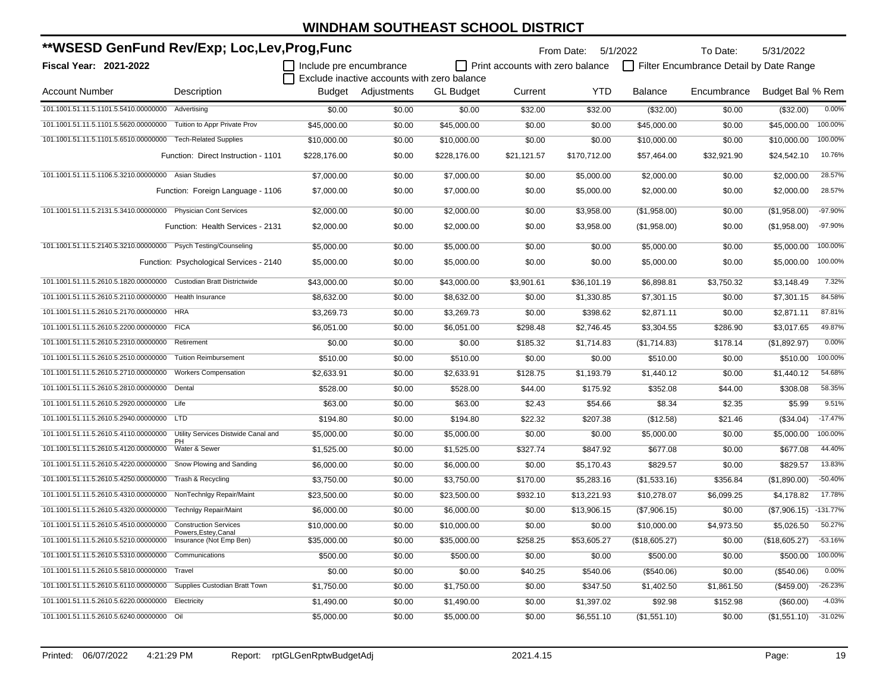# WINDHAM SOUTHEAST SCHOOL DISTRICT

## **WSESD GenFund Rev/Exp; Loc,Lev,Prog,Func

**Fiscal Year: 2021-2022**

From Date: 5/1/2022 To Date: 5/31/2022

☐ Include pre encumbrance ☐ Print accounts with zero balance ☐ Filter Encumbrance Detail by Date Range

☐ Exclude inactive accounts with zero balance

| Account Number | Description | Budget | Adjustments | GL Budget | Current | YTD | Balance | Encumbrance | Budget Bal | % Rem |
|---|---|---|---|---|---|---|---|---|---|---|
| 101.1001.51.11.5.1101.5.5410.00000000 | Advertising | $0.00 | $0.00 | $0.00 | $32.00 | $32.00 | ($32.00) | $0.00 | ($32.00) | 0.00% |
| 101.1001.51.11.5.1101.5.5620.00000000 | Tuition to Appr Private Prov | $45,000.00 | $0.00 | $45,000.00 | $0.00 | $0.00 | $45,000.00 | $0.00 | $45,000.00 | 100.00% |
| 101.1001.51.11.5.1101.5.6510.00000000 | Tech-Related Supplies | $10,000.00 | $0.00 | $10,000.00 | $0.00 | $0.00 | $10,000.00 | $0.00 | $10,000.00 | 100.00% |
| | Function: Direct Instruction - 1101 | $228,176.00 | $0.00 | $228,176.00 | $21,121.57 | $170,712.00 | $57,464.00 | $32,921.90 | $24,542.10 | 10.76% |
| 101.1001.51.11.5.1106.5.3210.00000000 | Asian Studies | $7,000.00 | $0.00 | $7,000.00 | $0.00 | $5,000.00 | $2,000.00 | $0.00 | $2,000.00 | 28.57% |
| | Function: Foreign Language - 1106 | $7,000.00 | $0.00 | $7,000.00 | $0.00 | $5,000.00 | $2,000.00 | $0.00 | $2,000.00 | 28.57% |
| 101.1001.51.11.5.2131.5.3410.00000000 | Physician Cont Services | $2,000.00 | $0.00 | $2,000.00 | $0.00 | $3,958.00 | ($1,958.00) | $0.00 | ($1,958.00) | -97.90% |
| | Function: Health Services - 2131 | $2,000.00 | $0.00 | $2,000.00 | $0.00 | $3,958.00 | ($1,958.00) | $0.00 | ($1,958.00) | -97.90% |
| 101.1001.51.11.5.2140.5.3210.00000000 | Psych Testing/Counseling | $5,000.00 | $0.00 | $5,000.00 | $0.00 | $0.00 | $5,000.00 | $0.00 | $5,000.00 | 100.00% |
| | Function: Psychological Services - 2140 | $5,000.00 | $0.00 | $5,000.00 | $0.00 | $0.00 | $5,000.00 | $0.00 | $5,000.00 | 100.00% |
| 101.1001.51.11.5.2610.5.1820.00000000 | Custodian Bratt Districtwide | $43,000.00 | $0.00 | $43,000.00 | $3,901.61 | $36,101.19 | $6,898.81 | $3,750.32 | $3,148.49 | 7.32% |
| 101.1001.51.11.5.2610.5.2110.00000000 | Health Insurance | $8,632.00 | $0.00 | $8,632.00 | $0.00 | $1,330.85 | $7,301.15 | $0.00 | $7,301.15 | 84.58% |
| 101.1001.51.11.5.2610.5.2170.00000000 | HRA | $3,269.73 | $0.00 | $3,269.73 | $0.00 | $398.62 | $2,871.11 | $0.00 | $2,871.11 | 87.81% |
| 101.1001.51.11.5.2610.5.2200.00000000 | FICA | $6,051.00 | $0.00 | $6,051.00 | $298.48 | $2,746.45 | $3,304.55 | $286.90 | $3,017.65 | 49.87% |
| 101.1001.51.11.5.2610.5.2310.00000000 | Retirement | $0.00 | $0.00 | $0.00 | $185.32 | $1,714.83 | ($1,714.83) | $178.14 | ($1,892.97) | 0.00% |
| 101.1001.51.11.5.2610.5.2510.00000000 | Tuition Reimbursement | $510.00 | $0.00 | $510.00 | $0.00 | $0.00 | $510.00 | $0.00 | $510.00 | 100.00% |
| 101.1001.51.11.5.2610.5.2710.00000000 | Workers Compensation | $2,633.91 | $0.00 | $2,633.91 | $128.75 | $1,193.79 | $1,440.12 | $0.00 | $1,440.12 | 54.68% |
| 101.1001.51.11.5.2610.5.2810.00000000 | Dental | $528.00 | $0.00 | $528.00 | $44.00 | $175.92 | $352.08 | $44.00 | $308.08 | 58.35% |
| 101.1001.51.11.5.2610.5.2920.00000000 | Life | $63.00 | $0.00 | $63.00 | $2.43 | $54.66 | $8.34 | $2.35 | $5.99 | 9.51% |
| 101.1001.51.11.5.2610.5.2940.00000000 | LTD | $194.80 | $0.00 | $194.80 | $22.32 | $207.38 | ($12.58) | $21.46 | ($34.04) | -17.47% |
| 101.1001.51.11.5.2610.5.4110.00000000 | Utility Services Distwide Canal and PH | $5,000.00 | $0.00 | $5,000.00 | $0.00 | $0.00 | $5,000.00 | $0.00 | $5,000.00 | 100.00% |
| 101.1001.51.11.5.2610.5.4120.00000000 | Water & Sewer | $1,525.00 | $0.00 | $1,525.00 | $327.74 | $847.92 | $677.08 | $0.00 | $677.08 | 44.40% |
| 101.1001.51.11.5.2610.5.4220.00000000 | Snow Plowing and Sanding | $6,000.00 | $0.00 | $6,000.00 | $0.00 | $5,170.43 | $829.57 | $0.00 | $829.57 | 13.83% |
| 101.1001.51.11.5.2610.5.4250.00000000 | Trash & Recycling | $3,750.00 | $0.00 | $3,750.00 | $170.00 | $5,283.16 | ($1,533.16) | $356.84 | ($1,890.00) | -50.40% |
| 101.1001.51.11.5.2610.5.4310.00000000 | NonTechnlgy Repair/Maint | $23,500.00 | $0.00 | $23,500.00 | $932.10 | $13,221.93 | $10,278.07 | $6,099.25 | $4,178.82 | 17.78% |
| 101.1001.51.11.5.2610.5.4320.00000000 | Technlgy Repair/Maint | $6,000.00 | $0.00 | $6,000.00 | $0.00 | $13,906.15 | ($7,906.15) | $0.00 | ($7,906.15) | -131.77% |
| 101.1001.51.11.5.2610.5.4510.00000000 | Construction Services Powers,Estey,Canal | $10,000.00 | $0.00 | $10,000.00 | $0.00 | $0.00 | $10,000.00 | $4,973.50 | $5,026.50 | 50.27% |
| 101.1001.51.11.5.2610.5.5210.00000000 | Insurance (Not Emp Ben) | $35,000.00 | $0.00 | $35,000.00 | $258.25 | $53,605.27 | ($18,605.27) | $0.00 | ($18,605.27) | -53.16% |
| 101.1001.51.11.5.2610.5.5310.00000000 | Communications | $500.00 | $0.00 | $500.00 | $0.00 | $0.00 | $500.00 | $0.00 | $500.00 | 100.00% |
| 101.1001.51.11.5.2610.5.5810.00000000 | Travel | $0.00 | $0.00 | $0.00 | $40.25 | $540.06 | ($540.06) | $0.00 | ($540.06) | 0.00% |
| 101.1001.51.11.5.2610.5.6110.00000000 | Supplies Custodian Bratt Town | $1,750.00 | $0.00 | $1,750.00 | $0.00 | $347.50 | $1,402.50 | $1,861.50 | ($459.00) | -26.23% |
| 101.1001.51.11.5.2610.5.6220.00000000 | Electricity | $1,490.00 | $0.00 | $1,490.00 | $0.00 | $1,397.02 | $92.98 | $152.98 | ($60.00) | -4.03% |
| 101.1001.51.11.5.2610.5.6240.00000000 | Oil | $5,000.00 | $0.00 | $5,000.00 | $0.00 | $6,551.10 | ($1,551.10) | $0.00 | ($1,551.10) | -31.02% |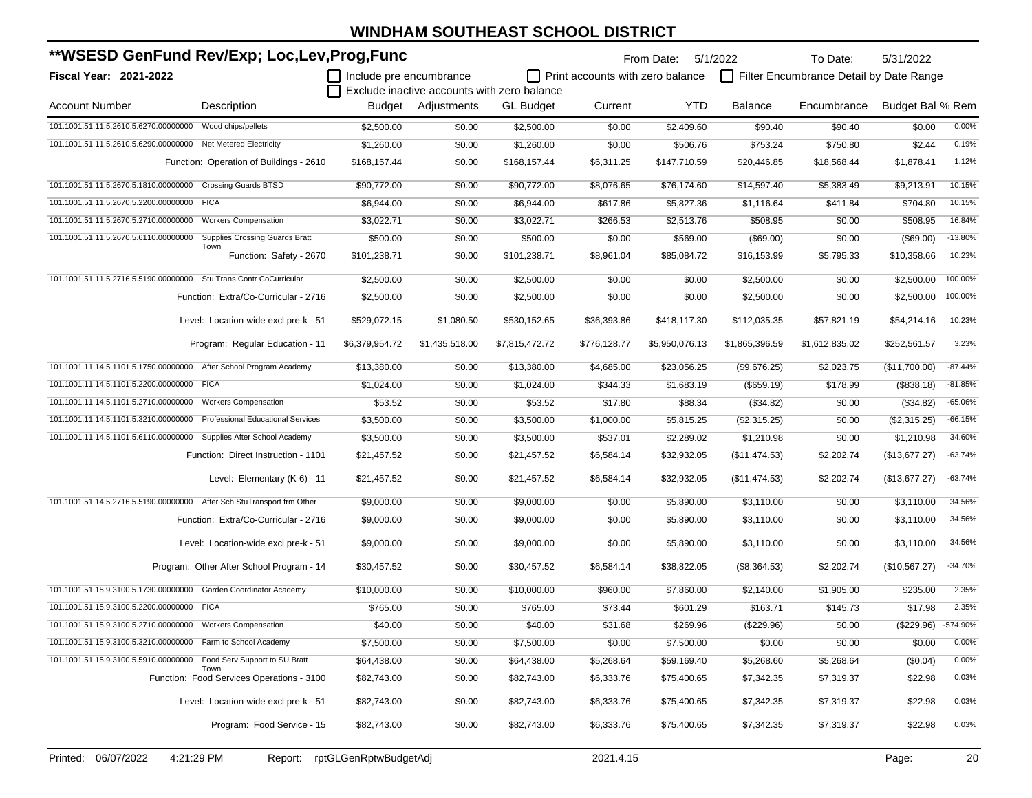# WINDHAM SOUTHEAST SCHOOL DISTRICT

## **WSESD GenFund Rev/Exp; Loc,Lev,Prog,Func

**Fiscal Year: 2021-2022**

From Date: 5/1/2022 To Date: 5/31/2022

☐ Include pre encumbrance ☐ Print accounts with zero balance ☐ Filter Encumbrance Detail by Date Range
☐ Exclude inactive accounts with zero balance

| Account Number | Description | Budget | Adjustments | GL Budget | Current | YTD | Balance | Encumbrance | Budget Bal | % Rem |
|---|---|---|---|---|---|---|---|---|---|---|
| 101.1001.51.11.5.2610.5.6270.00000000 | Wood chips/pellets | $2,500.00 | $0.00 | $2,500.00 | $0.00 | $2,409.60 | $90.40 | $90.40 | $0.00 | 0.00% |
| 101.1001.51.11.5.2610.5.6290.00000000 | Net Metered Electricity | $1,260.00 | $0.00 | $1,260.00 | $0.00 | $506.76 | $753.24 | $750.80 | $2.44 | 0.19% |
| | Function: Operation of Buildings - 2610 | $168,157.44 | $0.00 | $168,157.44 | $6,311.25 | $147,710.59 | $20,446.85 | $18,568.44 | $1,878.41 | 1.12% |
| 101.1001.51.11.5.2670.5.1810.00000000 | Crossing Guards BTSD | $90,772.00 | $0.00 | $90,772.00 | $8,076.65 | $76,174.60 | $14,597.40 | $5,383.49 | $9,213.91 | 10.15% |
| 101.1001.51.11.5.2670.5.2200.00000000 | FICA | $6,944.00 | $0.00 | $6,944.00 | $617.86 | $5,827.36 | $1,116.64 | $411.84 | $704.80 | 10.15% |
| 101.1001.51.11.5.2670.5.2710.00000000 | Workers Compensation | $3,022.71 | $0.00 | $3,022.71 | $266.53 | $2,513.76 | $508.95 | $0.00 | $508.95 | 16.84% |
| 101.1001.51.11.5.2670.5.6110.00000000 | Supplies Crossing Guards Bratt Town | $500.00 | $0.00 | $500.00 | $0.00 | $569.00 | ($69.00) | $0.00 | ($69.00) | -13.80% |
| | Function: Safety - 2670 | $101,238.71 | $0.00 | $101,238.71 | $8,961.04 | $85,084.72 | $16,153.99 | $5,795.33 | $10,358.66 | 10.23% |
| 101.1001.51.11.5.2716.5.5190.00000000 | Stu Trans Contr CoCurricular | $2,500.00 | $0.00 | $2,500.00 | $0.00 | $0.00 | $2,500.00 | $0.00 | $2,500.00 | 100.00% |
| | Function: Extra/Co-Curricular - 2716 | $2,500.00 | $0.00 | $2,500.00 | $0.00 | $0.00 | $2,500.00 | $0.00 | $2,500.00 | 100.00% |
| | Level: Location-wide excl pre-k - 51 | $529,072.15 | $1,080.50 | $530,152.65 | $36,393.86 | $418,117.30 | $112,035.35 | $57,821.19 | $54,214.16 | 10.23% |
| | Program: Regular Education - 11 | $6,379,954.72 | $1,435,518.00 | $7,815,472.72 | $776,128.77 | $5,950,076.13 | $1,865,396.59 | $1,612,835.02 | $252,561.57 | 3.23% |
| 101.1001.11.14.5.1101.5.1750.00000000 | After School Program Academy | $13,380.00 | $0.00 | $13,380.00 | $4,685.00 | $23,056.25 | ($9,676.25) | $2,023.75 | ($11,700.00) | -87.44% |
| 101.1001.11.14.5.1101.5.2200.00000000 | FICA | $1,024.00 | $0.00 | $1,024.00 | $344.33 | $1,683.19 | ($659.19) | $178.99 | ($838.18) | -81.85% |
| 101.1001.11.14.5.1101.5.2710.00000000 | Workers Compensation | $53.52 | $0.00 | $53.52 | $17.80 | $88.34 | ($34.82) | $0.00 | ($34.82) | -65.06% |
| 101.1001.11.14.5.1101.5.3210.00000000 | Professional Educational Services | $3,500.00 | $0.00 | $3,500.00 | $1,000.00 | $5,815.25 | ($2,315.25) | $0.00 | ($2,315.25) | -66.15% |
| 101.1001.11.14.5.1101.5.6110.00000000 | Supplies After School Academy | $3,500.00 | $0.00 | $3,500.00 | $537.01 | $2,289.02 | $1,210.98 | $0.00 | $1,210.98 | 34.60% |
| | Function: Direct Instruction - 1101 | $21,457.52 | $0.00 | $21,457.52 | $6,584.14 | $32,932.05 | ($11,474.53) | $2,202.74 | ($13,677.27) | -63.74% |
| | Level: Elementary (K-6) - 11 | $21,457.52 | $0.00 | $21,457.52 | $6,584.14 | $32,932.05 | ($11,474.53) | $2,202.74 | ($13,677.27) | -63.74% |
| 101.1001.51.14.5.2716.5.5190.00000000 | After Sch StuTransport frm Other | $9,000.00 | $0.00 | $9,000.00 | $0.00 | $5,890.00 | $3,110.00 | $0.00 | $3,110.00 | 34.56% |
| | Function: Extra/Co-Curricular - 2716 | $9,000.00 | $0.00 | $9,000.00 | $0.00 | $5,890.00 | $3,110.00 | $0.00 | $3,110.00 | 34.56% |
| | Level: Location-wide excl pre-k - 51 | $9,000.00 | $0.00 | $9,000.00 | $0.00 | $5,890.00 | $3,110.00 | $0.00 | $3,110.00 | 34.56% |
| | Program: Other After School Program - 14 | $30,457.52 | $0.00 | $30,457.52 | $6,584.14 | $38,822.05 | ($8,364.53) | $2,202.74 | ($10,567.27) | -34.70% |
| 101.1001.51.15.9.3100.5.1730.00000000 | Garden Coordinator Academy | $10,000.00 | $0.00 | $10,000.00 | $960.00 | $7,860.00 | $2,140.00 | $1,905.00 | $235.00 | 2.35% |
| 101.1001.51.15.9.3100.5.2200.00000000 | FICA | $765.00 | $0.00 | $765.00 | $73.44 | $601.29 | $163.71 | $145.73 | $17.98 | 2.35% |
| 101.1001.51.15.9.3100.5.2710.00000000 | Workers Compensation | $40.00 | $0.00 | $40.00 | $31.68 | $269.96 | ($229.96) | $0.00 | ($229.96) | -574.90% |
| 101.1001.51.15.9.3100.5.3210.00000000 | Farm to School Academy | $7,500.00 | $0.00 | $7,500.00 | $0.00 | $7,500.00 | $0.00 | $0.00 | $0.00 | 0.00% |
| 101.1001.51.15.9.3100.5.5910.00000000 | Food Serv Support to SU Bratt Town | $64,438.00 | $0.00 | $64,438.00 | $5,268.64 | $59,169.40 | $5,268.60 | $5,268.64 | ($0.04) | 0.00% |
| | Function: Food Services Operations - 3100 | $82,743.00 | $0.00 | $82,743.00 | $6,333.76 | $75,400.65 | $7,342.35 | $7,319.37 | $22.98 | 0.03% |
| | Level: Location-wide excl pre-k - 51 | $82,743.00 | $0.00 | $82,743.00 | $6,333.76 | $75,400.65 | $7,342.35 | $7,319.37 | $22.98 | 0.03% |
| | Program: Food Service - 15 | $82,743.00 | $0.00 | $82,743.00 | $6,333.76 | $75,400.65 | $7,342.35 | $7,319.37 | $22.98 | 0.03% |

Printed: 06/07/2022 4:21:29 PM Report: rptGLGenRptwBudgetAdj 2021.4.15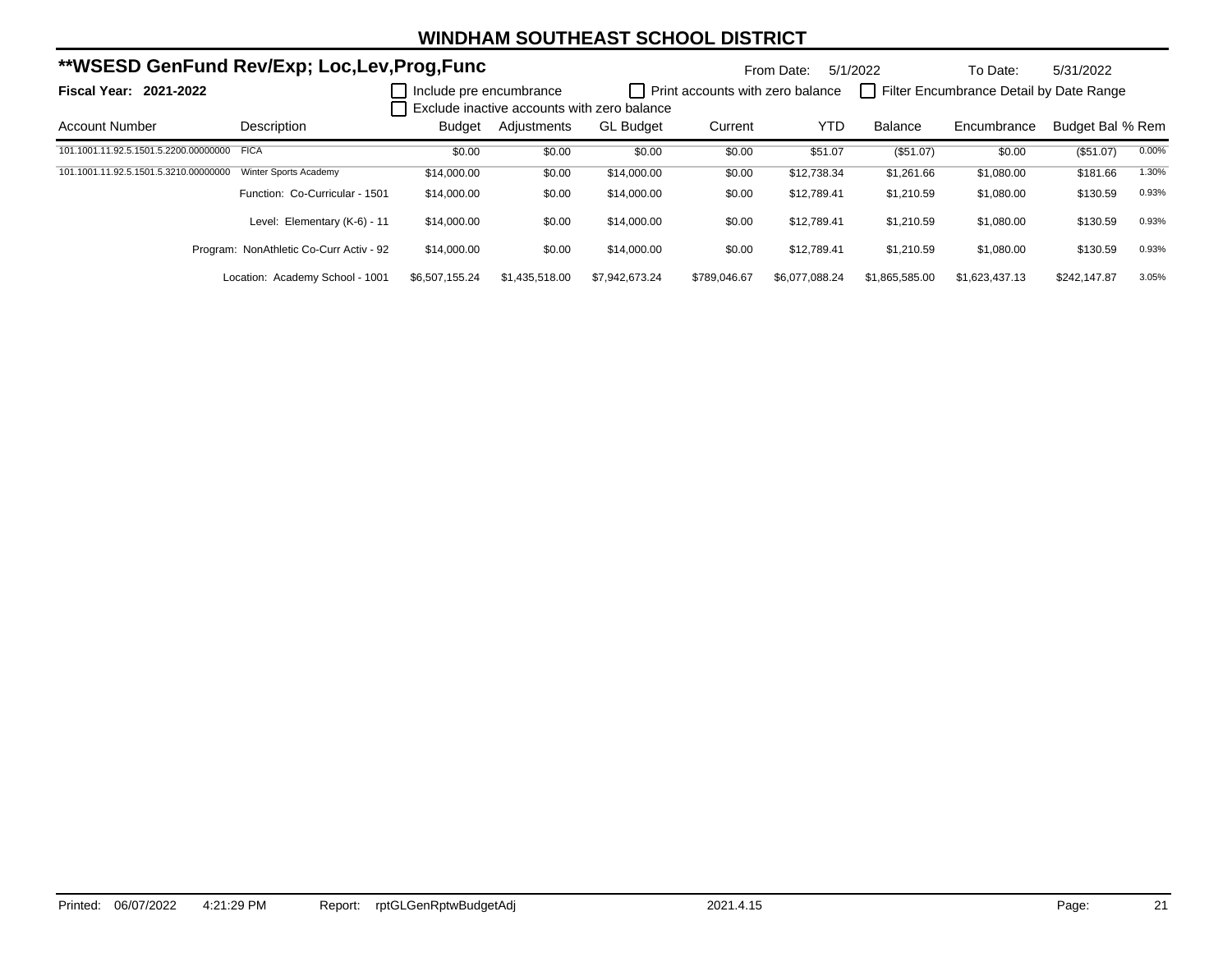# WINDHAM SOUTHEAST SCHOOL DISTRICT

## **WSESD GenFund Rev/Exp; Loc,Lev,Prog,Func

From Date: 5/1/2022 To Date: 5/31/2022

**Fiscal Year: 2021-2022**

☐ Include pre encumbrance ☐ Print accounts with zero balance ☐ Filter Encumbrance Detail by Date Range
☐ Exclude inactive accounts with zero balance

| Account Number | Description | Budget | Adjustments | GL Budget | Current | YTD | Balance | Encumbrance | Budget Bal | % Rem |
|---|---|---|---|---|---|---|---|---|---|---|
| 101.1001.11.92.5.1501.5.2200.00000000 | FICA | $0.00 | $0.00 | $0.00 | $0.00 | $51.07 | ($51.07) | $0.00 | ($51.07) | 0.00% |
| 101.1001.11.92.5.1501.5.3210.00000000 | Winter Sports Academy | $14,000.00 | $0.00 | $14,000.00 | $0.00 | $12,738.34 | $1,261.66 | $1,080.00 | $181.66 | 1.30% |
| | Function: Co-Curricular - 1501 | $14,000.00 | $0.00 | $14,000.00 | $0.00 | $12,789.41 | $1,210.59 | $1,080.00 | $130.59 | 0.93% |
| | Level: Elementary (K-6) - 11 | $14,000.00 | $0.00 | $14,000.00 | $0.00 | $12,789.41 | $1,210.59 | $1,080.00 | $130.59 | 0.93% |
| | Program: NonAthletic Co-Curr Activ - 92 | $14,000.00 | $0.00 | $14,000.00 | $0.00 | $12,789.41 | $1,210.59 | $1,080.00 | $130.59 | 0.93% |
| | Location: Academy School - 1001 | $6,507,155.24 | $1,435,518.00 | $7,942,673.24 | $789,046.67 | $6,077,088.24 | $1,865,585.00 | $1,623,437.13 | $242,147.87 | 3.05% |

Printed: 06/07/2022 4:21:29 PM Report: rptGLGenRptwBudgetAdj 2021.4.15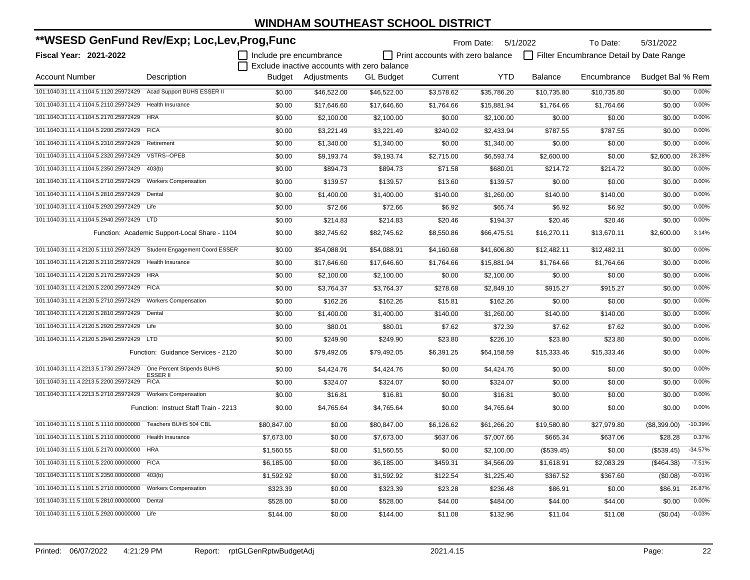# WINDHAM SOUTHEAST SCHOOL DISTRICT

## **WSESD GenFund Rev/Exp; Loc,Lev,Prog,Func

**Fiscal Year: 2021-2022**

From Date: 5/1/2022 To Date: 5/31/2022

☐ Include pre encumbrance ☐ Print accounts with zero balance ☐ Filter Encumbrance Detail by Date Range
☐ Exclude inactive accounts with zero balance

| Account Number | Description | Budget | Adjustments | GL Budget | Current | YTD | Balance | Encumbrance | Budget Bal | % Rem |
|---|---|---|---|---|---|---|---|---|---|---|
| 101.1040.31.11.4.1104.5.1120.25972429 | Acad Support BUHS ESSER II | $0.00 | $46,522.00 | $46,522.00 | $3,578.62 | $35,786.20 | $10,735.80 | $10,735.80 | $0.00 | 0.00% |
| 101.1040.31.11.4.1104.5.2110.25972429 | Health Insurance | $0.00 | $17,646.60 | $17,646.60 | $1,764.66 | $15,881.94 | $1,764.66 | $1,764.66 | $0.00 | 0.00% |
| 101.1040.31.11.4.1104.5.2170.25972429 | HRA | $0.00 | $2,100.00 | $2,100.00 | $0.00 | $2,100.00 | $0.00 | $0.00 | $0.00 | 0.00% |
| 101.1040.31.11.4.1104.5.2200.25972429 | FICA | $0.00 | $3,221.49 | $3,221.49 | $240.02 | $2,433.94 | $787.55 | $787.55 | $0.00 | 0.00% |
| 101.1040.31.11.4.1104.5.2310.25972429 | Retirement | $0.00 | $1,340.00 | $1,340.00 | $0.00 | $1,340.00 | $0.00 | $0.00 | $0.00 | 0.00% |
| 101.1040.31.11.4.1104.5.2320.25972429 | VSTRS--OPEB | $0.00 | $9,193.74 | $9,193.74 | $2,715.00 | $6,593.74 | $2,600.00 | $0.00 | $2,600.00 | 28.28% |
| 101.1040.31.11.4.1104.5.2350.25972429 | 403(b) | $0.00 | $894.73 | $894.73 | $71.58 | $680.01 | $214.72 | $214.72 | $0.00 | 0.00% |
| 101.1040.31.11.4.1104.5.2710.25972429 | Workers Compensation | $0.00 | $139.57 | $139.57 | $13.60 | $139.57 | $0.00 | $0.00 | $0.00 | 0.00% |
| 101.1040.31.11.4.1104.5.2810.25972429 | Dental | $0.00 | $1,400.00 | $1,400.00 | $140.00 | $1,260.00 | $140.00 | $140.00 | $0.00 | 0.00% |
| 101.1040.31.11.4.1104.5.2920.25972429 | Life | $0.00 | $72.66 | $72.66 | $6.92 | $65.74 | $6.92 | $6.92 | $0.00 | 0.00% |
| 101.1040.31.11.4.1104.5.2940.25972429 | LTD | $0.00 | $214.83 | $214.83 | $20.46 | $194.37 | $20.46 | $20.46 | $0.00 | 0.00% |
| | Function: Academic Support-Local Share - 1104 | $0.00 | $82,745.62 | $82,745.62 | $8,550.86 | $66,475.51 | $16,270.11 | $13,670.11 | $2,600.00 | 3.14% |
| 101.1040.31.11.4.2120.5.1110.25972429 | Student Engagement Coord ESSER | $0.00 | $54,088.91 | $54,088.91 | $4,160.68 | $41,606.80 | $12,482.11 | $12,482.11 | $0.00 | 0.00% |
| 101.1040.31.11.4.2120.5.2110.25972429 | Health Insurance | $0.00 | $17,646.60 | $17,646.60 | $1,764.66 | $15,881.94 | $1,764.66 | $1,764.66 | $0.00 | 0.00% |
| 101.1040.31.11.4.2120.5.2170.25972429 | HRA | $0.00 | $2,100.00 | $2,100.00 | $0.00 | $2,100.00 | $0.00 | $0.00 | $0.00 | 0.00% |
| 101.1040.31.11.4.2120.5.2200.25972429 | FICA | $0.00 | $3,764.37 | $3,764.37 | $278.68 | $2,849.10 | $915.27 | $915.27 | $0.00 | 0.00% |
| 101.1040.31.11.4.2120.5.2710.25972429 | Workers Compensation | $0.00 | $162.26 | $162.26 | $15.81 | $162.26 | $0.00 | $0.00 | $0.00 | 0.00% |
| 101.1040.31.11.4.2120.5.2810.25972429 | Dental | $0.00 | $1,400.00 | $1,400.00 | $140.00 | $1,260.00 | $140.00 | $140.00 | $0.00 | 0.00% |
| 101.1040.31.11.4.2120.5.2920.25972429 | Life | $0.00 | $80.01 | $80.01 | $7.62 | $72.39 | $7.62 | $7.62 | $0.00 | 0.00% |
| 101.1040.31.11.4.2120.5.2940.25972429 | LTD | $0.00 | $249.90 | $249.90 | $23.80 | $226.10 | $23.80 | $23.80 | $0.00 | 0.00% |
| | Function: Guidance Services - 2120 | $0.00 | $79,492.05 | $79,492.05 | $6,391.25 | $64,158.59 | $15,333.46 | $15,333.46 | $0.00 | 0.00% |
| 101.1040.31.11.4.2213.5.1730.25972429 | One Percent Stipends BUHS ESSER II | $0.00 | $4,424.76 | $4,424.76 | $0.00 | $4,424.76 | $0.00 | $0.00 | $0.00 | 0.00% |
| 101.1040.31.11.4.2213.5.2200.25972429 | FICA | $0.00 | $324.07 | $324.07 | $0.00 | $324.07 | $0.00 | $0.00 | $0.00 | 0.00% |
| 101.1040.31.11.4.2213.5.2710.25972429 | Workers Compensation | $0.00 | $16.81 | $16.81 | $0.00 | $16.81 | $0.00 | $0.00 | $0.00 | 0.00% |
| | Function: Instruct Staff Train - 2213 | $0.00 | $4,765.64 | $4,765.64 | $0.00 | $4,765.64 | $0.00 | $0.00 | $0.00 | 0.00% |
| 101.1040.31.11.5.1101.5.1110.00000000 | Teachers BUHS 504 CBL | $80,847.00 | $0.00 | $80,847.00 | $6,126.62 | $61,266.20 | $19,580.80 | $27,979.80 | ($8,399.00) | -10.39% |
| 101.1040.31.11.5.1101.5.2110.00000000 | Health Insurance | $7,673.00 | $0.00 | $7,673.00 | $637.06 | $7,007.66 | $665.34 | $637.06 | $28.28 | 0.37% |
| 101.1040.31.11.5.1101.5.2170.00000000 | HRA | $1,560.55 | $0.00 | $1,560.55 | $0.00 | $2,100.00 | ($539.45) | $0.00 | ($539.45) | -34.57% |
| 101.1040.31.11.5.1101.5.2200.00000000 | FICA | $6,185.00 | $0.00 | $6,185.00 | $459.31 | $4,566.09 | $1,618.91 | $2,083.29 | ($464.38) | -7.51% |
| 101.1040.31.11.5.1101.5.2350.00000000 | 403(b) | $1,592.92 | $0.00 | $1,592.92 | $122.54 | $1,225.40 | $367.52 | $367.60 | ($0.08) | -0.01% |
| 101.1040.31.11.5.1101.5.2710.00000000 | Workers Compensation | $323.39 | $0.00 | $323.39 | $23.28 | $236.48 | $86.91 | $0.00 | $86.91 | 26.87% |
| 101.1040.31.11.5.1101.5.2810.00000000 | Dental | $528.00 | $0.00 | $528.00 | $44.00 | $484.00 | $44.00 | $44.00 | $0.00 | 0.00% |
| 101.1040.31.11.5.1101.5.2920.00000000 | Life | $144.00 | $0.00 | $144.00 | $11.08 | $132.96 | $11.04 | $11.08 | ($0.04) | -0.03% |

Printed: 06/07/2022 4:21:29 PM Report: rptGLGenRptwBudgetAdj 2021.4.15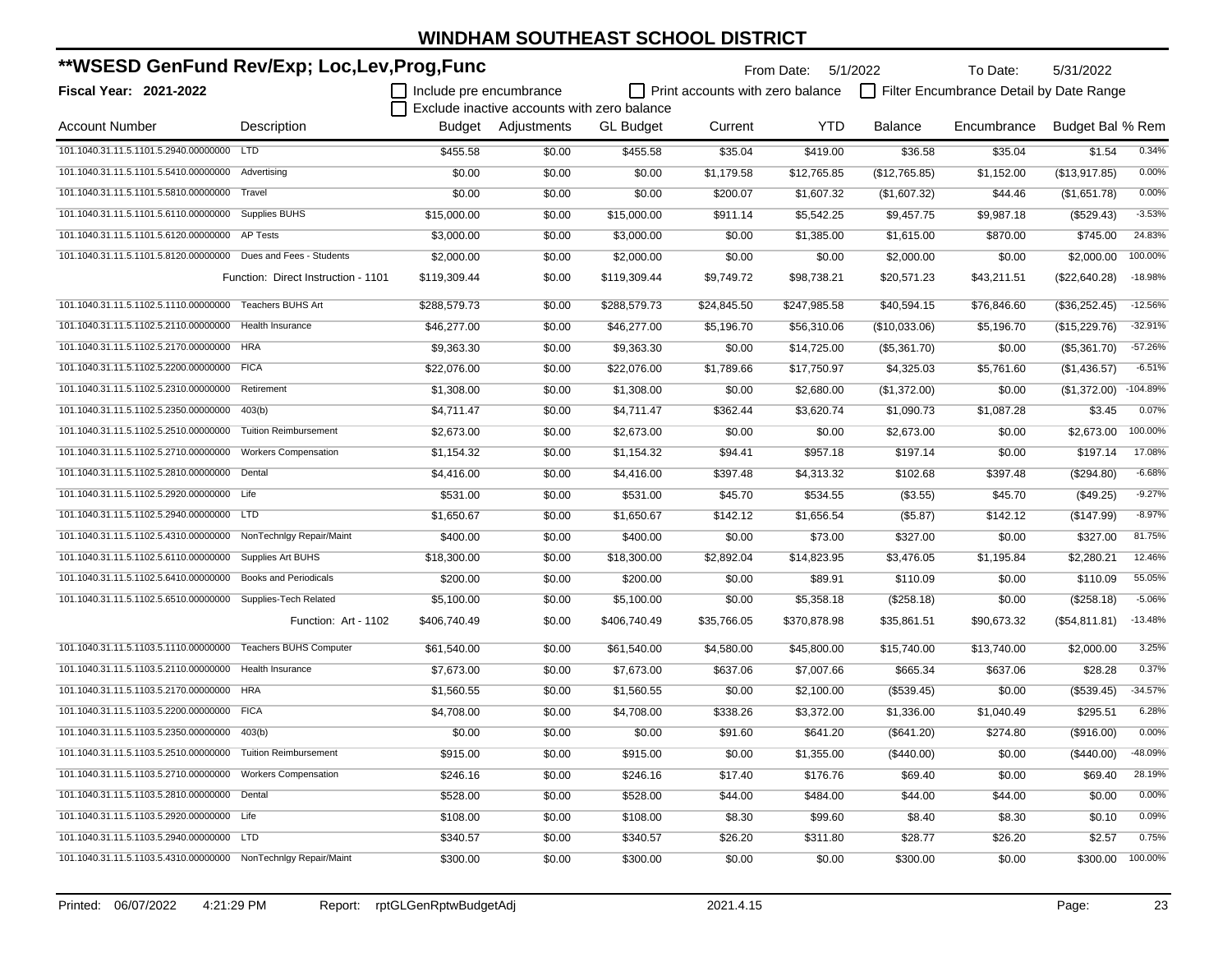# WINDHAM SOUTHEAST SCHOOL DISTRICT

## **WSESD GenFund Rev/Exp; Loc,Lev,Prog,Func

**Fiscal Year: 2021-2022**

From Date: 5/1/2022 To Date: 5/31/2022

☐ Include pre encumbrance ☐ Print accounts with zero balance ☐ Filter Encumbrance Detail by Date Range
☐ Exclude inactive accounts with zero balance

| Account Number | Description | Budget | Adjustments | GL Budget | Current | YTD | Balance | Encumbrance | Budget Bal | % Rem |
|---|---|---|---|---|---|---|---|---|---|---|
| 101.1040.31.11.5.1101.5.2940.00000000 | LTD | $455.58 | $0.00 | $455.58 | $35.04 | $419.00 | $36.58 | $35.04 | $1.54 | 0.34% |
| 101.1040.31.11.5.1101.5.5410.00000000 | Advertising | $0.00 | $0.00 | $0.00 | $1,179.58 | $12,765.85 | ($12,765.85) | $1,152.00 | ($13,917.85) | 0.00% |
| 101.1040.31.11.5.1101.5.5810.00000000 | Travel | $0.00 | $0.00 | $0.00 | $200.07 | $1,607.32 | ($1,607.32) | $44.46 | ($1,651.78) | 0.00% |
| 101.1040.31.11.5.1101.5.6110.00000000 | Supplies BUHS | $15,000.00 | $0.00 | $15,000.00 | $911.14 | $5,542.25 | $9,457.75 | $9,987.18 | ($529.43) | -3.53% |
| 101.1040.31.11.5.1101.5.6120.00000000 | AP Tests | $3,000.00 | $0.00 | $3,000.00 | $0.00 | $1,385.00 | $1,615.00 | $870.00 | $745.00 | 24.83% |
| 101.1040.31.11.5.1101.5.8120.00000000 | Dues and Fees - Students | $2,000.00 | $0.00 | $2,000.00 | $0.00 | $0.00 | $2,000.00 | $0.00 | $2,000.00 | 100.00% |
| | Function: Direct Instruction - 1101 | $119,309.44 | $0.00 | $119,309.44 | $9,749.72 | $98,738.21 | $20,571.23 | $43,211.51 | ($22,640.28) | -18.98% |
| 101.1040.31.11.5.1102.5.1110.00000000 | Teachers BUHS Art | $288,579.73 | $0.00 | $288,579.73 | $24,845.50 | $247,985.58 | $40,594.15 | $76,846.60 | ($36,252.45) | -12.56% |
| 101.1040.31.11.5.1102.5.2110.00000000 | Health Insurance | $46,277.00 | $0.00 | $46,277.00 | $5,196.70 | $56,310.06 | ($10,033.06) | $5,196.70 | ($15,229.76) | -32.91% |
| 101.1040.31.11.5.1102.5.2170.00000000 | HRA | $9,363.30 | $0.00 | $9,363.30 | $0.00 | $14,725.00 | ($5,361.70) | $0.00 | ($5,361.70) | -57.26% |
| 101.1040.31.11.5.1102.5.2200.00000000 | FICA | $22,076.00 | $0.00 | $22,076.00 | $1,789.66 | $17,750.97 | $4,325.03 | $5,761.60 | ($1,436.57) | -6.51% |
| 101.1040.31.11.5.1102.5.2310.00000000 | Retirement | $1,308.00 | $0.00 | $1,308.00 | $0.00 | $2,680.00 | ($1,372.00) | $0.00 | ($1,372.00) | -104.89% |
| 101.1040.31.11.5.1102.5.2350.00000000 | 403(b) | $4,711.47 | $0.00 | $4,711.47 | $362.44 | $3,620.74 | $1,090.73 | $1,087.28 | $3.45 | 0.07% |
| 101.1040.31.11.5.1102.5.2510.00000000 | Tuition Reimbursement | $2,673.00 | $0.00 | $2,673.00 | $0.00 | $0.00 | $2,673.00 | $0.00 | $2,673.00 | 100.00% |
| 101.1040.31.11.5.1102.5.2710.00000000 | Workers Compensation | $1,154.32 | $0.00 | $1,154.32 | $94.41 | $957.18 | $197.14 | $0.00 | $197.14 | 17.08% |
| 101.1040.31.11.5.1102.5.2810.00000000 | Dental | $4,416.00 | $0.00 | $4,416.00 | $397.48 | $4,313.32 | $102.68 | $397.48 | ($294.80) | -6.68% |
| 101.1040.31.11.5.1102.5.2920.00000000 | Life | $531.00 | $0.00 | $531.00 | $45.70 | $534.55 | ($3.55) | $45.70 | ($49.25) | -9.27% |
| 101.1040.31.11.5.1102.5.2940.00000000 | LTD | $1,650.67 | $0.00 | $1,650.67 | $142.12 | $1,656.54 | ($5.87) | $142.12 | ($147.99) | -8.97% |
| 101.1040.31.11.5.1102.5.4310.00000000 | NonTechnlgy Repair/Maint | $400.00 | $0.00 | $400.00 | $0.00 | $73.00 | $327.00 | $0.00 | $327.00 | 81.75% |
| 101.1040.31.11.5.1102.5.6110.00000000 | Supplies Art BUHS | $18,300.00 | $0.00 | $18,300.00 | $2,892.04 | $14,823.95 | $3,476.05 | $1,195.84 | $2,280.21 | 12.46% |
| 101.1040.31.11.5.1102.5.6410.00000000 | Books and Periodicals | $200.00 | $0.00 | $200.00 | $0.00 | $89.91 | $110.09 | $0.00 | $110.09 | 55.05% |
| 101.1040.31.11.5.1102.5.6510.00000000 | Supplies-Tech Related | $5,100.00 | $0.00 | $5,100.00 | $0.00 | $5,358.18 | ($258.18) | $0.00 | ($258.18) | -5.06% |
| | Function: Art - 1102 | $406,740.49 | $0.00 | $406,740.49 | $35,766.05 | $370,878.98 | $35,861.51 | $90,673.32 | ($54,811.81) | -13.48% |
| 101.1040.31.11.5.1103.5.1110.00000000 | Teachers BUHS Computer | $61,540.00 | $0.00 | $61,540.00 | $4,580.00 | $45,800.00 | $15,740.00 | $13,740.00 | $2,000.00 | 3.25% |
| 101.1040.31.11.5.1103.5.2110.00000000 | Health Insurance | $7,673.00 | $0.00 | $7,673.00 | $637.06 | $7,007.66 | $665.34 | $637.06 | $28.28 | 0.37% |
| 101.1040.31.11.5.1103.5.2170.00000000 | HRA | $1,560.55 | $0.00 | $1,560.55 | $0.00 | $2,100.00 | ($539.45) | $0.00 | ($539.45) | -34.57% |
| 101.1040.31.11.5.1103.5.2200.00000000 | FICA | $4,708.00 | $0.00 | $4,708.00 | $338.26 | $3,372.00 | $1,336.00 | $1,040.49 | $295.51 | 6.28% |
| 101.1040.31.11.5.1103.5.2350.00000000 | 403(b) | $0.00 | $0.00 | $0.00 | $91.60 | $641.20 | ($641.20) | $274.80 | ($916.00) | 0.00% |
| 101.1040.31.11.5.1103.5.2510.00000000 | Tuition Reimbursement | $915.00 | $0.00 | $915.00 | $0.00 | $1,355.00 | ($440.00) | $0.00 | ($440.00) | -48.09% |
| 101.1040.31.11.5.1103.5.2710.00000000 | Workers Compensation | $246.16 | $0.00 | $246.16 | $17.40 | $176.76 | $69.40 | $0.00 | $69.40 | 28.19% |
| 101.1040.31.11.5.1103.5.2810.00000000 | Dental | $528.00 | $0.00 | $528.00 | $44.00 | $484.00 | $44.00 | $44.00 | $0.00 | 0.00% |
| 101.1040.31.11.5.1103.5.2920.00000000 | Life | $108.00 | $0.00 | $108.00 | $8.30 | $99.60 | $8.40 | $8.30 | $0.10 | 0.09% |
| 101.1040.31.11.5.1103.5.2940.00000000 | LTD | $340.57 | $0.00 | $340.57 | $26.20 | $311.80 | $28.77 | $26.20 | $2.57 | 0.75% |
| 101.1040.31.11.5.1103.5.4310.00000000 | NonTechnlgy Repair/Maint | $300.00 | $0.00 | $300.00 | $0.00 | $0.00 | $300.00 | $0.00 | $300.00 | 100.00% |

Printed: 06/07/2022 4:21:29 PM Report: rptGLGenRptwBudgetAdj 2021.4.15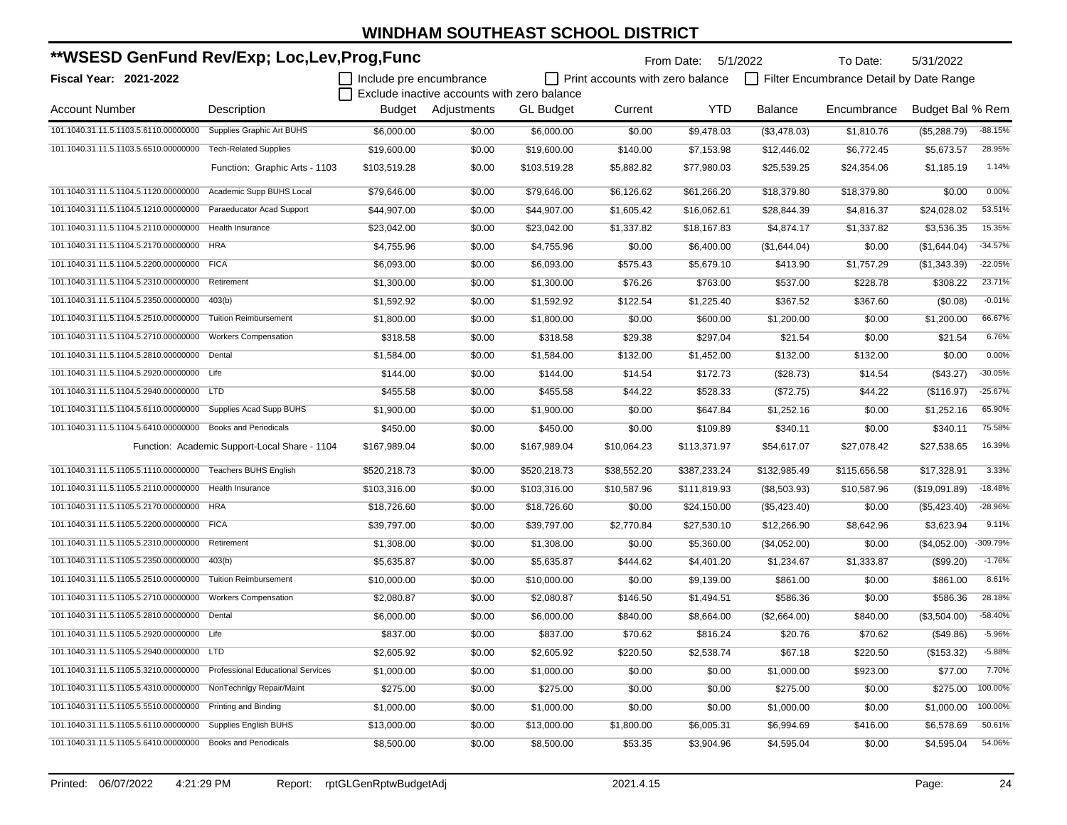# WINDHAM SOUTHEAST SCHOOL DISTRICT

## **WSESD GenFund Rev/Exp; Loc,Lev,Prog,Func

**Fiscal Year: 2021-2022**

From Date: 5/1/2022 To Date: 5/31/2022

☐ Include pre encumbrance ☐ Print accounts with zero balance ☐ Filter Encumbrance Detail by Date Range
☐ Exclude inactive accounts with zero balance

| Account Number | Description | Budget | Adjustments | GL Budget | Current | YTD | Balance | Encumbrance | Budget Bal | % Rem |
|---|---|---|---|---|---|---|---|---|---|---|
| 101.1040.31.11.5.1103.5.6110.00000000 | Supplies Graphic Art BUHS | $6,000.00 | $0.00 | $6,000.00 | $0.00 | $9,478.03 | ($3,478.03) | $1,810.76 | ($5,288.79) | -88.15% |
| 101.1040.31.11.5.1103.5.6510.00000000 | Tech-Related Supplies | $19,600.00 | $0.00 | $19,600.00 | $140.00 | $7,153.98 | $12,446.02 | $6,772.45 | $5,673.57 | 28.95% |
| | Function: Graphic Arts - 1103 | $103,519.28 | $0.00 | $103,519.28 | $5,882.82 | $77,980.03 | $25,539.25 | $24,354.06 | $1,185.19 | 1.14% |
| 101.1040.31.11.5.1104.5.1120.00000000 | Academic Supp BUHS Local | $79,646.00 | $0.00 | $79,646.00 | $6,126.62 | $61,266.20 | $18,379.80 | $18,379.80 | $0.00 | 0.00% |
| 101.1040.31.11.5.1104.5.1210.00000000 | Paraeducator Acad Support | $44,907.00 | $0.00 | $44,907.00 | $1,605.42 | $16,062.61 | $28,844.39 | $4,816.37 | $24,028.02 | 53.51% |
| 101.1040.31.11.5.1104.5.2110.00000000 | Health Insurance | $23,042.00 | $0.00 | $23,042.00 | $1,337.82 | $18,167.83 | $4,874.17 | $1,337.82 | $3,536.35 | 15.35% |
| 101.1040.31.11.5.1104.5.2170.00000000 | HRA | $4,755.96 | $0.00 | $4,755.96 | $0.00 | $6,400.00 | ($1,644.04) | $0.00 | ($1,644.04) | -34.57% |
| 101.1040.31.11.5.1104.5.2200.00000000 | FICA | $6,093.00 | $0.00 | $6,093.00 | $575.43 | $5,679.10 | $413.90 | $1,757.29 | ($1,343.39) | -22.05% |
| 101.1040.31.11.5.1104.5.2310.00000000 | Retirement | $1,300.00 | $0.00 | $1,300.00 | $76.26 | $763.00 | $537.00 | $228.78 | $308.22 | 23.71% |
| 101.1040.31.11.5.1104.5.2350.00000000 | 403(b) | $1,592.92 | $0.00 | $1,592.92 | $122.54 | $1,225.40 | $367.52 | $367.60 | ($0.08) | -0.01% |
| 101.1040.31.11.5.1104.5.2510.00000000 | Tuition Reimbursement | $1,800.00 | $0.00 | $1,800.00 | $0.00 | $600.00 | $1,200.00 | $0.00 | $1,200.00 | 66.67% |
| 101.1040.31.11.5.1104.5.2710.00000000 | Workers Compensation | $318.58 | $0.00 | $318.58 | $29.38 | $297.04 | $21.54 | $0.00 | $21.54 | 6.76% |
| 101.1040.31.11.5.1104.5.2810.00000000 | Dental | $1,584.00 | $0.00 | $1,584.00 | $132.00 | $1,452.00 | $132.00 | $132.00 | $0.00 | 0.00% |
| 101.1040.31.11.5.1104.5.2920.00000000 | Life | $144.00 | $0.00 | $144.00 | $14.54 | $172.73 | ($28.73) | $14.54 | ($43.27) | -30.05% |
| 101.1040.31.11.5.1104.5.2940.00000000 | LTD | $455.58 | $0.00 | $455.58 | $44.22 | $528.33 | ($72.75) | $44.22 | ($116.97) | -25.67% |
| 101.1040.31.11.5.1104.5.6110.00000000 | Supplies Acad Supp BUHS | $1,900.00 | $0.00 | $1,900.00 | $0.00 | $647.84 | $1,252.16 | $0.00 | $1,252.16 | 65.90% |
| 101.1040.31.11.5.1104.5.6410.00000000 | Books and Periodicals | $450.00 | $0.00 | $450.00 | $0.00 | $109.89 | $340.11 | $0.00 | $340.11 | 75.58% |
| | Function: Academic Support-Local Share - 1104 | $167,989.04 | $0.00 | $167,989.04 | $10,064.23 | $113,371.97 | $54,617.07 | $27,078.42 | $27,538.65 | 16.39% |
| 101.1040.31.11.5.1105.5.1110.00000000 | Teachers BUHS English | $520,218.73 | $0.00 | $520,218.73 | $38,552.20 | $387,233.24 | $132,985.49 | $115,656.58 | $17,328.91 | 3.33% |
| 101.1040.31.11.5.1105.5.2110.00000000 | Health Insurance | $103,316.00 | $0.00 | $103,316.00 | $10,587.96 | $111,819.93 | ($8,503.93) | $10,587.96 | ($19,091.89) | -18.48% |
| 101.1040.31.11.5.1105.5.2170.00000000 | HRA | $18,726.60 | $0.00 | $18,726.60 | $0.00 | $24,150.00 | ($5,423.40) | $0.00 | ($5,423.40) | -28.96% |
| 101.1040.31.11.5.1105.5.2200.00000000 | FICA | $39,797.00 | $0.00 | $39,797.00 | $2,770.84 | $27,530.10 | $12,266.90 | $8,642.96 | $3,623.94 | 9.11% |
| 101.1040.31.11.5.1105.5.2310.00000000 | Retirement | $1,308.00 | $0.00 | $1,308.00 | $0.00 | $5,360.00 | ($4,052.00) | $0.00 | ($4,052.00) | -309.79% |
| 101.1040.31.11.5.1105.5.2350.00000000 | 403(b) | $5,635.87 | $0.00 | $5,635.87 | $444.62 | $4,401.20 | $1,234.67 | $1,333.87 | ($99.20) | -1.76% |
| 101.1040.31.11.5.1105.5.2510.00000000 | Tuition Reimbursement | $10,000.00 | $0.00 | $10,000.00 | $0.00 | $9,139.00 | $861.00 | $0.00 | $861.00 | 8.61% |
| 101.1040.31.11.5.1105.5.2710.00000000 | Workers Compensation | $2,080.87 | $0.00 | $2,080.87 | $146.50 | $1,494.51 | $586.36 | $0.00 | $586.36 | 28.18% |
| 101.1040.31.11.5.1105.5.2810.00000000 | Dental | $6,000.00 | $0.00 | $6,000.00 | $840.00 | $8,664.00 | ($2,664.00) | $840.00 | ($3,504.00) | -58.40% |
| 101.1040.31.11.5.1105.5.2920.00000000 | Life | $837.00 | $0.00 | $837.00 | $70.62 | $816.24 | $20.76 | $70.62 | ($49.86) | -5.96% |
| 101.1040.31.11.5.1105.5.2940.00000000 | LTD | $2,605.92 | $0.00 | $2,605.92 | $220.50 | $2,538.74 | $67.18 | $220.50 | ($153.32) | -5.88% |
| 101.1040.31.11.5.1105.5.3210.00000000 | Professional Educational Services | $1,000.00 | $0.00 | $1,000.00 | $0.00 | $0.00 | $1,000.00 | $923.00 | $77.00 | 7.70% |
| 101.1040.31.11.5.1105.5.4310.00000000 | NonTechnlgy Repair/Maint | $275.00 | $0.00 | $275.00 | $0.00 | $0.00 | $275.00 | $0.00 | $275.00 | 100.00% |
| 101.1040.31.11.5.1105.5.5510.00000000 | Printing and Binding | $1,000.00 | $0.00 | $1,000.00 | $0.00 | $0.00 | $1,000.00 | $0.00 | $1,000.00 | 100.00% |
| 101.1040.31.11.5.1105.5.6110.00000000 | Supplies English BUHS | $13,000.00 | $0.00 | $13,000.00 | $1,800.00 | $6,005.31 | $6,994.69 | $416.00 | $6,578.69 | 50.61% |
| 101.1040.31.11.5.1105.5.6410.00000000 | Books and Periodicals | $8,500.00 | $0.00 | $8,500.00 | $53.35 | $3,904.96 | $4,595.04 | $0.00 | $4,595.04 | 54.06% |

Printed: 06/07/2022 4:21:29 PM Report: rptGLGenRptwBudgetAdj 2021.4.15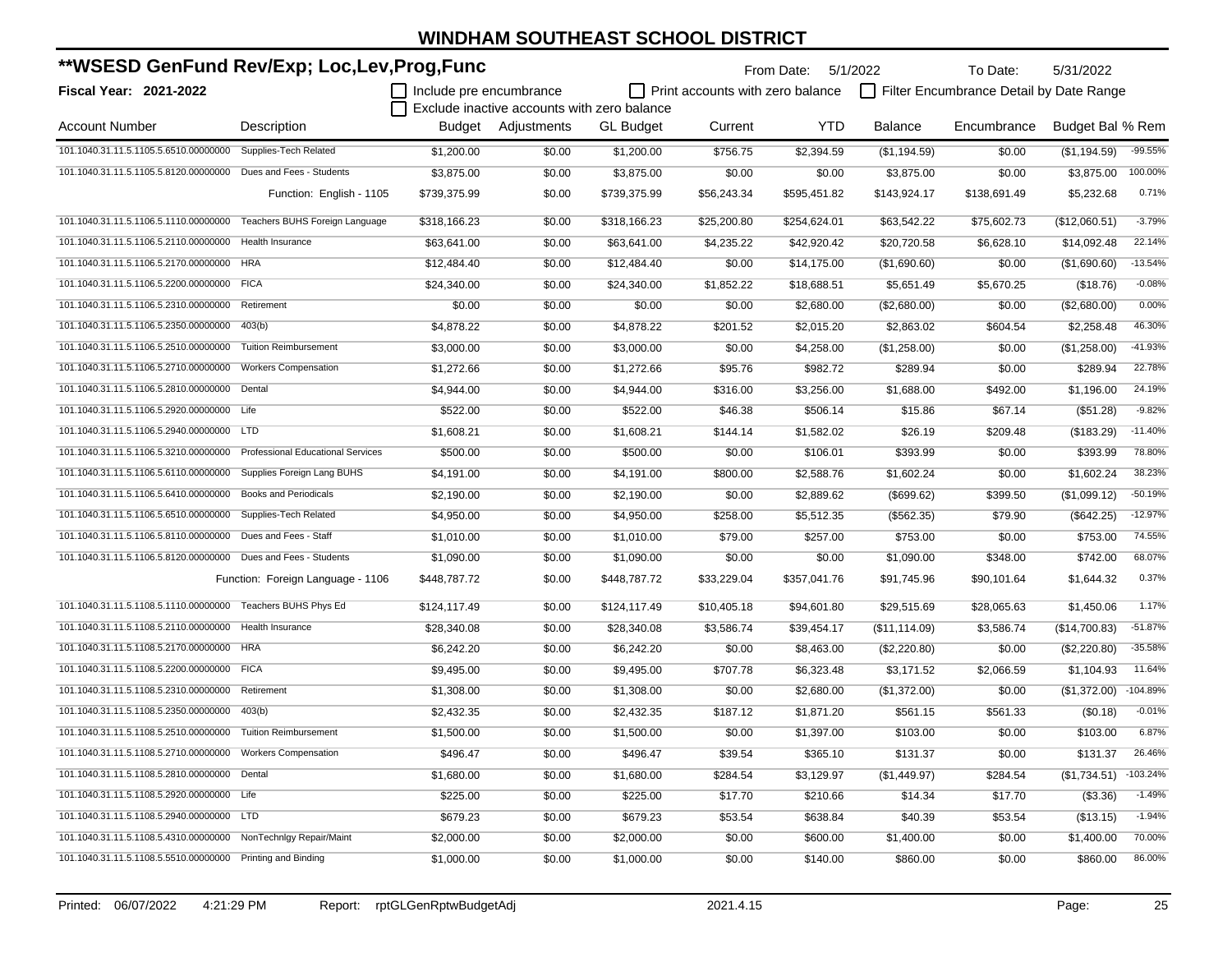# WINDHAM SOUTHEAST SCHOOL DISTRICT

## **WSESD GenFund Rev/Exp; Loc,Lev,Prog,Func

**Fiscal Year: 2021-2022**

From Date: 5/1/2022 To Date: 5/31/2022

☐ Include pre encumbrance ☐ Print accounts with zero balance ☐ Filter Encumbrance Detail by Date Range

☐ Exclude inactive accounts with zero balance

| Account Number | Description | Budget | Adjustments | GL Budget | Current | YTD | Balance | Encumbrance | Budget Bal | % Rem |
|---|---|---|---|---|---|---|---|---|---|---|
| 101.1040.31.11.5.1105.5.6510.00000000 | Supplies-Tech Related | $1,200.00 | $0.00 | $1,200.00 | $756.75 | $2,394.59 | ($1,194.59) | $0.00 | ($1,194.59) | -99.55% |
| 101.1040.31.11.5.1105.5.8120.00000000 | Dues and Fees - Students | $3,875.00 | $0.00 | $3,875.00 | $0.00 | $0.00 | $3,875.00 | $0.00 | $3,875.00 | 100.00% |
| | Function: English - 1105 | $739,375.99 | $0.00 | $739,375.99 | $56,243.34 | $595,451.82 | $143,924.17 | $138,691.49 | $5,232.68 | 0.71% |
| 101.1040.31.11.5.1106.5.1110.00000000 | Teachers BUHS Foreign Language | $318,166.23 | $0.00 | $318,166.23 | $25,200.80 | $254,624.01 | $63,542.22 | $75,602.73 | ($12,060.51) | -3.79% |
| 101.1040.31.11.5.1106.5.2110.00000000 | Health Insurance | $63,641.00 | $0.00 | $63,641.00 | $4,235.22 | $42,920.42 | $20,720.58 | $6,628.10 | $14,092.48 | 22.14% |
| 101.1040.31.11.5.1106.5.2170.00000000 | HRA | $12,484.40 | $0.00 | $12,484.40 | $0.00 | $14,175.00 | ($1,690.60) | $0.00 | ($1,690.60) | -13.54% |
| 101.1040.31.11.5.1106.5.2200.00000000 | FICA | $24,340.00 | $0.00 | $24,340.00 | $1,852.22 | $18,688.51 | $5,651.49 | $5,670.25 | ($18.76) | -0.08% |
| 101.1040.31.11.5.1106.5.2310.00000000 | Retirement | $0.00 | $0.00 | $0.00 | $0.00 | $2,680.00 | ($2,680.00) | $0.00 | ($2,680.00) | 0.00% |
| 101.1040.31.11.5.1106.5.2350.00000000 | 403(b) | $4,878.22 | $0.00 | $4,878.22 | $201.52 | $2,015.20 | $2,863.02 | $604.54 | $2,258.48 | 46.30% |
| 101.1040.31.11.5.1106.5.2510.00000000 | Tuition Reimbursement | $3,000.00 | $0.00 | $3,000.00 | $0.00 | $4,258.00 | ($1,258.00) | $0.00 | ($1,258.00) | -41.93% |
| 101.1040.31.11.5.1106.5.2710.00000000 | Workers Compensation | $1,272.66 | $0.00 | $1,272.66 | $95.76 | $982.72 | $289.94 | $0.00 | $289.94 | 22.78% |
| 101.1040.31.11.5.1106.5.2810.00000000 | Dental | $4,944.00 | $0.00 | $4,944.00 | $316.00 | $3,256.00 | $1,688.00 | $492.00 | $1,196.00 | 24.19% |
| 101.1040.31.11.5.1106.5.2920.00000000 | Life | $522.00 | $0.00 | $522.00 | $46.38 | $506.14 | $15.86 | $67.14 | ($51.28) | -9.82% |
| 101.1040.31.11.5.1106.5.2940.00000000 | LTD | $1,608.21 | $0.00 | $1,608.21 | $144.14 | $1,582.02 | $26.19 | $209.48 | ($183.29) | -11.40% |
| 101.1040.31.11.5.1106.5.3210.00000000 | Professional Educational Services | $500.00 | $0.00 | $500.00 | $0.00 | $106.01 | $393.99 | $0.00 | $393.99 | 78.80% |
| 101.1040.31.11.5.1106.5.6110.00000000 | Supplies Foreign Lang BUHS | $4,191.00 | $0.00 | $4,191.00 | $800.00 | $2,588.76 | $1,602.24 | $0.00 | $1,602.24 | 38.23% |
| 101.1040.31.11.5.1106.5.6410.00000000 | Books and Periodicals | $2,190.00 | $0.00 | $2,190.00 | $0.00 | $2,889.62 | ($699.62) | $399.50 | ($1,099.12) | -50.19% |
| 101.1040.31.11.5.1106.5.6510.00000000 | Supplies-Tech Related | $4,950.00 | $0.00 | $4,950.00 | $258.00 | $5,512.35 | ($562.35) | $79.90 | ($642.25) | -12.97% |
| 101.1040.31.11.5.1106.5.8110.00000000 | Dues and Fees - Staff | $1,010.00 | $0.00 | $1,010.00 | $79.00 | $257.00 | $753.00 | $0.00 | $753.00 | 74.55% |
| 101.1040.31.11.5.1106.5.8120.00000000 | Dues and Fees - Students | $1,090.00 | $0.00 | $1,090.00 | $0.00 | $0.00 | $1,090.00 | $348.00 | $742.00 | 68.07% |
| | Function: Foreign Language - 1106 | $448,787.72 | $0.00 | $448,787.72 | $33,229.04 | $357,041.76 | $91,745.96 | $90,101.64 | $1,644.32 | 0.37% |
| 101.1040.31.11.5.1108.5.1110.00000000 | Teachers BUHS Phys Ed | $124,117.49 | $0.00 | $124,117.49 | $10,405.18 | $94,601.80 | $29,515.69 | $28,065.63 | $1,450.06 | 1.17% |
| 101.1040.31.11.5.1108.5.2110.00000000 | Health Insurance | $28,340.08 | $0.00 | $28,340.08 | $3,586.74 | $39,454.17 | ($11,114.09) | $3,586.74 | ($14,700.83) | -51.87% |
| 101.1040.31.11.5.1108.5.2170.00000000 | HRA | $6,242.20 | $0.00 | $6,242.20 | $0.00 | $8,463.00 | ($2,220.80) | $0.00 | ($2,220.80) | -35.58% |
| 101.1040.31.11.5.1108.5.2200.00000000 | FICA | $9,495.00 | $0.00 | $9,495.00 | $707.78 | $6,323.48 | $3,171.52 | $2,066.59 | $1,104.93 | 11.64% |
| 101.1040.31.11.5.1108.5.2310.00000000 | Retirement | $1,308.00 | $0.00 | $1,308.00 | $0.00 | $2,680.00 | ($1,372.00) | $0.00 | ($1,372.00) | -104.89% |
| 101.1040.31.11.5.1108.5.2350.00000000 | 403(b) | $2,432.35 | $0.00 | $2,432.35 | $187.12 | $1,871.20 | $561.15 | $561.33 | ($0.18) | -0.01% |
| 101.1040.31.11.5.1108.5.2510.00000000 | Tuition Reimbursement | $1,500.00 | $0.00 | $1,500.00 | $0.00 | $1,397.00 | $103.00 | $0.00 | $103.00 | 6.87% |
| 101.1040.31.11.5.1108.5.2710.00000000 | Workers Compensation | $496.47 | $0.00 | $496.47 | $39.54 | $365.10 | $131.37 | $0.00 | $131.37 | 26.46% |
| 101.1040.31.11.5.1108.5.2810.00000000 | Dental | $1,680.00 | $0.00 | $1,680.00 | $284.54 | $3,129.97 | ($1,449.97) | $284.54 | ($1,734.51) | -103.24% |
| 101.1040.31.11.5.1108.5.2920.00000000 | Life | $225.00 | $0.00 | $225.00 | $17.70 | $210.66 | $14.34 | $17.70 | ($3.36) | -1.49% |
| 101.1040.31.11.5.1108.5.2940.00000000 | LTD | $679.23 | $0.00 | $679.23 | $53.54 | $638.84 | $40.39 | $53.54 | ($13.15) | -1.94% |
| 101.1040.31.11.5.1108.5.4310.00000000 | NonTechnlgy Repair/Maint | $2,000.00 | $0.00 | $2,000.00 | $0.00 | $600.00 | $1,400.00 | $0.00 | $1,400.00 | 70.00% |
| 101.1040.31.11.5.1108.5.5510.00000000 | Printing and Binding | $1,000.00 | $0.00 | $1,000.00 | $0.00 | $140.00 | $860.00 | $0.00 | $860.00 | 86.00% |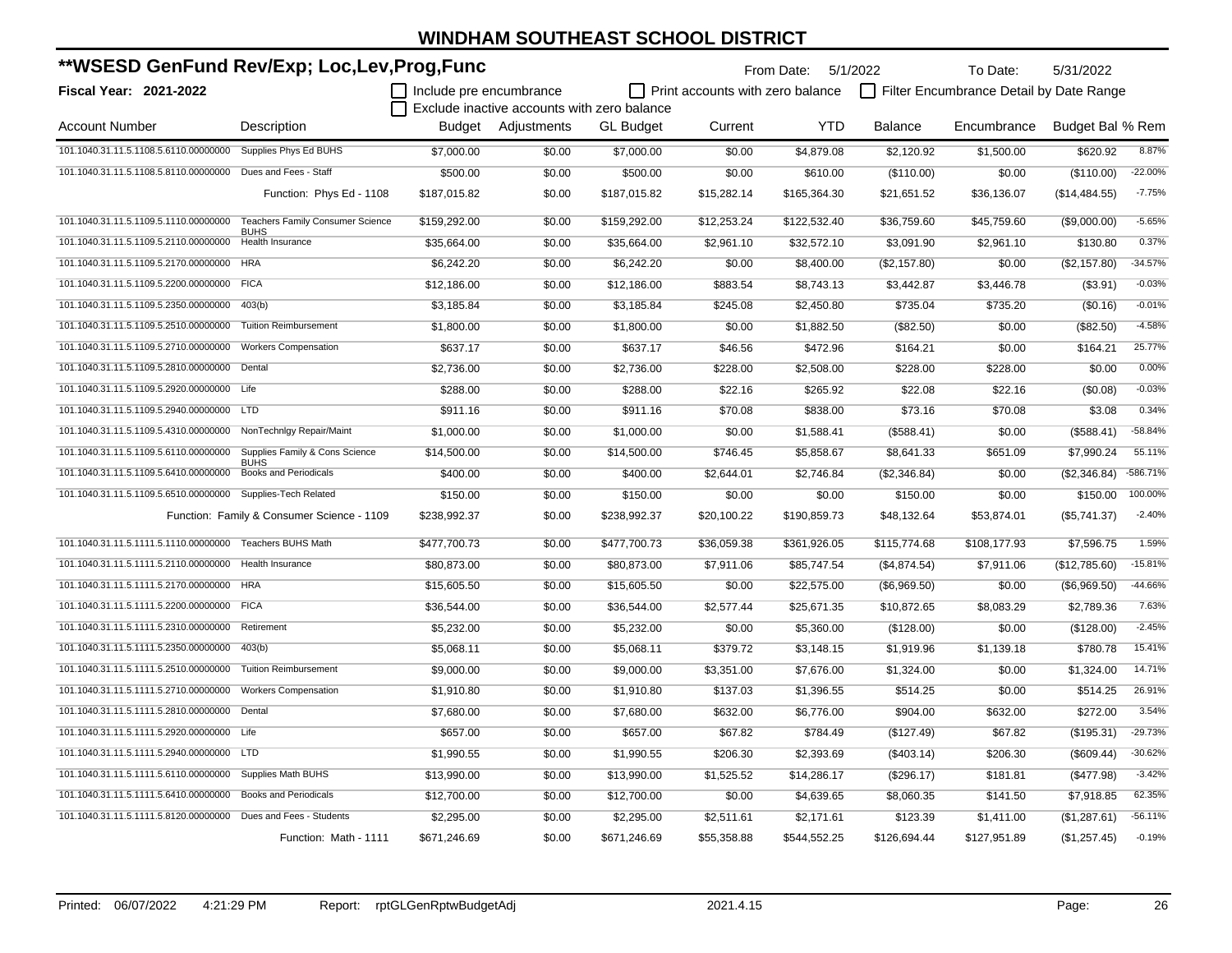# WINDHAM SOUTHEAST SCHOOL DISTRICT

## **WSESD GenFund Rev/Exp; Loc,Lev,Prog,Func

**Fiscal Year: 2021-2022**

From Date: 5/1/2022 To Date: 5/31/2022

- [ ] Include pre encumbrance
- [ ] Print accounts with zero balance
- [ ] Filter Encumbrance Detail by Date Range
- [ ] Exclude inactive accounts with zero balance

| Account Number | Description | Budget | Adjustments | GL Budget | Current | YTD | Balance | Encumbrance | Budget Bal | % Rem |
|---|---|---|---|---|---|---|---|---|---|---|
| 101.1040.31.11.5.1108.5.6110.00000000 | Supplies Phys Ed BUHS | $7,000.00 | $0.00 | $7,000.00 | $0.00 | $4,879.08 | $2,120.92 | $1,500.00 | $620.92 | 8.87% |
| 101.1040.31.11.5.1108.5.8110.00000000 | Dues and Fees - Staff | $500.00 | $0.00 | $500.00 | $0.00 | $610.00 | ($110.00) | $0.00 | ($110.00) | -22.00% |
| | Function: Phys Ed - 1108 | $187,015.82 | $0.00 | $187,015.82 | $15,282.14 | $165,364.30 | $21,651.52 | $36,136.07 | ($14,484.55) | -7.75% |
| 101.1040.31.11.5.1109.5.1110.00000000 | Teachers Family Consumer Science BUHS | $159,292.00 | $0.00 | $159,292.00 | $12,253.24 | $122,532.40 | $36,759.60 | $45,759.60 | ($9,000.00) | -5.65% |
| 101.1040.31.11.5.1109.5.2110.00000000 | Health Insurance | $35,664.00 | $0.00 | $35,664.00 | $2,961.10 | $32,572.10 | $3,091.90 | $2,961.10 | $130.80 | 0.37% |
| 101.1040.31.11.5.1109.5.2170.00000000 | HRA | $6,242.20 | $0.00 | $6,242.20 | $0.00 | $8,400.00 | ($2,157.80) | $0.00 | ($2,157.80) | -34.57% |
| 101.1040.31.11.5.1109.5.2200.00000000 | FICA | $12,186.00 | $0.00 | $12,186.00 | $883.54 | $8,743.13 | $3,442.87 | $3,446.78 | ($3.91) | -0.03% |
| 101.1040.31.11.5.1109.5.2350.00000000 | 403(b) | $3,185.84 | $0.00 | $3,185.84 | $245.08 | $2,450.80 | $735.04 | $735.20 | ($0.16) | -0.01% |
| 101.1040.31.11.5.1109.5.2510.00000000 | Tuition Reimbursement | $1,800.00 | $0.00 | $1,800.00 | $0.00 | $1,882.50 | ($82.50) | $0.00 | ($82.50) | -4.58% |
| 101.1040.31.11.5.1109.5.2710.00000000 | Workers Compensation | $637.17 | $0.00 | $637.17 | $46.56 | $472.96 | $164.21 | $0.00 | $164.21 | 25.77% |
| 101.1040.31.11.5.1109.5.2810.00000000 | Dental | $2,736.00 | $0.00 | $2,736.00 | $228.00 | $2,508.00 | $228.00 | $228.00 | $0.00 | 0.00% |
| 101.1040.31.11.5.1109.5.2920.00000000 | Life | $288.00 | $0.00 | $288.00 | $22.16 | $265.92 | $22.08 | $22.16 | ($0.08) | -0.03% |
| 101.1040.31.11.5.1109.5.2940.00000000 | LTD | $911.16 | $0.00 | $911.16 | $70.08 | $838.00 | $73.16 | $70.08 | $3.08 | 0.34% |
| 101.1040.31.11.5.1109.5.4310.00000000 | NonTechnlgy Repair/Maint | $1,000.00 | $0.00 | $1,000.00 | $0.00 | $1,588.41 | ($588.41) | $0.00 | ($588.41) | -58.84% |
| 101.1040.31.11.5.1109.5.6110.00000000 | Supplies Family & Cons Science BUHS | $14,500.00 | $0.00 | $14,500.00 | $746.45 | $5,858.67 | $8,641.33 | $651.09 | $7,990.24 | 55.11% |
| 101.1040.31.11.5.1109.5.6410.00000000 | Books and Periodicals | $400.00 | $0.00 | $400.00 | $2,644.01 | $2,746.84 | ($2,346.84) | $0.00 | ($2,346.84) | -586.71% |
| 101.1040.31.11.5.1109.5.6510.00000000 | Supplies-Tech Related | $150.00 | $0.00 | $150.00 | $0.00 | $0.00 | $150.00 | $0.00 | $150.00 | 100.00% |
| | Function: Family & Consumer Science - 1109 | $238,992.37 | $0.00 | $238,992.37 | $20,100.22 | $190,859.73 | $48,132.64 | $53,874.01 | ($5,741.37) | -2.40% |
| 101.1040.31.11.5.1111.5.1110.00000000 | Teachers BUHS Math | $477,700.73 | $0.00 | $477,700.73 | $36,059.38 | $361,926.05 | $115,774.68 | $108,177.93 | $7,596.75 | 1.59% |
| 101.1040.31.11.5.1111.5.2110.00000000 | Health Insurance | $80,873.00 | $0.00 | $80,873.00 | $7,911.06 | $85,747.54 | ($4,874.54) | $7,911.06 | ($12,785.60) | -15.81% |
| 101.1040.31.11.5.1111.5.2170.00000000 | HRA | $15,605.50 | $0.00 | $15,605.50 | $0.00 | $22,575.00 | ($6,969.50) | $0.00 | ($6,969.50) | -44.66% |
| 101.1040.31.11.5.1111.5.2200.00000000 | FICA | $36,544.00 | $0.00 | $36,544.00 | $2,577.44 | $25,671.35 | $10,872.65 | $8,083.29 | $2,789.36 | 7.63% |
| 101.1040.31.11.5.1111.5.2310.00000000 | Retirement | $5,232.00 | $0.00 | $5,232.00 | $0.00 | $5,360.00 | ($128.00) | $0.00 | ($128.00) | -2.45% |
| 101.1040.31.11.5.1111.5.2350.00000000 | 403(b) | $5,068.11 | $0.00 | $5,068.11 | $379.72 | $3,148.15 | $1,919.96 | $1,139.18 | $780.78 | 15.41% |
| 101.1040.31.11.5.1111.5.2510.00000000 | Tuition Reimbursement | $9,000.00 | $0.00 | $9,000.00 | $3,351.00 | $7,676.00 | $1,324.00 | $0.00 | $1,324.00 | 14.71% |
| 101.1040.31.11.5.1111.5.2710.00000000 | Workers Compensation | $1,910.80 | $0.00 | $1,910.80 | $137.03 | $1,396.55 | $514.25 | $0.00 | $514.25 | 26.91% |
| 101.1040.31.11.5.1111.5.2810.00000000 | Dental | $7,680.00 | $0.00 | $7,680.00 | $632.00 | $6,776.00 | $904.00 | $632.00 | $272.00 | 3.54% |
| 101.1040.31.11.5.1111.5.2920.00000000 | Life | $657.00 | $0.00 | $657.00 | $67.82 | $784.49 | ($127.49) | $67.82 | ($195.31) | -29.73% |
| 101.1040.31.11.5.1111.5.2940.00000000 | LTD | $1,990.55 | $0.00 | $1,990.55 | $206.30 | $2,393.69 | ($403.14) | $206.30 | ($609.44) | -30.62% |
| 101.1040.31.11.5.1111.5.6110.00000000 | Supplies Math BUHS | $13,990.00 | $0.00 | $13,990.00 | $1,525.52 | $14,286.17 | ($296.17) | $181.81 | ($477.98) | -3.42% |
| 101.1040.31.11.5.1111.5.6410.00000000 | Books and Periodicals | $12,700.00 | $0.00 | $12,700.00 | $0.00 | $4,639.65 | $8,060.35 | $141.50 | $7,918.85 | 62.35% |
| 101.1040.31.11.5.1111.5.8120.00000000 | Dues and Fees - Students | $2,295.00 | $0.00 | $2,295.00 | $2,511.61 | $2,171.61 | $123.39 | $1,411.00 | ($1,287.61) | -56.11% |
| | Function: Math - 1111 | $671,246.69 | $0.00 | $671,246.69 | $55,358.88 | $544,552.25 | $126,694.44 | $127,951.89 | ($1,257.45) | -0.19% |

Printed: 06/07/2022 4:21:29 PM Report: rptGLGenRptwBudgetAdj 2021.4.15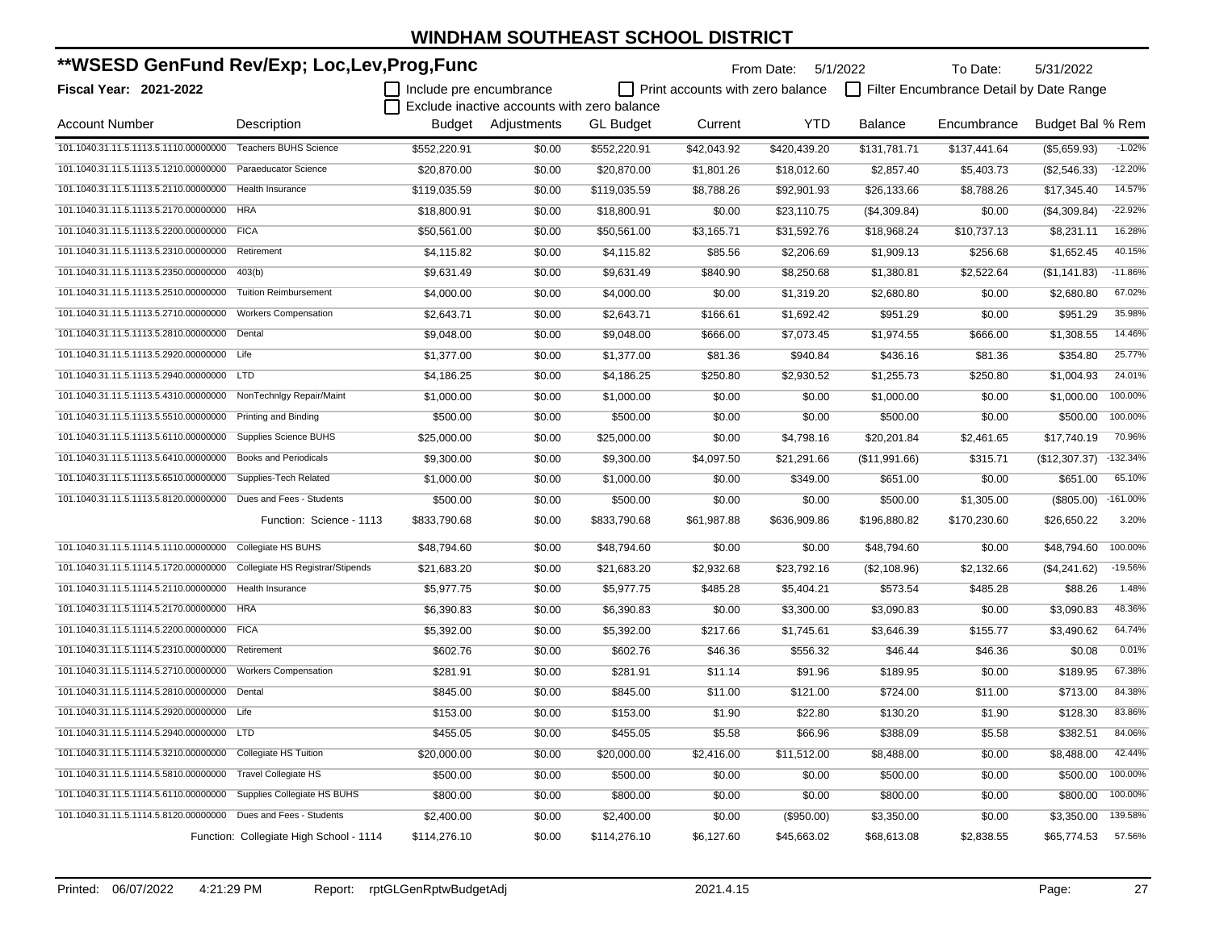# WINDHAM SOUTHEAST SCHOOL DISTRICT

## **WSESD GenFund Rev/Exp; Loc,Lev,Prog,Func

**Fiscal Year: 2021-2022**

From Date: 5/1/2022 To Date: 5/31/2022

☐ Include pre encumbrance ☐ Print accounts with zero balance ☐ Filter Encumbrance Detail by Date Range
☐ Exclude inactive accounts with zero balance

| Account Number | Description | Budget | Adjustments | GL Budget | Current | YTD | Balance | Encumbrance | Budget Bal | % Rem |
|---|---|---|---|---|---|---|---|---|---|---|
| 101.1040.31.11.5.1113.5.1110.00000000 | Teachers BUHS Science | $552,220.91 | $0.00 | $552,220.91 | $42,043.92 | $420,439.20 | $131,781.71 | $137,441.64 | ($5,659.93) | -1.02% |
| 101.1040.31.11.5.1113.5.1210.00000000 | Paraeducator Science | $20,870.00 | $0.00 | $20,870.00 | $1,801.26 | $18,012.60 | $2,857.40 | $5,403.73 | ($2,546.33) | -12.20% |
| 101.1040.31.11.5.1113.5.2110.00000000 | Health Insurance | $119,035.59 | $0.00 | $119,035.59 | $8,788.26 | $92,901.93 | $26,133.66 | $8,788.26 | $17,345.40 | 14.57% |
| 101.1040.31.11.5.1113.5.2170.00000000 | HRA | $18,800.91 | $0.00 | $18,800.91 | $0.00 | $23,110.75 | ($4,309.84) | $0.00 | ($4,309.84) | -22.92% |
| 101.1040.31.11.5.1113.5.2200.00000000 | FICA | $50,561.00 | $0.00 | $50,561.00 | $3,165.71 | $31,592.76 | $18,968.24 | $10,737.13 | $8,231.11 | 16.28% |
| 101.1040.31.11.5.1113.5.2310.00000000 | Retirement | $4,115.82 | $0.00 | $4,115.82 | $85.56 | $2,206.69 | $1,909.13 | $256.68 | $1,652.45 | 40.15% |
| 101.1040.31.11.5.1113.5.2350.00000000 | 403(b) | $9,631.49 | $0.00 | $9,631.49 | $840.90 | $8,250.68 | $1,380.81 | $2,522.64 | ($1,141.83) | -11.86% |
| 101.1040.31.11.5.1113.5.2510.00000000 | Tuition Reimbursement | $4,000.00 | $0.00 | $4,000.00 | $0.00 | $1,319.20 | $2,680.80 | $0.00 | $2,680.80 | 67.02% |
| 101.1040.31.11.5.1113.5.2710.00000000 | Workers Compensation | $2,643.71 | $0.00 | $2,643.71 | $166.61 | $1,692.42 | $951.29 | $0.00 | $951.29 | 35.98% |
| 101.1040.31.11.5.1113.5.2810.00000000 | Dental | $9,048.00 | $0.00 | $9,048.00 | $666.00 | $7,073.45 | $1,974.55 | $666.00 | $1,308.55 | 14.46% |
| 101.1040.31.11.5.1113.5.2920.00000000 | Life | $1,377.00 | $0.00 | $1,377.00 | $81.36 | $940.84 | $436.16 | $81.36 | $354.80 | 25.77% |
| 101.1040.31.11.5.1113.5.2940.00000000 | LTD | $4,186.25 | $0.00 | $4,186.25 | $250.80 | $2,930.52 | $1,255.73 | $250.80 | $1,004.93 | 24.01% |
| 101.1040.31.11.5.1113.5.4310.00000000 | NonTechnlgy Repair/Maint | $1,000.00 | $0.00 | $1,000.00 | $0.00 | $0.00 | $1,000.00 | $0.00 | $1,000.00 | 100.00% |
| 101.1040.31.11.5.1113.5.5510.00000000 | Printing and Binding | $500.00 | $0.00 | $500.00 | $0.00 | $0.00 | $500.00 | $0.00 | $500.00 | 100.00% |
| 101.1040.31.11.5.1113.5.6110.00000000 | Supplies Science BUHS | $25,000.00 | $0.00 | $25,000.00 | $0.00 | $4,798.16 | $20,201.84 | $2,461.65 | $17,740.19 | 70.96% |
| 101.1040.31.11.5.1113.5.6410.00000000 | Books and Periodicals | $9,300.00 | $0.00 | $9,300.00 | $4,097.50 | $21,291.66 | ($11,991.66) | $315.71 | ($12,307.37) | -132.34% |
| 101.1040.31.11.5.1113.5.6510.00000000 | Supplies-Tech Related | $1,000.00 | $0.00 | $1,000.00 | $0.00 | $349.00 | $651.00 | $0.00 | $651.00 | 65.10% |
| 101.1040.31.11.5.1113.5.8120.00000000 | Dues and Fees - Students | $500.00 | $0.00 | $500.00 | $0.00 | $0.00 | $500.00 | $1,305.00 | ($805.00) | -161.00% |
| | Function: Science - 1113 | $833,790.68 | $0.00 | $833,790.68 | $61,987.88 | $636,909.86 | $196,880.82 | $170,230.60 | $26,650.22 | 3.20% |
| 101.1040.31.11.5.1114.5.1110.00000000 | Collegiate HS BUHS | $48,794.60 | $0.00 | $48,794.60 | $0.00 | $0.00 | $48,794.60 | $0.00 | $48,794.60 | 100.00% |
| 101.1040.31.11.5.1114.5.1720.00000000 | Collegiate HS Registrar/Stipends | $21,683.20 | $0.00 | $21,683.20 | $2,932.68 | $23,792.16 | ($2,108.96) | $2,132.66 | ($4,241.62) | -19.56% |
| 101.1040.31.11.5.1114.5.2110.00000000 | Health Insurance | $5,977.75 | $0.00 | $5,977.75 | $485.28 | $5,404.21 | $573.54 | $485.28 | $88.26 | 1.48% |
| 101.1040.31.11.5.1114.5.2170.00000000 | HRA | $6,390.83 | $0.00 | $6,390.83 | $0.00 | $3,300.00 | $3,090.83 | $0.00 | $3,090.83 | 48.36% |
| 101.1040.31.11.5.1114.5.2200.00000000 | FICA | $5,392.00 | $0.00 | $5,392.00 | $217.66 | $1,745.61 | $3,646.39 | $155.77 | $3,490.62 | 64.74% |
| 101.1040.31.11.5.1114.5.2310.00000000 | Retirement | $602.76 | $0.00 | $602.76 | $46.36 | $556.32 | $46.44 | $46.36 | $0.08 | 0.01% |
| 101.1040.31.11.5.1114.5.2710.00000000 | Workers Compensation | $281.91 | $0.00 | $281.91 | $11.14 | $91.96 | $189.95 | $0.00 | $189.95 | 67.38% |
| 101.1040.31.11.5.1114.5.2810.00000000 | Dental | $845.00 | $0.00 | $845.00 | $11.00 | $121.00 | $724.00 | $11.00 | $713.00 | 84.38% |
| 101.1040.31.11.5.1114.5.2920.00000000 | Life | $153.00 | $0.00 | $153.00 | $1.90 | $22.80 | $130.20 | $1.90 | $128.30 | 83.86% |
| 101.1040.31.11.5.1114.5.2940.00000000 | LTD | $455.05 | $0.00 | $455.05 | $5.58 | $66.96 | $388.09 | $5.58 | $382.51 | 84.06% |
| 101.1040.31.11.5.1114.5.3210.00000000 | Collegiate HS Tuition | $20,000.00 | $0.00 | $20,000.00 | $2,416.00 | $11,512.00 | $8,488.00 | $0.00 | $8,488.00 | 42.44% |
| 101.1040.31.11.5.1114.5.5810.00000000 | Travel Collegiate HS | $500.00 | $0.00 | $500.00 | $0.00 | $0.00 | $500.00 | $0.00 | $500.00 | 100.00% |
| 101.1040.31.11.5.1114.5.6110.00000000 | Supplies Collegiate HS BUHS | $800.00 | $0.00 | $800.00 | $0.00 | $0.00 | $800.00 | $0.00 | $800.00 | 100.00% |
| 101.1040.31.11.5.1114.5.8120.00000000 | Dues and Fees - Students | $2,400.00 | $0.00 | $2,400.00 | $0.00 | ($950.00) | $3,350.00 | $0.00 | $3,350.00 | 139.58% |
| | Function: Collegiate High School - 1114 | $114,276.10 | $0.00 | $114,276.10 | $6,127.60 | $45,663.02 | $68,613.08 | $2,838.55 | $65,774.53 | 57.56% |

Printed: 06/07/2022 4:21:29 PM Report: rptGLGenRptwBudgetAdj 2021.4.15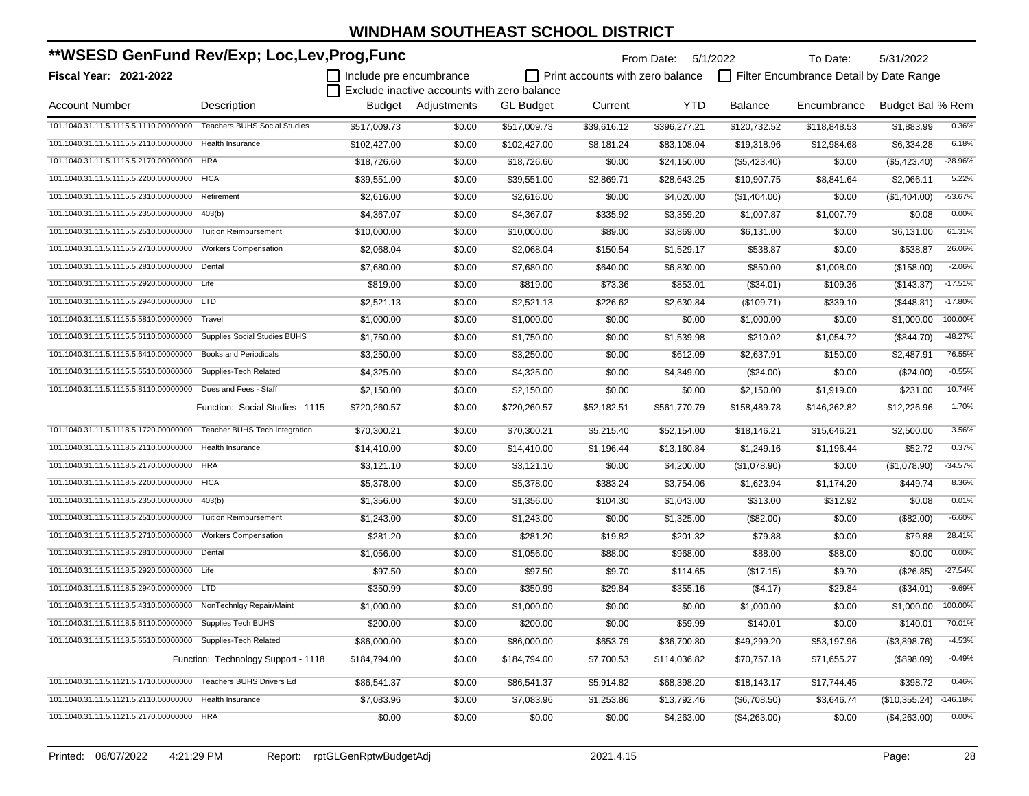# WINDHAM SOUTHEAST SCHOOL DISTRICT

## **WSESD GenFund Rev/Exp; Loc,Lev,Prog,Func

**Fiscal Year: 2021-2022**

From Date: 5/1/2022 To Date: 5/31/2022

☐ Include pre encumbrance ☐ Print accounts with zero balance ☐ Filter Encumbrance Detail by Date Range

☐ Exclude inactive accounts with zero balance

| Account Number | Description | Budget | Adjustments | GL Budget | Current | YTD | Balance | Encumbrance | Budget Bal | % Rem |
|---|---|---|---|---|---|---|---|---|---|---|
| 101.1040.31.11.5.1115.5.1110.00000000 | Teachers BUHS Social Studies | $517,009.73 | $0.00 | $517,009.73 | $39,616.12 | $396,277.21 | $120,732.52 | $118,848.53 | $1,883.99 | 0.36% |
| 101.1040.31.11.5.1115.5.2110.00000000 | Health Insurance | $102,427.00 | $0.00 | $102,427.00 | $8,181.24 | $83,108.04 | $19,318.96 | $12,984.68 | $6,334.28 | 6.18% |
| 101.1040.31.11.5.1115.5.2170.00000000 | HRA | $18,726.60 | $0.00 | $18,726.60 | $0.00 | $24,150.00 | ($5,423.40) | $0.00 | ($5,423.40) | -28.96% |
| 101.1040.31.11.5.1115.5.2200.00000000 | FICA | $39,551.00 | $0.00 | $39,551.00 | $2,869.71 | $28,643.25 | $10,907.75 | $8,841.64 | $2,066.11 | 5.22% |
| 101.1040.31.11.5.1115.5.2310.00000000 | Retirement | $2,616.00 | $0.00 | $2,616.00 | $0.00 | $4,020.00 | ($1,404.00) | $0.00 | ($1,404.00) | -53.67% |
| 101.1040.31.11.5.1115.5.2350.00000000 | 403(b) | $4,367.07 | $0.00 | $4,367.07 | $335.92 | $3,359.20 | $1,007.87 | $1,007.79 | $0.08 | 0.00% |
| 101.1040.31.11.5.1115.5.2510.00000000 | Tuition Reimbursement | $10,000.00 | $0.00 | $10,000.00 | $89.00 | $3,869.00 | $6,131.00 | $0.00 | $6,131.00 | 61.31% |
| 101.1040.31.11.5.1115.5.2710.00000000 | Workers Compensation | $2,068.04 | $0.00 | $2,068.04 | $150.54 | $1,529.17 | $538.87 | $0.00 | $538.87 | 26.06% |
| 101.1040.31.11.5.1115.5.2810.00000000 | Dental | $7,680.00 | $0.00 | $7,680.00 | $640.00 | $6,830.00 | $850.00 | $1,008.00 | ($158.00) | -2.06% |
| 101.1040.31.11.5.1115.5.2920.00000000 | Life | $819.00 | $0.00 | $819.00 | $73.36 | $853.01 | ($34.01) | $109.36 | ($143.37) | -17.51% |
| 101.1040.31.11.5.1115.5.2940.00000000 | LTD | $2,521.13 | $0.00 | $2,521.13 | $226.62 | $2,630.84 | ($109.71) | $339.10 | ($448.81) | -17.80% |
| 101.1040.31.11.5.1115.5.5810.00000000 | Travel | $1,000.00 | $0.00 | $1,000.00 | $0.00 | $0.00 | $1,000.00 | $0.00 | $1,000.00 | 100.00% |
| 101.1040.31.11.5.1115.5.6110.00000000 | Supplies Social Studies BUHS | $1,750.00 | $0.00 | $1,750.00 | $0.00 | $1,539.98 | $210.02 | $1,054.72 | ($844.70) | -48.27% |
| 101.1040.31.11.5.1115.5.6410.00000000 | Books and Periodicals | $3,250.00 | $0.00 | $3,250.00 | $0.00 | $612.09 | $2,637.91 | $150.00 | $2,487.91 | 76.55% |
| 101.1040.31.11.5.1115.5.6510.00000000 | Supplies-Tech Related | $4,325.00 | $0.00 | $4,325.00 | $0.00 | $4,349.00 | ($24.00) | $0.00 | ($24.00) | -0.55% |
| 101.1040.31.11.5.1115.5.8110.00000000 | Dues and Fees - Staff | $2,150.00 | $0.00 | $2,150.00 | $0.00 | $0.00 | $2,150.00 | $1,919.00 | $231.00 | 10.74% |
| | Function: Social Studies - 1115 | $720,260.57 | $0.00 | $720,260.57 | $52,182.51 | $561,770.79 | $158,489.78 | $146,262.82 | $12,226.96 | 1.70% |
| 101.1040.31.11.5.1118.5.1720.00000000 | Teacher BUHS Tech Integration | $70,300.21 | $0.00 | $70,300.21 | $5,215.40 | $52,154.00 | $18,146.21 | $15,646.21 | $2,500.00 | 3.56% |
| 101.1040.31.11.5.1118.5.2110.00000000 | Health Insurance | $14,410.00 | $0.00 | $14,410.00 | $1,196.44 | $13,160.84 | $1,249.16 | $1,196.44 | $52.72 | 0.37% |
| 101.1040.31.11.5.1118.5.2170.00000000 | HRA | $3,121.10 | $0.00 | $3,121.10 | $0.00 | $4,200.00 | ($1,078.90) | $0.00 | ($1,078.90) | -34.57% |
| 101.1040.31.11.5.1118.5.2200.00000000 | FICA | $5,378.00 | $0.00 | $5,378.00 | $383.24 | $3,754.06 | $1,623.94 | $1,174.20 | $449.74 | 8.36% |
| 101.1040.31.11.5.1118.5.2350.00000000 | 403(b) | $1,356.00 | $0.00 | $1,356.00 | $104.30 | $1,043.00 | $313.00 | $312.92 | $0.08 | 0.01% |
| 101.1040.31.11.5.1118.5.2510.00000000 | Tuition Reimbursement | $1,243.00 | $0.00 | $1,243.00 | $0.00 | $1,325.00 | ($82.00) | $0.00 | ($82.00) | -6.60% |
| 101.1040.31.11.5.1118.5.2710.00000000 | Workers Compensation | $281.20 | $0.00 | $281.20 | $19.82 | $201.32 | $79.88 | $0.00 | $79.88 | 28.41% |
| 101.1040.31.11.5.1118.5.2810.00000000 | Dental | $1,056.00 | $0.00 | $1,056.00 | $88.00 | $968.00 | $88.00 | $88.00 | $0.00 | 0.00% |
| 101.1040.31.11.5.1118.5.2920.00000000 | Life | $97.50 | $0.00 | $97.50 | $9.70 | $114.65 | ($17.15) | $9.70 | ($26.85) | -27.54% |
| 101.1040.31.11.5.1118.5.2940.00000000 | LTD | $350.99 | $0.00 | $350.99 | $29.84 | $355.16 | ($4.17) | $29.84 | ($34.01) | -9.69% |
| 101.1040.31.11.5.1118.5.4310.00000000 | NonTechnlgy Repair/Maint | $1,000.00 | $0.00 | $1,000.00 | $0.00 | $0.00 | $1,000.00 | $0.00 | $1,000.00 | 100.00% |
| 101.1040.31.11.5.1118.5.6110.00000000 | Supplies Tech BUHS | $200.00 | $0.00 | $200.00 | $0.00 | $59.99 | $140.01 | $0.00 | $140.01 | 70.01% |
| 101.1040.31.11.5.1118.5.6510.00000000 | Supplies-Tech Related | $86,000.00 | $0.00 | $86,000.00 | $653.79 | $36,700.80 | $49,299.20 | $53,197.96 | ($3,898.76) | -4.53% |
| | Function: Technology Support - 1118 | $184,794.00 | $0.00 | $184,794.00 | $7,700.53 | $114,036.82 | $70,757.18 | $71,655.27 | ($898.09) | -0.49% |
| 101.1040.31.11.5.1121.5.1710.00000000 | Teachers BUHS Drivers Ed | $86,541.37 | $0.00 | $86,541.37 | $5,914.82 | $68,398.20 | $18,143.17 | $17,744.45 | $398.72 | 0.46% |
| 101.1040.31.11.5.1121.5.2110.00000000 | Health Insurance | $7,083.96 | $0.00 | $7,083.96 | $1,253.86 | $13,792.46 | ($6,708.50) | $3,646.74 | ($10,355.24) | -146.18% |
| 101.1040.31.11.5.1121.5.2170.00000000 | HRA | $0.00 | $0.00 | $0.00 | $0.00 | $4,263.00 | ($4,263.00) | $0.00 | ($4,263.00) | 0.00% |

Printed: 06/07/2022 4:21:29 PM Report: rptGLGenRptwBudgetAdj 2021.4.15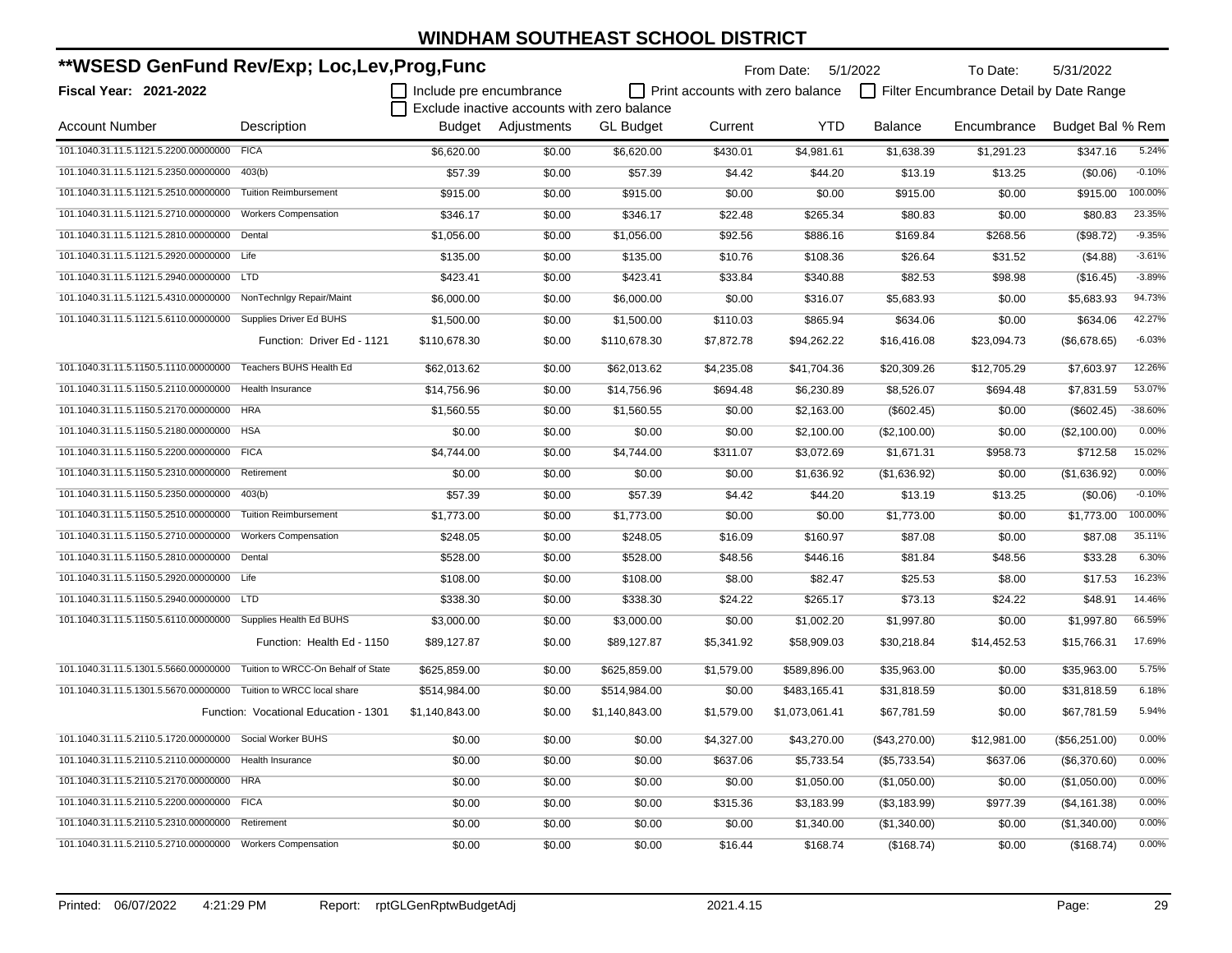# WINDHAM SOUTHEAST SCHOOL DISTRICT

## **WSESD GenFund Rev/Exp; Loc,Lev,Prog,Func

**Fiscal Year: 2021-2022**

From Date: 5/1/2022 To Date: 5/31/2022

☐ Include pre encumbrance ☐ Print accounts with zero balance ☐ Filter Encumbrance Detail by Date Range
☐ Exclude inactive accounts with zero balance

| Account Number | Description | Budget | Adjustments | GL Budget | Current | YTD | Balance | Encumbrance | Budget Bal | % Rem |
|---|---|---|---|---|---|---|---|---|---|---|
| 101.1040.31.11.5.1121.5.2200.00000000 | FICA | $6,620.00 | $0.00 | $6,620.00 | $430.01 | $4,981.61 | $1,638.39 | $1,291.23 | $347.16 | 5.24% |
| 101.1040.31.11.5.1121.5.2350.00000000 | 403(b) | $57.39 | $0.00 | $57.39 | $4.42 | $44.20 | $13.19 | $13.25 | ($0.06) | -0.10% |
| 101.1040.31.11.5.1121.5.2510.00000000 | Tuition Reimbursement | $915.00 | $0.00 | $915.00 | $0.00 | $0.00 | $915.00 | $0.00 | $915.00 | 100.00% |
| 101.1040.31.11.5.1121.5.2710.00000000 | Workers Compensation | $346.17 | $0.00 | $346.17 | $22.48 | $265.34 | $80.83 | $0.00 | $80.83 | 23.35% |
| 101.1040.31.11.5.1121.5.2810.00000000 | Dental | $1,056.00 | $0.00 | $1,056.00 | $92.56 | $886.16 | $169.84 | $268.56 | ($98.72) | -9.35% |
| 101.1040.31.11.5.1121.5.2920.00000000 | Life | $135.00 | $0.00 | $135.00 | $10.76 | $108.36 | $26.64 | $31.52 | ($4.88) | -3.61% |
| 101.1040.31.11.5.1121.5.2940.00000000 | LTD | $423.41 | $0.00 | $423.41 | $33.84 | $340.88 | $82.53 | $98.98 | ($16.45) | -3.89% |
| 101.1040.31.11.5.1121.5.4310.00000000 | NonTechnlgy Repair/Maint | $6,000.00 | $0.00 | $6,000.00 | $0.00 | $316.07 | $5,683.93 | $0.00 | $5,683.93 | 94.73% |
| 101.1040.31.11.5.1121.5.6110.00000000 | Supplies Driver Ed BUHS | $1,500.00 | $0.00 | $1,500.00 | $110.03 | $865.94 | $634.06 | $0.00 | $634.06 | 42.27% |
| | Function: Driver Ed - 1121 | $110,678.30 | $0.00 | $110,678.30 | $7,872.78 | $94,262.22 | $16,416.08 | $23,094.73 | ($6,678.65) | -6.03% |
| 101.1040.31.11.5.1150.5.1110.00000000 | Teachers BUHS Health Ed | $62,013.62 | $0.00 | $62,013.62 | $4,235.08 | $41,704.36 | $20,309.26 | $12,705.29 | $7,603.97 | 12.26% |
| 101.1040.31.11.5.1150.5.2110.00000000 | Health Insurance | $14,756.96 | $0.00 | $14,756.96 | $694.48 | $6,230.89 | $8,526.07 | $694.48 | $7,831.59 | 53.07% |
| 101.1040.31.11.5.1150.5.2170.00000000 | HRA | $1,560.55 | $0.00 | $1,560.55 | $0.00 | $2,163.00 | ($602.45) | $0.00 | ($602.45) | -38.60% |
| 101.1040.31.11.5.1150.5.2180.00000000 | HSA | $0.00 | $0.00 | $0.00 | $0.00 | $2,100.00 | ($2,100.00) | $0.00 | ($2,100.00) | 0.00% |
| 101.1040.31.11.5.1150.5.2200.00000000 | FICA | $4,744.00 | $0.00 | $4,744.00 | $311.07 | $3,072.69 | $1,671.31 | $958.73 | $712.58 | 15.02% |
| 101.1040.31.11.5.1150.5.2310.00000000 | Retirement | $0.00 | $0.00 | $0.00 | $0.00 | $1,636.92 | ($1,636.92) | $0.00 | ($1,636.92) | 0.00% |
| 101.1040.31.11.5.1150.5.2350.00000000 | 403(b) | $57.39 | $0.00 | $57.39 | $4.42 | $44.20 | $13.19 | $13.25 | ($0.06) | -0.10% |
| 101.1040.31.11.5.1150.5.2510.00000000 | Tuition Reimbursement | $1,773.00 | $0.00 | $1,773.00 | $0.00 | $0.00 | $1,773.00 | $0.00 | $1,773.00 | 100.00% |
| 101.1040.31.11.5.1150.5.2710.00000000 | Workers Compensation | $248.05 | $0.00 | $248.05 | $16.09 | $160.97 | $87.08 | $0.00 | $87.08 | 35.11% |
| 101.1040.31.11.5.1150.5.2810.00000000 | Dental | $528.00 | $0.00 | $528.00 | $48.56 | $446.16 | $81.84 | $48.56 | $33.28 | 6.30% |
| 101.1040.31.11.5.1150.5.2920.00000000 | Life | $108.00 | $0.00 | $108.00 | $8.00 | $82.47 | $25.53 | $8.00 | $17.53 | 16.23% |
| 101.1040.31.11.5.1150.5.2940.00000000 | LTD | $338.30 | $0.00 | $338.30 | $24.22 | $265.17 | $73.13 | $24.22 | $48.91 | 14.46% |
| 101.1040.31.11.5.1150.5.6110.00000000 | Supplies Health Ed BUHS | $3,000.00 | $0.00 | $3,000.00 | $0.00 | $1,002.20 | $1,997.80 | $0.00 | $1,997.80 | 66.59% |
| | Function: Health Ed - 1150 | $89,127.87 | $0.00 | $89,127.87 | $5,341.92 | $58,909.03 | $30,218.84 | $14,452.53 | $15,766.31 | 17.69% |
| 101.1040.31.11.5.1301.5.5660.00000000 | Tuition to WRCC-On Behalf of State | $625,859.00 | $0.00 | $625,859.00 | $1,579.00 | $589,896.00 | $35,963.00 | $0.00 | $35,963.00 | 5.75% |
| 101.1040.31.11.5.1301.5.5670.00000000 | Tuition to WRCC local share | $514,984.00 | $0.00 | $514,984.00 | $0.00 | $483,165.41 | $31,818.59 | $0.00 | $31,818.59 | 6.18% |
| | Function: Vocational Education - 1301 | $1,140,843.00 | $0.00 | $1,140,843.00 | $1,579.00 | $1,073,061.41 | $67,781.59 | $0.00 | $67,781.59 | 5.94% |
| 101.1040.31.11.5.2110.5.1720.00000000 | Social Worker BUHS | $0.00 | $0.00 | $0.00 | $4,327.00 | $43,270.00 | ($43,270.00) | $12,981.00 | ($56,251.00) | 0.00% |
| 101.1040.31.11.5.2110.5.2110.00000000 | Health Insurance | $0.00 | $0.00 | $0.00 | $637.06 | $5,733.54 | ($5,733.54) | $637.06 | ($6,370.60) | 0.00% |
| 101.1040.31.11.5.2110.5.2170.00000000 | HRA | $0.00 | $0.00 | $0.00 | $0.00 | $1,050.00 | ($1,050.00) | $0.00 | ($1,050.00) | 0.00% |
| 101.1040.31.11.5.2110.5.2200.00000000 | FICA | $0.00 | $0.00 | $0.00 | $315.36 | $3,183.99 | ($3,183.99) | $977.39 | ($4,161.38) | 0.00% |
| 101.1040.31.11.5.2110.5.2310.00000000 | Retirement | $0.00 | $0.00 | $0.00 | $0.00 | $1,340.00 | ($1,340.00) | $0.00 | ($1,340.00) | 0.00% |
| 101.1040.31.11.5.2110.5.2710.00000000 | Workers Compensation | $0.00 | $0.00 | $0.00 | $16.44 | $168.74 | ($168.74) | $0.00 | ($168.74) | 0.00% |

Printed: 06/07/2022 4:21:29 PM Report: rptGLGenRptwBudgetAdj 2021.4.15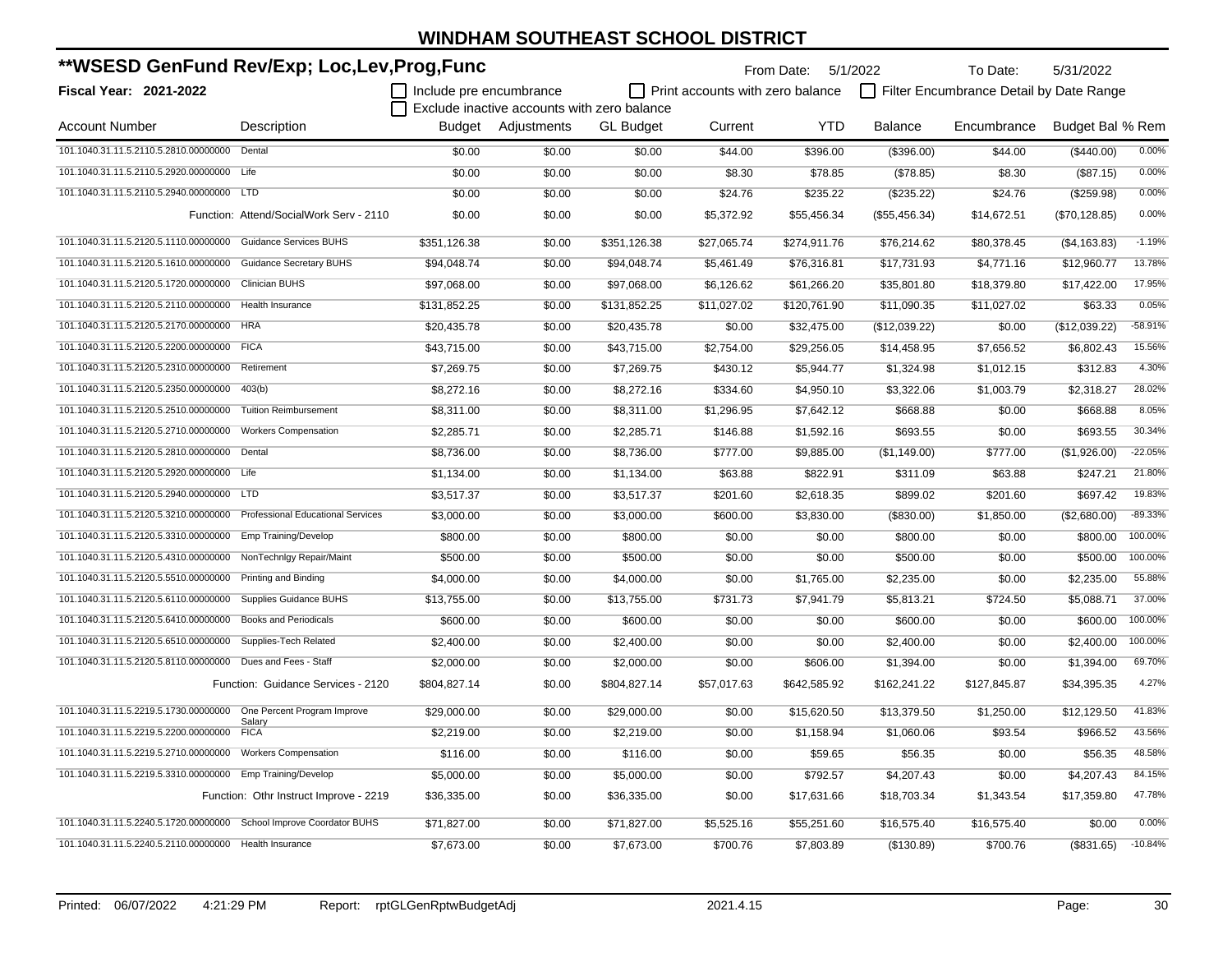# WINDHAM SOUTHEAST SCHOOL DISTRICT

## **WSESD GenFund Rev/Exp; Loc,Lev,Prog,Func

**Fiscal Year: 2021-2022**

From Date: 5/1/2022 To Date: 5/31/2022

- [ ] Include pre encumbrance
- [ ] Print accounts with zero balance
- [ ] Filter Encumbrance Detail by Date Range
- [ ] Exclude inactive accounts with zero balance

| Account Number | Description | Budget | Adjustments | GL Budget | Current | YTD | Balance | Encumbrance | Budget Bal | % Rem |
|---|---|---|---|---|---|---|---|---|---|---|
| 101.1040.31.11.5.2110.5.2810.00000000 | Dental | $0.00 | $0.00 | $0.00 | $44.00 | $396.00 | ($396.00) | $44.00 | ($440.00) | 0.00% |
| 101.1040.31.11.5.2110.5.2920.00000000 | Life | $0.00 | $0.00 | $0.00 | $8.30 | $78.85 | ($78.85) | $8.30 | ($87.15) | 0.00% |
| 101.1040.31.11.5.2110.5.2940.00000000 | LTD | $0.00 | $0.00 | $0.00 | $24.76 | $235.22 | ($235.22) | $24.76 | ($259.98) | 0.00% |
| | Function: Attend/SocialWork Serv - 2110 | $0.00 | $0.00 | $0.00 | $5,372.92 | $55,456.34 | ($55,456.34) | $14,672.51 | ($70,128.85) | 0.00% |
| 101.1040.31.11.5.2120.5.1110.00000000 | Guidance Services BUHS | $351,126.38 | $0.00 | $351,126.38 | $27,065.74 | $274,911.76 | $76,214.62 | $80,378.45 | ($4,163.83) | -1.19% |
| 101.1040.31.11.5.2120.5.1610.00000000 | Guidance Secretary BUHS | $94,048.74 | $0.00 | $94,048.74 | $5,461.49 | $76,316.81 | $17,731.93 | $4,771.16 | $12,960.77 | 13.78% |
| 101.1040.31.11.5.2120.5.1720.00000000 | Clinician BUHS | $97,068.00 | $0.00 | $97,068.00 | $6,126.62 | $61,266.20 | $35,801.80 | $18,379.80 | $17,422.00 | 17.95% |
| 101.1040.31.11.5.2120.5.2110.00000000 | Health Insurance | $131,852.25 | $0.00 | $131,852.25 | $11,027.02 | $120,761.90 | $11,090.35 | $11,027.02 | $63.33 | 0.05% |
| 101.1040.31.11.5.2120.5.2170.00000000 | HRA | $20,435.78 | $0.00 | $20,435.78 | $0.00 | $32,475.00 | ($12,039.22) | $0.00 | ($12,039.22) | -58.91% |
| 101.1040.31.11.5.2120.5.2200.00000000 | FICA | $43,715.00 | $0.00 | $43,715.00 | $2,754.00 | $29,256.05 | $14,458.95 | $7,656.52 | $6,802.43 | 15.56% |
| 101.1040.31.11.5.2120.5.2310.00000000 | Retirement | $7,269.75 | $0.00 | $7,269.75 | $430.12 | $5,944.77 | $1,324.98 | $1,012.15 | $312.83 | 4.30% |
| 101.1040.31.11.5.2120.5.2350.00000000 | 403(b) | $8,272.16 | $0.00 | $8,272.16 | $334.60 | $4,950.10 | $3,322.06 | $1,003.79 | $2,318.27 | 28.02% |
| 101.1040.31.11.5.2120.5.2510.00000000 | Tuition Reimbursement | $8,311.00 | $0.00 | $8,311.00 | $1,296.95 | $7,642.12 | $668.88 | $0.00 | $668.88 | 8.05% |
| 101.1040.31.11.5.2120.5.2710.00000000 | Workers Compensation | $2,285.71 | $0.00 | $2,285.71 | $146.88 | $1,592.16 | $693.55 | $0.00 | $693.55 | 30.34% |
| 101.1040.31.11.5.2120.5.2810.00000000 | Dental | $8,736.00 | $0.00 | $8,736.00 | $777.00 | $9,885.00 | ($1,149.00) | $777.00 | ($1,926.00) | -22.05% |
| 101.1040.31.11.5.2120.5.2920.00000000 | Life | $1,134.00 | $0.00 | $1,134.00 | $63.88 | $822.91 | $311.09 | $63.88 | $247.21 | 21.80% |
| 101.1040.31.11.5.2120.5.2940.00000000 | LTD | $3,517.37 | $0.00 | $3,517.37 | $201.60 | $2,618.35 | $899.02 | $201.60 | $697.42 | 19.83% |
| 101.1040.31.11.5.2120.5.3210.00000000 | Professional Educational Services | $3,000.00 | $0.00 | $3,000.00 | $600.00 | $3,830.00 | ($830.00) | $1,850.00 | ($2,680.00) | -89.33% |
| 101.1040.31.11.5.2120.5.3310.00000000 | Emp Training/Develop | $800.00 | $0.00 | $800.00 | $0.00 | $0.00 | $800.00 | $0.00 | $800.00 | 100.00% |
| 101.1040.31.11.5.2120.5.4310.00000000 | NonTechnlgy Repair/Maint | $500.00 | $0.00 | $500.00 | $0.00 | $0.00 | $500.00 | $0.00 | $500.00 | 100.00% |
| 101.1040.31.11.5.2120.5.5510.00000000 | Printing and Binding | $4,000.00 | $0.00 | $4,000.00 | $0.00 | $1,765.00 | $2,235.00 | $0.00 | $2,235.00 | 55.88% |
| 101.1040.31.11.5.2120.5.6110.00000000 | Supplies Guidance BUHS | $13,755.00 | $0.00 | $13,755.00 | $731.73 | $7,941.79 | $5,813.21 | $724.50 | $5,088.71 | 37.00% |
| 101.1040.31.11.5.2120.5.6410.00000000 | Books and Periodicals | $600.00 | $0.00 | $600.00 | $0.00 | $0.00 | $600.00 | $0.00 | $600.00 | 100.00% |
| 101.1040.31.11.5.2120.5.6510.00000000 | Supplies-Tech Related | $2,400.00 | $0.00 | $2,400.00 | $0.00 | $0.00 | $2,400.00 | $0.00 | $2,400.00 | 100.00% |
| 101.1040.31.11.5.2120.5.8110.00000000 | Dues and Fees - Staff | $2,000.00 | $0.00 | $2,000.00 | $0.00 | $606.00 | $1,394.00 | $0.00 | $1,394.00 | 69.70% |
| | Function: Guidance Services - 2120 | $804,827.14 | $0.00 | $804,827.14 | $57,017.63 | $642,585.92 | $162,241.22 | $127,845.87 | $34,395.35 | 4.27% |
| 101.1040.31.11.5.2219.5.1730.00000000 | One Percent Program Improve Salary | $29,000.00 | $0.00 | $29,000.00 | $0.00 | $15,620.50 | $13,379.50 | $1,250.00 | $12,129.50 | 41.83% |
| 101.1040.31.11.5.2219.5.2200.00000000 | FICA | $2,219.00 | $0.00 | $2,219.00 | $0.00 | $1,158.94 | $1,060.06 | $93.54 | $966.52 | 43.56% |
| 101.1040.31.11.5.2219.5.2710.00000000 | Workers Compensation | $116.00 | $0.00 | $116.00 | $0.00 | $59.65 | $56.35 | $0.00 | $56.35 | 48.58% |
| 101.1040.31.11.5.2219.5.3310.00000000 | Emp Training/Develop | $5,000.00 | $0.00 | $5,000.00 | $0.00 | $792.57 | $4,207.43 | $0.00 | $4,207.43 | 84.15% |
| | Function: Othr Instruct Improve - 2219 | $36,335.00 | $0.00 | $36,335.00 | $0.00 | $17,631.66 | $18,703.34 | $1,343.54 | $17,359.80 | 47.78% |
| 101.1040.31.11.5.2240.5.1720.00000000 | School Improve Coordator BUHS | $71,827.00 | $0.00 | $71,827.00 | $5,525.16 | $55,251.60 | $16,575.40 | $16,575.40 | $0.00 | 0.00% |
| 101.1040.31.11.5.2240.5.2110.00000000 | Health Insurance | $7,673.00 | $0.00 | $7,673.00 | $700.76 | $7,803.89 | ($130.89) | $700.76 | ($831.65) | -10.84% |

Printed: 06/07/2022 4:21:29 PM Report: rptGLGenRptwBudgetAdj 2021.4.15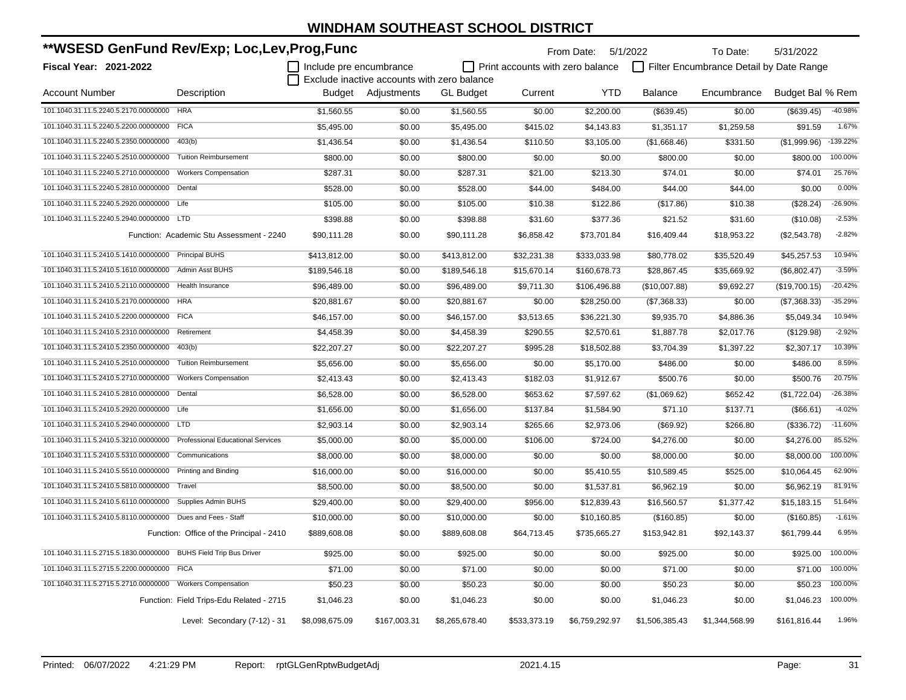# WINDHAM SOUTHEAST SCHOOL DISTRICT

## **WSESD GenFund Rev/Exp; Loc,Lev,Prog,Func

**Fiscal Year: 2021-2022**

From Date: 5/1/2022 To Date: 5/31/2022

☐ Include pre encumbrance ☐ Print accounts with zero balance ☐ Filter Encumbrance Detail by Date Range

☐ Exclude inactive accounts with zero balance

| Account Number | Description | Budget | Adjustments | GL Budget | Current | YTD | Balance | Encumbrance | Budget Bal | % Rem |
|---|---|---|---|---|---|---|---|---|---|---|
| 101.1040.31.11.5.2240.5.2170.00000000 | HRA | $1,560.55 | $0.00 | $1,560.55 | $0.00 | $2,200.00 | ($639.45) | $0.00 | ($639.45) | -40.98% |
| 101.1040.31.11.5.2240.5.2200.00000000 | FICA | $5,495.00 | $0.00 | $5,495.00 | $415.02 | $4,143.83 | $1,351.17 | $1,259.58 | $91.59 | 1.67% |
| 101.1040.31.11.5.2240.5.2350.00000000 | 403(b) | $1,436.54 | $0.00 | $1,436.54 | $110.50 | $3,105.00 | ($1,668.46) | $331.50 | ($1,999.96) | -139.22% |
| 101.1040.31.11.5.2240.5.2510.00000000 | Tuition Reimbursement | $800.00 | $0.00 | $800.00 | $0.00 | $0.00 | $800.00 | $0.00 | $800.00 | 100.00% |
| 101.1040.31.11.5.2240.5.2710.00000000 | Workers Compensation | $287.31 | $0.00 | $287.31 | $21.00 | $213.30 | $74.01 | $0.00 | $74.01 | 25.76% |
| 101.1040.31.11.5.2240.5.2810.00000000 | Dental | $528.00 | $0.00 | $528.00 | $44.00 | $484.00 | $44.00 | $44.00 | $0.00 | 0.00% |
| 101.1040.31.11.5.2240.5.2920.00000000 | Life | $105.00 | $0.00 | $105.00 | $10.38 | $122.86 | ($17.86) | $10.38 | ($28.24) | -26.90% |
| 101.1040.31.11.5.2240.5.2940.00000000 | LTD | $398.88 | $0.00 | $398.88 | $31.60 | $377.36 | $21.52 | $31.60 | ($10.08) | -2.53% |
| | Function: Academic Stu Assessment - 2240 | $90,111.28 | $0.00 | $90,111.28 | $6,858.42 | $73,701.84 | $16,409.44 | $18,953.22 | ($2,543.78) | -2.82% |
| 101.1040.31.11.5.2410.5.1410.00000000 | Principal BUHS | $413,812.00 | $0.00 | $413,812.00 | $32,231.38 | $333,033.98 | $80,778.02 | $35,520.49 | $45,257.53 | 10.94% |
| 101.1040.31.11.5.2410.5.1610.00000000 | Admin Asst BUHS | $189,546.18 | $0.00 | $189,546.18 | $15,670.14 | $160,678.73 | $28,867.45 | $35,669.92 | ($6,802.47) | -3.59% |
| 101.1040.31.11.5.2410.5.2110.00000000 | Health Insurance | $96,489.00 | $0.00 | $96,489.00 | $9,711.30 | $106,496.88 | ($10,007.88) | $9,692.27 | ($19,700.15) | -20.42% |
| 101.1040.31.11.5.2410.5.2170.00000000 | HRA | $20,881.67 | $0.00 | $20,881.67 | $0.00 | $28,250.00 | ($7,368.33) | $0.00 | ($7,368.33) | -35.29% |
| 101.1040.31.11.5.2410.5.2200.00000000 | FICA | $46,157.00 | $0.00 | $46,157.00 | $3,513.65 | $36,221.30 | $9,935.70 | $4,886.36 | $5,049.34 | 10.94% |
| 101.1040.31.11.5.2410.5.2310.00000000 | Retirement | $4,458.39 | $0.00 | $4,458.39 | $290.55 | $2,570.61 | $1,887.78 | $2,017.76 | ($129.98) | -2.92% |
| 101.1040.31.11.5.2410.5.2350.00000000 | 403(b) | $22,207.27 | $0.00 | $22,207.27 | $995.28 | $18,502.88 | $3,704.39 | $1,397.22 | $2,307.17 | 10.39% |
| 101.1040.31.11.5.2410.5.2510.00000000 | Tuition Reimbursement | $5,656.00 | $0.00 | $5,656.00 | $0.00 | $5,170.00 | $486.00 | $0.00 | $486.00 | 8.59% |
| 101.1040.31.11.5.2410.5.2710.00000000 | Workers Compensation | $2,413.43 | $0.00 | $2,413.43 | $182.03 | $1,912.67 | $500.76 | $0.00 | $500.76 | 20.75% |
| 101.1040.31.11.5.2410.5.2810.00000000 | Dental | $6,528.00 | $0.00 | $6,528.00 | $653.62 | $7,597.62 | ($1,069.62) | $652.42 | ($1,722.04) | -26.38% |
| 101.1040.31.11.5.2410.5.2920.00000000 | Life | $1,656.00 | $0.00 | $1,656.00 | $137.84 | $1,584.90 | $71.10 | $137.71 | ($66.61) | -4.02% |
| 101.1040.31.11.5.2410.5.2940.00000000 | LTD | $2,903.14 | $0.00 | $2,903.14 | $265.66 | $2,973.06 | ($69.92) | $266.80 | ($336.72) | -11.60% |
| 101.1040.31.11.5.2410.5.3210.00000000 | Professional Educational Services | $5,000.00 | $0.00 | $5,000.00 | $106.00 | $724.00 | $4,276.00 | $0.00 | $4,276.00 | 85.52% |
| 101.1040.31.11.5.2410.5.5310.00000000 | Communications | $8,000.00 | $0.00 | $8,000.00 | $0.00 | $0.00 | $8,000.00 | $0.00 | $8,000.00 | 100.00% |
| 101.1040.31.11.5.2410.5.5510.00000000 | Printing and Binding | $16,000.00 | $0.00 | $16,000.00 | $0.00 | $5,410.55 | $10,589.45 | $525.00 | $10,064.45 | 62.90% |
| 101.1040.31.11.5.2410.5.5810.00000000 | Travel | $8,500.00 | $0.00 | $8,500.00 | $0.00 | $1,537.81 | $6,962.19 | $0.00 | $6,962.19 | 81.91% |
| 101.1040.31.11.5.2410.5.6110.00000000 | Supplies Admin BUHS | $29,400.00 | $0.00 | $29,400.00 | $956.00 | $12,839.43 | $16,560.57 | $1,377.42 | $15,183.15 | 51.64% |
| 101.1040.31.11.5.2410.5.8110.00000000 | Dues and Fees - Staff | $10,000.00 | $0.00 | $10,000.00 | $0.00 | $10,160.85 | ($160.85) | $0.00 | ($160.85) | -1.61% |
| | Function: Office of the Principal - 2410 | $889,608.08 | $0.00 | $889,608.08 | $64,713.45 | $735,665.27 | $153,942.81 | $92,143.37 | $61,799.44 | 6.95% |
| 101.1040.31.11.5.2715.5.1830.00000000 | BUHS Field Trip Bus Driver | $925.00 | $0.00 | $925.00 | $0.00 | $0.00 | $925.00 | $0.00 | $925.00 | 100.00% |
| 101.1040.31.11.5.2715.5.2200.00000000 | FICA | $71.00 | $0.00 | $71.00 | $0.00 | $0.00 | $71.00 | $0.00 | $71.00 | 100.00% |
| 101.1040.31.11.5.2715.5.2710.00000000 | Workers Compensation | $50.23 | $0.00 | $50.23 | $0.00 | $0.00 | $50.23 | $0.00 | $50.23 | 100.00% |
| | Function: Field Trips-Edu Related - 2715 | $1,046.23 | $0.00 | $1,046.23 | $0.00 | $0.00 | $1,046.23 | $0.00 | $1,046.23 | 100.00% |
| | Level: Secondary (7-12) - 31 | $8,098,675.09 | $167,003.31 | $8,265,678.40 | $533,373.19 | $6,759,292.97 | $1,506,385.43 | $1,344,568.99 | $161,816.44 | 1.96% |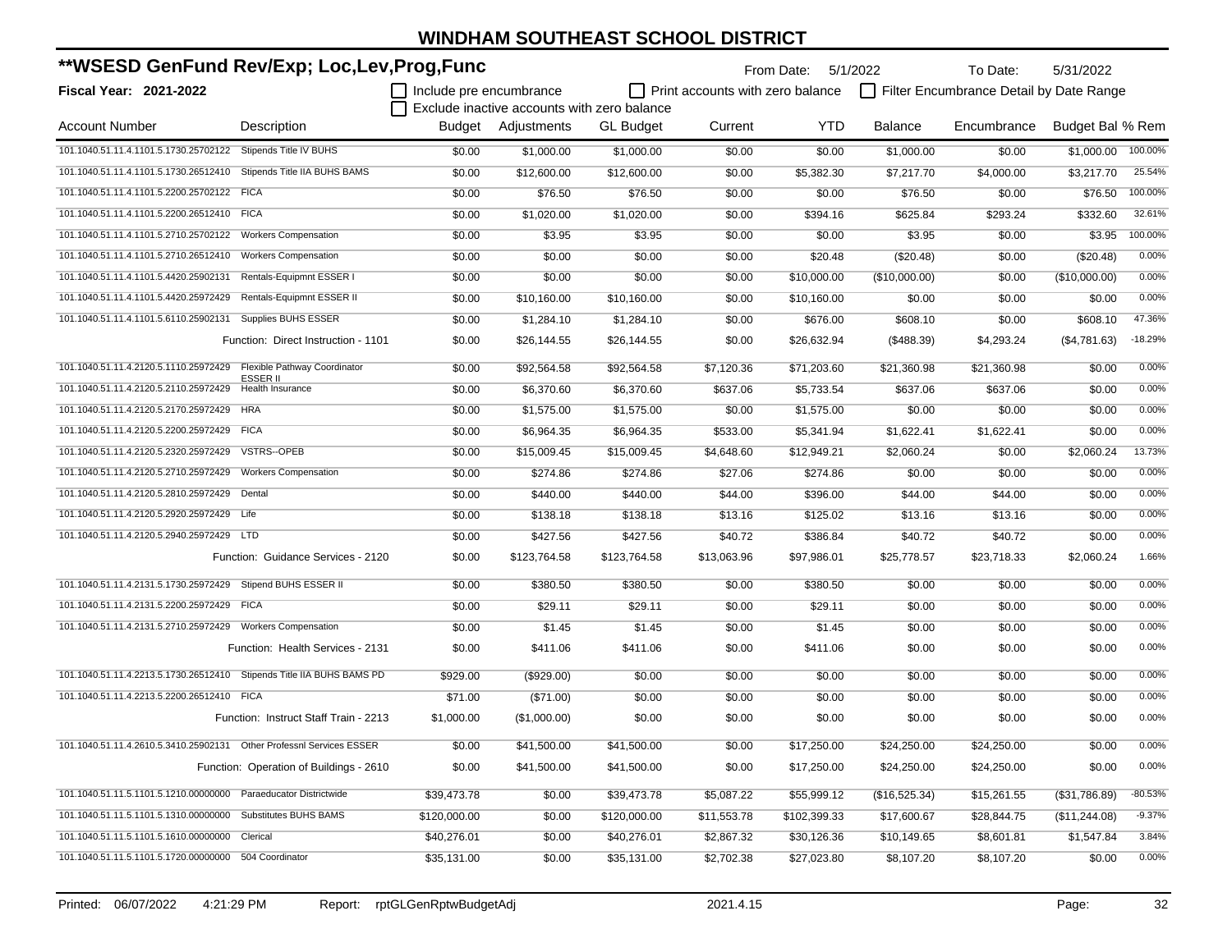# WINDHAM SOUTHEAST SCHOOL DISTRICT

## **WSESD GenFund Rev/Exp; Loc,Lev,Prog,Func

**Fiscal Year: 2021-2022**

From Date: 5/1/2022 To Date: 5/31/2022

☐ Include pre encumbrance ☐ Print accounts with zero balance ☐ Filter Encumbrance Detail by Date Range

☐ Exclude inactive accounts with zero balance

| Account Number | Description | Budget | Adjustments | GL Budget | Current | YTD | Balance | Encumbrance | Budget Bal | % Rem |
|---|---|---|---|---|---|---|---|---|---|---|
| 101.1040.51.11.4.1101.5.1730.25702122 | Stipends Title IV BUHS | $0.00 | $1,000.00 | $1,000.00 | $0.00 | $0.00 | $1,000.00 | $0.00 | $1,000.00 | 100.00% |
| 101.1040.51.11.4.1101.5.1730.26512410 | Stipends Title IIA BUHS BAMS | $0.00 | $12,600.00 | $12,600.00 | $0.00 | $5,382.30 | $7,217.70 | $4,000.00 | $3,217.70 | 25.54% |
| 101.1040.51.11.4.1101.5.2200.25702122 | FICA | $0.00 | $76.50 | $76.50 | $0.00 | $0.00 | $76.50 | $0.00 | $76.50 | 100.00% |
| 101.1040.51.11.4.1101.5.2200.26512410 | FICA | $0.00 | $1,020.00 | $1,020.00 | $0.00 | $394.16 | $625.84 | $293.24 | $332.60 | 32.61% |
| 101.1040.51.11.4.1101.5.2710.25702122 | Workers Compensation | $0.00 | $3.95 | $3.95 | $0.00 | $0.00 | $3.95 | $0.00 | $3.95 | 100.00% |
| 101.1040.51.11.4.1101.5.2710.26512410 | Workers Compensation | $0.00 | $0.00 | $0.00 | $0.00 | $20.48 | ($20.48) | $0.00 | ($20.48) | 0.00% |
| 101.1040.51.11.4.1101.5.4420.25902131 | Rentals-Equipmnt ESSER I | $0.00 | $0.00 | $0.00 | $0.00 | $10,000.00 | ($10,000.00) | $0.00 | ($10,000.00) | 0.00% |
| 101.1040.51.11.4.1101.5.4420.25972429 | Rentals-Equipmnt ESSER II | $0.00 | $10,160.00 | $10,160.00 | $0.00 | $10,160.00 | $0.00 | $0.00 | $0.00 | 0.00% |
| 101.1040.51.11.4.1101.5.6110.25902131 | Supplies BUHS ESSER | $0.00 | $1,284.10 | $1,284.10 | $0.00 | $676.00 | $608.10 | $0.00 | $608.10 | 47.36% |
| | Function: Direct Instruction - 1101 | $0.00 | $26,144.55 | $26,144.55 | $0.00 | $26,632.94 | ($488.39) | $4,293.24 | ($4,781.63) | -18.29% |
| 101.1040.51.11.4.2120.5.1110.25972429 | Flexible Pathway Coordinator ESSER II | $0.00 | $92,564.58 | $92,564.58 | $7,120.36 | $71,203.60 | $21,360.98 | $21,360.98 | $0.00 | 0.00% |
| 101.1040.51.11.4.2120.5.2110.25972429 | Health Insurance | $0.00 | $6,370.60 | $6,370.60 | $637.06 | $5,733.54 | $637.06 | $637.06 | $0.00 | 0.00% |
| 101.1040.51.11.4.2120.5.2170.25972429 | HRA | $0.00 | $1,575.00 | $1,575.00 | $0.00 | $1,575.00 | $0.00 | $0.00 | $0.00 | 0.00% |
| 101.1040.51.11.4.2120.5.2200.25972429 | FICA | $0.00 | $6,964.35 | $6,964.35 | $533.00 | $5,341.94 | $1,622.41 | $1,622.41 | $0.00 | 0.00% |
| 101.1040.51.11.4.2120.5.2320.25972429 | VSTRS--OPEB | $0.00 | $15,009.45 | $15,009.45 | $4,648.60 | $12,949.21 | $2,060.24 | $0.00 | $2,060.24 | 13.73% |
| 101.1040.51.11.4.2120.5.2710.25972429 | Workers Compensation | $0.00 | $274.86 | $274.86 | $27.06 | $274.86 | $0.00 | $0.00 | $0.00 | 0.00% |
| 101.1040.51.11.4.2120.5.2810.25972429 | Dental | $0.00 | $440.00 | $440.00 | $44.00 | $396.00 | $44.00 | $44.00 | $0.00 | 0.00% |
| 101.1040.51.11.4.2120.5.2920.25972429 | Life | $0.00 | $138.18 | $138.18 | $13.16 | $125.02 | $13.16 | $13.16 | $0.00 | 0.00% |
| 101.1040.51.11.4.2120.5.2940.25972429 | LTD | $0.00 | $427.56 | $427.56 | $40.72 | $386.84 | $40.72 | $40.72 | $0.00 | 0.00% |
| | Function: Guidance Services - 2120 | $0.00 | $123,764.58 | $123,764.58 | $13,063.96 | $97,986.01 | $25,778.57 | $23,718.33 | $2,060.24 | 1.66% |
| 101.1040.51.11.4.2131.5.1730.25972429 | Stipend BUHS ESSER II | $0.00 | $380.50 | $380.50 | $0.00 | $380.50 | $0.00 | $0.00 | $0.00 | 0.00% |
| 101.1040.51.11.4.2131.5.2200.25972429 | FICA | $0.00 | $29.11 | $29.11 | $0.00 | $29.11 | $0.00 | $0.00 | $0.00 | 0.00% |
| 101.1040.51.11.4.2131.5.2710.25972429 | Workers Compensation | $0.00 | $1.45 | $1.45 | $0.00 | $1.45 | $0.00 | $0.00 | $0.00 | 0.00% |
| | Function: Health Services - 2131 | $0.00 | $411.06 | $411.06 | $0.00 | $411.06 | $0.00 | $0.00 | $0.00 | 0.00% |
| 101.1040.51.11.4.2213.5.1730.26512410 | Stipends Title IIA BUHS BAMS PD | $929.00 | ($929.00) | $0.00 | $0.00 | $0.00 | $0.00 | $0.00 | $0.00 | 0.00% |
| 101.1040.51.11.4.2213.5.2200.26512410 | FICA | $71.00 | ($71.00) | $0.00 | $0.00 | $0.00 | $0.00 | $0.00 | $0.00 | 0.00% |
| | Function: Instruct Staff Train - 2213 | $1,000.00 | ($1,000.00) | $0.00 | $0.00 | $0.00 | $0.00 | $0.00 | $0.00 | 0.00% |
| 101.1040.51.11.4.2610.5.3410.25902131 | Other Professnl Services ESSER | $0.00 | $41,500.00 | $41,500.00 | $0.00 | $17,250.00 | $24,250.00 | $24,250.00 | $0.00 | 0.00% |
| | Function: Operation of Buildings - 2610 | $0.00 | $41,500.00 | $41,500.00 | $0.00 | $17,250.00 | $24,250.00 | $24,250.00 | $0.00 | 0.00% |
| 101.1040.51.11.5.1101.5.1210.00000000 | Paraeducator Districtwide | $39,473.78 | $0.00 | $39,473.78 | $5,087.22 | $55,999.12 | ($16,525.34) | $15,261.55 | ($31,786.89) | -80.53% |
| 101.1040.51.11.5.1101.5.1310.00000000 | Substitutes BUHS BAMS | $120,000.00 | $0.00 | $120,000.00 | $11,553.78 | $102,399.33 | $17,600.67 | $28,844.75 | ($11,244.08) | -9.37% |
| 101.1040.51.11.5.1101.5.1610.00000000 | Clerical | $40,276.01 | $0.00 | $40,276.01 | $2,867.32 | $30,126.36 | $10,149.65 | $8,601.81 | $1,547.84 | 3.84% |
| 101.1040.51.11.5.1101.5.1720.00000000 | 504 Coordinator | $35,131.00 | $0.00 | $35,131.00 | $2,702.38 | $27,023.80 | $8,107.20 | $8,107.20 | $0.00 | 0.00% |

Printed: 06/07/2022 4:21:29 PM Report: rptGLGenRptwBudgetAdj 2021.4.15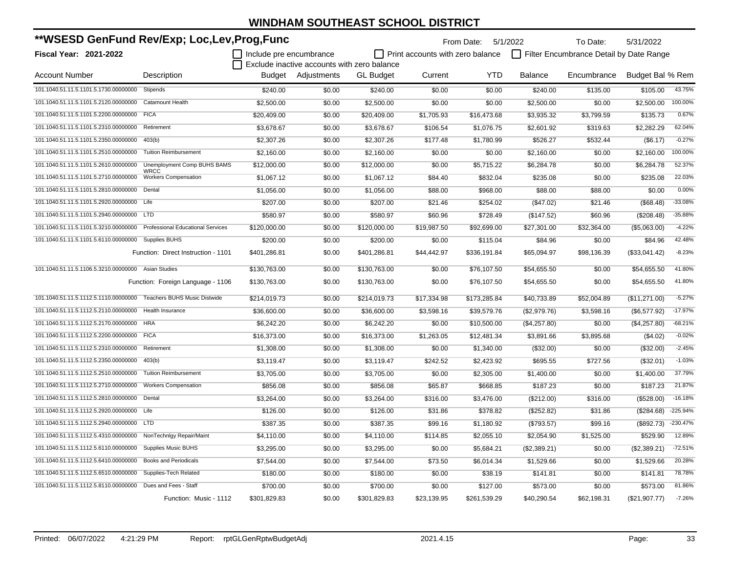# WINDHAM SOUTHEAST SCHOOL DISTRICT

## **WSESD GenFund Rev/Exp; Loc,Lev,Prog,Func

**Fiscal Year: 2021-2022**

From Date: 5/1/2022 To Date: 5/31/2022

☐ Include pre encumbrance ☐ Print accounts with zero balance ☐ Filter Encumbrance Detail by Date Range
☐ Exclude inactive accounts with zero balance

| Account Number | Description | Budget | Adjustments | GL Budget | Current | YTD | Balance | Encumbrance | Budget Bal | % Rem |
|---|---|---|---|---|---|---|---|---|---|---|
| 101.1040.51.11.5.1101.5.1730.00000000 | Stipends | $240.00 | $0.00 | $240.00 | $0.00 | $0.00 | $240.00 | $135.00 | $105.00 | 43.75% |
| 101.1040.51.11.5.1101.5.2120.00000000 | Catamount Health | $2,500.00 | $0.00 | $2,500.00 | $0.00 | $0.00 | $2,500.00 | $0.00 | $2,500.00 | 100.00% |
| 101.1040.51.11.5.1101.5.2200.00000000 | FICA | $20,409.00 | $0.00 | $20,409.00 | $1,705.93 | $16,473.68 | $3,935.32 | $3,799.59 | $135.73 | 0.67% |
| 101.1040.51.11.5.1101.5.2310.00000000 | Retirement | $3,678.67 | $0.00 | $3,678.67 | $106.54 | $1,076.75 | $2,601.92 | $319.63 | $2,282.29 | 62.04% |
| 101.1040.51.11.5.1101.5.2350.00000000 | 403(b) | $2,307.26 | $0.00 | $2,307.26 | $177.48 | $1,780.99 | $526.27 | $532.44 | ($6.17) | -0.27% |
| 101.1040.51.11.5.1101.5.2510.00000000 | Tuition Reimbursement | $2,160.00 | $0.00 | $2,160.00 | $0.00 | $0.00 | $2,160.00 | $0.00 | $2,160.00 | 100.00% |
| 101.1040.51.11.5.1101.5.2610.00000000 | Unemployment Comp BUHS BAMS WRCC | $12,000.00 | $0.00 | $12,000.00 | $0.00 | $5,715.22 | $6,284.78 | $0.00 | $6,284.78 | 52.37% |
| 101.1040.51.11.5.1101.5.2710.00000000 | Workers Compensation | $1,067.12 | $0.00 | $1,067.12 | $84.40 | $832.04 | $235.08 | $0.00 | $235.08 | 22.03% |
| 101.1040.51.11.5.1101.5.2810.00000000 | Dental | $1,056.00 | $0.00 | $1,056.00 | $88.00 | $968.00 | $88.00 | $88.00 | $0.00 | 0.00% |
| 101.1040.51.11.5.1101.5.2920.00000000 | Life | $207.00 | $0.00 | $207.00 | $21.46 | $254.02 | ($47.02) | $21.46 | ($68.48) | -33.08% |
| 101.1040.51.11.5.1101.5.2940.00000000 | LTD | $580.97 | $0.00 | $580.97 | $60.96 | $728.49 | ($147.52) | $60.96 | ($208.48) | -35.88% |
| 101.1040.51.11.5.1101.5.3210.00000000 | Professional Educational Services | $120,000.00 | $0.00 | $120,000.00 | $19,987.50 | $92,699.00 | $27,301.00 | $32,364.00 | ($5,063.00) | -4.22% |
| 101.1040.51.11.5.1101.5.6110.00000000 | Supplies BUHS | $200.00 | $0.00 | $200.00 | $0.00 | $115.04 | $84.96 | $0.00 | $84.96 | 42.48% |
| | Function: Direct Instruction - 1101 | $401,286.81 | $0.00 | $401,286.81 | $44,442.97 | $336,191.84 | $65,094.97 | $98,136.39 | ($33,041.42) | -8.23% |
| 101.1040.51.11.5.1106.5.3210.00000000 | Asian Studies | $130,763.00 | $0.00 | $130,763.00 | $0.00 | $76,107.50 | $54,655.50 | $0.00 | $54,655.50 | 41.80% |
| | Function: Foreign Language - 1106 | $130,763.00 | $0.00 | $130,763.00 | $0.00 | $76,107.50 | $54,655.50 | $0.00 | $54,655.50 | 41.80% |
| 101.1040.51.11.5.1112.5.1110.00000000 | Teachers BUHS Music Distwide | $214,019.73 | $0.00 | $214,019.73 | $17,334.98 | $173,285.84 | $40,733.89 | $52,004.89 | ($11,271.00) | -5.27% |
| 101.1040.51.11.5.1112.5.2110.00000000 | Health Insurance | $36,600.00 | $0.00 | $36,600.00 | $3,598.16 | $39,579.76 | ($2,979.76) | $3,598.16 | ($6,577.92) | -17.97% |
| 101.1040.51.11.5.1112.5.2170.00000000 | HRA | $6,242.20 | $0.00 | $6,242.20 | $0.00 | $10,500.00 | ($4,257.80) | $0.00 | ($4,257.80) | -68.21% |
| 101.1040.51.11.5.1112.5.2200.00000000 | FICA | $16,373.00 | $0.00 | $16,373.00 | $1,263.05 | $12,481.34 | $3,891.66 | $3,895.68 | ($4.02) | -0.02% |
| 101.1040.51.11.5.1112.5.2310.00000000 | Retirement | $1,308.00 | $0.00 | $1,308.00 | $0.00 | $1,340.00 | ($32.00) | $0.00 | ($32.00) | -2.45% |
| 101.1040.51.11.5.1112.5.2350.00000000 | 403(b) | $3,119.47 | $0.00 | $3,119.47 | $242.52 | $2,423.92 | $695.55 | $727.56 | ($32.01) | -1.03% |
| 101.1040.51.11.5.1112.5.2510.00000000 | Tuition Reimbursement | $3,705.00 | $0.00 | $3,705.00 | $0.00 | $2,305.00 | $1,400.00 | $0.00 | $1,400.00 | 37.79% |
| 101.1040.51.11.5.1112.5.2710.00000000 | Workers Compensation | $856.08 | $0.00 | $856.08 | $65.87 | $668.85 | $187.23 | $0.00 | $187.23 | 21.87% |
| 101.1040.51.11.5.1112.5.2810.00000000 | Dental | $3,264.00 | $0.00 | $3,264.00 | $316.00 | $3,476.00 | ($212.00) | $316.00 | ($528.00) | -16.18% |
| 101.1040.51.11.5.1112.5.2920.00000000 | Life | $126.00 | $0.00 | $126.00 | $31.86 | $378.82 | ($252.82) | $31.86 | ($284.68) | -225.94% |
| 101.1040.51.11.5.1112.5.2940.00000000 | LTD | $387.35 | $0.00 | $387.35 | $99.16 | $1,180.92 | ($793.57) | $99.16 | ($892.73) | -230.47% |
| 101.1040.51.11.5.1112.5.4310.00000000 | NonTechnlgy Repair/Maint | $4,110.00 | $0.00 | $4,110.00 | $114.85 | $2,055.10 | $2,054.90 | $1,525.00 | $529.90 | 12.89% |
| 101.1040.51.11.5.1112.5.6110.00000000 | Supplies Music BUHS | $3,295.00 | $0.00 | $3,295.00 | $0.00 | $5,684.21 | ($2,389.21) | $0.00 | ($2,389.21) | -72.51% |
| 101.1040.51.11.5.1112.5.6410.00000000 | Books and Periodicals | $7,544.00 | $0.00 | $7,544.00 | $73.50 | $6,014.34 | $1,529.66 | $0.00 | $1,529.66 | 20.28% |
| 101.1040.51.11.5.1112.5.6510.00000000 | Supplies-Tech Related | $180.00 | $0.00 | $180.00 | $0.00 | $38.19 | $141.81 | $0.00 | $141.81 | 78.78% |
| 101.1040.51.11.5.1112.5.8110.00000000 | Dues and Fees - Staff | $700.00 | $0.00 | $700.00 | $0.00 | $127.00 | $573.00 | $0.00 | $573.00 | 81.86% |
| | Function: Music - 1112 | $301,829.83 | $0.00 | $301,829.83 | $23,139.95 | $261,539.29 | $40,290.54 | $62,198.31 | ($21,907.77) | -7.26% |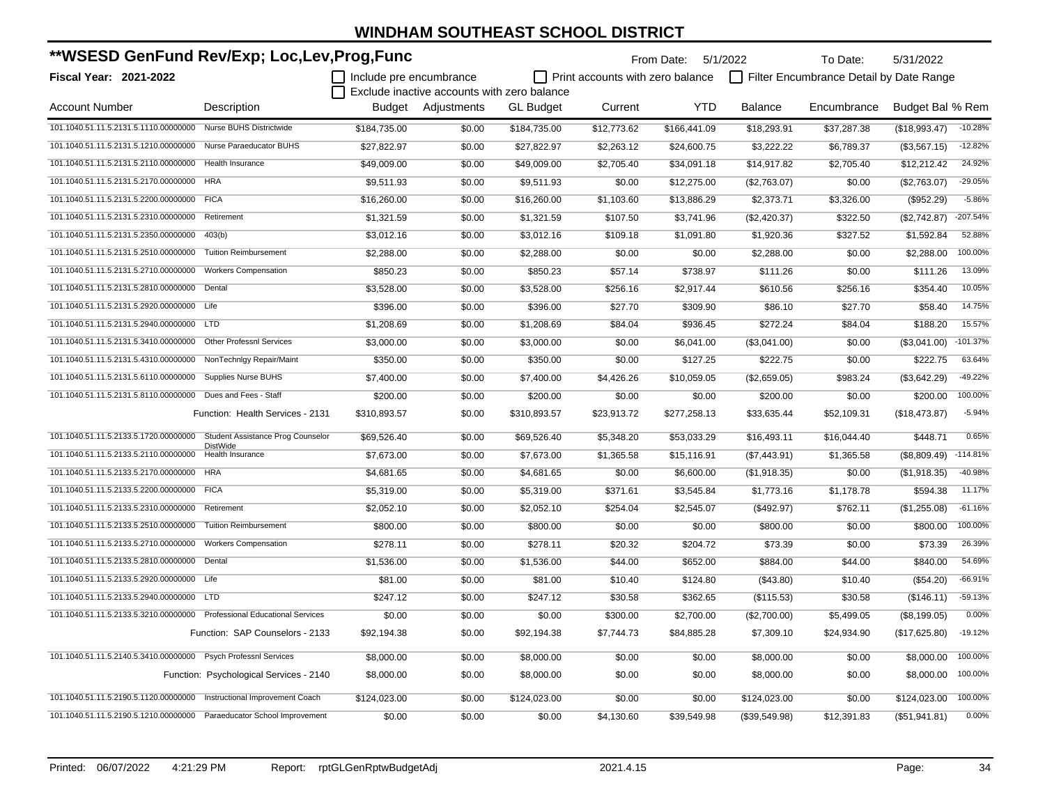# WINDHAM SOUTHEAST SCHOOL DISTRICT

## **WSESD GenFund Rev/Exp; Loc,Lev,Prog,Func

**Fiscal Year: 2021-2022**

From Date: 5/1/2022 To Date: 5/31/2022

☐ Include pre encumbrance ☐ Print accounts with zero balance ☐ Filter Encumbrance Detail by Date Range
☐ Exclude inactive accounts with zero balance

| Account Number | Description | Budget | Adjustments | GL Budget | Current | YTD | Balance | Encumbrance | Budget Bal | % Rem |
|---|---|---|---|---|---|---|---|---|---|---|
| 101.1040.51.11.5.2131.5.1110.00000000 | Nurse BUHS Districtwide | $184,735.00 | $0.00 | $184,735.00 | $12,773.62 | $166,441.09 | $18,293.91 | $37,287.38 | ($18,993.47) | -10.28% |
| 101.1040.51.11.5.2131.5.1210.00000000 | Nurse Paraeducator BUHS | $27,822.97 | $0.00 | $27,822.97 | $2,263.12 | $24,600.75 | $3,222.22 | $6,789.37 | ($3,567.15) | -12.82% |
| 101.1040.51.11.5.2131.5.2110.00000000 | Health Insurance | $49,009.00 | $0.00 | $49,009.00 | $2,705.40 | $34,091.18 | $14,917.82 | $2,705.40 | $12,212.42 | 24.92% |
| 101.1040.51.11.5.2131.5.2170.00000000 | HRA | $9,511.93 | $0.00 | $9,511.93 | $0.00 | $12,275.00 | ($2,763.07) | $0.00 | ($2,763.07) | -29.05% |
| 101.1040.51.11.5.2131.5.2200.00000000 | FICA | $16,260.00 | $0.00 | $16,260.00 | $1,103.60 | $13,886.29 | $2,373.71 | $3,326.00 | ($952.29) | -5.86% |
| 101.1040.51.11.5.2131.5.2310.00000000 | Retirement | $1,321.59 | $0.00 | $1,321.59 | $107.50 | $3,741.96 | ($2,420.37) | $322.50 | ($2,742.87) | -207.54% |
| 101.1040.51.11.5.2131.5.2350.00000000 | 403(b) | $3,012.16 | $0.00 | $3,012.16 | $109.18 | $1,091.80 | $1,920.36 | $327.52 | $1,592.84 | 52.88% |
| 101.1040.51.11.5.2131.5.2510.00000000 | Tuition Reimbursement | $2,288.00 | $0.00 | $2,288.00 | $0.00 | $0.00 | $2,288.00 | $0.00 | $2,288.00 | 100.00% |
| 101.1040.51.11.5.2131.5.2710.00000000 | Workers Compensation | $850.23 | $0.00 | $850.23 | $57.14 | $738.97 | $111.26 | $0.00 | $111.26 | 13.09% |
| 101.1040.51.11.5.2131.5.2810.00000000 | Dental | $3,528.00 | $0.00 | $3,528.00 | $256.16 | $2,917.44 | $610.56 | $256.16 | $354.40 | 10.05% |
| 101.1040.51.11.5.2131.5.2920.00000000 | Life | $396.00 | $0.00 | $396.00 | $27.70 | $309.90 | $86.10 | $27.70 | $58.40 | 14.75% |
| 101.1040.51.11.5.2131.5.2940.00000000 | LTD | $1,208.69 | $0.00 | $1,208.69 | $84.04 | $936.45 | $272.24 | $84.04 | $188.20 | 15.57% |
| 101.1040.51.11.5.2131.5.3410.00000000 | Other Professnl Services | $3,000.00 | $0.00 | $3,000.00 | $0.00 | $6,041.00 | ($3,041.00) | $0.00 | ($3,041.00) | -101.37% |
| 101.1040.51.11.5.2131.5.4310.00000000 | NonTechnlgy Repair/Maint | $350.00 | $0.00 | $350.00 | $0.00 | $127.25 | $222.75 | $0.00 | $222.75 | 63.64% |
| 101.1040.51.11.5.2131.5.6110.00000000 | Supplies Nurse BUHS | $7,400.00 | $0.00 | $7,400.00 | $4,426.26 | $10,059.05 | ($2,659.05) | $983.24 | ($3,642.29) | -49.22% |
| 101.1040.51.11.5.2131.5.8110.00000000 | Dues and Fees - Staff | $200.00 | $0.00 | $200.00 | $0.00 | $0.00 | $200.00 | $0.00 | $200.00 | 100.00% |
| | Function: Health Services - 2131 | $310,893.57 | $0.00 | $310,893.57 | $23,913.72 | $277,258.13 | $33,635.44 | $52,109.31 | ($18,473.87) | -5.94% |
| 101.1040.51.11.5.2133.5.1720.00000000 | Student Assistance Prog Counselor DistWide | $69,526.40 | $0.00 | $69,526.40 | $5,348.20 | $53,033.29 | $16,493.11 | $16,044.40 | $448.71 | 0.65% |
| 101.1040.51.11.5.2133.5.2110.00000000 | Health Insurance | $7,673.00 | $0.00 | $7,673.00 | $1,365.58 | $15,116.91 | ($7,443.91) | $1,365.58 | ($8,809.49) | -114.81% |
| 101.1040.51.11.5.2133.5.2170.00000000 | HRA | $4,681.65 | $0.00 | $4,681.65 | $0.00 | $6,600.00 | ($1,918.35) | $0.00 | ($1,918.35) | -40.98% |
| 101.1040.51.11.5.2133.5.2200.00000000 | FICA | $5,319.00 | $0.00 | $5,319.00 | $371.61 | $3,545.84 | $1,773.16 | $1,178.78 | $594.38 | 11.17% |
| 101.1040.51.11.5.2133.5.2310.00000000 | Retirement | $2,052.10 | $0.00 | $2,052.10 | $254.04 | $2,545.07 | ($492.97) | $762.11 | ($1,255.08) | -61.16% |
| 101.1040.51.11.5.2133.5.2510.00000000 | Tuition Reimbursement | $800.00 | $0.00 | $800.00 | $0.00 | $0.00 | $800.00 | $0.00 | $800.00 | 100.00% |
| 101.1040.51.11.5.2133.5.2710.00000000 | Workers Compensation | $278.11 | $0.00 | $278.11 | $20.32 | $204.72 | $73.39 | $0.00 | $73.39 | 26.39% |
| 101.1040.51.11.5.2133.5.2810.00000000 | Dental | $1,536.00 | $0.00 | $1,536.00 | $44.00 | $652.00 | $884.00 | $44.00 | $840.00 | 54.69% |
| 101.1040.51.11.5.2133.5.2920.00000000 | Life | $81.00 | $0.00 | $81.00 | $10.40 | $124.80 | ($43.80) | $10.40 | ($54.20) | -66.91% |
| 101.1040.51.11.5.2133.5.2940.00000000 | LTD | $247.12 | $0.00 | $247.12 | $30.58 | $362.65 | ($115.53) | $30.58 | ($146.11) | -59.13% |
| 101.1040.51.11.5.2133.5.3210.00000000 | Professional Educational Services | $0.00 | $0.00 | $0.00 | $300.00 | $2,700.00 | ($2,700.00) | $5,499.05 | ($8,199.05) | 0.00% |
| | Function: SAP Counselors - 2133 | $92,194.38 | $0.00 | $92,194.38 | $7,744.73 | $84,885.28 | $7,309.10 | $24,934.90 | ($17,625.80) | -19.12% |
| 101.1040.51.11.5.2140.5.3410.00000000 | Psych Professnl Services | $8,000.00 | $0.00 | $8,000.00 | $0.00 | $0.00 | $8,000.00 | $0.00 | $8,000.00 | 100.00% |
| | Function: Psychological Services - 2140 | $8,000.00 | $0.00 | $8,000.00 | $0.00 | $0.00 | $8,000.00 | $0.00 | $8,000.00 | 100.00% |
| 101.1040.51.11.5.2190.5.1120.00000000 | Instructional Improvement Coach | $124,023.00 | $0.00 | $124,023.00 | $0.00 | $0.00 | $124,023.00 | $0.00 | $124,023.00 | 100.00% |
| 101.1040.51.11.5.2190.5.1210.00000000 | Paraeducator School Improvement | $0.00 | $0.00 | $0.00 | $4,130.60 | $39,549.98 | ($39,549.98) | $12,391.83 | ($51,941.81) | 0.00% |

Printed: 06/07/2022 4:21:29 PM Report: rptGLGenRptwBudgetAdj 2021.4.15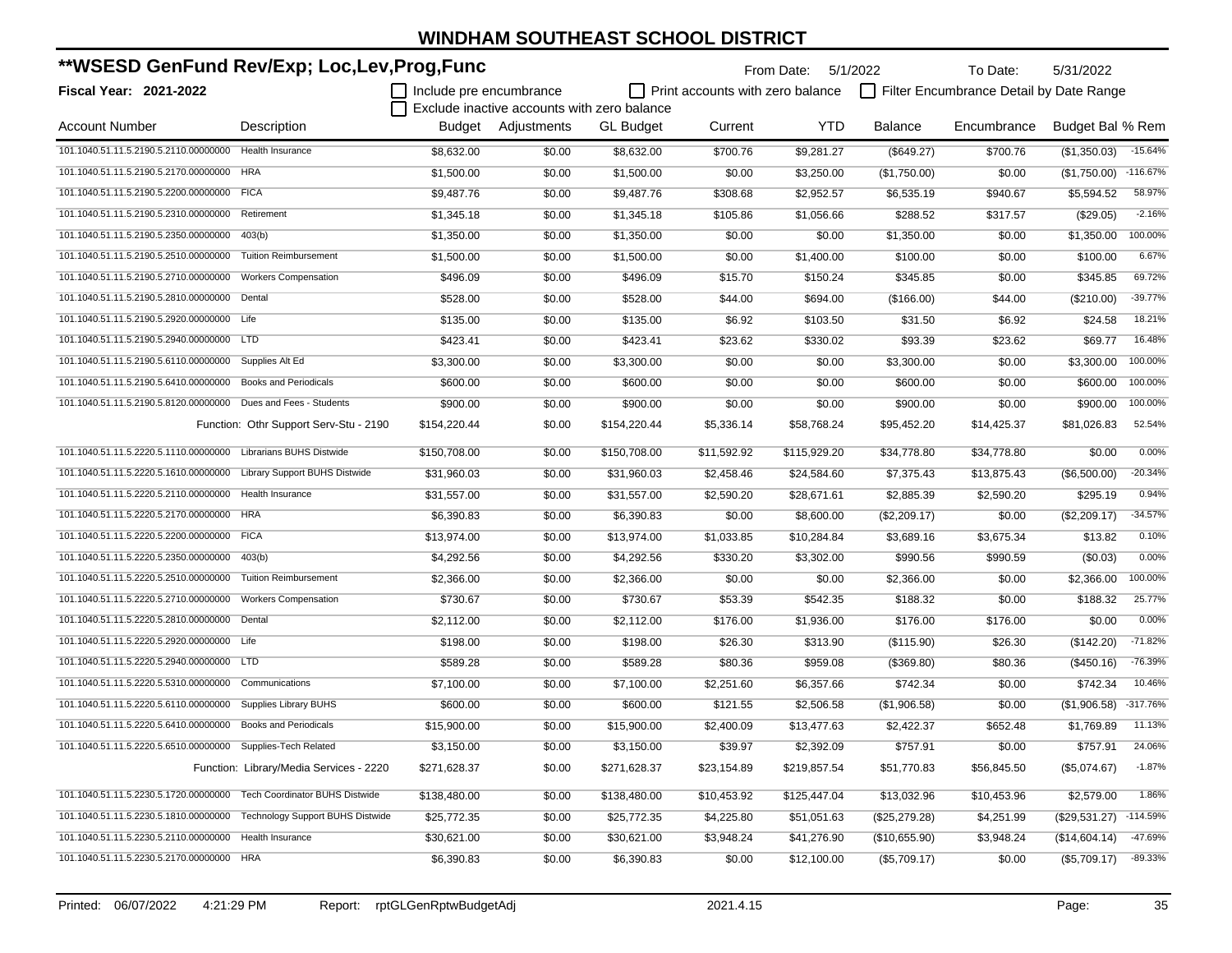# WINDHAM SOUTHEAST SCHOOL DISTRICT

## **WSESD GenFund Rev/Exp; Loc,Lev,Prog,Func

**Fiscal Year: 2021-2022**

From Date: 5/1/2022 To Date: 5/31/2022

☐ Include pre encumbrance ☐ Print accounts with zero balance ☐ Filter Encumbrance Detail by Date Range
☐ Exclude inactive accounts with zero balance

| Account Number | Description | Budget | Adjustments | GL Budget | Current | YTD | Balance | Encumbrance | Budget Bal | % Rem |
|---|---|---|---|---|---|---|---|---|---|---|
| 101.1040.51.11.5.2190.5.2110.00000000 | Health Insurance | $8,632.00 | $0.00 | $8,632.00 | $700.76 | $9,281.27 | ($649.27) | $700.76 | ($1,350.03) | -15.64% |
| 101.1040.51.11.5.2190.5.2170.00000000 | HRA | $1,500.00 | $0.00 | $1,500.00 | $0.00 | $3,250.00 | ($1,750.00) | $0.00 | ($1,750.00) | -116.67% |
| 101.1040.51.11.5.2190.5.2200.00000000 | FICA | $9,487.76 | $0.00 | $9,487.76 | $308.68 | $2,952.57 | $6,535.19 | $940.67 | $5,594.52 | 58.97% |
| 101.1040.51.11.5.2190.5.2310.00000000 | Retirement | $1,345.18 | $0.00 | $1,345.18 | $105.86 | $1,056.66 | $288.52 | $317.57 | ($29.05) | -2.16% |
| 101.1040.51.11.5.2190.5.2350.00000000 | 403(b) | $1,350.00 | $0.00 | $1,350.00 | $0.00 | $0.00 | $1,350.00 | $0.00 | $1,350.00 | 100.00% |
| 101.1040.51.11.5.2190.5.2510.00000000 | Tuition Reimbursement | $1,500.00 | $0.00 | $1,500.00 | $0.00 | $1,400.00 | $100.00 | $0.00 | $100.00 | 6.67% |
| 101.1040.51.11.5.2190.5.2710.00000000 | Workers Compensation | $496.09 | $0.00 | $496.09 | $15.70 | $150.24 | $345.85 | $0.00 | $345.85 | 69.72% |
| 101.1040.51.11.5.2190.5.2810.00000000 | Dental | $528.00 | $0.00 | $528.00 | $44.00 | $694.00 | ($166.00) | $44.00 | ($210.00) | -39.77% |
| 101.1040.51.11.5.2190.5.2920.00000000 | Life | $135.00 | $0.00 | $135.00 | $6.92 | $103.50 | $31.50 | $6.92 | $24.58 | 18.21% |
| 101.1040.51.11.5.2190.5.2940.00000000 | LTD | $423.41 | $0.00 | $423.41 | $23.62 | $330.02 | $93.39 | $23.62 | $69.77 | 16.48% |
| 101.1040.51.11.5.2190.5.6110.00000000 | Supplies Alt Ed | $3,300.00 | $0.00 | $3,300.00 | $0.00 | $0.00 | $3,300.00 | $0.00 | $3,300.00 | 100.00% |
| 101.1040.51.11.5.2190.5.6410.00000000 | Books and Periodicals | $600.00 | $0.00 | $600.00 | $0.00 | $0.00 | $600.00 | $0.00 | $600.00 | 100.00% |
| 101.1040.51.11.5.2190.5.8120.00000000 | Dues and Fees - Students | $900.00 | $0.00 | $900.00 | $0.00 | $0.00 | $900.00 | $0.00 | $900.00 | 100.00% |
| | Function: Othr Support Serv-Stu - 2190 | $154,220.44 | $0.00 | $154,220.44 | $5,336.14 | $58,768.24 | $95,452.20 | $14,425.37 | $81,026.83 | 52.54% |
| 101.1040.51.11.5.2220.5.1110.00000000 | Librarians BUHS Distwide | $150,708.00 | $0.00 | $150,708.00 | $11,592.92 | $115,929.20 | $34,778.80 | $34,778.80 | $0.00 | 0.00% |
| 101.1040.51.11.5.2220.5.1610.00000000 | Library Support BUHS Distwide | $31,960.03 | $0.00 | $31,960.03 | $2,458.46 | $24,584.60 | $7,375.43 | $13,875.43 | ($6,500.00) | -20.34% |
| 101.1040.51.11.5.2220.5.2110.00000000 | Health Insurance | $31,557.00 | $0.00 | $31,557.00 | $2,590.20 | $28,671.61 | $2,885.39 | $2,590.20 | $295.19 | 0.94% |
| 101.1040.51.11.5.2220.5.2170.00000000 | HRA | $6,390.83 | $0.00 | $6,390.83 | $0.00 | $8,600.00 | ($2,209.17) | $0.00 | ($2,209.17) | -34.57% |
| 101.1040.51.11.5.2220.5.2200.00000000 | FICA | $13,974.00 | $0.00 | $13,974.00 | $1,033.85 | $10,284.84 | $3,689.16 | $3,675.34 | $13.82 | 0.10% |
| 101.1040.51.11.5.2220.5.2350.00000000 | 403(b) | $4,292.56 | $0.00 | $4,292.56 | $330.20 | $3,302.00 | $990.56 | $990.59 | ($0.03) | 0.00% |
| 101.1040.51.11.5.2220.5.2510.00000000 | Tuition Reimbursement | $2,366.00 | $0.00 | $2,366.00 | $0.00 | $0.00 | $2,366.00 | $0.00 | $2,366.00 | 100.00% |
| 101.1040.51.11.5.2220.5.2710.00000000 | Workers Compensation | $730.67 | $0.00 | $730.67 | $53.39 | $542.35 | $188.32 | $0.00 | $188.32 | 25.77% |
| 101.1040.51.11.5.2220.5.2810.00000000 | Dental | $2,112.00 | $0.00 | $2,112.00 | $176.00 | $1,936.00 | $176.00 | $176.00 | $0.00 | 0.00% |
| 101.1040.51.11.5.2220.5.2920.00000000 | Life | $198.00 | $0.00 | $198.00 | $26.30 | $313.90 | ($115.90) | $26.30 | ($142.20) | -71.82% |
| 101.1040.51.11.5.2220.5.2940.00000000 | LTD | $589.28 | $0.00 | $589.28 | $80.36 | $959.08 | ($369.80) | $80.36 | ($450.16) | -76.39% |
| 101.1040.51.11.5.2220.5.5310.00000000 | Communications | $7,100.00 | $0.00 | $7,100.00 | $2,251.60 | $6,357.66 | $742.34 | $0.00 | $742.34 | 10.46% |
| 101.1040.51.11.5.2220.5.6110.00000000 | Supplies Library BUHS | $600.00 | $0.00 | $600.00 | $121.55 | $2,506.58 | ($1,906.58) | $0.00 | ($1,906.58) | -317.76% |
| 101.1040.51.11.5.2220.5.6410.00000000 | Books and Periodicals | $15,900.00 | $0.00 | $15,900.00 | $2,400.09 | $13,477.63 | $2,422.37 | $652.48 | $1,769.89 | 11.13% |
| 101.1040.51.11.5.2220.5.6510.00000000 | Supplies-Tech Related | $3,150.00 | $0.00 | $3,150.00 | $39.97 | $2,392.09 | $757.91 | $0.00 | $757.91 | 24.06% |
| | Function: Library/Media Services - 2220 | $271,628.37 | $0.00 | $271,628.37 | $23,154.89 | $219,857.54 | $51,770.83 | $56,845.50 | ($5,074.67) | -1.87% |
| 101.1040.51.11.5.2230.5.1720.00000000 | Tech Coordinator BUHS Distwide | $138,480.00 | $0.00 | $138,480.00 | $10,453.92 | $125,447.04 | $13,032.96 | $10,453.96 | $2,579.00 | 1.86% |
| 101.1040.51.11.5.2230.5.1810.00000000 | Technology Support BUHS Distwide | $25,772.35 | $0.00 | $25,772.35 | $4,225.80 | $51,051.63 | ($25,279.28) | $4,251.99 | ($29,531.27) | -114.59% |
| 101.1040.51.11.5.2230.5.2110.00000000 | Health Insurance | $30,621.00 | $0.00 | $30,621.00 | $3,948.24 | $41,276.90 | ($10,655.90) | $3,948.24 | ($14,604.14) | -47.69% |
| 101.1040.51.11.5.2230.5.2170.00000000 | HRA | $6,390.83 | $0.00 | $6,390.83 | $0.00 | $12,100.00 | ($5,709.17) | $0.00 | ($5,709.17) | -89.33% |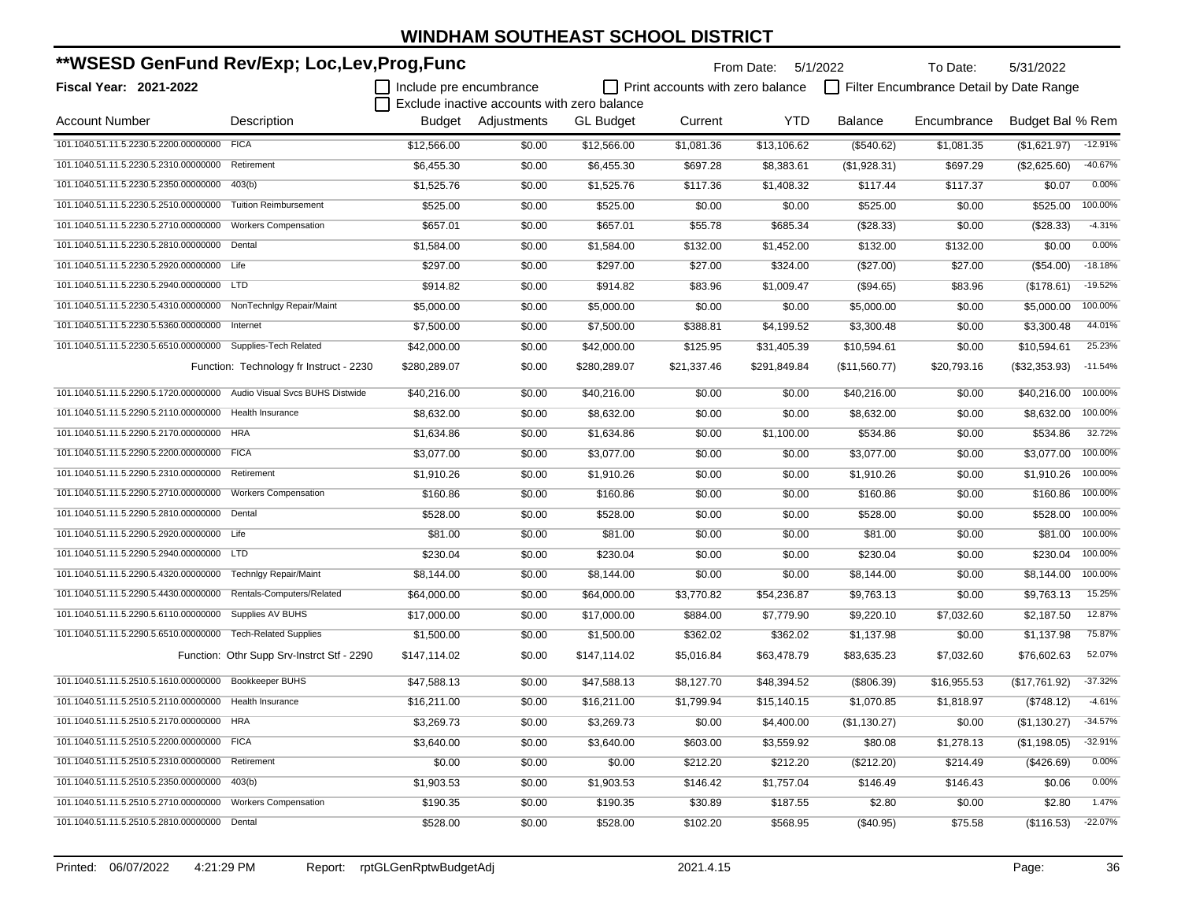# WINDHAM SOUTHEAST SCHOOL DISTRICT

## **WSESD GenFund Rev/Exp; Loc,Lev,Prog,Func

**Fiscal Year: 2021-2022**

From Date: 5/1/2022 To Date: 5/31/2022

☐ Include pre encumbrance ☐ Print accounts with zero balance ☐ Filter Encumbrance Detail by Date Range
☐ Exclude inactive accounts with zero balance

| Account Number | Description | Budget | Adjustments | GL Budget | Current | YTD | Balance | Encumbrance | Budget Bal | % Rem |
|---|---|---|---|---|---|---|---|---|---|---|
| 101.1040.51.11.5.2230.5.2200.00000000 | FICA | $12,566.00 | $0.00 | $12,566.00 | $1,081.36 | $13,106.62 | ($540.62) | $1,081.35 | ($1,621.97) | -12.91% |
| 101.1040.51.11.5.2230.5.2310.00000000 | Retirement | $6,455.30 | $0.00 | $6,455.30 | $697.28 | $8,383.61 | ($1,928.31) | $697.29 | ($2,625.60) | -40.67% |
| 101.1040.51.11.5.2230.5.2350.00000000 | 403(b) | $1,525.76 | $0.00 | $1,525.76 | $117.36 | $1,408.32 | $117.44 | $117.37 | $0.07 | 0.00% |
| 101.1040.51.11.5.2230.5.2510.00000000 | Tuition Reimbursement | $525.00 | $0.00 | $525.00 | $0.00 | $0.00 | $525.00 | $0.00 | $525.00 | 100.00% |
| 101.1040.51.11.5.2230.5.2710.00000000 | Workers Compensation | $657.01 | $0.00 | $657.01 | $55.78 | $685.34 | ($28.33) | $0.00 | ($28.33) | -4.31% |
| 101.1040.51.11.5.2230.5.2810.00000000 | Dental | $1,584.00 | $0.00 | $1,584.00 | $132.00 | $1,452.00 | $132.00 | $132.00 | $0.00 | 0.00% |
| 101.1040.51.11.5.2230.5.2920.00000000 | Life | $297.00 | $0.00 | $297.00 | $27.00 | $324.00 | ($27.00) | $27.00 | ($54.00) | -18.18% |
| 101.1040.51.11.5.2230.5.2940.00000000 | LTD | $914.82 | $0.00 | $914.82 | $83.96 | $1,009.47 | ($94.65) | $83.96 | ($178.61) | -19.52% |
| 101.1040.51.11.5.2230.5.4310.00000000 | NonTechnlgy Repair/Maint | $5,000.00 | $0.00 | $5,000.00 | $0.00 | $0.00 | $5,000.00 | $0.00 | $5,000.00 | 100.00% |
| 101.1040.51.11.5.2230.5.5360.00000000 | Internet | $7,500.00 | $0.00 | $7,500.00 | $388.81 | $4,199.52 | $3,300.48 | $0.00 | $3,300.48 | 44.01% |
| 101.1040.51.11.5.2230.5.6510.00000000 | Supplies-Tech Related | $42,000.00 | $0.00 | $42,000.00 | $125.95 | $31,405.39 | $10,594.61 | $0.00 | $10,594.61 | 25.23% |
| | Function: Technology fr Instruct - 2230 | $280,289.07 | $0.00 | $280,289.07 | $21,337.46 | $291,849.84 | ($11,560.77) | $20,793.16 | ($32,353.93) | -11.54% |
| 101.1040.51.11.5.2290.5.1720.00000000 | Audio Visual Svcs BUHS Distwide | $40,216.00 | $0.00 | $40,216.00 | $0.00 | $0.00 | $40,216.00 | $0.00 | $40,216.00 | 100.00% |
| 101.1040.51.11.5.2290.5.2110.00000000 | Health Insurance | $8,632.00 | $0.00 | $8,632.00 | $0.00 | $0.00 | $8,632.00 | $0.00 | $8,632.00 | 100.00% |
| 101.1040.51.11.5.2290.5.2170.00000000 | HRA | $1,634.86 | $0.00 | $1,634.86 | $0.00 | $1,100.00 | $534.86 | $0.00 | $534.86 | 32.72% |
| 101.1040.51.11.5.2290.5.2200.00000000 | FICA | $3,077.00 | $0.00 | $3,077.00 | $0.00 | $0.00 | $3,077.00 | $0.00 | $3,077.00 | 100.00% |
| 101.1040.51.11.5.2290.5.2310.00000000 | Retirement | $1,910.26 | $0.00 | $1,910.26 | $0.00 | $0.00 | $1,910.26 | $0.00 | $1,910.26 | 100.00% |
| 101.1040.51.11.5.2290.5.2710.00000000 | Workers Compensation | $160.86 | $0.00 | $160.86 | $0.00 | $0.00 | $160.86 | $0.00 | $160.86 | 100.00% |
| 101.1040.51.11.5.2290.5.2810.00000000 | Dental | $528.00 | $0.00 | $528.00 | $0.00 | $0.00 | $528.00 | $0.00 | $528.00 | 100.00% |
| 101.1040.51.11.5.2290.5.2920.00000000 | Life | $81.00 | $0.00 | $81.00 | $0.00 | $0.00 | $81.00 | $0.00 | $81.00 | 100.00% |
| 101.1040.51.11.5.2290.5.2940.00000000 | LTD | $230.04 | $0.00 | $230.04 | $0.00 | $0.00 | $230.04 | $0.00 | $230.04 | 100.00% |
| 101.1040.51.11.5.2290.5.4320.00000000 | Technlgy Repair/Maint | $8,144.00 | $0.00 | $8,144.00 | $0.00 | $0.00 | $8,144.00 | $0.00 | $8,144.00 | 100.00% |
| 101.1040.51.11.5.2290.5.4430.00000000 | Rentals-Computers/Related | $64,000.00 | $0.00 | $64,000.00 | $3,770.82 | $54,236.87 | $9,763.13 | $0.00 | $9,763.13 | 15.25% |
| 101.1040.51.11.5.2290.5.6110.00000000 | Supplies AV BUHS | $17,000.00 | $0.00 | $17,000.00 | $884.00 | $7,779.90 | $9,220.10 | $7,032.60 | $2,187.50 | 12.87% |
| 101.1040.51.11.5.2290.5.6510.00000000 | Tech-Related Supplies | $1,500.00 | $0.00 | $1,500.00 | $362.02 | $362.02 | $1,137.98 | $0.00 | $1,137.98 | 75.87% |
| | Function: Othr Supp Srv-Instrct Stf - 2290 | $147,114.02 | $0.00 | $147,114.02 | $5,016.84 | $63,478.79 | $83,635.23 | $7,032.60 | $76,602.63 | 52.07% |
| 101.1040.51.11.5.2510.5.1610.00000000 | Bookkeeper BUHS | $47,588.13 | $0.00 | $47,588.13 | $8,127.70 | $48,394.52 | ($806.39) | $16,955.53 | ($17,761.92) | -37.32% |
| 101.1040.51.11.5.2510.5.2110.00000000 | Health Insurance | $16,211.00 | $0.00 | $16,211.00 | $1,799.94 | $15,140.15 | $1,070.85 | $1,818.97 | ($748.12) | -4.61% |
| 101.1040.51.11.5.2510.5.2170.00000000 | HRA | $3,269.73 | $0.00 | $3,269.73 | $0.00 | $4,400.00 | ($1,130.27) | $0.00 | ($1,130.27) | -34.57% |
| 101.1040.51.11.5.2510.5.2200.00000000 | FICA | $3,640.00 | $0.00 | $3,640.00 | $603.00 | $3,559.92 | $80.08 | $1,278.13 | ($1,198.05) | -32.91% |
| 101.1040.51.11.5.2510.5.2310.00000000 | Retirement | $0.00 | $0.00 | $0.00 | $212.20 | $212.20 | ($212.20) | $214.49 | ($426.69) | 0.00% |
| 101.1040.51.11.5.2510.5.2350.00000000 | 403(b) | $1,903.53 | $0.00 | $1,903.53 | $146.42 | $1,757.04 | $146.49 | $146.43 | $0.06 | 0.00% |
| 101.1040.51.11.5.2510.5.2710.00000000 | Workers Compensation | $190.35 | $0.00 | $190.35 | $30.89 | $187.55 | $2.80 | $0.00 | $2.80 | 1.47% |
| 101.1040.51.11.5.2510.5.2810.00000000 | Dental | $528.00 | $0.00 | $528.00 | $102.20 | $568.95 | ($40.95) | $75.58 | ($116.53) | -22.07% |

Printed: 06/07/2022 4:21:29 PM Report: rptGLGenRptwBudgetAdj 2021.4.15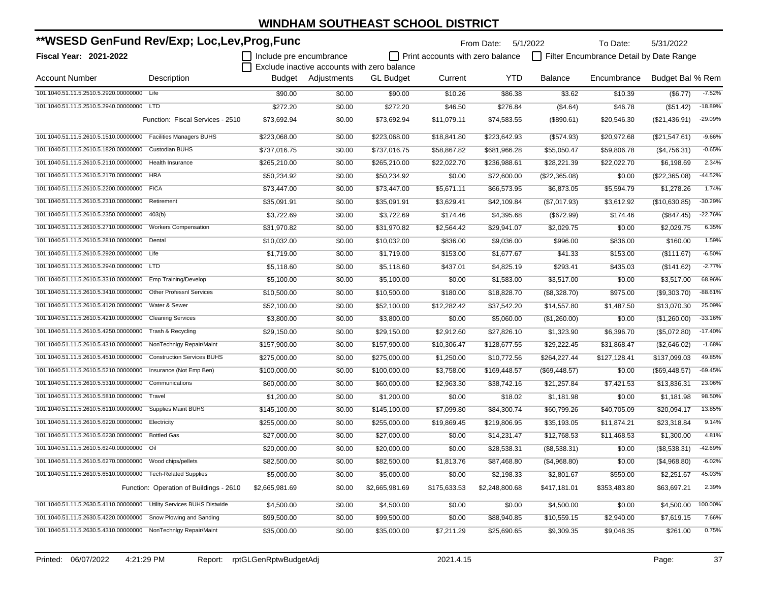# WINDHAM SOUTHEAST SCHOOL DISTRICT

## **WSESD GenFund Rev/Exp; Loc,Lev,Prog,Func

**Fiscal Year: 2021-2022**

From Date: 5/1/2022 To Date: 5/31/2022

☐ Include pre encumbrance ☐ Print accounts with zero balance ☐ Filter Encumbrance Detail by Date Range
☐ Exclude inactive accounts with zero balance

| Account Number | Description | Budget | Adjustments | GL Budget | Current | YTD | Balance | Encumbrance | Budget Bal | % Rem |
|---|---|---|---|---|---|---|---|---|---|---|
| 101.1040.51.11.5.2510.5.2920.00000000 | Life | $90.00 | $0.00 | $90.00 | $10.26 | $86.38 | $3.62 | $10.39 | ($6.77) | -7.52% |
| 101.1040.51.11.5.2510.5.2940.00000000 | LTD | $272.20 | $0.00 | $272.20 | $46.50 | $276.84 | ($4.64) | $46.78 | ($51.42) | -18.89% |
| | Function: Fiscal Services - 2510 | $73,692.94 | $0.00 | $73,692.94 | $11,079.11 | $74,583.55 | ($890.61) | $20,546.30 | ($21,436.91) | -29.09% |
| 101.1040.51.11.5.2610.5.1510.00000000 | Facilities Managers BUHS | $223,068.00 | $0.00 | $223,068.00 | $18,841.80 | $223,642.93 | ($574.93) | $20,972.68 | ($21,547.61) | -9.66% |
| 101.1040.51.11.5.2610.5.1820.00000000 | Custodian BUHS | $737,016.75 | $0.00 | $737,016.75 | $58,867.82 | $681,966.28 | $55,050.47 | $59,806.78 | ($4,756.31) | -0.65% |
| 101.1040.51.11.5.2610.5.2110.00000000 | Health Insurance | $265,210.00 | $0.00 | $265,210.00 | $22,022.70 | $236,988.61 | $28,221.39 | $22,022.70 | $6,198.69 | 2.34% |
| 101.1040.51.11.5.2610.5.2170.00000000 | HRA | $50,234.92 | $0.00 | $50,234.92 | $0.00 | $72,600.00 | ($22,365.08) | $0.00 | ($22,365.08) | -44.52% |
| 101.1040.51.11.5.2610.5.2200.00000000 | FICA | $73,447.00 | $0.00 | $73,447.00 | $5,671.11 | $66,573.95 | $6,873.05 | $5,594.79 | $1,278.26 | 1.74% |
| 101.1040.51.11.5.2610.5.2310.00000000 | Retirement | $35,091.91 | $0.00 | $35,091.91 | $3,629.41 | $42,109.84 | ($7,017.93) | $3,612.92 | ($10,630.85) | -30.29% |
| 101.1040.51.11.5.2610.5.2350.00000000 | 403(b) | $3,722.69 | $0.00 | $3,722.69 | $174.46 | $4,395.68 | ($672.99) | $174.46 | ($847.45) | -22.76% |
| 101.1040.51.11.5.2610.5.2710.00000000 | Workers Compensation | $31,970.82 | $0.00 | $31,970.82 | $2,564.42 | $29,941.07 | $2,029.75 | $0.00 | $2,029.75 | 6.35% |
| 101.1040.51.11.5.2610.5.2810.00000000 | Dental | $10,032.00 | $0.00 | $10,032.00 | $836.00 | $9,036.00 | $996.00 | $836.00 | $160.00 | 1.59% |
| 101.1040.51.11.5.2610.5.2920.00000000 | Life | $1,719.00 | $0.00 | $1,719.00 | $153.00 | $1,677.67 | $41.33 | $153.00 | ($111.67) | -6.50% |
| 101.1040.51.11.5.2610.5.2940.00000000 | LTD | $5,118.60 | $0.00 | $5,118.60 | $437.01 | $4,825.19 | $293.41 | $435.03 | ($141.62) | -2.77% |
| 101.1040.51.11.5.2610.5.3310.00000000 | Emp Training/Develop | $5,100.00 | $0.00 | $5,100.00 | $0.00 | $1,583.00 | $3,517.00 | $0.00 | $3,517.00 | 68.96% |
| 101.1040.51.11.5.2610.5.3410.00000000 | Other Professnl Services | $10,500.00 | $0.00 | $10,500.00 | $180.00 | $18,828.70 | ($8,328.70) | $975.00 | ($9,303.70) | -88.61% |
| 101.1040.51.11.5.2610.5.4120.00000000 | Water & Sewer | $52,100.00 | $0.00 | $52,100.00 | $12,282.42 | $37,542.20 | $14,557.80 | $1,487.50 | $13,070.30 | 25.09% |
| 101.1040.51.11.5.2610.5.4210.00000000 | Cleaning Services | $3,800.00 | $0.00 | $3,800.00 | $0.00 | $5,060.00 | ($1,260.00) | $0.00 | ($1,260.00) | -33.16% |
| 101.1040.51.11.5.2610.5.4250.00000000 | Trash & Recycling | $29,150.00 | $0.00 | $29,150.00 | $2,912.60 | $27,826.10 | $1,323.90 | $6,396.70 | ($5,072.80) | -17.40% |
| 101.1040.51.11.5.2610.5.4310.00000000 | NonTechnlgy Repair/Maint | $157,900.00 | $0.00 | $157,900.00 | $10,306.47 | $128,677.55 | $29,222.45 | $31,868.47 | ($2,646.02) | -1.68% |
| 101.1040.51.11.5.2610.5.4510.00000000 | Construction Services BUHS | $275,000.00 | $0.00 | $275,000.00 | $1,250.00 | $10,772.56 | $264,227.44 | $127,128.41 | $137,099.03 | 49.85% |
| 101.1040.51.11.5.2610.5.5210.00000000 | Insurance (Not Emp Ben) | $100,000.00 | $0.00 | $100,000.00 | $3,758.00 | $169,448.57 | ($69,448.57) | $0.00 | ($69,448.57) | -69.45% |
| 101.1040.51.11.5.2610.5.5310.00000000 | Communications | $60,000.00 | $0.00 | $60,000.00 | $2,963.30 | $38,742.16 | $21,257.84 | $7,421.53 | $13,836.31 | 23.06% |
| 101.1040.51.11.5.2610.5.5810.00000000 | Travel | $1,200.00 | $0.00 | $1,200.00 | $0.00 | $18.02 | $1,181.98 | $0.00 | $1,181.98 | 98.50% |
| 101.1040.51.11.5.2610.5.6110.00000000 | Supplies Maint BUHS | $145,100.00 | $0.00 | $145,100.00 | $7,099.80 | $84,300.74 | $60,799.26 | $40,705.09 | $20,094.17 | 13.85% |
| 101.1040.51.11.5.2610.5.6220.00000000 | Electricity | $255,000.00 | $0.00 | $255,000.00 | $19,869.45 | $219,806.95 | $35,193.05 | $11,874.21 | $23,318.84 | 9.14% |
| 101.1040.51.11.5.2610.5.6230.00000000 | Bottled Gas | $27,000.00 | $0.00 | $27,000.00 | $0.00 | $14,231.47 | $12,768.53 | $11,468.53 | $1,300.00 | 4.81% |
| 101.1040.51.11.5.2610.5.6240.00000000 | Oil | $20,000.00 | $0.00 | $20,000.00 | $0.00 | $28,538.31 | ($8,538.31) | $0.00 | ($8,538.31) | -42.69% |
| 101.1040.51.11.5.2610.5.6270.00000000 | Wood chips/pellets | $82,500.00 | $0.00 | $82,500.00 | $1,813.76 | $87,468.80 | ($4,968.80) | $0.00 | ($4,968.80) | -6.02% |
| 101.1040.51.11.5.2610.5.6510.00000000 | Tech-Related Supplies | $5,000.00 | $0.00 | $5,000.00 | $0.00 | $2,198.33 | $2,801.67 | $550.00 | $2,251.67 | 45.03% |
| | Function: Operation of Buildings - 2610 | $2,665,981.69 | $0.00 | $2,665,981.69 | $175,633.53 | $2,248,800.68 | $417,181.01 | $353,483.80 | $63,697.21 | 2.39% |
| 101.1040.51.11.5.2630.5.4110.00000000 | Utility Services BUHS Distwide | $4,500.00 | $0.00 | $4,500.00 | $0.00 | $0.00 | $4,500.00 | $0.00 | $4,500.00 | 100.00% |
| 101.1040.51.11.5.2630.5.4220.00000000 | Snow Plowing and Sanding | $99,500.00 | $0.00 | $99,500.00 | $0.00 | $88,940.85 | $10,559.15 | $2,940.00 | $7,619.15 | 7.66% |
| 101.1040.51.11.5.2630.5.4310.00000000 | NonTechnlgy Repair/Maint | $35,000.00 | $0.00 | $35,000.00 | $7,211.29 | $25,690.65 | $9,309.35 | $9,048.35 | $261.00 | 0.75% |

Printed: 06/07/2022 4:21:29 PM Report: rptGLGenRptwBudgetAdj 2021.4.15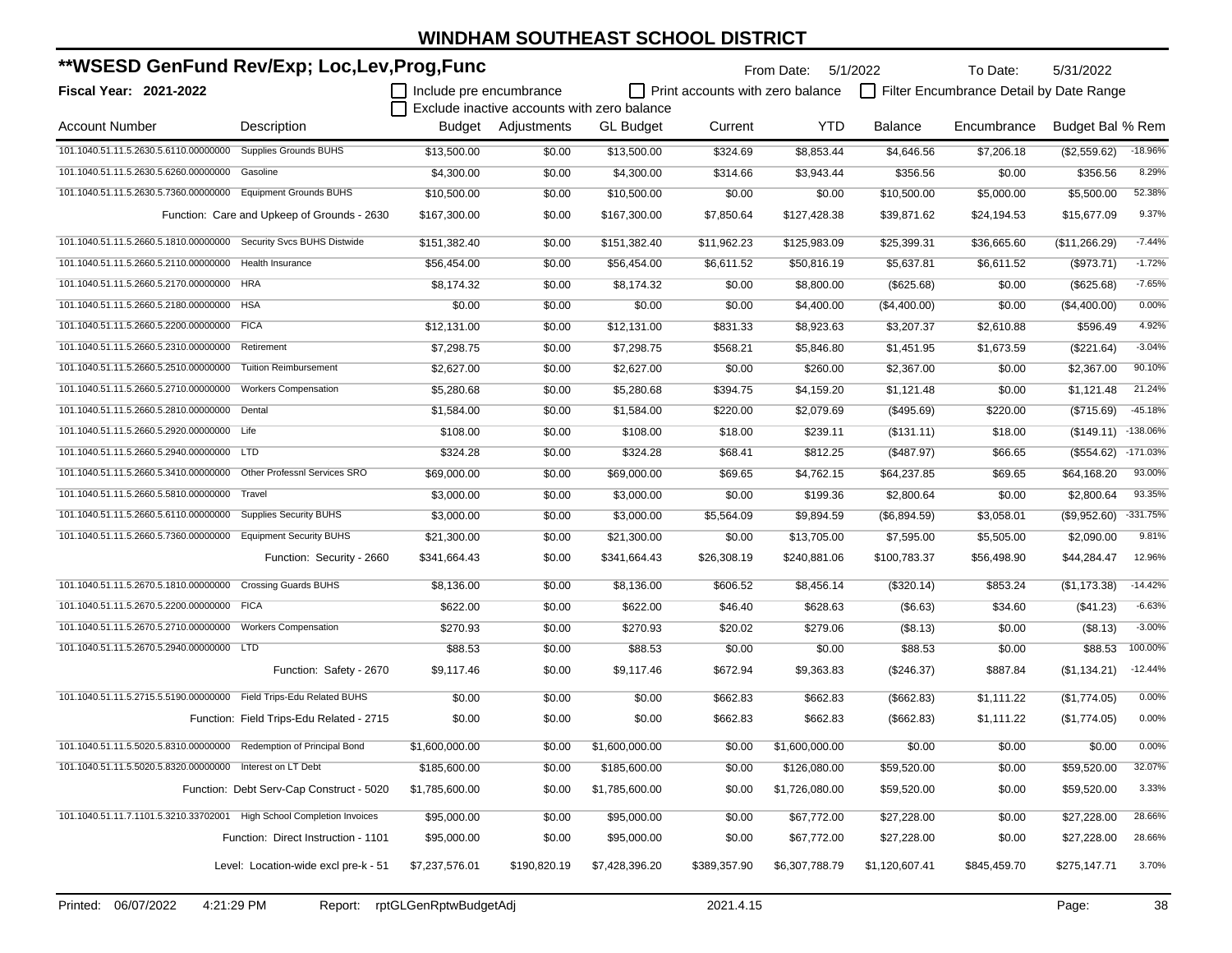# WINDHAM SOUTHEAST SCHOOL DISTRICT

## **WSESD GenFund Rev/Exp; Loc,Lev,Prog,Func

From Date: 5/1/2022 To Date: 5/31/2022

**Fiscal Year: 2021-2022**

- [ ] Include pre encumbrance
- [ ] Exclude inactive accounts with zero balance
- [ ] Print accounts with zero balance
- [ ] Filter Encumbrance Detail by Date Range

| Account Number | Description | Budget | Adjustments | GL Budget | Current | YTD | Balance | Encumbrance | Budget Bal | % Rem |
|---|---|---|---|---|---|---|---|---|---|---|
| 101.1040.51.11.5.2630.5.6110.00000000 | Supplies Grounds BUHS | $13,500.00 | $0.00 | $13,500.00 | $324.69 | $8,853.44 | $4,646.56 | $7,206.18 | ($2,559.62) | -18.96% |
| 101.1040.51.11.5.2630.5.6260.00000000 | Gasoline | $4,300.00 | $0.00 | $4,300.00 | $314.66 | $3,943.44 | $356.56 | $0.00 | $356.56 | 8.29% |
| 101.1040.51.11.5.2630.5.7360.00000000 | Equipment Grounds BUHS | $10,500.00 | $0.00 | $10,500.00 | $0.00 | $0.00 | $10,500.00 | $5,000.00 | $5,500.00 | 52.38% |
| | Function: Care and Upkeep of Grounds - 2630 | $167,300.00 | $0.00 | $167,300.00 | $7,850.64 | $127,428.38 | $39,871.62 | $24,194.53 | $15,677.09 | 9.37% |
| 101.1040.51.11.5.2660.5.1810.00000000 | Security Svcs BUHS Distwide | $151,382.40 | $0.00 | $151,382.40 | $11,962.23 | $125,983.09 | $25,399.31 | $36,665.60 | ($11,266.29) | -7.44% |
| 101.1040.51.11.5.2660.5.2110.00000000 | Health Insurance | $56,454.00 | $0.00 | $56,454.00 | $6,611.52 | $50,816.19 | $5,637.81 | $6,611.52 | ($973.71) | -1.72% |
| 101.1040.51.11.5.2660.5.2170.00000000 | HRA | $8,174.32 | $0.00 | $8,174.32 | $0.00 | $8,800.00 | ($625.68) | $0.00 | ($625.68) | -7.65% |
| 101.1040.51.11.5.2660.5.2180.00000000 | HSA | $0.00 | $0.00 | $0.00 | $0.00 | $4,400.00 | ($4,400.00) | $0.00 | ($4,400.00) | 0.00% |
| 101.1040.51.11.5.2660.5.2200.00000000 | FICA | $12,131.00 | $0.00 | $12,131.00 | $831.33 | $8,923.63 | $3,207.37 | $2,610.88 | $596.49 | 4.92% |
| 101.1040.51.11.5.2660.5.2310.00000000 | Retirement | $7,298.75 | $0.00 | $7,298.75 | $568.21 | $5,846.80 | $1,451.95 | $1,673.59 | ($221.64) | -3.04% |
| 101.1040.51.11.5.2660.5.2510.00000000 | Tuition Reimbursement | $2,627.00 | $0.00 | $2,627.00 | $0.00 | $260.00 | $2,367.00 | $0.00 | $2,367.00 | 90.10% |
| 101.1040.51.11.5.2660.5.2710.00000000 | Workers Compensation | $5,280.68 | $0.00 | $5,280.68 | $394.75 | $4,159.20 | $1,121.48 | $0.00 | $1,121.48 | 21.24% |
| 101.1040.51.11.5.2660.5.2810.00000000 | Dental | $1,584.00 | $0.00 | $1,584.00 | $220.00 | $2,079.69 | ($495.69) | $220.00 | ($715.69) | -45.18% |
| 101.1040.51.11.5.2660.5.2920.00000000 | Life | $108.00 | $0.00 | $108.00 | $18.00 | $239.11 | ($131.11) | $18.00 | ($149.11) | -138.06% |
| 101.1040.51.11.5.2660.5.2940.00000000 | LTD | $324.28 | $0.00 | $324.28 | $68.41 | $812.25 | ($487.97) | $66.65 | ($554.62) | -171.03% |
| 101.1040.51.11.5.2660.5.3410.00000000 | Other Professnl Services SRO | $69,000.00 | $0.00 | $69,000.00 | $69.65 | $4,762.15 | $64,237.85 | $69.65 | $64,168.20 | 93.00% |
| 101.1040.51.11.5.2660.5.5810.00000000 | Travel | $3,000.00 | $0.00 | $3,000.00 | $0.00 | $199.36 | $2,800.64 | $0.00 | $2,800.64 | 93.35% |
| 101.1040.51.11.5.2660.5.6110.00000000 | Supplies Security BUHS | $3,000.00 | $0.00 | $3,000.00 | $5,564.09 | $9,894.59 | ($6,894.59) | $3,058.01 | ($9,952.60) | -331.75% |
| 101.1040.51.11.5.2660.5.7360.00000000 | Equipment Security BUHS | $21,300.00 | $0.00 | $21,300.00 | $0.00 | $13,705.00 | $7,595.00 | $5,505.00 | $2,090.00 | 9.81% |
| | Function: Security - 2660 | $341,664.43 | $0.00 | $341,664.43 | $26,308.19 | $240,881.06 | $100,783.37 | $56,498.90 | $44,284.47 | 12.96% |
| 101.1040.51.11.5.2670.5.1810.00000000 | Crossing Guards BUHS | $8,136.00 | $0.00 | $8,136.00 | $606.52 | $8,456.14 | ($320.14) | $853.24 | ($1,173.38) | -14.42% |
| 101.1040.51.11.5.2670.5.2200.00000000 | FICA | $622.00 | $0.00 | $622.00 | $46.40 | $628.63 | ($6.63) | $34.60 | ($41.23) | -6.63% |
| 101.1040.51.11.5.2670.5.2710.00000000 | Workers Compensation | $270.93 | $0.00 | $270.93 | $20.02 | $279.06 | ($8.13) | $0.00 | ($8.13) | -3.00% |
| 101.1040.51.11.5.2670.5.2940.00000000 | LTD | $88.53 | $0.00 | $88.53 | $0.00 | $0.00 | $88.53 | $0.00 | $88.53 | 100.00% |
| | Function: Safety - 2670 | $9,117.46 | $0.00 | $9,117.46 | $672.94 | $9,363.83 | ($246.37) | $887.84 | ($1,134.21) | -12.44% |
| 101.1040.51.11.5.2715.5.5190.00000000 | Field Trips-Edu Related BUHS | $0.00 | $0.00 | $0.00 | $662.83 | $662.83 | ($662.83) | $1,111.22 | ($1,774.05) | 0.00% |
| | Function: Field Trips-Edu Related - 2715 | $0.00 | $0.00 | $0.00 | $662.83 | $662.83 | ($662.83) | $1,111.22 | ($1,774.05) | 0.00% |
| 101.1040.51.11.5.5020.5.8310.00000000 | Redemption of Principal Bond | $1,600,000.00 | $0.00 | $1,600,000.00 | $0.00 | $1,600,000.00 | $0.00 | $0.00 | $0.00 | 0.00% |
| 101.1040.51.11.5.5020.5.8320.00000000 | Interest on LT Debt | $185,600.00 | $0.00 | $185,600.00 | $0.00 | $126,080.00 | $59,520.00 | $0.00 | $59,520.00 | 32.07% |
| | Function: Debt Serv-Cap Construct - 5020 | $1,785,600.00 | $0.00 | $1,785,600.00 | $0.00 | $1,726,080.00 | $59,520.00 | $0.00 | $59,520.00 | 3.33% |
| 101.1040.51.11.7.1101.5.3210.33702001 | High School Completion Invoices | $95,000.00 | $0.00 | $95,000.00 | $0.00 | $67,772.00 | $27,228.00 | $0.00 | $27,228.00 | 28.66% |
| | Function: Direct Instruction - 1101 | $95,000.00 | $0.00 | $95,000.00 | $0.00 | $67,772.00 | $27,228.00 | $0.00 | $27,228.00 | 28.66% |
| | Level: Location-wide excl pre-k - 51 | $7,237,576.01 | $190,820.19 | $7,428,396.20 | $389,357.90 | $6,307,788.79 | $1,120,607.41 | $845,459.70 | $275,147.71 | 3.70% |

Printed: 06/07/2022 4:21:29 PM Report: rptGLGenRptwBudgetAdj 2021.4.15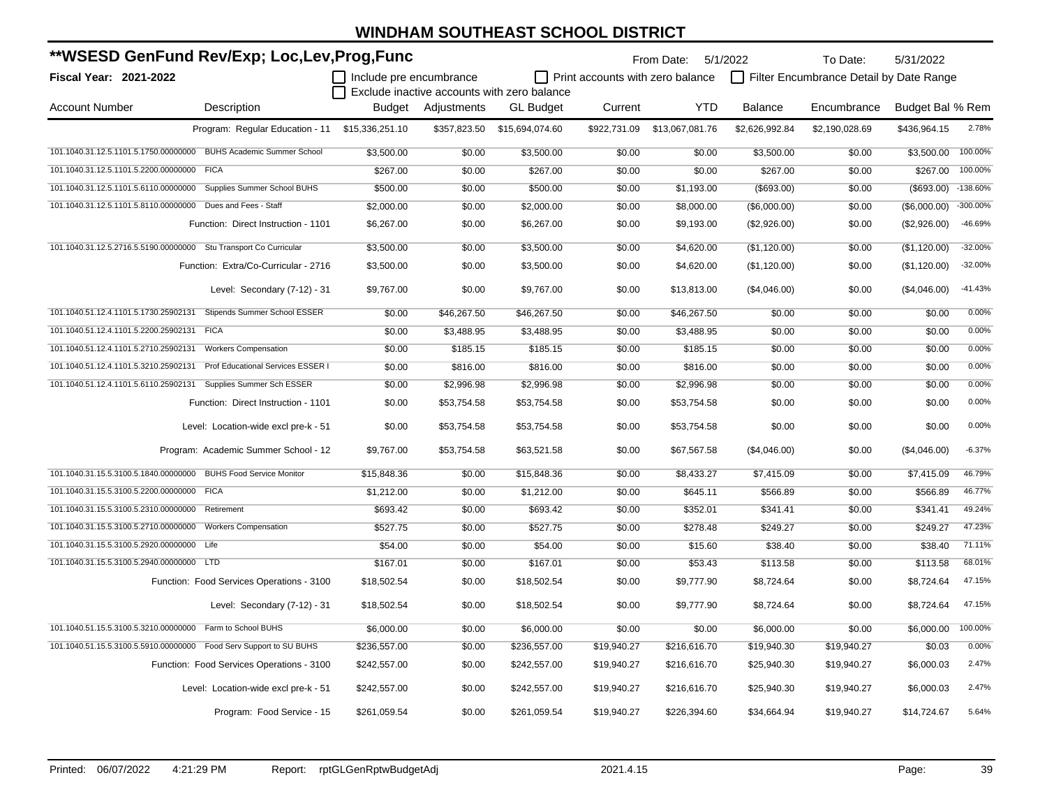# WINDHAM SOUTHEAST SCHOOL DISTRICT

## **WSESD GenFund Rev/Exp; Loc,Lev,Prog,Func

**Fiscal Year: 2021-2022**

From Date: 5/1/2022 To Date: 5/31/2022

☐ Include pre encumbrance ☐ Print accounts with zero balance ☐ Filter Encumbrance Detail by Date Range
☐ Exclude inactive accounts with zero balance

| Account Number | Description | Budget | Adjustments | GL Budget | Current | YTD | Balance | Encumbrance | Budget Bal | % Rem |
|---|---|---|---|---|---|---|---|---|---|---|
| | Program: Regular Education - 11 | $15,336,251.10 | $357,823.50 | $15,694,074.60 | $922,731.09 | $13,067,081.76 | $2,626,992.84 | $2,190,028.69 | $436,964.15 | 2.78% |
| 101.1040.31.12.5.1101.5.1750.00000000 | BUHS Academic Summer School | $3,500.00 | $0.00 | $3,500.00 | $0.00 | $0.00 | $3,500.00 | $0.00 | $3,500.00 | 100.00% |
| 101.1040.31.12.5.1101.5.2200.00000000 | FICA | $267.00 | $0.00 | $267.00 | $0.00 | $0.00 | $267.00 | $0.00 | $267.00 | 100.00% |
| 101.1040.31.12.5.1101.5.6110.00000000 | Supplies Summer School BUHS | $500.00 | $0.00 | $500.00 | $0.00 | $1,193.00 | ($693.00) | $0.00 | ($693.00) | -138.60% |
| 101.1040.31.12.5.1101.5.8110.00000000 | Dues and Fees - Staff | $2,000.00 | $0.00 | $2,000.00 | $0.00 | $8,000.00 | ($6,000.00) | $0.00 | ($6,000.00) | -300.00% |
| | Function: Direct Instruction - 1101 | $6,267.00 | $0.00 | $6,267.00 | $0.00 | $9,193.00 | ($2,926.00) | $0.00 | ($2,926.00) | -46.69% |
| 101.1040.31.12.5.2716.5.5190.00000000 | Stu Transport Co Curricular | $3,500.00 | $0.00 | $3,500.00 | $0.00 | $4,620.00 | ($1,120.00) | $0.00 | ($1,120.00) | -32.00% |
| | Function: Extra/Co-Curricular - 2716 | $3,500.00 | $0.00 | $3,500.00 | $0.00 | $4,620.00 | ($1,120.00) | $0.00 | ($1,120.00) | -32.00% |
| | Level: Secondary (7-12) - 31 | $9,767.00 | $0.00 | $9,767.00 | $0.00 | $13,813.00 | ($4,046.00) | $0.00 | ($4,046.00) | -41.43% |
| 101.1040.51.12.4.1101.5.1730.25902131 | Stipends Summer School ESSER | $0.00 | $46,267.50 | $46,267.50 | $0.00 | $46,267.50 | $0.00 | $0.00 | $0.00 | 0.00% |
| 101.1040.51.12.4.1101.5.2200.25902131 | FICA | $0.00 | $3,488.95 | $3,488.95 | $0.00 | $3,488.95 | $0.00 | $0.00 | $0.00 | 0.00% |
| 101.1040.51.12.4.1101.5.2710.25902131 | Workers Compensation | $0.00 | $185.15 | $185.15 | $0.00 | $185.15 | $0.00 | $0.00 | $0.00 | 0.00% |
| 101.1040.51.12.4.1101.5.3210.25902131 | Prof Educational Services ESSER I | $0.00 | $816.00 | $816.00 | $0.00 | $816.00 | $0.00 | $0.00 | $0.00 | 0.00% |
| 101.1040.51.12.4.1101.5.6110.25902131 | Supplies Summer Sch ESSER | $0.00 | $2,996.98 | $2,996.98 | $0.00 | $2,996.98 | $0.00 | $0.00 | $0.00 | 0.00% |
| | Function: Direct Instruction - 1101 | $0.00 | $53,754.58 | $53,754.58 | $0.00 | $53,754.58 | $0.00 | $0.00 | $0.00 | 0.00% |
| | Level: Location-wide excl pre-k - 51 | $0.00 | $53,754.58 | $53,754.58 | $0.00 | $53,754.58 | $0.00 | $0.00 | $0.00 | 0.00% |
| | Program: Academic Summer School - 12 | $9,767.00 | $53,754.58 | $63,521.58 | $0.00 | $67,567.58 | ($4,046.00) | $0.00 | ($4,046.00) | -6.37% |
| 101.1040.31.15.5.3100.5.1840.00000000 | BUHS Food Service Monitor | $15,848.36 | $0.00 | $15,848.36 | $0.00 | $8,433.27 | $7,415.09 | $0.00 | $7,415.09 | 46.79% |
| 101.1040.31.15.5.3100.5.2200.00000000 | FICA | $1,212.00 | $0.00 | $1,212.00 | $0.00 | $645.11 | $566.89 | $0.00 | $566.89 | 46.77% |
| 101.1040.31.15.5.3100.5.2310.00000000 | Retirement | $693.42 | $0.00 | $693.42 | $0.00 | $352.01 | $341.41 | $0.00 | $341.41 | 49.24% |
| 101.1040.31.15.5.3100.5.2710.00000000 | Workers Compensation | $527.75 | $0.00 | $527.75 | $0.00 | $278.48 | $249.27 | $0.00 | $249.27 | 47.23% |
| 101.1040.31.15.5.3100.5.2920.00000000 | Life | $54.00 | $0.00 | $54.00 | $0.00 | $15.60 | $38.40 | $0.00 | $38.40 | 71.11% |
| 101.1040.31.15.5.3100.5.2940.00000000 | LTD | $167.01 | $0.00 | $167.01 | $0.00 | $53.43 | $113.58 | $0.00 | $113.58 | 68.01% |
| | Function: Food Services Operations - 3100 | $18,502.54 | $0.00 | $18,502.54 | $0.00 | $9,777.90 | $8,724.64 | $0.00 | $8,724.64 | 47.15% |
| | Level: Secondary (7-12) - 31 | $18,502.54 | $0.00 | $18,502.54 | $0.00 | $9,777.90 | $8,724.64 | $0.00 | $8,724.64 | 47.15% |
| 101.1040.51.15.5.3100.5.3210.00000000 | Farm to School BUHS | $6,000.00 | $0.00 | $6,000.00 | $0.00 | $0.00 | $6,000.00 | $0.00 | $6,000.00 | 100.00% |
| 101.1040.51.15.5.3100.5.5910.00000000 | Food Serv Support to SU BUHS | $236,557.00 | $0.00 | $236,557.00 | $19,940.27 | $216,616.70 | $19,940.30 | $19,940.27 | $0.03 | 0.00% |
| | Function: Food Services Operations - 3100 | $242,557.00 | $0.00 | $242,557.00 | $19,940.27 | $216,616.70 | $25,940.30 | $19,940.27 | $6,000.03 | 2.47% |
| | Level: Location-wide excl pre-k - 51 | $242,557.00 | $0.00 | $242,557.00 | $19,940.27 | $216,616.70 | $25,940.30 | $19,940.27 | $6,000.03 | 2.47% |
| | Program: Food Service - 15 | $261,059.54 | $0.00 | $261,059.54 | $19,940.27 | $226,394.60 | $34,664.94 | $19,940.27 | $14,724.67 | 5.64% |

Printed: 06/07/2022 4:21:29 PM Report: rptGLGenRptwBudgetAdj 2021.4.15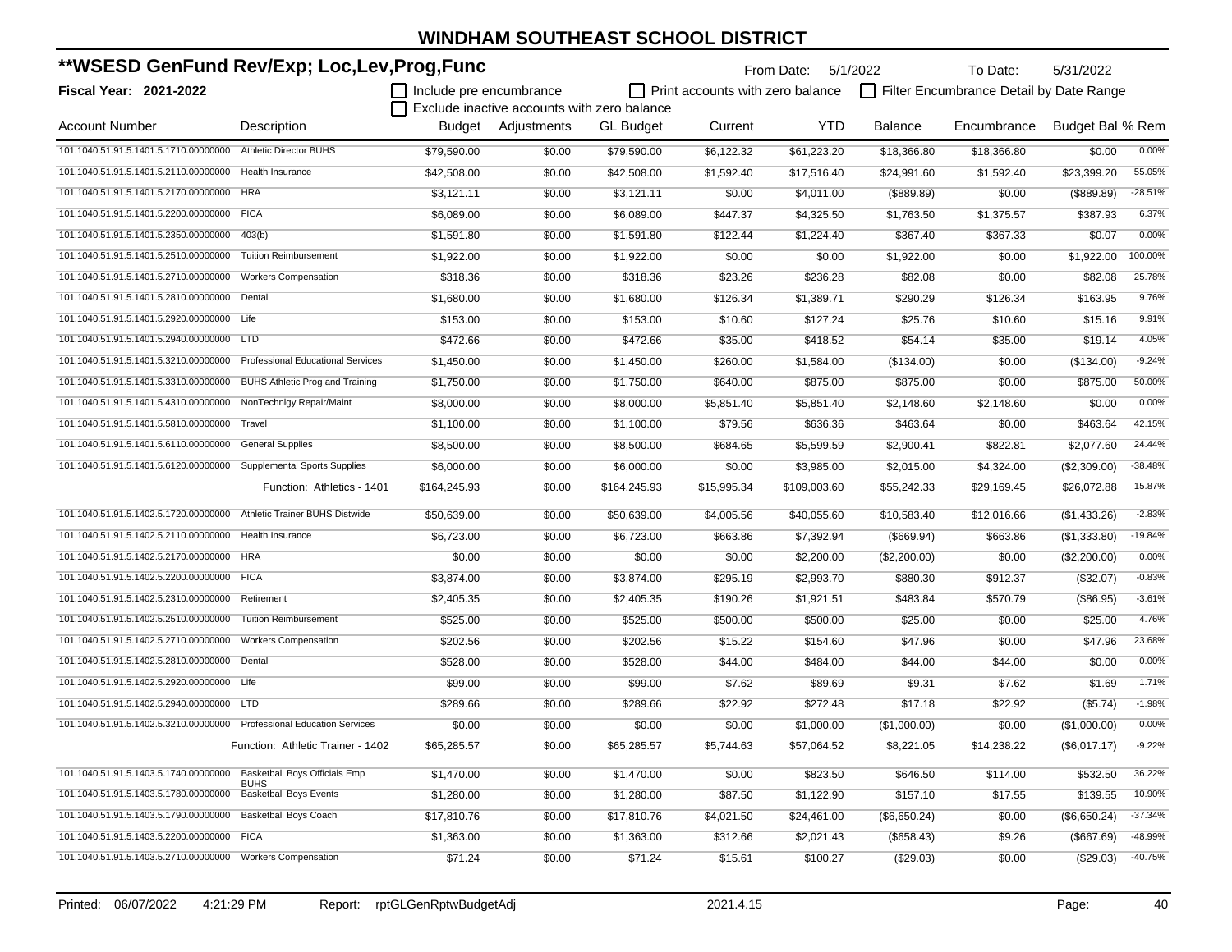# WINDHAM SOUTHEAST SCHOOL DISTRICT

## **WSESD GenFund Rev/Exp; Loc,Lev,Prog,Func

**Fiscal Year: 2021-2022**

From Date: 5/1/2022 To Date: 5/31/2022

☐ Include pre encumbrance ☐ Print accounts with zero balance ☐ Filter Encumbrance Detail by Date Range

☐ Exclude inactive accounts with zero balance

| Account Number | Description | Budget | Adjustments | GL Budget | Current | YTD | Balance | Encumbrance | Budget Bal | % Rem |
|---|---|---|---|---|---|---|---|---|---|---|
| 101.1040.51.91.5.1401.5.1710.00000000 | Athletic Director BUHS | $79,590.00 | $0.00 | $79,590.00 | $6,122.32 | $61,223.20 | $18,366.80 | $18,366.80 | $0.00 | 0.00% |
| 101.1040.51.91.5.1401.5.2110.00000000 | Health Insurance | $42,508.00 | $0.00 | $42,508.00 | $1,592.40 | $17,516.40 | $24,991.60 | $1,592.40 | $23,399.20 | 55.05% |
| 101.1040.51.91.5.1401.5.2170.00000000 | HRA | $3,121.11 | $0.00 | $3,121.11 | $0.00 | $4,011.00 | ($889.89) | $0.00 | ($889.89) | -28.51% |
| 101.1040.51.91.5.1401.5.2200.00000000 | FICA | $6,089.00 | $0.00 | $6,089.00 | $447.37 | $4,325.50 | $1,763.50 | $1,375.57 | $387.93 | 6.37% |
| 101.1040.51.91.5.1401.5.2350.00000000 | 403(b) | $1,591.80 | $0.00 | $1,591.80 | $122.44 | $1,224.40 | $367.40 | $367.33 | $0.07 | 0.00% |
| 101.1040.51.91.5.1401.5.2510.00000000 | Tuition Reimbursement | $1,922.00 | $0.00 | $1,922.00 | $0.00 | $0.00 | $1,922.00 | $0.00 | $1,922.00 | 100.00% |
| 101.1040.51.91.5.1401.5.2710.00000000 | Workers Compensation | $318.36 | $0.00 | $318.36 | $23.26 | $236.28 | $82.08 | $0.00 | $82.08 | 25.78% |
| 101.1040.51.91.5.1401.5.2810.00000000 | Dental | $1,680.00 | $0.00 | $1,680.00 | $126.34 | $1,389.71 | $290.29 | $126.34 | $163.95 | 9.76% |
| 101.1040.51.91.5.1401.5.2920.00000000 | Life | $153.00 | $0.00 | $153.00 | $10.60 | $127.24 | $25.76 | $10.60 | $15.16 | 9.91% |
| 101.1040.51.91.5.1401.5.2940.00000000 | LTD | $472.66 | $0.00 | $472.66 | $35.00 | $418.52 | $54.14 | $35.00 | $19.14 | 4.05% |
| 101.1040.51.91.5.1401.5.3210.00000000 | Professional Educational Services | $1,450.00 | $0.00 | $1,450.00 | $260.00 | $1,584.00 | ($134.00) | $0.00 | ($134.00) | -9.24% |
| 101.1040.51.91.5.1401.5.3310.00000000 | BUHS Athletic Prog and Training | $1,750.00 | $0.00 | $1,750.00 | $640.00 | $875.00 | $875.00 | $0.00 | $875.00 | 50.00% |
| 101.1040.51.91.5.1401.5.4310.00000000 | NonTechnlgy Repair/Maint | $8,000.00 | $0.00 | $8,000.00 | $5,851.40 | $5,851.40 | $2,148.60 | $2,148.60 | $0.00 | 0.00% |
| 101.1040.51.91.5.1401.5.5810.00000000 | Travel | $1,100.00 | $0.00 | $1,100.00 | $79.56 | $636.36 | $463.64 | $0.00 | $463.64 | 42.15% |
| 101.1040.51.91.5.1401.5.6110.00000000 | General Supplies | $8,500.00 | $0.00 | $8,500.00 | $684.65 | $5,599.59 | $2,900.41 | $822.81 | $2,077.60 | 24.44% |
| 101.1040.51.91.5.1401.5.6120.00000000 | Supplemental Sports Supplies | $6,000.00 | $0.00 | $6,000.00 | $0.00 | $3,985.00 | $2,015.00 | $4,324.00 | ($2,309.00) | -38.48% |
| | Function: Athletics - 1401 | $164,245.93 | $0.00 | $164,245.93 | $15,995.34 | $109,003.60 | $55,242.33 | $29,169.45 | $26,072.88 | 15.87% |
| 101.1040.51.91.5.1402.5.1720.00000000 | Athletic Trainer BUHS Distwide | $50,639.00 | $0.00 | $50,639.00 | $4,005.56 | $40,055.60 | $10,583.40 | $12,016.66 | ($1,433.26) | -2.83% |
| 101.1040.51.91.5.1402.5.2110.00000000 | Health Insurance | $6,723.00 | $0.00 | $6,723.00 | $663.86 | $7,392.94 | ($669.94) | $663.86 | ($1,333.80) | -19.84% |
| 101.1040.51.91.5.1402.5.2170.00000000 | HRA | $0.00 | $0.00 | $0.00 | $0.00 | $2,200.00 | ($2,200.00) | $0.00 | ($2,200.00) | 0.00% |
| 101.1040.51.91.5.1402.5.2200.00000000 | FICA | $3,874.00 | $0.00 | $3,874.00 | $295.19 | $2,993.70 | $880.30 | $912.37 | ($32.07) | -0.83% |
| 101.1040.51.91.5.1402.5.2310.00000000 | Retirement | $2,405.35 | $0.00 | $2,405.35 | $190.26 | $1,921.51 | $483.84 | $570.79 | ($86.95) | -3.61% |
| 101.1040.51.91.5.1402.5.2510.00000000 | Tuition Reimbursement | $525.00 | $0.00 | $525.00 | $500.00 | $500.00 | $25.00 | $0.00 | $25.00 | 4.76% |
| 101.1040.51.91.5.1402.5.2710.00000000 | Workers Compensation | $202.56 | $0.00 | $202.56 | $15.22 | $154.60 | $47.96 | $0.00 | $47.96 | 23.68% |
| 101.1040.51.91.5.1402.5.2810.00000000 | Dental | $528.00 | $0.00 | $528.00 | $44.00 | $484.00 | $44.00 | $44.00 | $0.00 | 0.00% |
| 101.1040.51.91.5.1402.5.2920.00000000 | Life | $99.00 | $0.00 | $99.00 | $7.62 | $89.69 | $9.31 | $7.62 | $1.69 | 1.71% |
| 101.1040.51.91.5.1402.5.2940.00000000 | LTD | $289.66 | $0.00 | $289.66 | $22.92 | $272.48 | $17.18 | $22.92 | ($5.74) | -1.98% |
| 101.1040.51.91.5.1402.5.3210.00000000 | Professional Education Services | $0.00 | $0.00 | $0.00 | $0.00 | $1,000.00 | ($1,000.00) | $0.00 | ($1,000.00) | 0.00% |
| | Function: Athletic Trainer - 1402 | $65,285.57 | $0.00 | $65,285.57 | $5,744.63 | $57,064.52 | $8,221.05 | $14,238.22 | ($6,017.17) | -9.22% |
| 101.1040.51.91.5.1403.5.1740.00000000 | Basketball Boys Officials Emp BUHS | $1,470.00 | $0.00 | $1,470.00 | $0.00 | $823.50 | $646.50 | $114.00 | $532.50 | 36.22% |
| 101.1040.51.91.5.1403.5.1780.00000000 | Basketball Boys Events | $1,280.00 | $0.00 | $1,280.00 | $87.50 | $1,122.90 | $157.10 | $17.55 | $139.55 | 10.90% |
| 101.1040.51.91.5.1403.5.1790.00000000 | Basketball Boys Coach | $17,810.76 | $0.00 | $17,810.76 | $4,021.50 | $24,461.00 | ($6,650.24) | $0.00 | ($6,650.24) | -37.34% |
| 101.1040.51.91.5.1403.5.2200.00000000 | FICA | $1,363.00 | $0.00 | $1,363.00 | $312.66 | $2,021.43 | ($658.43) | $9.26 | ($667.69) | -48.99% |
| 101.1040.51.91.5.1403.5.2710.00000000 | Workers Compensation | $71.24 | $0.00 | $71.24 | $15.61 | $100.27 | ($29.03) | $0.00 | ($29.03) | -40.75% |

Printed: 06/07/2022 4:21:29 PM Report: rptGLGenRptwBudgetAdj 2021.4.15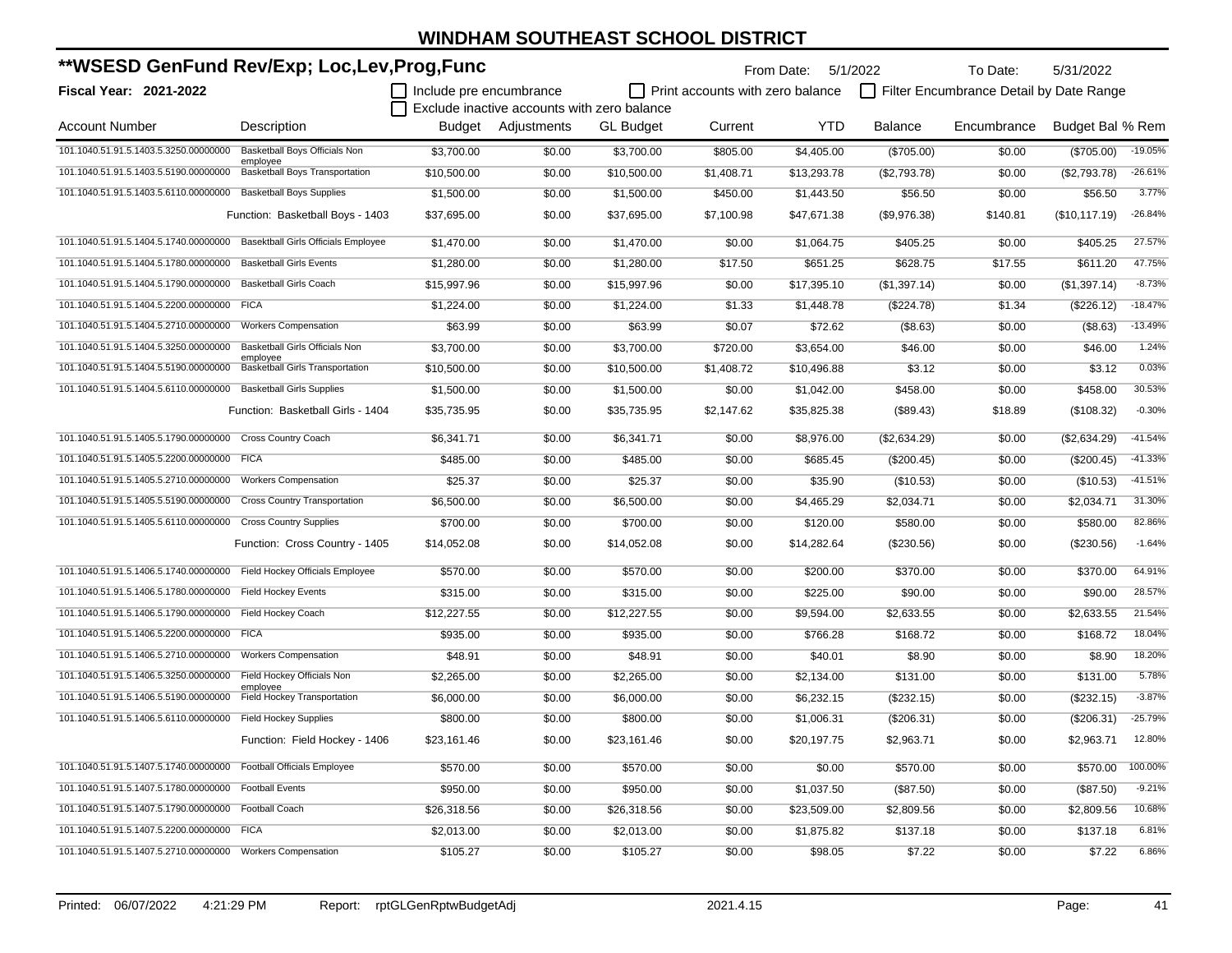# WINDHAM SOUTHEAST SCHOOL DISTRICT

## **WSESD GenFund Rev/Exp; Loc,Lev,Prog,Func

**Fiscal Year: 2021-2022**

From Date: 5/1/2022 To Date: 5/31/2022

☐ Include pre encumbrance ☐ Print accounts with zero balance ☐ Filter Encumbrance Detail by Date Range
☐ Exclude inactive accounts with zero balance

| Account Number | Description | Budget | Adjustments | GL Budget | Current | YTD | Balance | Encumbrance | Budget Bal | % Rem |
|---|---|---|---|---|---|---|---|---|---|---|
| 101.1040.51.91.5.1403.5.3250.00000000 | Basketball Boys Officials Non employee | $3,700.00 | $0.00 | $3,700.00 | $805.00 | $4,405.00 | ($705.00) | $0.00 | ($705.00) | -19.05% |
| 101.1040.51.91.5.1403.5.5190.00000000 | Basketball Boys Transportation | $10,500.00 | $0.00 | $10,500.00 | $1,408.71 | $13,293.78 | ($2,793.78) | $0.00 | ($2,793.78) | -26.61% |
| 101.1040.51.91.5.1403.5.6110.00000000 | Basketball Boys Supplies | $1,500.00 | $0.00 | $1,500.00 | $450.00 | $1,443.50 | $56.50 | $0.00 | $56.50 | 3.77% |
| | Function: Basketball Boys - 1403 | $37,695.00 | $0.00 | $37,695.00 | $7,100.98 | $47,671.38 | ($9,976.38) | $140.81 | ($10,117.19) | -26.84% |
| 101.1040.51.91.5.1404.5.1740.00000000 | Basektball Girls Officials Employee | $1,470.00 | $0.00 | $1,470.00 | $0.00 | $1,064.75 | $405.25 | $0.00 | $405.25 | 27.57% |
| 101.1040.51.91.5.1404.5.1780.00000000 | Basketball Girls Events | $1,280.00 | $0.00 | $1,280.00 | $17.50 | $651.25 | $628.75 | $17.55 | $611.20 | 47.75% |
| 101.1040.51.91.5.1404.5.1790.00000000 | Basketball Girls Coach | $15,997.96 | $0.00 | $15,997.96 | $0.00 | $17,395.10 | ($1,397.14) | $0.00 | ($1,397.14) | -8.73% |
| 101.1040.51.91.5.1404.5.2200.00000000 | FICA | $1,224.00 | $0.00 | $1,224.00 | $1.33 | $1,448.78 | ($224.78) | $1.34 | ($226.12) | -18.47% |
| 101.1040.51.91.5.1404.5.2710.00000000 | Workers Compensation | $63.99 | $0.00 | $63.99 | $0.07 | $72.62 | ($8.63) | $0.00 | ($8.63) | -13.49% |
| 101.1040.51.91.5.1404.5.3250.00000000 | Basketball Girls Officials Non employee | $3,700.00 | $0.00 | $3,700.00 | $720.00 | $3,654.00 | $46.00 | $0.00 | $46.00 | 1.24% |
| 101.1040.51.91.5.1404.5.5190.00000000 | Basketball Girls Transportation | $10,500.00 | $0.00 | $10,500.00 | $1,408.72 | $10,496.88 | $3.12 | $0.00 | $3.12 | 0.03% |
| 101.1040.51.91.5.1404.5.6110.00000000 | Basketball Girls Supplies | $1,500.00 | $0.00 | $1,500.00 | $0.00 | $1,042.00 | $458.00 | $0.00 | $458.00 | 30.53% |
| | Function: Basketball Girls - 1404 | $35,735.95 | $0.00 | $35,735.95 | $2,147.62 | $35,825.38 | ($89.43) | $18.89 | ($108.32) | -0.30% |
| 101.1040.51.91.5.1405.5.1790.00000000 | Cross Country Coach | $6,341.71 | $0.00 | $6,341.71 | $0.00 | $8,976.00 | ($2,634.29) | $0.00 | ($2,634.29) | -41.54% |
| 101.1040.51.91.5.1405.5.2200.00000000 | FICA | $485.00 | $0.00 | $485.00 | $0.00 | $685.45 | ($200.45) | $0.00 | ($200.45) | -41.33% |
| 101.1040.51.91.5.1405.5.2710.00000000 | Workers Compensation | $25.37 | $0.00 | $25.37 | $0.00 | $35.90 | ($10.53) | $0.00 | ($10.53) | -41.51% |
| 101.1040.51.91.5.1405.5.5190.00000000 | Cross Country Transportation | $6,500.00 | $0.00 | $6,500.00 | $0.00 | $4,465.29 | $2,034.71 | $0.00 | $2,034.71 | 31.30% |
| 101.1040.51.91.5.1405.5.6110.00000000 | Cross Country Supplies | $700.00 | $0.00 | $700.00 | $0.00 | $120.00 | $580.00 | $0.00 | $580.00 | 82.86% |
| | Function: Cross Country - 1405 | $14,052.08 | $0.00 | $14,052.08 | $0.00 | $14,282.64 | ($230.56) | $0.00 | ($230.56) | -1.64% |
| 101.1040.51.91.5.1406.5.1740.00000000 | Field Hockey Officials Employee | $570.00 | $0.00 | $570.00 | $0.00 | $200.00 | $370.00 | $0.00 | $370.00 | 64.91% |
| 101.1040.51.91.5.1406.5.1780.00000000 | Field Hockey Events | $315.00 | $0.00 | $315.00 | $0.00 | $225.00 | $90.00 | $0.00 | $90.00 | 28.57% |
| 101.1040.51.91.5.1406.5.1790.00000000 | Field Hockey Coach | $12,227.55 | $0.00 | $12,227.55 | $0.00 | $9,594.00 | $2,633.55 | $0.00 | $2,633.55 | 21.54% |
| 101.1040.51.91.5.1406.5.2200.00000000 | FICA | $935.00 | $0.00 | $935.00 | $0.00 | $766.28 | $168.72 | $0.00 | $168.72 | 18.04% |
| 101.1040.51.91.5.1406.5.2710.00000000 | Workers Compensation | $48.91 | $0.00 | $48.91 | $0.00 | $40.01 | $8.90 | $0.00 | $8.90 | 18.20% |
| 101.1040.51.91.5.1406.5.3250.00000000 | Field Hockey Officials Non employee | $2,265.00 | $0.00 | $2,265.00 | $0.00 | $2,134.00 | $131.00 | $0.00 | $131.00 | 5.78% |
| 101.1040.51.91.5.1406.5.5190.00000000 | Field Hockey Transportation | $6,000.00 | $0.00 | $6,000.00 | $0.00 | $6,232.15 | ($232.15) | $0.00 | ($232.15) | -3.87% |
| 101.1040.51.91.5.1406.5.6110.00000000 | Field Hockey Supplies | $800.00 | $0.00 | $800.00 | $0.00 | $1,006.31 | ($206.31) | $0.00 | ($206.31) | -25.79% |
| | Function: Field Hockey - 1406 | $23,161.46 | $0.00 | $23,161.46 | $0.00 | $20,197.75 | $2,963.71 | $0.00 | $2,963.71 | 12.80% |
| 101.1040.51.91.5.1407.5.1740.00000000 | Football Officials Employee | $570.00 | $0.00 | $570.00 | $0.00 | $0.00 | $570.00 | $0.00 | $570.00 | 100.00% |
| 101.1040.51.91.5.1407.5.1780.00000000 | Football Events | $950.00 | $0.00 | $950.00 | $0.00 | $1,037.50 | ($87.50) | $0.00 | ($87.50) | -9.21% |
| 101.1040.51.91.5.1407.5.1790.00000000 | Football Coach | $26,318.56 | $0.00 | $26,318.56 | $0.00 | $23,509.00 | $2,809.56 | $0.00 | $2,809.56 | 10.68% |
| 101.1040.51.91.5.1407.5.2200.00000000 | FICA | $2,013.00 | $0.00 | $2,013.00 | $0.00 | $1,875.82 | $137.18 | $0.00 | $137.18 | 6.81% |
| 101.1040.51.91.5.1407.5.2710.00000000 | Workers Compensation | $105.27 | $0.00 | $105.27 | $0.00 | $98.05 | $7.22 | $0.00 | $7.22 | 6.86% |

Printed: 06/07/2022 4:21:29 PM Report: rptGLGenRptwBudgetAdj 2021.4.15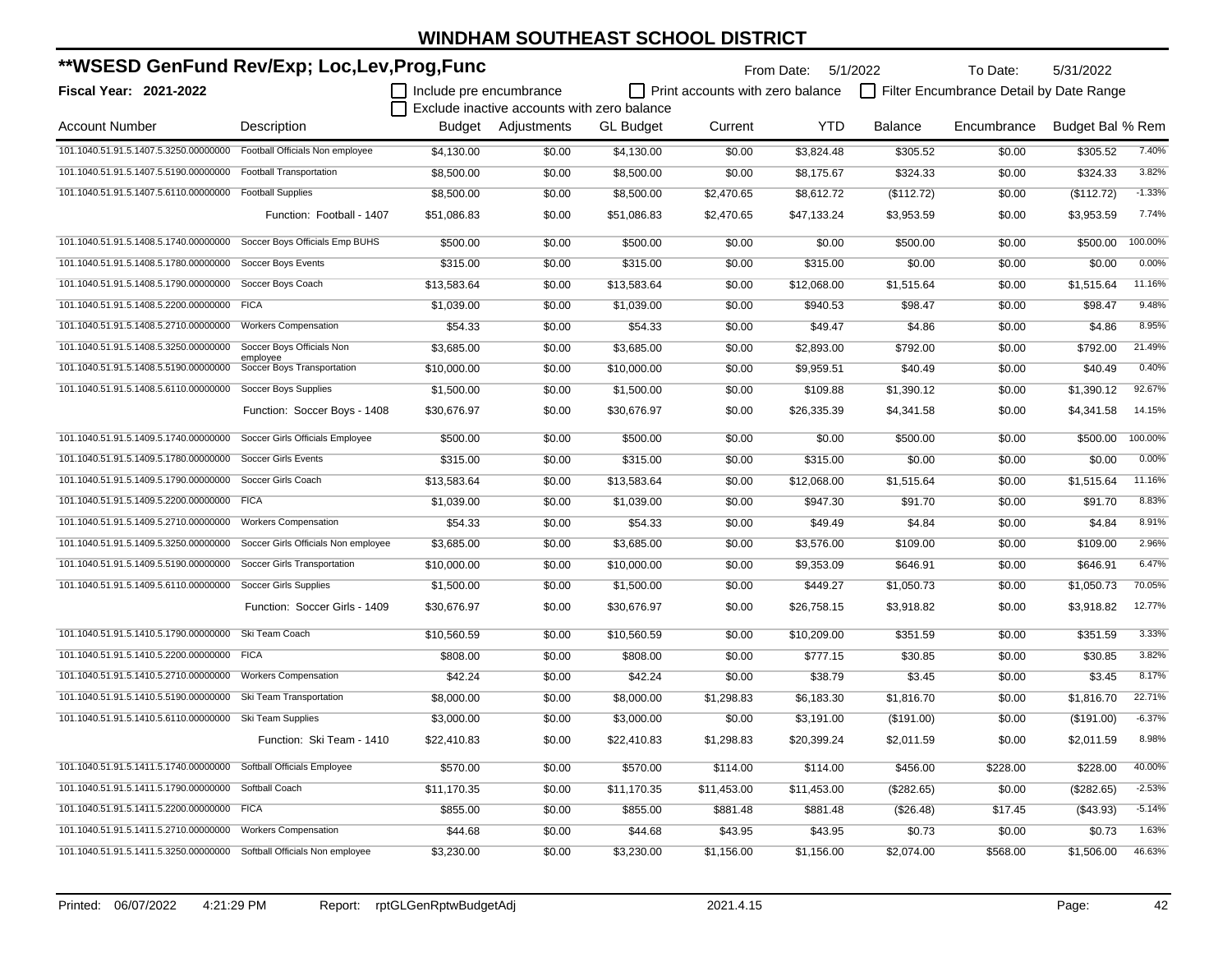# WINDHAM SOUTHEAST SCHOOL DISTRICT

## **WSESD GenFund Rev/Exp; Loc,Lev,Prog,Func

**Fiscal Year: 2021-2022**

From Date: 5/1/2022 To Date: 5/31/2022

☐ Include pre encumbrance ☐ Print accounts with zero balance ☐ Filter Encumbrance Detail by Date Range
☐ Exclude inactive accounts with zero balance

| Account Number | Description | Budget | Adjustments | GL Budget | Current | YTD | Balance | Encumbrance | Budget Bal | % Rem |
|---|---|---|---|---|---|---|---|---|---|---|
| 101.1040.51.91.5.1407.5.3250.00000000 | Football Officials Non employee | $4,130.00 | $0.00 | $4,130.00 | $0.00 | $3,824.48 | $305.52 | $0.00 | $305.52 | 7.40% |
| 101.1040.51.91.5.1407.5.5190.00000000 | Football Transportation | $8,500.00 | $0.00 | $8,500.00 | $0.00 | $8,175.67 | $324.33 | $0.00 | $324.33 | 3.82% |
| 101.1040.51.91.5.1407.5.6110.00000000 | Football Supplies | $8,500.00 | $0.00 | $8,500.00 | $2,470.65 | $8,612.72 | ($112.72) | $0.00 | ($112.72) | -1.33% |
| | Function: Football - 1407 | $51,086.83 | $0.00 | $51,086.83 | $2,470.65 | $47,133.24 | $3,953.59 | $0.00 | $3,953.59 | 7.74% |
| 101.1040.51.91.5.1408.5.1740.00000000 | Soccer Boys Officials Emp BUHS | $500.00 | $0.00 | $500.00 | $0.00 | $0.00 | $500.00 | $0.00 | $500.00 | 100.00% |
| 101.1040.51.91.5.1408.5.1780.00000000 | Soccer Boys Events | $315.00 | $0.00 | $315.00 | $0.00 | $315.00 | $0.00 | $0.00 | $0.00 | 0.00% |
| 101.1040.51.91.5.1408.5.1790.00000000 | Soccer Boys Coach | $13,583.64 | $0.00 | $13,583.64 | $0.00 | $12,068.00 | $1,515.64 | $0.00 | $1,515.64 | 11.16% |
| 101.1040.51.91.5.1408.5.2200.00000000 | FICA | $1,039.00 | $0.00 | $1,039.00 | $0.00 | $940.53 | $98.47 | $0.00 | $98.47 | 9.48% |
| 101.1040.51.91.5.1408.5.2710.00000000 | Workers Compensation | $54.33 | $0.00 | $54.33 | $0.00 | $49.47 | $4.86 | $0.00 | $4.86 | 8.95% |
| 101.1040.51.91.5.1408.5.3250.00000000 | Soccer Boys Officials Non employee | $3,685.00 | $0.00 | $3,685.00 | $0.00 | $2,893.00 | $792.00 | $0.00 | $792.00 | 21.49% |
| 101.1040.51.91.5.1408.5.5190.00000000 | Soccer Boys Transportation | $10,000.00 | $0.00 | $10,000.00 | $0.00 | $9,959.51 | $40.49 | $0.00 | $40.49 | 0.40% |
| 101.1040.51.91.5.1408.5.6110.00000000 | Soccer Boys Supplies | $1,500.00 | $0.00 | $1,500.00 | $0.00 | $109.88 | $1,390.12 | $0.00 | $1,390.12 | 92.67% |
| | Function: Soccer Boys - 1408 | $30,676.97 | $0.00 | $30,676.97 | $0.00 | $26,335.39 | $4,341.58 | $0.00 | $4,341.58 | 14.15% |
| 101.1040.51.91.5.1409.5.1740.00000000 | Soccer Girls Officials Employee | $500.00 | $0.00 | $500.00 | $0.00 | $0.00 | $500.00 | $0.00 | $500.00 | 100.00% |
| 101.1040.51.91.5.1409.5.1780.00000000 | Soccer Girls Events | $315.00 | $0.00 | $315.00 | $0.00 | $315.00 | $0.00 | $0.00 | $0.00 | 0.00% |
| 101.1040.51.91.5.1409.5.1790.00000000 | Soccer Girls Coach | $13,583.64 | $0.00 | $13,583.64 | $0.00 | $12,068.00 | $1,515.64 | $0.00 | $1,515.64 | 11.16% |
| 101.1040.51.91.5.1409.5.2200.00000000 | FICA | $1,039.00 | $0.00 | $1,039.00 | $0.00 | $947.30 | $91.70 | $0.00 | $91.70 | 8.83% |
| 101.1040.51.91.5.1409.5.2710.00000000 | Workers Compensation | $54.33 | $0.00 | $54.33 | $0.00 | $49.49 | $4.84 | $0.00 | $4.84 | 8.91% |
| 101.1040.51.91.5.1409.5.3250.00000000 | Soccer Girls Officials Non employee | $3,685.00 | $0.00 | $3,685.00 | $0.00 | $3,576.00 | $109.00 | $0.00 | $109.00 | 2.96% |
| 101.1040.51.91.5.1409.5.5190.00000000 | Soccer Girls Transportation | $10,000.00 | $0.00 | $10,000.00 | $0.00 | $9,353.09 | $646.91 | $0.00 | $646.91 | 6.47% |
| 101.1040.51.91.5.1409.5.6110.00000000 | Soccer Girls Supplies | $1,500.00 | $0.00 | $1,500.00 | $0.00 | $449.27 | $1,050.73 | $0.00 | $1,050.73 | 70.05% |
| | Function: Soccer Girls - 1409 | $30,676.97 | $0.00 | $30,676.97 | $0.00 | $26,758.15 | $3,918.82 | $0.00 | $3,918.82 | 12.77% |
| 101.1040.51.91.5.1410.5.1790.00000000 | Ski Team Coach | $10,560.59 | $0.00 | $10,560.59 | $0.00 | $10,209.00 | $351.59 | $0.00 | $351.59 | 3.33% |
| 101.1040.51.91.5.1410.5.2200.00000000 | FICA | $808.00 | $0.00 | $808.00 | $0.00 | $777.15 | $30.85 | $0.00 | $30.85 | 3.82% |
| 101.1040.51.91.5.1410.5.2710.00000000 | Workers Compensation | $42.24 | $0.00 | $42.24 | $0.00 | $38.79 | $3.45 | $0.00 | $3.45 | 8.17% |
| 101.1040.51.91.5.1410.5.5190.00000000 | Ski Team Transportation | $8,000.00 | $0.00 | $8,000.00 | $1,298.83 | $6,183.30 | $1,816.70 | $0.00 | $1,816.70 | 22.71% |
| 101.1040.51.91.5.1410.5.6110.00000000 | Ski Team Supplies | $3,000.00 | $0.00 | $3,000.00 | $0.00 | $3,191.00 | ($191.00) | $0.00 | ($191.00) | -6.37% |
| | Function: Ski Team - 1410 | $22,410.83 | $0.00 | $22,410.83 | $1,298.83 | $20,399.24 | $2,011.59 | $0.00 | $2,011.59 | 8.98% |
| 101.1040.51.91.5.1411.5.1740.00000000 | Softball Officials Employee | $570.00 | $0.00 | $570.00 | $114.00 | $114.00 | $456.00 | $228.00 | $228.00 | 40.00% |
| 101.1040.51.91.5.1411.5.1790.00000000 | Softball Coach | $11,170.35 | $0.00 | $11,170.35 | $11,453.00 | $11,453.00 | ($282.65) | $0.00 | ($282.65) | -2.53% |
| 101.1040.51.91.5.1411.5.2200.00000000 | FICA | $855.00 | $0.00 | $855.00 | $881.48 | $881.48 | ($26.48) | $17.45 | ($43.93) | -5.14% |
| 101.1040.51.91.5.1411.5.2710.00000000 | Workers Compensation | $44.68 | $0.00 | $44.68 | $43.95 | $43.95 | $0.73 | $0.00 | $0.73 | 1.63% |
| 101.1040.51.91.5.1411.5.3250.00000000 | Softball Officials Non employee | $3,230.00 | $0.00 | $3,230.00 | $1,156.00 | $1,156.00 | $2,074.00 | $568.00 | $1,506.00 | 46.63% |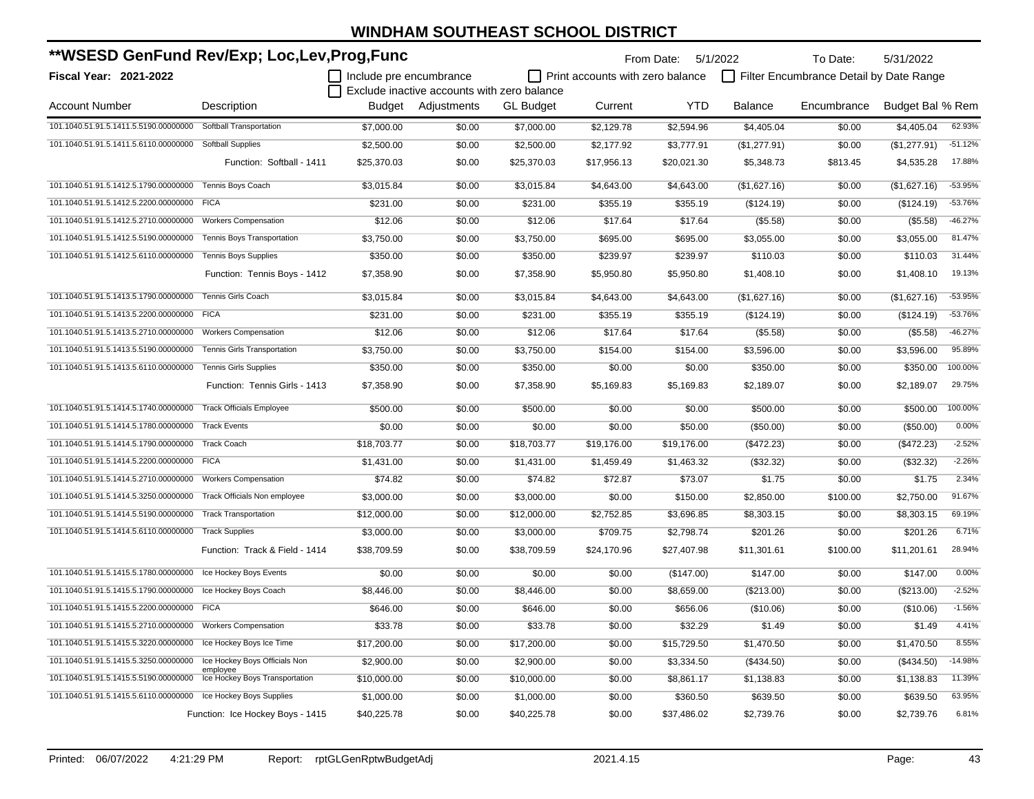# WINDHAM SOUTHEAST SCHOOL DISTRICT

## **WSESD GenFund Rev/Exp; Loc,Lev,Prog,Func

From Date: 5/1/2022 To Date: 5/31/2022

**Fiscal Year: 2021-2022**

☐ Include pre encumbrance ☐ Print accounts with zero balance ☐ Filter Encumbrance Detail by Date Range

☐ Exclude inactive accounts with zero balance

| Account Number | Description | Budget | Adjustments | GL Budget | Current | YTD | Balance | Encumbrance | Budget Bal | % Rem |
|---|---|---|---|---|---|---|---|---|---|---|
| 101.1040.51.91.5.1411.5.5190.00000000 | Softball Transportation | $7,000.00 | $0.00 | $7,000.00 | $2,129.78 | $2,594.96 | $4,405.04 | $0.00 | $4,405.04 | 62.93% |
| 101.1040.51.91.5.1411.5.6110.00000000 | Softball Supplies | $2,500.00 | $0.00 | $2,500.00 | $2,177.92 | $3,777.91 | ($1,277.91) | $0.00 | ($1,277.91) | -51.12% |
| | Function: Softball - 1411 | $25,370.03 | $0.00 | $25,370.03 | $17,956.13 | $20,021.30 | $5,348.73 | $813.45 | $4,535.28 | 17.88% |
| 101.1040.51.91.5.1412.5.1790.00000000 | Tennis Boys Coach | $3,015.84 | $0.00 | $3,015.84 | $4,643.00 | $4,643.00 | ($1,627.16) | $0.00 | ($1,627.16) | -53.95% |
| 101.1040.51.91.5.1412.5.2200.00000000 | FICA | $231.00 | $0.00 | $231.00 | $355.19 | $355.19 | ($124.19) | $0.00 | ($124.19) | -53.76% |
| 101.1040.51.91.5.1412.5.2710.00000000 | Workers Compensation | $12.06 | $0.00 | $12.06 | $17.64 | $17.64 | ($5.58) | $0.00 | ($5.58) | -46.27% |
| 101.1040.51.91.5.1412.5.5190.00000000 | Tennis Boys Transportation | $3,750.00 | $0.00 | $3,750.00 | $695.00 | $695.00 | $3,055.00 | $0.00 | $3,055.00 | 81.47% |
| 101.1040.51.91.5.1412.5.6110.00000000 | Tennis Boys Supplies | $350.00 | $0.00 | $350.00 | $239.97 | $239.97 | $110.03 | $0.00 | $110.03 | 31.44% |
| | Function: Tennis Boys - 1412 | $7,358.90 | $0.00 | $7,358.90 | $5,950.80 | $5,950.80 | $1,408.10 | $0.00 | $1,408.10 | 19.13% |
| 101.1040.51.91.5.1413.5.1790.00000000 | Tennis Girls Coach | $3,015.84 | $0.00 | $3,015.84 | $4,643.00 | $4,643.00 | ($1,627.16) | $0.00 | ($1,627.16) | -53.95% |
| 101.1040.51.91.5.1413.5.2200.00000000 | FICA | $231.00 | $0.00 | $231.00 | $355.19 | $355.19 | ($124.19) | $0.00 | ($124.19) | -53.76% |
| 101.1040.51.91.5.1413.5.2710.00000000 | Workers Compensation | $12.06 | $0.00 | $12.06 | $17.64 | $17.64 | ($5.58) | $0.00 | ($5.58) | -46.27% |
| 101.1040.51.91.5.1413.5.5190.00000000 | Tennis Girls Transportation | $3,750.00 | $0.00 | $3,750.00 | $154.00 | $154.00 | $3,596.00 | $0.00 | $3,596.00 | 95.89% |
| 101.1040.51.91.5.1413.5.6110.00000000 | Tennis Girls Supplies | $350.00 | $0.00 | $350.00 | $0.00 | $0.00 | $350.00 | $0.00 | $350.00 | 100.00% |
| | Function: Tennis Girls - 1413 | $7,358.90 | $0.00 | $7,358.90 | $5,169.83 | $5,169.83 | $2,189.07 | $0.00 | $2,189.07 | 29.75% |
| 101.1040.51.91.5.1414.5.1740.00000000 | Track Officials Employee | $500.00 | $0.00 | $500.00 | $0.00 | $0.00 | $500.00 | $0.00 | $500.00 | 100.00% |
| 101.1040.51.91.5.1414.5.1780.00000000 | Track Events | $0.00 | $0.00 | $0.00 | $0.00 | $50.00 | ($50.00) | $0.00 | ($50.00) | 0.00% |
| 101.1040.51.91.5.1414.5.1790.00000000 | Track Coach | $18,703.77 | $0.00 | $18,703.77 | $19,176.00 | $19,176.00 | ($472.23) | $0.00 | ($472.23) | -2.52% |
| 101.1040.51.91.5.1414.5.2200.00000000 | FICA | $1,431.00 | $0.00 | $1,431.00 | $1,459.49 | $1,463.32 | ($32.32) | $0.00 | ($32.32) | -2.26% |
| 101.1040.51.91.5.1414.5.2710.00000000 | Workers Compensation | $74.82 | $0.00 | $74.82 | $72.87 | $73.07 | $1.75 | $0.00 | $1.75 | 2.34% |
| 101.1040.51.91.5.1414.5.3250.00000000 | Track Officials Non employee | $3,000.00 | $0.00 | $3,000.00 | $0.00 | $150.00 | $2,850.00 | $100.00 | $2,750.00 | 91.67% |
| 101.1040.51.91.5.1414.5.5190.00000000 | Track Transportation | $12,000.00 | $0.00 | $12,000.00 | $2,752.85 | $3,696.85 | $8,303.15 | $0.00 | $8,303.15 | 69.19% |
| 101.1040.51.91.5.1414.5.6110.00000000 | Track Supplies | $3,000.00 | $0.00 | $3,000.00 | $709.75 | $2,798.74 | $201.26 | $0.00 | $201.26 | 6.71% |
| | Function: Track & Field - 1414 | $38,709.59 | $0.00 | $38,709.59 | $24,170.96 | $27,407.98 | $11,301.61 | $100.00 | $11,201.61 | 28.94% |
| 101.1040.51.91.5.1415.5.1780.00000000 | Ice Hockey Boys Events | $0.00 | $0.00 | $0.00 | $0.00 | ($147.00) | $147.00 | $0.00 | $147.00 | 0.00% |
| 101.1040.51.91.5.1415.5.1790.00000000 | Ice Hockey Boys Coach | $8,446.00 | $0.00 | $8,446.00 | $0.00 | $8,659.00 | ($213.00) | $0.00 | ($213.00) | -2.52% |
| 101.1040.51.91.5.1415.5.2200.00000000 | FICA | $646.00 | $0.00 | $646.00 | $0.00 | $656.06 | ($10.06) | $0.00 | ($10.06) | -1.56% |
| 101.1040.51.91.5.1415.5.2710.00000000 | Workers Compensation | $33.78 | $0.00 | $33.78 | $0.00 | $32.29 | $1.49 | $0.00 | $1.49 | 4.41% |
| 101.1040.51.91.5.1415.5.3220.00000000 | Ice Hockey Boys Ice Time | $17,200.00 | $0.00 | $17,200.00 | $0.00 | $15,729.50 | $1,470.50 | $0.00 | $1,470.50 | 8.55% |
| 101.1040.51.91.5.1415.5.3250.00000000 | Ice Hockey Boys Officials Non employee | $2,900.00 | $0.00 | $2,900.00 | $0.00 | $3,334.50 | ($434.50) | $0.00 | ($434.50) | -14.98% |
| 101.1040.51.91.5.1415.5.5190.00000000 | Ice Hockey Boys Transportation | $10,000.00 | $0.00 | $10,000.00 | $0.00 | $8,861.17 | $1,138.83 | $0.00 | $1,138.83 | 11.39% |
| 101.1040.51.91.5.1415.5.6110.00000000 | Ice Hockey Boys Supplies | $1,000.00 | $0.00 | $1,000.00 | $0.00 | $360.50 | $639.50 | $0.00 | $639.50 | 63.95% |
| | Function: Ice Hockey Boys - 1415 | $40,225.78 | $0.00 | $40,225.78 | $0.00 | $37,486.02 | $2,739.76 | $0.00 | $2,739.76 | 6.81% |

Printed: 06/07/2022 4:21:29 PM Report: rptGLGenRptwBudgetAdj 2021.4.15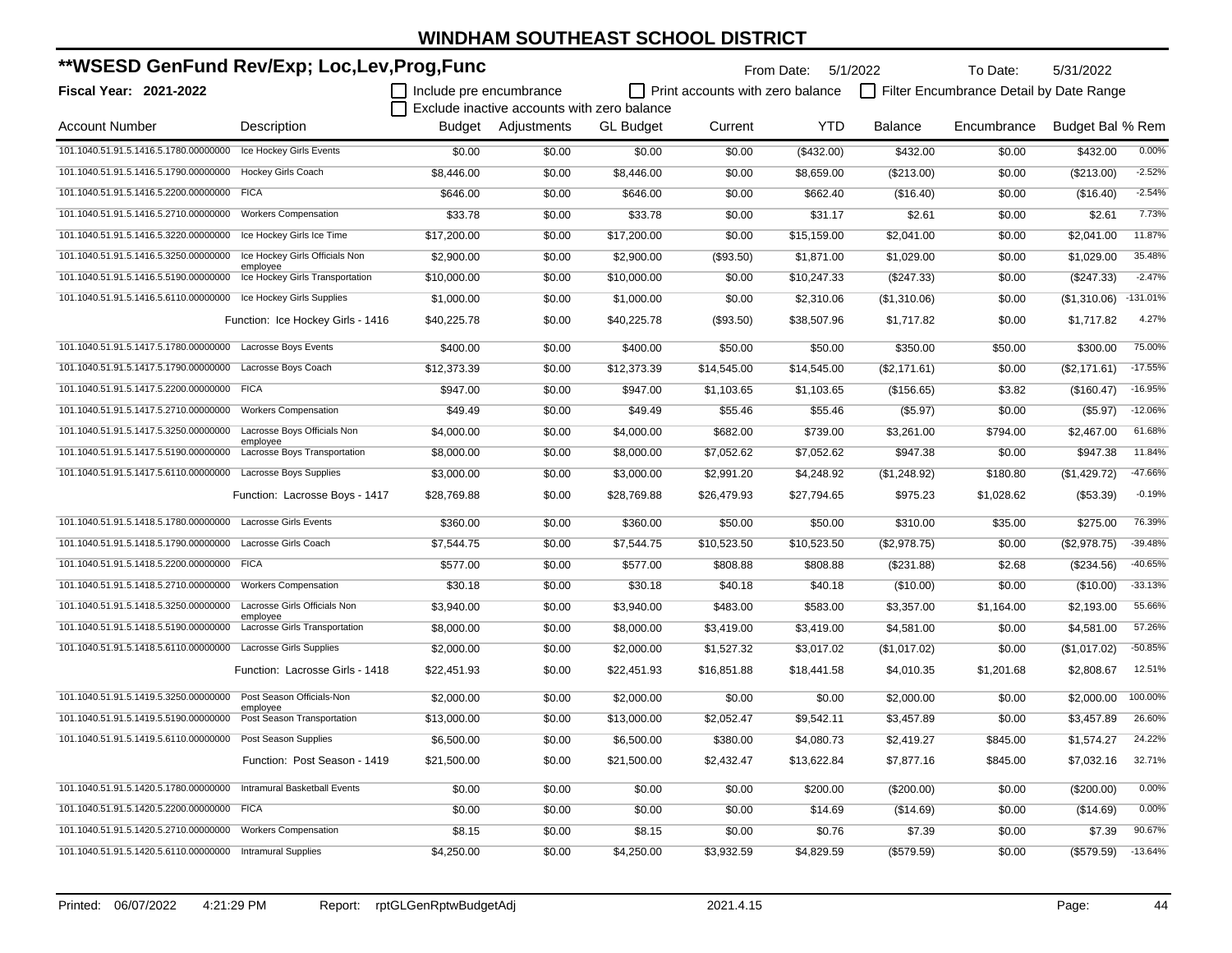# WINDHAM SOUTHEAST SCHOOL DISTRICT

## **WSESD GenFund Rev/Exp; Loc,Lev,Prog,Func

**Fiscal Year: 2021-2022**

From Date: 5/1/2022 To Date: 5/31/2022

☐ Include pre encumbrance ☐ Print accounts with zero balance ☐ Filter Encumbrance Detail by Date Range

☐ Exclude inactive accounts with zero balance

| Account Number | Description | Budget | Adjustments | GL Budget | Current | YTD | Balance | Encumbrance | Budget Bal | % Rem |
|---|---|---|---|---|---|---|---|---|---|---|
| 101.1040.51.91.5.1416.5.1780.00000000 | Ice Hockey Girls Events | $0.00 | $0.00 | $0.00 | $0.00 | ($432.00) | $432.00 | $0.00 | $432.00 | 0.00% |
| 101.1040.51.91.5.1416.5.1790.00000000 | Hockey Girls Coach | $8,446.00 | $0.00 | $8,446.00 | $0.00 | $8,659.00 | ($213.00) | $0.00 | ($213.00) | -2.52% |
| 101.1040.51.91.5.1416.5.2200.00000000 | FICA | $646.00 | $0.00 | $646.00 | $0.00 | $662.40 | ($16.40) | $0.00 | ($16.40) | -2.54% |
| 101.1040.51.91.5.1416.5.2710.00000000 | Workers Compensation | $33.78 | $0.00 | $33.78 | $0.00 | $31.17 | $2.61 | $0.00 | $2.61 | 7.73% |
| 101.1040.51.91.5.1416.5.3220.00000000 | Ice Hockey Girls Ice Time | $17,200.00 | $0.00 | $17,200.00 | $0.00 | $15,159.00 | $2,041.00 | $0.00 | $2,041.00 | 11.87% |
| 101.1040.51.91.5.1416.5.3250.00000000 | Ice Hockey Girls Officials Non employee | $2,900.00 | $0.00 | $2,900.00 | ($93.50) | $1,871.00 | $1,029.00 | $0.00 | $1,029.00 | 35.48% |
| 101.1040.51.91.5.1416.5.5190.00000000 | Ice Hockey Girls Transportation | $10,000.00 | $0.00 | $10,000.00 | $0.00 | $10,247.33 | ($247.33) | $0.00 | ($247.33) | -2.47% |
| 101.1040.51.91.5.1416.5.6110.00000000 | Ice Hockey Girls Supplies | $1,000.00 | $0.00 | $1,000.00 | $0.00 | $2,310.06 | ($1,310.06) | $0.00 | ($1,310.06) | -131.01% |
| | Function: Ice Hockey Girls - 1416 | $40,225.78 | $0.00 | $40,225.78 | ($93.50) | $38,507.96 | $1,717.82 | $0.00 | $1,717.82 | 4.27% |
| 101.1040.51.91.5.1417.5.1780.00000000 | Lacrosse Boys Events | $400.00 | $0.00 | $400.00 | $50.00 | $50.00 | $350.00 | $50.00 | $300.00 | 75.00% |
| 101.1040.51.91.5.1417.5.1790.00000000 | Lacrosse Boys Coach | $12,373.39 | $0.00 | $12,373.39 | $14,545.00 | $14,545.00 | ($2,171.61) | $0.00 | ($2,171.61) | -17.55% |
| 101.1040.51.91.5.1417.5.2200.00000000 | FICA | $947.00 | $0.00 | $947.00 | $1,103.65 | $1,103.65 | ($156.65) | $3.82 | ($160.47) | -16.95% |
| 101.1040.51.91.5.1417.5.2710.00000000 | Workers Compensation | $49.49 | $0.00 | $49.49 | $55.46 | $55.46 | ($5.97) | $0.00 | ($5.97) | -12.06% |
| 101.1040.51.91.5.1417.5.3250.00000000 | Lacrosse Boys Officials Non employee | $4,000.00 | $0.00 | $4,000.00 | $682.00 | $739.00 | $3,261.00 | $794.00 | $2,467.00 | 61.68% |
| 101.1040.51.91.5.1417.5.5190.00000000 | Lacrosse Boys Transportation | $8,000.00 | $0.00 | $8,000.00 | $7,052.62 | $7,052.62 | $947.38 | $0.00 | $947.38 | 11.84% |
| 101.1040.51.91.5.1417.5.6110.00000000 | Lacrosse Boys Supplies | $3,000.00 | $0.00 | $3,000.00 | $2,991.20 | $4,248.92 | ($1,248.92) | $180.80 | ($1,429.72) | -47.66% |
| | Function: Lacrosse Boys - 1417 | $28,769.88 | $0.00 | $28,769.88 | $26,479.93 | $27,794.65 | $975.23 | $1,028.62 | ($53.39) | -0.19% |
| 101.1040.51.91.5.1418.5.1780.00000000 | Lacrosse Girls Events | $360.00 | $0.00 | $360.00 | $50.00 | $50.00 | $310.00 | $35.00 | $275.00 | 76.39% |
| 101.1040.51.91.5.1418.5.1790.00000000 | Lacrosse Girls Coach | $7,544.75 | $0.00 | $7,544.75 | $10,523.50 | $10,523.50 | ($2,978.75) | $0.00 | ($2,978.75) | -39.48% |
| 101.1040.51.91.5.1418.5.2200.00000000 | FICA | $577.00 | $0.00 | $577.00 | $808.88 | $808.88 | ($231.88) | $2.68 | ($234.56) | -40.65% |
| 101.1040.51.91.5.1418.5.2710.00000000 | Workers Compensation | $30.18 | $0.00 | $30.18 | $40.18 | $40.18 | ($10.00) | $0.00 | ($10.00) | -33.13% |
| 101.1040.51.91.5.1418.5.3250.00000000 | Lacrosse Girls Officials Non employee | $3,940.00 | $0.00 | $3,940.00 | $483.00 | $583.00 | $3,357.00 | $1,164.00 | $2,193.00 | 55.66% |
| 101.1040.51.91.5.1418.5.5190.00000000 | Lacrosse Girls Transportation | $8,000.00 | $0.00 | $8,000.00 | $3,419.00 | $3,419.00 | $4,581.00 | $0.00 | $4,581.00 | 57.26% |
| 101.1040.51.91.5.1418.5.6110.00000000 | Lacrosse Girls Supplies | $2,000.00 | $0.00 | $2,000.00 | $1,527.32 | $3,017.02 | ($1,017.02) | $0.00 | ($1,017.02) | -50.85% |
| | Function: Lacrosse Girls - 1418 | $22,451.93 | $0.00 | $22,451.93 | $16,851.88 | $18,441.58 | $4,010.35 | $1,201.68 | $2,808.67 | 12.51% |
| 101.1040.51.91.5.1419.5.3250.00000000 | Post Season Officials-Non employee | $2,000.00 | $0.00 | $2,000.00 | $0.00 | $0.00 | $2,000.00 | $0.00 | $2,000.00 | 100.00% |
| 101.1040.51.91.5.1419.5.5190.00000000 | Post Season Transportation | $13,000.00 | $0.00 | $13,000.00 | $2,052.47 | $9,542.11 | $3,457.89 | $0.00 | $3,457.89 | 26.60% |
| 101.1040.51.91.5.1419.5.6110.00000000 | Post Season Supplies | $6,500.00 | $0.00 | $6,500.00 | $380.00 | $4,080.73 | $2,419.27 | $845.00 | $1,574.27 | 24.22% |
| | Function: Post Season - 1419 | $21,500.00 | $0.00 | $21,500.00 | $2,432.47 | $13,622.84 | $7,877.16 | $845.00 | $7,032.16 | 32.71% |
| 101.1040.51.91.5.1420.5.1780.00000000 | Intramural Basketball Events | $0.00 | $0.00 | $0.00 | $0.00 | $200.00 | ($200.00) | $0.00 | ($200.00) | 0.00% |
| 101.1040.51.91.5.1420.5.2200.00000000 | FICA | $0.00 | $0.00 | $0.00 | $0.00 | $14.69 | ($14.69) | $0.00 | ($14.69) | 0.00% |
| 101.1040.51.91.5.1420.5.2710.00000000 | Workers Compensation | $8.15 | $0.00 | $8.15 | $0.00 | $0.76 | $7.39 | $0.00 | $7.39 | 90.67% |
| 101.1040.51.91.5.1420.5.6110.00000000 | Intramural Supplies | $4,250.00 | $0.00 | $4,250.00 | $3,932.59 | $4,829.59 | ($579.59) | $0.00 | ($579.59) | -13.64% |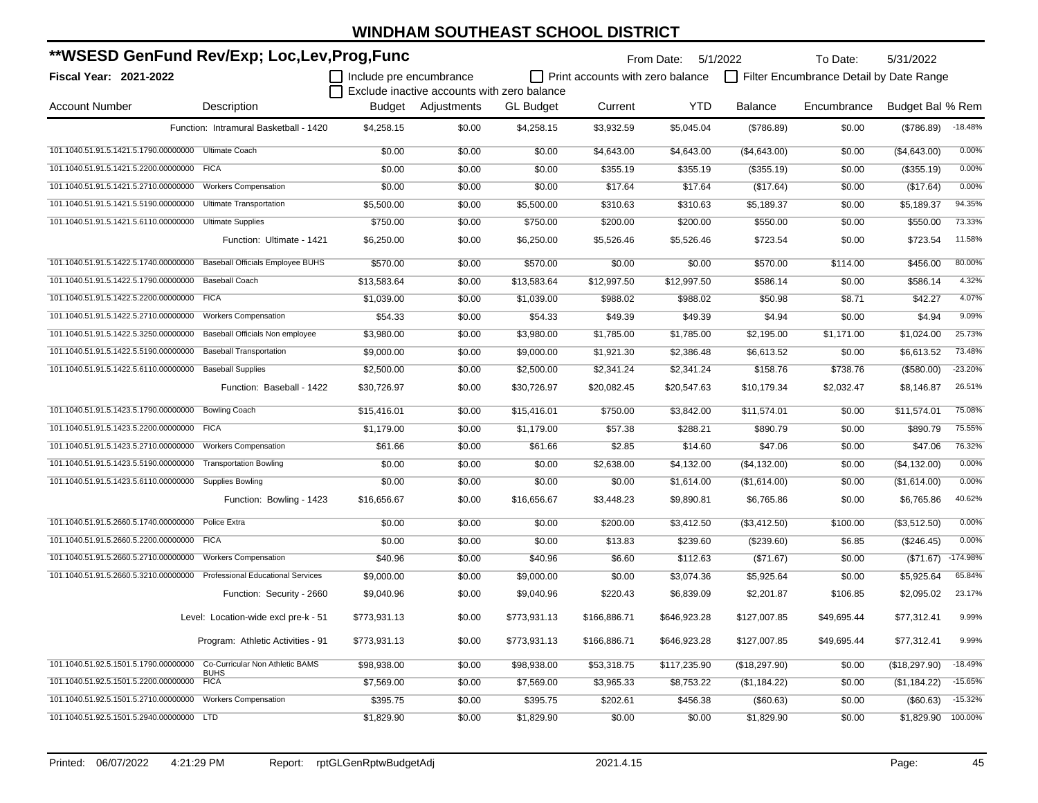# WINDHAM SOUTHEAST SCHOOL DISTRICT

## **WSESD GenFund Rev/Exp; Loc,Lev,Prog,Func

**Fiscal Year: 2021-2022**

From Date: 5/1/2022 To Date: 5/31/2022

☐ Include pre encumbrance ☐ Print accounts with zero balance ☐ Filter Encumbrance Detail by Date Range
☐ Exclude inactive accounts with zero balance

| Account Number | Description | Budget | Adjustments | GL Budget | Current | YTD | Balance | Encumbrance | Budget Bal | % Rem |
|---|---|---|---|---|---|---|---|---|---|---|
| | Function: Intramural Basketball - 1420 | $4,258.15 | $0.00 | $4,258.15 | $3,932.59 | $5,045.04 | ($786.89) | $0.00 | ($786.89) | -18.48% |
| 101.1040.51.91.5.1421.5.1790.00000000 | Ultimate Coach | $0.00 | $0.00 | $0.00 | $4,643.00 | $4,643.00 | ($4,643.00) | $0.00 | ($4,643.00) | 0.00% |
| 101.1040.51.91.5.1421.5.2200.00000000 | FICA | $0.00 | $0.00 | $0.00 | $355.19 | $355.19 | ($355.19) | $0.00 | ($355.19) | 0.00% |
| 101.1040.51.91.5.1421.5.2710.00000000 | Workers Compensation | $0.00 | $0.00 | $0.00 | $17.64 | $17.64 | ($17.64) | $0.00 | ($17.64) | 0.00% |
| 101.1040.51.91.5.1421.5.5190.00000000 | Ultimate Transportation | $5,500.00 | $0.00 | $5,500.00 | $310.63 | $310.63 | $5,189.37 | $0.00 | $5,189.37 | 94.35% |
| 101.1040.51.91.5.1421.5.6110.00000000 | Ultimate Supplies | $750.00 | $0.00 | $750.00 | $200.00 | $200.00 | $550.00 | $0.00 | $550.00 | 73.33% |
| | Function: Ultimate - 1421 | $6,250.00 | $0.00 | $6,250.00 | $5,526.46 | $5,526.46 | $723.54 | $0.00 | $723.54 | 11.58% |
| 101.1040.51.91.5.1422.5.1740.00000000 | Baseball Officials Employee BUHS | $570.00 | $0.00 | $570.00 | $0.00 | $0.00 | $570.00 | $114.00 | $456.00 | 80.00% |
| 101.1040.51.91.5.1422.5.1790.00000000 | Baseball Coach | $13,583.64 | $0.00 | $13,583.64 | $12,997.50 | $12,997.50 | $586.14 | $0.00 | $586.14 | 4.32% |
| 101.1040.51.91.5.1422.5.2200.00000000 | FICA | $1,039.00 | $0.00 | $1,039.00 | $988.02 | $988.02 | $50.98 | $8.71 | $42.27 | 4.07% |
| 101.1040.51.91.5.1422.5.2710.00000000 | Workers Compensation | $54.33 | $0.00 | $54.33 | $49.39 | $49.39 | $4.94 | $0.00 | $4.94 | 9.09% |
| 101.1040.51.91.5.1422.5.3250.00000000 | Baseball Officials Non employee | $3,980.00 | $0.00 | $3,980.00 | $1,785.00 | $1,785.00 | $2,195.00 | $1,171.00 | $1,024.00 | 25.73% |
| 101.1040.51.91.5.1422.5.5190.00000000 | Baseball Transportation | $9,000.00 | $0.00 | $9,000.00 | $1,921.30 | $2,386.48 | $6,613.52 | $0.00 | $6,613.52 | 73.48% |
| 101.1040.51.91.5.1422.5.6110.00000000 | Baseball Supplies | $2,500.00 | $0.00 | $2,500.00 | $2,341.24 | $2,341.24 | $158.76 | $738.76 | ($580.00) | -23.20% |
| | Function: Baseball - 1422 | $30,726.97 | $0.00 | $30,726.97 | $20,082.45 | $20,547.63 | $10,179.34 | $2,032.47 | $8,146.87 | 26.51% |
| 101.1040.51.91.5.1423.5.1790.00000000 | Bowling Coach | $15,416.01 | $0.00 | $15,416.01 | $750.00 | $3,842.00 | $11,574.01 | $0.00 | $11,574.01 | 75.08% |
| 101.1040.51.91.5.1423.5.2200.00000000 | FICA | $1,179.00 | $0.00 | $1,179.00 | $57.38 | $288.21 | $890.79 | $0.00 | $890.79 | 75.55% |
| 101.1040.51.91.5.1423.5.2710.00000000 | Workers Compensation | $61.66 | $0.00 | $61.66 | $2.85 | $14.60 | $47.06 | $0.00 | $47.06 | 76.32% |
| 101.1040.51.91.5.1423.5.5190.00000000 | Transportation Bowling | $0.00 | $0.00 | $0.00 | $2,638.00 | $4,132.00 | ($4,132.00) | $0.00 | ($4,132.00) | 0.00% |
| 101.1040.51.91.5.1423.5.6110.00000000 | Supplies Bowling | $0.00 | $0.00 | $0.00 | $0.00 | $1,614.00 | ($1,614.00) | $0.00 | ($1,614.00) | 0.00% |
| | Function: Bowling - 1423 | $16,656.67 | $0.00 | $16,656.67 | $3,448.23 | $9,890.81 | $6,765.86 | $0.00 | $6,765.86 | 40.62% |
| 101.1040.51.91.5.2660.5.1740.00000000 | Police Extra | $0.00 | $0.00 | $0.00 | $200.00 | $3,412.50 | ($3,412.50) | $100.00 | ($3,512.50) | 0.00% |
| 101.1040.51.91.5.2660.5.2200.00000000 | FICA | $0.00 | $0.00 | $0.00 | $13.83 | $239.60 | ($239.60) | $6.85 | ($246.45) | 0.00% |
| 101.1040.51.91.5.2660.5.2710.00000000 | Workers Compensation | $40.96 | $0.00 | $40.96 | $6.60 | $112.63 | ($71.67) | $0.00 | ($71.67) | -174.98% |
| 101.1040.51.91.5.2660.5.3210.00000000 | Professional Educational Services | $9,000.00 | $0.00 | $9,000.00 | $0.00 | $3,074.36 | $5,925.64 | $0.00 | $5,925.64 | 65.84% |
| | Function: Security - 2660 | $9,040.96 | $0.00 | $9,040.96 | $220.43 | $6,839.09 | $2,201.87 | $106.85 | $2,095.02 | 23.17% |
| | Level: Location-wide excl pre-k - 51 | $773,931.13 | $0.00 | $773,931.13 | $166,886.71 | $646,923.28 | $127,007.85 | $49,695.44 | $77,312.41 | 9.99% |
| | Program: Athletic Activities - 91 | $773,931.13 | $0.00 | $773,931.13 | $166,886.71 | $646,923.28 | $127,007.85 | $49,695.44 | $77,312.41 | 9.99% |
| 101.1040.51.92.5.1501.5.1790.00000000 | Co-Curricular Non Athletic BAMS BUHS | $98,938.00 | $0.00 | $98,938.00 | $53,318.75 | $117,235.90 | ($18,297.90) | $0.00 | ($18,297.90) | -18.49% |
| 101.1040.51.92.5.1501.5.2200.00000000 | FICA | $7,569.00 | $0.00 | $7,569.00 | $3,965.33 | $8,753.22 | ($1,184.22) | $0.00 | ($1,184.22) | -15.65% |
| 101.1040.51.92.5.1501.5.2710.00000000 | Workers Compensation | $395.75 | $0.00 | $395.75 | $202.61 | $456.38 | ($60.63) | $0.00 | ($60.63) | -15.32% |
| 101.1040.51.92.5.1501.5.2940.00000000 | LTD | $1,829.90 | $0.00 | $1,829.90 | $0.00 | $0.00 | $1,829.90 | $0.00 | $1,829.90 | 100.00% |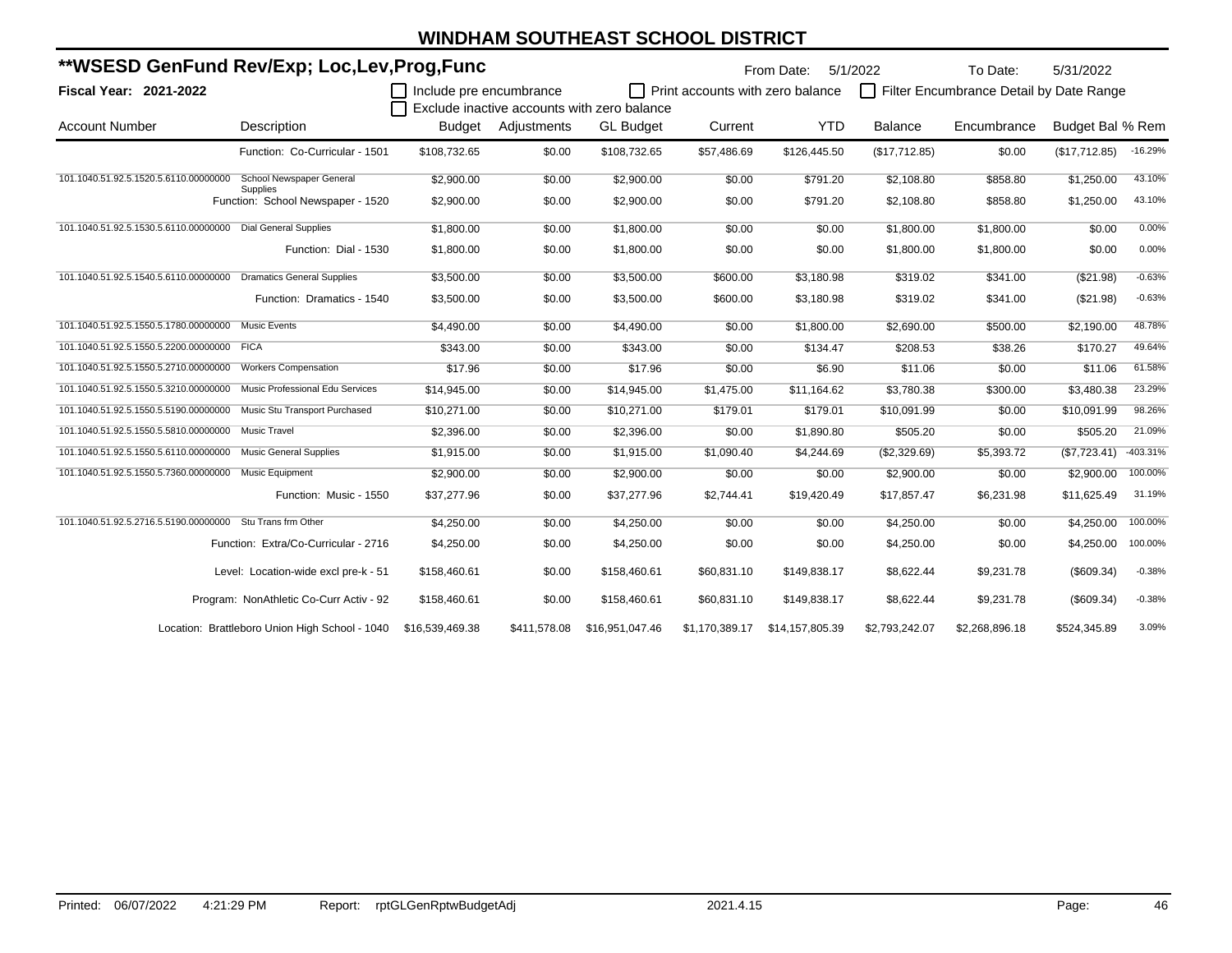# WINDHAM SOUTHEAST SCHOOL DISTRICT

## **WSESD GenFund Rev/Exp; Loc,Lev,Prog,Func

**Fiscal Year: 2021-2022**

From Date: 5/1/2022 To Date: 5/31/2022

☐ Include pre encumbrance ☐ Print accounts with zero balance ☐ Filter Encumbrance Detail by Date Range

☐ Exclude inactive accounts with zero balance

| Account Number | Description | Budget | Adjustments | GL Budget | Current | YTD | Balance | Encumbrance | Budget Bal | % Rem |
|---|---|---|---|---|---|---|---|---|---|---|
| | Function: Co-Curricular - 1501 | $108,732.65 | $0.00 | $108,732.65 | $57,486.69 | $126,445.50 | ($17,712.85) | $0.00 | ($17,712.85) | -16.29% |
| 101.1040.51.92.5.1520.5.6110.00000000 | School Newspaper General Supplies | $2,900.00 | $0.00 | $2,900.00 | $0.00 | $791.20 | $2,108.80 | $858.80 | $1,250.00 | 43.10% |
| | Function: School Newspaper - 1520 | $2,900.00 | $0.00 | $2,900.00 | $0.00 | $791.20 | $2,108.80 | $858.80 | $1,250.00 | 43.10% |
| 101.1040.51.92.5.1530.5.6110.00000000 | Dial General Supplies | $1,800.00 | $0.00 | $1,800.00 | $0.00 | $0.00 | $1,800.00 | $1,800.00 | $0.00 | 0.00% |
| | Function: Dial - 1530 | $1,800.00 | $0.00 | $1,800.00 | $0.00 | $0.00 | $1,800.00 | $1,800.00 | $0.00 | 0.00% |
| 101.1040.51.92.5.1540.5.6110.00000000 | Dramatics General Supplies | $3,500.00 | $0.00 | $3,500.00 | $600.00 | $3,180.98 | $319.02 | $341.00 | ($21.98) | -0.63% |
| | Function: Dramatics - 1540 | $3,500.00 | $0.00 | $3,500.00 | $600.00 | $3,180.98 | $319.02 | $341.00 | ($21.98) | -0.63% |
| 101.1040.51.92.5.1550.5.1780.00000000 | Music Events | $4,490.00 | $0.00 | $4,490.00 | $0.00 | $1,800.00 | $2,690.00 | $500.00 | $2,190.00 | 48.78% |
| 101.1040.51.92.5.1550.5.2200.00000000 | FICA | $343.00 | $0.00 | $343.00 | $0.00 | $134.47 | $208.53 | $38.26 | $170.27 | 49.64% |
| 101.1040.51.92.5.1550.5.2710.00000000 | Workers Compensation | $17.96 | $0.00 | $17.96 | $0.00 | $6.90 | $11.06 | $0.00 | $11.06 | 61.58% |
| 101.1040.51.92.5.1550.5.3210.00000000 | Music Professional Edu Services | $14,945.00 | $0.00 | $14,945.00 | $1,475.00 | $11,164.62 | $3,780.38 | $300.00 | $3,480.38 | 23.29% |
| 101.1040.51.92.5.1550.5.5190.00000000 | Music Stu Transport Purchased | $10,271.00 | $0.00 | $10,271.00 | $179.01 | $179.01 | $10,091.99 | $0.00 | $10,091.99 | 98.26% |
| 101.1040.51.92.5.1550.5.5810.00000000 | Music Travel | $2,396.00 | $0.00 | $2,396.00 | $0.00 | $1,890.80 | $505.20 | $0.00 | $505.20 | 21.09% |
| 101.1040.51.92.5.1550.5.6110.00000000 | Music General Supplies | $1,915.00 | $0.00 | $1,915.00 | $1,090.40 | $4,244.69 | ($2,329.69) | $5,393.72 | ($7,723.41) | -403.31% |
| 101.1040.51.92.5.1550.5.7360.00000000 | Music Equipment | $2,900.00 | $0.00 | $2,900.00 | $0.00 | $0.00 | $2,900.00 | $0.00 | $2,900.00 | 100.00% |
| | Function: Music - 1550 | $37,277.96 | $0.00 | $37,277.96 | $2,744.41 | $19,420.49 | $17,857.47 | $6,231.98 | $11,625.49 | 31.19% |
| 101.1040.51.92.5.2716.5.5190.00000000 | Stu Trans frm Other | $4,250.00 | $0.00 | $4,250.00 | $0.00 | $0.00 | $4,250.00 | $0.00 | $4,250.00 | 100.00% |
| | Function: Extra/Co-Curricular - 2716 | $4,250.00 | $0.00 | $4,250.00 | $0.00 | $0.00 | $4,250.00 | $0.00 | $4,250.00 | 100.00% |
| | Level: Location-wide excl pre-k - 51 | $158,460.61 | $0.00 | $158,460.61 | $60,831.10 | $149,838.17 | $8,622.44 | $9,231.78 | ($609.34) | -0.38% |
| | Program: NonAthletic Co-Curr Activ - 92 | $158,460.61 | $0.00 | $158,460.61 | $60,831.10 | $149,838.17 | $8,622.44 | $9,231.78 | ($609.34) | -0.38% |
| | Location: Brattleboro Union High School - 1040 | $16,539,469.38 | $411,578.08 | $16,951,047.46 | $1,170,389.17 | $14,157,805.39 | $2,793,242.07 | $2,268,896.18 | $524,345.89 | 3.09% |

Printed: 06/07/2022 4:21:29 PM Report: rptGLGenRptwBudgetAdj 2021.4.15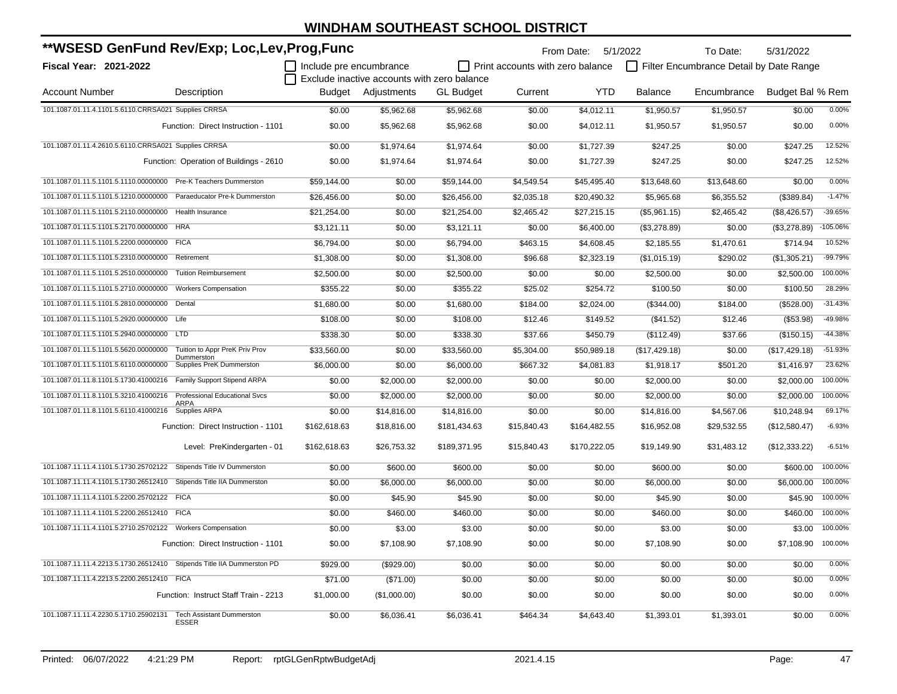# WINDHAM SOUTHEAST SCHOOL DISTRICT

## **WSESD GenFund Rev/Exp; Loc,Lev,Prog,Func

**Fiscal Year: 2021-2022**

From Date: 5/1/2022 To Date: 5/31/2022

☐ Include pre encumbrance ☐ Print accounts with zero balance ☐ Filter Encumbrance Detail by Date Range
☐ Exclude inactive accounts with zero balance

| Account Number | Description | Budget | Adjustments | GL Budget | Current | YTD | Balance | Encumbrance | Budget Bal | % Rem |
|---|---|---|---|---|---|---|---|---|---|---|
| 101.1087.01.11.4.1101.5.6110.CRRSA021 | Supplies CRRSA | $0.00 | $5,962.68 | $5,962.68 | $0.00 | $4,012.11 | $1,950.57 | $1,950.57 | $0.00 | 0.00% |
| | Function: Direct Instruction - 1101 | $0.00 | $5,962.68 | $5,962.68 | $0.00 | $4,012.11 | $1,950.57 | $1,950.57 | $0.00 | 0.00% |
| 101.1087.01.11.4.2610.5.6110.CRRSA021 | Supplies CRRSA | $0.00 | $1,974.64 | $1,974.64 | $0.00 | $1,727.39 | $247.25 | $0.00 | $247.25 | 12.52% |
| | Function: Operation of Buildings - 2610 | $0.00 | $1,974.64 | $1,974.64 | $0.00 | $1,727.39 | $247.25 | $0.00 | $247.25 | 12.52% |
| 101.1087.01.11.5.1101.5.1110.00000000 | Pre-K Teachers Dummerston | $59,144.00 | $0.00 | $59,144.00 | $4,549.54 | $45,495.40 | $13,648.60 | $13,648.60 | $0.00 | 0.00% |
| 101.1087.01.11.5.1101.5.1210.00000000 | Paraeducator Pre-k Dummerston | $26,456.00 | $0.00 | $26,456.00 | $2,035.18 | $20,490.32 | $5,965.68 | $6,355.52 | ($389.84) | -1.47% |
| 101.1087.01.11.5.1101.5.2110.00000000 | Health Insurance | $21,254.00 | $0.00 | $21,254.00 | $2,465.42 | $27,215.15 | ($5,961.15) | $2,465.42 | ($8,426.57) | -39.65% |
| 101.1087.01.11.5.1101.5.2170.00000000 | HRA | $3,121.11 | $0.00 | $3,121.11 | $0.00 | $6,400.00 | ($3,278.89) | $0.00 | ($3,278.89) | -105.06% |
| 101.1087.01.11.5.1101.5.2200.00000000 | FICA | $6,794.00 | $0.00 | $6,794.00 | $463.15 | $4,608.45 | $2,185.55 | $1,470.61 | $714.94 | 10.52% |
| 101.1087.01.11.5.1101.5.2310.00000000 | Retirement | $1,308.00 | $0.00 | $1,308.00 | $96.68 | $2,323.19 | ($1,015.19) | $290.02 | ($1,305.21) | -99.79% |
| 101.1087.01.11.5.1101.5.2510.00000000 | Tuition Reimbursement | $2,500.00 | $0.00 | $2,500.00 | $0.00 | $0.00 | $2,500.00 | $0.00 | $2,500.00 | 100.00% |
| 101.1087.01.11.5.1101.5.2710.00000000 | Workers Compensation | $355.22 | $0.00 | $355.22 | $25.02 | $254.72 | $100.50 | $0.00 | $100.50 | 28.29% |
| 101.1087.01.11.5.1101.5.2810.00000000 | Dental | $1,680.00 | $0.00 | $1,680.00 | $184.00 | $2,024.00 | ($344.00) | $184.00 | ($528.00) | -31.43% |
| 101.1087.01.11.5.1101.5.2920.00000000 | Life | $108.00 | $0.00 | $108.00 | $12.46 | $149.52 | ($41.52) | $12.46 | ($53.98) | -49.98% |
| 101.1087.01.11.5.1101.5.2940.00000000 | LTD | $338.30 | $0.00 | $338.30 | $37.66 | $450.79 | ($112.49) | $37.66 | ($150.15) | -44.38% |
| 101.1087.01.11.5.1101.5.5620.00000000 | Tuition to Appr PreK Priv Prov Dummerston | $33,560.00 | $0.00 | $33,560.00 | $5,304.00 | $50,989.18 | ($17,429.18) | $0.00 | ($17,429.18) | -51.93% |
| 101.1087.01.11.5.1101.5.6110.00000000 | Supplies PreK Dummerston | $6,000.00 | $0.00 | $6,000.00 | $667.32 | $4,081.83 | $1,918.17 | $501.20 | $1,416.97 | 23.62% |
| 101.1087.01.11.8.1101.5.1730.41000216 | Family Support Stipend ARPA | $0.00 | $2,000.00 | $2,000.00 | $0.00 | $0.00 | $2,000.00 | $0.00 | $2,000.00 | 100.00% |
| 101.1087.01.11.8.1101.5.3210.41000216 | Professional Educational Svcs ARPA | $0.00 | $2,000.00 | $2,000.00 | $0.00 | $0.00 | $2,000.00 | $0.00 | $2,000.00 | 100.00% |
| 101.1087.01.11.8.1101.5.6110.41000216 | Supplies ARPA | $0.00 | $14,816.00 | $14,816.00 | $0.00 | $0.00 | $14,816.00 | $4,567.06 | $10,248.94 | 69.17% |
| | Function: Direct Instruction - 1101 | $162,618.63 | $18,816.00 | $181,434.63 | $15,840.43 | $164,482.55 | $16,952.08 | $29,532.55 | ($12,580.47) | -6.93% |
| | Level: PreKindergarten - 01 | $162,618.63 | $26,753.32 | $189,371.95 | $15,840.43 | $170,222.05 | $19,149.90 | $31,483.12 | ($12,333.22) | -6.51% |
| 101.1087.11.11.4.1101.5.1730.25702122 | Stipends Title IV Dummerston | $0.00 | $600.00 | $600.00 | $0.00 | $0.00 | $600.00 | $0.00 | $600.00 | 100.00% |
| 101.1087.11.11.4.1101.5.1730.26512410 | Stipends Title IIA Dummerston | $0.00 | $6,000.00 | $6,000.00 | $0.00 | $0.00 | $6,000.00 | $0.00 | $6,000.00 | 100.00% |
| 101.1087.11.11.4.1101.5.2200.25702122 | FICA | $0.00 | $45.90 | $45.90 | $0.00 | $0.00 | $45.90 | $0.00 | $45.90 | 100.00% |
| 101.1087.11.11.4.1101.5.2200.26512410 | FICA | $0.00 | $460.00 | $460.00 | $0.00 | $0.00 | $460.00 | $0.00 | $460.00 | 100.00% |
| 101.1087.11.11.4.1101.5.2710.25702122 | Workers Compensation | $0.00 | $3.00 | $3.00 | $0.00 | $0.00 | $3.00 | $0.00 | $3.00 | 100.00% |
| | Function: Direct Instruction - 1101 | $0.00 | $7,108.90 | $7,108.90 | $0.00 | $0.00 | $7,108.90 | $0.00 | $7,108.90 | 100.00% |
| 101.1087.11.11.4.2213.5.1730.26512410 | Stipends Title IIA Dummerston PD | $929.00 | ($929.00) | $0.00 | $0.00 | $0.00 | $0.00 | $0.00 | $0.00 | 0.00% |
| 101.1087.11.11.4.2213.5.2200.26512410 | FICA | $71.00 | ($71.00) | $0.00 | $0.00 | $0.00 | $0.00 | $0.00 | $0.00 | 0.00% |
| | Function: Instruct Staff Train - 2213 | $1,000.00 | ($1,000.00) | $0.00 | $0.00 | $0.00 | $0.00 | $0.00 | $0.00 | 0.00% |
| 101.1087.11.11.4.2230.5.1710.25902131 | Tech Assistant Dummerston ESSER | $0.00 | $6,036.41 | $6,036.41 | $464.34 | $4,643.40 | $1,393.01 | $1,393.01 | $0.00 | 0.00% |

Printed: 06/07/2022 4:21:29 PM Report: rptGLGenRptwBudgetAdj 2021.4.15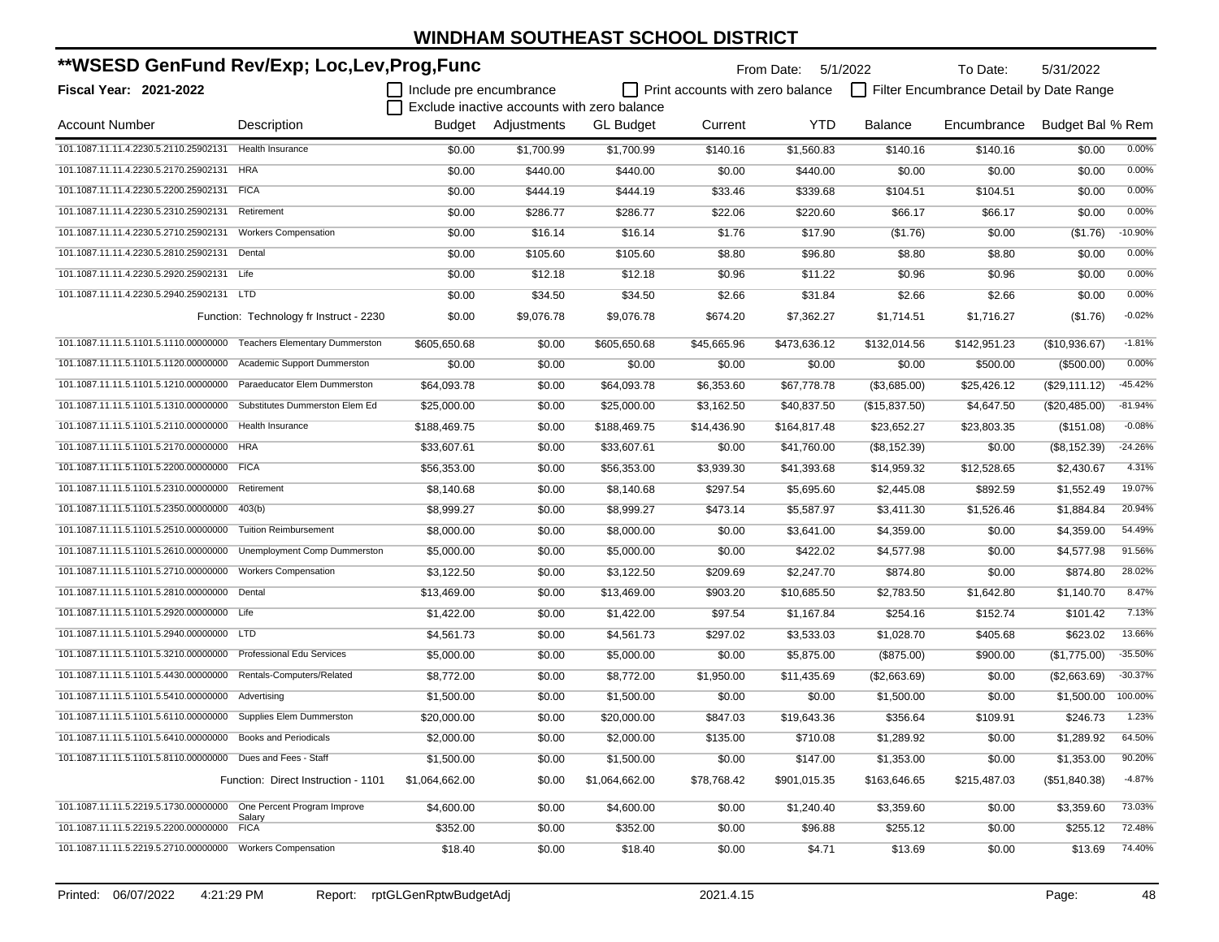# WINDHAM SOUTHEAST SCHOOL DISTRICT

## **WSESD GenFund Rev/Exp; Loc,Lev,Prog,Func

**Fiscal Year: 2021-2022**

From Date: 5/1/2022 To Date: 5/31/2022

☐ Include pre encumbrance ☐ Print accounts with zero balance ☐ Filter Encumbrance Detail by Date Range

☐ Exclude inactive accounts with zero balance

| Account Number | Description | Budget | Adjustments | GL Budget | Current | YTD | Balance | Encumbrance | Budget Bal | % Rem |
|---|---|---|---|---|---|---|---|---|---|---|
| 101.1087.11.11.4.2230.5.2110.25902131 | Health Insurance | $0.00 | $1,700.99 | $1,700.99 | $140.16 | $1,560.83 | $140.16 | $140.16 | $0.00 | 0.00% |
| 101.1087.11.11.4.2230.5.2170.25902131 | HRA | $0.00 | $440.00 | $440.00 | $0.00 | $440.00 | $0.00 | $0.00 | $0.00 | 0.00% |
| 101.1087.11.11.4.2230.5.2200.25902131 | FICA | $0.00 | $444.19 | $444.19 | $33.46 | $339.68 | $104.51 | $104.51 | $0.00 | 0.00% |
| 101.1087.11.11.4.2230.5.2310.25902131 | Retirement | $0.00 | $286.77 | $286.77 | $22.06 | $220.60 | $66.17 | $66.17 | $0.00 | 0.00% |
| 101.1087.11.11.4.2230.5.2710.25902131 | Workers Compensation | $0.00 | $16.14 | $16.14 | $1.76 | $17.90 | ($1.76) | $0.00 | ($1.76) | -10.90% |
| 101.1087.11.11.4.2230.5.2810.25902131 | Dental | $0.00 | $105.60 | $105.60 | $8.80 | $96.80 | $8.80 | $8.80 | $0.00 | 0.00% |
| 101.1087.11.11.4.2230.5.2920.25902131 | Life | $0.00 | $12.18 | $12.18 | $0.96 | $11.22 | $0.96 | $0.96 | $0.00 | 0.00% |
| 101.1087.11.11.4.2230.5.2940.25902131 | LTD | $0.00 | $34.50 | $34.50 | $2.66 | $31.84 | $2.66 | $2.66 | $0.00 | 0.00% |
| | Function: Technology fr Instruct - 2230 | $0.00 | $9,076.78 | $9,076.78 | $674.20 | $7,362.27 | $1,714.51 | $1,716.27 | ($1.76) | -0.02% |
| 101.1087.11.11.5.1101.5.1110.00000000 | Teachers Elementary Dummerston | $605,650.68 | $0.00 | $605,650.68 | $45,665.96 | $473,636.12 | $132,014.56 | $142,951.23 | ($10,936.67) | -1.81% |
| 101.1087.11.11.5.1101.5.1120.00000000 | Academic Support Dummerston | $0.00 | $0.00 | $0.00 | $0.00 | $0.00 | $0.00 | $500.00 | ($500.00) | 0.00% |
| 101.1087.11.11.5.1101.5.1210.00000000 | Paraeducator Elem Dummerston | $64,093.78 | $0.00 | $64,093.78 | $6,353.60 | $67,778.78 | ($3,685.00) | $25,426.12 | ($29,111.12) | -45.42% |
| 101.1087.11.11.5.1101.5.1310.00000000 | Substitutes Dummerston Elem Ed | $25,000.00 | $0.00 | $25,000.00 | $3,162.50 | $40,837.50 | ($15,837.50) | $4,647.50 | ($20,485.00) | -81.94% |
| 101.1087.11.11.5.1101.5.2110.00000000 | Health Insurance | $188,469.75 | $0.00 | $188,469.75 | $14,436.90 | $164,817.48 | $23,652.27 | $23,803.35 | ($151.08) | -0.08% |
| 101.1087.11.11.5.1101.5.2170.00000000 | HRA | $33,607.61 | $0.00 | $33,607.61 | $0.00 | $41,760.00 | ($8,152.39) | $0.00 | ($8,152.39) | -24.26% |
| 101.1087.11.11.5.1101.5.2200.00000000 | FICA | $56,353.00 | $0.00 | $56,353.00 | $3,939.30 | $41,393.68 | $14,959.32 | $12,528.65 | $2,430.67 | 4.31% |
| 101.1087.11.11.5.1101.5.2310.00000000 | Retirement | $8,140.68 | $0.00 | $8,140.68 | $297.54 | $5,695.60 | $2,445.08 | $892.59 | $1,552.49 | 19.07% |
| 101.1087.11.11.5.1101.5.2350.00000000 | 403(b) | $8,999.27 | $0.00 | $8,999.27 | $473.14 | $5,587.97 | $3,411.30 | $1,526.46 | $1,884.84 | 20.94% |
| 101.1087.11.11.5.1101.5.2510.00000000 | Tuition Reimbursement | $8,000.00 | $0.00 | $8,000.00 | $0.00 | $3,641.00 | $4,359.00 | $0.00 | $4,359.00 | 54.49% |
| 101.1087.11.11.5.1101.5.2610.00000000 | Unemployment Comp Dummerston | $5,000.00 | $0.00 | $5,000.00 | $0.00 | $422.02 | $4,577.98 | $0.00 | $4,577.98 | 91.56% |
| 101.1087.11.11.5.1101.5.2710.00000000 | Workers Compensation | $3,122.50 | $0.00 | $3,122.50 | $209.69 | $2,247.70 | $874.80 | $0.00 | $874.80 | 28.02% |
| 101.1087.11.11.5.1101.5.2810.00000000 | Dental | $13,469.00 | $0.00 | $13,469.00 | $903.20 | $10,685.50 | $2,783.50 | $1,642.80 | $1,140.70 | 8.47% |
| 101.1087.11.11.5.1101.5.2920.00000000 | Life | $1,422.00 | $0.00 | $1,422.00 | $97.54 | $1,167.84 | $254.16 | $152.74 | $101.42 | 7.13% |
| 101.1087.11.11.5.1101.5.2940.00000000 | LTD | $4,561.73 | $0.00 | $4,561.73 | $297.02 | $3,533.03 | $1,028.70 | $405.68 | $623.02 | 13.66% |
| 101.1087.11.11.5.1101.5.3210.00000000 | Professional Edu Services | $5,000.00 | $0.00 | $5,000.00 | $0.00 | $5,875.00 | ($875.00) | $900.00 | ($1,775.00) | -35.50% |
| 101.1087.11.11.5.1101.5.4430.00000000 | Rentals-Computers/Related | $8,772.00 | $0.00 | $8,772.00 | $1,950.00 | $11,435.69 | ($2,663.69) | $0.00 | ($2,663.69) | -30.37% |
| 101.1087.11.11.5.1101.5.5410.00000000 | Advertising | $1,500.00 | $0.00 | $1,500.00 | $0.00 | $0.00 | $1,500.00 | $0.00 | $1,500.00 | 100.00% |
| 101.1087.11.11.5.1101.5.6110.00000000 | Supplies Elem Dummerston | $20,000.00 | $0.00 | $20,000.00 | $847.03 | $19,643.36 | $356.64 | $109.91 | $246.73 | 1.23% |
| 101.1087.11.11.5.1101.5.6410.00000000 | Books and Periodicals | $2,000.00 | $0.00 | $2,000.00 | $135.00 | $710.08 | $1,289.92 | $0.00 | $1,289.92 | 64.50% |
| 101.1087.11.11.5.1101.5.8110.00000000 | Dues and Fees - Staff | $1,500.00 | $0.00 | $1,500.00 | $0.00 | $147.00 | $1,353.00 | $0.00 | $1,353.00 | 90.20% |
| | Function: Direct Instruction - 1101 | $1,064,662.00 | $0.00 | $1,064,662.00 | $78,768.42 | $901,015.35 | $163,646.65 | $215,487.03 | ($51,840.38) | -4.87% |
| 101.1087.11.11.5.2219.5.1730.00000000 | One Percent Program Improve Salary | $4,600.00 | $0.00 | $4,600.00 | $0.00 | $1,240.40 | $3,359.60 | $0.00 | $3,359.60 | 73.03% |
| 101.1087.11.11.5.2219.5.2200.00000000 | FICA | $352.00 | $0.00 | $352.00 | $0.00 | $96.88 | $255.12 | $0.00 | $255.12 | 72.48% |
| 101.1087.11.11.5.2219.5.2710.00000000 | Workers Compensation | $18.40 | $0.00 | $18.40 | $0.00 | $4.71 | $13.69 | $0.00 | $13.69 | 74.40% |

Printed: 06/07/2022 4:21:29 PM Report: rptGLGenRptwBudgetAdj 2021.4.15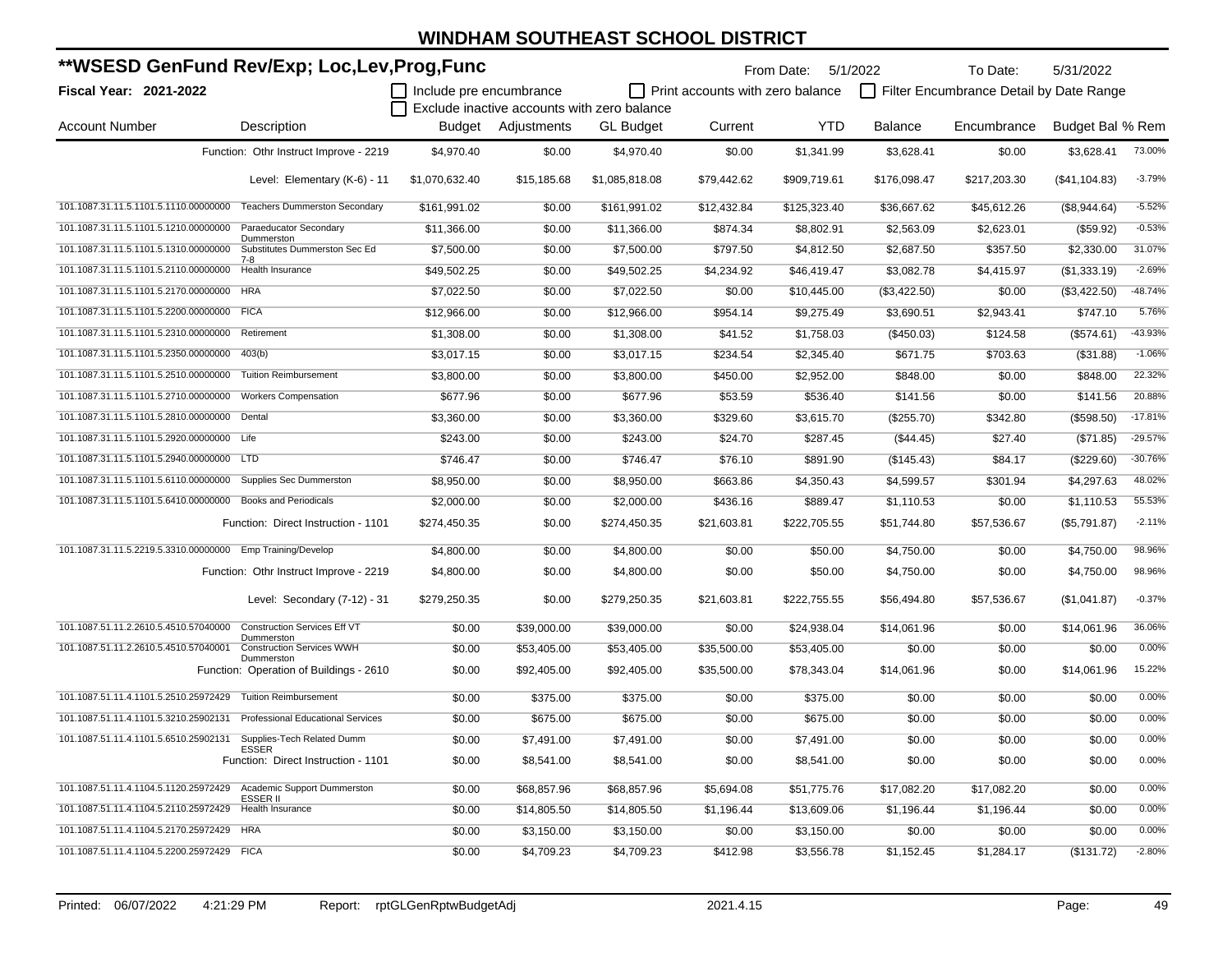# WINDHAM SOUTHEAST SCHOOL DISTRICT

## **WSESD GenFund Rev/Exp; Loc,Lev,Prog,Func

**Fiscal Year: 2021-2022**

From Date: 5/1/2022 To Date: 5/31/2022

☐ Include pre encumbrance ☐ Print accounts with zero balance ☐ Filter Encumbrance Detail by Date Range

☐ Exclude inactive accounts with zero balance

| Account Number | Description | Budget | Adjustments | GL Budget | Current | YTD | Balance | Encumbrance | Budget Bal | % Rem |
|---|---|---|---|---|---|---|---|---|---|---|
| | Function: Othr Instruct Improve - 2219 | $4,970.40 | $0.00 | $4,970.40 | $0.00 | $1,341.99 | $3,628.41 | $0.00 | $3,628.41 | 73.00% |
| | Level: Elementary (K-6) - 11 | $1,070,632.40 | $15,185.68 | $1,085,818.08 | $79,442.62 | $909,719.61 | $176,098.47 | $217,203.30 | ($41,104.83) | -3.79% |
| 101.1087.31.11.5.1101.5.1110.00000000 | Teachers Dummerston Secondary | $161,991.02 | $0.00 | $161,991.02 | $12,432.84 | $125,323.40 | $36,667.62 | $45,612.26 | ($8,944.64) | -5.52% |
| 101.1087.31.11.5.1101.5.1210.00000000 | Paraeducator Secondary Dummerston | $11,366.00 | $0.00 | $11,366.00 | $874.34 | $8,802.91 | $2,563.09 | $2,623.01 | ($59.92) | -0.53% |
| 101.1087.31.11.5.1101.5.1310.00000000 | Substitutes Dummerston Sec Ed 7-8 | $7,500.00 | $0.00 | $7,500.00 | $797.50 | $4,812.50 | $2,687.50 | $357.50 | $2,330.00 | 31.07% |
| 101.1087.31.11.5.1101.5.2110.00000000 | Health Insurance | $49,502.25 | $0.00 | $49,502.25 | $4,234.92 | $46,419.47 | $3,082.78 | $4,415.97 | ($1,333.19) | -2.69% |
| 101.1087.31.11.5.1101.5.2170.00000000 | HRA | $7,022.50 | $0.00 | $7,022.50 | $0.00 | $10,445.00 | ($3,422.50) | $0.00 | ($3,422.50) | -48.74% |
| 101.1087.31.11.5.1101.5.2200.00000000 | FICA | $12,966.00 | $0.00 | $12,966.00 | $954.14 | $9,275.49 | $3,690.51 | $2,943.41 | $747.10 | 5.76% |
| 101.1087.31.11.5.1101.5.2310.00000000 | Retirement | $1,308.00 | $0.00 | $1,308.00 | $41.52 | $1,758.03 | ($450.03) | $124.58 | ($574.61) | -43.93% |
| 101.1087.31.11.5.1101.5.2350.00000000 | 403(b) | $3,017.15 | $0.00 | $3,017.15 | $234.54 | $2,345.40 | $671.75 | $703.63 | ($31.88) | -1.06% |
| 101.1087.31.11.5.1101.5.2510.00000000 | Tuition Reimbursement | $3,800.00 | $0.00 | $3,800.00 | $450.00 | $2,952.00 | $848.00 | $0.00 | $848.00 | 22.32% |
| 101.1087.31.11.5.1101.5.2710.00000000 | Workers Compensation | $677.96 | $0.00 | $677.96 | $53.59 | $536.40 | $141.56 | $0.00 | $141.56 | 20.88% |
| 101.1087.31.11.5.1101.5.2810.00000000 | Dental | $3,360.00 | $0.00 | $3,360.00 | $329.60 | $3,615.70 | ($255.70) | $342.80 | ($598.50) | -17.81% |
| 101.1087.31.11.5.1101.5.2920.00000000 | Life | $243.00 | $0.00 | $243.00 | $24.70 | $287.45 | ($44.45) | $27.40 | ($71.85) | -29.57% |
| 101.1087.31.11.5.1101.5.2940.00000000 | LTD | $746.47 | $0.00 | $746.47 | $76.10 | $891.90 | ($145.43) | $84.17 | ($229.60) | -30.76% |
| 101.1087.31.11.5.1101.5.6110.00000000 | Supplies Sec Dummerston | $8,950.00 | $0.00 | $8,950.00 | $663.86 | $4,350.43 | $4,599.57 | $301.94 | $4,297.63 | 48.02% |
| 101.1087.31.11.5.1101.5.6410.00000000 | Books and Periodicals | $2,000.00 | $0.00 | $2,000.00 | $436.16 | $889.47 | $1,110.53 | $0.00 | $1,110.53 | 55.53% |
| | Function: Direct Instruction - 1101 | $274,450.35 | $0.00 | $274,450.35 | $21,603.81 | $222,705.55 | $51,744.80 | $57,536.67 | ($5,791.87) | -2.11% |
| 101.1087.31.11.5.2219.5.3310.00000000 | Emp Training/Develop | $4,800.00 | $0.00 | $4,800.00 | $0.00 | $50.00 | $4,750.00 | $0.00 | $4,750.00 | 98.96% |
| | Function: Othr Instruct Improve - 2219 | $4,800.00 | $0.00 | $4,800.00 | $0.00 | $50.00 | $4,750.00 | $0.00 | $4,750.00 | 98.96% |
| | Level: Secondary (7-12) - 31 | $279,250.35 | $0.00 | $279,250.35 | $21,603.81 | $222,755.55 | $56,494.80 | $57,536.67 | ($1,041.87) | -0.37% |
| 101.1087.51.11.2.2610.5.4510.57040000 | Construction Services Eff VT Dummerston | $0.00 | $39,000.00 | $39,000.00 | $0.00 | $24,938.04 | $14,061.96 | $0.00 | $14,061.96 | 36.06% |
| 101.1087.51.11.2.2610.5.4510.57040001 | Construction Services WWH Dummerston | $0.00 | $53,405.00 | $53,405.00 | $35,500.00 | $53,405.00 | $0.00 | $0.00 | $0.00 | 0.00% |
| | Function: Operation of Buildings - 2610 | $0.00 | $92,405.00 | $92,405.00 | $35,500.00 | $78,343.04 | $14,061.96 | $0.00 | $14,061.96 | 15.22% |
| 101.1087.51.11.4.1101.5.2510.25972429 | Tuition Reimbursement | $0.00 | $375.00 | $375.00 | $0.00 | $375.00 | $0.00 | $0.00 | $0.00 | 0.00% |
| 101.1087.51.11.4.1101.5.3210.25902131 | Professional Educational Services | $0.00 | $675.00 | $675.00 | $0.00 | $675.00 | $0.00 | $0.00 | $0.00 | 0.00% |
| 101.1087.51.11.4.1101.5.6510.25902131 | Supplies-Tech Related Dumm ESSER | $0.00 | $7,491.00 | $7,491.00 | $0.00 | $7,491.00 | $0.00 | $0.00 | $0.00 | 0.00% |
| | Function: Direct Instruction - 1101 | $0.00 | $8,541.00 | $8,541.00 | $0.00 | $8,541.00 | $0.00 | $0.00 | $0.00 | 0.00% |
| 101.1087.51.11.4.1104.5.1120.25972429 | Academic Support Dummerston ESSER II | $0.00 | $68,857.96 | $68,857.96 | $5,694.08 | $51,775.76 | $17,082.20 | $17,082.20 | $0.00 | 0.00% |
| 101.1087.51.11.4.1104.5.2110.25972429 | Health Insurance | $0.00 | $14,805.50 | $14,805.50 | $1,196.44 | $13,609.06 | $1,196.44 | $1,196.44 | $0.00 | 0.00% |
| 101.1087.51.11.4.1104.5.2170.25972429 | HRA | $0.00 | $3,150.00 | $3,150.00 | $0.00 | $3,150.00 | $0.00 | $0.00 | $0.00 | 0.00% |
| 101.1087.51.11.4.1104.5.2200.25972429 | FICA | $0.00 | $4,709.23 | $4,709.23 | $412.98 | $3,556.78 | $1,152.45 | $1,284.17 | ($131.72) | -2.80% |

Printed: 06/07/2022 4:21:29 PM Report: rptGLGenRptwBudgetAdj 2021.4.15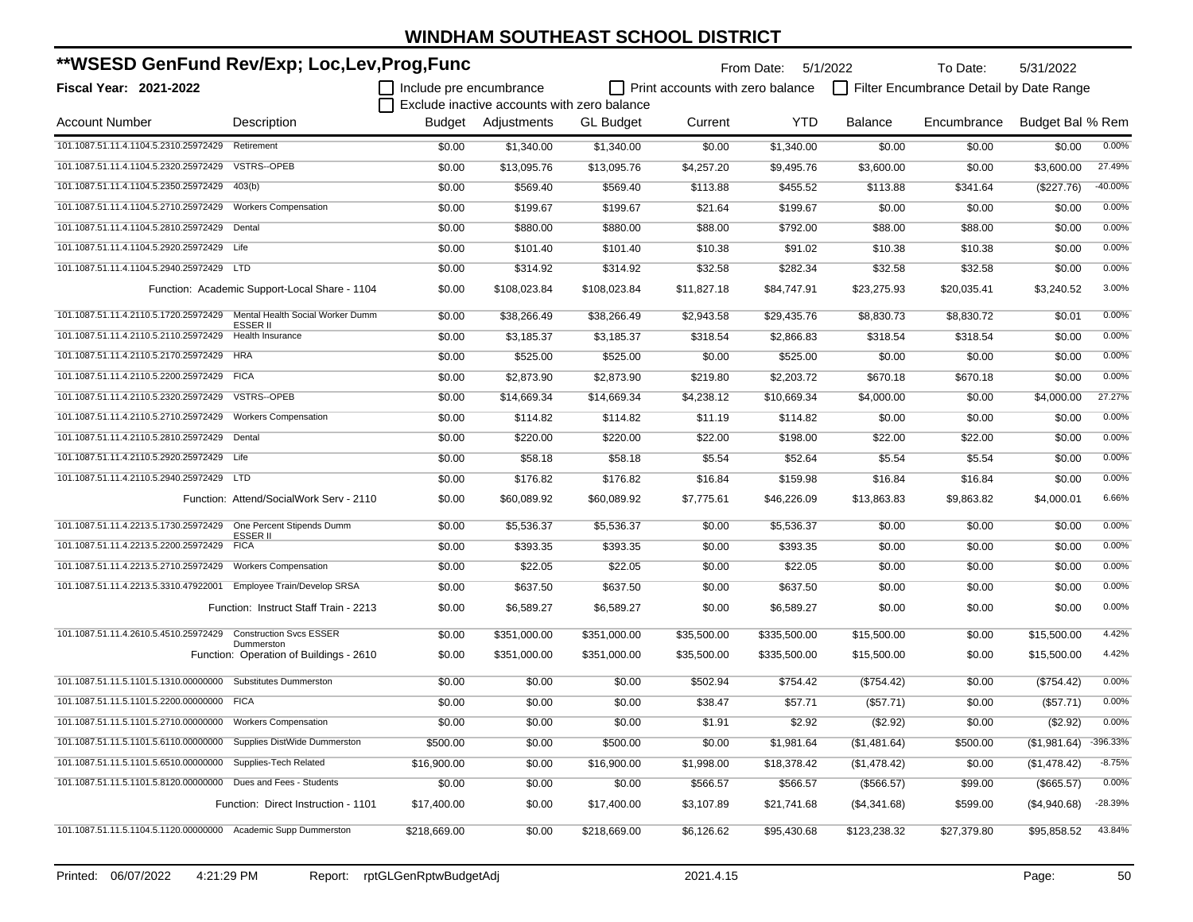# WINDHAM SOUTHEAST SCHOOL DISTRICT

## **WSESD GenFund Rev/Exp; Loc,Lev,Prog,Func

**Fiscal Year: 2021-2022**

From Date: 5/1/2022 To Date: 5/31/2022

☐ Include pre encumbrance ☐ Print accounts with zero balance ☐ Filter Encumbrance Detail by Date Range

☐ Exclude inactive accounts with zero balance

| Account Number | Description | Budget | Adjustments | GL Budget | Current | YTD | Balance | Encumbrance | Budget Bal | % Rem |
|---|---|---|---|---|---|---|---|---|---|---|
| 101.1087.51.11.4.1104.5.2310.25972429 | Retirement | $0.00 | $1,340.00 | $1,340.00 | $0.00 | $1,340.00 | $0.00 | $0.00 | $0.00 | 0.00% |
| 101.1087.51.11.4.1104.5.2320.25972429 | VSTRS--OPEB | $0.00 | $13,095.76 | $13,095.76 | $4,257.20 | $9,495.76 | $3,600.00 | $0.00 | $3,600.00 | 27.49% |
| 101.1087.51.11.4.1104.5.2350.25972429 | 403(b) | $0.00 | $569.40 | $569.40 | $113.88 | $455.52 | $113.88 | $341.64 | ($227.76) | -40.00% |
| 101.1087.51.11.4.1104.5.2710.25972429 | Workers Compensation | $0.00 | $199.67 | $199.67 | $21.64 | $199.67 | $0.00 | $0.00 | $0.00 | 0.00% |
| 101.1087.51.11.4.1104.5.2810.25972429 | Dental | $0.00 | $880.00 | $880.00 | $88.00 | $792.00 | $88.00 | $88.00 | $0.00 | 0.00% |
| 101.1087.51.11.4.1104.5.2920.25972429 | Life | $0.00 | $101.40 | $101.40 | $10.38 | $91.02 | $10.38 | $10.38 | $0.00 | 0.00% |
| 101.1087.51.11.4.1104.5.2940.25972429 | LTD | $0.00 | $314.92 | $314.92 | $32.58 | $282.34 | $32.58 | $32.58 | $0.00 | 0.00% |
| | Function: Academic Support-Local Share - 1104 | $0.00 | $108,023.84 | $108,023.84 | $11,827.18 | $84,747.91 | $23,275.93 | $20,035.41 | $3,240.52 | 3.00% |
| 101.1087.51.11.4.2110.5.1720.25972429 | Mental Health Social Worker Dumm ESSER II | $0.00 | $38,266.49 | $38,266.49 | $2,943.58 | $29,435.76 | $8,830.73 | $8,830.72 | $0.01 | 0.00% |
| 101.1087.51.11.4.2110.5.2110.25972429 | Health Insurance | $0.00 | $3,185.37 | $3,185.37 | $318.54 | $2,866.83 | $318.54 | $318.54 | $0.00 | 0.00% |
| 101.1087.51.11.4.2110.5.2170.25972429 | HRA | $0.00 | $525.00 | $525.00 | $0.00 | $525.00 | $0.00 | $0.00 | $0.00 | 0.00% |
| 101.1087.51.11.4.2110.5.2200.25972429 | FICA | $0.00 | $2,873.90 | $2,873.90 | $219.80 | $2,203.72 | $670.18 | $670.18 | $0.00 | 0.00% |
| 101.1087.51.11.4.2110.5.2320.25972429 | VSTRS--OPEB | $0.00 | $14,669.34 | $14,669.34 | $4,238.12 | $10,669.34 | $4,000.00 | $0.00 | $4,000.00 | 27.27% |
| 101.1087.51.11.4.2110.5.2710.25972429 | Workers Compensation | $0.00 | $114.82 | $114.82 | $11.19 | $114.82 | $0.00 | $0.00 | $0.00 | 0.00% |
| 101.1087.51.11.4.2110.5.2810.25972429 | Dental | $0.00 | $220.00 | $220.00 | $22.00 | $198.00 | $22.00 | $22.00 | $0.00 | 0.00% |
| 101.1087.51.11.4.2110.5.2920.25972429 | Life | $0.00 | $58.18 | $58.18 | $5.54 | $52.64 | $5.54 | $5.54 | $0.00 | 0.00% |
| 101.1087.51.11.4.2110.5.2940.25972429 | LTD | $0.00 | $176.82 | $176.82 | $16.84 | $159.98 | $16.84 | $16.84 | $0.00 | 0.00% |
| | Function: Attend/SocialWork Serv - 2110 | $0.00 | $60,089.92 | $60,089.92 | $7,775.61 | $46,226.09 | $13,863.83 | $9,863.82 | $4,000.01 | 6.66% |
| 101.1087.51.11.4.2213.5.1730.25972429 | One Percent Stipends Dumm ESSER II | $0.00 | $5,536.37 | $5,536.37 | $0.00 | $5,536.37 | $0.00 | $0.00 | $0.00 | 0.00% |
| 101.1087.51.11.4.2213.5.2200.25972429 | FICA | $0.00 | $393.35 | $393.35 | $0.00 | $393.35 | $0.00 | $0.00 | $0.00 | 0.00% |
| 101.1087.51.11.4.2213.5.2710.25972429 | Workers Compensation | $0.00 | $22.05 | $22.05 | $0.00 | $22.05 | $0.00 | $0.00 | $0.00 | 0.00% |
| 101.1087.51.11.4.2213.5.3310.47922001 | Employee Train/Develop SRSA | $0.00 | $637.50 | $637.50 | $0.00 | $637.50 | $0.00 | $0.00 | $0.00 | 0.00% |
| | Function: Instruct Staff Train - 2213 | $0.00 | $6,589.27 | $6,589.27 | $0.00 | $6,589.27 | $0.00 | $0.00 | $0.00 | 0.00% |
| 101.1087.51.11.4.2610.5.4510.25972429 | Construction Svcs ESSER Dummerston | $0.00 | $351,000.00 | $351,000.00 | $35,500.00 | $335,500.00 | $15,500.00 | $0.00 | $15,500.00 | 4.42% |
| | Function: Operation of Buildings - 2610 | $0.00 | $351,000.00 | $351,000.00 | $35,500.00 | $335,500.00 | $15,500.00 | $0.00 | $15,500.00 | 4.42% |
| 101.1087.51.11.5.1101.5.1310.00000000 | Substitutes Dummerston | $0.00 | $0.00 | $0.00 | $502.94 | $754.42 | ($754.42) | $0.00 | ($754.42) | 0.00% |
| 101.1087.51.11.5.1101.5.2200.00000000 | FICA | $0.00 | $0.00 | $0.00 | $38.47 | $57.71 | ($57.71) | $0.00 | ($57.71) | 0.00% |
| 101.1087.51.11.5.1101.5.2710.00000000 | Workers Compensation | $0.00 | $0.00 | $0.00 | $1.91 | $2.92 | ($2.92) | $0.00 | ($2.92) | 0.00% |
| 101.1087.51.11.5.1101.5.6110.00000000 | Supplies DistWide Dummerston | $500.00 | $0.00 | $500.00 | $0.00 | $1,981.64 | ($1,481.64) | $500.00 | ($1,981.64) | -396.33% |
| 101.1087.51.11.5.1101.5.6510.00000000 | Supplies-Tech Related | $16,900.00 | $0.00 | $16,900.00 | $1,998.00 | $18,378.42 | ($1,478.42) | $0.00 | ($1,478.42) | -8.75% |
| 101.1087.51.11.5.1101.5.8120.00000000 | Dues and Fees - Students | $0.00 | $0.00 | $0.00 | $566.57 | $566.57 | ($566.57) | $99.00 | ($665.57) | 0.00% |
| | Function: Direct Instruction - 1101 | $17,400.00 | $0.00 | $17,400.00 | $3,107.89 | $21,741.68 | ($4,341.68) | $599.00 | ($4,940.68) | -28.39% |
| 101.1087.51.11.5.1104.5.1120.00000000 | Academic Supp Dummerston | $218,669.00 | $0.00 | $218,669.00 | $6,126.62 | $95,430.68 | $123,238.32 | $27,379.80 | $95,858.52 | 43.84% |

Printed: 06/07/2022 4:21:29 PM Report: rptGLGenRptwBudgetAdj 2021.4.15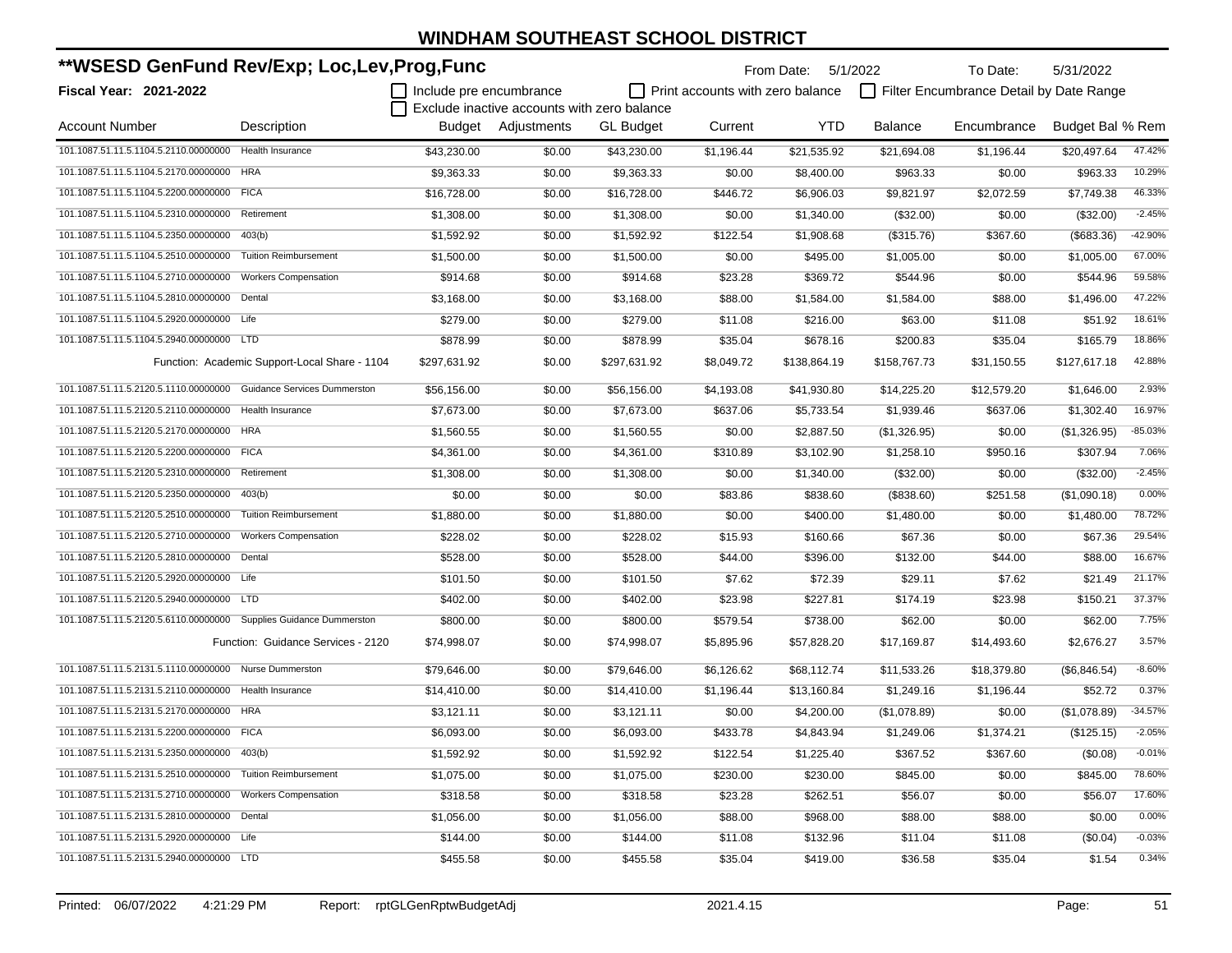# WINDHAM SOUTHEAST SCHOOL DISTRICT

## **WSESD GenFund Rev/Exp; Loc,Lev,Prog,Func

**Fiscal Year: 2021-2022**

From Date: 5/1/2022 To Date: 5/31/2022

☐ Include pre encumbrance ☐ Print accounts with zero balance ☐ Filter Encumbrance Detail by Date Range
☐ Exclude inactive accounts with zero balance

| Account Number | Description | Budget | Adjustments | GL Budget | Current | YTD | Balance | Encumbrance | Budget Bal | % Rem |
|---|---|---|---|---|---|---|---|---|---|---|
| 101.1087.51.11.5.1104.5.2110.00000000 | Health Insurance | $43,230.00 | $0.00 | $43,230.00 | $1,196.44 | $21,535.92 | $21,694.08 | $1,196.44 | $20,497.64 | 47.42% |
| 101.1087.51.11.5.1104.5.2170.00000000 | HRA | $9,363.33 | $0.00 | $9,363.33 | $0.00 | $8,400.00 | $963.33 | $0.00 | $963.33 | 10.29% |
| 101.1087.51.11.5.1104.5.2200.00000000 | FICA | $16,728.00 | $0.00 | $16,728.00 | $446.72 | $6,906.03 | $9,821.97 | $2,072.59 | $7,749.38 | 46.33% |
| 101.1087.51.11.5.1104.5.2310.00000000 | Retirement | $1,308.00 | $0.00 | $1,308.00 | $0.00 | $1,340.00 | ($32.00) | $0.00 | ($32.00) | -2.45% |
| 101.1087.51.11.5.1104.5.2350.00000000 | 403(b) | $1,592.92 | $0.00 | $1,592.92 | $122.54 | $1,908.68 | ($315.76) | $367.60 | ($683.36) | -42.90% |
| 101.1087.51.11.5.1104.5.2510.00000000 | Tuition Reimbursement | $1,500.00 | $0.00 | $1,500.00 | $0.00 | $495.00 | $1,005.00 | $0.00 | $1,005.00 | 67.00% |
| 101.1087.51.11.5.1104.5.2710.00000000 | Workers Compensation | $914.68 | $0.00 | $914.68 | $23.28 | $369.72 | $544.96 | $0.00 | $544.96 | 59.58% |
| 101.1087.51.11.5.1104.5.2810.00000000 | Dental | $3,168.00 | $0.00 | $3,168.00 | $88.00 | $1,584.00 | $1,584.00 | $88.00 | $1,496.00 | 47.22% |
| 101.1087.51.11.5.1104.5.2920.00000000 | Life | $279.00 | $0.00 | $279.00 | $11.08 | $216.00 | $63.00 | $11.08 | $51.92 | 18.61% |
| 101.1087.51.11.5.1104.5.2940.00000000 | LTD | $878.99 | $0.00 | $878.99 | $35.04 | $678.16 | $200.83 | $35.04 | $165.79 | 18.86% |
| | Function: Academic Support-Local Share - 1104 | $297,631.92 | $0.00 | $297,631.92 | $8,049.72 | $138,864.19 | $158,767.73 | $31,150.55 | $127,617.18 | 42.88% |
| 101.1087.51.11.5.2120.5.1110.00000000 | Guidance Services Dummerston | $56,156.00 | $0.00 | $56,156.00 | $4,193.08 | $41,930.80 | $14,225.20 | $12,579.20 | $1,646.00 | 2.93% |
| 101.1087.51.11.5.2120.5.2110.00000000 | Health Insurance | $7,673.00 | $0.00 | $7,673.00 | $637.06 | $5,733.54 | $1,939.46 | $637.06 | $1,302.40 | 16.97% |
| 101.1087.51.11.5.2120.5.2170.00000000 | HRA | $1,560.55 | $0.00 | $1,560.55 | $0.00 | $2,887.50 | ($1,326.95) | $0.00 | ($1,326.95) | -85.03% |
| 101.1087.51.11.5.2120.5.2200.00000000 | FICA | $4,361.00 | $0.00 | $4,361.00 | $310.89 | $3,102.90 | $1,258.10 | $950.16 | $307.94 | 7.06% |
| 101.1087.51.11.5.2120.5.2310.00000000 | Retirement | $1,308.00 | $0.00 | $1,308.00 | $0.00 | $1,340.00 | ($32.00) | $0.00 | ($32.00) | -2.45% |
| 101.1087.51.11.5.2120.5.2350.00000000 | 403(b) | $0.00 | $0.00 | $0.00 | $83.86 | $838.60 | ($838.60) | $251.58 | ($1,090.18) | 0.00% |
| 101.1087.51.11.5.2120.5.2510.00000000 | Tuition Reimbursement | $1,880.00 | $0.00 | $1,880.00 | $0.00 | $400.00 | $1,480.00 | $0.00 | $1,480.00 | 78.72% |
| 101.1087.51.11.5.2120.5.2710.00000000 | Workers Compensation | $228.02 | $0.00 | $228.02 | $15.93 | $160.66 | $67.36 | $0.00 | $67.36 | 29.54% |
| 101.1087.51.11.5.2120.5.2810.00000000 | Dental | $528.00 | $0.00 | $528.00 | $44.00 | $396.00 | $132.00 | $44.00 | $88.00 | 16.67% |
| 101.1087.51.11.5.2120.5.2920.00000000 | Life | $101.50 | $0.00 | $101.50 | $7.62 | $72.39 | $29.11 | $7.62 | $21.49 | 21.17% |
| 101.1087.51.11.5.2120.5.2940.00000000 | LTD | $402.00 | $0.00 | $402.00 | $23.98 | $227.81 | $174.19 | $23.98 | $150.21 | 37.37% |
| 101.1087.51.11.5.2120.5.6110.00000000 | Supplies Guidance Dummerston | $800.00 | $0.00 | $800.00 | $579.54 | $738.00 | $62.00 | $0.00 | $62.00 | 7.75% |
| | Function: Guidance Services - 2120 | $74,998.07 | $0.00 | $74,998.07 | $5,895.96 | $57,828.20 | $17,169.87 | $14,493.60 | $2,676.27 | 3.57% |
| 101.1087.51.11.5.2131.5.1110.00000000 | Nurse Dummerston | $79,646.00 | $0.00 | $79,646.00 | $6,126.62 | $68,112.74 | $11,533.26 | $18,379.80 | ($6,846.54) | -8.60% |
| 101.1087.51.11.5.2131.5.2110.00000000 | Health Insurance | $14,410.00 | $0.00 | $14,410.00 | $1,196.44 | $13,160.84 | $1,249.16 | $1,196.44 | $52.72 | 0.37% |
| 101.1087.51.11.5.2131.5.2170.00000000 | HRA | $3,121.11 | $0.00 | $3,121.11 | $0.00 | $4,200.00 | ($1,078.89) | $0.00 | ($1,078.89) | -34.57% |
| 101.1087.51.11.5.2131.5.2200.00000000 | FICA | $6,093.00 | $0.00 | $6,093.00 | $433.78 | $4,843.94 | $1,249.06 | $1,374.21 | ($125.15) | -2.05% |
| 101.1087.51.11.5.2131.5.2350.00000000 | 403(b) | $1,592.92 | $0.00 | $1,592.92 | $122.54 | $1,225.40 | $367.52 | $367.60 | ($0.08) | -0.01% |
| 101.1087.51.11.5.2131.5.2510.00000000 | Tuition Reimbursement | $1,075.00 | $0.00 | $1,075.00 | $230.00 | $230.00 | $845.00 | $0.00 | $845.00 | 78.60% |
| 101.1087.51.11.5.2131.5.2710.00000000 | Workers Compensation | $318.58 | $0.00 | $318.58 | $23.28 | $262.51 | $56.07 | $0.00 | $56.07 | 17.60% |
| 101.1087.51.11.5.2131.5.2810.00000000 | Dental | $1,056.00 | $0.00 | $1,056.00 | $88.00 | $968.00 | $88.00 | $88.00 | $0.00 | 0.00% |
| 101.1087.51.11.5.2131.5.2920.00000000 | Life | $144.00 | $0.00 | $144.00 | $11.08 | $132.96 | $11.04 | $11.08 | ($0.04) | -0.03% |
| 101.1087.51.11.5.2131.5.2940.00000000 | LTD | $455.58 | $0.00 | $455.58 | $35.04 | $419.00 | $36.58 | $35.04 | $1.54 | 0.34% |

Printed: 06/07/2022 4:21:29 PM Report: rptGLGenRptwBudgetAdj 2021.4.15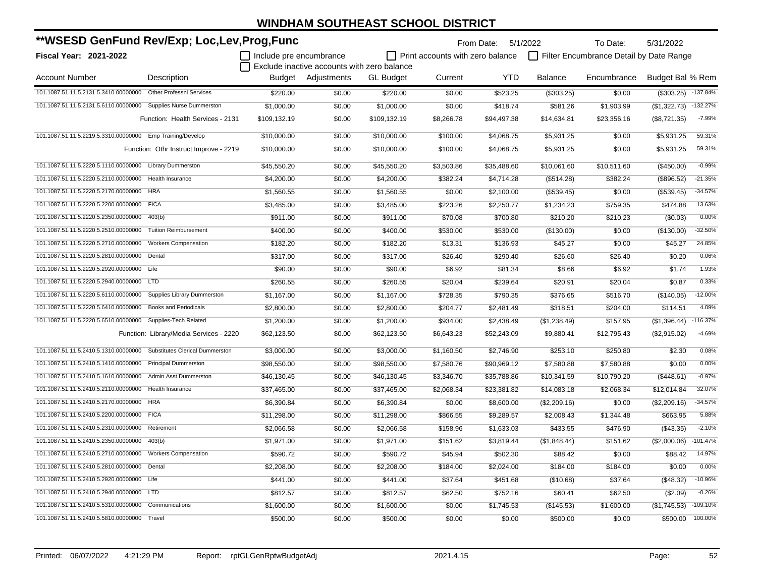# WINDHAM SOUTHEAST SCHOOL DISTRICT

## **WSESD GenFund Rev/Exp; Loc,Lev,Prog,Func

From Date: 5/1/2022 To Date: 5/31/2022

**Fiscal Year: 2021-2022**

☐ Include pre encumbrance ☐ Print accounts with zero balance ☐ Filter Encumbrance Detail by Date Range
☐ Exclude inactive accounts with zero balance

| Account Number | Description | Budget | Adjustments | GL Budget | Current | YTD | Balance | Encumbrance | Budget Bal | % Rem |
|---|---|---|---|---|---|---|---|---|---|---|
| 101.1087.51.11.5.2131.5.3410.00000000 | Other Professnl Services | $220.00 | $0.00 | $220.00 | $0.00 | $523.25 | ($303.25) | $0.00 | ($303.25) | -137.84% |
| 101.1087.51.11.5.2131.5.6110.00000000 | Supplies Nurse Dummerston | $1,000.00 | $0.00 | $1,000.00 | $0.00 | $418.74 | $581.26 | $1,903.99 | ($1,322.73) | -132.27% |
| | Function: Health Services - 2131 | $109,132.19 | $0.00 | $109,132.19 | $8,266.78 | $94,497.38 | $14,634.81 | $23,356.16 | ($8,721.35) | -7.99% |
| 101.1087.51.11.5.2219.5.3310.00000000 | Emp Training/Develop | $10,000.00 | $0.00 | $10,000.00 | $100.00 | $4,068.75 | $5,931.25 | $0.00 | $5,931.25 | 59.31% |
| | Function: Othr Instruct Improve - 2219 | $10,000.00 | $0.00 | $10,000.00 | $100.00 | $4,068.75 | $5,931.25 | $0.00 | $5,931.25 | 59.31% |
| 101.1087.51.11.5.2220.5.1110.00000000 | Library Dummerston | $45,550.20 | $0.00 | $45,550.20 | $3,503.86 | $35,488.60 | $10,061.60 | $10,511.60 | ($450.00) | -0.99% |
| 101.1087.51.11.5.2220.5.2110.00000000 | Health Insurance | $4,200.00 | $0.00 | $4,200.00 | $382.24 | $4,714.28 | ($514.28) | $382.24 | ($896.52) | -21.35% |
| 101.1087.51.11.5.2220.5.2170.00000000 | HRA | $1,560.55 | $0.00 | $1,560.55 | $0.00 | $2,100.00 | ($539.45) | $0.00 | ($539.45) | -34.57% |
| 101.1087.51.11.5.2220.5.2200.00000000 | FICA | $3,485.00 | $0.00 | $3,485.00 | $223.26 | $2,250.77 | $1,234.23 | $759.35 | $474.88 | 13.63% |
| 101.1087.51.11.5.2220.5.2350.00000000 | 403(b) | $911.00 | $0.00 | $911.00 | $70.08 | $700.80 | $210.20 | $210.23 | ($0.03) | 0.00% |
| 101.1087.51.11.5.2220.5.2510.00000000 | Tuition Reimbursement | $400.00 | $0.00 | $400.00 | $530.00 | $530.00 | ($130.00) | $0.00 | ($130.00) | -32.50% |
| 101.1087.51.11.5.2220.5.2710.00000000 | Workers Compensation | $182.20 | $0.00 | $182.20 | $13.31 | $136.93 | $45.27 | $0.00 | $45.27 | 24.85% |
| 101.1087.51.11.5.2220.5.2810.00000000 | Dental | $317.00 | $0.00 | $317.00 | $26.40 | $290.40 | $26.60 | $26.40 | $0.20 | 0.06% |
| 101.1087.51.11.5.2220.5.2920.00000000 | Life | $90.00 | $0.00 | $90.00 | $6.92 | $81.34 | $8.66 | $6.92 | $1.74 | 1.93% |
| 101.1087.51.11.5.2220.5.2940.00000000 | LTD | $260.55 | $0.00 | $260.55 | $20.04 | $239.64 | $20.91 | $20.04 | $0.87 | 0.33% |
| 101.1087.51.11.5.2220.5.6110.00000000 | Supplies Library Dummerston | $1,167.00 | $0.00 | $1,167.00 | $728.35 | $790.35 | $376.65 | $516.70 | ($140.05) | -12.00% |
| 101.1087.51.11.5.2220.5.6410.00000000 | Books and Periodicals | $2,800.00 | $0.00 | $2,800.00 | $204.77 | $2,481.49 | $318.51 | $204.00 | $114.51 | 4.09% |
| 101.1087.51.11.5.2220.5.6510.00000000 | Supplies-Tech Related | $1,200.00 | $0.00 | $1,200.00 | $934.00 | $2,438.49 | ($1,238.49) | $157.95 | ($1,396.44) | -116.37% |
| | Function: Library/Media Services - 2220 | $62,123.50 | $0.00 | $62,123.50 | $6,643.23 | $52,243.09 | $9,880.41 | $12,795.43 | ($2,915.02) | -4.69% |
| 101.1087.51.11.5.2410.5.1310.00000000 | Substitutes Clerical Dummerston | $3,000.00 | $0.00 | $3,000.00 | $1,160.50 | $2,746.90 | $253.10 | $250.80 | $2.30 | 0.08% |
| 101.1087.51.11.5.2410.5.1410.00000000 | Principal Dummerston | $98,550.00 | $0.00 | $98,550.00 | $7,580.76 | $90,969.12 | $7,580.88 | $7,580.88 | $0.00 | 0.00% |
| 101.1087.51.11.5.2410.5.1610.00000000 | Admin Asst Dummerston | $46,130.45 | $0.00 | $46,130.45 | $3,346.70 | $35,788.86 | $10,341.59 | $10,790.20 | ($448.61) | -0.97% |
| 101.1087.51.11.5.2410.5.2110.00000000 | Health Insurance | $37,465.00 | $0.00 | $37,465.00 | $2,068.34 | $23,381.82 | $14,083.18 | $2,068.34 | $12,014.84 | 32.07% |
| 101.1087.51.11.5.2410.5.2170.00000000 | HRA | $6,390.84 | $0.00 | $6,390.84 | $0.00 | $8,600.00 | ($2,209.16) | $0.00 | ($2,209.16) | -34.57% |
| 101.1087.51.11.5.2410.5.2200.00000000 | FICA | $11,298.00 | $0.00 | $11,298.00 | $866.55 | $9,289.57 | $2,008.43 | $1,344.48 | $663.95 | 5.88% |
| 101.1087.51.11.5.2410.5.2310.00000000 | Retirement | $2,066.58 | $0.00 | $2,066.58 | $158.96 | $1,633.03 | $433.55 | $476.90 | ($43.35) | -2.10% |
| 101.1087.51.11.5.2410.5.2350.00000000 | 403(b) | $1,971.00 | $0.00 | $1,971.00 | $151.62 | $3,819.44 | ($1,848.44) | $151.62 | ($2,000.06) | -101.47% |
| 101.1087.51.11.5.2410.5.2710.00000000 | Workers Compensation | $590.72 | $0.00 | $590.72 | $45.94 | $502.30 | $88.42 | $0.00 | $88.42 | 14.97% |
| 101.1087.51.11.5.2410.5.2810.00000000 | Dental | $2,208.00 | $0.00 | $2,208.00 | $184.00 | $2,024.00 | $184.00 | $184.00 | $0.00 | 0.00% |
| 101.1087.51.11.5.2410.5.2920.00000000 | Life | $441.00 | $0.00 | $441.00 | $37.64 | $451.68 | ($10.68) | $37.64 | ($48.32) | -10.96% |
| 101.1087.51.11.5.2410.5.2940.00000000 | LTD | $812.57 | $0.00 | $812.57 | $62.50 | $752.16 | $60.41 | $62.50 | ($2.09) | -0.26% |
| 101.1087.51.11.5.2410.5.5310.00000000 | Communications | $1,600.00 | $0.00 | $1,600.00 | $0.00 | $1,745.53 | ($145.53) | $1,600.00 | ($1,745.53) | -109.10% |
| 101.1087.51.11.5.2410.5.5810.00000000 | Travel | $500.00 | $0.00 | $500.00 | $0.00 | $0.00 | $500.00 | $0.00 | $500.00 | 100.00% |

Printed: 06/07/2022 4:21:29 PM Report: rptGLGenRptwBudgetAdj 2021.4.15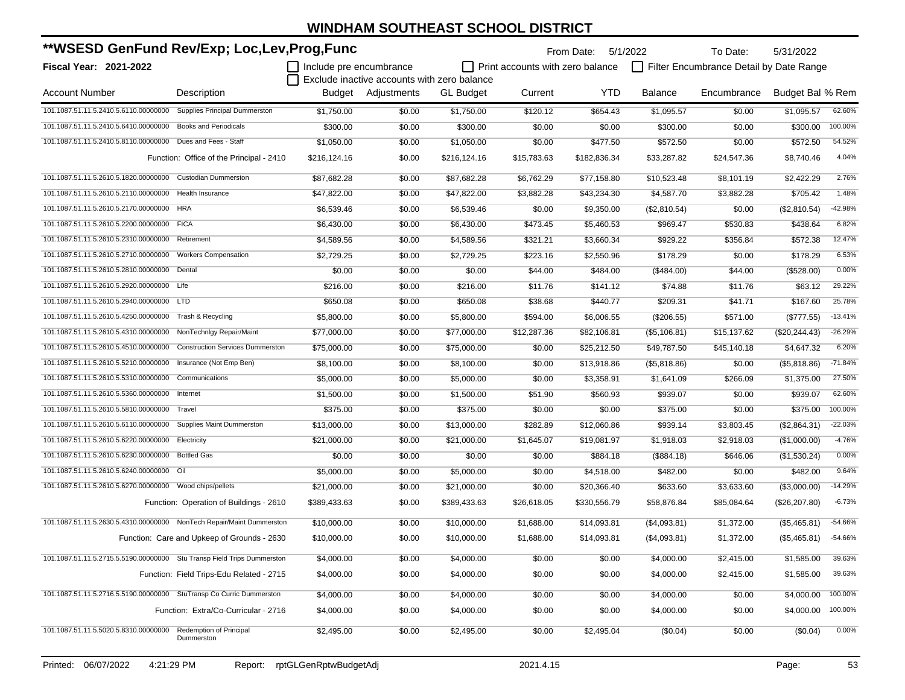# WINDHAM SOUTHEAST SCHOOL DISTRICT

## **WSESD GenFund Rev/Exp; Loc,Lev,Prog,Func

**Fiscal Year: 2021-2022**

From Date: 5/1/2022 To Date: 5/31/2022

☐ Include pre encumbrance ☐ Print accounts with zero balance ☐ Filter Encumbrance Detail by Date Range

☐ Exclude inactive accounts with zero balance

| Account Number | Description | Budget | Adjustments | GL Budget | Current | YTD | Balance | Encumbrance | Budget Bal | % Rem |
|---|---|---|---|---|---|---|---|---|---|---|
| 101.1087.51.11.5.2410.5.6110.00000000 | Supplies Principal Dummerston | $1,750.00 | $0.00 | $1,750.00 | $120.12 | $654.43 | $1,095.57 | $0.00 | $1,095.57 | 62.60% |
| 101.1087.51.11.5.2410.5.6410.00000000 | Books and Periodicals | $300.00 | $0.00 | $300.00 | $0.00 | $0.00 | $300.00 | $0.00 | $300.00 | 100.00% |
| 101.1087.51.11.5.2410.5.8110.00000000 | Dues and Fees - Staff | $1,050.00 | $0.00 | $1,050.00 | $0.00 | $477.50 | $572.50 | $0.00 | $572.50 | 54.52% |
| | Function: Office of the Principal - 2410 | $216,124.16 | $0.00 | $216,124.16 | $15,783.63 | $182,836.34 | $33,287.82 | $24,547.36 | $8,740.46 | 4.04% |
| 101.1087.51.11.5.2610.5.1820.00000000 | Custodian Dummerston | $87,682.28 | $0.00 | $87,682.28 | $6,762.29 | $77,158.80 | $10,523.48 | $8,101.19 | $2,422.29 | 2.76% |
| 101.1087.51.11.5.2610.5.2110.00000000 | Health Insurance | $47,822.00 | $0.00 | $47,822.00 | $3,882.28 | $43,234.30 | $4,587.70 | $3,882.28 | $705.42 | 1.48% |
| 101.1087.51.11.5.2610.5.2170.00000000 | HRA | $6,539.46 | $0.00 | $6,539.46 | $0.00 | $9,350.00 | ($2,810.54) | $0.00 | ($2,810.54) | -42.98% |
| 101.1087.51.11.5.2610.5.2200.00000000 | FICA | $6,430.00 | $0.00 | $6,430.00 | $473.45 | $5,460.53 | $969.47 | $530.83 | $438.64 | 6.82% |
| 101.1087.51.11.5.2610.5.2310.00000000 | Retirement | $4,589.56 | $0.00 | $4,589.56 | $321.21 | $3,660.34 | $929.22 | $356.84 | $572.38 | 12.47% |
| 101.1087.51.11.5.2610.5.2710.00000000 | Workers Compensation | $2,729.25 | $0.00 | $2,729.25 | $223.16 | $2,550.96 | $178.29 | $0.00 | $178.29 | 6.53% |
| 101.1087.51.11.5.2610.5.2810.00000000 | Dental | $0.00 | $0.00 | $0.00 | $44.00 | $484.00 | ($484.00) | $44.00 | ($528.00) | 0.00% |
| 101.1087.51.11.5.2610.5.2920.00000000 | Life | $216.00 | $0.00 | $216.00 | $11.76 | $141.12 | $74.88 | $11.76 | $63.12 | 29.22% |
| 101.1087.51.11.5.2610.5.2940.00000000 | LTD | $650.08 | $0.00 | $650.08 | $38.68 | $440.77 | $209.31 | $41.71 | $167.60 | 25.78% |
| 101.1087.51.11.5.2610.5.4250.00000000 | Trash & Recycling | $5,800.00 | $0.00 | $5,800.00 | $594.00 | $6,006.55 | ($206.55) | $571.00 | ($777.55) | -13.41% |
| 101.1087.51.11.5.2610.5.4310.00000000 | NonTechnlgy Repair/Maint | $77,000.00 | $0.00 | $77,000.00 | $12,287.36 | $82,106.81 | ($5,106.81) | $15,137.62 | ($20,244.43) | -26.29% |
| 101.1087.51.11.5.2610.5.4510.00000000 | Construction Services Dummerston | $75,000.00 | $0.00 | $75,000.00 | $0.00 | $25,212.50 | $49,787.50 | $45,140.18 | $4,647.32 | 6.20% |
| 101.1087.51.11.5.2610.5.5210.00000000 | Insurance (Not Emp Ben) | $8,100.00 | $0.00 | $8,100.00 | $0.00 | $13,918.86 | ($5,818.86) | $0.00 | ($5,818.86) | -71.84% |
| 101.1087.51.11.5.2610.5.5310.00000000 | Communications | $5,000.00 | $0.00 | $5,000.00 | $0.00 | $3,358.91 | $1,641.09 | $266.09 | $1,375.00 | 27.50% |
| 101.1087.51.11.5.2610.5.5360.00000000 | Internet | $1,500.00 | $0.00 | $1,500.00 | $51.90 | $560.93 | $939.07 | $0.00 | $939.07 | 62.60% |
| 101.1087.51.11.5.2610.5.5810.00000000 | Travel | $375.00 | $0.00 | $375.00 | $0.00 | $0.00 | $375.00 | $0.00 | $375.00 | 100.00% |
| 101.1087.51.11.5.2610.5.6110.00000000 | Supplies Maint Dummerston | $13,000.00 | $0.00 | $13,000.00 | $282.89 | $12,060.86 | $939.14 | $3,803.45 | ($2,864.31) | -22.03% |
| 101.1087.51.11.5.2610.5.6220.00000000 | Electricity | $21,000.00 | $0.00 | $21,000.00 | $1,645.07 | $19,081.97 | $1,918.03 | $2,918.03 | ($1,000.00) | -4.76% |
| 101.1087.51.11.5.2610.5.6230.00000000 | Bottled Gas | $0.00 | $0.00 | $0.00 | $0.00 | $884.18 | ($884.18) | $646.06 | ($1,530.24) | 0.00% |
| 101.1087.51.11.5.2610.5.6240.00000000 | Oil | $5,000.00 | $0.00 | $5,000.00 | $0.00 | $4,518.00 | $482.00 | $0.00 | $482.00 | 9.64% |
| 101.1087.51.11.5.2610.5.6270.00000000 | Wood chips/pellets | $21,000.00 | $0.00 | $21,000.00 | $0.00 | $20,366.40 | $633.60 | $3,633.60 | ($3,000.00) | -14.29% |
| | Function: Operation of Buildings - 2610 | $389,433.63 | $0.00 | $389,433.63 | $26,618.05 | $330,556.79 | $58,876.84 | $85,084.64 | ($26,207.80) | -6.73% |
| 101.1087.51.11.5.2630.5.4310.00000000 | NonTech Repair/Maint Dummerston | $10,000.00 | $0.00 | $10,000.00 | $1,688.00 | $14,093.81 | ($4,093.81) | $1,372.00 | ($5,465.81) | -54.66% |
| | Function: Care and Upkeep of Grounds - 2630 | $10,000.00 | $0.00 | $10,000.00 | $1,688.00 | $14,093.81 | ($4,093.81) | $1,372.00 | ($5,465.81) | -54.66% |
| 101.1087.51.11.5.2715.5.5190.00000000 | Stu Transp Field Trips Dummerston | $4,000.00 | $0.00 | $4,000.00 | $0.00 | $0.00 | $4,000.00 | $2,415.00 | $1,585.00 | 39.63% |
| | Function: Field Trips-Edu Related - 2715 | $4,000.00 | $0.00 | $4,000.00 | $0.00 | $0.00 | $4,000.00 | $2,415.00 | $1,585.00 | 39.63% |
| 101.1087.51.11.5.2716.5.5190.00000000 | StuTransp Co Curric Dummerston | $4,000.00 | $0.00 | $4,000.00 | $0.00 | $0.00 | $4,000.00 | $0.00 | $4,000.00 | 100.00% |
| | Function: Extra/Co-Curricular - 2716 | $4,000.00 | $0.00 | $4,000.00 | $0.00 | $0.00 | $4,000.00 | $0.00 | $4,000.00 | 100.00% |
| 101.1087.51.11.5.5020.5.8310.00000000 | Redemption of Principal Dummerston | $2,495.00 | $0.00 | $2,495.00 | $0.00 | $2,495.04 | ($0.04) | $0.00 | ($0.04) | 0.00% |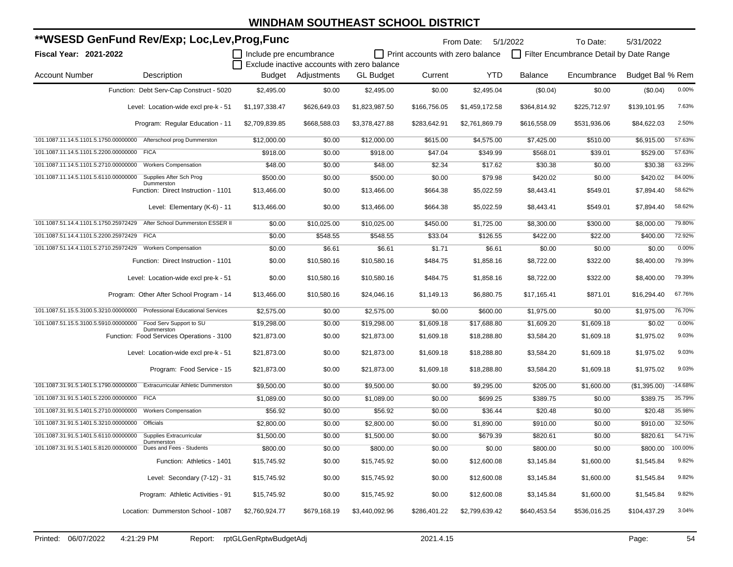# WINDHAM SOUTHEAST SCHOOL DISTRICT

## **WSESD GenFund Rev/Exp; Loc,Lev,Prog,Func

**Fiscal Year: 2021-2022**

From Date: 5/1/2022 To Date: 5/31/2022

☐ Include pre encumbrance ☐ Print accounts with zero balance ☐ Filter Encumbrance Detail by Date Range
☐ Exclude inactive accounts with zero balance

| Account Number | Description | Budget | Adjustments | GL Budget | Current | YTD | Balance | Encumbrance | Budget Bal | % Rem |
|---|---|---|---|---|---|---|---|---|---|---|
| | Function: Debt Serv-Cap Construct - 5020 | $2,495.00 | $0.00 | $2,495.00 | $0.00 | $2,495.04 | ($0.04) | $0.00 | ($0.04) | 0.00% |
| | Level: Location-wide excl pre-k - 51 | $1,197,338.47 | $626,649.03 | $1,823,987.50 | $166,756.05 | $1,459,172.58 | $364,814.92 | $225,712.97 | $139,101.95 | 7.63% |
| | Program: Regular Education - 11 | $2,709,839.85 | $668,588.03 | $3,378,427.88 | $283,642.91 | $2,761,869.79 | $616,558.09 | $531,936.06 | $84,622.03 | 2.50% |
| 101.1087.11.14.5.1101.5.1750.00000000 | Afterschool prog Dummerston | $12,000.00 | $0.00 | $12,000.00 | $615.00 | $4,575.00 | $7,425.00 | $510.00 | $6,915.00 | 57.63% |
| 101.1087.11.14.5.1101.5.2200.00000000 | FICA | $918.00 | $0.00 | $918.00 | $47.04 | $349.99 | $568.01 | $39.01 | $529.00 | 57.63% |
| 101.1087.11.14.5.1101.5.2710.00000000 | Workers Compensation | $48.00 | $0.00 | $48.00 | $2.34 | $17.62 | $30.38 | $0.00 | $30.38 | 63.29% |
| 101.1087.11.14.5.1101.5.6110.00000000 | Supplies After Sch Prog Dummerston | $500.00 | $0.00 | $500.00 | $0.00 | $79.98 | $420.02 | $0.00 | $420.02 | 84.00% |
| | Function: Direct Instruction - 1101 | $13,466.00 | $0.00 | $13,466.00 | $664.38 | $5,022.59 | $8,443.41 | $549.01 | $7,894.40 | 58.62% |
| | Level: Elementary (K-6) - 11 | $13,466.00 | $0.00 | $13,466.00 | $664.38 | $5,022.59 | $8,443.41 | $549.01 | $7,894.40 | 58.62% |
| 101.1087.51.14.4.1101.5.1750.25972429 | After School Dummerston ESSER II | $0.00 | $10,025.00 | $10,025.00 | $450.00 | $1,725.00 | $8,300.00 | $300.00 | $8,000.00 | 79.80% |
| 101.1087.51.14.4.1101.5.2200.25972429 | FICA | $0.00 | $548.55 | $548.55 | $33.04 | $126.55 | $422.00 | $22.00 | $400.00 | 72.92% |
| 101.1087.51.14.4.1101.5.2710.25972429 | Workers Compensation | $0.00 | $6.61 | $6.61 | $1.71 | $6.61 | $0.00 | $0.00 | $0.00 | 0.00% |
| | Function: Direct Instruction - 1101 | $0.00 | $10,580.16 | $10,580.16 | $484.75 | $1,858.16 | $8,722.00 | $322.00 | $8,400.00 | 79.39% |
| | Level: Location-wide excl pre-k - 51 | $0.00 | $10,580.16 | $10,580.16 | $484.75 | $1,858.16 | $8,722.00 | $322.00 | $8,400.00 | 79.39% |
| | Program: Other After School Program - 14 | $13,466.00 | $10,580.16 | $24,046.16 | $1,149.13 | $6,880.75 | $17,165.41 | $871.01 | $16,294.40 | 67.76% |
| 101.1087.51.15.5.3100.5.3210.00000000 | Professional Educational Services | $2,575.00 | $0.00 | $2,575.00 | $0.00 | $600.00 | $1,975.00 | $0.00 | $1,975.00 | 76.70% |
| 101.1087.51.15.5.3100.5.5910.00000000 | Food Serv Support to SU Dummerston | $19,298.00 | $0.00 | $19,298.00 | $1,609.18 | $17,688.80 | $1,609.20 | $1,609.18 | $0.02 | 0.00% |
| | Function: Food Services Operations - 3100 | $21,873.00 | $0.00 | $21,873.00 | $1,609.18 | $18,288.80 | $3,584.20 | $1,609.18 | $1,975.02 | 9.03% |
| | Level: Location-wide excl pre-k - 51 | $21,873.00 | $0.00 | $21,873.00 | $1,609.18 | $18,288.80 | $3,584.20 | $1,609.18 | $1,975.02 | 9.03% |
| | Program: Food Service - 15 | $21,873.00 | $0.00 | $21,873.00 | $1,609.18 | $18,288.80 | $3,584.20 | $1,609.18 | $1,975.02 | 9.03% |
| 101.1087.31.91.5.1401.5.1790.00000000 | Extracurricular Athletic Dummerston | $9,500.00 | $0.00 | $9,500.00 | $0.00 | $9,295.00 | $205.00 | $1,600.00 | ($1,395.00) | -14.68% |
| 101.1087.31.91.5.1401.5.2200.00000000 | FICA | $1,089.00 | $0.00 | $1,089.00 | $0.00 | $699.25 | $389.75 | $0.00 | $389.75 | 35.79% |
| 101.1087.31.91.5.1401.5.2710.00000000 | Workers Compensation | $56.92 | $0.00 | $56.92 | $0.00 | $36.44 | $20.48 | $0.00 | $20.48 | 35.98% |
| 101.1087.31.91.5.1401.5.3210.00000000 | Officials | $2,800.00 | $0.00 | $2,800.00 | $0.00 | $1,890.00 | $910.00 | $0.00 | $910.00 | 32.50% |
| 101.1087.31.91.5.1401.5.6110.00000000 | Supplies Extracurricular Dummerston | $1,500.00 | $0.00 | $1,500.00 | $0.00 | $679.39 | $820.61 | $0.00 | $820.61 | 54.71% |
| 101.1087.31.91.5.1401.5.8120.00000000 | Dues and Fees - Students | $800.00 | $0.00 | $800.00 | $0.00 | $0.00 | $800.00 | $0.00 | $800.00 | 100.00% |
| | Function: Athletics - 1401 | $15,745.92 | $0.00 | $15,745.92 | $0.00 | $12,600.08 | $3,145.84 | $1,600.00 | $1,545.84 | 9.82% |
| | Level: Secondary (7-12) - 31 | $15,745.92 | $0.00 | $15,745.92 | $0.00 | $12,600.08 | $3,145.84 | $1,600.00 | $1,545.84 | 9.82% |
| | Program: Athletic Activities - 91 | $15,745.92 | $0.00 | $15,745.92 | $0.00 | $12,600.08 | $3,145.84 | $1,600.00 | $1,545.84 | 9.82% |
| | Location: Dummerston School - 1087 | $2,760,924.77 | $679,168.19 | $3,440,092.96 | $286,401.22 | $2,799,639.42 | $640,453.54 | $536,016.25 | $104,437.29 | 3.04% |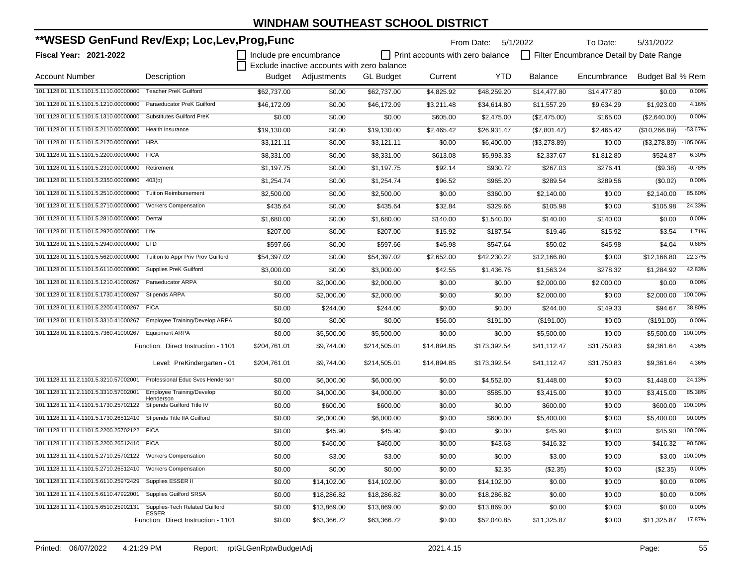# WINDHAM SOUTHEAST SCHOOL DISTRICT

## **WSESD GenFund Rev/Exp; Loc,Lev,Prog,Func

**Fiscal Year: 2021-2022**

From Date: 5/1/2022 To Date: 5/31/2022

☐ Include pre encumbrance ☐ Print accounts with zero balance ☐ Filter Encumbrance Detail by Date Range

☐ Exclude inactive accounts with zero balance

| Account Number | Description | Budget | Adjustments | GL Budget | Current | YTD | Balance | Encumbrance | Budget Bal | % Rem |
|---|---|---|---|---|---|---|---|---|---|---|
| 101.1128.01.11.5.1101.5.1110.00000000 | Teacher PreK Guilford | $62,737.00 | $0.00 | $62,737.00 | $4,825.92 | $48,259.20 | $14,477.80 | $14,477.80 | $0.00 | 0.00% |
| 101.1128.01.11.5.1101.5.1210.00000000 | Paraeducator PreK Guilford | $46,172.09 | $0.00 | $46,172.09 | $3,211.48 | $34,614.80 | $11,557.29 | $9,634.29 | $1,923.00 | 4.16% |
| 101.1128.01.11.5.1101.5.1310.00000000 | Substitutes Guilford PreK | $0.00 | $0.00 | $0.00 | $605.00 | $2,475.00 | ($2,475.00) | $165.00 | ($2,640.00) | 0.00% |
| 101.1128.01.11.5.1101.5.2110.00000000 | Health Insurance | $19,130.00 | $0.00 | $19,130.00 | $2,465.42 | $26,931.47 | ($7,801.47) | $2,465.42 | ($10,266.89) | -53.67% |
| 101.1128.01.11.5.1101.5.2170.00000000 | HRA | $3,121.11 | $0.00 | $3,121.11 | $0.00 | $6,400.00 | ($3,278.89) | $0.00 | ($3,278.89) | -105.06% |
| 101.1128.01.11.5.1101.5.2200.00000000 | FICA | $8,331.00 | $0.00 | $8,331.00 | $613.08 | $5,993.33 | $2,337.67 | $1,812.80 | $524.87 | 6.30% |
| 101.1128.01.11.5.1101.5.2310.00000000 | Retirement | $1,197.75 | $0.00 | $1,197.75 | $92.14 | $930.72 | $267.03 | $276.41 | ($9.38) | -0.78% |
| 101.1128.01.11.5.1101.5.2350.00000000 | 403(b) | $1,254.74 | $0.00 | $1,254.74 | $96.52 | $965.20 | $289.54 | $289.56 | ($0.02) | 0.00% |
| 101.1128.01.11.5.1101.5.2510.00000000 | Tuition Reimbursement | $2,500.00 | $0.00 | $2,500.00 | $0.00 | $360.00 | $2,140.00 | $0.00 | $2,140.00 | 85.60% |
| 101.1128.01.11.5.1101.5.2710.00000000 | Workers Compensation | $435.64 | $0.00 | $435.64 | $32.84 | $329.66 | $105.98 | $0.00 | $105.98 | 24.33% |
| 101.1128.01.11.5.1101.5.2810.00000000 | Dental | $1,680.00 | $0.00 | $1,680.00 | $140.00 | $1,540.00 | $140.00 | $140.00 | $0.00 | 0.00% |
| 101.1128.01.11.5.1101.5.2920.00000000 | Life | $207.00 | $0.00 | $207.00 | $15.92 | $187.54 | $19.46 | $15.92 | $3.54 | 1.71% |
| 101.1128.01.11.5.1101.5.2940.00000000 | LTD | $597.66 | $0.00 | $597.66 | $45.98 | $547.64 | $50.02 | $45.98 | $4.04 | 0.68% |
| 101.1128.01.11.5.1101.5.5620.00000000 | Tuition to Appr Priv Prov Guilford | $54,397.02 | $0.00 | $54,397.02 | $2,652.00 | $42,230.22 | $12,166.80 | $0.00 | $12,166.80 | 22.37% |
| 101.1128.01.11.5.1101.5.6110.00000000 | Supplies PreK Guilford | $3,000.00 | $0.00 | $3,000.00 | $42.55 | $1,436.76 | $1,563.24 | $278.32 | $1,284.92 | 42.83% |
| 101.1128.01.11.8.1101.5.1210.41000267 | Paraeducator ARPA | $0.00 | $2,000.00 | $2,000.00 | $0.00 | $0.00 | $2,000.00 | $2,000.00 | $0.00 | 0.00% |
| 101.1128.01.11.8.1101.5.1730.41000267 | Stipends ARPA | $0.00 | $2,000.00 | $2,000.00 | $0.00 | $0.00 | $2,000.00 | $0.00 | $2,000.00 | 100.00% |
| 101.1128.01.11.8.1101.5.2200.41000267 | FICA | $0.00 | $244.00 | $244.00 | $0.00 | $0.00 | $244.00 | $149.33 | $94.67 | 38.80% |
| 101.1128.01.11.8.1101.5.3310.41000267 | Employee Training/Develop ARPA | $0.00 | $0.00 | $0.00 | $56.00 | $191.00 | ($191.00) | $0.00 | ($191.00) | 0.00% |
| 101.1128.01.11.8.1101.5.7360.41000267 | Equipment ARPA | $0.00 | $5,500.00 | $5,500.00 | $0.00 | $0.00 | $5,500.00 | $0.00 | $5,500.00 | 100.00% |
| | Function: Direct Instruction - 1101 | $204,761.01 | $9,744.00 | $214,505.01 | $14,894.85 | $173,392.54 | $41,112.47 | $31,750.83 | $9,361.64 | 4.36% |
| | Level: PreKindergarten - 01 | $204,761.01 | $9,744.00 | $214,505.01 | $14,894.85 | $173,392.54 | $41,112.47 | $31,750.83 | $9,361.64 | 4.36% |
| 101.1128.11.11.2.1101.5.3210.57002001 | Professional Educ Svcs Henderson | $0.00 | $6,000.00 | $6,000.00 | $0.00 | $4,552.00 | $1,448.00 | $0.00 | $1,448.00 | 24.13% |
| 101.1128.11.11.2.1101.5.3310.57002001 | Employee Training/Develop Henderson | $0.00 | $4,000.00 | $4,000.00 | $0.00 | $585.00 | $3,415.00 | $0.00 | $3,415.00 | 85.38% |
| 101.1128.11.11.4.1101.5.1730.25702122 | Stipends Guilford Title IV | $0.00 | $600.00 | $600.00 | $0.00 | $0.00 | $600.00 | $0.00 | $600.00 | 100.00% |
| 101.1128.11.11.4.1101.5.1730.26512410 | Stipends Title IIA Guilford | $0.00 | $6,000.00 | $6,000.00 | $0.00 | $600.00 | $5,400.00 | $0.00 | $5,400.00 | 90.00% |
| 101.1128.11.11.4.1101.5.2200.25702122 | FICA | $0.00 | $45.90 | $45.90 | $0.00 | $0.00 | $45.90 | $0.00 | $45.90 | 100.00% |
| 101.1128.11.11.4.1101.5.2200.26512410 | FICA | $0.00 | $460.00 | $460.00 | $0.00 | $43.68 | $416.32 | $0.00 | $416.32 | 90.50% |
| 101.1128.11.11.4.1101.5.2710.25702122 | Workers Compensation | $0.00 | $3.00 | $3.00 | $0.00 | $0.00 | $3.00 | $0.00 | $3.00 | 100.00% |
| 101.1128.11.11.4.1101.5.2710.26512410 | Workers Compensation | $0.00 | $0.00 | $0.00 | $0.00 | $2.35 | ($2.35) | $0.00 | ($2.35) | 0.00% |
| 101.1128.11.11.4.1101.5.6110.25972429 | Supplies ESSER II | $0.00 | $14,102.00 | $14,102.00 | $0.00 | $14,102.00 | $0.00 | $0.00 | $0.00 | 0.00% |
| 101.1128.11.11.4.1101.5.6110.47922001 | Supplies Guilford SRSA | $0.00 | $18,286.82 | $18,286.82 | $0.00 | $18,286.82 | $0.00 | $0.00 | $0.00 | 0.00% |
| 101.1128.11.11.4.1101.5.6510.25902131 | Supplies-Tech Related Guilford ESSER | $0.00 | $13,869.00 | $13,869.00 | $0.00 | $13,869.00 | $0.00 | $0.00 | $0.00 | 0.00% |
| | Function: Direct Instruction - 1101 | $0.00 | $63,366.72 | $63,366.72 | $0.00 | $52,040.85 | $11,325.87 | $0.00 | $11,325.87 | 17.87% |

Printed: 06/07/2022 4:21:29 PM Report: rptGLGenRptwBudgetAdj 2021.4.15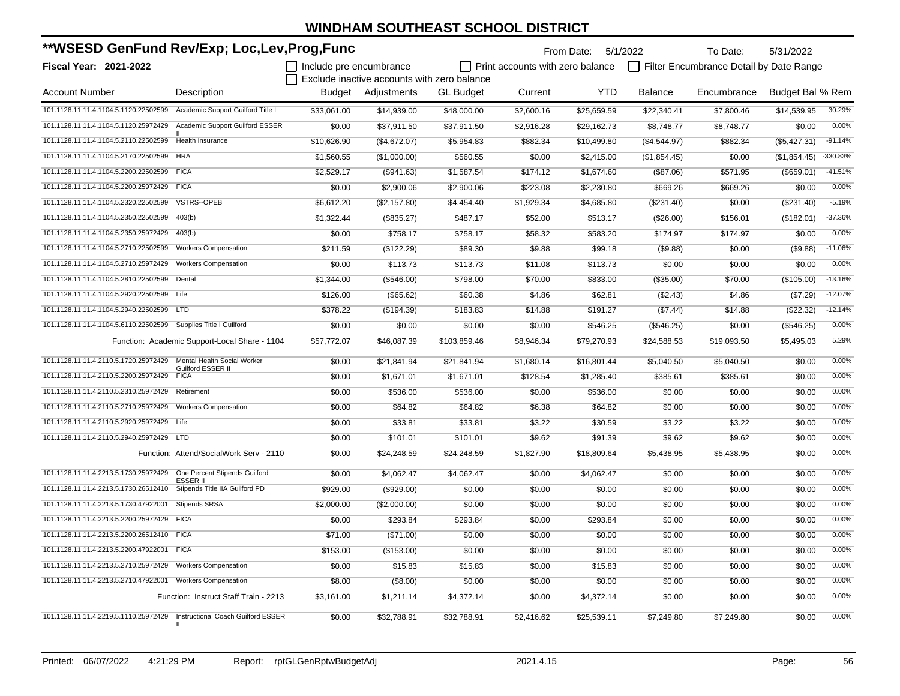# WINDHAM SOUTHEAST SCHOOL DISTRICT

## **WSESD GenFund Rev/Exp; Loc,Lev,Prog,Func

**Fiscal Year: 2021-2022**

From Date: 5/1/2022 To Date: 5/31/2022

☐ Include pre encumbrance ☐ Print accounts with zero balance ☐ Filter Encumbrance Detail by Date Range

☐ Exclude inactive accounts with zero balance

| Account Number | Description | Budget | Adjustments | GL Budget | Current | YTD | Balance | Encumbrance | Budget Bal | % Rem |
|---|---|---|---|---|---|---|---|---|---|---|
| 101.1128.11.11.4.1104.5.1120.22502599 | Academic Support Guilford Title I | $33,061.00 | $14,939.00 | $48,000.00 | $2,600.16 | $25,659.59 | $22,340.41 | $7,800.46 | $14,539.95 | 30.29% |
| 101.1128.11.11.4.1104.5.1120.25972429 | Academic Support Guilford ESSER II | $0.00 | $37,911.50 | $37,911.50 | $2,916.28 | $29,162.73 | $8,748.77 | $8,748.77 | $0.00 | 0.00% |
| 101.1128.11.11.4.1104.5.2110.22502599 | Health Insurance | $10,626.90 | ($4,672.07) | $5,954.83 | $882.34 | $10,499.80 | ($4,544.97) | $882.34 | ($5,427.31) | -91.14% |
| 101.1128.11.11.4.1104.5.2170.22502599 | HRA | $1,560.55 | ($1,000.00) | $560.55 | $0.00 | $2,415.00 | ($1,854.45) | $0.00 | ($1,854.45) | -330.83% |
| 101.1128.11.11.4.1104.5.2200.22502599 | FICA | $2,529.17 | ($941.63) | $1,587.54 | $174.12 | $1,674.60 | ($87.06) | $571.95 | ($659.01) | -41.51% |
| 101.1128.11.11.4.1104.5.2200.25972429 | FICA | $0.00 | $2,900.06 | $2,900.06 | $223.08 | $2,230.80 | $669.26 | $669.26 | $0.00 | 0.00% |
| 101.1128.11.11.4.1104.5.2320.22502599 | VSTRS--OPEB | $6,612.20 | ($2,157.80) | $4,454.40 | $1,929.34 | $4,685.80 | ($231.40) | $0.00 | ($231.40) | -5.19% |
| 101.1128.11.11.4.1104.5.2350.22502599 | 403(b) | $1,322.44 | ($835.27) | $487.17 | $52.00 | $513.17 | ($26.00) | $156.01 | ($182.01) | -37.36% |
| 101.1128.11.11.4.1104.5.2350.25972429 | 403(b) | $0.00 | $758.17 | $758.17 | $58.32 | $583.20 | $174.97 | $174.97 | $0.00 | 0.00% |
| 101.1128.11.11.4.1104.5.2710.22502599 | Workers Compensation | $211.59 | ($122.29) | $89.30 | $9.88 | $99.18 | ($9.88) | $0.00 | ($9.88) | -11.06% |
| 101.1128.11.11.4.1104.5.2710.25972429 | Workers Compensation | $0.00 | $113.73 | $113.73 | $11.08 | $113.73 | $0.00 | $0.00 | $0.00 | 0.00% |
| 101.1128.11.11.4.1104.5.2810.22502599 | Dental | $1,344.00 | ($546.00) | $798.00 | $70.00 | $833.00 | ($35.00) | $70.00 | ($105.00) | -13.16% |
| 101.1128.11.11.4.1104.5.2920.22502599 | Life | $126.00 | ($65.62) | $60.38 | $4.86 | $62.81 | ($2.43) | $4.86 | ($7.29) | -12.07% |
| 101.1128.11.11.4.1104.5.2940.22502599 | LTD | $378.22 | ($194.39) | $183.83 | $14.88 | $191.27 | ($7.44) | $14.88 | ($22.32) | -12.14% |
| 101.1128.11.11.4.1104.5.6110.22502599 | Supplies Title I Guilford | $0.00 | $0.00 | $0.00 | $0.00 | $546.25 | ($546.25) | $0.00 | ($546.25) | 0.00% |
| | Function: Academic Support-Local Share - 1104 | $57,772.07 | $46,087.39 | $103,859.46 | $8,946.34 | $79,270.93 | $24,588.53 | $19,093.50 | $5,495.03 | 5.29% |
| 101.1128.11.11.4.2110.5.1720.25972429 | Mental Health Social Worker Guilford ESSER II | $0.00 | $21,841.94 | $21,841.94 | $1,680.14 | $16,801.44 | $5,040.50 | $5,040.50 | $0.00 | 0.00% |
| 101.1128.11.11.4.2110.5.2200.25972429 | FICA | $0.00 | $1,671.01 | $1,671.01 | $128.54 | $1,285.40 | $385.61 | $385.61 | $0.00 | 0.00% |
| 101.1128.11.11.4.2110.5.2310.25972429 | Retirement | $0.00 | $536.00 | $536.00 | $0.00 | $536.00 | $0.00 | $0.00 | $0.00 | 0.00% |
| 101.1128.11.11.4.2110.5.2710.25972429 | Workers Compensation | $0.00 | $64.82 | $64.82 | $6.38 | $64.82 | $0.00 | $0.00 | $0.00 | 0.00% |
| 101.1128.11.11.4.2110.5.2920.25972429 | Life | $0.00 | $33.81 | $33.81 | $3.22 | $30.59 | $3.22 | $3.22 | $0.00 | 0.00% |
| 101.1128.11.11.4.2110.5.2940.25972429 | LTD | $0.00 | $101.01 | $101.01 | $9.62 | $91.39 | $9.62 | $9.62 | $0.00 | 0.00% |
| | Function: Attend/SocialWork Serv - 2110 | $0.00 | $24,248.59 | $24,248.59 | $1,827.90 | $18,809.64 | $5,438.95 | $5,438.95 | $0.00 | 0.00% |
| 101.1128.11.11.4.2213.5.1730.25972429 | One Percent Stipends Guilford ESSER II | $0.00 | $4,062.47 | $4,062.47 | $0.00 | $4,062.47 | $0.00 | $0.00 | $0.00 | 0.00% |
| 101.1128.11.11.4.2213.5.1730.26512410 | Stipends Title IIA Guilford PD | $929.00 | ($929.00) | $0.00 | $0.00 | $0.00 | $0.00 | $0.00 | $0.00 | 0.00% |
| 101.1128.11.11.4.2213.5.1730.47922001 | Stipends SRSA | $2,000.00 | ($2,000.00) | $0.00 | $0.00 | $0.00 | $0.00 | $0.00 | $0.00 | 0.00% |
| 101.1128.11.11.4.2213.5.2200.25972429 | FICA | $0.00 | $293.84 | $293.84 | $0.00 | $293.84 | $0.00 | $0.00 | $0.00 | 0.00% |
| 101.1128.11.11.4.2213.5.2200.26512410 | FICA | $71.00 | ($71.00) | $0.00 | $0.00 | $0.00 | $0.00 | $0.00 | $0.00 | 0.00% |
| 101.1128.11.11.4.2213.5.2200.47922001 | FICA | $153.00 | ($153.00) | $0.00 | $0.00 | $0.00 | $0.00 | $0.00 | $0.00 | 0.00% |
| 101.1128.11.11.4.2213.5.2710.25972429 | Workers Compensation | $0.00 | $15.83 | $15.83 | $0.00 | $15.83 | $0.00 | $0.00 | $0.00 | 0.00% |
| 101.1128.11.11.4.2213.5.2710.47922001 | Workers Compensation | $8.00 | ($8.00) | $0.00 | $0.00 | $0.00 | $0.00 | $0.00 | $0.00 | 0.00% |
| | Function: Instruct Staff Train - 2213 | $3,161.00 | $1,211.14 | $4,372.14 | $0.00 | $4,372.14 | $0.00 | $0.00 | $0.00 | 0.00% |
| 101.1128.11.11.4.2219.5.1110.25972429 | Instructional Coach Guilford ESSER II | $0.00 | $32,788.91 | $32,788.91 | $2,416.62 | $25,539.11 | $7,249.80 | $7,249.80 | $0.00 | 0.00% |

Printed: 06/07/2022 4:21:29 PM Report: rptGLGenRptwBudgetAdj 2021.4.15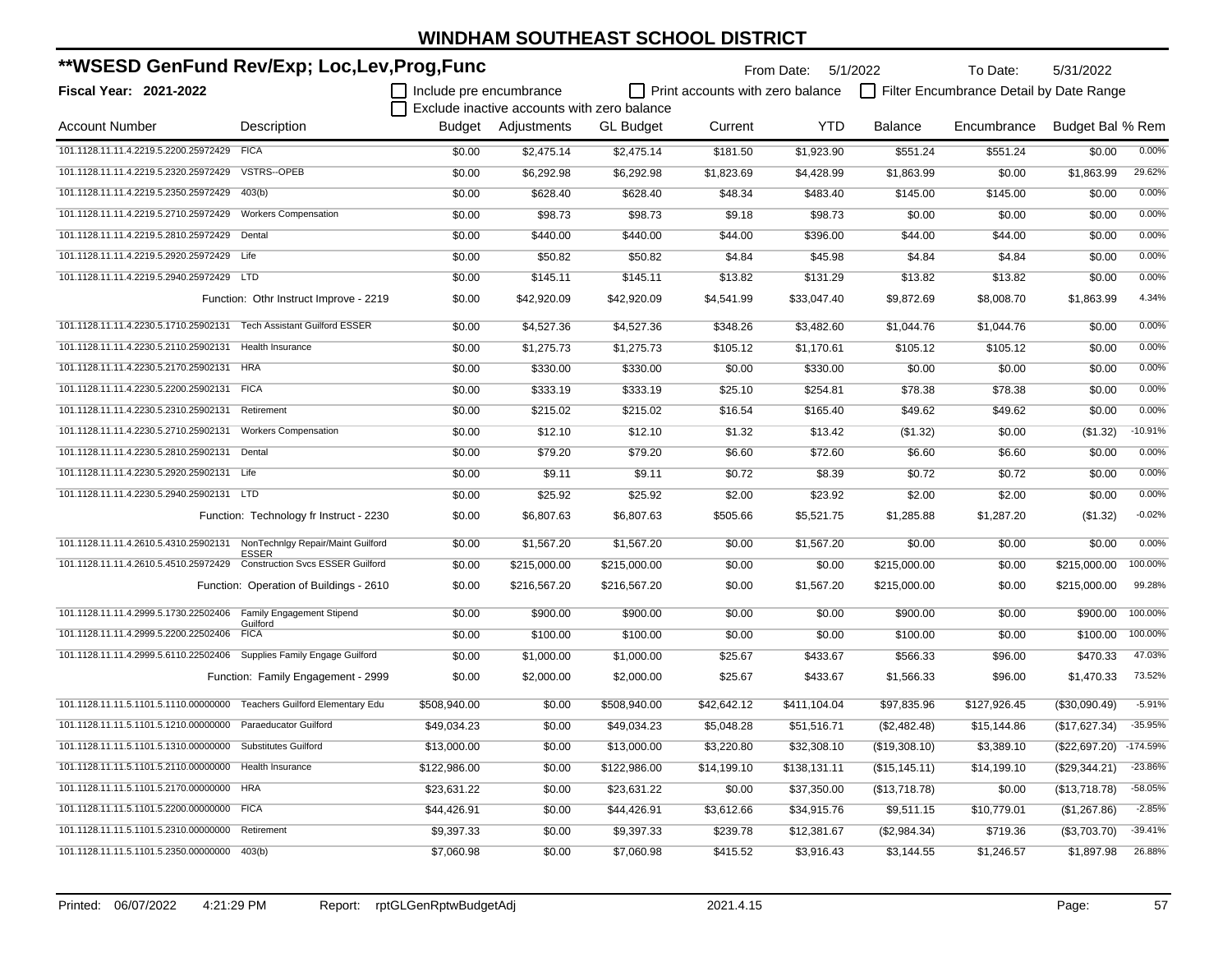# WINDHAM SOUTHEAST SCHOOL DISTRICT

**\*\*WSESD GenFund Rev/Exp; Loc,Lev,Prog,Func** From Date: 5/1/2022 To Date: 5/31/2022

**Fiscal Year: 2021-2022**

☐ Include pre encumbrance ☐ Print accounts with zero balance ☐ Filter Encumbrance Detail by Date Range

☐ Exclude inactive accounts with zero balance

| Account Number | Description | Budget | Adjustments | GL Budget | Current | YTD | Balance | Encumbrance | Budget Bal | % Rem |
|---|---|---|---|---|---|---|---|---|---|---|
| 101.1128.11.11.4.2219.5.2200.25972429 | FICA | $0.00 | $2,475.14 | $2,475.14 | $181.50 | $1,923.90 | $551.24 | $551.24 | $0.00 | 0.00% |
| 101.1128.11.11.4.2219.5.2320.25972429 | VSTRS--OPEB | $0.00 | $6,292.98 | $6,292.98 | $1,823.69 | $4,428.99 | $1,863.99 | $0.00 | $1,863.99 | 29.62% |
| 101.1128.11.11.4.2219.5.2350.25972429 | 403(b) | $0.00 | $628.40 | $628.40 | $48.34 | $483.40 | $145.00 | $145.00 | $0.00 | 0.00% |
| 101.1128.11.11.4.2219.5.2710.25972429 | Workers Compensation | $0.00 | $98.73 | $98.73 | $9.18 | $98.73 | $0.00 | $0.00 | $0.00 | 0.00% |
| 101.1128.11.11.4.2219.5.2810.25972429 | Dental | $0.00 | $440.00 | $440.00 | $44.00 | $396.00 | $44.00 | $44.00 | $0.00 | 0.00% |
| 101.1128.11.11.4.2219.5.2920.25972429 | Life | $0.00 | $50.82 | $50.82 | $4.84 | $45.98 | $4.84 | $4.84 | $0.00 | 0.00% |
| 101.1128.11.11.4.2219.5.2940.25972429 | LTD | $0.00 | $145.11 | $145.11 | $13.82 | $131.29 | $13.82 | $13.82 | $0.00 | 0.00% |
| | Function: Othr Instruct Improve - 2219 | $0.00 | $42,920.09 | $42,920.09 | $4,541.99 | $33,047.40 | $9,872.69 | $8,008.70 | $1,863.99 | 4.34% |
| 101.1128.11.11.4.2230.5.1710.25902131 | Tech Assistant Guilford ESSER | $0.00 | $4,527.36 | $4,527.36 | $348.26 | $3,482.60 | $1,044.76 | $1,044.76 | $0.00 | 0.00% |
| 101.1128.11.11.4.2230.5.2110.25902131 | Health Insurance | $0.00 | $1,275.73 | $1,275.73 | $105.12 | $1,170.61 | $105.12 | $105.12 | $0.00 | 0.00% |
| 101.1128.11.11.4.2230.5.2170.25902131 | HRA | $0.00 | $330.00 | $330.00 | $0.00 | $330.00 | $0.00 | $0.00 | $0.00 | 0.00% |
| 101.1128.11.11.4.2230.5.2200.25902131 | FICA | $0.00 | $333.19 | $333.19 | $25.10 | $254.81 | $78.38 | $78.38 | $0.00 | 0.00% |
| 101.1128.11.11.4.2230.5.2310.25902131 | Retirement | $0.00 | $215.02 | $215.02 | $16.54 | $165.40 | $49.62 | $49.62 | $0.00 | 0.00% |
| 101.1128.11.11.4.2230.5.2710.25902131 | Workers Compensation | $0.00 | $12.10 | $12.10 | $1.32 | $13.42 | ($1.32) | $0.00 | ($1.32) | -10.91% |
| 101.1128.11.11.4.2230.5.2810.25902131 | Dental | $0.00 | $79.20 | $79.20 | $6.60 | $72.60 | $6.60 | $6.60 | $0.00 | 0.00% |
| 101.1128.11.11.4.2230.5.2920.25902131 | Life | $0.00 | $9.11 | $9.11 | $0.72 | $8.39 | $0.72 | $0.72 | $0.00 | 0.00% |
| 101.1128.11.11.4.2230.5.2940.25902131 | LTD | $0.00 | $25.92 | $25.92 | $2.00 | $23.92 | $2.00 | $2.00 | $0.00 | 0.00% |
| | Function: Technology fr Instruct - 2230 | $0.00 | $6,807.63 | $6,807.63 | $505.66 | $5,521.75 | $1,285.88 | $1,287.20 | ($1.32) | -0.02% |
| 101.1128.11.11.4.2610.5.4310.25902131 | NonTechnlgy Repair/Maint Guilford ESSER | $0.00 | $1,567.20 | $1,567.20 | $0.00 | $1,567.20 | $0.00 | $0.00 | $0.00 | 0.00% |
| 101.1128.11.11.4.2610.5.4510.25972429 | Construction Svcs ESSER Guilford | $0.00 | $215,000.00 | $215,000.00 | $0.00 | $0.00 | $215,000.00 | $0.00 | $215,000.00 | 100.00% |
| | Function: Operation of Buildings - 2610 | $0.00 | $216,567.20 | $216,567.20 | $0.00 | $1,567.20 | $215,000.00 | $0.00 | $215,000.00 | 99.28% |
| 101.1128.11.11.4.2999.5.1730.22502406 | Family Engagement Stipend Guilford | $0.00 | $900.00 | $900.00 | $0.00 | $0.00 | $900.00 | $0.00 | $900.00 | 100.00% |
| 101.1128.11.11.4.2999.5.2200.22502406 | FICA | $0.00 | $100.00 | $100.00 | $0.00 | $0.00 | $100.00 | $0.00 | $100.00 | 100.00% |
| 101.1128.11.11.4.2999.5.6110.22502406 | Supplies Family Engage Guilford | $0.00 | $1,000.00 | $1,000.00 | $25.67 | $433.67 | $566.33 | $96.00 | $470.33 | 47.03% |
| | Function: Family Engagement - 2999 | $0.00 | $2,000.00 | $2,000.00 | $25.67 | $433.67 | $1,566.33 | $96.00 | $1,470.33 | 73.52% |
| 101.1128.11.11.5.1101.5.1110.00000000 | Teachers Guilford Elementary Edu | $508,940.00 | $0.00 | $508,940.00 | $42,642.12 | $411,104.04 | $97,835.96 | $127,926.45 | ($30,090.49) | -5.91% |
| 101.1128.11.11.5.1101.5.1210.00000000 | Paraeducator Guilford | $49,034.23 | $0.00 | $49,034.23 | $5,048.28 | $51,516.71 | ($2,482.48) | $15,144.86 | ($17,627.34) | -35.95% |
| 101.1128.11.11.5.1101.5.1310.00000000 | Substitutes Guilford | $13,000.00 | $0.00 | $13,000.00 | $3,220.80 | $32,308.10 | ($19,308.10) | $3,389.10 | ($22,697.20) | -174.59% |
| 101.1128.11.11.5.1101.5.2110.00000000 | Health Insurance | $122,986.00 | $0.00 | $122,986.00 | $14,199.10 | $138,131.11 | ($15,145.11) | $14,199.10 | ($29,344.21) | -23.86% |
| 101.1128.11.11.5.1101.5.2170.00000000 | HRA | $23,631.22 | $0.00 | $23,631.22 | $0.00 | $37,350.00 | ($13,718.78) | $0.00 | ($13,718.78) | -58.05% |
| 101.1128.11.11.5.1101.5.2200.00000000 | FICA | $44,426.91 | $0.00 | $44,426.91 | $3,612.66 | $34,915.76 | $9,511.15 | $10,779.01 | ($1,267.86) | -2.85% |
| 101.1128.11.11.5.1101.5.2310.00000000 | Retirement | $9,397.33 | $0.00 | $9,397.33 | $239.78 | $12,381.67 | ($2,984.34) | $719.36 | ($3,703.70) | -39.41% |
| 101.1128.11.11.5.1101.5.2350.00000000 | 403(b) | $7,060.98 | $0.00 | $7,060.98 | $415.52 | $3,916.43 | $3,144.55 | $1,246.57 | $1,897.98 | 26.88% |

Printed: 06/07/2022 4:21:29 PM Report: rptGLGenRptwBudgetAdj 2021.4.15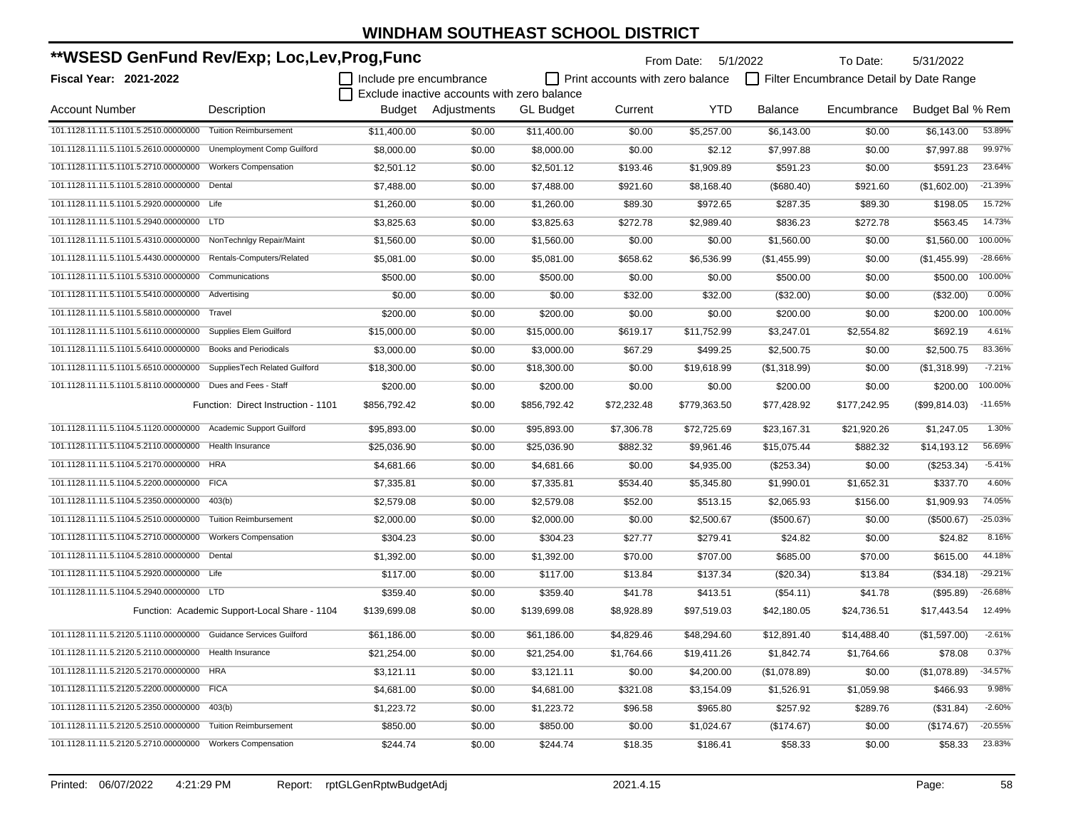# WINDHAM SOUTHEAST SCHOOL DISTRICT

## **WSESD GenFund Rev/Exp; Loc,Lev,Prog,Func

**Fiscal Year: 2021-2022**

From Date: 5/1/2022 To Date: 5/31/2022

☐ Include pre encumbrance ☐ Print accounts with zero balance ☐ Filter Encumbrance Detail by Date Range

☐ Exclude inactive accounts with zero balance

| Account Number | Description | Budget | Adjustments | GL Budget | Current | YTD | Balance | Encumbrance | Budget Bal | % Rem |
|---|---|---|---|---|---|---|---|---|---|---|
| 101.1128.11.11.5.1101.5.2510.00000000 | Tuition Reimbursement | $11,400.00 | $0.00 | $11,400.00 | $0.00 | $5,257.00 | $6,143.00 | $0.00 | $6,143.00 | 53.89% |
| 101.1128.11.11.5.1101.5.2610.00000000 | Unemployment Comp Guilford | $8,000.00 | $0.00 | $8,000.00 | $0.00 | $2.12 | $7,997.88 | $0.00 | $7,997.88 | 99.97% |
| 101.1128.11.11.5.1101.5.2710.00000000 | Workers Compensation | $2,501.12 | $0.00 | $2,501.12 | $193.46 | $1,909.89 | $591.23 | $0.00 | $591.23 | 23.64% |
| 101.1128.11.11.5.1101.5.2810.00000000 | Dental | $7,488.00 | $0.00 | $7,488.00 | $921.60 | $8,168.40 | ($680.40) | $921.60 | ($1,602.00) | -21.39% |
| 101.1128.11.11.5.1101.5.2920.00000000 | Life | $1,260.00 | $0.00 | $1,260.00 | $89.30 | $972.65 | $287.35 | $89.30 | $198.05 | 15.72% |
| 101.1128.11.11.5.1101.5.2940.00000000 | LTD | $3,825.63 | $0.00 | $3,825.63 | $272.78 | $2,989.40 | $836.23 | $272.78 | $563.45 | 14.73% |
| 101.1128.11.11.5.1101.5.4310.00000000 | NonTechnlgy Repair/Maint | $1,560.00 | $0.00 | $1,560.00 | $0.00 | $0.00 | $1,560.00 | $0.00 | $1,560.00 | 100.00% |
| 101.1128.11.11.5.1101.5.4430.00000000 | Rentals-Computers/Related | $5,081.00 | $0.00 | $5,081.00 | $658.62 | $6,536.99 | ($1,455.99) | $0.00 | ($1,455.99) | -28.66% |
| 101.1128.11.11.5.1101.5.5310.00000000 | Communications | $500.00 | $0.00 | $500.00 | $0.00 | $0.00 | $500.00 | $0.00 | $500.00 | 100.00% |
| 101.1128.11.11.5.1101.5.5410.00000000 | Advertising | $0.00 | $0.00 | $0.00 | $32.00 | $32.00 | ($32.00) | $0.00 | ($32.00) | 0.00% |
| 101.1128.11.11.5.1101.5.5810.00000000 | Travel | $200.00 | $0.00 | $200.00 | $0.00 | $0.00 | $200.00 | $0.00 | $200.00 | 100.00% |
| 101.1128.11.11.5.1101.5.6110.00000000 | Supplies Elem Guilford | $15,000.00 | $0.00 | $15,000.00 | $619.17 | $11,752.99 | $3,247.01 | $2,554.82 | $692.19 | 4.61% |
| 101.1128.11.11.5.1101.5.6410.00000000 | Books and Periodicals | $3,000.00 | $0.00 | $3,000.00 | $67.29 | $499.25 | $2,500.75 | $0.00 | $2,500.75 | 83.36% |
| 101.1128.11.11.5.1101.5.6510.00000000 | SuppliesTech Related Guilford | $18,300.00 | $0.00 | $18,300.00 | $0.00 | $19,618.99 | ($1,318.99) | $0.00 | ($1,318.99) | -7.21% |
| 101.1128.11.11.5.1101.5.8110.00000000 | Dues and Fees - Staff | $200.00 | $0.00 | $200.00 | $0.00 | $0.00 | $200.00 | $0.00 | $200.00 | 100.00% |
| | Function: Direct Instruction - 1101 | $856,792.42 | $0.00 | $856,792.42 | $72,232.48 | $779,363.50 | $77,428.92 | $177,242.95 | ($99,814.03) | -11.65% |
| 101.1128.11.11.5.1104.5.1120.00000000 | Academic Support Guilford | $95,893.00 | $0.00 | $95,893.00 | $7,306.78 | $72,725.69 | $23,167.31 | $21,920.26 | $1,247.05 | 1.30% |
| 101.1128.11.11.5.1104.5.2110.00000000 | Health Insurance | $25,036.90 | $0.00 | $25,036.90 | $882.32 | $9,961.46 | $15,075.44 | $882.32 | $14,193.12 | 56.69% |
| 101.1128.11.11.5.1104.5.2170.00000000 | HRA | $4,681.66 | $0.00 | $4,681.66 | $0.00 | $4,935.00 | ($253.34) | $0.00 | ($253.34) | -5.41% |
| 101.1128.11.11.5.1104.5.2200.00000000 | FICA | $7,335.81 | $0.00 | $7,335.81 | $534.40 | $5,345.80 | $1,990.01 | $1,652.31 | $337.70 | 4.60% |
| 101.1128.11.11.5.1104.5.2350.00000000 | 403(b) | $2,579.08 | $0.00 | $2,579.08 | $52.00 | $513.15 | $2,065.93 | $156.00 | $1,909.93 | 74.05% |
| 101.1128.11.11.5.1104.5.2510.00000000 | Tuition Reimbursement | $2,000.00 | $0.00 | $2,000.00 | $0.00 | $2,500.67 | ($500.67) | $0.00 | ($500.67) | -25.03% |
| 101.1128.11.11.5.1104.5.2710.00000000 | Workers Compensation | $304.23 | $0.00 | $304.23 | $27.77 | $279.41 | $24.82 | $0.00 | $24.82 | 8.16% |
| 101.1128.11.11.5.1104.5.2810.00000000 | Dental | $1,392.00 | $0.00 | $1,392.00 | $70.00 | $707.00 | $685.00 | $70.00 | $615.00 | 44.18% |
| 101.1128.11.11.5.1104.5.2920.00000000 | Life | $117.00 | $0.00 | $117.00 | $13.84 | $137.34 | ($20.34) | $13.84 | ($34.18) | -29.21% |
| 101.1128.11.11.5.1104.5.2940.00000000 | LTD | $359.40 | $0.00 | $359.40 | $41.78 | $413.51 | ($54.11) | $41.78 | ($95.89) | -26.68% |
| | Function: Academic Support-Local Share - 1104 | $139,699.08 | $0.00 | $139,699.08 | $8,928.89 | $97,519.03 | $42,180.05 | $24,736.51 | $17,443.54 | 12.49% |
| 101.1128.11.11.5.2120.5.1110.00000000 | Guidance Services Guilford | $61,186.00 | $0.00 | $61,186.00 | $4,829.46 | $48,294.60 | $12,891.40 | $14,488.40 | ($1,597.00) | -2.61% |
| 101.1128.11.11.5.2120.5.2110.00000000 | Health Insurance | $21,254.00 | $0.00 | $21,254.00 | $1,764.66 | $19,411.26 | $1,842.74 | $1,764.66 | $78.08 | 0.37% |
| 101.1128.11.11.5.2120.5.2170.00000000 | HRA | $3,121.11 | $0.00 | $3,121.11 | $0.00 | $4,200.00 | ($1,078.89) | $0.00 | ($1,078.89) | -34.57% |
| 101.1128.11.11.5.2120.5.2200.00000000 | FICA | $4,681.00 | $0.00 | $4,681.00 | $321.08 | $3,154.09 | $1,526.91 | $1,059.98 | $466.93 | 9.98% |
| 101.1128.11.11.5.2120.5.2350.00000000 | 403(b) | $1,223.72 | $0.00 | $1,223.72 | $96.58 | $965.80 | $257.92 | $289.76 | ($31.84) | -2.60% |
| 101.1128.11.11.5.2120.5.2510.00000000 | Tuition Reimbursement | $850.00 | $0.00 | $850.00 | $0.00 | $1,024.67 | ($174.67) | $0.00 | ($174.67) | -20.55% |
| 101.1128.11.11.5.2120.5.2710.00000000 | Workers Compensation | $244.74 | $0.00 | $244.74 | $18.35 | $186.41 | $58.33 | $0.00 | $58.33 | 23.83% |

Printed: 06/07/2022 4:21:29 PM Report: rptGLGenRptwBudgetAdj 2021.4.15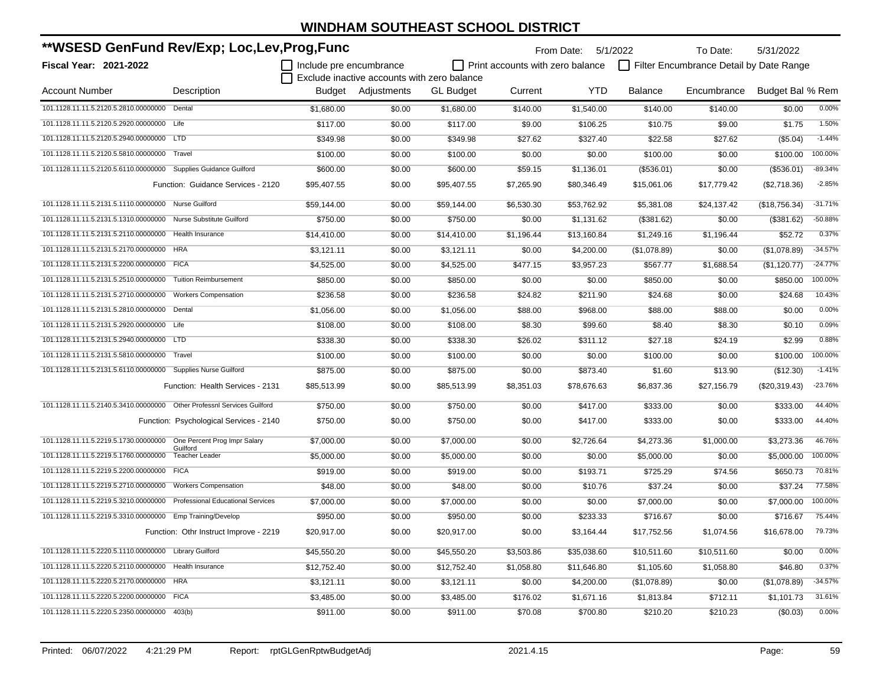# WINDHAM SOUTHEAST SCHOOL DISTRICT

## **WSESD GenFund Rev/Exp; Loc,Lev,Prog,Func

**Fiscal Year: 2021-2022**

From Date: 5/1/2022 To Date: 5/31/2022

- [ ] Include pre encumbrance
- [ ] Print accounts with zero balance
- [ ] Filter Encumbrance Detail by Date Range
- [ ] Exclude inactive accounts with zero balance

| Account Number | Description | Budget | Adjustments | GL Budget | Current | YTD | Balance | Encumbrance | Budget Bal | % Rem |
|---|---|---|---|---|---|---|---|---|---|---|
| 101.1128.11.11.5.2120.5.2810.00000000 | Dental | $1,680.00 | $0.00 | $1,680.00 | $140.00 | $1,540.00 | $140.00 | $140.00 | $0.00 | 0.00% |
| 101.1128.11.11.5.2120.5.2920.00000000 | Life | $117.00 | $0.00 | $117.00 | $9.00 | $106.25 | $10.75 | $9.00 | $1.75 | 1.50% |
| 101.1128.11.11.5.2120.5.2940.00000000 | LTD | $349.98 | $0.00 | $349.98 | $27.62 | $327.40 | $22.58 | $27.62 | ($5.04) | -1.44% |
| 101.1128.11.11.5.2120.5.5810.00000000 | Travel | $100.00 | $0.00 | $100.00 | $0.00 | $0.00 | $100.00 | $0.00 | $100.00 | 100.00% |
| 101.1128.11.11.5.2120.5.6110.00000000 | Supplies Guidance Guilford | $600.00 | $0.00 | $600.00 | $59.15 | $1,136.01 | ($536.01) | $0.00 | ($536.01) | -89.34% |
| | Function: Guidance Services - 2120 | $95,407.55 | $0.00 | $95,407.55 | $7,265.90 | $80,346.49 | $15,061.06 | $17,779.42 | ($2,718.36) | -2.85% |
| 101.1128.11.11.5.2131.5.1110.00000000 | Nurse Guilford | $59,144.00 | $0.00 | $59,144.00 | $6,530.30 | $53,762.92 | $5,381.08 | $24,137.42 | ($18,756.34) | -31.71% |
| 101.1128.11.11.5.2131.5.1310.00000000 | Nurse Substitute Guilford | $750.00 | $0.00 | $750.00 | $0.00 | $1,131.62 | ($381.62) | $0.00 | ($381.62) | -50.88% |
| 101.1128.11.11.5.2131.5.2110.00000000 | Health Insurance | $14,410.00 | $0.00 | $14,410.00 | $1,196.44 | $13,160.84 | $1,249.16 | $1,196.44 | $52.72 | 0.37% |
| 101.1128.11.11.5.2131.5.2170.00000000 | HRA | $3,121.11 | $0.00 | $3,121.11 | $0.00 | $4,200.00 | ($1,078.89) | $0.00 | ($1,078.89) | -34.57% |
| 101.1128.11.11.5.2131.5.2200.00000000 | FICA | $4,525.00 | $0.00 | $4,525.00 | $477.15 | $3,957.23 | $567.77 | $1,688.54 | ($1,120.77) | -24.77% |
| 101.1128.11.11.5.2131.5.2510.00000000 | Tuition Reimbursement | $850.00 | $0.00 | $850.00 | $0.00 | $0.00 | $850.00 | $0.00 | $850.00 | 100.00% |
| 101.1128.11.11.5.2131.5.2710.00000000 | Workers Compensation | $236.58 | $0.00 | $236.58 | $24.82 | $211.90 | $24.68 | $0.00 | $24.68 | 10.43% |
| 101.1128.11.11.5.2131.5.2810.00000000 | Dental | $1,056.00 | $0.00 | $1,056.00 | $88.00 | $968.00 | $88.00 | $88.00 | $0.00 | 0.00% |
| 101.1128.11.11.5.2131.5.2920.00000000 | Life | $108.00 | $0.00 | $108.00 | $8.30 | $99.60 | $8.40 | $8.30 | $0.10 | 0.09% |
| 101.1128.11.11.5.2131.5.2940.00000000 | LTD | $338.30 | $0.00 | $338.30 | $26.02 | $311.12 | $27.18 | $24.19 | $2.99 | 0.88% |
| 101.1128.11.11.5.2131.5.5810.00000000 | Travel | $100.00 | $0.00 | $100.00 | $0.00 | $0.00 | $100.00 | $0.00 | $100.00 | 100.00% |
| 101.1128.11.11.5.2131.5.6110.00000000 | Supplies Nurse Guilford | $875.00 | $0.00 | $875.00 | $0.00 | $873.40 | $1.60 | $13.90 | ($12.30) | -1.41% |
| | Function: Health Services - 2131 | $85,513.99 | $0.00 | $85,513.99 | $8,351.03 | $78,676.63 | $6,837.36 | $27,156.79 | ($20,319.43) | -23.76% |
| 101.1128.11.11.5.2140.5.3410.00000000 | Other Professnl Services Guilford | $750.00 | $0.00 | $750.00 | $0.00 | $417.00 | $333.00 | $0.00 | $333.00 | 44.40% |
| | Function: Psychological Services - 2140 | $750.00 | $0.00 | $750.00 | $0.00 | $417.00 | $333.00 | $0.00 | $333.00 | 44.40% |
| 101.1128.11.11.5.2219.5.1730.00000000 | One Percent Prog Impr Salary Guilford | $7,000.00 | $0.00 | $7,000.00 | $0.00 | $2,726.64 | $4,273.36 | $1,000.00 | $3,273.36 | 46.76% |
| 101.1128.11.11.5.2219.5.1760.00000000 | Teacher Leader | $5,000.00 | $0.00 | $5,000.00 | $0.00 | $0.00 | $5,000.00 | $0.00 | $5,000.00 | 100.00% |
| 101.1128.11.11.5.2219.5.2200.00000000 | FICA | $919.00 | $0.00 | $919.00 | $0.00 | $193.71 | $725.29 | $74.56 | $650.73 | 70.81% |
| 101.1128.11.11.5.2219.5.2710.00000000 | Workers Compensation | $48.00 | $0.00 | $48.00 | $0.00 | $10.76 | $37.24 | $0.00 | $37.24 | 77.58% |
| 101.1128.11.11.5.2219.5.3210.00000000 | Professional Educational Services | $7,000.00 | $0.00 | $7,000.00 | $0.00 | $0.00 | $7,000.00 | $0.00 | $7,000.00 | 100.00% |
| 101.1128.11.11.5.2219.5.3310.00000000 | Emp Training/Develop | $950.00 | $0.00 | $950.00 | $0.00 | $233.33 | $716.67 | $0.00 | $716.67 | 75.44% |
| | Function: Othr Instruct Improve - 2219 | $20,917.00 | $0.00 | $20,917.00 | $0.00 | $3,164.44 | $17,752.56 | $1,074.56 | $16,678.00 | 79.73% |
| 101.1128.11.11.5.2220.5.1110.00000000 | Library Guilford | $45,550.20 | $0.00 | $45,550.20 | $3,503.86 | $35,038.60 | $10,511.60 | $10,511.60 | $0.00 | 0.00% |
| 101.1128.11.11.5.2220.5.2110.00000000 | Health Insurance | $12,752.40 | $0.00 | $12,752.40 | $1,058.80 | $11,646.80 | $1,105.60 | $1,058.80 | $46.80 | 0.37% |
| 101.1128.11.11.5.2220.5.2170.00000000 | HRA | $3,121.11 | $0.00 | $3,121.11 | $0.00 | $4,200.00 | ($1,078.89) | $0.00 | ($1,078.89) | -34.57% |
| 101.1128.11.11.5.2220.5.2200.00000000 | FICA | $3,485.00 | $0.00 | $3,485.00 | $176.02 | $1,671.16 | $1,813.84 | $712.11 | $1,101.73 | 31.61% |
| 101.1128.11.11.5.2220.5.2350.00000000 | 403(b) | $911.00 | $0.00 | $911.00 | $70.08 | $700.80 | $210.20 | $210.23 | ($0.03) | 0.00% |

Printed: 06/07/2022 4:21:29 PM Report: rptGLGenRptwBudgetAdj 2021.4.15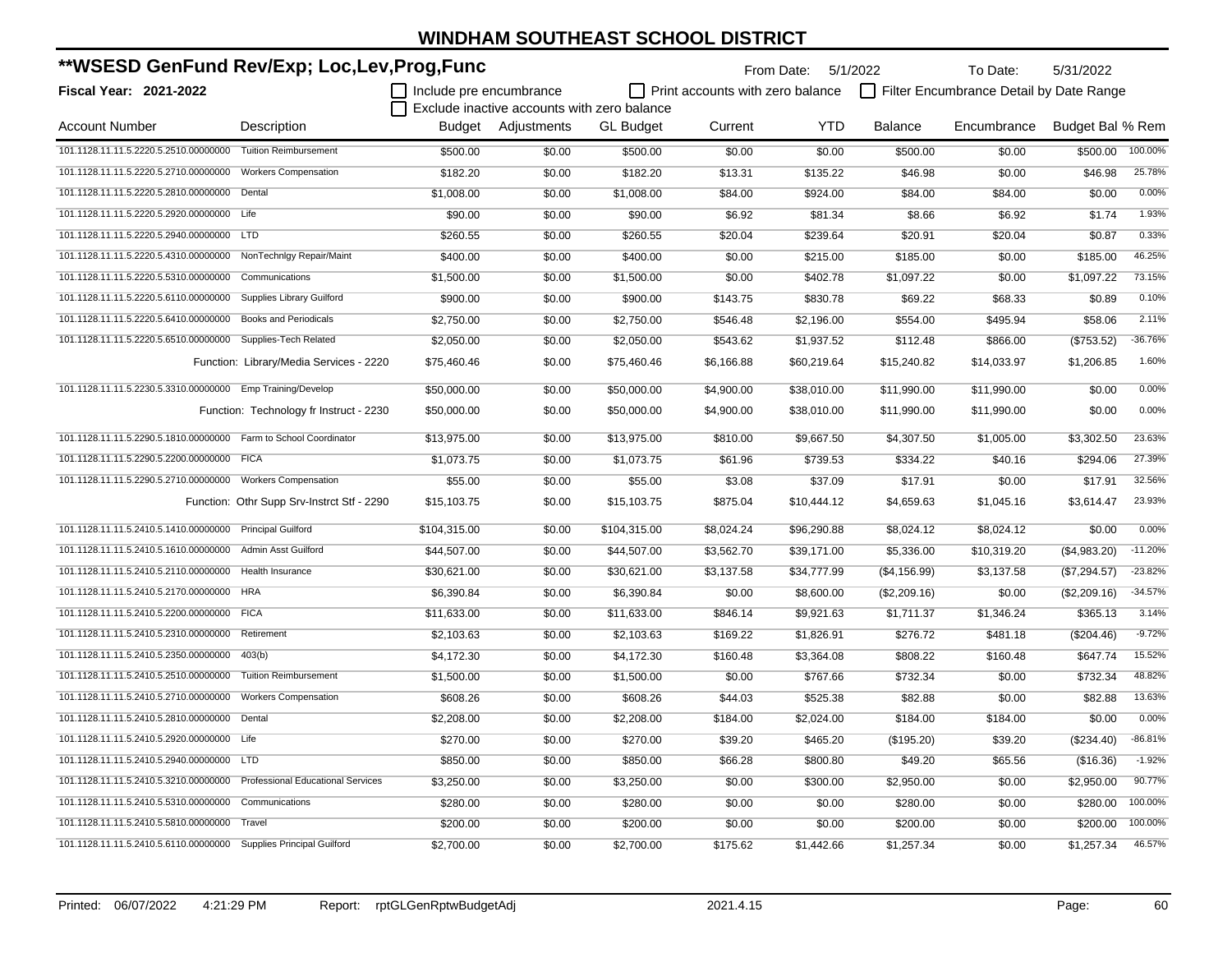# WINDHAM SOUTHEAST SCHOOL DISTRICT

## **WSESD GenFund Rev/Exp; Loc,Lev,Prog,Func

**Fiscal Year: 2021-2022**

From Date: 5/1/2022 To Date: 5/31/2022

☐ Include pre encumbrance ☐ Print accounts with zero balance ☐ Filter Encumbrance Detail by Date Range
☐ Exclude inactive accounts with zero balance

| Account Number | Description | Budget | Adjustments | GL Budget | Current | YTD | Balance | Encumbrance | Budget Bal | % Rem |
|---|---|---|---|---|---|---|---|---|---|---|
| 101.1128.11.11.5.2220.5.2510.00000000 | Tuition Reimbursement | $500.00 | $0.00 | $500.00 | $0.00 | $0.00 | $500.00 | $0.00 | $500.00 | 100.00% |
| 101.1128.11.11.5.2220.5.2710.00000000 | Workers Compensation | $182.20 | $0.00 | $182.20 | $13.31 | $135.22 | $46.98 | $0.00 | $46.98 | 25.78% |
| 101.1128.11.11.5.2220.5.2810.00000000 | Dental | $1,008.00 | $0.00 | $1,008.00 | $84.00 | $924.00 | $84.00 | $84.00 | $0.00 | 0.00% |
| 101.1128.11.11.5.2220.5.2920.00000000 | Life | $90.00 | $0.00 | $90.00 | $6.92 | $81.34 | $8.66 | $6.92 | $1.74 | 1.93% |
| 101.1128.11.11.5.2220.5.2940.00000000 | LTD | $260.55 | $0.00 | $260.55 | $20.04 | $239.64 | $20.91 | $20.04 | $0.87 | 0.33% |
| 101.1128.11.11.5.2220.5.4310.00000000 | NonTechnlgy Repair/Maint | $400.00 | $0.00 | $400.00 | $0.00 | $215.00 | $185.00 | $0.00 | $185.00 | 46.25% |
| 101.1128.11.11.5.2220.5.5310.00000000 | Communications | $1,500.00 | $0.00 | $1,500.00 | $0.00 | $402.78 | $1,097.22 | $0.00 | $1,097.22 | 73.15% |
| 101.1128.11.11.5.2220.5.6110.00000000 | Supplies Library Guilford | $900.00 | $0.00 | $900.00 | $143.75 | $830.78 | $69.22 | $68.33 | $0.89 | 0.10% |
| 101.1128.11.11.5.2220.5.6410.00000000 | Books and Periodicals | $2,750.00 | $0.00 | $2,750.00 | $546.48 | $2,196.00 | $554.00 | $495.94 | $58.06 | 2.11% |
| 101.1128.11.11.5.2220.5.6510.00000000 | Supplies-Tech Related | $2,050.00 | $0.00 | $2,050.00 | $543.62 | $1,937.52 | $112.48 | $866.00 | ($753.52) | -36.76% |
| | Function: Library/Media Services - 2220 | $75,460.46 | $0.00 | $75,460.46 | $6,166.88 | $60,219.64 | $15,240.82 | $14,033.97 | $1,206.85 | 1.60% |
| 101.1128.11.11.5.2230.5.3310.00000000 | Emp Training/Develop | $50,000.00 | $0.00 | $50,000.00 | $4,900.00 | $38,010.00 | $11,990.00 | $11,990.00 | $0.00 | 0.00% |
| | Function: Technology fr Instruct - 2230 | $50,000.00 | $0.00 | $50,000.00 | $4,900.00 | $38,010.00 | $11,990.00 | $11,990.00 | $0.00 | 0.00% |
| 101.1128.11.11.5.2290.5.1810.00000000 | Farm to School Coordinator | $13,975.00 | $0.00 | $13,975.00 | $810.00 | $9,667.50 | $4,307.50 | $1,005.00 | $3,302.50 | 23.63% |
| 101.1128.11.11.5.2290.5.2200.00000000 | FICA | $1,073.75 | $0.00 | $1,073.75 | $61.96 | $739.53 | $334.22 | $40.16 | $294.06 | 27.39% |
| 101.1128.11.11.5.2290.5.2710.00000000 | Workers Compensation | $55.00 | $0.00 | $55.00 | $3.08 | $37.09 | $17.91 | $0.00 | $17.91 | 32.56% |
| | Function: Othr Supp Srv-Instrct Stf - 2290 | $15,103.75 | $0.00 | $15,103.75 | $875.04 | $10,444.12 | $4,659.63 | $1,045.16 | $3,614.47 | 23.93% |
| 101.1128.11.11.5.2410.5.1410.00000000 | Principal Guilford | $104,315.00 | $0.00 | $104,315.00 | $8,024.24 | $96,290.88 | $8,024.12 | $8,024.12 | $0.00 | 0.00% |
| 101.1128.11.11.5.2410.5.1610.00000000 | Admin Asst Guilford | $44,507.00 | $0.00 | $44,507.00 | $3,562.70 | $39,171.00 | $5,336.00 | $10,319.20 | ($4,983.20) | -11.20% |
| 101.1128.11.11.5.2410.5.2110.00000000 | Health Insurance | $30,621.00 | $0.00 | $30,621.00 | $3,137.58 | $34,777.99 | ($4,156.99) | $3,137.58 | ($7,294.57) | -23.82% |
| 101.1128.11.11.5.2410.5.2170.00000000 | HRA | $6,390.84 | $0.00 | $6,390.84 | $0.00 | $8,600.00 | ($2,209.16) | $0.00 | ($2,209.16) | -34.57% |
| 101.1128.11.11.5.2410.5.2200.00000000 | FICA | $11,633.00 | $0.00 | $11,633.00 | $846.14 | $9,921.63 | $1,711.37 | $1,346.24 | $365.13 | 3.14% |
| 101.1128.11.11.5.2410.5.2310.00000000 | Retirement | $2,103.63 | $0.00 | $2,103.63 | $169.22 | $1,826.91 | $276.72 | $481.18 | ($204.46) | -9.72% |
| 101.1128.11.11.5.2410.5.2350.00000000 | 403(b) | $4,172.30 | $0.00 | $4,172.30 | $160.48 | $3,364.08 | $808.22 | $160.48 | $647.74 | 15.52% |
| 101.1128.11.11.5.2410.5.2510.00000000 | Tuition Reimbursement | $1,500.00 | $0.00 | $1,500.00 | $0.00 | $767.66 | $732.34 | $0.00 | $732.34 | 48.82% |
| 101.1128.11.11.5.2410.5.2710.00000000 | Workers Compensation | $608.26 | $0.00 | $608.26 | $44.03 | $525.38 | $82.88 | $0.00 | $82.88 | 13.63% |
| 101.1128.11.11.5.2410.5.2810.00000000 | Dental | $2,208.00 | $0.00 | $2,208.00 | $184.00 | $2,024.00 | $184.00 | $184.00 | $0.00 | 0.00% |
| 101.1128.11.11.5.2410.5.2920.00000000 | Life | $270.00 | $0.00 | $270.00 | $39.20 | $465.20 | ($195.20) | $39.20 | ($234.40) | -86.81% |
| 101.1128.11.11.5.2410.5.2940.00000000 | LTD | $850.00 | $0.00 | $850.00 | $66.28 | $800.80 | $49.20 | $65.56 | ($16.36) | -1.92% |
| 101.1128.11.11.5.2410.5.3210.00000000 | Professional Educational Services | $3,250.00 | $0.00 | $3,250.00 | $0.00 | $300.00 | $2,950.00 | $0.00 | $2,950.00 | 90.77% |
| 101.1128.11.11.5.2410.5.5310.00000000 | Communications | $280.00 | $0.00 | $280.00 | $0.00 | $0.00 | $280.00 | $0.00 | $280.00 | 100.00% |
| 101.1128.11.11.5.2410.5.5810.00000000 | Travel | $200.00 | $0.00 | $200.00 | $0.00 | $0.00 | $200.00 | $0.00 | $200.00 | 100.00% |
| 101.1128.11.11.5.2410.5.6110.00000000 | Supplies Principal Guilford | $2,700.00 | $0.00 | $2,700.00 | $175.62 | $1,442.66 | $1,257.34 | $0.00 | $1,257.34 | 46.57% |

Printed: 06/07/2022 4:21:29 PM Report: rptGLGenRptwBudgetAdj 2021.4.15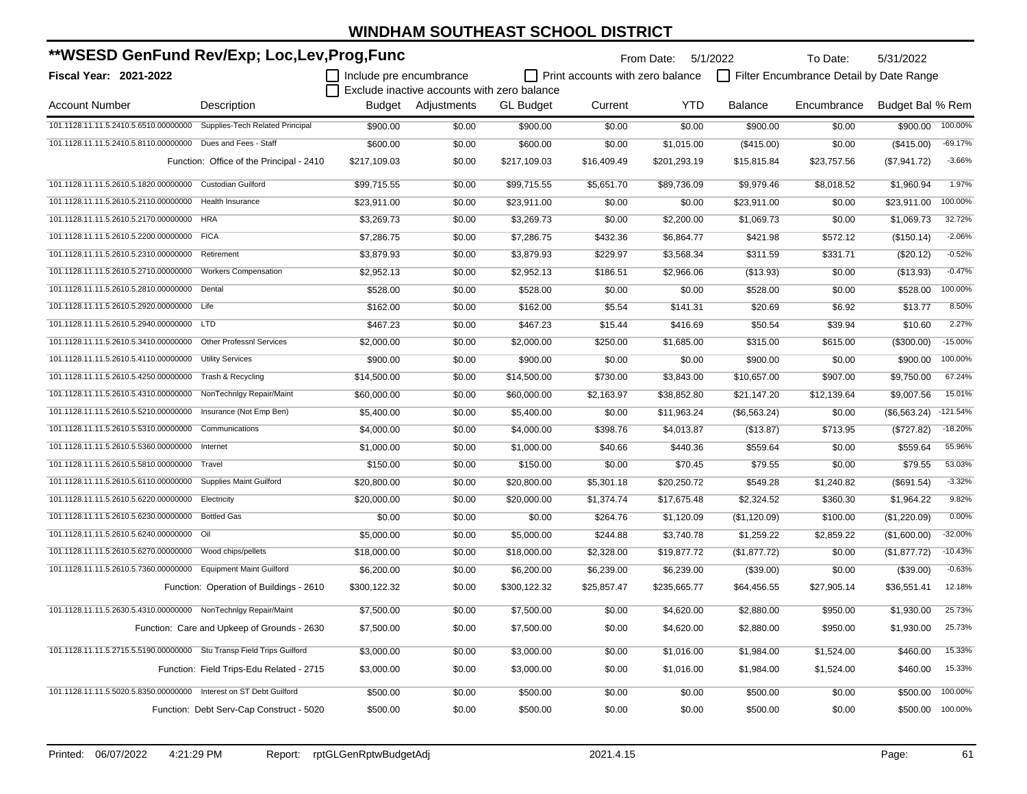# WINDHAM SOUTHEAST SCHOOL DISTRICT

## **WSESD GenFund Rev/Exp; Loc,Lev,Prog,Func

**Fiscal Year: 2021-2022**

From Date: 5/1/2022 To Date: 5/31/2022

☐ Include pre encumbrance ☐ Print accounts with zero balance ☐ Filter Encumbrance Detail by Date Range

☐ Exclude inactive accounts with zero balance

| Account Number | Description | Budget | Adjustments | GL Budget | Current | YTD | Balance | Encumbrance | Budget Bal | % Rem |
|---|---|---|---|---|---|---|---|---|---|---|
| 101.1128.11.11.5.2410.5.6510.00000000 | Supplies-Tech Related Principal | $900.00 | $0.00 | $900.00 | $0.00 | $0.00 | $900.00 | $0.00 | $900.00 | 100.00% |
| 101.1128.11.11.5.2410.5.8110.00000000 | Dues and Fees - Staff | $600.00 | $0.00 | $600.00 | $0.00 | $1,015.00 | ($415.00) | $0.00 | ($415.00) | -69.17% |
| | Function: Office of the Principal - 2410 | $217,109.03 | $0.00 | $217,109.03 | $16,409.49 | $201,293.19 | $15,815.84 | $23,757.56 | ($7,941.72) | -3.66% |
| 101.1128.11.11.5.2610.5.1820.00000000 | Custodian Guilford | $99,715.55 | $0.00 | $99,715.55 | $5,651.70 | $89,736.09 | $9,979.46 | $8,018.52 | $1,960.94 | 1.97% |
| 101.1128.11.11.5.2610.5.2110.00000000 | Health Insurance | $23,911.00 | $0.00 | $23,911.00 | $0.00 | $0.00 | $23,911.00 | $0.00 | $23,911.00 | 100.00% |
| 101.1128.11.11.5.2610.5.2170.00000000 | HRA | $3,269.73 | $0.00 | $3,269.73 | $0.00 | $2,200.00 | $1,069.73 | $0.00 | $1,069.73 | 32.72% |
| 101.1128.11.11.5.2610.5.2200.00000000 | FICA | $7,286.75 | $0.00 | $7,286.75 | $432.36 | $6,864.77 | $421.98 | $572.12 | ($150.14) | -2.06% |
| 101.1128.11.11.5.2610.5.2310.00000000 | Retirement | $3,879.93 | $0.00 | $3,879.93 | $229.97 | $3,568.34 | $311.59 | $331.71 | ($20.12) | -0.52% |
| 101.1128.11.11.5.2610.5.2710.00000000 | Workers Compensation | $2,952.13 | $0.00 | $2,952.13 | $186.51 | $2,966.06 | ($13.93) | $0.00 | ($13.93) | -0.47% |
| 101.1128.11.11.5.2610.5.2810.00000000 | Dental | $528.00 | $0.00 | $528.00 | $0.00 | $0.00 | $528.00 | $0.00 | $528.00 | 100.00% |
| 101.1128.11.11.5.2610.5.2920.00000000 | Life | $162.00 | $0.00 | $162.00 | $5.54 | $141.31 | $20.69 | $6.92 | $13.77 | 8.50% |
| 101.1128.11.11.5.2610.5.2940.00000000 | LTD | $467.23 | $0.00 | $467.23 | $15.44 | $416.69 | $50.54 | $39.94 | $10.60 | 2.27% |
| 101.1128.11.11.5.2610.5.3410.00000000 | Other Professnl Services | $2,000.00 | $0.00 | $2,000.00 | $250.00 | $1,685.00 | $315.00 | $615.00 | ($300.00) | -15.00% |
| 101.1128.11.11.5.2610.5.4110.00000000 | Utility Services | $900.00 | $0.00 | $900.00 | $0.00 | $0.00 | $900.00 | $0.00 | $900.00 | 100.00% |
| 101.1128.11.11.5.2610.5.4250.00000000 | Trash & Recycling | $14,500.00 | $0.00 | $14,500.00 | $730.00 | $3,843.00 | $10,657.00 | $907.00 | $9,750.00 | 67.24% |
| 101.1128.11.11.5.2610.5.4310.00000000 | NonTechnlgy Repair/Maint | $60,000.00 | $0.00 | $60,000.00 | $2,163.97 | $38,852.80 | $21,147.20 | $12,139.64 | $9,007.56 | 15.01% |
| 101.1128.11.11.5.2610.5.5210.00000000 | Insurance (Not Emp Ben) | $5,400.00 | $0.00 | $5,400.00 | $0.00 | $11,963.24 | ($6,563.24) | $0.00 | ($6,563.24) | -121.54% |
| 101.1128.11.11.5.2610.5.5310.00000000 | Communications | $4,000.00 | $0.00 | $4,000.00 | $398.76 | $4,013.87 | ($13.87) | $713.95 | ($727.82) | -18.20% |
| 101.1128.11.11.5.2610.5.5360.00000000 | Internet | $1,000.00 | $0.00 | $1,000.00 | $40.66 | $440.36 | $559.64 | $0.00 | $559.64 | 55.96% |
| 101.1128.11.11.5.2610.5.5810.00000000 | Travel | $150.00 | $0.00 | $150.00 | $0.00 | $70.45 | $79.55 | $0.00 | $79.55 | 53.03% |
| 101.1128.11.11.5.2610.5.6110.00000000 | Supplies Maint Guilford | $20,800.00 | $0.00 | $20,800.00 | $5,301.18 | $20,250.72 | $549.28 | $1,240.82 | ($691.54) | -3.32% |
| 101.1128.11.11.5.2610.5.6220.00000000 | Electricity | $20,000.00 | $0.00 | $20,000.00 | $1,374.74 | $17,675.48 | $2,324.52 | $360.30 | $1,964.22 | 9.82% |
| 101.1128.11.11.5.2610.5.6230.00000000 | Bottled Gas | $0.00 | $0.00 | $0.00 | $264.76 | $1,120.09 | ($1,120.09) | $100.00 | ($1,220.09) | 0.00% |
| 101.1128.11.11.5.2610.5.6240.00000000 | Oil | $5,000.00 | $0.00 | $5,000.00 | $244.88 | $3,740.78 | $1,259.22 | $2,859.22 | ($1,600.00) | -32.00% |
| 101.1128.11.11.5.2610.5.6270.00000000 | Wood chips/pellets | $18,000.00 | $0.00 | $18,000.00 | $2,328.00 | $19,877.72 | ($1,877.72) | $0.00 | ($1,877.72) | -10.43% |
| 101.1128.11.11.5.2610.5.7360.00000000 | Equipment Maint Guilford | $6,200.00 | $0.00 | $6,200.00 | $6,239.00 | $6,239.00 | ($39.00) | $0.00 | ($39.00) | -0.63% |
| | Function: Operation of Buildings - 2610 | $300,122.32 | $0.00 | $300,122.32 | $25,857.47 | $235,665.77 | $64,456.55 | $27,905.14 | $36,551.41 | 12.18% |
| 101.1128.11.11.5.2630.5.4310.00000000 | NonTechnlgy Repair/Maint | $7,500.00 | $0.00 | $7,500.00 | $0.00 | $4,620.00 | $2,880.00 | $950.00 | $1,930.00 | 25.73% |
| | Function: Care and Upkeep of Grounds - 2630 | $7,500.00 | $0.00 | $7,500.00 | $0.00 | $4,620.00 | $2,880.00 | $950.00 | $1,930.00 | 25.73% |
| 101.1128.11.11.5.2715.5.5190.00000000 | Stu Transp Field Trips Guilford | $3,000.00 | $0.00 | $3,000.00 | $0.00 | $1,016.00 | $1,984.00 | $1,524.00 | $460.00 | 15.33% |
| | Function: Field Trips-Edu Related - 2715 | $3,000.00 | $0.00 | $3,000.00 | $0.00 | $1,016.00 | $1,984.00 | $1,524.00 | $460.00 | 15.33% |
| 101.1128.11.11.5.5020.5.8350.00000000 | Interest on ST Debt Guilford | $500.00 | $0.00 | $500.00 | $0.00 | $0.00 | $500.00 | $0.00 | $500.00 | 100.00% |
| | Function: Debt Serv-Cap Construct - 5020 | $500.00 | $0.00 | $500.00 | $0.00 | $0.00 | $500.00 | $0.00 | $500.00 | 100.00% |

Printed: 06/07/2022 4:21:29 PM Report: rptGLGenRptwBudgetAdj 2021.4.15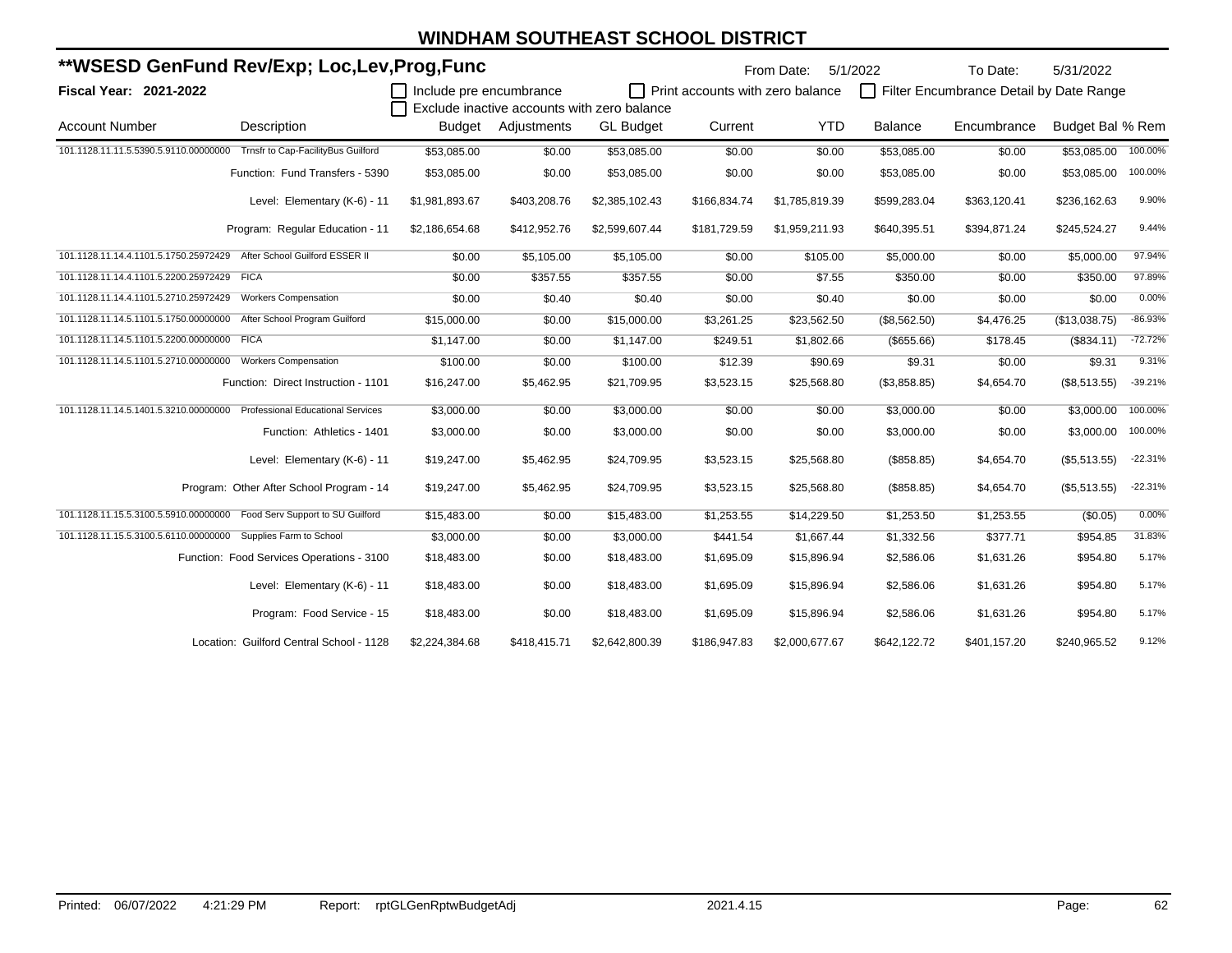# WINDHAM SOUTHEAST SCHOOL DISTRICT

## **WSESD GenFund Rev/Exp; Loc,Lev,Prog,Func

**Fiscal Year: 2021-2022**

From Date: 5/1/2022 To Date: 5/31/2022

☐ Include pre encumbrance ☐ Print accounts with zero balance ☐ Filter Encumbrance Detail by Date Range
☐ Exclude inactive accounts with zero balance

| Account Number | Description | Budget | Adjustments | GL Budget | Current | YTD | Balance | Encumbrance | Budget Bal | % Rem |
|---|---|---|---|---|---|---|---|---|---|---|
| 101.1128.11.11.5.5390.5.9110.00000000 | Trnsfr to Cap-FacilityBus Guilford | $53,085.00 | $0.00 | $53,085.00 | $0.00 | $0.00 | $53,085.00 | $0.00 | $53,085.00 | 100.00% |
| | Function: Fund Transfers - 5390 | $53,085.00 | $0.00 | $53,085.00 | $0.00 | $0.00 | $53,085.00 | $0.00 | $53,085.00 | 100.00% |
| | Level: Elementary (K-6) - 11 | $1,981,893.67 | $403,208.76 | $2,385,102.43 | $166,834.74 | $1,785,819.39 | $599,283.04 | $363,120.41 | $236,162.63 | 9.90% |
| | Program: Regular Education - 11 | $2,186,654.68 | $412,952.76 | $2,599,607.44 | $181,729.59 | $1,959,211.93 | $640,395.51 | $394,871.24 | $245,524.27 | 9.44% |
| 101.1128.11.14.4.1101.5.1750.25972429 | After School Guilford ESSER II | $0.00 | $5,105.00 | $5,105.00 | $0.00 | $105.00 | $5,000.00 | $0.00 | $5,000.00 | 97.94% |
| 101.1128.11.14.4.1101.5.2200.25972429 | FICA | $0.00 | $357.55 | $357.55 | $0.00 | $7.55 | $350.00 | $0.00 | $350.00 | 97.89% |
| 101.1128.11.14.4.1101.5.2710.25972429 | Workers Compensation | $0.00 | $0.40 | $0.40 | $0.00 | $0.40 | $0.00 | $0.00 | $0.00 | 0.00% |
| 101.1128.11.14.5.1101.5.1750.00000000 | After School Program Guilford | $15,000.00 | $0.00 | $15,000.00 | $3,261.25 | $23,562.50 | ($8,562.50) | $4,476.25 | ($13,038.75) | -86.93% |
| 101.1128.11.14.5.1101.5.2200.00000000 | FICA | $1,147.00 | $0.00 | $1,147.00 | $249.51 | $1,802.66 | ($655.66) | $178.45 | ($834.11) | -72.72% |
| 101.1128.11.14.5.1101.5.2710.00000000 | Workers Compensation | $100.00 | $0.00 | $100.00 | $12.39 | $90.69 | $9.31 | $0.00 | $9.31 | 9.31% |
| | Function: Direct Instruction - 1101 | $16,247.00 | $5,462.95 | $21,709.95 | $3,523.15 | $25,568.80 | ($3,858.85) | $4,654.70 | ($8,513.55) | -39.21% |
| 101.1128.11.14.5.1401.5.3210.00000000 | Professional Educational Services | $3,000.00 | $0.00 | $3,000.00 | $0.00 | $0.00 | $3,000.00 | $0.00 | $3,000.00 | 100.00% |
| | Function: Athletics - 1401 | $3,000.00 | $0.00 | $3,000.00 | $0.00 | $0.00 | $3,000.00 | $0.00 | $3,000.00 | 100.00% |
| | Level: Elementary (K-6) - 11 | $19,247.00 | $5,462.95 | $24,709.95 | $3,523.15 | $25,568.80 | ($858.85) | $4,654.70 | ($5,513.55) | -22.31% |
| | Program: Other After School Program - 14 | $19,247.00 | $5,462.95 | $24,709.95 | $3,523.15 | $25,568.80 | ($858.85) | $4,654.70 | ($5,513.55) | -22.31% |
| 101.1128.11.15.5.3100.5.5910.00000000 | Food Serv Support to SU Guilford | $15,483.00 | $0.00 | $15,483.00 | $1,253.55 | $14,229.50 | $1,253.50 | $1,253.55 | ($0.05) | 0.00% |
| 101.1128.11.15.5.3100.5.6110.00000000 | Supplies Farm to School | $3,000.00 | $0.00 | $3,000.00 | $441.54 | $1,667.44 | $1,332.56 | $377.71 | $954.85 | 31.83% |
| | Function: Food Services Operations - 3100 | $18,483.00 | $0.00 | $18,483.00 | $1,695.09 | $15,896.94 | $2,586.06 | $1,631.26 | $954.80 | 5.17% |
| | Level: Elementary (K-6) - 11 | $18,483.00 | $0.00 | $18,483.00 | $1,695.09 | $15,896.94 | $2,586.06 | $1,631.26 | $954.80 | 5.17% |
| | Program: Food Service - 15 | $18,483.00 | $0.00 | $18,483.00 | $1,695.09 | $15,896.94 | $2,586.06 | $1,631.26 | $954.80 | 5.17% |
| | Location: Guilford Central School - 1128 | $2,224,384.68 | $418,415.71 | $2,642,800.39 | $186,947.83 | $2,000,677.67 | $642,122.72 | $401,157.20 | $240,965.52 | 9.12% |

Printed: 06/07/2022 4:21:29 PM Report: rptGLGenRptwBudgetAdj 2021.4.15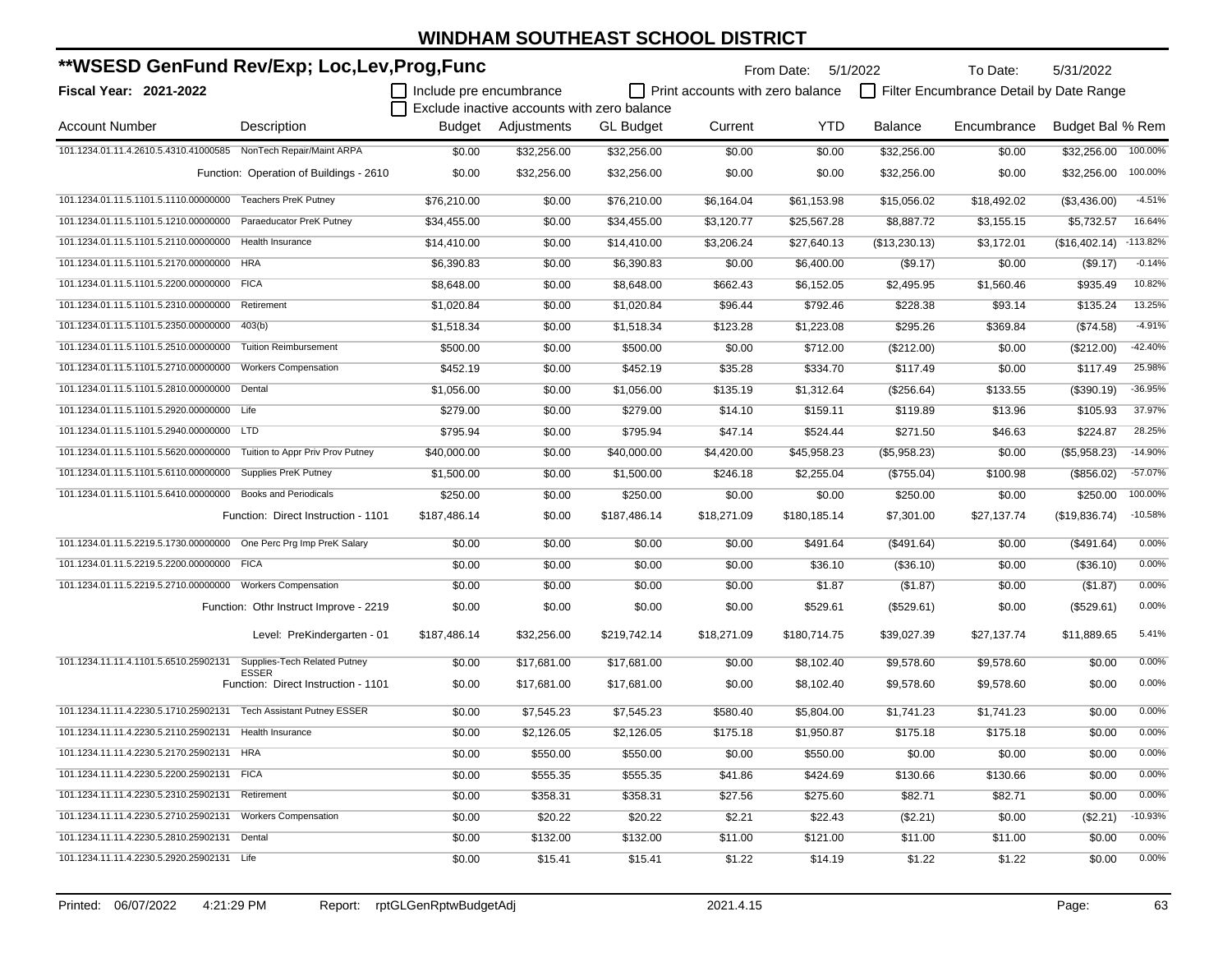# WINDHAM SOUTHEAST SCHOOL DISTRICT

## **WSESD GenFund Rev/Exp; Loc,Lev,Prog,Func

**Fiscal Year: 2021-2022**

From Date: 5/1/2022 To Date: 5/31/2022

☐ Include pre encumbrance ☐ Print accounts with zero balance ☐ Filter Encumbrance Detail by Date Range
☐ Exclude inactive accounts with zero balance

| Account Number | Description | Budget | Adjustments | GL Budget | Current | YTD | Balance | Encumbrance | Budget Bal | % Rem |
|---|---|---|---|---|---|---|---|---|---|---|
| 101.1234.01.11.4.2610.5.4310.41000585 | NonTech Repair/Maint ARPA | $0.00 | $32,256.00 | $32,256.00 | $0.00 | $0.00 | $32,256.00 | $0.00 | $32,256.00 | 100.00% |
| | Function: Operation of Buildings - 2610 | $0.00 | $32,256.00 | $32,256.00 | $0.00 | $0.00 | $32,256.00 | $0.00 | $32,256.00 | 100.00% |
| 101.1234.01.11.5.1101.5.1110.00000000 | Teachers PreK Putney | $76,210.00 | $0.00 | $76,210.00 | $6,164.04 | $61,153.98 | $15,056.02 | $18,492.02 | ($3,436.00) | -4.51% |
| 101.1234.01.11.5.1101.5.1210.00000000 | Paraeducator PreK Putney | $34,455.00 | $0.00 | $34,455.00 | $3,120.77 | $25,567.28 | $8,887.72 | $3,155.15 | $5,732.57 | 16.64% |
| 101.1234.01.11.5.1101.5.2110.00000000 | Health Insurance | $14,410.00 | $0.00 | $14,410.00 | $3,206.24 | $27,640.13 | ($13,230.13) | $3,172.01 | ($16,402.14) | -113.82% |
| 101.1234.01.11.5.1101.5.2170.00000000 | HRA | $6,390.83 | $0.00 | $6,390.83 | $0.00 | $6,400.00 | ($9.17) | $0.00 | ($9.17) | -0.14% |
| 101.1234.01.11.5.1101.5.2200.00000000 | FICA | $8,648.00 | $0.00 | $8,648.00 | $662.43 | $6,152.05 | $2,495.95 | $1,560.46 | $935.49 | 10.82% |
| 101.1234.01.11.5.1101.5.2310.00000000 | Retirement | $1,020.84 | $0.00 | $1,020.84 | $96.44 | $792.46 | $228.38 | $93.14 | $135.24 | 13.25% |
| 101.1234.01.11.5.1101.5.2350.00000000 | 403(b) | $1,518.34 | $0.00 | $1,518.34 | $123.28 | $1,223.08 | $295.26 | $369.84 | ($74.58) | -4.91% |
| 101.1234.01.11.5.1101.5.2510.00000000 | Tuition Reimbursement | $500.00 | $0.00 | $500.00 | $0.00 | $712.00 | ($212.00) | $0.00 | ($212.00) | -42.40% |
| 101.1234.01.11.5.1101.5.2710.00000000 | Workers Compensation | $452.19 | $0.00 | $452.19 | $35.28 | $334.70 | $117.49 | $0.00 | $117.49 | 25.98% |
| 101.1234.01.11.5.1101.5.2810.00000000 | Dental | $1,056.00 | $0.00 | $1,056.00 | $135.19 | $1,312.64 | ($256.64) | $133.55 | ($390.19) | -36.95% |
| 101.1234.01.11.5.1101.5.2920.00000000 | Life | $279.00 | $0.00 | $279.00 | $14.10 | $159.11 | $119.89 | $13.96 | $105.93 | 37.97% |
| 101.1234.01.11.5.1101.5.2940.00000000 | LTD | $795.94 | $0.00 | $795.94 | $47.14 | $524.44 | $271.50 | $46.63 | $224.87 | 28.25% |
| 101.1234.01.11.5.1101.5.5620.00000000 | Tuition to Appr Priv Prov Putney | $40,000.00 | $0.00 | $40,000.00 | $4,420.00 | $45,958.23 | ($5,958.23) | $0.00 | ($5,958.23) | -14.90% |
| 101.1234.01.11.5.1101.5.6110.00000000 | Supplies PreK Putney | $1,500.00 | $0.00 | $1,500.00 | $246.18 | $2,255.04 | ($755.04) | $100.98 | ($856.02) | -57.07% |
| 101.1234.01.11.5.1101.5.6410.00000000 | Books and Periodicals | $250.00 | $0.00 | $250.00 | $0.00 | $0.00 | $250.00 | $0.00 | $250.00 | 100.00% |
| | Function: Direct Instruction - 1101 | $187,486.14 | $0.00 | $187,486.14 | $18,271.09 | $180,185.14 | $7,301.00 | $27,137.74 | ($19,836.74) | -10.58% |
| 101.1234.01.11.5.2219.5.1730.00000000 | One Perc Prg Imp PreK Salary | $0.00 | $0.00 | $0.00 | $0.00 | $491.64 | ($491.64) | $0.00 | ($491.64) | 0.00% |
| 101.1234.01.11.5.2219.5.2200.00000000 | FICA | $0.00 | $0.00 | $0.00 | $0.00 | $36.10 | ($36.10) | $0.00 | ($36.10) | 0.00% |
| 101.1234.01.11.5.2219.5.2710.00000000 | Workers Compensation | $0.00 | $0.00 | $0.00 | $0.00 | $1.87 | ($1.87) | $0.00 | ($1.87) | 0.00% |
| | Function: Othr Instruct Improve - 2219 | $0.00 | $0.00 | $0.00 | $0.00 | $529.61 | ($529.61) | $0.00 | ($529.61) | 0.00% |
| | Level: PreKindergarten - 01 | $187,486.14 | $32,256.00 | $219,742.14 | $18,271.09 | $180,714.75 | $39,027.39 | $27,137.74 | $11,889.65 | 5.41% |
| 101.1234.11.11.4.1101.5.6510.25902131 | Supplies-Tech Related Putney ESSER | $0.00 | $17,681.00 | $17,681.00 | $0.00 | $8,102.40 | $9,578.60 | $9,578.60 | $0.00 | 0.00% |
| | Function: Direct Instruction - 1101 | $0.00 | $17,681.00 | $17,681.00 | $0.00 | $8,102.40 | $9,578.60 | $9,578.60 | $0.00 | 0.00% |
| 101.1234.11.11.4.2230.5.1710.25902131 | Tech Assistant Putney ESSER | $0.00 | $7,545.23 | $7,545.23 | $580.40 | $5,804.00 | $1,741.23 | $1,741.23 | $0.00 | 0.00% |
| 101.1234.11.11.4.2230.5.2110.25902131 | Health Insurance | $0.00 | $2,126.05 | $2,126.05 | $175.18 | $1,950.87 | $175.18 | $175.18 | $0.00 | 0.00% |
| 101.1234.11.11.4.2230.5.2170.25902131 | HRA | $0.00 | $550.00 | $550.00 | $0.00 | $550.00 | $0.00 | $0.00 | $0.00 | 0.00% |
| 101.1234.11.11.4.2230.5.2200.25902131 | FICA | $0.00 | $555.35 | $555.35 | $41.86 | $424.69 | $130.66 | $130.66 | $0.00 | 0.00% |
| 101.1234.11.11.4.2230.5.2310.25902131 | Retirement | $0.00 | $358.31 | $358.31 | $27.56 | $275.60 | $82.71 | $82.71 | $0.00 | 0.00% |
| 101.1234.11.11.4.2230.5.2710.25902131 | Workers Compensation | $0.00 | $20.22 | $20.22 | $2.21 | $22.43 | ($2.21) | $0.00 | ($2.21) | -10.93% |
| 101.1234.11.11.4.2230.5.2810.25902131 | Dental | $0.00 | $132.00 | $132.00 | $11.00 | $121.00 | $11.00 | $11.00 | $0.00 | 0.00% |
| 101.1234.11.11.4.2230.5.2920.25902131 | Life | $0.00 | $15.41 | $15.41 | $1.22 | $14.19 | $1.22 | $1.22 | $0.00 | 0.00% |

Printed: 06/07/2022 4:21:29 PM Report: rptGLGenRptwBudgetAdj 2021.4.15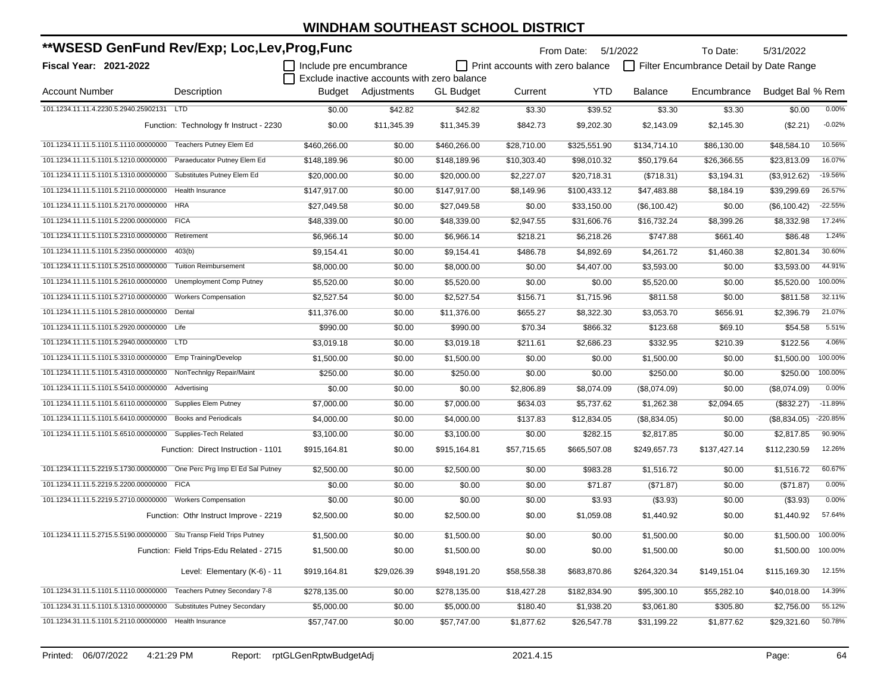# WINDHAM SOUTHEAST SCHOOL DISTRICT

## **WSESD GenFund Rev/Exp; Loc,Lev,Prog,Func

**Fiscal Year: 2021-2022**

From Date: 5/1/2022 To Date: 5/31/2022

☐ Include pre encumbrance ☐ Print accounts with zero balance ☐ Filter Encumbrance Detail by Date Range
☐ Exclude inactive accounts with zero balance

| Account Number | Description | Budget | Adjustments | GL Budget | Current | YTD | Balance | Encumbrance | Budget Bal | % Rem |
|---|---|---|---|---|---|---|---|---|---|---|
| 101.1234.11.11.4.2230.5.2940.25902131 | LTD | $0.00 | $42.82 | $42.82 | $3.30 | $39.52 | $3.30 | $3.30 | $0.00 | 0.00% |
| | Function: Technology fr Instruct - 2230 | $0.00 | $11,345.39 | $11,345.39 | $842.73 | $9,202.30 | $2,143.09 | $2,145.30 | ($2.21) | -0.02% |
| 101.1234.11.11.5.1101.5.1110.00000000 | Teachers Putney Elem Ed | $460,266.00 | $0.00 | $460,266.00 | $28,710.00 | $325,551.90 | $134,714.10 | $86,130.00 | $48,584.10 | 10.56% |
| 101.1234.11.11.5.1101.5.1210.00000000 | Paraeducator Putney Elem Ed | $148,189.96 | $0.00 | $148,189.96 | $10,303.40 | $98,010.32 | $50,179.64 | $26,366.55 | $23,813.09 | 16.07% |
| 101.1234.11.11.5.1101.5.1310.00000000 | Substitutes Putney Elem Ed | $20,000.00 | $0.00 | $20,000.00 | $2,227.07 | $20,718.31 | ($718.31) | $3,194.31 | ($3,912.62) | -19.56% |
| 101.1234.11.11.5.1101.5.2110.00000000 | Health Insurance | $147,917.00 | $0.00 | $147,917.00 | $8,149.96 | $100,433.12 | $47,483.88 | $8,184.19 | $39,299.69 | 26.57% |
| 101.1234.11.11.5.1101.5.2170.00000000 | HRA | $27,049.58 | $0.00 | $27,049.58 | $0.00 | $33,150.00 | ($6,100.42) | $0.00 | ($6,100.42) | -22.55% |
| 101.1234.11.11.5.1101.5.2200.00000000 | FICA | $48,339.00 | $0.00 | $48,339.00 | $2,947.55 | $31,606.76 | $16,732.24 | $8,399.26 | $8,332.98 | 17.24% |
| 101.1234.11.11.5.1101.5.2310.00000000 | Retirement | $6,966.14 | $0.00 | $6,966.14 | $218.21 | $6,218.26 | $747.88 | $661.40 | $86.48 | 1.24% |
| 101.1234.11.11.5.1101.5.2350.00000000 | 403(b) | $9,154.41 | $0.00 | $9,154.41 | $486.78 | $4,892.69 | $4,261.72 | $1,460.38 | $2,801.34 | 30.60% |
| 101.1234.11.11.5.1101.5.2510.00000000 | Tuition Reimbursement | $8,000.00 | $0.00 | $8,000.00 | $0.00 | $4,407.00 | $3,593.00 | $0.00 | $3,593.00 | 44.91% |
| 101.1234.11.11.5.1101.5.2610.00000000 | Unemployment Comp Putney | $5,520.00 | $0.00 | $5,520.00 | $0.00 | $0.00 | $5,520.00 | $0.00 | $5,520.00 | 100.00% |
| 101.1234.11.11.5.1101.5.2710.00000000 | Workers Compensation | $2,527.54 | $0.00 | $2,527.54 | $156.71 | $1,715.96 | $811.58 | $0.00 | $811.58 | 32.11% |
| 101.1234.11.11.5.1101.5.2810.00000000 | Dental | $11,376.00 | $0.00 | $11,376.00 | $655.27 | $8,322.30 | $3,053.70 | $656.91 | $2,396.79 | 21.07% |
| 101.1234.11.11.5.1101.5.2920.00000000 | Life | $990.00 | $0.00 | $990.00 | $70.34 | $866.32 | $123.68 | $69.10 | $54.58 | 5.51% |
| 101.1234.11.11.5.1101.5.2940.00000000 | LTD | $3,019.18 | $0.00 | $3,019.18 | $211.61 | $2,686.23 | $332.95 | $210.39 | $122.56 | 4.06% |
| 101.1234.11.11.5.1101.5.3310.00000000 | Emp Training/Develop | $1,500.00 | $0.00 | $1,500.00 | $0.00 | $0.00 | $1,500.00 | $0.00 | $1,500.00 | 100.00% |
| 101.1234.11.11.5.1101.5.4310.00000000 | NonTechnlgy Repair/Maint | $250.00 | $0.00 | $250.00 | $0.00 | $0.00 | $250.00 | $0.00 | $250.00 | 100.00% |
| 101.1234.11.11.5.1101.5.5410.00000000 | Advertising | $0.00 | $0.00 | $0.00 | $2,806.89 | $8,074.09 | ($8,074.09) | $0.00 | ($8,074.09) | 0.00% |
| 101.1234.11.11.5.1101.5.6110.00000000 | Supplies Elem Putney | $7,000.00 | $0.00 | $7,000.00 | $634.03 | $5,737.62 | $1,262.38 | $2,094.65 | ($832.27) | -11.89% |
| 101.1234.11.11.5.1101.5.6410.00000000 | Books and Periodicals | $4,000.00 | $0.00 | $4,000.00 | $137.83 | $12,834.05 | ($8,834.05) | $0.00 | ($8,834.05) | -220.85% |
| 101.1234.11.11.5.1101.5.6510.00000000 | Supplies-Tech Related | $3,100.00 | $0.00 | $3,100.00 | $0.00 | $282.15 | $2,817.85 | $0.00 | $2,817.85 | 90.90% |
| | Function: Direct Instruction - 1101 | $915,164.81 | $0.00 | $915,164.81 | $57,715.65 | $665,507.08 | $249,657.73 | $137,427.14 | $112,230.59 | 12.26% |
| 101.1234.11.11.5.2219.5.1730.00000000 | One Perc Prg Imp El Ed Sal Putney | $2,500.00 | $0.00 | $2,500.00 | $0.00 | $983.28 | $1,516.72 | $0.00 | $1,516.72 | 60.67% |
| 101.1234.11.11.5.2219.5.2200.00000000 | FICA | $0.00 | $0.00 | $0.00 | $0.00 | $71.87 | ($71.87) | $0.00 | ($71.87) | 0.00% |
| 101.1234.11.11.5.2219.5.2710.00000000 | Workers Compensation | $0.00 | $0.00 | $0.00 | $0.00 | $3.93 | ($3.93) | $0.00 | ($3.93) | 0.00% |
| | Function: Othr Instruct Improve - 2219 | $2,500.00 | $0.00 | $2,500.00 | $0.00 | $1,059.08 | $1,440.92 | $0.00 | $1,440.92 | 57.64% |
| 101.1234.11.11.5.2715.5.5190.00000000 | Stu Transp Field Trips Putney | $1,500.00 | $0.00 | $1,500.00 | $0.00 | $0.00 | $1,500.00 | $0.00 | $1,500.00 | 100.00% |
| | Function: Field Trips-Edu Related - 2715 | $1,500.00 | $0.00 | $1,500.00 | $0.00 | $0.00 | $1,500.00 | $0.00 | $1,500.00 | 100.00% |
| | Level: Elementary (K-6) - 11 | $919,164.81 | $29,026.39 | $948,191.20 | $58,558.38 | $683,870.86 | $264,320.34 | $149,151.04 | $115,169.30 | 12.15% |
| 101.1234.31.11.5.1101.5.1110.00000000 | Teachers Putney Secondary 7-8 | $278,135.00 | $0.00 | $278,135.00 | $18,427.28 | $182,834.90 | $95,300.10 | $55,282.10 | $40,018.00 | 14.39% |
| 101.1234.31.11.5.1101.5.1310.00000000 | Substitutes Putney Secondary | $5,000.00 | $0.00 | $5,000.00 | $180.40 | $1,938.20 | $3,061.80 | $305.80 | $2,756.00 | 55.12% |
| 101.1234.31.11.5.1101.5.2110.00000000 | Health Insurance | $57,747.00 | $0.00 | $57,747.00 | $1,877.62 | $26,547.78 | $31,199.22 | $1,877.62 | $29,321.60 | 50.78% |

Printed: 06/07/2022 4:21:29 PM Report: rptGLGenRptwBudgetAdj 2021.4.15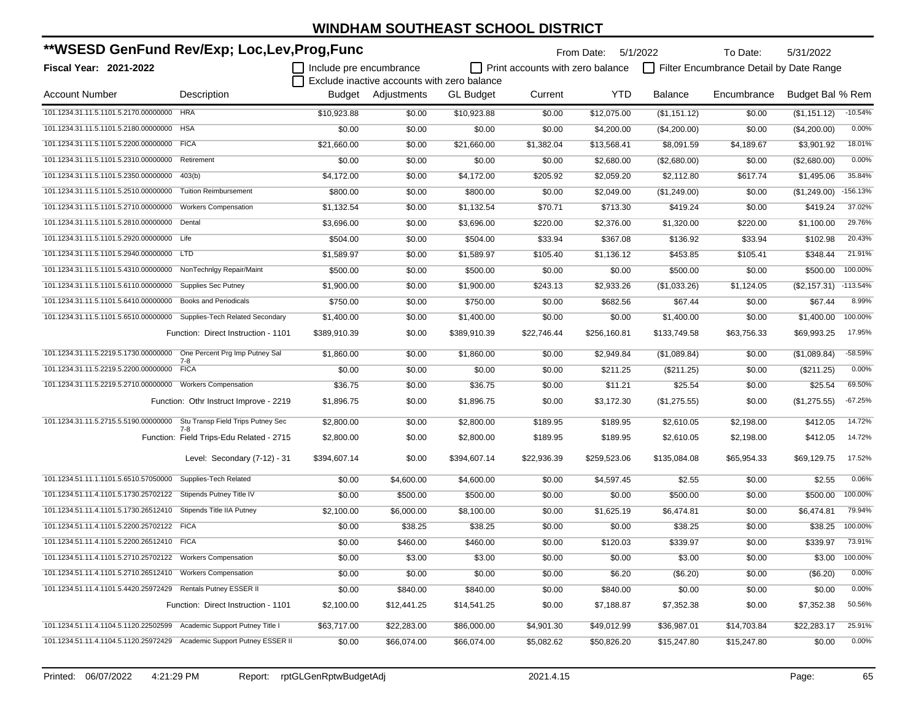# WINDHAM SOUTHEAST SCHOOL DISTRICT

## **WSESD GenFund Rev/Exp; Loc,Lev,Prog,Func

**Fiscal Year: 2021-2022**

From Date: 5/1/2022 To Date: 5/31/2022

☐ Include pre encumbrance ☐ Print accounts with zero balance ☐ Filter Encumbrance Detail by Date Range

☐ Exclude inactive accounts with zero balance

| Account Number | Description | Budget | Adjustments | GL Budget | Current | YTD | Balance | Encumbrance | Budget Bal | % Rem |
|---|---|---|---|---|---|---|---|---|---|---|
| 101.1234.31.11.5.1101.5.2170.00000000 | HRA | $10,923.88 | $0.00 | $10,923.88 | $0.00 | $12,075.00 | ($1,151.12) | $0.00 | ($1,151.12) | -10.54% |
| 101.1234.31.11.5.1101.5.2180.00000000 | HSA | $0.00 | $0.00 | $0.00 | $0.00 | $4,200.00 | ($4,200.00) | $0.00 | ($4,200.00) | 0.00% |
| 101.1234.31.11.5.1101.5.2200.00000000 | FICA | $21,660.00 | $0.00 | $21,660.00 | $1,382.04 | $13,568.41 | $8,091.59 | $4,189.67 | $3,901.92 | 18.01% |
| 101.1234.31.11.5.1101.5.2310.00000000 | Retirement | $0.00 | $0.00 | $0.00 | $0.00 | $2,680.00 | ($2,680.00) | $0.00 | ($2,680.00) | 0.00% |
| 101.1234.31.11.5.1101.5.2350.00000000 | 403(b) | $4,172.00 | $0.00 | $4,172.00 | $205.92 | $2,059.20 | $2,112.80 | $617.74 | $1,495.06 | 35.84% |
| 101.1234.31.11.5.1101.5.2510.00000000 | Tuition Reimbursement | $800.00 | $0.00 | $800.00 | $0.00 | $2,049.00 | ($1,249.00) | $0.00 | ($1,249.00) | -156.13% |
| 101.1234.31.11.5.1101.5.2710.00000000 | Workers Compensation | $1,132.54 | $0.00 | $1,132.54 | $70.71 | $713.30 | $419.24 | $0.00 | $419.24 | 37.02% |
| 101.1234.31.11.5.1101.5.2810.00000000 | Dental | $3,696.00 | $0.00 | $3,696.00 | $220.00 | $2,376.00 | $1,320.00 | $220.00 | $1,100.00 | 29.76% |
| 101.1234.31.11.5.1101.5.2920.00000000 | Life | $504.00 | $0.00 | $504.00 | $33.94 | $367.08 | $136.92 | $33.94 | $102.98 | 20.43% |
| 101.1234.31.11.5.1101.5.2940.00000000 | LTD | $1,589.97 | $0.00 | $1,589.97 | $105.40 | $1,136.12 | $453.85 | $105.41 | $348.44 | 21.91% |
| 101.1234.31.11.5.1101.5.4310.00000000 | NonTechnlgy Repair/Maint | $500.00 | $0.00 | $500.00 | $0.00 | $0.00 | $500.00 | $0.00 | $500.00 | 100.00% |
| 101.1234.31.11.5.1101.5.6110.00000000 | Supplies Sec Putney | $1,900.00 | $0.00 | $1,900.00 | $243.13 | $2,933.26 | ($1,033.26) | $1,124.05 | ($2,157.31) | -113.54% |
| 101.1234.31.11.5.1101.5.6410.00000000 | Books and Periodicals | $750.00 | $0.00 | $750.00 | $0.00 | $682.56 | $67.44 | $0.00 | $67.44 | 8.99% |
| 101.1234.31.11.5.1101.5.6510.00000000 | Supplies-Tech Related Secondary | $1,400.00 | $0.00 | $1,400.00 | $0.00 | $0.00 | $1,400.00 | $0.00 | $1,400.00 | 100.00% |
| | Function: Direct Instruction - 1101 | $389,910.39 | $0.00 | $389,910.39 | $22,746.44 | $256,160.81 | $133,749.58 | $63,756.33 | $69,993.25 | 17.95% |
| 101.1234.31.11.5.2219.5.1730.00000000 | One Percent Prg Imp Putney Sal 7-8 | $1,860.00 | $0.00 | $1,860.00 | $0.00 | $2,949.84 | ($1,089.84) | $0.00 | ($1,089.84) | -58.59% |
| 101.1234.31.11.5.2219.5.2200.00000000 | FICA | $0.00 | $0.00 | $0.00 | $0.00 | $211.25 | ($211.25) | $0.00 | ($211.25) | 0.00% |
| 101.1234.31.11.5.2219.5.2710.00000000 | Workers Compensation | $36.75 | $0.00 | $36.75 | $0.00 | $11.21 | $25.54 | $0.00 | $25.54 | 69.50% |
| | Function: Othr Instruct Improve - 2219 | $1,896.75 | $0.00 | $1,896.75 | $0.00 | $3,172.30 | ($1,275.55) | $0.00 | ($1,275.55) | -67.25% |
| 101.1234.31.11.5.2715.5.5190.00000000 | Stu Transp Field Trips Putney Sec 7-8 | $2,800.00 | $0.00 | $2,800.00 | $189.95 | $189.95 | $2,610.05 | $2,198.00 | $412.05 | 14.72% |
| | Function: Field Trips-Edu Related - 2715 | $2,800.00 | $0.00 | $2,800.00 | $189.95 | $189.95 | $2,610.05 | $2,198.00 | $412.05 | 14.72% |
| | Level: Secondary (7-12) - 31 | $394,607.14 | $0.00 | $394,607.14 | $22,936.39 | $259,523.06 | $135,084.08 | $65,954.33 | $69,129.75 | 17.52% |
| 101.1234.51.11.1.1101.5.6510.57050000 | Supplies-Tech Related | $0.00 | $4,600.00 | $4,600.00 | $0.00 | $4,597.45 | $2.55 | $0.00 | $2.55 | 0.06% |
| 101.1234.51.11.4.1101.5.1730.25702122 | Stipends Putney Title IV | $0.00 | $500.00 | $500.00 | $0.00 | $0.00 | $500.00 | $0.00 | $500.00 | 100.00% |
| 101.1234.51.11.4.1101.5.1730.26512410 | Stipends Title IIA Putney | $2,100.00 | $6,000.00 | $8,100.00 | $0.00 | $1,625.19 | $6,474.81 | $0.00 | $6,474.81 | 79.94% |
| 101.1234.51.11.4.1101.5.2200.25702122 | FICA | $0.00 | $38.25 | $38.25 | $0.00 | $0.00 | $38.25 | $0.00 | $38.25 | 100.00% |
| 101.1234.51.11.4.1101.5.2200.26512410 | FICA | $0.00 | $460.00 | $460.00 | $0.00 | $120.03 | $339.97 | $0.00 | $339.97 | 73.91% |
| 101.1234.51.11.4.1101.5.2710.25702122 | Workers Compensation | $0.00 | $3.00 | $3.00 | $0.00 | $0.00 | $3.00 | $0.00 | $3.00 | 100.00% |
| 101.1234.51.11.4.1101.5.2710.26512410 | Workers Compensation | $0.00 | $0.00 | $0.00 | $0.00 | $6.20 | ($6.20) | $0.00 | ($6.20) | 0.00% |
| 101.1234.51.11.4.1101.5.4420.25972429 | Rentals Putney ESSER II | $0.00 | $840.00 | $840.00 | $0.00 | $840.00 | $0.00 | $0.00 | $0.00 | 0.00% |
| | Function: Direct Instruction - 1101 | $2,100.00 | $12,441.25 | $14,541.25 | $0.00 | $7,188.87 | $7,352.38 | $0.00 | $7,352.38 | 50.56% |
| 101.1234.51.11.4.1104.5.1120.22502599 | Academic Support Putney Title I | $63,717.00 | $22,283.00 | $86,000.00 | $4,901.30 | $49,012.99 | $36,987.01 | $14,703.84 | $22,283.17 | 25.91% |
| 101.1234.51.11.4.1104.5.1120.25972429 | Academic Support Putney ESSER II | $0.00 | $66,074.00 | $66,074.00 | $5,082.62 | $50,826.20 | $15,247.80 | $15,247.80 | $0.00 | 0.00% |

Printed: 06/07/2022 4:21:29 PM Report: rptGLGenRptwBudgetAdj 2021.4.15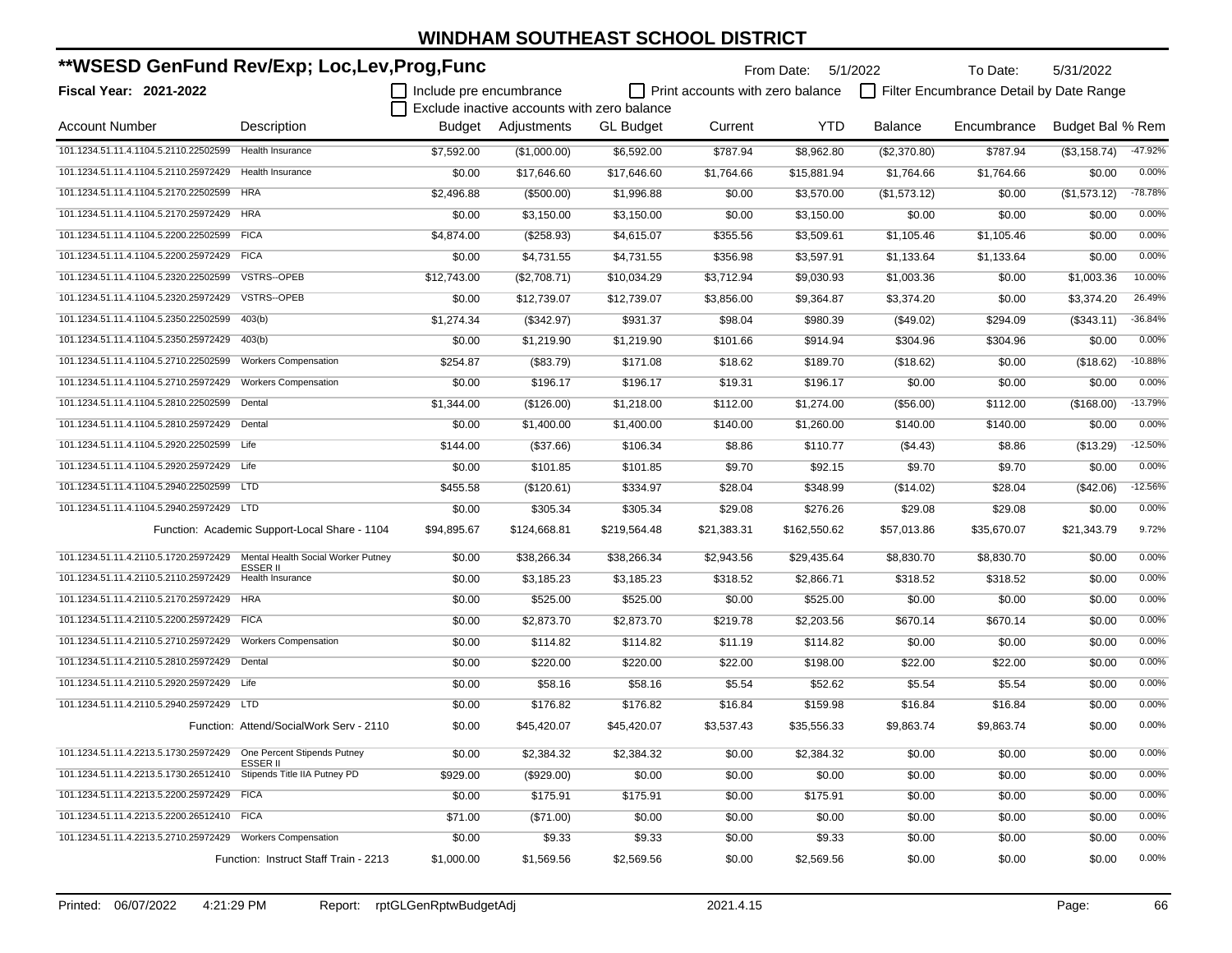# WINDHAM SOUTHEAST SCHOOL DISTRICT

## **WSESD GenFund Rev/Exp; Loc,Lev,Prog,Func

**Fiscal Year: 2021-2022**

From Date: 5/1/2022 To Date: 5/31/2022

☐ Include pre encumbrance ☐ Print accounts with zero balance ☐ Filter Encumbrance Detail by Date Range
☐ Exclude inactive accounts with zero balance

| Account Number | Description | Budget | Adjustments | GL Budget | Current | YTD | Balance | Encumbrance | Budget Bal | % Rem |
|---|---|---|---|---|---|---|---|---|---|---|
| 101.1234.51.11.4.1104.5.2110.22502599 | Health Insurance | $7,592.00 | ($1,000.00) | $6,592.00 | $787.94 | $8,962.80 | ($2,370.80) | $787.94 | ($3,158.74) | -47.92% |
| 101.1234.51.11.4.1104.5.2110.25972429 | Health Insurance | $0.00 | $17,646.60 | $17,646.60 | $1,764.66 | $15,881.94 | $1,764.66 | $1,764.66 | $0.00 | 0.00% |
| 101.1234.51.11.4.1104.5.2170.22502599 | HRA | $2,496.88 | ($500.00) | $1,996.88 | $0.00 | $3,570.00 | ($1,573.12) | $0.00 | ($1,573.12) | -78.78% |
| 101.1234.51.11.4.1104.5.2170.25972429 | HRA | $0.00 | $3,150.00 | $3,150.00 | $0.00 | $3,150.00 | $0.00 | $0.00 | $0.00 | 0.00% |
| 101.1234.51.11.4.1104.5.2200.22502599 | FICA | $4,874.00 | ($258.93) | $4,615.07 | $355.56 | $3,509.61 | $1,105.46 | $1,105.46 | $0.00 | 0.00% |
| 101.1234.51.11.4.1104.5.2200.25972429 | FICA | $0.00 | $4,731.55 | $4,731.55 | $356.98 | $3,597.91 | $1,133.64 | $1,133.64 | $0.00 | 0.00% |
| 101.1234.51.11.4.1104.5.2320.22502599 | VSTRS--OPEB | $12,743.00 | ($2,708.71) | $10,034.29 | $3,712.94 | $9,030.93 | $1,003.36 | $0.00 | $1,003.36 | 10.00% |
| 101.1234.51.11.4.1104.5.2320.25972429 | VSTRS--OPEB | $0.00 | $12,739.07 | $12,739.07 | $3,856.00 | $9,364.87 | $3,374.20 | $0.00 | $3,374.20 | 26.49% |
| 101.1234.51.11.4.1104.5.2350.22502599 | 403(b) | $1,274.34 | ($342.97) | $931.37 | $98.04 | $980.39 | ($49.02) | $294.09 | ($343.11) | -36.84% |
| 101.1234.51.11.4.1104.5.2350.25972429 | 403(b) | $0.00 | $1,219.90 | $1,219.90 | $101.66 | $914.94 | $304.96 | $304.96 | $0.00 | 0.00% |
| 101.1234.51.11.4.1104.5.2710.22502599 | Workers Compensation | $254.87 | ($83.79) | $171.08 | $18.62 | $189.70 | ($18.62) | $0.00 | ($18.62) | -10.88% |
| 101.1234.51.11.4.1104.5.2710.25972429 | Workers Compensation | $0.00 | $196.17 | $196.17 | $19.31 | $196.17 | $0.00 | $0.00 | $0.00 | 0.00% |
| 101.1234.51.11.4.1104.5.2810.22502599 | Dental | $1,344.00 | ($126.00) | $1,218.00 | $112.00 | $1,274.00 | ($56.00) | $112.00 | ($168.00) | -13.79% |
| 101.1234.51.11.4.1104.5.2810.25972429 | Dental | $0.00 | $1,400.00 | $1,400.00 | $140.00 | $1,260.00 | $140.00 | $140.00 | $0.00 | 0.00% |
| 101.1234.51.11.4.1104.5.2920.22502599 | Life | $144.00 | ($37.66) | $106.34 | $8.86 | $110.77 | ($4.43) | $8.86 | ($13.29) | -12.50% |
| 101.1234.51.11.4.1104.5.2920.25972429 | Life | $0.00 | $101.85 | $101.85 | $9.70 | $92.15 | $9.70 | $9.70 | $0.00 | 0.00% |
| 101.1234.51.11.4.1104.5.2940.22502599 | LTD | $455.58 | ($120.61) | $334.97 | $28.04 | $348.99 | ($14.02) | $28.04 | ($42.06) | -12.56% |
| 101.1234.51.11.4.1104.5.2940.25972429 | LTD | $0.00 | $305.34 | $305.34 | $29.08 | $276.26 | $29.08 | $29.08 | $0.00 | 0.00% |
| | Function: Academic Support-Local Share - 1104 | $94,895.67 | $124,668.81 | $219,564.48 | $21,383.31 | $162,550.62 | $57,013.86 | $35,670.07 | $21,343.79 | 9.72% |
| 101.1234.51.11.4.2110.5.1720.25972429 | Mental Health Social Worker Putney ESSER II | $0.00 | $38,266.34 | $38,266.34 | $2,943.56 | $29,435.64 | $8,830.70 | $8,830.70 | $0.00 | 0.00% |
| 101.1234.51.11.4.2110.5.2110.25972429 | Health Insurance | $0.00 | $3,185.23 | $3,185.23 | $318.52 | $2,866.71 | $318.52 | $318.52 | $0.00 | 0.00% |
| 101.1234.51.11.4.2110.5.2170.25972429 | HRA | $0.00 | $525.00 | $525.00 | $0.00 | $525.00 | $0.00 | $0.00 | $0.00 | 0.00% |
| 101.1234.51.11.4.2110.5.2200.25972429 | FICA | $0.00 | $2,873.70 | $2,873.70 | $219.78 | $2,203.56 | $670.14 | $670.14 | $0.00 | 0.00% |
| 101.1234.51.11.4.2110.5.2710.25972429 | Workers Compensation | $0.00 | $114.82 | $114.82 | $11.19 | $114.82 | $0.00 | $0.00 | $0.00 | 0.00% |
| 101.1234.51.11.4.2110.5.2810.25972429 | Dental | $0.00 | $220.00 | $220.00 | $22.00 | $198.00 | $22.00 | $22.00 | $0.00 | 0.00% |
| 101.1234.51.11.4.2110.5.2920.25972429 | Life | $0.00 | $58.16 | $58.16 | $5.54 | $52.62 | $5.54 | $5.54 | $0.00 | 0.00% |
| 101.1234.51.11.4.2110.5.2940.25972429 | LTD | $0.00 | $176.82 | $176.82 | $16.84 | $159.98 | $16.84 | $16.84 | $0.00 | 0.00% |
| | Function: Attend/SocialWork Serv - 2110 | $0.00 | $45,420.07 | $45,420.07 | $3,537.43 | $35,556.33 | $9,863.74 | $9,863.74 | $0.00 | 0.00% |
| 101.1234.51.11.4.2213.5.1730.25972429 | One Percent Stipends Putney ESSER II | $0.00 | $2,384.32 | $2,384.32 | $0.00 | $2,384.32 | $0.00 | $0.00 | $0.00 | 0.00% |
| 101.1234.51.11.4.2213.5.1730.26512410 | Stipends Title IIA Putney PD | $929.00 | ($929.00) | $0.00 | $0.00 | $0.00 | $0.00 | $0.00 | $0.00 | 0.00% |
| 101.1234.51.11.4.2213.5.2200.25972429 | FICA | $0.00 | $175.91 | $175.91 | $0.00 | $175.91 | $0.00 | $0.00 | $0.00 | 0.00% |
| 101.1234.51.11.4.2213.5.2200.26512410 | FICA | $71.00 | ($71.00) | $0.00 | $0.00 | $0.00 | $0.00 | $0.00 | $0.00 | 0.00% |
| 101.1234.51.11.4.2213.5.2710.25972429 | Workers Compensation | $0.00 | $9.33 | $9.33 | $0.00 | $9.33 | $0.00 | $0.00 | $0.00 | 0.00% |
| | Function: Instruct Staff Train - 2213 | $1,000.00 | $1,569.56 | $2,569.56 | $0.00 | $2,569.56 | $0.00 | $0.00 | $0.00 | 0.00% |

Printed: 06/07/2022 4:21:29 PM Report: rptGLGenRptwBudgetAdj 2021.4.15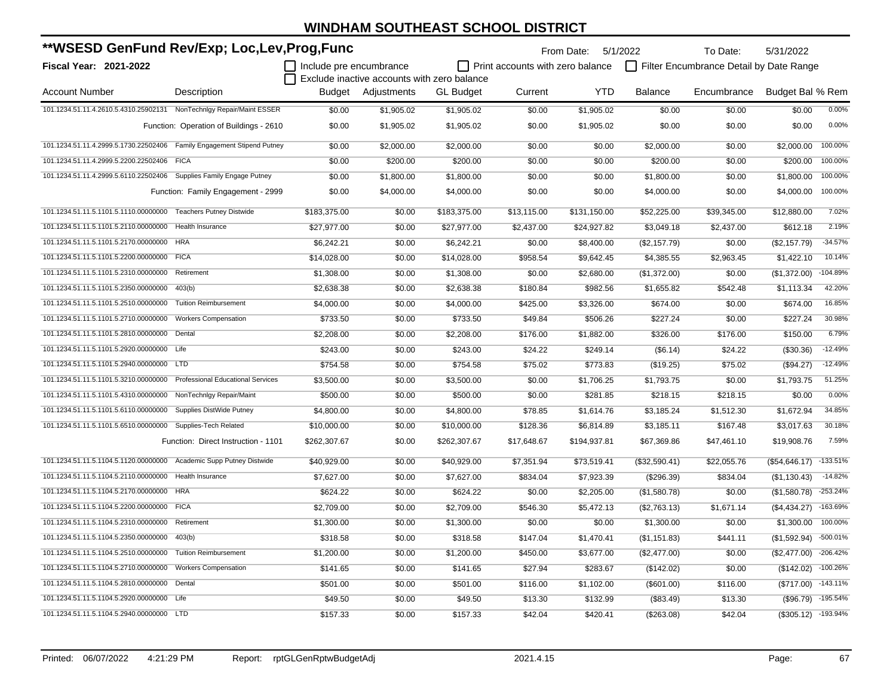# WINDHAM SOUTHEAST SCHOOL DISTRICT

## **WSESD GenFund Rev/Exp; Loc,Lev,Prog,Func

**Fiscal Year: 2021-2022**

From Date: 5/1/2022 To Date: 5/31/2022

☐ Include pre encumbrance ☐ Print accounts with zero balance ☐ Filter Encumbrance Detail by Date Range

☐ Exclude inactive accounts with zero balance

| Account Number | Description | Budget | Adjustments | GL Budget | Current | YTD | Balance | Encumbrance | Budget Bal | % Rem |
|---|---|---|---|---|---|---|---|---|---|---|
| 101.1234.51.11.4.2610.5.4310.25902131 | NonTechnlgy Repair/Maint ESSER | $0.00 | $1,905.02 | $1,905.02 | $0.00 | $1,905.02 | $0.00 | $0.00 | $0.00 | 0.00% |
| | Function: Operation of Buildings - 2610 | $0.00 | $1,905.02 | $1,905.02 | $0.00 | $1,905.02 | $0.00 | $0.00 | $0.00 | 0.00% |
| 101.1234.51.11.4.2999.5.1730.22502406 | Family Engagement Stipend Putney | $0.00 | $2,000.00 | $2,000.00 | $0.00 | $0.00 | $2,000.00 | $0.00 | $2,000.00 | 100.00% |
| 101.1234.51.11.4.2999.5.2200.22502406 | FICA | $0.00 | $200.00 | $200.00 | $0.00 | $0.00 | $200.00 | $0.00 | $200.00 | 100.00% |
| 101.1234.51.11.4.2999.5.6110.22502406 | Supplies Family Engage Putney | $0.00 | $1,800.00 | $1,800.00 | $0.00 | $0.00 | $1,800.00 | $0.00 | $1,800.00 | 100.00% |
| | Function: Family Engagement - 2999 | $0.00 | $4,000.00 | $4,000.00 | $0.00 | $0.00 | $4,000.00 | $0.00 | $4,000.00 | 100.00% |
| 101.1234.51.11.5.1101.5.1110.00000000 | Teachers Putney Distwide | $183,375.00 | $0.00 | $183,375.00 | $13,115.00 | $131,150.00 | $52,225.00 | $39,345.00 | $12,880.00 | 7.02% |
| 101.1234.51.11.5.1101.5.2110.00000000 | Health Insurance | $27,977.00 | $0.00 | $27,977.00 | $2,437.00 | $24,927.82 | $3,049.18 | $2,437.00 | $612.18 | 2.19% |
| 101.1234.51.11.5.1101.5.2170.00000000 | HRA | $6,242.21 | $0.00 | $6,242.21 | $0.00 | $8,400.00 | ($2,157.79) | $0.00 | ($2,157.79) | -34.57% |
| 101.1234.51.11.5.1101.5.2200.00000000 | FICA | $14,028.00 | $0.00 | $14,028.00 | $958.54 | $9,642.45 | $4,385.55 | $2,963.45 | $1,422.10 | 10.14% |
| 101.1234.51.11.5.1101.5.2310.00000000 | Retirement | $1,308.00 | $0.00 | $1,308.00 | $0.00 | $2,680.00 | ($1,372.00) | $0.00 | ($1,372.00) | -104.89% |
| 101.1234.51.11.5.1101.5.2350.00000000 | 403(b) | $2,638.38 | $0.00 | $2,638.38 | $180.84 | $982.56 | $1,655.82 | $542.48 | $1,113.34 | 42.20% |
| 101.1234.51.11.5.1101.5.2510.00000000 | Tuition Reimbursement | $4,000.00 | $0.00 | $4,000.00 | $425.00 | $3,326.00 | $674.00 | $0.00 | $674.00 | 16.85% |
| 101.1234.51.11.5.1101.5.2710.00000000 | Workers Compensation | $733.50 | $0.00 | $733.50 | $49.84 | $506.26 | $227.24 | $0.00 | $227.24 | 30.98% |
| 101.1234.51.11.5.1101.5.2810.00000000 | Dental | $2,208.00 | $0.00 | $2,208.00 | $176.00 | $1,882.00 | $326.00 | $176.00 | $150.00 | 6.79% |
| 101.1234.51.11.5.1101.5.2920.00000000 | Life | $243.00 | $0.00 | $243.00 | $24.22 | $249.14 | ($6.14) | $24.22 | ($30.36) | -12.49% |
| 101.1234.51.11.5.1101.5.2940.00000000 | LTD | $754.58 | $0.00 | $754.58 | $75.02 | $773.83 | ($19.25) | $75.02 | ($94.27) | -12.49% |
| 101.1234.51.11.5.1101.5.3210.00000000 | Professional Educational Services | $3,500.00 | $0.00 | $3,500.00 | $0.00 | $1,706.25 | $1,793.75 | $0.00 | $1,793.75 | 51.25% |
| 101.1234.51.11.5.1101.5.4310.00000000 | NonTechnlgy Repair/Maint | $500.00 | $0.00 | $500.00 | $0.00 | $281.85 | $218.15 | $218.15 | $0.00 | 0.00% |
| 101.1234.51.11.5.1101.5.6110.00000000 | Supplies DistWide Putney | $4,800.00 | $0.00 | $4,800.00 | $78.85 | $1,614.76 | $3,185.24 | $1,512.30 | $1,672.94 | 34.85% |
| 101.1234.51.11.5.1101.5.6510.00000000 | Supplies-Tech Related | $10,000.00 | $0.00 | $10,000.00 | $128.36 | $6,814.89 | $3,185.11 | $167.48 | $3,017.63 | 30.18% |
| | Function: Direct Instruction - 1101 | $262,307.67 | $0.00 | $262,307.67 | $17,648.67 | $194,937.81 | $67,369.86 | $47,461.10 | $19,908.76 | 7.59% |
| 101.1234.51.11.5.1104.5.1120.00000000 | Academic Supp Putney Distwide | $40,929.00 | $0.00 | $40,929.00 | $7,351.94 | $73,519.41 | ($32,590.41) | $22,055.76 | ($54,646.17) | -133.51% |
| 101.1234.51.11.5.1104.5.2110.00000000 | Health Insurance | $7,627.00 | $0.00 | $7,627.00 | $834.04 | $7,923.39 | ($296.39) | $834.04 | ($1,130.43) | -14.82% |
| 101.1234.51.11.5.1104.5.2170.00000000 | HRA | $624.22 | $0.00 | $624.22 | $0.00 | $2,205.00 | ($1,580.78) | $0.00 | ($1,580.78) | -253.24% |
| 101.1234.51.11.5.1104.5.2200.00000000 | FICA | $2,709.00 | $0.00 | $2,709.00 | $546.30 | $5,472.13 | ($2,763.13) | $1,671.14 | ($4,434.27) | -163.69% |
| 101.1234.51.11.5.1104.5.2310.00000000 | Retirement | $1,300.00 | $0.00 | $1,300.00 | $0.00 | $0.00 | $1,300.00 | $0.00 | $1,300.00 | 100.00% |
| 101.1234.51.11.5.1104.5.2350.00000000 | 403(b) | $318.58 | $0.00 | $318.58 | $147.04 | $1,470.41 | ($1,151.83) | $441.11 | ($1,592.94) | -500.01% |
| 101.1234.51.11.5.1104.5.2510.00000000 | Tuition Reimbursement | $1,200.00 | $0.00 | $1,200.00 | $450.00 | $3,677.00 | ($2,477.00) | $0.00 | ($2,477.00) | -206.42% |
| 101.1234.51.11.5.1104.5.2710.00000000 | Workers Compensation | $141.65 | $0.00 | $141.65 | $27.94 | $283.67 | ($142.02) | $0.00 | ($142.02) | -100.26% |
| 101.1234.51.11.5.1104.5.2810.00000000 | Dental | $501.00 | $0.00 | $501.00 | $116.00 | $1,102.00 | ($601.00) | $116.00 | ($717.00) | -143.11% |
| 101.1234.51.11.5.1104.5.2920.00000000 | Life | $49.50 | $0.00 | $49.50 | $13.30 | $132.99 | ($83.49) | $13.30 | ($96.79) | -195.54% |
| 101.1234.51.11.5.1104.5.2940.00000000 | LTD | $157.33 | $0.00 | $157.33 | $42.04 | $420.41 | ($263.08) | $42.04 | ($305.12) | -193.94% |

Printed: 06/07/2022 4:21:29 PM Report: rptGLGenRptwBudgetAdj 2021.4.15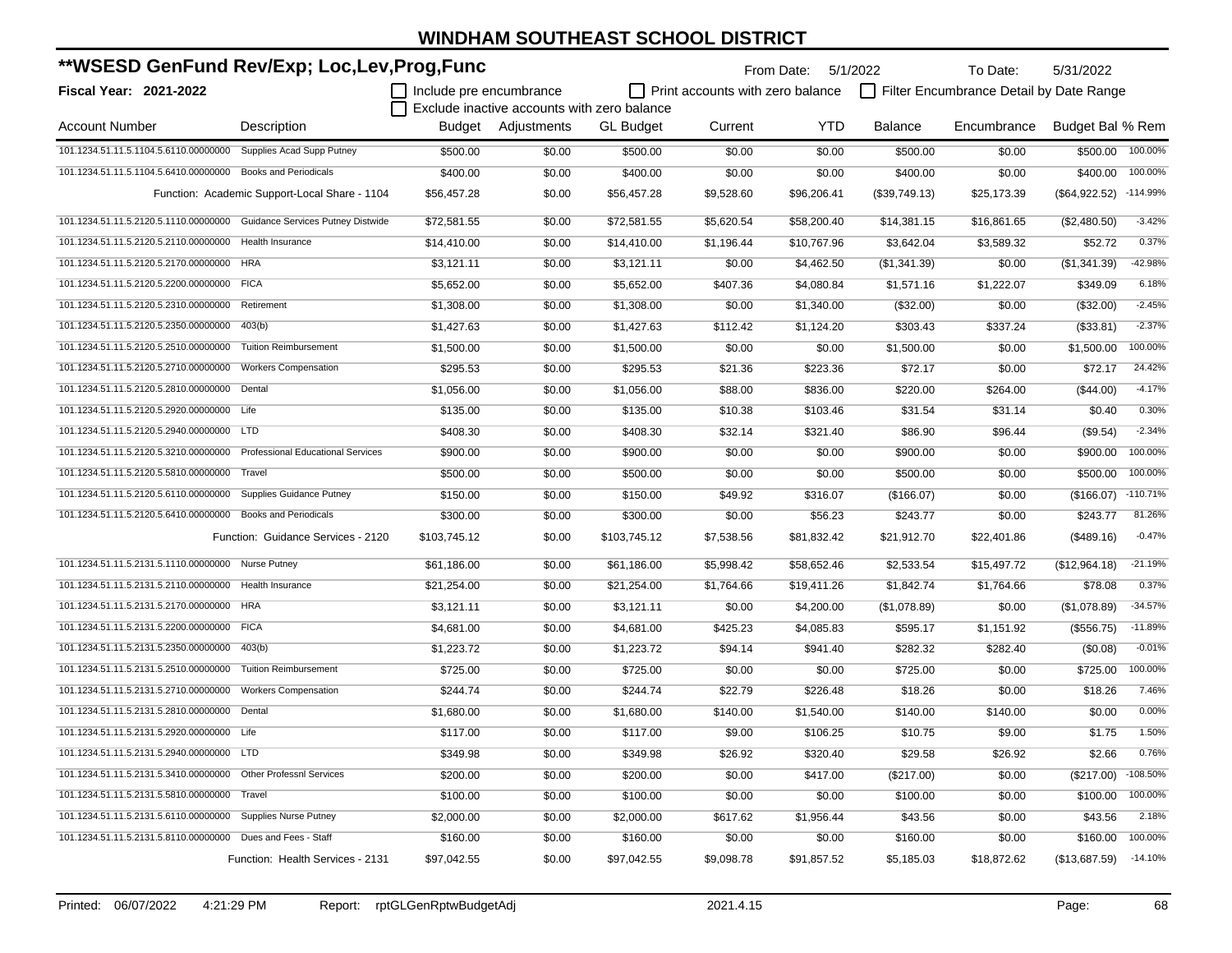# WINDHAM SOUTHEAST SCHOOL DISTRICT

## **WSESD GenFund Rev/Exp; Loc,Lev,Prog,Func

**Fiscal Year: 2021-2022**

From Date: 5/1/2022 To Date: 5/31/2022

☐ Include pre encumbrance ☐ Print accounts with zero balance ☐ Filter Encumbrance Detail by Date Range

☐ Exclude inactive accounts with zero balance

| Account Number | Description | Budget | Adjustments | GL Budget | Current | YTD | Balance | Encumbrance | Budget Bal | % Rem |
|---|---|---|---|---|---|---|---|---|---|---|
| 101.1234.51.11.5.1104.5.6110.00000000 | Supplies Acad Supp Putney | $500.00 | $0.00 | $500.00 | $0.00 | $0.00 | $500.00 | $0.00 | $500.00 | 100.00% |
| 101.1234.51.11.5.1104.5.6410.00000000 | Books and Periodicals | $400.00 | $0.00 | $400.00 | $0.00 | $0.00 | $400.00 | $0.00 | $400.00 | 100.00% |
| | Function: Academic Support-Local Share - 1104 | $56,457.28 | $0.00 | $56,457.28 | $9,528.60 | $96,206.41 | ($39,749.13) | $25,173.39 | ($64,922.52) | -114.99% |
| 101.1234.51.11.5.2120.5.1110.00000000 | Guidance Services Putney Distwide | $72,581.55 | $0.00 | $72,581.55 | $5,620.54 | $58,200.40 | $14,381.15 | $16,861.65 | ($2,480.50) | -3.42% |
| 101.1234.51.11.5.2120.5.2110.00000000 | Health Insurance | $14,410.00 | $0.00 | $14,410.00 | $1,196.44 | $10,767.96 | $3,642.04 | $3,589.32 | $52.72 | 0.37% |
| 101.1234.51.11.5.2120.5.2170.00000000 | HRA | $3,121.11 | $0.00 | $3,121.11 | $0.00 | $4,462.50 | ($1,341.39) | $0.00 | ($1,341.39) | -42.98% |
| 101.1234.51.11.5.2120.5.2200.00000000 | FICA | $5,652.00 | $0.00 | $5,652.00 | $407.36 | $4,080.84 | $1,571.16 | $1,222.07 | $349.09 | 6.18% |
| 101.1234.51.11.5.2120.5.2310.00000000 | Retirement | $1,308.00 | $0.00 | $1,308.00 | $0.00 | $1,340.00 | ($32.00) | $0.00 | ($32.00) | -2.45% |
| 101.1234.51.11.5.2120.5.2350.00000000 | 403(b) | $1,427.63 | $0.00 | $1,427.63 | $112.42 | $1,124.20 | $303.43 | $337.24 | ($33.81) | -2.37% |
| 101.1234.51.11.5.2120.5.2510.00000000 | Tuition Reimbursement | $1,500.00 | $0.00 | $1,500.00 | $0.00 | $0.00 | $1,500.00 | $0.00 | $1,500.00 | 100.00% |
| 101.1234.51.11.5.2120.5.2710.00000000 | Workers Compensation | $295.53 | $0.00 | $295.53 | $21.36 | $223.36 | $72.17 | $0.00 | $72.17 | 24.42% |
| 101.1234.51.11.5.2120.5.2810.00000000 | Dental | $1,056.00 | $0.00 | $1,056.00 | $88.00 | $836.00 | $220.00 | $264.00 | ($44.00) | -4.17% |
| 101.1234.51.11.5.2120.5.2920.00000000 | Life | $135.00 | $0.00 | $135.00 | $10.38 | $103.46 | $31.54 | $31.14 | $0.40 | 0.30% |
| 101.1234.51.11.5.2120.5.2940.00000000 | LTD | $408.30 | $0.00 | $408.30 | $32.14 | $321.40 | $86.90 | $96.44 | ($9.54) | -2.34% |
| 101.1234.51.11.5.2120.5.3210.00000000 | Professional Educational Services | $900.00 | $0.00 | $900.00 | $0.00 | $0.00 | $900.00 | $0.00 | $900.00 | 100.00% |
| 101.1234.51.11.5.2120.5.5810.00000000 | Travel | $500.00 | $0.00 | $500.00 | $0.00 | $0.00 | $500.00 | $0.00 | $500.00 | 100.00% |
| 101.1234.51.11.5.2120.5.6110.00000000 | Supplies Guidance Putney | $150.00 | $0.00 | $150.00 | $49.92 | $316.07 | ($166.07) | $0.00 | ($166.07) | -110.71% |
| 101.1234.51.11.5.2120.5.6410.00000000 | Books and Periodicals | $300.00 | $0.00 | $300.00 | $0.00 | $56.23 | $243.77 | $0.00 | $243.77 | 81.26% |
| | Function: Guidance Services - 2120 | $103,745.12 | $0.00 | $103,745.12 | $7,538.56 | $81,832.42 | $21,912.70 | $22,401.86 | ($489.16) | -0.47% |
| 101.1234.51.11.5.2131.5.1110.00000000 | Nurse Putney | $61,186.00 | $0.00 | $61,186.00 | $5,998.42 | $58,652.46 | $2,533.54 | $15,497.72 | ($12,964.18) | -21.19% |
| 101.1234.51.11.5.2131.5.2110.00000000 | Health Insurance | $21,254.00 | $0.00 | $21,254.00 | $1,764.66 | $19,411.26 | $1,842.74 | $1,764.66 | $78.08 | 0.37% |
| 101.1234.51.11.5.2131.5.2170.00000000 | HRA | $3,121.11 | $0.00 | $3,121.11 | $0.00 | $4,200.00 | ($1,078.89) | $0.00 | ($1,078.89) | -34.57% |
| 101.1234.51.11.5.2131.5.2200.00000000 | FICA | $4,681.00 | $0.00 | $4,681.00 | $425.23 | $4,085.83 | $595.17 | $1,151.92 | ($556.75) | -11.89% |
| 101.1234.51.11.5.2131.5.2350.00000000 | 403(b) | $1,223.72 | $0.00 | $1,223.72 | $94.14 | $941.40 | $282.32 | $282.40 | ($0.08) | -0.01% |
| 101.1234.51.11.5.2131.5.2510.00000000 | Tuition Reimbursement | $725.00 | $0.00 | $725.00 | $0.00 | $0.00 | $725.00 | $0.00 | $725.00 | 100.00% |
| 101.1234.51.11.5.2131.5.2710.00000000 | Workers Compensation | $244.74 | $0.00 | $244.74 | $22.79 | $226.48 | $18.26 | $0.00 | $18.26 | 7.46% |
| 101.1234.51.11.5.2131.5.2810.00000000 | Dental | $1,680.00 | $0.00 | $1,680.00 | $140.00 | $1,540.00 | $140.00 | $140.00 | $0.00 | 0.00% |
| 101.1234.51.11.5.2131.5.2920.00000000 | Life | $117.00 | $0.00 | $117.00 | $9.00 | $106.25 | $10.75 | $9.00 | $1.75 | 1.50% |
| 101.1234.51.11.5.2131.5.2940.00000000 | LTD | $349.98 | $0.00 | $349.98 | $26.92 | $320.40 | $29.58 | $26.92 | $2.66 | 0.76% |
| 101.1234.51.11.5.2131.5.3410.00000000 | Other Professnl Services | $200.00 | $0.00 | $200.00 | $0.00 | $417.00 | ($217.00) | $0.00 | ($217.00) | -108.50% |
| 101.1234.51.11.5.2131.5.5810.00000000 | Travel | $100.00 | $0.00 | $100.00 | $0.00 | $0.00 | $100.00 | $0.00 | $100.00 | 100.00% |
| 101.1234.51.11.5.2131.5.6110.00000000 | Supplies Nurse Putney | $2,000.00 | $0.00 | $2,000.00 | $617.62 | $1,956.44 | $43.56 | $0.00 | $43.56 | 2.18% |
| 101.1234.51.11.5.2131.5.8110.00000000 | Dues and Fees - Staff | $160.00 | $0.00 | $160.00 | $0.00 | $0.00 | $160.00 | $0.00 | $160.00 | 100.00% |
| | Function: Health Services - 2131 | $97,042.55 | $0.00 | $97,042.55 | $9,098.78 | $91,857.52 | $5,185.03 | $18,872.62 | ($13,687.59) | -14.10% |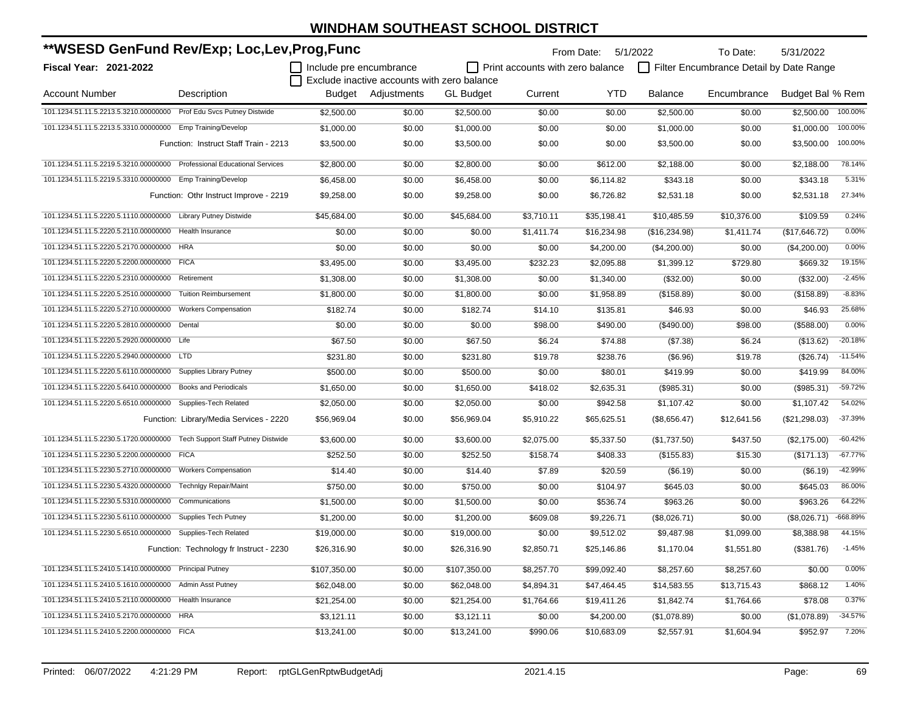# WINDHAM SOUTHEAST SCHOOL DISTRICT

## **WSESD GenFund Rev/Exp; Loc,Lev,Prog,Func

**Fiscal Year: 2021-2022**

From Date: 5/1/2022 To Date: 5/31/2022

☐ Include pre encumbrance ☐ Print accounts with zero balance ☐ Filter Encumbrance Detail by Date Range
☐ Exclude inactive accounts with zero balance

| Account Number | Description | Budget | Adjustments | GL Budget | Current | YTD | Balance | Encumbrance | Budget Bal | % Rem |
|---|---|---|---|---|---|---|---|---|---|---|
| 101.1234.51.11.5.2213.5.3210.00000000 | Prof Edu Svcs Putney Distwide | $2,500.00 | $0.00 | $2,500.00 | $0.00 | $0.00 | $2,500.00 | $0.00 | $2,500.00 | 100.00% |
| 101.1234.51.11.5.2213.5.3310.00000000 | Emp Training/Develop | $1,000.00 | $0.00 | $1,000.00 | $0.00 | $0.00 | $1,000.00 | $0.00 | $1,000.00 | 100.00% |
| | Function: Instruct Staff Train - 2213 | $3,500.00 | $0.00 | $3,500.00 | $0.00 | $0.00 | $3,500.00 | $0.00 | $3,500.00 | 100.00% |
| 101.1234.51.11.5.2219.5.3210.00000000 | Professional Educational Services | $2,800.00 | $0.00 | $2,800.00 | $0.00 | $612.00 | $2,188.00 | $0.00 | $2,188.00 | 78.14% |
| 101.1234.51.11.5.2219.5.3310.00000000 | Emp Training/Develop | $6,458.00 | $0.00 | $6,458.00 | $0.00 | $6,114.82 | $343.18 | $0.00 | $343.18 | 5.31% |
| | Function: Othr Instruct Improve - 2219 | $9,258.00 | $0.00 | $9,258.00 | $0.00 | $6,726.82 | $2,531.18 | $0.00 | $2,531.18 | 27.34% |
| 101.1234.51.11.5.2220.5.1110.00000000 | Library Putney Distwide | $45,684.00 | $0.00 | $45,684.00 | $3,710.11 | $35,198.41 | $10,485.59 | $10,376.00 | $109.59 | 0.24% |
| 101.1234.51.11.5.2220.5.2110.00000000 | Health Insurance | $0.00 | $0.00 | $0.00 | $1,411.74 | $16,234.98 | ($16,234.98) | $1,411.74 | ($17,646.72) | 0.00% |
| 101.1234.51.11.5.2220.5.2170.00000000 | HRA | $0.00 | $0.00 | $0.00 | $0.00 | $4,200.00 | ($4,200.00) | $0.00 | ($4,200.00) | 0.00% |
| 101.1234.51.11.5.2220.5.2200.00000000 | FICA | $3,495.00 | $0.00 | $3,495.00 | $232.23 | $2,095.88 | $1,399.12 | $729.80 | $669.32 | 19.15% |
| 101.1234.51.11.5.2220.5.2310.00000000 | Retirement | $1,308.00 | $0.00 | $1,308.00 | $0.00 | $1,340.00 | ($32.00) | $0.00 | ($32.00) | -2.45% |
| 101.1234.51.11.5.2220.5.2510.00000000 | Tuition Reimbursement | $1,800.00 | $0.00 | $1,800.00 | $0.00 | $1,958.89 | ($158.89) | $0.00 | ($158.89) | -8.83% |
| 101.1234.51.11.5.2220.5.2710.00000000 | Workers Compensation | $182.74 | $0.00 | $182.74 | $14.10 | $135.81 | $46.93 | $0.00 | $46.93 | 25.68% |
| 101.1234.51.11.5.2220.5.2810.00000000 | Dental | $0.00 | $0.00 | $0.00 | $98.00 | $490.00 | ($490.00) | $98.00 | ($588.00) | 0.00% |
| 101.1234.51.11.5.2220.5.2920.00000000 | Life | $67.50 | $0.00 | $67.50 | $6.24 | $74.88 | ($7.38) | $6.24 | ($13.62) | -20.18% |
| 101.1234.51.11.5.2220.5.2940.00000000 | LTD | $231.80 | $0.00 | $231.80 | $19.78 | $238.76 | ($6.96) | $19.78 | ($26.74) | -11.54% |
| 101.1234.51.11.5.2220.5.6110.00000000 | Supplies Library Putney | $500.00 | $0.00 | $500.00 | $0.00 | $80.01 | $419.99 | $0.00 | $419.99 | 84.00% |
| 101.1234.51.11.5.2220.5.6410.00000000 | Books and Periodicals | $1,650.00 | $0.00 | $1,650.00 | $418.02 | $2,635.31 | ($985.31) | $0.00 | ($985.31) | -59.72% |
| 101.1234.51.11.5.2220.5.6510.00000000 | Supplies-Tech Related | $2,050.00 | $0.00 | $2,050.00 | $0.00 | $942.58 | $1,107.42 | $0.00 | $1,107.42 | 54.02% |
| | Function: Library/Media Services - 2220 | $56,969.04 | $0.00 | $56,969.04 | $5,910.22 | $65,625.51 | ($8,656.47) | $12,641.56 | ($21,298.03) | -37.39% |
| 101.1234.51.11.5.2230.5.1720.00000000 | Tech Support Staff Putney Distwide | $3,600.00 | $0.00 | $3,600.00 | $2,075.00 | $5,337.50 | ($1,737.50) | $437.50 | ($2,175.00) | -60.42% |
| 101.1234.51.11.5.2230.5.2200.00000000 | FICA | $252.50 | $0.00 | $252.50 | $158.74 | $408.33 | ($155.83) | $15.30 | ($171.13) | -67.77% |
| 101.1234.51.11.5.2230.5.2710.00000000 | Workers Compensation | $14.40 | $0.00 | $14.40 | $7.89 | $20.59 | ($6.19) | $0.00 | ($6.19) | -42.99% |
| 101.1234.51.11.5.2230.5.4320.00000000 | Technlgy Repair/Maint | $750.00 | $0.00 | $750.00 | $0.00 | $104.97 | $645.03 | $0.00 | $645.03 | 86.00% |
| 101.1234.51.11.5.2230.5.5310.00000000 | Communications | $1,500.00 | $0.00 | $1,500.00 | $0.00 | $536.74 | $963.26 | $0.00 | $963.26 | 64.22% |
| 101.1234.51.11.5.2230.5.6110.00000000 | Supplies Tech Putney | $1,200.00 | $0.00 | $1,200.00 | $609.08 | $9,226.71 | ($8,026.71) | $0.00 | ($8,026.71) | -668.89% |
| 101.1234.51.11.5.2230.5.6510.00000000 | Supplies-Tech Related | $19,000.00 | $0.00 | $19,000.00 | $0.00 | $9,512.02 | $9,487.98 | $1,099.00 | $8,388.98 | 44.15% |
| | Function: Technology fr Instruct - 2230 | $26,316.90 | $0.00 | $26,316.90 | $2,850.71 | $25,146.86 | $1,170.04 | $1,551.80 | ($381.76) | -1.45% |
| 101.1234.51.11.5.2410.5.1410.00000000 | Principal Putney | $107,350.00 | $0.00 | $107,350.00 | $8,257.70 | $99,092.40 | $8,257.60 | $8,257.60 | $0.00 | 0.00% |
| 101.1234.51.11.5.2410.5.1610.00000000 | Admin Asst Putney | $62,048.00 | $0.00 | $62,048.00 | $4,894.31 | $47,464.45 | $14,583.55 | $13,715.43 | $868.12 | 1.40% |
| 101.1234.51.11.5.2410.5.2110.00000000 | Health Insurance | $21,254.00 | $0.00 | $21,254.00 | $1,764.66 | $19,411.26 | $1,842.74 | $1,764.66 | $78.08 | 0.37% |
| 101.1234.51.11.5.2410.5.2170.00000000 | HRA | $3,121.11 | $0.00 | $3,121.11 | $0.00 | $4,200.00 | ($1,078.89) | $0.00 | ($1,078.89) | -34.57% |
| 101.1234.51.11.5.2410.5.2200.00000000 | FICA | $13,241.00 | $0.00 | $13,241.00 | $990.06 | $10,683.09 | $2,557.91 | $1,604.94 | $952.97 | 7.20% |

Printed: 06/07/2022 4:21:29 PM Report: rptGLGenRptwBudgetAdj 2021.4.15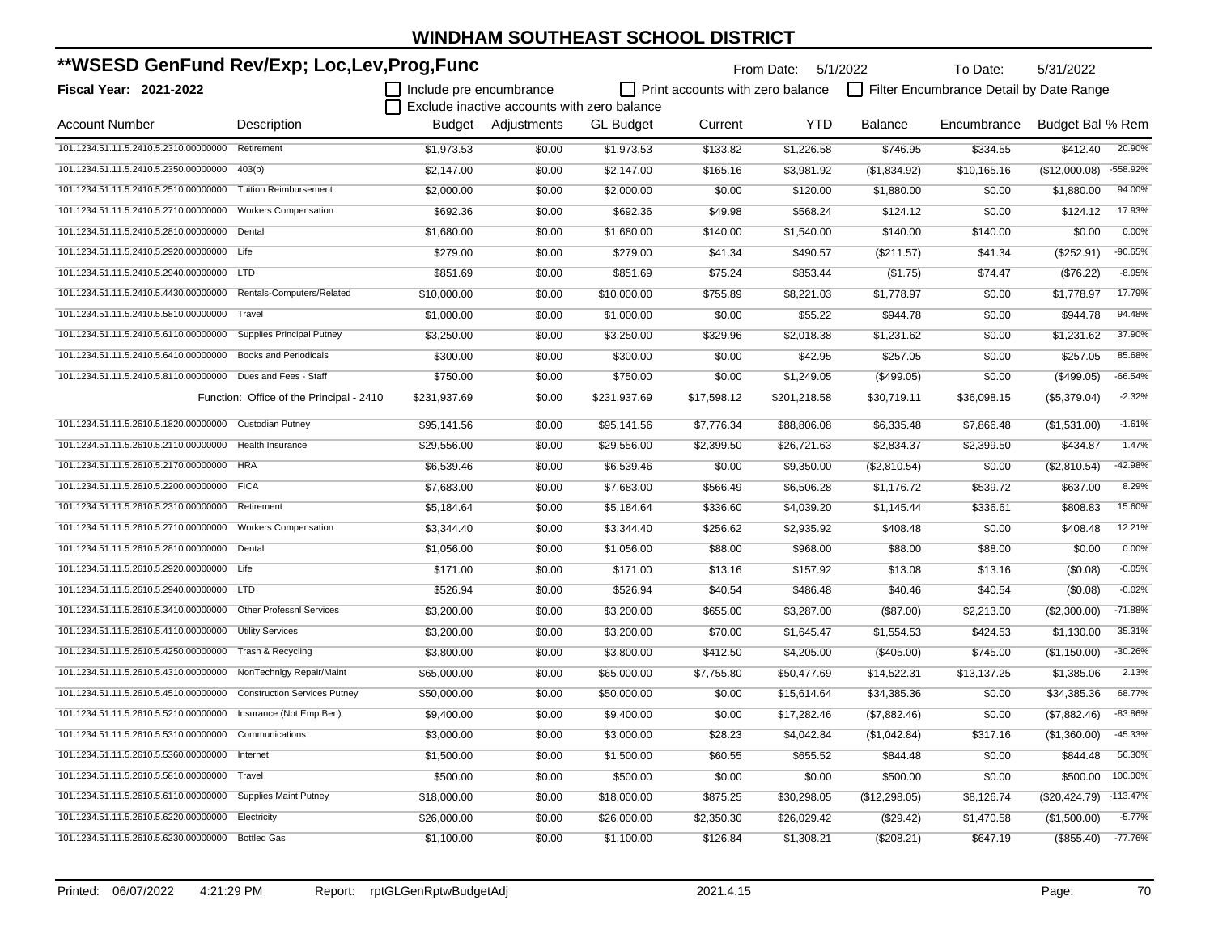# WINDHAM SOUTHEAST SCHOOL DISTRICT

## **WSESD GenFund Rev/Exp; Loc,Lev,Prog,Func

**Fiscal Year: 2021-2022**

From Date: 5/1/2022 To Date: 5/31/2022

☐ Include pre encumbrance ☐ Print accounts with zero balance ☐ Filter Encumbrance Detail by Date Range

☐ Exclude inactive accounts with zero balance

| Account Number | Description | Budget | Adjustments | GL Budget | Current | YTD | Balance | Encumbrance | Budget Bal | % Rem |
|---|---|---|---|---|---|---|---|---|---|---|
| 101.1234.51.11.5.2410.5.2310.00000000 | Retirement | $1,973.53 | $0.00 | $1,973.53 | $133.82 | $1,226.58 | $746.95 | $334.55 | $412.40 | 20.90% |
| 101.1234.51.11.5.2410.5.2350.00000000 | 403(b) | $2,147.00 | $0.00 | $2,147.00 | $165.16 | $3,981.92 | ($1,834.92) | $10,165.16 | ($12,000.08) | -558.92% |
| 101.1234.51.11.5.2410.5.2510.00000000 | Tuition Reimbursement | $2,000.00 | $0.00 | $2,000.00 | $0.00 | $120.00 | $1,880.00 | $0.00 | $1,880.00 | 94.00% |
| 101.1234.51.11.5.2410.5.2710.00000000 | Workers Compensation | $692.36 | $0.00 | $692.36 | $49.98 | $568.24 | $124.12 | $0.00 | $124.12 | 17.93% |
| 101.1234.51.11.5.2410.5.2810.00000000 | Dental | $1,680.00 | $0.00 | $1,680.00 | $140.00 | $1,540.00 | $140.00 | $140.00 | $0.00 | 0.00% |
| 101.1234.51.11.5.2410.5.2920.00000000 | Life | $279.00 | $0.00 | $279.00 | $41.34 | $490.57 | ($211.57) | $41.34 | ($252.91) | -90.65% |
| 101.1234.51.11.5.2410.5.2940.00000000 | LTD | $851.69 | $0.00 | $851.69 | $75.24 | $853.44 | ($1.75) | $74.47 | ($76.22) | -8.95% |
| 101.1234.51.11.5.2410.5.4430.00000000 | Rentals-Computers/Related | $10,000.00 | $0.00 | $10,000.00 | $755.89 | $8,221.03 | $1,778.97 | $0.00 | $1,778.97 | 17.79% |
| 101.1234.51.11.5.2410.5.5810.00000000 | Travel | $1,000.00 | $0.00 | $1,000.00 | $0.00 | $55.22 | $944.78 | $0.00 | $944.78 | 94.48% |
| 101.1234.51.11.5.2410.5.6110.00000000 | Supplies Principal Putney | $3,250.00 | $0.00 | $3,250.00 | $329.96 | $2,018.38 | $1,231.62 | $0.00 | $1,231.62 | 37.90% |
| 101.1234.51.11.5.2410.5.6410.00000000 | Books and Periodicals | $300.00 | $0.00 | $300.00 | $0.00 | $42.95 | $257.05 | $0.00 | $257.05 | 85.68% |
| 101.1234.51.11.5.2410.5.8110.00000000 | Dues and Fees - Staff | $750.00 | $0.00 | $750.00 | $0.00 | $1,249.05 | ($499.05) | $0.00 | ($499.05) | -66.54% |
| | Function: Office of the Principal - 2410 | $231,937.69 | $0.00 | $231,937.69 | $17,598.12 | $201,218.58 | $30,719.11 | $36,098.15 | ($5,379.04) | -2.32% |
| 101.1234.51.11.5.2610.5.1820.00000000 | Custodian Putney | $95,141.56 | $0.00 | $95,141.56 | $7,776.34 | $88,806.08 | $6,335.48 | $7,866.48 | ($1,531.00) | -1.61% |
| 101.1234.51.11.5.2610.5.2110.00000000 | Health Insurance | $29,556.00 | $0.00 | $29,556.00 | $2,399.50 | $26,721.63 | $2,834.37 | $2,399.50 | $434.87 | 1.47% |
| 101.1234.51.11.5.2610.5.2170.00000000 | HRA | $6,539.46 | $0.00 | $6,539.46 | $0.00 | $9,350.00 | ($2,810.54) | $0.00 | ($2,810.54) | -42.98% |
| 101.1234.51.11.5.2610.5.2200.00000000 | FICA | $7,683.00 | $0.00 | $7,683.00 | $566.49 | $6,506.28 | $1,176.72 | $539.72 | $637.00 | 8.29% |
| 101.1234.51.11.5.2610.5.2310.00000000 | Retirement | $5,184.64 | $0.00 | $5,184.64 | $336.60 | $4,039.20 | $1,145.44 | $336.61 | $808.83 | 15.60% |
| 101.1234.51.11.5.2610.5.2710.00000000 | Workers Compensation | $3,344.40 | $0.00 | $3,344.40 | $256.62 | $2,935.92 | $408.48 | $0.00 | $408.48 | 12.21% |
| 101.1234.51.11.5.2610.5.2810.00000000 | Dental | $1,056.00 | $0.00 | $1,056.00 | $88.00 | $968.00 | $88.00 | $88.00 | $0.00 | 0.00% |
| 101.1234.51.11.5.2610.5.2920.00000000 | Life | $171.00 | $0.00 | $171.00 | $13.16 | $157.92 | $13.08 | $13.16 | ($0.08) | -0.05% |
| 101.1234.51.11.5.2610.5.2940.00000000 | LTD | $526.94 | $0.00 | $526.94 | $40.54 | $486.48 | $40.46 | $40.54 | ($0.08) | -0.02% |
| 101.1234.51.11.5.2610.5.3410.00000000 | Other Professnl Services | $3,200.00 | $0.00 | $3,200.00 | $655.00 | $3,287.00 | ($87.00) | $2,213.00 | ($2,300.00) | -71.88% |
| 101.1234.51.11.5.2610.5.4110.00000000 | Utility Services | $3,200.00 | $0.00 | $3,200.00 | $70.00 | $1,645.47 | $1,554.53 | $424.53 | $1,130.00 | 35.31% |
| 101.1234.51.11.5.2610.5.4250.00000000 | Trash & Recycling | $3,800.00 | $0.00 | $3,800.00 | $412.50 | $4,205.00 | ($405.00) | $745.00 | ($1,150.00) | -30.26% |
| 101.1234.51.11.5.2610.5.4310.00000000 | NonTechnlgy Repair/Maint | $65,000.00 | $0.00 | $65,000.00 | $7,755.80 | $50,477.69 | $14,522.31 | $13,137.25 | $1,385.06 | 2.13% |
| 101.1234.51.11.5.2610.5.4510.00000000 | Construction Services Putney | $50,000.00 | $0.00 | $50,000.00 | $0.00 | $15,614.64 | $34,385.36 | $0.00 | $34,385.36 | 68.77% |
| 101.1234.51.11.5.2610.5.5210.00000000 | Insurance (Not Emp Ben) | $9,400.00 | $0.00 | $9,400.00 | $0.00 | $17,282.46 | ($7,882.46) | $0.00 | ($7,882.46) | -83.86% |
| 101.1234.51.11.5.2610.5.5310.00000000 | Communications | $3,000.00 | $0.00 | $3,000.00 | $28.23 | $4,042.84 | ($1,042.84) | $317.16 | ($1,360.00) | -45.33% |
| 101.1234.51.11.5.2610.5.5360.00000000 | Internet | $1,500.00 | $0.00 | $1,500.00 | $60.55 | $655.52 | $844.48 | $0.00 | $844.48 | 56.30% |
| 101.1234.51.11.5.2610.5.5810.00000000 | Travel | $500.00 | $0.00 | $500.00 | $0.00 | $0.00 | $500.00 | $0.00 | $500.00 | 100.00% |
| 101.1234.51.11.5.2610.5.6110.00000000 | Supplies Maint Putney | $18,000.00 | $0.00 | $18,000.00 | $875.25 | $30,298.05 | ($12,298.05) | $8,126.74 | ($20,424.79) | -113.47% |
| 101.1234.51.11.5.2610.5.6220.00000000 | Electricity | $26,000.00 | $0.00 | $26,000.00 | $2,350.30 | $26,029.42 | ($29.42) | $1,470.58 | ($1,500.00) | -5.77% |
| 101.1234.51.11.5.2610.5.6230.00000000 | Bottled Gas | $1,100.00 | $0.00 | $1,100.00 | $126.84 | $1,308.21 | ($208.21) | $647.19 | ($855.40) | -77.76% |

Printed: 06/07/2022 4:21:29 PM Report: rptGLGenRptwBudgetAdj 2021.4.15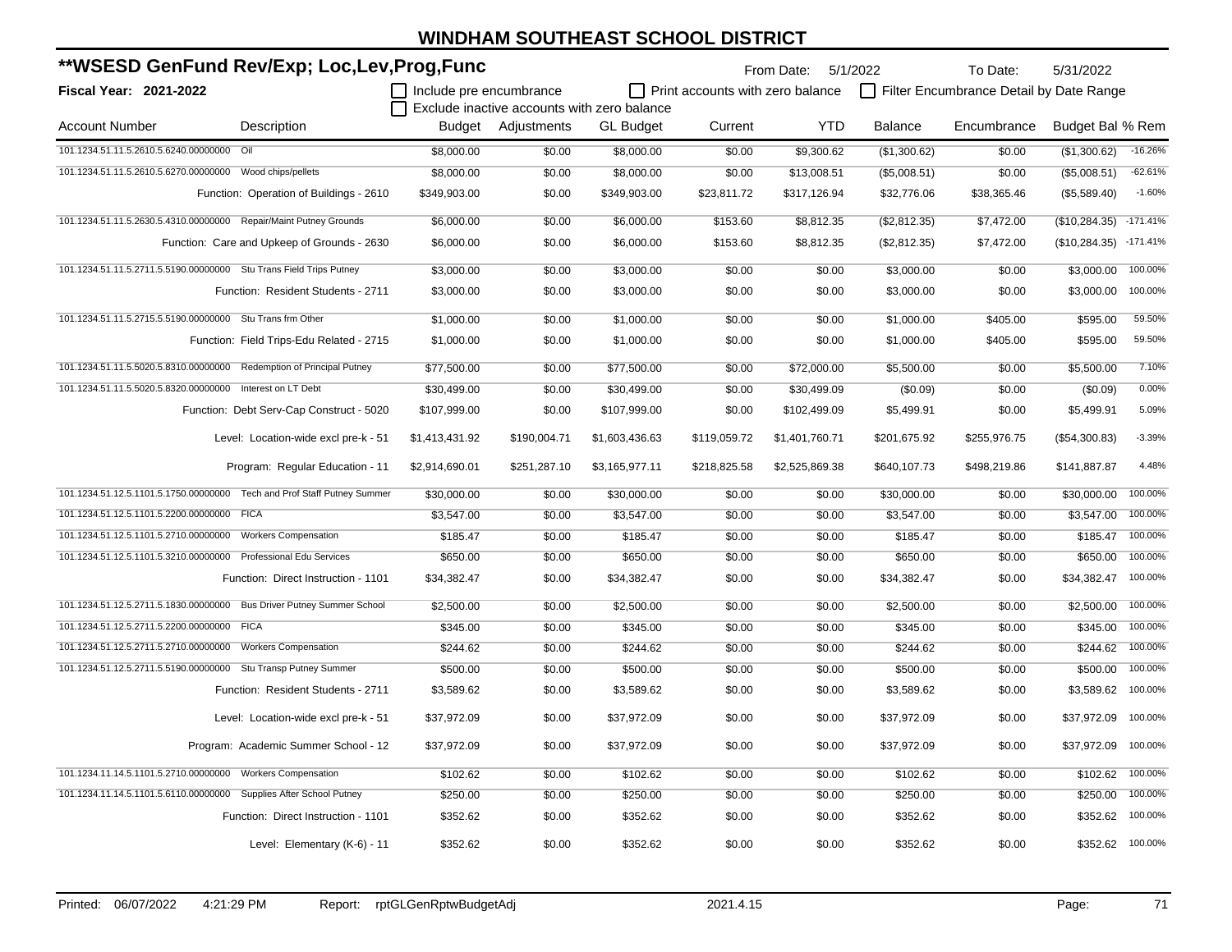# WINDHAM SOUTHEAST SCHOOL DISTRICT

## **WSESD GenFund Rev/Exp; Loc,Lev,Prog,Func

**Fiscal Year: 2021-2022**

From Date: 5/1/2022 To Date: 5/31/2022

- [ ] Include pre encumbrance
- [ ] Exclude inactive accounts with zero balance
- [ ] Print accounts with zero balance
- [ ] Filter Encumbrance Detail by Date Range

| Account Number | Description | Budget | Adjustments | GL Budget | Current | YTD | Balance | Encumbrance | Budget Bal | % Rem |
|---|---|---|---|---|---|---|---|---|---|---|
| 101.1234.51.11.5.2610.5.6240.00000000 | Oil | $8,000.00 | $0.00 | $8,000.00 | $0.00 | $9,300.62 | ($1,300.62) | $0.00 | ($1,300.62) | -16.26% |
| 101.1234.51.11.5.2610.5.6270.00000000 | Wood chips/pellets | $8,000.00 | $0.00 | $8,000.00 | $0.00 | $13,008.51 | ($5,008.51) | $0.00 | ($5,008.51) | -62.61% |
| | Function: Operation of Buildings - 2610 | $349,903.00 | $0.00 | $349,903.00 | $23,811.72 | $317,126.94 | $32,776.06 | $38,365.46 | ($5,589.40) | -1.60% |
| 101.1234.51.11.5.2630.5.4310.00000000 | Repair/Maint Putney Grounds | $6,000.00 | $0.00 | $6,000.00 | $153.60 | $8,812.35 | ($2,812.35) | $7,472.00 | ($10,284.35) | -171.41% |
| | Function: Care and Upkeep of Grounds - 2630 | $6,000.00 | $0.00 | $6,000.00 | $153.60 | $8,812.35 | ($2,812.35) | $7,472.00 | ($10,284.35) | -171.41% |
| 101.1234.51.11.5.2711.5.5190.00000000 | Stu Trans Field Trips Putney | $3,000.00 | $0.00 | $3,000.00 | $0.00 | $0.00 | $3,000.00 | $0.00 | $3,000.00 | 100.00% |
| | Function: Resident Students - 2711 | $3,000.00 | $0.00 | $3,000.00 | $0.00 | $0.00 | $3,000.00 | $0.00 | $3,000.00 | 100.00% |
| 101.1234.51.11.5.2715.5.5190.00000000 | Stu Trans frm Other | $1,000.00 | $0.00 | $1,000.00 | $0.00 | $0.00 | $1,000.00 | $405.00 | $595.00 | 59.50% |
| | Function: Field Trips-Edu Related - 2715 | $1,000.00 | $0.00 | $1,000.00 | $0.00 | $0.00 | $1,000.00 | $405.00 | $595.00 | 59.50% |
| 101.1234.51.11.5.5020.5.8310.00000000 | Redemption of Principal Putney | $77,500.00 | $0.00 | $77,500.00 | $0.00 | $72,000.00 | $5,500.00 | $0.00 | $5,500.00 | 7.10% |
| 101.1234.51.11.5.5020.5.8320.00000000 | Interest on LT Debt | $30,499.00 | $0.00 | $30,499.00 | $0.00 | $30,499.09 | ($0.09) | $0.00 | ($0.09) | 0.00% |
| | Function: Debt Serv-Cap Construct - 5020 | $107,999.00 | $0.00 | $107,999.00 | $0.00 | $102,499.09 | $5,499.91 | $0.00 | $5,499.91 | 5.09% |
| | Level: Location-wide excl pre-k - 51 | $1,413,431.92 | $190,004.71 | $1,603,436.63 | $119,059.72 | $1,401,760.71 | $201,675.92 | $255,976.75 | ($54,300.83) | -3.39% |
| | Program: Regular Education - 11 | $2,914,690.01 | $251,287.10 | $3,165,977.11 | $218,825.58 | $2,525,869.38 | $640,107.73 | $498,219.86 | $141,887.87 | 4.48% |
| 101.1234.51.12.5.1101.5.1750.00000000 | Tech and Prof Staff Putney Summer | $30,000.00 | $0.00 | $30,000.00 | $0.00 | $0.00 | $30,000.00 | $0.00 | $30,000.00 | 100.00% |
| 101.1234.51.12.5.1101.5.2200.00000000 | FICA | $3,547.00 | $0.00 | $3,547.00 | $0.00 | $0.00 | $3,547.00 | $0.00 | $3,547.00 | 100.00% |
| 101.1234.51.12.5.1101.5.2710.00000000 | Workers Compensation | $185.47 | $0.00 | $185.47 | $0.00 | $0.00 | $185.47 | $0.00 | $185.47 | 100.00% |
| 101.1234.51.12.5.1101.5.3210.00000000 | Professional Edu Services | $650.00 | $0.00 | $650.00 | $0.00 | $0.00 | $650.00 | $0.00 | $650.00 | 100.00% |
| | Function: Direct Instruction - 1101 | $34,382.47 | $0.00 | $34,382.47 | $0.00 | $0.00 | $34,382.47 | $0.00 | $34,382.47 | 100.00% |
| 101.1234.51.12.5.2711.5.1830.00000000 | Bus Driver Putney Summer School | $2,500.00 | $0.00 | $2,500.00 | $0.00 | $0.00 | $2,500.00 | $0.00 | $2,500.00 | 100.00% |
| 101.1234.51.12.5.2711.5.2200.00000000 | FICA | $345.00 | $0.00 | $345.00 | $0.00 | $0.00 | $345.00 | $0.00 | $345.00 | 100.00% |
| 101.1234.51.12.5.2711.5.2710.00000000 | Workers Compensation | $244.62 | $0.00 | $244.62 | $0.00 | $0.00 | $244.62 | $0.00 | $244.62 | 100.00% |
| 101.1234.51.12.5.2711.5.5190.00000000 | Stu Transp Putney Summer | $500.00 | $0.00 | $500.00 | $0.00 | $0.00 | $500.00 | $0.00 | $500.00 | 100.00% |
| | Function: Resident Students - 2711 | $3,589.62 | $0.00 | $3,589.62 | $0.00 | $0.00 | $3,589.62 | $0.00 | $3,589.62 | 100.00% |
| | Level: Location-wide excl pre-k - 51 | $37,972.09 | $0.00 | $37,972.09 | $0.00 | $0.00 | $37,972.09 | $0.00 | $37,972.09 | 100.00% |
| | Program: Academic Summer School - 12 | $37,972.09 | $0.00 | $37,972.09 | $0.00 | $0.00 | $37,972.09 | $0.00 | $37,972.09 | 100.00% |
| 101.1234.11.14.5.1101.5.2710.00000000 | Workers Compensation | $102.62 | $0.00 | $102.62 | $0.00 | $0.00 | $102.62 | $0.00 | $102.62 | 100.00% |
| 101.1234.11.14.5.1101.5.6110.00000000 | Supplies After School Putney | $250.00 | $0.00 | $250.00 | $0.00 | $0.00 | $250.00 | $0.00 | $250.00 | 100.00% |
| | Function: Direct Instruction - 1101 | $352.62 | $0.00 | $352.62 | $0.00 | $0.00 | $352.62 | $0.00 | $352.62 | 100.00% |
| | Level: Elementary (K-6) - 11 | $352.62 | $0.00 | $352.62 | $0.00 | $0.00 | $352.62 | $0.00 | $352.62 | 100.00% |

Printed: 06/07/2022 4:21:29 PM Report: rptGLGenRptwBudgetAdj 2021.4.15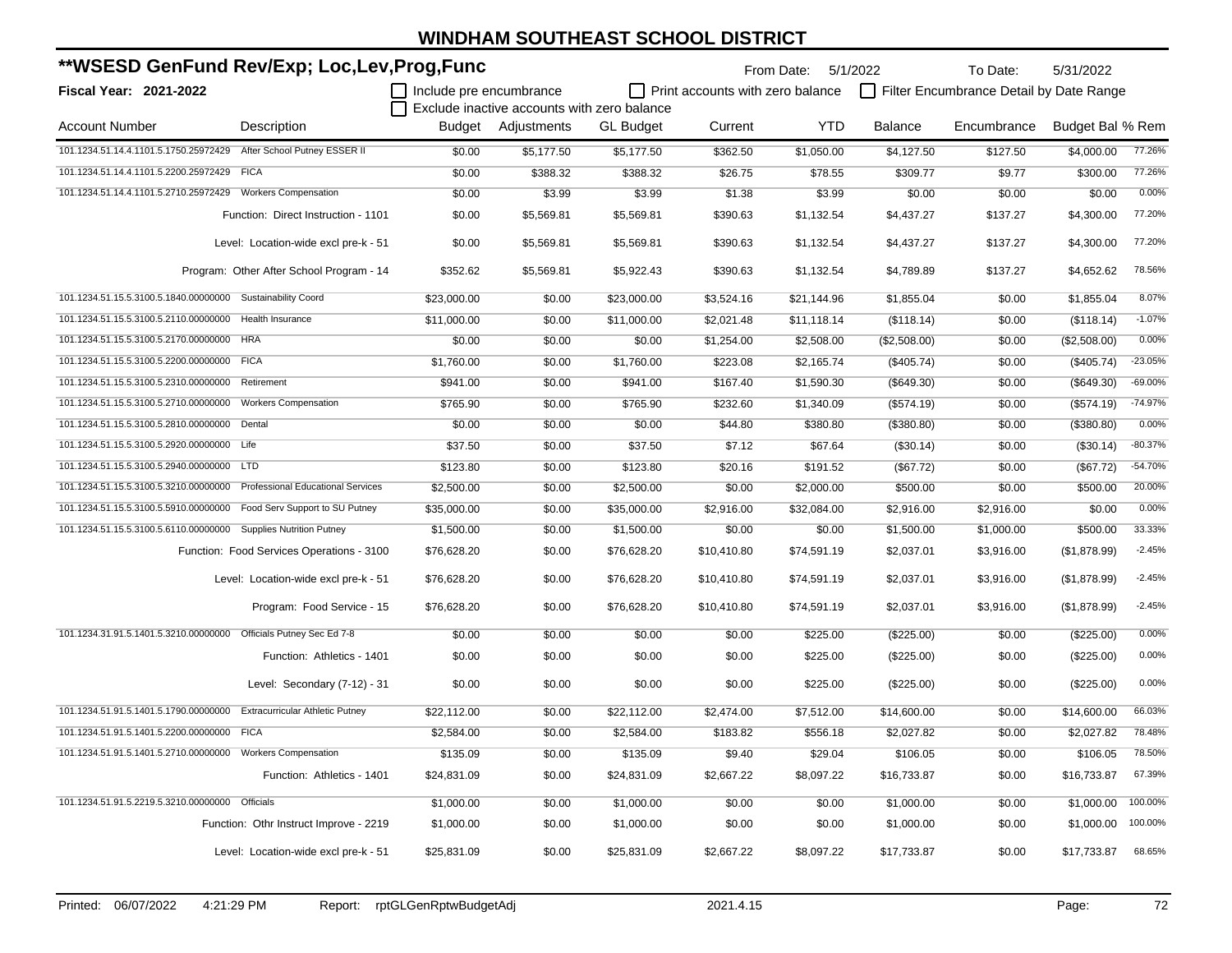# WINDHAM SOUTHEAST SCHOOL DISTRICT

## **WSESD GenFund Rev/Exp; Loc,Lev,Prog,Func

**Fiscal Year: 2021-2022**

From Date: 5/1/2022 To Date: 5/31/2022

☐ Include pre encumbrance ☐ Print accounts with zero balance ☐ Filter Encumbrance Detail by Date Range

☐ Exclude inactive accounts with zero balance

| Account Number | Description | Budget | Adjustments | GL Budget | Current | YTD | Balance | Encumbrance | Budget Bal | % Rem |
|---|---|---|---|---|---|---|---|---|---|---|
| 101.1234.51.14.4.1101.5.1750.25972429 | After School Putney ESSER II | $0.00 | $5,177.50 | $5,177.50 | $362.50 | $1,050.00 | $4,127.50 | $127.50 | $4,000.00 | 77.26% |
| 101.1234.51.14.4.1101.5.2200.25972429 | FICA | $0.00 | $388.32 | $388.32 | $26.75 | $78.55 | $309.77 | $9.77 | $300.00 | 77.26% |
| 101.1234.51.14.4.1101.5.2710.25972429 | Workers Compensation | $0.00 | $3.99 | $3.99 | $1.38 | $3.99 | $0.00 | $0.00 | $0.00 | 0.00% |
| | Function: Direct Instruction - 1101 | $0.00 | $5,569.81 | $5,569.81 | $390.63 | $1,132.54 | $4,437.27 | $137.27 | $4,300.00 | 77.20% |
| | Level: Location-wide excl pre-k - 51 | $0.00 | $5,569.81 | $5,569.81 | $390.63 | $1,132.54 | $4,437.27 | $137.27 | $4,300.00 | 77.20% |
| | Program: Other After School Program - 14 | $352.62 | $5,569.81 | $5,922.43 | $390.63 | $1,132.54 | $4,789.89 | $137.27 | $4,652.62 | 78.56% |
| 101.1234.51.15.5.3100.5.1840.00000000 | Sustainability Coord | $23,000.00 | $0.00 | $23,000.00 | $3,524.16 | $21,144.96 | $1,855.04 | $0.00 | $1,855.04 | 8.07% |
| 101.1234.51.15.5.3100.5.2110.00000000 | Health Insurance | $11,000.00 | $0.00 | $11,000.00 | $2,021.48 | $11,118.14 | ($118.14) | $0.00 | ($118.14) | -1.07% |
| 101.1234.51.15.5.3100.5.2170.00000000 | HRA | $0.00 | $0.00 | $0.00 | $1,254.00 | $2,508.00 | ($2,508.00) | $0.00 | ($2,508.00) | 0.00% |
| 101.1234.51.15.5.3100.5.2200.00000000 | FICA | $1,760.00 | $0.00 | $1,760.00 | $223.08 | $2,165.74 | ($405.74) | $0.00 | ($405.74) | -23.05% |
| 101.1234.51.15.5.3100.5.2310.00000000 | Retirement | $941.00 | $0.00 | $941.00 | $167.40 | $1,590.30 | ($649.30) | $0.00 | ($649.30) | -69.00% |
| 101.1234.51.15.5.3100.5.2710.00000000 | Workers Compensation | $765.90 | $0.00 | $765.90 | $232.60 | $1,340.09 | ($574.19) | $0.00 | ($574.19) | -74.97% |
| 101.1234.51.15.5.3100.5.2810.00000000 | Dental | $0.00 | $0.00 | $0.00 | $44.80 | $380.80 | ($380.80) | $0.00 | ($380.80) | 0.00% |
| 101.1234.51.15.5.3100.5.2920.00000000 | Life | $37.50 | $0.00 | $37.50 | $7.12 | $67.64 | ($30.14) | $0.00 | ($30.14) | -80.37% |
| 101.1234.51.15.5.3100.5.2940.00000000 | LTD | $123.80 | $0.00 | $123.80 | $20.16 | $191.52 | ($67.72) | $0.00 | ($67.72) | -54.70% |
| 101.1234.51.15.5.3100.5.3210.00000000 | Professional Educational Services | $2,500.00 | $0.00 | $2,500.00 | $0.00 | $2,000.00 | $500.00 | $0.00 | $500.00 | 20.00% |
| 101.1234.51.15.5.3100.5.5910.00000000 | Food Serv Support to SU Putney | $35,000.00 | $0.00 | $35,000.00 | $2,916.00 | $32,084.00 | $2,916.00 | $2,916.00 | $0.00 | 0.00% |
| 101.1234.51.15.5.3100.5.6110.00000000 | Supplies Nutrition Putney | $1,500.00 | $0.00 | $1,500.00 | $0.00 | $0.00 | $1,500.00 | $1,000.00 | $500.00 | 33.33% |
| | Function: Food Services Operations - 3100 | $76,628.20 | $0.00 | $76,628.20 | $10,410.80 | $74,591.19 | $2,037.01 | $3,916.00 | ($1,878.99) | -2.45% |
| | Level: Location-wide excl pre-k - 51 | $76,628.20 | $0.00 | $76,628.20 | $10,410.80 | $74,591.19 | $2,037.01 | $3,916.00 | ($1,878.99) | -2.45% |
| | Program: Food Service - 15 | $76,628.20 | $0.00 | $76,628.20 | $10,410.80 | $74,591.19 | $2,037.01 | $3,916.00 | ($1,878.99) | -2.45% |
| 101.1234.31.91.5.1401.5.3210.00000000 | Officials Putney Sec Ed 7-8 | $0.00 | $0.00 | $0.00 | $0.00 | $225.00 | ($225.00) | $0.00 | ($225.00) | 0.00% |
| | Function: Athletics - 1401 | $0.00 | $0.00 | $0.00 | $0.00 | $225.00 | ($225.00) | $0.00 | ($225.00) | 0.00% |
| | Level: Secondary (7-12) - 31 | $0.00 | $0.00 | $0.00 | $0.00 | $225.00 | ($225.00) | $0.00 | ($225.00) | 0.00% |
| 101.1234.51.91.5.1401.5.1790.00000000 | Extracurricular Athletic Putney | $22,112.00 | $0.00 | $22,112.00 | $2,474.00 | $7,512.00 | $14,600.00 | $0.00 | $14,600.00 | 66.03% |
| 101.1234.51.91.5.1401.5.2200.00000000 | FICA | $2,584.00 | $0.00 | $2,584.00 | $183.82 | $556.18 | $2,027.82 | $0.00 | $2,027.82 | 78.48% |
| 101.1234.51.91.5.1401.5.2710.00000000 | Workers Compensation | $135.09 | $0.00 | $135.09 | $9.40 | $29.04 | $106.05 | $0.00 | $106.05 | 78.50% |
| | Function: Athletics - 1401 | $24,831.09 | $0.00 | $24,831.09 | $2,667.22 | $8,097.22 | $16,733.87 | $0.00 | $16,733.87 | 67.39% |
| 101.1234.51.91.5.2219.5.3210.00000000 | Officials | $1,000.00 | $0.00 | $1,000.00 | $0.00 | $0.00 | $1,000.00 | $0.00 | $1,000.00 | 100.00% |
| | Function: Othr Instruct Improve - 2219 | $1,000.00 | $0.00 | $1,000.00 | $0.00 | $0.00 | $1,000.00 | $0.00 | $1,000.00 | 100.00% |
| | Level: Location-wide excl pre-k - 51 | $25,831.09 | $0.00 | $25,831.09 | $2,667.22 | $8,097.22 | $17,733.87 | $0.00 | $17,733.87 | 68.65% |

Printed: 06/07/2022 4:21:29 PM Report: rptGLGenRptwBudgetAdj 2021.4.15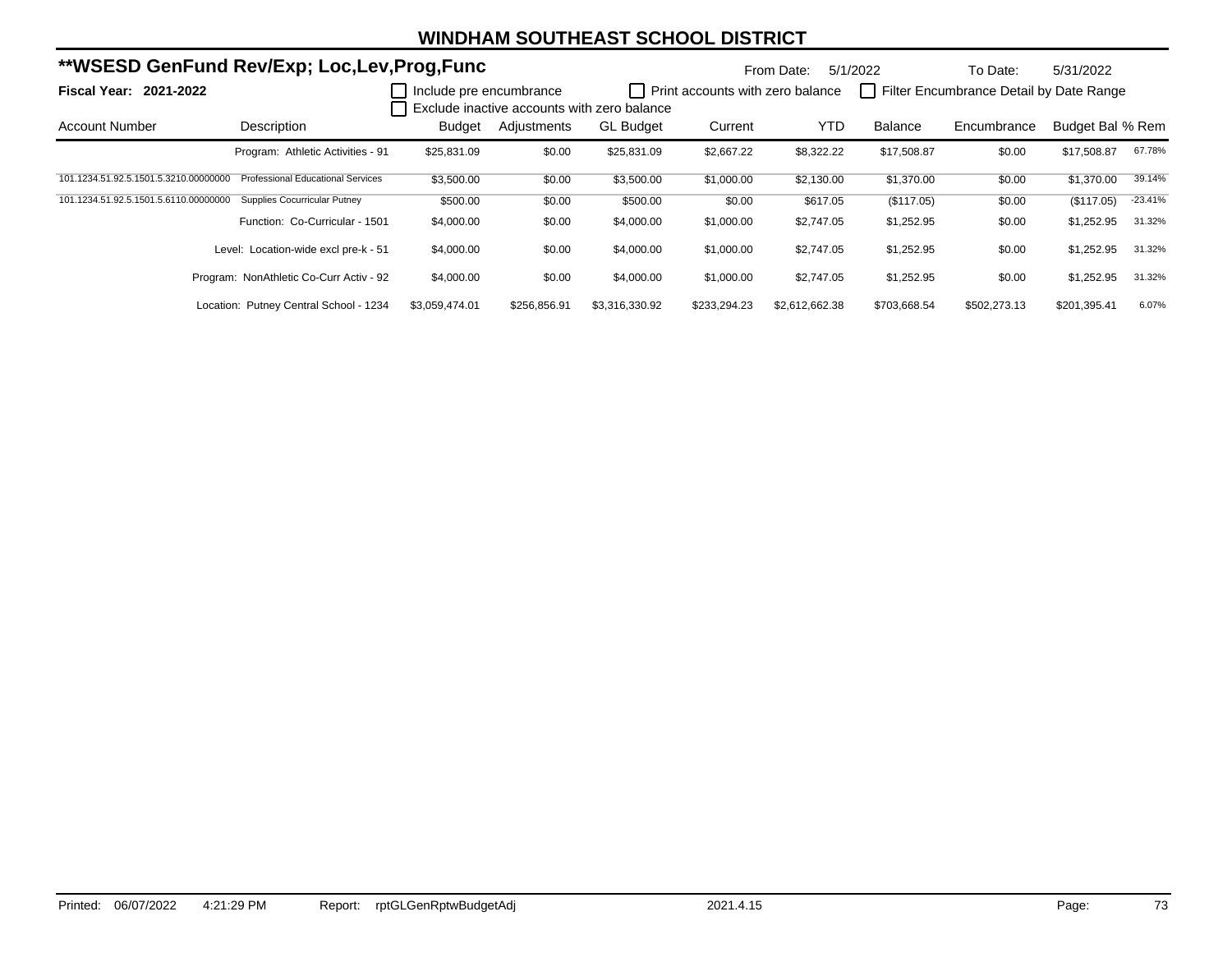# WINDHAM SOUTHEAST SCHOOL DISTRICT

## **WSESD GenFund Rev/Exp; Loc,Lev,Prog,Func

From Date: 5/1/2022 To Date: 5/31/2022

**Fiscal Year: 2021-2022**

☐ Include pre encumbrance ☐ Print accounts with zero balance ☐ Filter Encumbrance Detail by Date Range
☐ Exclude inactive accounts with zero balance

| Account Number | Description | Budget | Adjustments | GL Budget | Current | YTD | Balance | Encumbrance | Budget Bal | % Rem |
|---|---|---|---|---|---|---|---|---|---|---|
| | Program: Athletic Activities - 91 | $25,831.09 | $0.00 | $25,831.09 | $2,667.22 | $8,322.22 | $17,508.87 | $0.00 | $17,508.87 | 67.78% |
| 101.1234.51.92.5.1501.5.3210.00000000 | Professional Educational Services | $3,500.00 | $0.00 | $3,500.00 | $1,000.00 | $2,130.00 | $1,370.00 | $0.00 | $1,370.00 | 39.14% |
| 101.1234.51.92.5.1501.5.6110.00000000 | Supplies Cocurricular Putney | $500.00 | $0.00 | $500.00 | $0.00 | $617.05 | ($117.05) | $0.00 | ($117.05) | -23.41% |
| | Function: Co-Curricular - 1501 | $4,000.00 | $0.00 | $4,000.00 | $1,000.00 | $2,747.05 | $1,252.95 | $0.00 | $1,252.95 | 31.32% |
| | Level: Location-wide excl pre-k - 51 | $4,000.00 | $0.00 | $4,000.00 | $1,000.00 | $2,747.05 | $1,252.95 | $0.00 | $1,252.95 | 31.32% |
| | Program: NonAthletic Co-Curr Activ - 92 | $4,000.00 | $0.00 | $4,000.00 | $1,000.00 | $2,747.05 | $1,252.95 | $0.00 | $1,252.95 | 31.32% |
| | Location: Putney Central School - 1234 | $3,059,474.01 | $256,856.91 | $3,316,330.92 | $233,294.23 | $2,612,662.38 | $703,668.54 | $502,273.13 | $201,395.41 | 6.07% |

Printed: 06/07/2022 4:21:29 PM Report: rptGLGenRptwBudgetAdj 2021.4.15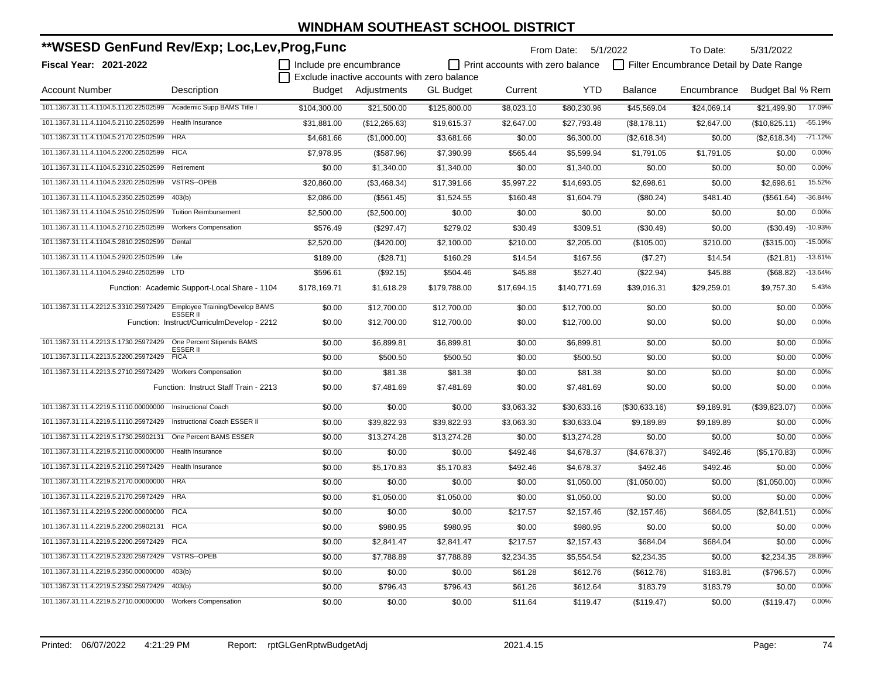# WINDHAM SOUTHEAST SCHOOL DISTRICT

## **WSESD GenFund Rev/Exp; Loc,Lev,Prog,Func

**Fiscal Year: 2021-2022**

From Date: 5/1/2022 To Date: 5/31/2022

☐ Include pre encumbrance ☐ Print accounts with zero balance ☐ Filter Encumbrance Detail by Date Range

☐ Exclude inactive accounts with zero balance

| Account Number | Description | Budget | Adjustments | GL Budget | Current | YTD | Balance | Encumbrance | Budget Bal | % Rem |
|---|---|---|---|---|---|---|---|---|---|---|
| 101.1367.31.11.4.1104.5.1120.22502599 | Academic Supp BAMS Title I | $104,300.00 | $21,500.00 | $125,800.00 | $8,023.10 | $80,230.96 | $45,569.04 | $24,069.14 | $21,499.90 | 17.09% |
| 101.1367.31.11.4.1104.5.2110.22502599 | Health Insurance | $31,881.00 | ($12,265.63) | $19,615.37 | $2,647.00 | $27,793.48 | ($8,178.11) | $2,647.00 | ($10,825.11) | -55.19% |
| 101.1367.31.11.4.1104.5.2170.22502599 | HRA | $4,681.66 | ($1,000.00) | $3,681.66 | $0.00 | $6,300.00 | ($2,618.34) | $0.00 | ($2,618.34) | -71.12% |
| 101.1367.31.11.4.1104.5.2200.22502599 | FICA | $7,978.95 | ($587.96) | $7,390.99 | $565.44 | $5,599.94 | $1,791.05 | $1,791.05 | $0.00 | 0.00% |
| 101.1367.31.11.4.1104.5.2310.22502599 | Retirement | $0.00 | $1,340.00 | $1,340.00 | $0.00 | $1,340.00 | $0.00 | $0.00 | $0.00 | 0.00% |
| 101.1367.31.11.4.1104.5.2320.22502599 | VSTRS--OPEB | $20,860.00 | ($3,468.34) | $17,391.66 | $5,997.22 | $14,693.05 | $2,698.61 | $0.00 | $2,698.61 | 15.52% |
| 101.1367.31.11.4.1104.5.2350.22502599 | 403(b) | $2,086.00 | ($561.45) | $1,524.55 | $160.48 | $1,604.79 | ($80.24) | $481.40 | ($561.64) | -36.84% |
| 101.1367.31.11.4.1104.5.2510.22502599 | Tuition Reimbursement | $2,500.00 | ($2,500.00) | $0.00 | $0.00 | $0.00 | $0.00 | $0.00 | $0.00 | 0.00% |
| 101.1367.31.11.4.1104.5.2710.22502599 | Workers Compensation | $576.49 | ($297.47) | $279.02 | $30.49 | $309.51 | ($30.49) | $0.00 | ($30.49) | -10.93% |
| 101.1367.31.11.4.1104.5.2810.22502599 | Dental | $2,520.00 | ($420.00) | $2,100.00 | $210.00 | $2,205.00 | ($105.00) | $210.00 | ($315.00) | -15.00% |
| 101.1367.31.11.4.1104.5.2920.22502599 | Life | $189.00 | ($28.71) | $160.29 | $14.54 | $167.56 | ($7.27) | $14.54 | ($21.81) | -13.61% |
| 101.1367.31.11.4.1104.5.2940.22502599 | LTD | $596.61 | ($92.15) | $504.46 | $45.88 | $527.40 | ($22.94) | $45.88 | ($68.82) | -13.64% |
| | Function: Academic Support-Local Share - 1104 | $178,169.71 | $1,618.29 | $179,788.00 | $17,694.15 | $140,771.69 | $39,016.31 | $29,259.01 | $9,757.30 | 5.43% |
| 101.1367.31.11.4.2212.5.3310.25972429 | Employee Training/Develop BAMS ESSER II | $0.00 | $12,700.00 | $12,700.00 | $0.00 | $12,700.00 | $0.00 | $0.00 | $0.00 | 0.00% |
| | Function: Instruct/CurriculmDevelop - 2212 | $0.00 | $12,700.00 | $12,700.00 | $0.00 | $12,700.00 | $0.00 | $0.00 | $0.00 | 0.00% |
| 101.1367.31.11.4.2213.5.1730.25972429 | One Percent Stipends BAMS ESSER II | $0.00 | $6,899.81 | $6,899.81 | $0.00 | $6,899.81 | $0.00 | $0.00 | $0.00 | 0.00% |
| 101.1367.31.11.4.2213.5.2200.25972429 | FICA | $0.00 | $500.50 | $500.50 | $0.00 | $500.50 | $0.00 | $0.00 | $0.00 | 0.00% |
| 101.1367.31.11.4.2213.5.2710.25972429 | Workers Compensation | $0.00 | $81.38 | $81.38 | $0.00 | $81.38 | $0.00 | $0.00 | $0.00 | 0.00% |
| | Function: Instruct Staff Train - 2213 | $0.00 | $7,481.69 | $7,481.69 | $0.00 | $7,481.69 | $0.00 | $0.00 | $0.00 | 0.00% |
| 101.1367.31.11.4.2219.5.1110.00000000 | Instructional Coach | $0.00 | $0.00 | $0.00 | $3,063.32 | $30,633.16 | ($30,633.16) | $9,189.91 | ($39,823.07) | 0.00% |
| 101.1367.31.11.4.2219.5.1110.25972429 | Instructional Coach ESSER II | $0.00 | $39,822.93 | $39,822.93 | $3,063.30 | $30,633.04 | $9,189.89 | $9,189.89 | $0.00 | 0.00% |
| 101.1367.31.11.4.2219.5.1730.25902131 | One Percent BAMS ESSER | $0.00 | $13,274.28 | $13,274.28 | $0.00 | $13,274.28 | $0.00 | $0.00 | $0.00 | 0.00% |
| 101.1367.31.11.4.2219.5.2110.00000000 | Health Insurance | $0.00 | $0.00 | $0.00 | $492.46 | $4,678.37 | ($4,678.37) | $492.46 | ($5,170.83) | 0.00% |
| 101.1367.31.11.4.2219.5.2110.25972429 | Health Insurance | $0.00 | $5,170.83 | $5,170.83 | $492.46 | $4,678.37 | $492.46 | $492.46 | $0.00 | 0.00% |
| 101.1367.31.11.4.2219.5.2170.00000000 | HRA | $0.00 | $0.00 | $0.00 | $0.00 | $1,050.00 | ($1,050.00) | $0.00 | ($1,050.00) | 0.00% |
| 101.1367.31.11.4.2219.5.2170.25972429 | HRA | $0.00 | $1,050.00 | $1,050.00 | $0.00 | $1,050.00 | $0.00 | $0.00 | $0.00 | 0.00% |
| 101.1367.31.11.4.2219.5.2200.00000000 | FICA | $0.00 | $0.00 | $0.00 | $217.57 | $2,157.46 | ($2,157.46) | $684.05 | ($2,841.51) | 0.00% |
| 101.1367.31.11.4.2219.5.2200.25902131 | FICA | $0.00 | $980.95 | $980.95 | $0.00 | $980.95 | $0.00 | $0.00 | $0.00 | 0.00% |
| 101.1367.31.11.4.2219.5.2200.25972429 | FICA | $0.00 | $2,841.47 | $2,841.47 | $217.57 | $2,157.43 | $684.04 | $684.04 | $0.00 | 0.00% |
| 101.1367.31.11.4.2219.5.2320.25972429 | VSTRS--OPEB | $0.00 | $7,788.89 | $7,788.89 | $2,234.35 | $5,554.54 | $2,234.35 | $0.00 | $2,234.35 | 28.69% |
| 101.1367.31.11.4.2219.5.2350.00000000 | 403(b) | $0.00 | $0.00 | $0.00 | $61.28 | $612.76 | ($612.76) | $183.81 | ($796.57) | 0.00% |
| 101.1367.31.11.4.2219.5.2350.25972429 | 403(b) | $0.00 | $796.43 | $796.43 | $61.26 | $612.64 | $183.79 | $183.79 | $0.00 | 0.00% |
| 101.1367.31.11.4.2219.5.2710.00000000 | Workers Compensation | $0.00 | $0.00 | $0.00 | $11.64 | $119.47 | ($119.47) | $0.00 | ($119.47) | 0.00% |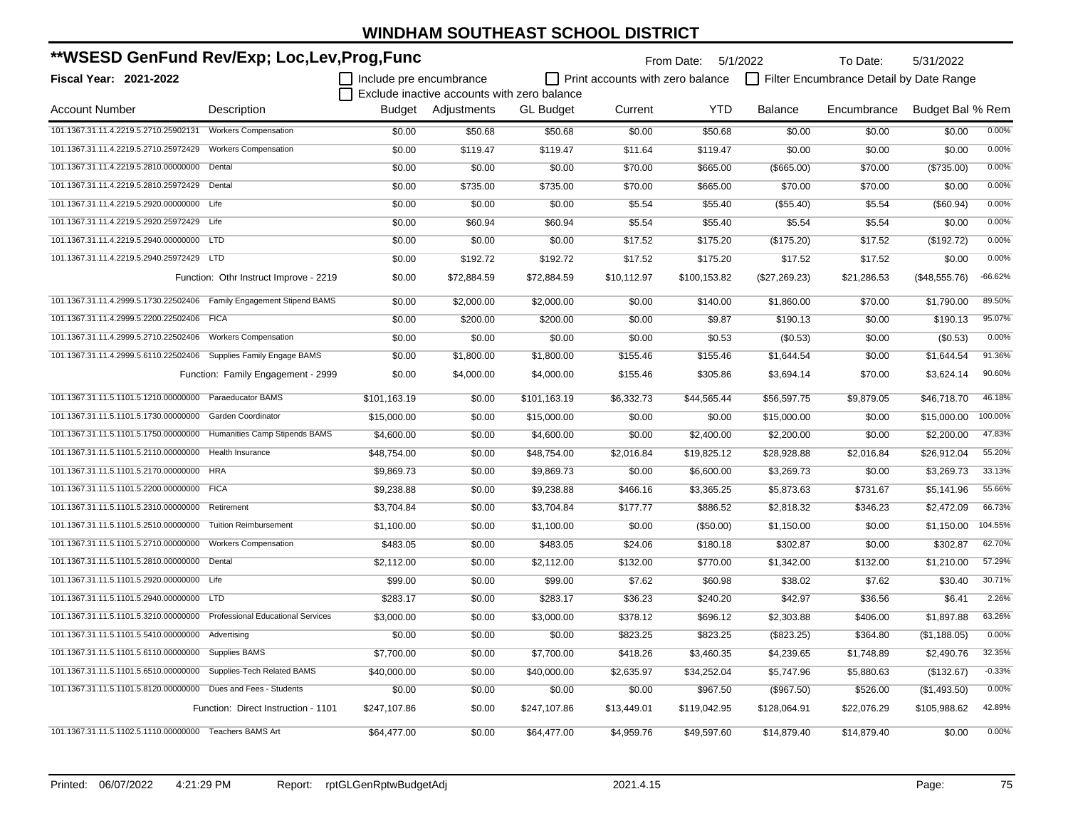# WINDHAM SOUTHEAST SCHOOL DISTRICT

## **WSESD GenFund Rev/Exp; Loc,Lev,Prog,Func

**Fiscal Year: 2021-2022**

From Date: 5/1/2022 To Date: 5/31/2022

☐ Include pre encumbrance ☐ Print accounts with zero balance ☐ Filter Encumbrance Detail by Date Range
☐ Exclude inactive accounts with zero balance

| Account Number | Description | Budget | Adjustments | GL Budget | Current | YTD | Balance | Encumbrance | Budget Bal | % Rem |
|---|---|---|---|---|---|---|---|---|---|---|
| 101.1367.31.11.4.2219.5.2710.25902131 | Workers Compensation | $0.00 | $50.68 | $50.68 | $0.00 | $50.68 | $0.00 | $0.00 | $0.00 | 0.00% |
| 101.1367.31.11.4.2219.5.2710.25972429 | Workers Compensation | $0.00 | $119.47 | $119.47 | $11.64 | $119.47 | $0.00 | $0.00 | $0.00 | 0.00% |
| 101.1367.31.11.4.2219.5.2810.00000000 | Dental | $0.00 | $0.00 | $0.00 | $70.00 | $665.00 | ($665.00) | $70.00 | ($735.00) | 0.00% |
| 101.1367.31.11.4.2219.5.2810.25972429 | Dental | $0.00 | $735.00 | $735.00 | $70.00 | $665.00 | $70.00 | $70.00 | $0.00 | 0.00% |
| 101.1367.31.11.4.2219.5.2920.00000000 | Life | $0.00 | $0.00 | $0.00 | $5.54 | $55.40 | ($55.40) | $5.54 | ($60.94) | 0.00% |
| 101.1367.31.11.4.2219.5.2920.25972429 | Life | $0.00 | $60.94 | $60.94 | $5.54 | $55.40 | $5.54 | $5.54 | $0.00 | 0.00% |
| 101.1367.31.11.4.2219.5.2940.00000000 | LTD | $0.00 | $0.00 | $0.00 | $17.52 | $175.20 | ($175.20) | $17.52 | ($192.72) | 0.00% |
| 101.1367.31.11.4.2219.5.2940.25972429 | LTD | $0.00 | $192.72 | $192.72 | $17.52 | $175.20 | $17.52 | $17.52 | $0.00 | 0.00% |
| | Function: Othr Instruct Improve - 2219 | $0.00 | $72,884.59 | $72,884.59 | $10,112.97 | $100,153.82 | ($27,269.23) | $21,286.53 | ($48,555.76) | -66.62% |
| 101.1367.31.11.4.2999.5.1730.22502406 | Family Engagement Stipend BAMS | $0.00 | $2,000.00 | $2,000.00 | $0.00 | $140.00 | $1,860.00 | $70.00 | $1,790.00 | 89.50% |
| 101.1367.31.11.4.2999.5.2200.22502406 | FICA | $0.00 | $200.00 | $200.00 | $0.00 | $9.87 | $190.13 | $0.00 | $190.13 | 95.07% |
| 101.1367.31.11.4.2999.5.2710.22502406 | Workers Compensation | $0.00 | $0.00 | $0.00 | $0.00 | $0.53 | ($0.53) | $0.00 | ($0.53) | 0.00% |
| 101.1367.31.11.4.2999.5.6110.22502406 | Supplies Family Engage BAMS | $0.00 | $1,800.00 | $1,800.00 | $155.46 | $155.46 | $1,644.54 | $0.00 | $1,644.54 | 91.36% |
| | Function: Family Engagement - 2999 | $0.00 | $4,000.00 | $4,000.00 | $155.46 | $305.86 | $3,694.14 | $70.00 | $3,624.14 | 90.60% |
| 101.1367.31.11.5.1101.5.1210.00000000 | Paraeducator BAMS | $101,163.19 | $0.00 | $101,163.19 | $6,332.73 | $44,565.44 | $56,597.75 | $9,879.05 | $46,718.70 | 46.18% |
| 101.1367.31.11.5.1101.5.1730.00000000 | Garden Coordinator | $15,000.00 | $0.00 | $15,000.00 | $0.00 | $0.00 | $15,000.00 | $0.00 | $15,000.00 | 100.00% |
| 101.1367.31.11.5.1101.5.1750.00000000 | Humanities Camp Stipends BAMS | $4,600.00 | $0.00 | $4,600.00 | $0.00 | $2,400.00 | $2,200.00 | $0.00 | $2,200.00 | 47.83% |
| 101.1367.31.11.5.1101.5.2110.00000000 | Health Insurance | $48,754.00 | $0.00 | $48,754.00 | $2,016.84 | $19,825.12 | $28,928.88 | $2,016.84 | $26,912.04 | 55.20% |
| 101.1367.31.11.5.1101.5.2170.00000000 | HRA | $9,869.73 | $0.00 | $9,869.73 | $0.00 | $6,600.00 | $3,269.73 | $0.00 | $3,269.73 | 33.13% |
| 101.1367.31.11.5.1101.5.2200.00000000 | FICA | $9,238.88 | $0.00 | $9,238.88 | $466.16 | $3,365.25 | $5,873.63 | $731.67 | $5,141.96 | 55.66% |
| 101.1367.31.11.5.1101.5.2310.00000000 | Retirement | $3,704.84 | $0.00 | $3,704.84 | $177.77 | $886.52 | $2,818.32 | $346.23 | $2,472.09 | 66.73% |
| 101.1367.31.11.5.1101.5.2510.00000000 | Tuition Reimbursement | $1,100.00 | $0.00 | $1,100.00 | $0.00 | ($50.00) | $1,150.00 | $0.00 | $1,150.00 | 104.55% |
| 101.1367.31.11.5.1101.5.2710.00000000 | Workers Compensation | $483.05 | $0.00 | $483.05 | $24.06 | $180.18 | $302.87 | $0.00 | $302.87 | 62.70% |
| 101.1367.31.11.5.1101.5.2810.00000000 | Dental | $2,112.00 | $0.00 | $2,112.00 | $132.00 | $770.00 | $1,342.00 | $132.00 | $1,210.00 | 57.29% |
| 101.1367.31.11.5.1101.5.2920.00000000 | Life | $99.00 | $0.00 | $99.00 | $7.62 | $60.98 | $38.02 | $7.62 | $30.40 | 30.71% |
| 101.1367.31.11.5.1101.5.2940.00000000 | LTD | $283.17 | $0.00 | $283.17 | $36.23 | $240.20 | $42.97 | $36.56 | $6.41 | 2.26% |
| 101.1367.31.11.5.1101.5.3210.00000000 | Professional Educational Services | $3,000.00 | $0.00 | $3,000.00 | $378.12 | $696.12 | $2,303.88 | $406.00 | $1,897.88 | 63.26% |
| 101.1367.31.11.5.1101.5.5410.00000000 | Advertising | $0.00 | $0.00 | $0.00 | $823.25 | $823.25 | ($823.25) | $364.80 | ($1,188.05) | 0.00% |
| 101.1367.31.11.5.1101.5.6110.00000000 | Supplies BAMS | $7,700.00 | $0.00 | $7,700.00 | $418.26 | $3,460.35 | $4,239.65 | $1,748.89 | $2,490.76 | 32.35% |
| 101.1367.31.11.5.1101.5.6510.00000000 | Supplies-Tech Related BAMS | $40,000.00 | $0.00 | $40,000.00 | $2,635.97 | $34,252.04 | $5,747.96 | $5,880.63 | ($132.67) | -0.33% |
| 101.1367.31.11.5.1101.5.8120.00000000 | Dues and Fees - Students | $0.00 | $0.00 | $0.00 | $0.00 | $967.50 | ($967.50) | $526.00 | ($1,493.50) | 0.00% |
| | Function: Direct Instruction - 1101 | $247,107.86 | $0.00 | $247,107.86 | $13,449.01 | $119,042.95 | $128,064.91 | $22,076.29 | $105,988.62 | 42.89% |
| 101.1367.31.11.5.1102.5.1110.00000000 | Teachers BAMS Art | $64,477.00 | $0.00 | $64,477.00 | $4,959.76 | $49,597.60 | $14,879.40 | $14,879.40 | $0.00 | 0.00% |

Printed: 06/07/2022 4:21:29 PM Report: rptGLGenRptwBudgetAdj 2021.4.15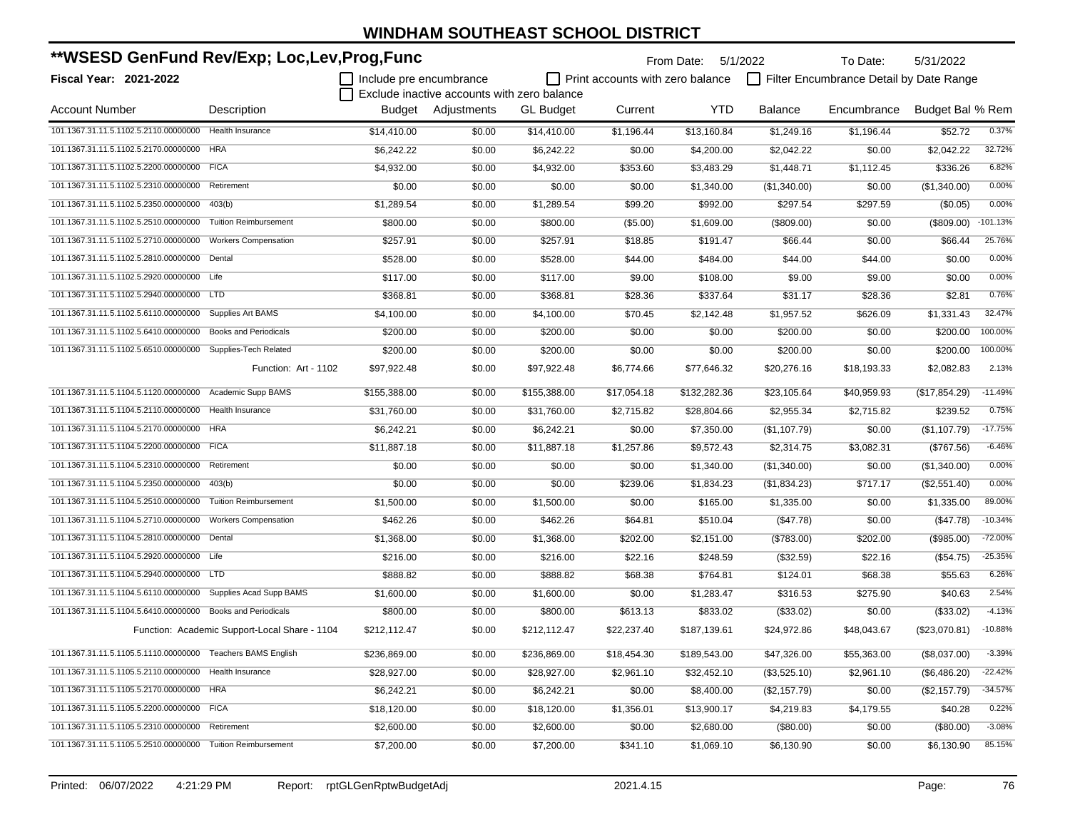# WINDHAM SOUTHEAST SCHOOL DISTRICT

## **WSESD GenFund Rev/Exp; Loc,Lev,Prog,Func

**Fiscal Year: 2021-2022**

From Date: 5/1/2022 To Date: 5/31/2022

☐ Include pre encumbrance ☐ Print accounts with zero balance ☐ Filter Encumbrance Detail by Date Range

☐ Exclude inactive accounts with zero balance

| Account Number | Description | Budget | Adjustments | GL Budget | Current | YTD | Balance | Encumbrance | Budget Bal | % Rem |
|---|---|---|---|---|---|---|---|---|---|---|
| 101.1367.31.11.5.1102.5.2110.00000000 | Health Insurance | $14,410.00 | $0.00 | $14,410.00 | $1,196.44 | $13,160.84 | $1,249.16 | $1,196.44 | $52.72 | 0.37% |
| 101.1367.31.11.5.1102.5.2170.00000000 | HRA | $6,242.22 | $0.00 | $6,242.22 | $0.00 | $4,200.00 | $2,042.22 | $0.00 | $2,042.22 | 32.72% |
| 101.1367.31.11.5.1102.5.2200.00000000 | FICA | $4,932.00 | $0.00 | $4,932.00 | $353.60 | $3,483.29 | $1,448.71 | $1,112.45 | $336.26 | 6.82% |
| 101.1367.31.11.5.1102.5.2310.00000000 | Retirement | $0.00 | $0.00 | $0.00 | $0.00 | $1,340.00 | ($1,340.00) | $0.00 | ($1,340.00) | 0.00% |
| 101.1367.31.11.5.1102.5.2350.00000000 | 403(b) | $1,289.54 | $0.00 | $1,289.54 | $99.20 | $992.00 | $297.54 | $297.59 | ($0.05) | 0.00% |
| 101.1367.31.11.5.1102.5.2510.00000000 | Tuition Reimbursement | $800.00 | $0.00 | $800.00 | ($5.00) | $1,609.00 | ($809.00) | $0.00 | ($809.00) | -101.13% |
| 101.1367.31.11.5.1102.5.2710.00000000 | Workers Compensation | $257.91 | $0.00 | $257.91 | $18.85 | $191.47 | $66.44 | $0.00 | $66.44 | 25.76% |
| 101.1367.31.11.5.1102.5.2810.00000000 | Dental | $528.00 | $0.00 | $528.00 | $44.00 | $484.00 | $44.00 | $44.00 | $0.00 | 0.00% |
| 101.1367.31.11.5.1102.5.2920.00000000 | Life | $117.00 | $0.00 | $117.00 | $9.00 | $108.00 | $9.00 | $9.00 | $0.00 | 0.00% |
| 101.1367.31.11.5.1102.5.2940.00000000 | LTD | $368.81 | $0.00 | $368.81 | $28.36 | $337.64 | $31.17 | $28.36 | $2.81 | 0.76% |
| 101.1367.31.11.5.1102.5.6110.00000000 | Supplies Art BAMS | $4,100.00 | $0.00 | $4,100.00 | $70.45 | $2,142.48 | $1,957.52 | $626.09 | $1,331.43 | 32.47% |
| 101.1367.31.11.5.1102.5.6410.00000000 | Books and Periodicals | $200.00 | $0.00 | $200.00 | $0.00 | $0.00 | $200.00 | $0.00 | $200.00 | 100.00% |
| 101.1367.31.11.5.1102.5.6510.00000000 | Supplies-Tech Related | $200.00 | $0.00 | $200.00 | $0.00 | $0.00 | $200.00 | $0.00 | $200.00 | 100.00% |
| | Function: Art - 1102 | $97,922.48 | $0.00 | $97,922.48 | $6,774.66 | $77,646.32 | $20,276.16 | $18,193.33 | $2,082.83 | 2.13% |
| 101.1367.31.11.5.1104.5.1120.00000000 | Academic Supp BAMS | $155,388.00 | $0.00 | $155,388.00 | $17,054.18 | $132,282.36 | $23,105.64 | $40,959.93 | ($17,854.29) | -11.49% |
| 101.1367.31.11.5.1104.5.2110.00000000 | Health Insurance | $31,760.00 | $0.00 | $31,760.00 | $2,715.82 | $28,804.66 | $2,955.34 | $2,715.82 | $239.52 | 0.75% |
| 101.1367.31.11.5.1104.5.2170.00000000 | HRA | $6,242.21 | $0.00 | $6,242.21 | $0.00 | $7,350.00 | ($1,107.79) | $0.00 | ($1,107.79) | -17.75% |
| 101.1367.31.11.5.1104.5.2200.00000000 | FICA | $11,887.18 | $0.00 | $11,887.18 | $1,257.86 | $9,572.43 | $2,314.75 | $3,082.31 | ($767.56) | -6.46% |
| 101.1367.31.11.5.1104.5.2310.00000000 | Retirement | $0.00 | $0.00 | $0.00 | $0.00 | $1,340.00 | ($1,340.00) | $0.00 | ($1,340.00) | 0.00% |
| 101.1367.31.11.5.1104.5.2350.00000000 | 403(b) | $0.00 | $0.00 | $0.00 | $239.06 | $1,834.23 | ($1,834.23) | $717.17 | ($2,551.40) | 0.00% |
| 101.1367.31.11.5.1104.5.2510.00000000 | Tuition Reimbursement | $1,500.00 | $0.00 | $1,500.00 | $0.00 | $165.00 | $1,335.00 | $0.00 | $1,335.00 | 89.00% |
| 101.1367.31.11.5.1104.5.2710.00000000 | Workers Compensation | $462.26 | $0.00 | $462.26 | $64.81 | $510.04 | ($47.78) | $0.00 | ($47.78) | -10.34% |
| 101.1367.31.11.5.1104.5.2810.00000000 | Dental | $1,368.00 | $0.00 | $1,368.00 | $202.00 | $2,151.00 | ($783.00) | $202.00 | ($985.00) | -72.00% |
| 101.1367.31.11.5.1104.5.2920.00000000 | Life | $216.00 | $0.00 | $216.00 | $22.16 | $248.59 | ($32.59) | $22.16 | ($54.75) | -25.35% |
| 101.1367.31.11.5.1104.5.2940.00000000 | LTD | $888.82 | $0.00 | $888.82 | $68.38 | $764.81 | $124.01 | $68.38 | $55.63 | 6.26% |
| 101.1367.31.11.5.1104.5.6110.00000000 | Supplies Acad Supp BAMS | $1,600.00 | $0.00 | $1,600.00 | $0.00 | $1,283.47 | $316.53 | $275.90 | $40.63 | 2.54% |
| 101.1367.31.11.5.1104.5.6410.00000000 | Books and Periodicals | $800.00 | $0.00 | $800.00 | $613.13 | $833.02 | ($33.02) | $0.00 | ($33.02) | -4.13% |
| | Function: Academic Support-Local Share - 1104 | $212,112.47 | $0.00 | $212,112.47 | $22,237.40 | $187,139.61 | $24,972.86 | $48,043.67 | ($23,070.81) | -10.88% |
| 101.1367.31.11.5.1105.5.1110.00000000 | Teachers BAMS English | $236,869.00 | $0.00 | $236,869.00 | $18,454.30 | $189,543.00 | $47,326.00 | $55,363.00 | ($8,037.00) | -3.39% |
| 101.1367.31.11.5.1105.5.2110.00000000 | Health Insurance | $28,927.00 | $0.00 | $28,927.00 | $2,961.10 | $32,452.10 | ($3,525.10) | $2,961.10 | ($6,486.20) | -22.42% |
| 101.1367.31.11.5.1105.5.2170.00000000 | HRA | $6,242.21 | $0.00 | $6,242.21 | $0.00 | $8,400.00 | ($2,157.79) | $0.00 | ($2,157.79) | -34.57% |
| 101.1367.31.11.5.1105.5.2200.00000000 | FICA | $18,120.00 | $0.00 | $18,120.00 | $1,356.01 | $13,900.17 | $4,219.83 | $4,179.55 | $40.28 | 0.22% |
| 101.1367.31.11.5.1105.5.2310.00000000 | Retirement | $2,600.00 | $0.00 | $2,600.00 | $0.00 | $2,680.00 | ($80.00) | $0.00 | ($80.00) | -3.08% |
| 101.1367.31.11.5.1105.5.2510.00000000 | Tuition Reimbursement | $7,200.00 | $0.00 | $7,200.00 | $341.10 | $1,069.10 | $6,130.90 | $0.00 | $6,130.90 | 85.15% |

Printed: 06/07/2022 4:21:29 PM Report: rptGLGenRptwBudgetAdj 2021.4.15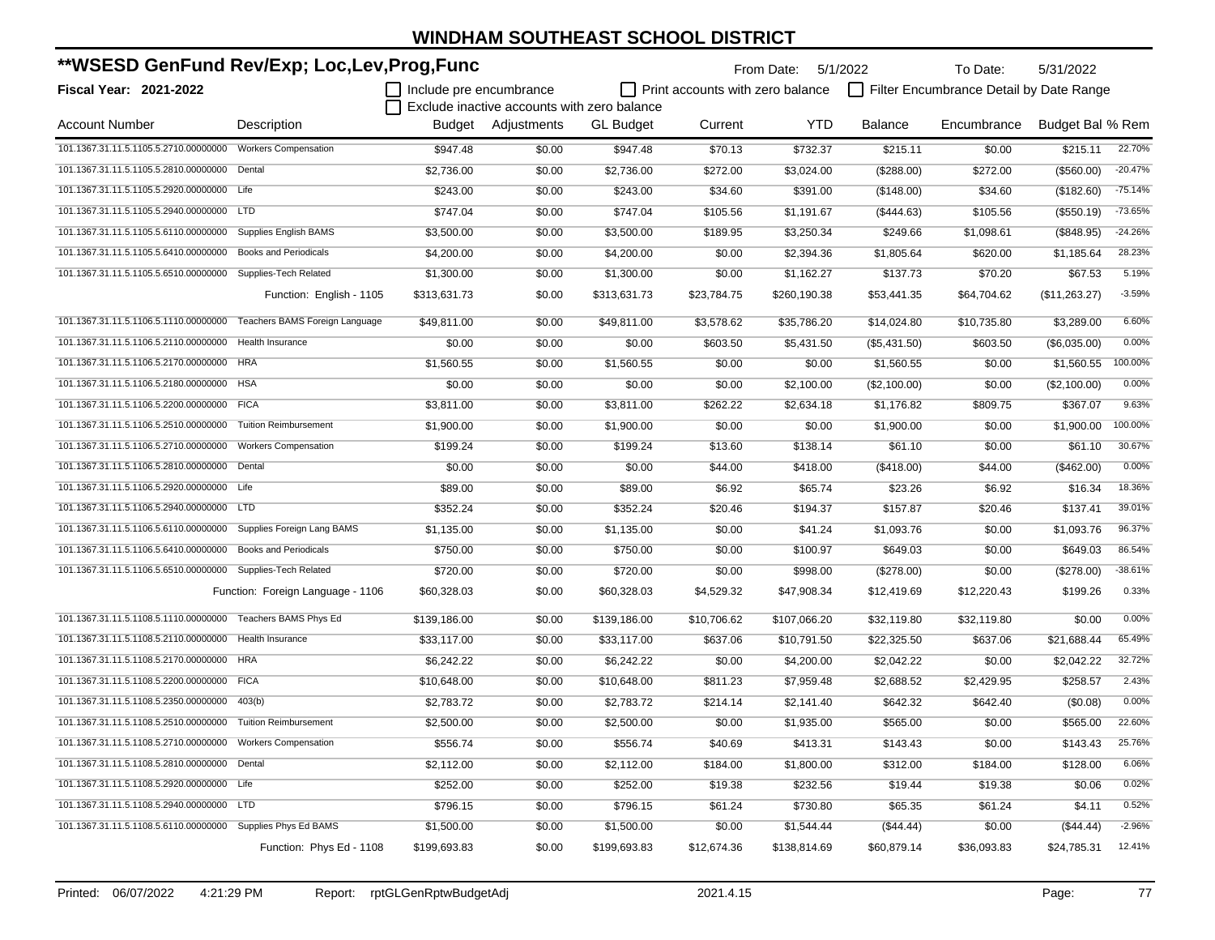# WINDHAM SOUTHEAST SCHOOL DISTRICT

## **WSESD GenFund Rev/Exp; Loc,Lev,Prog,Func

**Fiscal Year: 2021-2022**

From Date: 5/1/2022 To Date: 5/31/2022

☐ Include pre encumbrance ☐ Print accounts with zero balance ☐ Filter Encumbrance Detail by Date Range
☐ Exclude inactive accounts with zero balance

| Account Number | Description | Budget | Adjustments | GL Budget | Current | YTD | Balance | Encumbrance | Budget Bal | % Rem |
|---|---|---|---|---|---|---|---|---|---|---|
| 101.1367.31.11.5.1105.5.2710.00000000 | Workers Compensation | $947.48 | $0.00 | $947.48 | $70.13 | $732.37 | $215.11 | $0.00 | $215.11 | 22.70% |
| 101.1367.31.11.5.1105.5.2810.00000000 | Dental | $2,736.00 | $0.00 | $2,736.00 | $272.00 | $3,024.00 | ($288.00) | $272.00 | ($560.00) | -20.47% |
| 101.1367.31.11.5.1105.5.2920.00000000 | Life | $243.00 | $0.00 | $243.00 | $34.60 | $391.00 | ($148.00) | $34.60 | ($182.60) | -75.14% |
| 101.1367.31.11.5.1105.5.2940.00000000 | LTD | $747.04 | $0.00 | $747.04 | $105.56 | $1,191.67 | ($444.63) | $105.56 | ($550.19) | -73.65% |
| 101.1367.31.11.5.1105.5.6110.00000000 | Supplies English BAMS | $3,500.00 | $0.00 | $3,500.00 | $189.95 | $3,250.34 | $249.66 | $1,098.61 | ($848.95) | -24.26% |
| 101.1367.31.11.5.1105.5.6410.00000000 | Books and Periodicals | $4,200.00 | $0.00 | $4,200.00 | $0.00 | $2,394.36 | $1,805.64 | $620.00 | $1,185.64 | 28.23% |
| 101.1367.31.11.5.1105.5.6510.00000000 | Supplies-Tech Related | $1,300.00 | $0.00 | $1,300.00 | $0.00 | $1,162.27 | $137.73 | $70.20 | $67.53 | 5.19% |
| | Function: English - 1105 | $313,631.73 | $0.00 | $313,631.73 | $23,784.75 | $260,190.38 | $53,441.35 | $64,704.62 | ($11,263.27) | -3.59% |
| 101.1367.31.11.5.1106.5.1110.00000000 | Teachers BAMS Foreign Language | $49,811.00 | $0.00 | $49,811.00 | $3,578.62 | $35,786.20 | $14,024.80 | $10,735.80 | $3,289.00 | 6.60% |
| 101.1367.31.11.5.1106.5.2110.00000000 | Health Insurance | $0.00 | $0.00 | $0.00 | $603.50 | $5,431.50 | ($5,431.50) | $603.50 | ($6,035.00) | 0.00% |
| 101.1367.31.11.5.1106.5.2170.00000000 | HRA | $1,560.55 | $0.00 | $1,560.55 | $0.00 | $0.00 | $1,560.55 | $0.00 | $1,560.55 | 100.00% |
| 101.1367.31.11.5.1106.5.2180.00000000 | HSA | $0.00 | $0.00 | $0.00 | $0.00 | $2,100.00 | ($2,100.00) | $0.00 | ($2,100.00) | 0.00% |
| 101.1367.31.11.5.1106.5.2200.00000000 | FICA | $3,811.00 | $0.00 | $3,811.00 | $262.22 | $2,634.18 | $1,176.82 | $809.75 | $367.07 | 9.63% |
| 101.1367.31.11.5.1106.5.2510.00000000 | Tuition Reimbursement | $1,900.00 | $0.00 | $1,900.00 | $0.00 | $0.00 | $1,900.00 | $0.00 | $1,900.00 | 100.00% |
| 101.1367.31.11.5.1106.5.2710.00000000 | Workers Compensation | $199.24 | $0.00 | $199.24 | $13.60 | $138.14 | $61.10 | $0.00 | $61.10 | 30.67% |
| 101.1367.31.11.5.1106.5.2810.00000000 | Dental | $0.00 | $0.00 | $0.00 | $44.00 | $418.00 | ($418.00) | $44.00 | ($462.00) | 0.00% |
| 101.1367.31.11.5.1106.5.2920.00000000 | Life | $89.00 | $0.00 | $89.00 | $6.92 | $65.74 | $23.26 | $6.92 | $16.34 | 18.36% |
| 101.1367.31.11.5.1106.5.2940.00000000 | LTD | $352.24 | $0.00 | $352.24 | $20.46 | $194.37 | $157.87 | $20.46 | $137.41 | 39.01% |
| 101.1367.31.11.5.1106.5.6110.00000000 | Supplies Foreign Lang BAMS | $1,135.00 | $0.00 | $1,135.00 | $0.00 | $41.24 | $1,093.76 | $0.00 | $1,093.76 | 96.37% |
| 101.1367.31.11.5.1106.5.6410.00000000 | Books and Periodicals | $750.00 | $0.00 | $750.00 | $0.00 | $100.97 | $649.03 | $0.00 | $649.03 | 86.54% |
| 101.1367.31.11.5.1106.5.6510.00000000 | Supplies-Tech Related | $720.00 | $0.00 | $720.00 | $0.00 | $998.00 | ($278.00) | $0.00 | ($278.00) | -38.61% |
| | Function: Foreign Language - 1106 | $60,328.03 | $0.00 | $60,328.03 | $4,529.32 | $47,908.34 | $12,419.69 | $12,220.43 | $199.26 | 0.33% |
| 101.1367.31.11.5.1108.5.1110.00000000 | Teachers BAMS Phys Ed | $139,186.00 | $0.00 | $139,186.00 | $10,706.62 | $107,066.20 | $32,119.80 | $32,119.80 | $0.00 | 0.00% |
| 101.1367.31.11.5.1108.5.2110.00000000 | Health Insurance | $33,117.00 | $0.00 | $33,117.00 | $637.06 | $10,791.50 | $22,325.50 | $637.06 | $21,688.44 | 65.49% |
| 101.1367.31.11.5.1108.5.2170.00000000 | HRA | $6,242.22 | $0.00 | $6,242.22 | $0.00 | $4,200.00 | $2,042.22 | $0.00 | $2,042.22 | 32.72% |
| 101.1367.31.11.5.1108.5.2200.00000000 | FICA | $10,648.00 | $0.00 | $10,648.00 | $811.23 | $7,959.48 | $2,688.52 | $2,429.95 | $258.57 | 2.43% |
| 101.1367.31.11.5.1108.5.2350.00000000 | 403(b) | $2,783.72 | $0.00 | $2,783.72 | $214.14 | $2,141.40 | $642.32 | $642.40 | ($0.08) | 0.00% |
| 101.1367.31.11.5.1108.5.2510.00000000 | Tuition Reimbursement | $2,500.00 | $0.00 | $2,500.00 | $0.00 | $1,935.00 | $565.00 | $0.00 | $565.00 | 22.60% |
| 101.1367.31.11.5.1108.5.2710.00000000 | Workers Compensation | $556.74 | $0.00 | $556.74 | $40.69 | $413.31 | $143.43 | $0.00 | $143.43 | 25.76% |
| 101.1367.31.11.5.1108.5.2810.00000000 | Dental | $2,112.00 | $0.00 | $2,112.00 | $184.00 | $1,800.00 | $312.00 | $184.00 | $128.00 | 6.06% |
| 101.1367.31.11.5.1108.5.2920.00000000 | Life | $252.00 | $0.00 | $252.00 | $19.38 | $232.56 | $19.44 | $19.38 | $0.06 | 0.02% |
| 101.1367.31.11.5.1108.5.2940.00000000 | LTD | $796.15 | $0.00 | $796.15 | $61.24 | $730.80 | $65.35 | $61.24 | $4.11 | 0.52% |
| 101.1367.31.11.5.1108.5.6110.00000000 | Supplies Phys Ed BAMS | $1,500.00 | $0.00 | $1,500.00 | $0.00 | $1,544.44 | ($44.44) | $0.00 | ($44.44) | -2.96% |
| | Function: Phys Ed - 1108 | $199,693.83 | $0.00 | $199,693.83 | $12,674.36 | $138,814.69 | $60,879.14 | $36,093.83 | $24,785.31 | 12.41% |

Printed: 06/07/2022 4:21:29 PM Report: rptGLGenRptwBudgetAdj 2021.4.15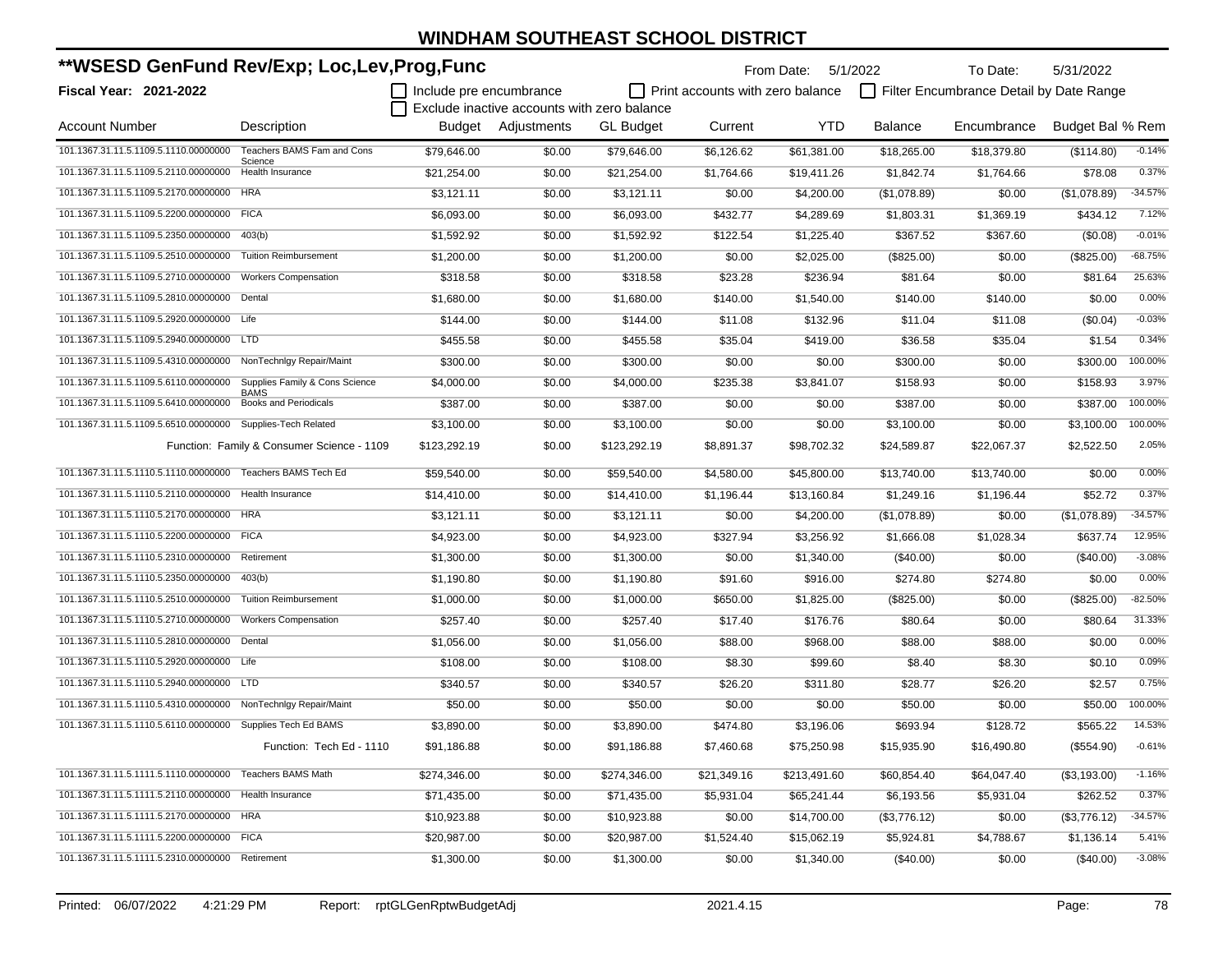# WINDHAM SOUTHEAST SCHOOL DISTRICT

## **WSESD GenFund Rev/Exp; Loc,Lev,Prog,Func

From Date: 5/1/2022 To Date: 5/31/2022

**Fiscal Year: 2021-2022**

☐ Include pre encumbrance ☐ Print accounts with zero balance ☐ Filter Encumbrance Detail by Date Range
☐ Exclude inactive accounts with zero balance

| Account Number | Description | Budget | Adjustments | GL Budget | Current | YTD | Balance | Encumbrance | Budget Bal | % Rem |
|---|---|---|---|---|---|---|---|---|---|---|
| 101.1367.31.11.5.1109.5.1110.00000000 | Teachers BAMS Fam and Cons Science | $79,646.00 | $0.00 | $79,646.00 | $6,126.62 | $61,381.00 | $18,265.00 | $18,379.80 | ($114.80) | -0.14% |
| 101.1367.31.11.5.1109.5.2110.00000000 | Health Insurance | $21,254.00 | $0.00 | $21,254.00 | $1,764.66 | $19,411.26 | $1,842.74 | $1,764.66 | $78.08 | 0.37% |
| 101.1367.31.11.5.1109.5.2170.00000000 | HRA | $3,121.11 | $0.00 | $3,121.11 | $0.00 | $4,200.00 | ($1,078.89) | $0.00 | ($1,078.89) | -34.57% |
| 101.1367.31.11.5.1109.5.2200.00000000 | FICA | $6,093.00 | $0.00 | $6,093.00 | $432.77 | $4,289.69 | $1,803.31 | $1,369.19 | $434.12 | 7.12% |
| 101.1367.31.11.5.1109.5.2350.00000000 | 403(b) | $1,592.92 | $0.00 | $1,592.92 | $122.54 | $1,225.40 | $367.52 | $367.60 | ($0.08) | -0.01% |
| 101.1367.31.11.5.1109.5.2510.00000000 | Tuition Reimbursement | $1,200.00 | $0.00 | $1,200.00 | $0.00 | $2,025.00 | ($825.00) | $0.00 | ($825.00) | -68.75% |
| 101.1367.31.11.5.1109.5.2710.00000000 | Workers Compensation | $318.58 | $0.00 | $318.58 | $23.28 | $236.94 | $81.64 | $0.00 | $81.64 | 25.63% |
| 101.1367.31.11.5.1109.5.2810.00000000 | Dental | $1,680.00 | $0.00 | $1,680.00 | $140.00 | $1,540.00 | $140.00 | $140.00 | $0.00 | 0.00% |
| 101.1367.31.11.5.1109.5.2920.00000000 | Life | $144.00 | $0.00 | $144.00 | $11.08 | $132.96 | $11.04 | $11.08 | ($0.04) | -0.03% |
| 101.1367.31.11.5.1109.5.2940.00000000 | LTD | $455.58 | $0.00 | $455.58 | $35.04 | $419.00 | $36.58 | $35.04 | $1.54 | 0.34% |
| 101.1367.31.11.5.1109.5.4310.00000000 | NonTechnlgy Repair/Maint | $300.00 | $0.00 | $300.00 | $0.00 | $0.00 | $300.00 | $0.00 | $300.00 | 100.00% |
| 101.1367.31.11.5.1109.5.6110.00000000 | Supplies Family & Cons Science BAMS | $4,000.00 | $0.00 | $4,000.00 | $235.38 | $3,841.07 | $158.93 | $0.00 | $158.93 | 3.97% |
| 101.1367.31.11.5.1109.5.6410.00000000 | Books and Periodicals | $387.00 | $0.00 | $387.00 | $0.00 | $0.00 | $387.00 | $0.00 | $387.00 | 100.00% |
| 101.1367.31.11.5.1109.5.6510.00000000 | Supplies-Tech Related | $3,100.00 | $0.00 | $3,100.00 | $0.00 | $0.00 | $3,100.00 | $0.00 | $3,100.00 | 100.00% |
| | Function: Family & Consumer Science - 1109 | $123,292.19 | $0.00 | $123,292.19 | $8,891.37 | $98,702.32 | $24,589.87 | $22,067.37 | $2,522.50 | 2.05% |
| 101.1367.31.11.5.1110.5.1110.00000000 | Teachers BAMS Tech Ed | $59,540.00 | $0.00 | $59,540.00 | $4,580.00 | $45,800.00 | $13,740.00 | $13,740.00 | $0.00 | 0.00% |
| 101.1367.31.11.5.1110.5.2110.00000000 | Health Insurance | $14,410.00 | $0.00 | $14,410.00 | $1,196.44 | $13,160.84 | $1,249.16 | $1,196.44 | $52.72 | 0.37% |
| 101.1367.31.11.5.1110.5.2170.00000000 | HRA | $3,121.11 | $0.00 | $3,121.11 | $0.00 | $4,200.00 | ($1,078.89) | $0.00 | ($1,078.89) | -34.57% |
| 101.1367.31.11.5.1110.5.2200.00000000 | FICA | $4,923.00 | $0.00 | $4,923.00 | $327.94 | $3,256.92 | $1,666.08 | $1,028.34 | $637.74 | 12.95% |
| 101.1367.31.11.5.1110.5.2310.00000000 | Retirement | $1,300.00 | $0.00 | $1,300.00 | $0.00 | $1,340.00 | ($40.00) | $0.00 | ($40.00) | -3.08% |
| 101.1367.31.11.5.1110.5.2350.00000000 | 403(b) | $1,190.80 | $0.00 | $1,190.80 | $91.60 | $916.00 | $274.80 | $274.80 | $0.00 | 0.00% |
| 101.1367.31.11.5.1110.5.2510.00000000 | Tuition Reimbursement | $1,000.00 | $0.00 | $1,000.00 | $650.00 | $1,825.00 | ($825.00) | $0.00 | ($825.00) | -82.50% |
| 101.1367.31.11.5.1110.5.2710.00000000 | Workers Compensation | $257.40 | $0.00 | $257.40 | $17.40 | $176.76 | $80.64 | $0.00 | $80.64 | 31.33% |
| 101.1367.31.11.5.1110.5.2810.00000000 | Dental | $1,056.00 | $0.00 | $1,056.00 | $88.00 | $968.00 | $88.00 | $88.00 | $0.00 | 0.00% |
| 101.1367.31.11.5.1110.5.2920.00000000 | Life | $108.00 | $0.00 | $108.00 | $8.30 | $99.60 | $8.40 | $8.30 | $0.10 | 0.09% |
| 101.1367.31.11.5.1110.5.2940.00000000 | LTD | $340.57 | $0.00 | $340.57 | $26.20 | $311.80 | $28.77 | $26.20 | $2.57 | 0.75% |
| 101.1367.31.11.5.1110.5.4310.00000000 | NonTechnlgy Repair/Maint | $50.00 | $0.00 | $50.00 | $0.00 | $0.00 | $50.00 | $0.00 | $50.00 | 100.00% |
| 101.1367.31.11.5.1110.5.6110.00000000 | Supplies Tech Ed BAMS | $3,890.00 | $0.00 | $3,890.00 | $474.80 | $3,196.06 | $693.94 | $128.72 | $565.22 | 14.53% |
| | Function: Tech Ed - 1110 | $91,186.88 | $0.00 | $91,186.88 | $7,460.68 | $75,250.98 | $15,935.90 | $16,490.80 | ($554.90) | -0.61% |
| 101.1367.31.11.5.1111.5.1110.00000000 | Teachers BAMS Math | $274,346.00 | $0.00 | $274,346.00 | $21,349.16 | $213,491.60 | $60,854.40 | $64,047.40 | ($3,193.00) | -1.16% |
| 101.1367.31.11.5.1111.5.2110.00000000 | Health Insurance | $71,435.00 | $0.00 | $71,435.00 | $5,931.04 | $65,241.44 | $6,193.56 | $5,931.04 | $262.52 | 0.37% |
| 101.1367.31.11.5.1111.5.2170.00000000 | HRA | $10,923.88 | $0.00 | $10,923.88 | $0.00 | $14,700.00 | ($3,776.12) | $0.00 | ($3,776.12) | -34.57% |
| 101.1367.31.11.5.1111.5.2200.00000000 | FICA | $20,987.00 | $0.00 | $20,987.00 | $1,524.40 | $15,062.19 | $5,924.81 | $4,788.67 | $1,136.14 | 5.41% |
| 101.1367.31.11.5.1111.5.2310.00000000 | Retirement | $1,300.00 | $0.00 | $1,300.00 | $0.00 | $1,340.00 | ($40.00) | $0.00 | ($40.00) | -3.08% |

Printed: 06/07/2022 4:21:29 PM Report: rptGLGenRptwBudgetAdj 2021.4.15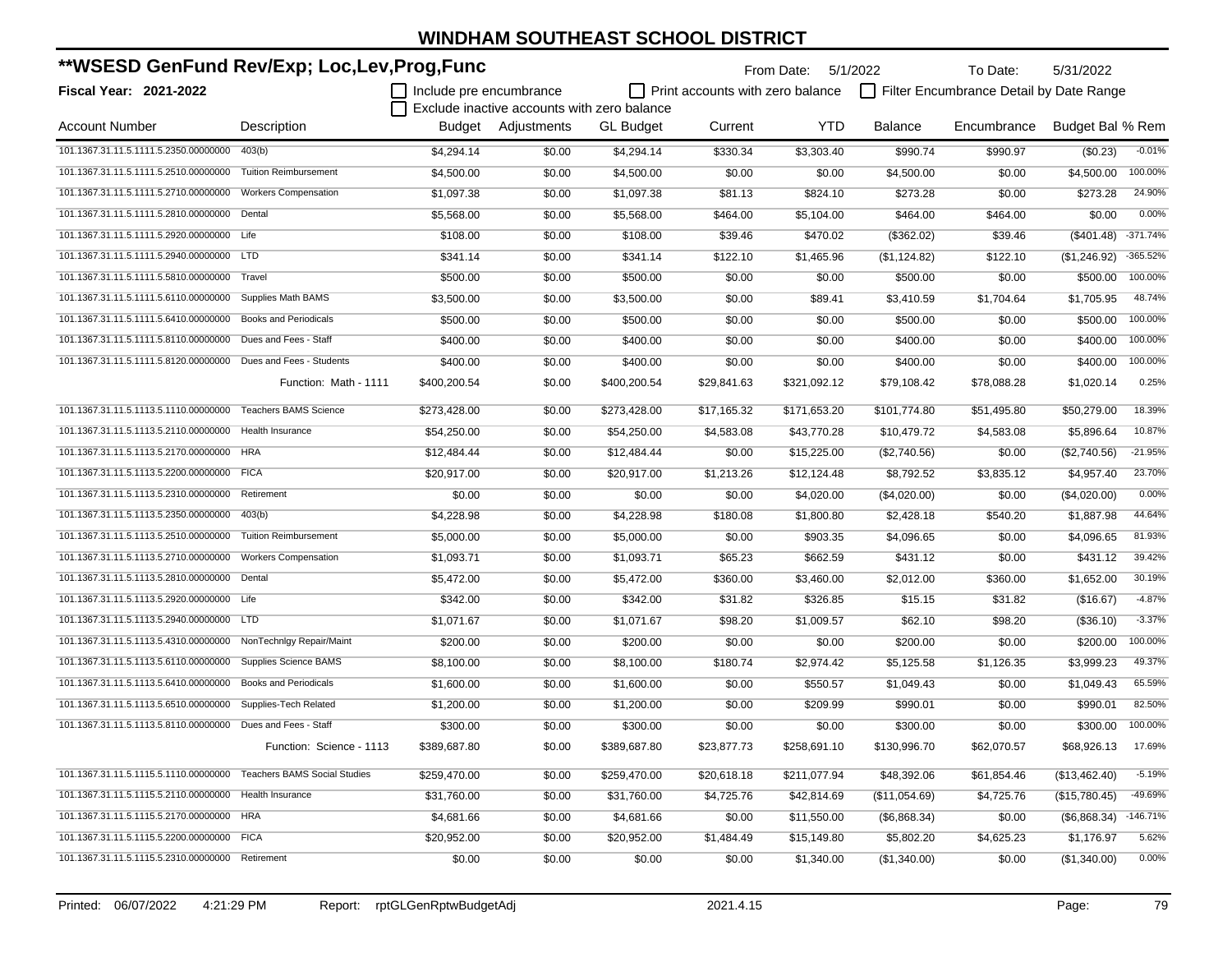# WINDHAM SOUTHEAST SCHOOL DISTRICT

## **WSESD GenFund Rev/Exp; Loc,Lev,Prog,Func

**Fiscal Year: 2021-2022**

From Date: 5/1/2022 To Date: 5/31/2022

☐ Include pre encumbrance ☐ Print accounts with zero balance ☐ Filter Encumbrance Detail by Date Range

☐ Exclude inactive accounts with zero balance

| Account Number | Description | Budget | Adjustments | GL Budget | Current | YTD | Balance | Encumbrance | Budget Bal | % Rem |
|---|---|---|---|---|---|---|---|---|---|---|
| 101.1367.31.11.5.1111.5.2350.00000000 | 403(b) | $4,294.14 | $0.00 | $4,294.14 | $330.34 | $3,303.40 | $990.74 | $990.97 | ($0.23) | -0.01% |
| 101.1367.31.11.5.1111.5.2510.00000000 | Tuition Reimbursement | $4,500.00 | $0.00 | $4,500.00 | $0.00 | $0.00 | $4,500.00 | $0.00 | $4,500.00 | 100.00% |
| 101.1367.31.11.5.1111.5.2710.00000000 | Workers Compensation | $1,097.38 | $0.00 | $1,097.38 | $81.13 | $824.10 | $273.28 | $0.00 | $273.28 | 24.90% |
| 101.1367.31.11.5.1111.5.2810.00000000 | Dental | $5,568.00 | $0.00 | $5,568.00 | $464.00 | $5,104.00 | $464.00 | $464.00 | $0.00 | 0.00% |
| 101.1367.31.11.5.1111.5.2920.00000000 | Life | $108.00 | $0.00 | $108.00 | $39.46 | $470.02 | ($362.02) | $39.46 | ($401.48) | -371.74% |
| 101.1367.31.11.5.1111.5.2940.00000000 | LTD | $341.14 | $0.00 | $341.14 | $122.10 | $1,465.96 | ($1,124.82) | $122.10 | ($1,246.92) | -365.52% |
| 101.1367.31.11.5.1111.5.5810.00000000 | Travel | $500.00 | $0.00 | $500.00 | $0.00 | $0.00 | $500.00 | $0.00 | $500.00 | 100.00% |
| 101.1367.31.11.5.1111.5.6110.00000000 | Supplies Math BAMS | $3,500.00 | $0.00 | $3,500.00 | $0.00 | $89.41 | $3,410.59 | $1,704.64 | $1,705.95 | 48.74% |
| 101.1367.31.11.5.1111.5.6410.00000000 | Books and Periodicals | $500.00 | $0.00 | $500.00 | $0.00 | $0.00 | $500.00 | $0.00 | $500.00 | 100.00% |
| 101.1367.31.11.5.1111.5.8110.00000000 | Dues and Fees - Staff | $400.00 | $0.00 | $400.00 | $0.00 | $0.00 | $400.00 | $0.00 | $400.00 | 100.00% |
| 101.1367.31.11.5.1111.5.8120.00000000 | Dues and Fees - Students | $400.00 | $0.00 | $400.00 | $0.00 | $0.00 | $400.00 | $0.00 | $400.00 | 100.00% |
| | Function: Math - 1111 | $400,200.54 | $0.00 | $400,200.54 | $29,841.63 | $321,092.12 | $79,108.42 | $78,088.28 | $1,020.14 | 0.25% |
| 101.1367.31.11.5.1113.5.1110.00000000 | Teachers BAMS Science | $273,428.00 | $0.00 | $273,428.00 | $17,165.32 | $171,653.20 | $101,774.80 | $51,495.80 | $50,279.00 | 18.39% |
| 101.1367.31.11.5.1113.5.2110.00000000 | Health Insurance | $54,250.00 | $0.00 | $54,250.00 | $4,583.08 | $43,770.28 | $10,479.72 | $4,583.08 | $5,896.64 | 10.87% |
| 101.1367.31.11.5.1113.5.2170.00000000 | HRA | $12,484.44 | $0.00 | $12,484.44 | $0.00 | $15,225.00 | ($2,740.56) | $0.00 | ($2,740.56) | -21.95% |
| 101.1367.31.11.5.1113.5.2200.00000000 | FICA | $20,917.00 | $0.00 | $20,917.00 | $1,213.26 | $12,124.48 | $8,792.52 | $3,835.12 | $4,957.40 | 23.70% |
| 101.1367.31.11.5.1113.5.2310.00000000 | Retirement | $0.00 | $0.00 | $0.00 | $0.00 | $4,020.00 | ($4,020.00) | $0.00 | ($4,020.00) | 0.00% |
| 101.1367.31.11.5.1113.5.2350.00000000 | 403(b) | $4,228.98 | $0.00 | $4,228.98 | $180.08 | $1,800.80 | $2,428.18 | $540.20 | $1,887.98 | 44.64% |
| 101.1367.31.11.5.1113.5.2510.00000000 | Tuition Reimbursement | $5,000.00 | $0.00 | $5,000.00 | $0.00 | $903.35 | $4,096.65 | $0.00 | $4,096.65 | 81.93% |
| 101.1367.31.11.5.1113.5.2710.00000000 | Workers Compensation | $1,093.71 | $0.00 | $1,093.71 | $65.23 | $662.59 | $431.12 | $0.00 | $431.12 | 39.42% |
| 101.1367.31.11.5.1113.5.2810.00000000 | Dental | $5,472.00 | $0.00 | $5,472.00 | $360.00 | $3,460.00 | $2,012.00 | $360.00 | $1,652.00 | 30.19% |
| 101.1367.31.11.5.1113.5.2920.00000000 | Life | $342.00 | $0.00 | $342.00 | $31.82 | $326.85 | $15.15 | $31.82 | ($16.67) | -4.87% |
| 101.1367.31.11.5.1113.5.2940.00000000 | LTD | $1,071.67 | $0.00 | $1,071.67 | $98.20 | $1,009.57 | $62.10 | $98.20 | ($36.10) | -3.37% |
| 101.1367.31.11.5.1113.5.4310.00000000 | NonTechnlgy Repair/Maint | $200.00 | $0.00 | $200.00 | $0.00 | $0.00 | $200.00 | $0.00 | $200.00 | 100.00% |
| 101.1367.31.11.5.1113.5.6110.00000000 | Supplies Science BAMS | $8,100.00 | $0.00 | $8,100.00 | $180.74 | $2,974.42 | $5,125.58 | $1,126.35 | $3,999.23 | 49.37% |
| 101.1367.31.11.5.1113.5.6410.00000000 | Books and Periodicals | $1,600.00 | $0.00 | $1,600.00 | $0.00 | $550.57 | $1,049.43 | $0.00 | $1,049.43 | 65.59% |
| 101.1367.31.11.5.1113.5.6510.00000000 | Supplies-Tech Related | $1,200.00 | $0.00 | $1,200.00 | $0.00 | $209.99 | $990.01 | $0.00 | $990.01 | 82.50% |
| 101.1367.31.11.5.1113.5.8110.00000000 | Dues and Fees - Staff | $300.00 | $0.00 | $300.00 | $0.00 | $0.00 | $300.00 | $0.00 | $300.00 | 100.00% |
| | Function: Science - 1113 | $389,687.80 | $0.00 | $389,687.80 | $23,877.73 | $258,691.10 | $130,996.70 | $62,070.57 | $68,926.13 | 17.69% |
| 101.1367.31.11.5.1115.5.1110.00000000 | Teachers BAMS Social Studies | $259,470.00 | $0.00 | $259,470.00 | $20,618.18 | $211,077.94 | $48,392.06 | $61,854.46 | ($13,462.40) | -5.19% |
| 101.1367.31.11.5.1115.5.2110.00000000 | Health Insurance | $31,760.00 | $0.00 | $31,760.00 | $4,725.76 | $42,814.69 | ($11,054.69) | $4,725.76 | ($15,780.45) | -49.69% |
| 101.1367.31.11.5.1115.5.2170.00000000 | HRA | $4,681.66 | $0.00 | $4,681.66 | $0.00 | $11,550.00 | ($6,868.34) | $0.00 | ($6,868.34) | -146.71% |
| 101.1367.31.11.5.1115.5.2200.00000000 | FICA | $20,952.00 | $0.00 | $20,952.00 | $1,484.49 | $15,149.80 | $5,802.20 | $4,625.23 | $1,176.97 | 5.62% |
| 101.1367.31.11.5.1115.5.2310.00000000 | Retirement | $0.00 | $0.00 | $0.00 | $0.00 | $1,340.00 | ($1,340.00) | $0.00 | ($1,340.00) | 0.00% |

Printed: 06/07/2022 4:21:29 PM Report: rptGLGenRptwBudgetAdj 2021.4.15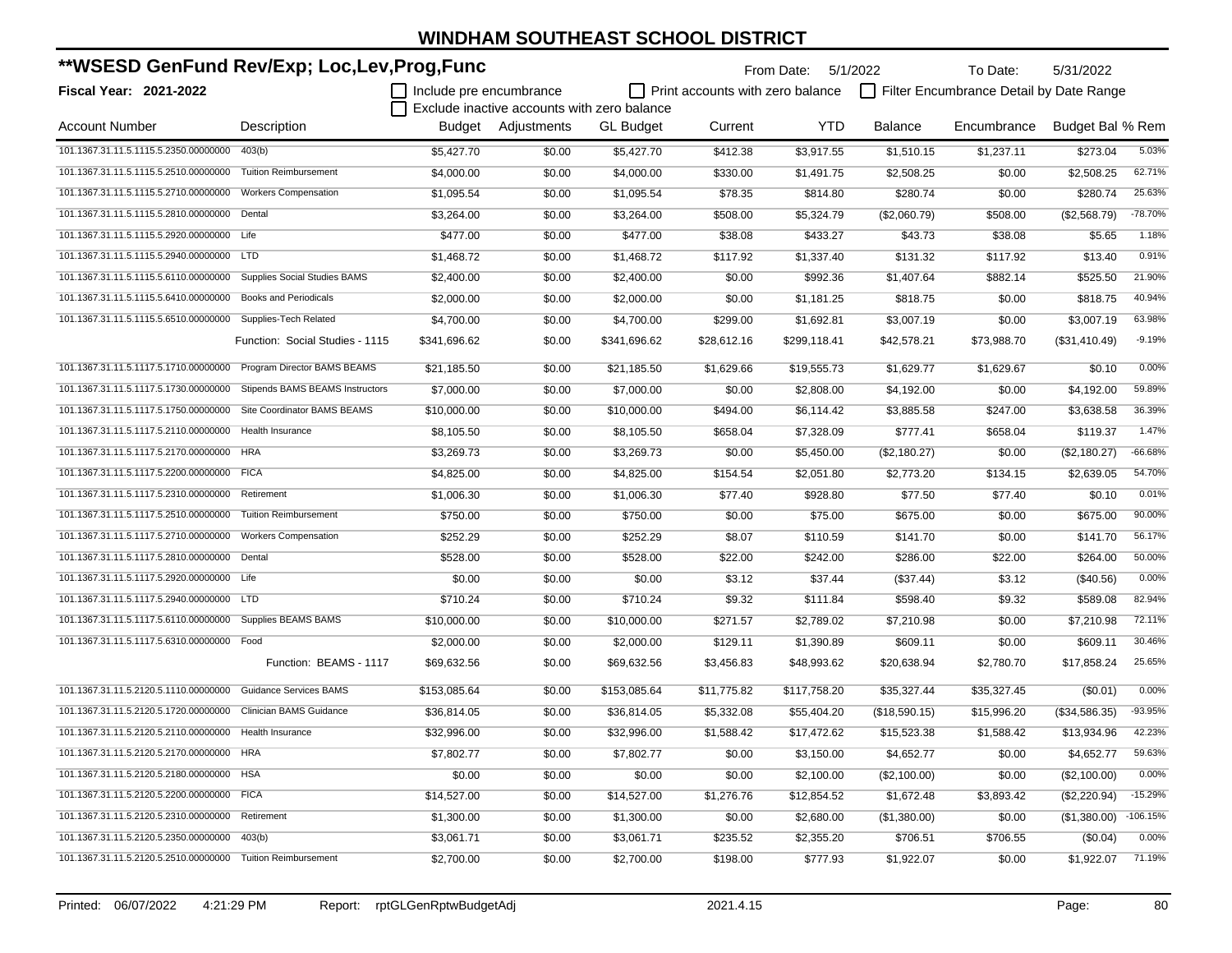# WINDHAM SOUTHEAST SCHOOL DISTRICT

## **WSESD GenFund Rev/Exp; Loc,Lev,Prog,Func

**Fiscal Year: 2021-2022**

From Date: 5/1/2022 To Date: 5/31/2022

☐ Include pre encumbrance ☐ Print accounts with zero balance ☐ Filter Encumbrance Detail by Date Range

☐ Exclude inactive accounts with zero balance

| Account Number | Description | Budget | Adjustments | GL Budget | Current | YTD | Balance | Encumbrance | Budget Bal | % Rem |
|---|---|---|---|---|---|---|---|---|---|---|
| 101.1367.31.11.5.1115.5.2350.00000000 | 403(b) | $5,427.70 | $0.00 | $5,427.70 | $412.38 | $3,917.55 | $1,510.15 | $1,237.11 | $273.04 | 5.03% |
| 101.1367.31.11.5.1115.5.2510.00000000 | Tuition Reimbursement | $4,000.00 | $0.00 | $4,000.00 | $330.00 | $1,491.75 | $2,508.25 | $0.00 | $2,508.25 | 62.71% |
| 101.1367.31.11.5.1115.5.2710.00000000 | Workers Compensation | $1,095.54 | $0.00 | $1,095.54 | $78.35 | $814.80 | $280.74 | $0.00 | $280.74 | 25.63% |
| 101.1367.31.11.5.1115.5.2810.00000000 | Dental | $3,264.00 | $0.00 | $3,264.00 | $508.00 | $5,324.79 | ($2,060.79) | $508.00 | ($2,568.79) | -78.70% |
| 101.1367.31.11.5.1115.5.2920.00000000 | Life | $477.00 | $0.00 | $477.00 | $38.08 | $433.27 | $43.73 | $38.08 | $5.65 | 1.18% |
| 101.1367.31.11.5.1115.5.2940.00000000 | LTD | $1,468.72 | $0.00 | $1,468.72 | $117.92 | $1,337.40 | $131.32 | $117.92 | $13.40 | 0.91% |
| 101.1367.31.11.5.1115.5.6110.00000000 | Supplies Social Studies BAMS | $2,400.00 | $0.00 | $2,400.00 | $0.00 | $992.36 | $1,407.64 | $882.14 | $525.50 | 21.90% |
| 101.1367.31.11.5.1115.5.6410.00000000 | Books and Periodicals | $2,000.00 | $0.00 | $2,000.00 | $0.00 | $1,181.25 | $818.75 | $0.00 | $818.75 | 40.94% |
| 101.1367.31.11.5.1115.5.6510.00000000 | Supplies-Tech Related | $4,700.00 | $0.00 | $4,700.00 | $299.00 | $1,692.81 | $3,007.19 | $0.00 | $3,007.19 | 63.98% |
| | Function: Social Studies - 1115 | $341,696.62 | $0.00 | $341,696.62 | $28,612.16 | $299,118.41 | $42,578.21 | $73,988.70 | ($31,410.49) | -9.19% |
| 101.1367.31.11.5.1117.5.1710.00000000 | Program Director BAMS BEAMS | $21,185.50 | $0.00 | $21,185.50 | $1,629.66 | $19,555.73 | $1,629.77 | $1,629.67 | $0.10 | 0.00% |
| 101.1367.31.11.5.1117.5.1730.00000000 | Stipends BAMS BEAMS Instructors | $7,000.00 | $0.00 | $7,000.00 | $0.00 | $2,808.00 | $4,192.00 | $0.00 | $4,192.00 | 59.89% |
| 101.1367.31.11.5.1117.5.1750.00000000 | Site Coordinator BAMS BEAMS | $10,000.00 | $0.00 | $10,000.00 | $494.00 | $6,114.42 | $3,885.58 | $247.00 | $3,638.58 | 36.39% |
| 101.1367.31.11.5.1117.5.2110.00000000 | Health Insurance | $8,105.50 | $0.00 | $8,105.50 | $658.04 | $7,328.09 | $777.41 | $658.04 | $119.37 | 1.47% |
| 101.1367.31.11.5.1117.5.2170.00000000 | HRA | $3,269.73 | $0.00 | $3,269.73 | $0.00 | $5,450.00 | ($2,180.27) | $0.00 | ($2,180.27) | -66.68% |
| 101.1367.31.11.5.1117.5.2200.00000000 | FICA | $4,825.00 | $0.00 | $4,825.00 | $154.54 | $2,051.80 | $2,773.20 | $134.15 | $2,639.05 | 54.70% |
| 101.1367.31.11.5.1117.5.2310.00000000 | Retirement | $1,006.30 | $0.00 | $1,006.30 | $77.40 | $928.80 | $77.50 | $77.40 | $0.10 | 0.01% |
| 101.1367.31.11.5.1117.5.2510.00000000 | Tuition Reimbursement | $750.00 | $0.00 | $750.00 | $0.00 | $75.00 | $675.00 | $0.00 | $675.00 | 90.00% |
| 101.1367.31.11.5.1117.5.2710.00000000 | Workers Compensation | $252.29 | $0.00 | $252.29 | $8.07 | $110.59 | $141.70 | $0.00 | $141.70 | 56.17% |
| 101.1367.31.11.5.1117.5.2810.00000000 | Dental | $528.00 | $0.00 | $528.00 | $22.00 | $242.00 | $286.00 | $22.00 | $264.00 | 50.00% |
| 101.1367.31.11.5.1117.5.2920.00000000 | Life | $0.00 | $0.00 | $0.00 | $3.12 | $37.44 | ($37.44) | $3.12 | ($40.56) | 0.00% |
| 101.1367.31.11.5.1117.5.2940.00000000 | LTD | $710.24 | $0.00 | $710.24 | $9.32 | $111.84 | $598.40 | $9.32 | $589.08 | 82.94% |
| 101.1367.31.11.5.1117.5.6110.00000000 | Supplies BEAMS BAMS | $10,000.00 | $0.00 | $10,000.00 | $271.57 | $2,789.02 | $7,210.98 | $0.00 | $7,210.98 | 72.11% |
| 101.1367.31.11.5.1117.5.6310.00000000 | Food | $2,000.00 | $0.00 | $2,000.00 | $129.11 | $1,390.89 | $609.11 | $0.00 | $609.11 | 30.46% |
| | Function: BEAMS - 1117 | $69,632.56 | $0.00 | $69,632.56 | $3,456.83 | $48,993.62 | $20,638.94 | $2,780.70 | $17,858.24 | 25.65% |
| 101.1367.31.11.5.2120.5.1110.00000000 | Guidance Services BAMS | $153,085.64 | $0.00 | $153,085.64 | $11,775.82 | $117,758.20 | $35,327.44 | $35,327.45 | ($0.01) | 0.00% |
| 101.1367.31.11.5.2120.5.1720.00000000 | Clinician BAMS Guidance | $36,814.05 | $0.00 | $36,814.05 | $5,332.08 | $55,404.20 | ($18,590.15) | $15,996.20 | ($34,586.35) | -93.95% |
| 101.1367.31.11.5.2120.5.2110.00000000 | Health Insurance | $32,996.00 | $0.00 | $32,996.00 | $1,588.42 | $17,472.62 | $15,523.38 | $1,588.42 | $13,934.96 | 42.23% |
| 101.1367.31.11.5.2120.5.2170.00000000 | HRA | $7,802.77 | $0.00 | $7,802.77 | $0.00 | $3,150.00 | $4,652.77 | $0.00 | $4,652.77 | 59.63% |
| 101.1367.31.11.5.2120.5.2180.00000000 | HSA | $0.00 | $0.00 | $0.00 | $0.00 | $2,100.00 | ($2,100.00) | $0.00 | ($2,100.00) | 0.00% |
| 101.1367.31.11.5.2120.5.2200.00000000 | FICA | $14,527.00 | $0.00 | $14,527.00 | $1,276.76 | $12,854.52 | $1,672.48 | $3,893.42 | ($2,220.94) | -15.29% |
| 101.1367.31.11.5.2120.5.2310.00000000 | Retirement | $1,300.00 | $0.00 | $1,300.00 | $0.00 | $2,680.00 | ($1,380.00) | $0.00 | ($1,380.00) | -106.15% |
| 101.1367.31.11.5.2120.5.2350.00000000 | 403(b) | $3,061.71 | $0.00 | $3,061.71 | $235.52 | $2,355.20 | $706.51 | $706.55 | ($0.04) | 0.00% |
| 101.1367.31.11.5.2120.5.2510.00000000 | Tuition Reimbursement | $2,700.00 | $0.00 | $2,700.00 | $198.00 | $777.93 | $1,922.07 | $0.00 | $1,922.07 | 71.19% |

Printed: 06/07/2022 4:21:29 PM Report: rptGLGenRptwBudgetAdj 2021.4.15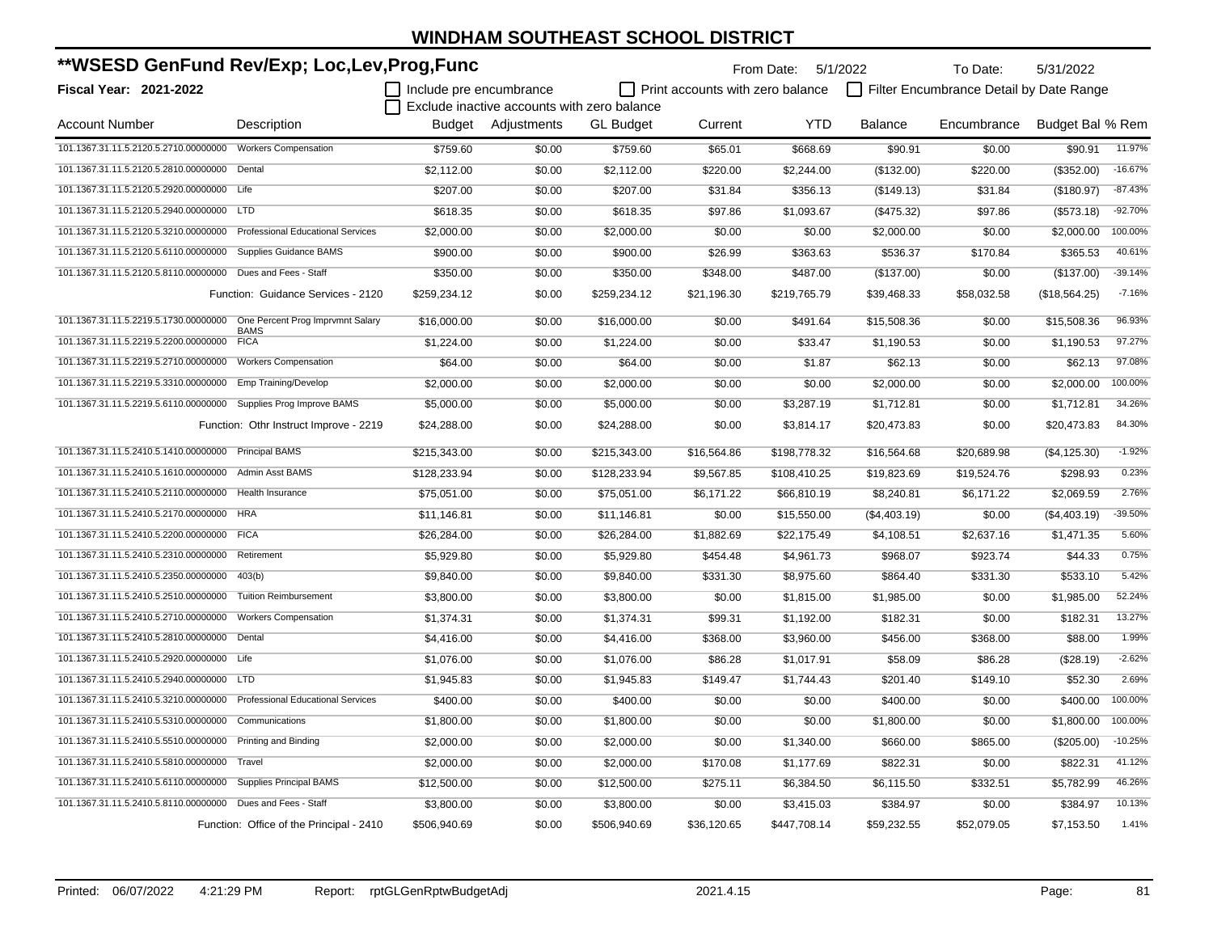# WINDHAM SOUTHEAST SCHOOL DISTRICT

## **WSESD GenFund Rev/Exp; Loc,Lev,Prog,Func

**Fiscal Year: 2021-2022**

From Date: 5/1/2022 To Date: 5/31/2022

☐ Include pre encumbrance ☐ Print accounts with zero balance ☐ Filter Encumbrance Detail by Date Range
☐ Exclude inactive accounts with zero balance

| Account Number | Description | Budget | Adjustments | GL Budget | Current | YTD | Balance | Encumbrance | Budget Bal | % Rem |
|---|---|---|---|---|---|---|---|---|---|---|
| 101.1367.31.11.5.2120.5.2710.00000000 | Workers Compensation | $759.60 | $0.00 | $759.60 | $65.01 | $668.69 | $90.91 | $0.00 | $90.91 | 11.97% |
| 101.1367.31.11.5.2120.5.2810.00000000 | Dental | $2,112.00 | $0.00 | $2,112.00 | $220.00 | $2,244.00 | ($132.00) | $220.00 | ($352.00) | -16.67% |
| 101.1367.31.11.5.2120.5.2920.00000000 | Life | $207.00 | $0.00 | $207.00 | $31.84 | $356.13 | ($149.13) | $31.84 | ($180.97) | -87.43% |
| 101.1367.31.11.5.2120.5.2940.00000000 | LTD | $618.35 | $0.00 | $618.35 | $97.86 | $1,093.67 | ($475.32) | $97.86 | ($573.18) | -92.70% |
| 101.1367.31.11.5.2120.5.3210.00000000 | Professional Educational Services | $2,000.00 | $0.00 | $2,000.00 | $0.00 | $0.00 | $2,000.00 | $0.00 | $2,000.00 | 100.00% |
| 101.1367.31.11.5.2120.5.6110.00000000 | Supplies Guidance BAMS | $900.00 | $0.00 | $900.00 | $26.99 | $363.63 | $536.37 | $170.84 | $365.53 | 40.61% |
| 101.1367.31.11.5.2120.5.8110.00000000 | Dues and Fees - Staff | $350.00 | $0.00 | $350.00 | $348.00 | $487.00 | ($137.00) | $0.00 | ($137.00) | -39.14% |
| | Function: Guidance Services - 2120 | $259,234.12 | $0.00 | $259,234.12 | $21,196.30 | $219,765.79 | $39,468.33 | $58,032.58 | ($18,564.25) | -7.16% |
| 101.1367.31.11.5.2219.5.1730.00000000 | One Percent Prog Imprvmnt Salary BAMS | $16,000.00 | $0.00 | $16,000.00 | $0.00 | $491.64 | $15,508.36 | $0.00 | $15,508.36 | 96.93% |
| 101.1367.31.11.5.2219.5.2200.00000000 | FICA | $1,224.00 | $0.00 | $1,224.00 | $0.00 | $33.47 | $1,190.53 | $0.00 | $1,190.53 | 97.27% |
| 101.1367.31.11.5.2219.5.2710.00000000 | Workers Compensation | $64.00 | $0.00 | $64.00 | $0.00 | $1.87 | $62.13 | $0.00 | $62.13 | 97.08% |
| 101.1367.31.11.5.2219.5.3310.00000000 | Emp Training/Develop | $2,000.00 | $0.00 | $2,000.00 | $0.00 | $0.00 | $2,000.00 | $0.00 | $2,000.00 | 100.00% |
| 101.1367.31.11.5.2219.5.6110.00000000 | Supplies Prog Improve BAMS | $5,000.00 | $0.00 | $5,000.00 | $0.00 | $3,287.19 | $1,712.81 | $0.00 | $1,712.81 | 34.26% |
| | Function: Othr Instruct Improve - 2219 | $24,288.00 | $0.00 | $24,288.00 | $0.00 | $3,814.17 | $20,473.83 | $0.00 | $20,473.83 | 84.30% |
| 101.1367.31.11.5.2410.5.1410.00000000 | Principal BAMS | $215,343.00 | $0.00 | $215,343.00 | $16,564.86 | $198,778.32 | $16,564.68 | $20,689.98 | ($4,125.30) | -1.92% |
| 101.1367.31.11.5.2410.5.1610.00000000 | Admin Asst BAMS | $128,233.94 | $0.00 | $128,233.94 | $9,567.85 | $108,410.25 | $19,823.69 | $19,524.76 | $298.93 | 0.23% |
| 101.1367.31.11.5.2410.5.2110.00000000 | Health Insurance | $75,051.00 | $0.00 | $75,051.00 | $6,171.22 | $66,810.19 | $8,240.81 | $6,171.22 | $2,069.59 | 2.76% |
| 101.1367.31.11.5.2410.5.2170.00000000 | HRA | $11,146.81 | $0.00 | $11,146.81 | $0.00 | $15,550.00 | ($4,403.19) | $0.00 | ($4,403.19) | -39.50% |
| 101.1367.31.11.5.2410.5.2200.00000000 | FICA | $26,284.00 | $0.00 | $26,284.00 | $1,882.69 | $22,175.49 | $4,108.51 | $2,637.16 | $1,471.35 | 5.60% |
| 101.1367.31.11.5.2410.5.2310.00000000 | Retirement | $5,929.80 | $0.00 | $5,929.80 | $454.48 | $4,961.73 | $968.07 | $923.74 | $44.33 | 0.75% |
| 101.1367.31.11.5.2410.5.2350.00000000 | 403(b) | $9,840.00 | $0.00 | $9,840.00 | $331.30 | $8,975.60 | $864.40 | $331.30 | $533.10 | 5.42% |
| 101.1367.31.11.5.2410.5.2510.00000000 | Tuition Reimbursement | $3,800.00 | $0.00 | $3,800.00 | $0.00 | $1,815.00 | $1,985.00 | $0.00 | $1,985.00 | 52.24% |
| 101.1367.31.11.5.2410.5.2710.00000000 | Workers Compensation | $1,374.31 | $0.00 | $1,374.31 | $99.31 | $1,192.00 | $182.31 | $0.00 | $182.31 | 13.27% |
| 101.1367.31.11.5.2410.5.2810.00000000 | Dental | $4,416.00 | $0.00 | $4,416.00 | $368.00 | $3,960.00 | $456.00 | $368.00 | $88.00 | 1.99% |
| 101.1367.31.11.5.2410.5.2920.00000000 | Life | $1,076.00 | $0.00 | $1,076.00 | $86.28 | $1,017.91 | $58.09 | $86.28 | ($28.19) | -2.62% |
| 101.1367.31.11.5.2410.5.2940.00000000 | LTD | $1,945.83 | $0.00 | $1,945.83 | $149.47 | $1,744.43 | $201.40 | $149.10 | $52.30 | 2.69% |
| 101.1367.31.11.5.2410.5.3210.00000000 | Professional Educational Services | $400.00 | $0.00 | $400.00 | $0.00 | $0.00 | $400.00 | $0.00 | $400.00 | 100.00% |
| 101.1367.31.11.5.2410.5.5310.00000000 | Communications | $1,800.00 | $0.00 | $1,800.00 | $0.00 | $0.00 | $1,800.00 | $0.00 | $1,800.00 | 100.00% |
| 101.1367.31.11.5.2410.5.5510.00000000 | Printing and Binding | $2,000.00 | $0.00 | $2,000.00 | $0.00 | $1,340.00 | $660.00 | $865.00 | ($205.00) | -10.25% |
| 101.1367.31.11.5.2410.5.5810.00000000 | Travel | $2,000.00 | $0.00 | $2,000.00 | $170.08 | $1,177.69 | $822.31 | $0.00 | $822.31 | 41.12% |
| 101.1367.31.11.5.2410.5.6110.00000000 | Supplies Principal BAMS | $12,500.00 | $0.00 | $12,500.00 | $275.11 | $6,384.50 | $6,115.50 | $332.51 | $5,782.99 | 46.26% |
| 101.1367.31.11.5.2410.5.8110.00000000 | Dues and Fees - Staff | $3,800.00 | $0.00 | $3,800.00 | $0.00 | $3,415.03 | $384.97 | $0.00 | $384.97 | 10.13% |
| | Function: Office of the Principal - 2410 | $506,940.69 | $0.00 | $506,940.69 | $36,120.65 | $447,708.14 | $59,232.55 | $52,079.05 | $7,153.50 | 1.41% |

Printed: 06/07/2022 4:21:29 PM Report: rptGLGenRptwBudgetAdj 2021.4.15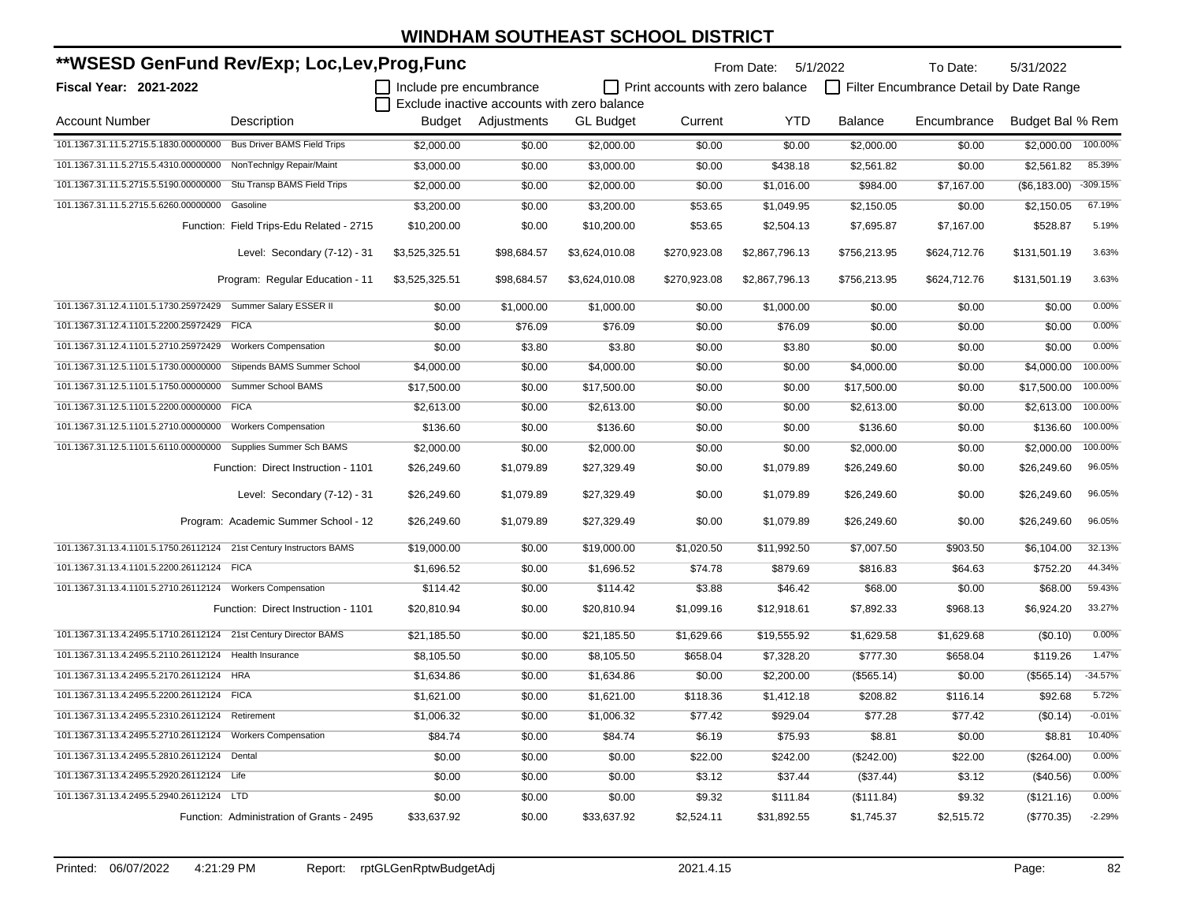# WINDHAM SOUTHEAST SCHOOL DISTRICT

## **WSESD GenFund Rev/Exp; Loc,Lev,Prog,Func

**Fiscal Year: 2021-2022**

From Date: 5/1/2022 To Date: 5/31/2022

- [ ] Include pre encumbrance
- [ ] Print accounts with zero balance
- [ ] Filter Encumbrance Detail by Date Range
- [ ] Exclude inactive accounts with zero balance

| Account Number | Description | Budget | Adjustments | GL Budget | Current | YTD | Balance | Encumbrance | Budget Bal | % Rem |
|---|---|---|---|---|---|---|---|---|---|---|
| 101.1367.31.11.5.2715.5.1830.00000000 | Bus Driver BAMS Field Trips | $2,000.00 | $0.00 | $2,000.00 | $0.00 | $0.00 | $2,000.00 | $0.00 | $2,000.00 | 100.00% |
| 101.1367.31.11.5.2715.5.4310.00000000 | NonTechnlgy Repair/Maint | $3,000.00 | $0.00 | $3,000.00 | $0.00 | $438.18 | $2,561.82 | $0.00 | $2,561.82 | 85.39% |
| 101.1367.31.11.5.2715.5.5190.00000000 | Stu Transp BAMS Field Trips | $2,000.00 | $0.00 | $2,000.00 | $0.00 | $1,016.00 | $984.00 | $7,167.00 | ($6,183.00) | -309.15% |
| 101.1367.31.11.5.2715.5.6260.00000000 | Gasoline | $3,200.00 | $0.00 | $3,200.00 | $53.65 | $1,049.95 | $2,150.05 | $0.00 | $2,150.05 | 67.19% |
| | Function: Field Trips-Edu Related - 2715 | $10,200.00 | $0.00 | $10,200.00 | $53.65 | $2,504.13 | $7,695.87 | $7,167.00 | $528.87 | 5.19% |
| | Level: Secondary (7-12) - 31 | $3,525,325.51 | $98,684.57 | $3,624,010.08 | $270,923.08 | $2,867,796.13 | $756,213.95 | $624,712.76 | $131,501.19 | 3.63% |
| | Program: Regular Education - 11 | $3,525,325.51 | $98,684.57 | $3,624,010.08 | $270,923.08 | $2,867,796.13 | $756,213.95 | $624,712.76 | $131,501.19 | 3.63% |
| 101.1367.31.12.4.1101.5.1730.25972429 | Summer Salary ESSER II | $0.00 | $1,000.00 | $1,000.00 | $0.00 | $1,000.00 | $0.00 | $0.00 | $0.00 | 0.00% |
| 101.1367.31.12.4.1101.5.2200.25972429 | FICA | $0.00 | $76.09 | $76.09 | $0.00 | $76.09 | $0.00 | $0.00 | $0.00 | 0.00% |
| 101.1367.31.12.4.1101.5.2710.25972429 | Workers Compensation | $0.00 | $3.80 | $3.80 | $0.00 | $3.80 | $0.00 | $0.00 | $0.00 | 0.00% |
| 101.1367.31.12.5.1101.5.1730.00000000 | Stipends BAMS Summer School | $4,000.00 | $0.00 | $4,000.00 | $0.00 | $0.00 | $4,000.00 | $0.00 | $4,000.00 | 100.00% |
| 101.1367.31.12.5.1101.5.1750.00000000 | Summer School BAMS | $17,500.00 | $0.00 | $17,500.00 | $0.00 | $0.00 | $17,500.00 | $0.00 | $17,500.00 | 100.00% |
| 101.1367.31.12.5.1101.5.2200.00000000 | FICA | $2,613.00 | $0.00 | $2,613.00 | $0.00 | $0.00 | $2,613.00 | $0.00 | $2,613.00 | 100.00% |
| 101.1367.31.12.5.1101.5.2710.00000000 | Workers Compensation | $136.60 | $0.00 | $136.60 | $0.00 | $0.00 | $136.60 | $0.00 | $136.60 | 100.00% |
| 101.1367.31.12.5.1101.5.6110.00000000 | Supplies Summer Sch BAMS | $2,000.00 | $0.00 | $2,000.00 | $0.00 | $0.00 | $2,000.00 | $0.00 | $2,000.00 | 100.00% |
| | Function: Direct Instruction - 1101 | $26,249.60 | $1,079.89 | $27,329.49 | $0.00 | $1,079.89 | $26,249.60 | $0.00 | $26,249.60 | 96.05% |
| | Level: Secondary (7-12) - 31 | $26,249.60 | $1,079.89 | $27,329.49 | $0.00 | $1,079.89 | $26,249.60 | $0.00 | $26,249.60 | 96.05% |
| | Program: Academic Summer School - 12 | $26,249.60 | $1,079.89 | $27,329.49 | $0.00 | $1,079.89 | $26,249.60 | $0.00 | $26,249.60 | 96.05% |
| 101.1367.31.13.4.1101.5.1750.26112124 | 21st Century Instructors BAMS | $19,000.00 | $0.00 | $19,000.00 | $1,020.50 | $11,992.50 | $7,007.50 | $903.50 | $6,104.00 | 32.13% |
| 101.1367.31.13.4.1101.5.2200.26112124 | FICA | $1,696.52 | $0.00 | $1,696.52 | $74.78 | $879.69 | $816.83 | $64.63 | $752.20 | 44.34% |
| 101.1367.31.13.4.1101.5.2710.26112124 | Workers Compensation | $114.42 | $0.00 | $114.42 | $3.88 | $46.42 | $68.00 | $0.00 | $68.00 | 59.43% |
| | Function: Direct Instruction - 1101 | $20,810.94 | $0.00 | $20,810.94 | $1,099.16 | $12,918.61 | $7,892.33 | $968.13 | $6,924.20 | 33.27% |
| 101.1367.31.13.4.2495.5.1710.26112124 | 21st Century Director BAMS | $21,185.50 | $0.00 | $21,185.50 | $1,629.66 | $19,555.92 | $1,629.58 | $1,629.68 | ($0.10) | 0.00% |
| 101.1367.31.13.4.2495.5.2110.26112124 | Health Insurance | $8,105.50 | $0.00 | $8,105.50 | $658.04 | $7,328.20 | $777.30 | $658.04 | $119.26 | 1.47% |
| 101.1367.31.13.4.2495.5.2170.26112124 | HRA | $1,634.86 | $0.00 | $1,634.86 | $0.00 | $2,200.00 | ($565.14) | $0.00 | ($565.14) | -34.57% |
| 101.1367.31.13.4.2495.5.2200.26112124 | FICA | $1,621.00 | $0.00 | $1,621.00 | $118.36 | $1,412.18 | $208.82 | $116.14 | $92.68 | 5.72% |
| 101.1367.31.13.4.2495.5.2310.26112124 | Retirement | $1,006.32 | $0.00 | $1,006.32 | $77.42 | $929.04 | $77.28 | $77.42 | ($0.14) | -0.01% |
| 101.1367.31.13.4.2495.5.2710.26112124 | Workers Compensation | $84.74 | $0.00 | $84.74 | $6.19 | $75.93 | $8.81 | $0.00 | $8.81 | 10.40% |
| 101.1367.31.13.4.2495.5.2810.26112124 | Dental | $0.00 | $0.00 | $0.00 | $22.00 | $242.00 | ($242.00) | $22.00 | ($264.00) | 0.00% |
| 101.1367.31.13.4.2495.5.2920.26112124 | Life | $0.00 | $0.00 | $0.00 | $3.12 | $37.44 | ($37.44) | $3.12 | ($40.56) | 0.00% |
| 101.1367.31.13.4.2495.5.2940.26112124 | LTD | $0.00 | $0.00 | $0.00 | $9.32 | $111.84 | ($111.84) | $9.32 | ($121.16) | 0.00% |
| | Function: Administration of Grants - 2495 | $33,637.92 | $0.00 | $33,637.92 | $2,524.11 | $31,892.55 | $1,745.37 | $2,515.72 | ($770.35) | -2.29% |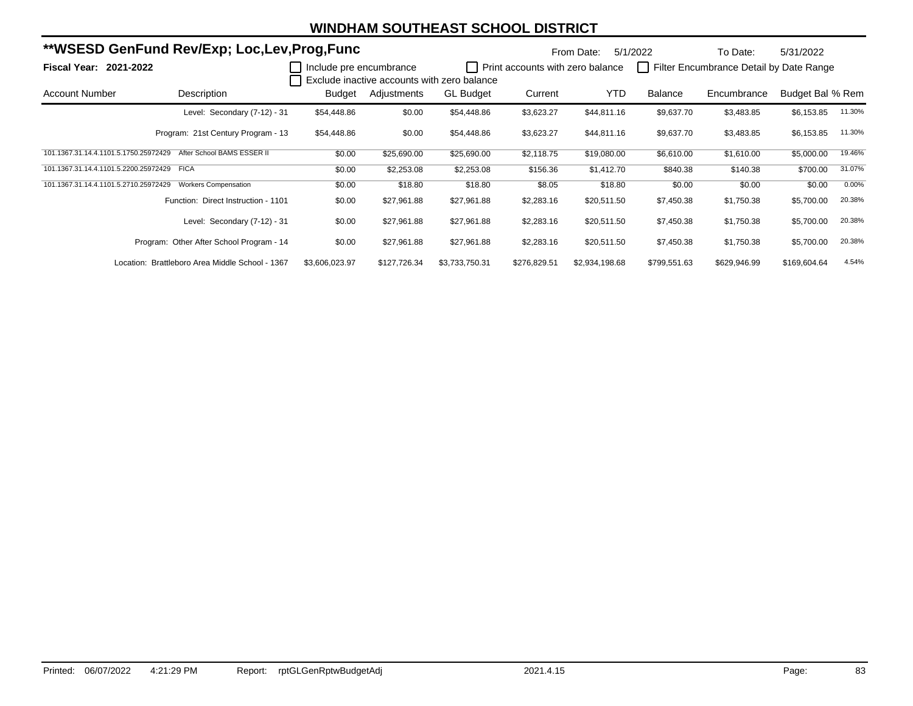# WINDHAM SOUTHEAST SCHOOL DISTRICT

## **WSESD GenFund Rev/Exp; Loc,Lev,Prog,Func

From Date: 5/1/2022 To Date: 5/31/2022

**Fiscal Year: 2021-2022**

☐ Include pre encumbrance ☐ Print accounts with zero balance ☐ Filter Encumbrance Detail by Date Range
☐ Exclude inactive accounts with zero balance

| Account Number | Description | Budget | Adjustments | GL Budget | Current | YTD | Balance | Encumbrance | Budget Bal | % Rem |
|---|---|---|---|---|---|---|---|---|---|---|
| | Level: Secondary (7-12) - 31 | $54,448.86 | $0.00 | $54,448.86 | $3,623.27 | $44,811.16 | $9,637.70 | $3,483.85 | $6,153.85 | 11.30% |
| | Program: 21st Century Program - 13 | $54,448.86 | $0.00 | $54,448.86 | $3,623.27 | $44,811.16 | $9,637.70 | $3,483.85 | $6,153.85 | 11.30% |
| 101.1367.31.14.4.1101.5.1750.25972429 | After School BAMS ESSER II | $0.00 | $25,690.00 | $25,690.00 | $2,118.75 | $19,080.00 | $6,610.00 | $1,610.00 | $5,000.00 | 19.46% |
| 101.1367.31.14.4.1101.5.2200.25972429 | FICA | $0.00 | $2,253.08 | $2,253.08 | $156.36 | $1,412.70 | $840.38 | $140.38 | $700.00 | 31.07% |
| 101.1367.31.14.4.1101.5.2710.25972429 | Workers Compensation | $0.00 | $18.80 | $18.80 | $8.05 | $18.80 | $0.00 | $0.00 | $0.00 | 0.00% |
| | Function: Direct Instruction - 1101 | $0.00 | $27,961.88 | $27,961.88 | $2,283.16 | $20,511.50 | $7,450.38 | $1,750.38 | $5,700.00 | 20.38% |
| | Level: Secondary (7-12) - 31 | $0.00 | $27,961.88 | $27,961.88 | $2,283.16 | $20,511.50 | $7,450.38 | $1,750.38 | $5,700.00 | 20.38% |
| | Program: Other After School Program - 14 | $0.00 | $27,961.88 | $27,961.88 | $2,283.16 | $20,511.50 | $7,450.38 | $1,750.38 | $5,700.00 | 20.38% |
| | Location: Brattleboro Area Middle School - 1367 | $3,606,023.97 | $127,726.34 | $3,733,750.31 | $276,829.51 | $2,934,198.68 | $799,551.63 | $629,946.99 | $169,604.64 | 4.54% |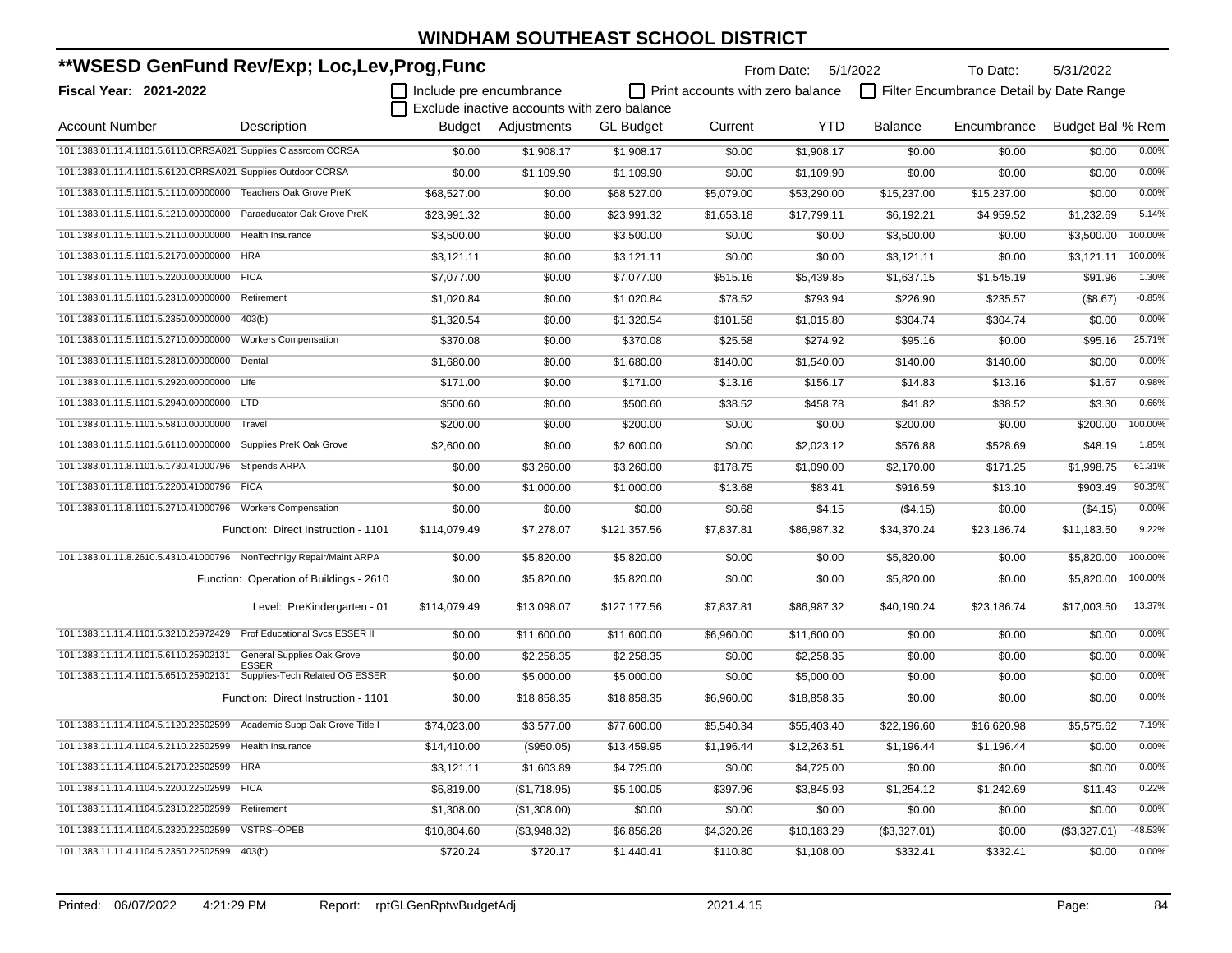# WINDHAM SOUTHEAST SCHOOL DISTRICT

## **WSESD GenFund Rev/Exp; Loc,Lev,Prog,Func

**Fiscal Year: 2021-2022**

From Date: 5/1/2022 To Date: 5/31/2022

☐ Include pre encumbrance ☐ Print accounts with zero balance ☐ Filter Encumbrance Detail by Date Range
☐ Exclude inactive accounts with zero balance

| Account Number | Description | Budget | Adjustments | GL Budget | Current | YTD | Balance | Encumbrance | Budget Bal | % Rem |
|---|---|---|---|---|---|---|---|---|---|---|
| 101.1383.01.11.4.1101.5.6110.CRRSA021 | Supplies Classroom CCRSA | $0.00 | $1,908.17 | $1,908.17 | $0.00 | $1,908.17 | $0.00 | $0.00 | $0.00 | 0.00% |
| 101.1383.01.11.4.1101.5.6120.CRRSA021 | Supplies Outdoor CCRSA | $0.00 | $1,109.90 | $1,109.90 | $0.00 | $1,109.90 | $0.00 | $0.00 | $0.00 | 0.00% |
| 101.1383.01.11.5.1101.5.1110.00000000 | Teachers Oak Grove PreK | $68,527.00 | $0.00 | $68,527.00 | $5,079.00 | $53,290.00 | $15,237.00 | $15,237.00 | $0.00 | 0.00% |
| 101.1383.01.11.5.1101.5.1210.00000000 | Paraeducator Oak Grove PreK | $23,991.32 | $0.00 | $23,991.32 | $1,653.18 | $17,799.11 | $6,192.21 | $4,959.52 | $1,232.69 | 5.14% |
| 101.1383.01.11.5.1101.5.2110.00000000 | Health Insurance | $3,500.00 | $0.00 | $3,500.00 | $0.00 | $0.00 | $3,500.00 | $0.00 | $3,500.00 | 100.00% |
| 101.1383.01.11.5.1101.5.2170.00000000 | HRA | $3,121.11 | $0.00 | $3,121.11 | $0.00 | $0.00 | $3,121.11 | $0.00 | $3,121.11 | 100.00% |
| 101.1383.01.11.5.1101.5.2200.00000000 | FICA | $7,077.00 | $0.00 | $7,077.00 | $515.16 | $5,439.85 | $1,637.15 | $1,545.19 | $91.96 | 1.30% |
| 101.1383.01.11.5.1101.5.2310.00000000 | Retirement | $1,020.84 | $0.00 | $1,020.84 | $78.52 | $793.94 | $226.90 | $235.57 | ($8.67) | -0.85% |
| 101.1383.01.11.5.1101.5.2350.00000000 | 403(b) | $1,320.54 | $0.00 | $1,320.54 | $101.58 | $1,015.80 | $304.74 | $304.74 | $0.00 | 0.00% |
| 101.1383.01.11.5.1101.5.2710.00000000 | Workers Compensation | $370.08 | $0.00 | $370.08 | $25.58 | $274.92 | $95.16 | $0.00 | $95.16 | 25.71% |
| 101.1383.01.11.5.1101.5.2810.00000000 | Dental | $1,680.00 | $0.00 | $1,680.00 | $140.00 | $1,540.00 | $140.00 | $140.00 | $0.00 | 0.00% |
| 101.1383.01.11.5.1101.5.2920.00000000 | Life | $171.00 | $0.00 | $171.00 | $13.16 | $156.17 | $14.83 | $13.16 | $1.67 | 0.98% |
| 101.1383.01.11.5.1101.5.2940.00000000 | LTD | $500.60 | $0.00 | $500.60 | $38.52 | $458.78 | $41.82 | $38.52 | $3.30 | 0.66% |
| 101.1383.01.11.5.1101.5.5810.00000000 | Travel | $200.00 | $0.00 | $200.00 | $0.00 | $0.00 | $200.00 | $0.00 | $200.00 | 100.00% |
| 101.1383.01.11.5.1101.5.6110.00000000 | Supplies PreK Oak Grove | $2,600.00 | $0.00 | $2,600.00 | $0.00 | $2,023.12 | $576.88 | $528.69 | $48.19 | 1.85% |
| 101.1383.01.11.8.1101.5.1730.41000796 | Stipends ARPA | $0.00 | $3,260.00 | $3,260.00 | $178.75 | $1,090.00 | $2,170.00 | $171.25 | $1,998.75 | 61.31% |
| 101.1383.01.11.8.1101.5.2200.41000796 | FICA | $0.00 | $1,000.00 | $1,000.00 | $13.68 | $83.41 | $916.59 | $13.10 | $903.49 | 90.35% |
| 101.1383.01.11.8.1101.5.2710.41000796 | Workers Compensation | $0.00 | $0.00 | $0.00 | $0.68 | $4.15 | ($4.15) | $0.00 | ($4.15) | 0.00% |
| | Function: Direct Instruction - 1101 | $114,079.49 | $7,278.07 | $121,357.56 | $7,837.81 | $86,987.32 | $34,370.24 | $23,186.74 | $11,183.50 | 9.22% |
| 101.1383.01.11.8.2610.5.4310.41000796 | NonTechnlgy Repair/Maint ARPA | $0.00 | $5,820.00 | $5,820.00 | $0.00 | $0.00 | $5,820.00 | $0.00 | $5,820.00 | 100.00% |
| | Function: Operation of Buildings - 2610 | $0.00 | $5,820.00 | $5,820.00 | $0.00 | $0.00 | $5,820.00 | $0.00 | $5,820.00 | 100.00% |
| | Level: PreKindergarten - 01 | $114,079.49 | $13,098.07 | $127,177.56 | $7,837.81 | $86,987.32 | $40,190.24 | $23,186.74 | $17,003.50 | 13.37% |
| 101.1383.11.11.4.1101.5.3210.25972429 | Prof Educational Svcs ESSER II | $0.00 | $11,600.00 | $11,600.00 | $6,960.00 | $11,600.00 | $0.00 | $0.00 | $0.00 | 0.00% |
| 101.1383.11.11.4.1101.5.6110.25902131 | General Supplies Oak Grove ESSER | $0.00 | $2,258.35 | $2,258.35 | $0.00 | $2,258.35 | $0.00 | $0.00 | $0.00 | 0.00% |
| 101.1383.11.11.4.1101.5.6510.25902131 | Supplies-Tech Related OG ESSER | $0.00 | $5,000.00 | $5,000.00 | $0.00 | $5,000.00 | $0.00 | $0.00 | $0.00 | 0.00% |
| | Function: Direct Instruction - 1101 | $0.00 | $18,858.35 | $18,858.35 | $6,960.00 | $18,858.35 | $0.00 | $0.00 | $0.00 | 0.00% |
| 101.1383.11.11.4.1104.5.1120.22502599 | Academic Supp Oak Grove Title I | $74,023.00 | $3,577.00 | $77,600.00 | $5,540.34 | $55,403.40 | $22,196.60 | $16,620.98 | $5,575.62 | 7.19% |
| 101.1383.11.11.4.1104.5.2110.22502599 | Health Insurance | $14,410.00 | ($950.05) | $13,459.95 | $1,196.44 | $12,263.51 | $1,196.44 | $1,196.44 | $0.00 | 0.00% |
| 101.1383.11.11.4.1104.5.2170.22502599 | HRA | $3,121.11 | $1,603.89 | $4,725.00 | $0.00 | $4,725.00 | $0.00 | $0.00 | $0.00 | 0.00% |
| 101.1383.11.11.4.1104.5.2200.22502599 | FICA | $6,819.00 | ($1,718.95) | $5,100.05 | $397.96 | $3,845.93 | $1,254.12 | $1,242.69 | $11.43 | 0.22% |
| 101.1383.11.11.4.1104.5.2310.22502599 | Retirement | $1,308.00 | ($1,308.00) | $0.00 | $0.00 | $0.00 | $0.00 | $0.00 | $0.00 | 0.00% |
| 101.1383.11.11.4.1104.5.2320.22502599 | VSTRS--OPEB | $10,804.60 | ($3,948.32) | $6,856.28 | $4,320.26 | $10,183.29 | ($3,327.01) | $0.00 | ($3,327.01) | -48.53% |
| 101.1383.11.11.4.1104.5.2350.22502599 | 403(b) | $720.24 | $720.17 | $1,440.41 | $110.80 | $1,108.00 | $332.41 | $332.41 | $0.00 | 0.00% |

Printed: 06/07/2022 4:21:29 PM Report: rptGLGenRptwBudgetAdj 2021.4.15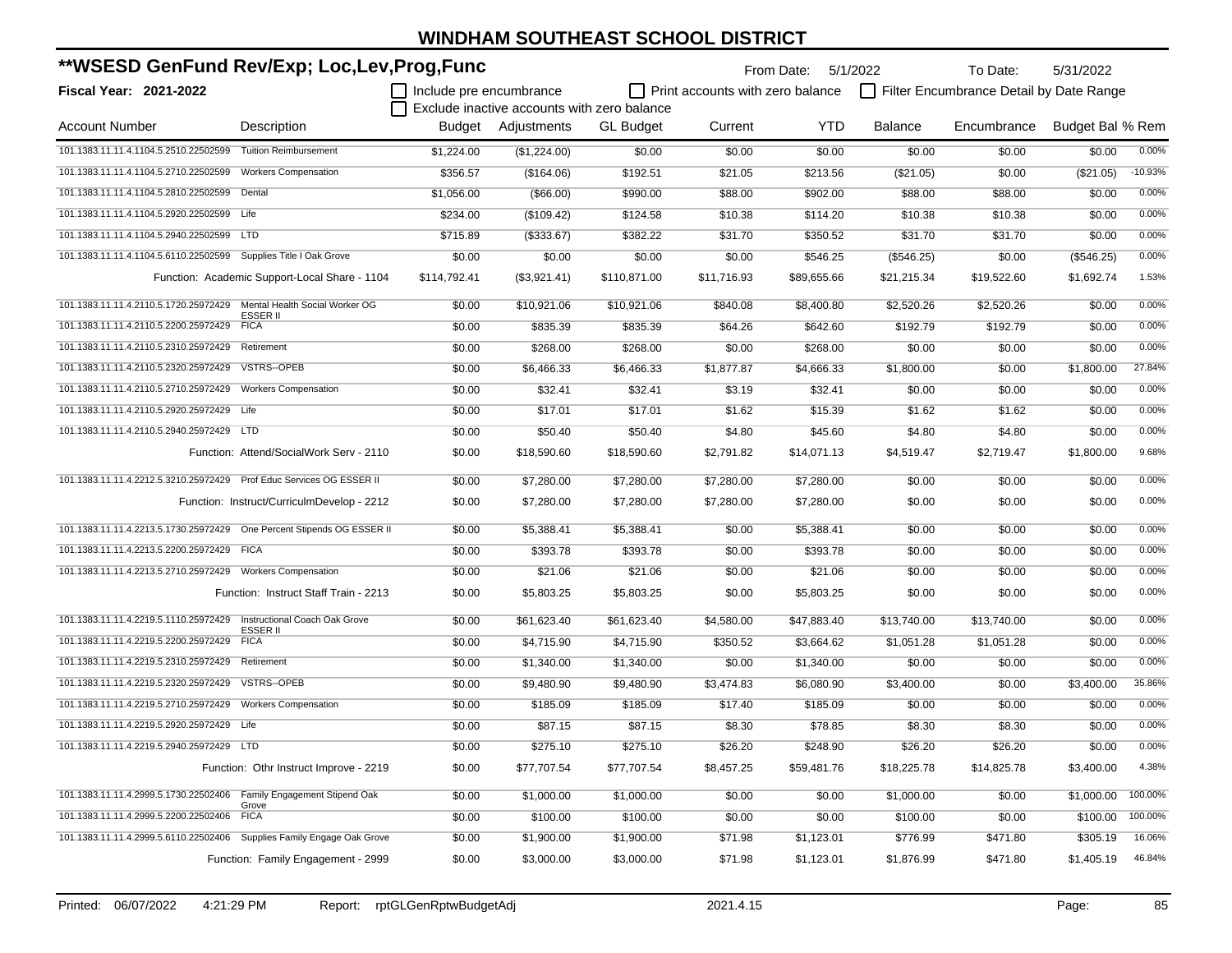# WINDHAM SOUTHEAST SCHOOL DISTRICT

## **WSESD GenFund Rev/Exp; Loc,Lev,Prog,Func

**Fiscal Year: 2021-2022**

From Date: 5/1/2022 To Date: 5/31/2022

☐ Include pre encumbrance ☐ Print accounts with zero balance ☐ Filter Encumbrance Detail by Date Range
☐ Exclude inactive accounts with zero balance

| Account Number | Description | Budget | Adjustments | GL Budget | Current | YTD | Balance | Encumbrance | Budget Bal | % Rem |
|---|---|---|---|---|---|---|---|---|---|---|
| 101.1383.11.11.4.1104.5.2510.22502599 | Tuition Reimbursement | $1,224.00 | ($1,224.00) | $0.00 | $0.00 | $0.00 | $0.00 | $0.00 | $0.00 | 0.00% |
| 101.1383.11.11.4.1104.5.2710.22502599 | Workers Compensation | $356.57 | ($164.06) | $192.51 | $21.05 | $213.56 | ($21.05) | $0.00 | ($21.05) | -10.93% |
| 101.1383.11.11.4.1104.5.2810.22502599 | Dental | $1,056.00 | ($66.00) | $990.00 | $88.00 | $902.00 | $88.00 | $88.00 | $0.00 | 0.00% |
| 101.1383.11.11.4.1104.5.2920.22502599 | Life | $234.00 | ($109.42) | $124.58 | $10.38 | $114.20 | $10.38 | $10.38 | $0.00 | 0.00% |
| 101.1383.11.11.4.1104.5.2940.22502599 | LTD | $715.89 | ($333.67) | $382.22 | $31.70 | $350.52 | $31.70 | $31.70 | $0.00 | 0.00% |
| 101.1383.11.11.4.1104.5.6110.22502599 | Supplies Title I Oak Grove | $0.00 | $0.00 | $0.00 | $0.00 | $546.25 | ($546.25) | $0.00 | ($546.25) | 0.00% |
| | Function: Academic Support-Local Share - 1104 | $114,792.41 | ($3,921.41) | $110,871.00 | $11,716.93 | $89,655.66 | $21,215.34 | $19,522.60 | $1,692.74 | 1.53% |
| 101.1383.11.11.4.2110.5.1720.25972429 | Mental Health Social Worker OG ESSER II | $0.00 | $10,921.06 | $10,921.06 | $840.08 | $8,400.80 | $2,520.26 | $2,520.26 | $0.00 | 0.00% |
| 101.1383.11.11.4.2110.5.2200.25972429 | FICA | $0.00 | $835.39 | $835.39 | $64.26 | $642.60 | $192.79 | $192.79 | $0.00 | 0.00% |
| 101.1383.11.11.4.2110.5.2310.25972429 | Retirement | $0.00 | $268.00 | $268.00 | $0.00 | $268.00 | $0.00 | $0.00 | $0.00 | 0.00% |
| 101.1383.11.11.4.2110.5.2320.25972429 | VSTRS--OPEB | $0.00 | $6,466.33 | $6,466.33 | $1,877.87 | $4,666.33 | $1,800.00 | $0.00 | $1,800.00 | 27.84% |
| 101.1383.11.11.4.2110.5.2710.25972429 | Workers Compensation | $0.00 | $32.41 | $32.41 | $3.19 | $32.41 | $0.00 | $0.00 | $0.00 | 0.00% |
| 101.1383.11.11.4.2110.5.2920.25972429 | Life | $0.00 | $17.01 | $17.01 | $1.62 | $15.39 | $1.62 | $1.62 | $0.00 | 0.00% |
| 101.1383.11.11.4.2110.5.2940.25972429 | LTD | $0.00 | $50.40 | $50.40 | $4.80 | $45.60 | $4.80 | $4.80 | $0.00 | 0.00% |
| | Function: Attend/SocialWork Serv - 2110 | $0.00 | $18,590.60 | $18,590.60 | $2,791.82 | $14,071.13 | $4,519.47 | $2,719.47 | $1,800.00 | 9.68% |
| 101.1383.11.11.4.2212.5.3210.25972429 | Prof Educ Services OG ESSER II | $0.00 | $7,280.00 | $7,280.00 | $7,280.00 | $7,280.00 | $0.00 | $0.00 | $0.00 | 0.00% |
| | Function: Instruct/CurriculmDevelop - 2212 | $0.00 | $7,280.00 | $7,280.00 | $7,280.00 | $7,280.00 | $0.00 | $0.00 | $0.00 | 0.00% |
| 101.1383.11.11.4.2213.5.1730.25972429 | One Percent Stipends OG ESSER II | $0.00 | $5,388.41 | $5,388.41 | $0.00 | $5,388.41 | $0.00 | $0.00 | $0.00 | 0.00% |
| 101.1383.11.11.4.2213.5.2200.25972429 | FICA | $0.00 | $393.78 | $393.78 | $0.00 | $393.78 | $0.00 | $0.00 | $0.00 | 0.00% |
| 101.1383.11.11.4.2213.5.2710.25972429 | Workers Compensation | $0.00 | $21.06 | $21.06 | $0.00 | $21.06 | $0.00 | $0.00 | $0.00 | 0.00% |
| | Function: Instruct Staff Train - 2213 | $0.00 | $5,803.25 | $5,803.25 | $0.00 | $5,803.25 | $0.00 | $0.00 | $0.00 | 0.00% |
| 101.1383.11.11.4.2219.5.1110.25972429 | Instructional Coach Oak Grove ESSER II | $0.00 | $61,623.40 | $61,623.40 | $4,580.00 | $47,883.40 | $13,740.00 | $13,740.00 | $0.00 | 0.00% |
| 101.1383.11.11.4.2219.5.2200.25972429 | FICA | $0.00 | $4,715.90 | $4,715.90 | $350.52 | $3,664.62 | $1,051.28 | $1,051.28 | $0.00 | 0.00% |
| 101.1383.11.11.4.2219.5.2310.25972429 | Retirement | $0.00 | $1,340.00 | $1,340.00 | $0.00 | $1,340.00 | $0.00 | $0.00 | $0.00 | 0.00% |
| 101.1383.11.11.4.2219.5.2320.25972429 | VSTRS--OPEB | $0.00 | $9,480.90 | $9,480.90 | $3,474.83 | $6,080.90 | $3,400.00 | $0.00 | $3,400.00 | 35.86% |
| 101.1383.11.11.4.2219.5.2710.25972429 | Workers Compensation | $0.00 | $185.09 | $185.09 | $17.40 | $185.09 | $0.00 | $0.00 | $0.00 | 0.00% |
| 101.1383.11.11.4.2219.5.2920.25972429 | Life | $0.00 | $87.15 | $87.15 | $8.30 | $78.85 | $8.30 | $8.30 | $0.00 | 0.00% |
| 101.1383.11.11.4.2219.5.2940.25972429 | LTD | $0.00 | $275.10 | $275.10 | $26.20 | $248.90 | $26.20 | $26.20 | $0.00 | 0.00% |
| | Function: Othr Instruct Improve - 2219 | $0.00 | $77,707.54 | $77,707.54 | $8,457.25 | $59,481.76 | $18,225.78 | $14,825.78 | $3,400.00 | 4.38% |
| 101.1383.11.11.4.2999.5.1730.22502406 | Family Engagement Stipend Oak Grove | $0.00 | $1,000.00 | $1,000.00 | $0.00 | $0.00 | $1,000.00 | $0.00 | $1,000.00 | 100.00% |
| 101.1383.11.11.4.2999.5.2200.22502406 | FICA | $0.00 | $100.00 | $100.00 | $0.00 | $0.00 | $100.00 | $0.00 | $100.00 | 100.00% |
| 101.1383.11.11.4.2999.5.6110.22502406 | Supplies Family Engage Oak Grove | $0.00 | $1,900.00 | $1,900.00 | $71.98 | $1,123.01 | $776.99 | $471.80 | $305.19 | 16.06% |
| | Function: Family Engagement - 2999 | $0.00 | $3,000.00 | $3,000.00 | $71.98 | $1,123.01 | $1,876.99 | $471.80 | $1,405.19 | 46.84% |

Printed: 06/07/2022 4:21:29 PM Report: rptGLGenRptwBudgetAdj 2021.4.15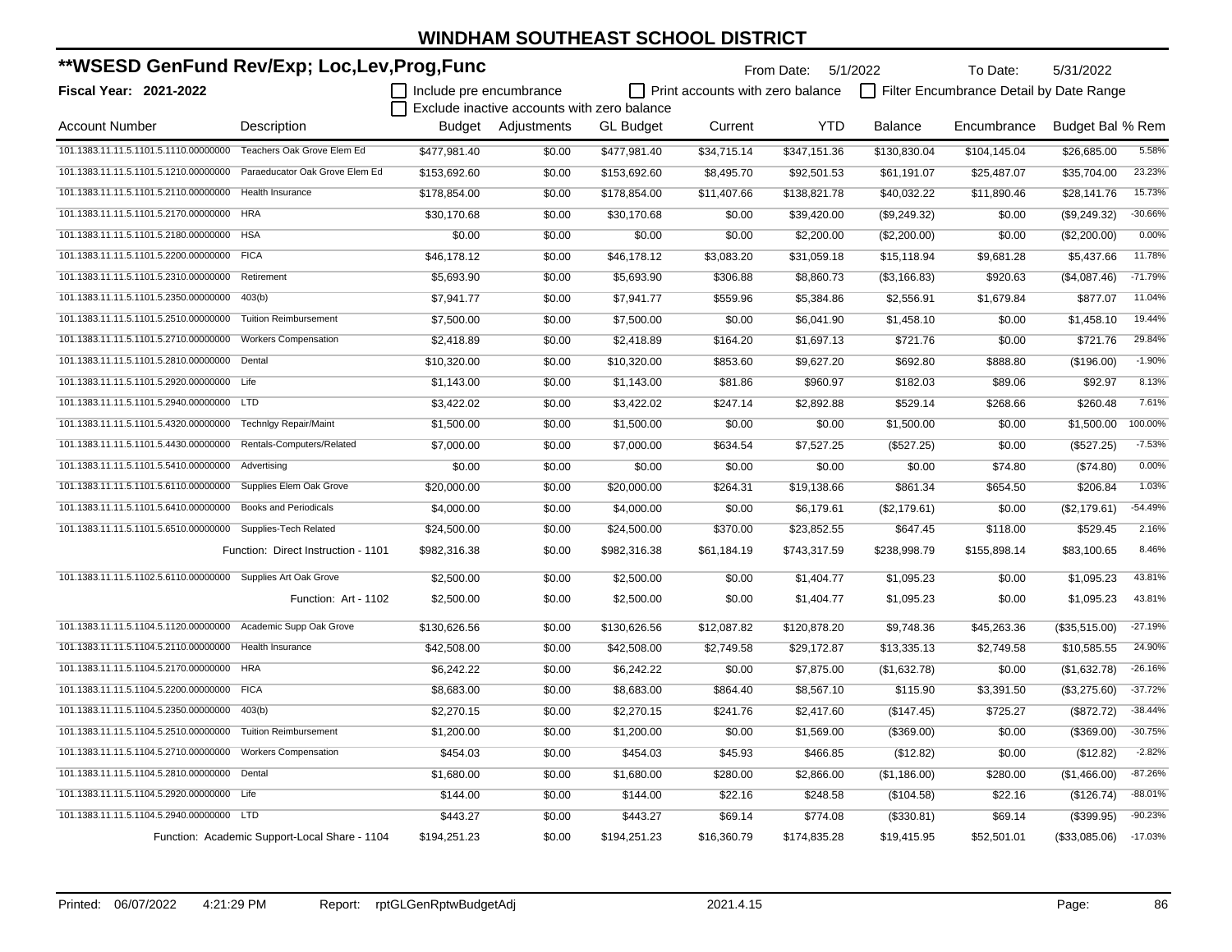# WINDHAM SOUTHEAST SCHOOL DISTRICT

## **WSESD GenFund Rev/Exp; Loc,Lev,Prog,Func

**Fiscal Year: 2021-2022**

From Date: 5/1/2022 To Date: 5/31/2022

☐ Include pre encumbrance ☐ Print accounts with zero balance ☐ Filter Encumbrance Detail by Date Range
☐ Exclude inactive accounts with zero balance

| Account Number | Description | Budget | Adjustments | GL Budget | Current | YTD | Balance | Encumbrance | Budget Bal | % Rem |
|---|---|---|---|---|---|---|---|---|---|---|
| 101.1383.11.11.5.1101.5.1110.00000000 | Teachers Oak Grove Elem Ed | $477,981.40 | $0.00 | $477,981.40 | $34,715.14 | $347,151.36 | $130,830.04 | $104,145.04 | $26,685.00 | 5.58% |
| 101.1383.11.11.5.1101.5.1210.00000000 | Paraeducator Oak Grove Elem Ed | $153,692.60 | $0.00 | $153,692.60 | $8,495.70 | $92,501.53 | $61,191.07 | $25,487.07 | $35,704.00 | 23.23% |
| 101.1383.11.11.5.1101.5.2110.00000000 | Health Insurance | $178,854.00 | $0.00 | $178,854.00 | $11,407.66 | $138,821.78 | $40,032.22 | $11,890.46 | $28,141.76 | 15.73% |
| 101.1383.11.11.5.1101.5.2170.00000000 | HRA | $30,170.68 | $0.00 | $30,170.68 | $0.00 | $39,420.00 | ($9,249.32) | $0.00 | ($9,249.32) | -30.66% |
| 101.1383.11.11.5.1101.5.2180.00000000 | HSA | $0.00 | $0.00 | $0.00 | $0.00 | $2,200.00 | ($2,200.00) | $0.00 | ($2,200.00) | 0.00% |
| 101.1383.11.11.5.1101.5.2200.00000000 | FICA | $46,178.12 | $0.00 | $46,178.12 | $3,083.20 | $31,059.18 | $15,118.94 | $9,681.28 | $5,437.66 | 11.78% |
| 101.1383.11.11.5.1101.5.2310.00000000 | Retirement | $5,693.90 | $0.00 | $5,693.90 | $306.88 | $8,860.73 | ($3,166.83) | $920.63 | ($4,087.46) | -71.79% |
| 101.1383.11.11.5.1101.5.2350.00000000 | 403(b) | $7,941.77 | $0.00 | $7,941.77 | $559.96 | $5,384.86 | $2,556.91 | $1,679.84 | $877.07 | 11.04% |
| 101.1383.11.11.5.1101.5.2510.00000000 | Tuition Reimbursement | $7,500.00 | $0.00 | $7,500.00 | $0.00 | $6,041.90 | $1,458.10 | $0.00 | $1,458.10 | 19.44% |
| 101.1383.11.11.5.1101.5.2710.00000000 | Workers Compensation | $2,418.89 | $0.00 | $2,418.89 | $164.20 | $1,697.13 | $721.76 | $0.00 | $721.76 | 29.84% |
| 101.1383.11.11.5.1101.5.2810.00000000 | Dental | $10,320.00 | $0.00 | $10,320.00 | $853.60 | $9,627.20 | $692.80 | $888.80 | ($196.00) | -1.90% |
| 101.1383.11.11.5.1101.5.2920.00000000 | Life | $1,143.00 | $0.00 | $1,143.00 | $81.86 | $960.97 | $182.03 | $89.06 | $92.97 | 8.13% |
| 101.1383.11.11.5.1101.5.2940.00000000 | LTD | $3,422.02 | $0.00 | $3,422.02 | $247.14 | $2,892.88 | $529.14 | $268.66 | $260.48 | 7.61% |
| 101.1383.11.11.5.1101.5.4320.00000000 | Technlgy Repair/Maint | $1,500.00 | $0.00 | $1,500.00 | $0.00 | $0.00 | $1,500.00 | $0.00 | $1,500.00 | 100.00% |
| 101.1383.11.11.5.1101.5.4430.00000000 | Rentals-Computers/Related | $7,000.00 | $0.00 | $7,000.00 | $634.54 | $7,527.25 | ($527.25) | $0.00 | ($527.25) | -7.53% |
| 101.1383.11.11.5.1101.5.5410.00000000 | Advertising | $0.00 | $0.00 | $0.00 | $0.00 | $0.00 | $0.00 | $74.80 | ($74.80) | 0.00% |
| 101.1383.11.11.5.1101.5.6110.00000000 | Supplies Elem Oak Grove | $20,000.00 | $0.00 | $20,000.00 | $264.31 | $19,138.66 | $861.34 | $654.50 | $206.84 | 1.03% |
| 101.1383.11.11.5.1101.5.6410.00000000 | Books and Periodicals | $4,000.00 | $0.00 | $4,000.00 | $0.00 | $6,179.61 | ($2,179.61) | $0.00 | ($2,179.61) | -54.49% |
| 101.1383.11.11.5.1101.5.6510.00000000 | Supplies-Tech Related | $24,500.00 | $0.00 | $24,500.00 | $370.00 | $23,852.55 | $647.45 | $118.00 | $529.45 | 2.16% |
| | Function: Direct Instruction - 1101 | $982,316.38 | $0.00 | $982,316.38 | $61,184.19 | $743,317.59 | $238,998.79 | $155,898.14 | $83,100.65 | 8.46% |
| 101.1383.11.11.5.1102.5.6110.00000000 | Supplies Art Oak Grove | $2,500.00 | $0.00 | $2,500.00 | $0.00 | $1,404.77 | $1,095.23 | $0.00 | $1,095.23 | 43.81% |
| | Function: Art - 1102 | $2,500.00 | $0.00 | $2,500.00 | $0.00 | $1,404.77 | $1,095.23 | $0.00 | $1,095.23 | 43.81% |
| 101.1383.11.11.5.1104.5.1120.00000000 | Academic Supp Oak Grove | $130,626.56 | $0.00 | $130,626.56 | $12,087.82 | $120,878.20 | $9,748.36 | $45,263.36 | ($35,515.00) | -27.19% |
| 101.1383.11.11.5.1104.5.2110.00000000 | Health Insurance | $42,508.00 | $0.00 | $42,508.00 | $2,749.58 | $29,172.87 | $13,335.13 | $2,749.58 | $10,585.55 | 24.90% |
| 101.1383.11.11.5.1104.5.2170.00000000 | HRA | $6,242.22 | $0.00 | $6,242.22 | $0.00 | $7,875.00 | ($1,632.78) | $0.00 | ($1,632.78) | -26.16% |
| 101.1383.11.11.5.1104.5.2200.00000000 | FICA | $8,683.00 | $0.00 | $8,683.00 | $864.40 | $8,567.10 | $115.90 | $3,391.50 | ($3,275.60) | -37.72% |
| 101.1383.11.11.5.1104.5.2350.00000000 | 403(b) | $2,270.15 | $0.00 | $2,270.15 | $241.76 | $2,417.60 | ($147.45) | $725.27 | ($872.72) | -38.44% |
| 101.1383.11.11.5.1104.5.2510.00000000 | Tuition Reimbursement | $1,200.00 | $0.00 | $1,200.00 | $0.00 | $1,569.00 | ($369.00) | $0.00 | ($369.00) | -30.75% |
| 101.1383.11.11.5.1104.5.2710.00000000 | Workers Compensation | $454.03 | $0.00 | $454.03 | $45.93 | $466.85 | ($12.82) | $0.00 | ($12.82) | -2.82% |
| 101.1383.11.11.5.1104.5.2810.00000000 | Dental | $1,680.00 | $0.00 | $1,680.00 | $280.00 | $2,866.00 | ($1,186.00) | $280.00 | ($1,466.00) | -87.26% |
| 101.1383.11.11.5.1104.5.2920.00000000 | Life | $144.00 | $0.00 | $144.00 | $22.16 | $248.58 | ($104.58) | $22.16 | ($126.74) | -88.01% |
| 101.1383.11.11.5.1104.5.2940.00000000 | LTD | $443.27 | $0.00 | $443.27 | $69.14 | $774.08 | ($330.81) | $69.14 | ($399.95) | -90.23% |
| | Function: Academic Support-Local Share - 1104 | $194,251.23 | $0.00 | $194,251.23 | $16,360.79 | $174,835.28 | $19,415.95 | $52,501.01 | ($33,085.06) | -17.03% |

Printed: 06/07/2022 4:21:29 PM Report: rptGLGenRptwBudgetAdj 2021.4.15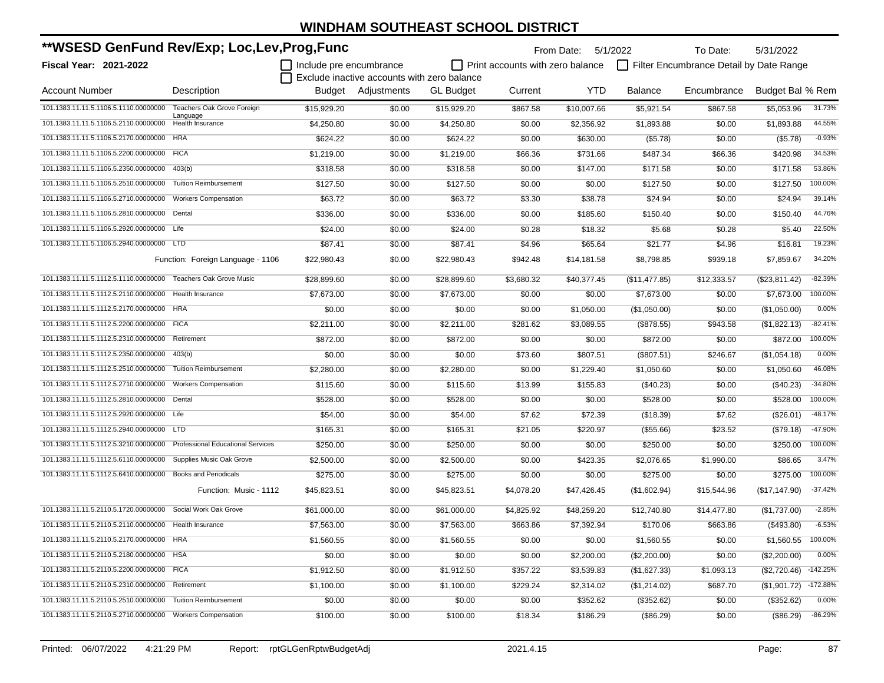# WINDHAM SOUTHEAST SCHOOL DISTRICT

## **WSESD GenFund Rev/Exp; Loc,Lev,Prog,Func

**Fiscal Year: 2021-2022**

From Date: 5/1/2022 To Date: 5/31/2022

☐ Include pre encumbrance ☐ Print accounts with zero balance ☐ Filter Encumbrance Detail by Date Range
☐ Exclude inactive accounts with zero balance

| Account Number | Description | Budget | Adjustments | GL Budget | Current | YTD | Balance | Encumbrance | Budget Bal | % Rem |
|---|---|---|---|---|---|---|---|---|---|---|
| 101.1383.11.11.5.1106.5.1110.00000000 | Teachers Oak Grove Foreign Language | $15,929.20 | $0.00 | $15,929.20 | $867.58 | $10,007.66 | $5,921.54 | $867.58 | $5,053.96 | 31.73% |
| 101.1383.11.11.5.1106.5.2110.00000000 | Health Insurance | $4,250.80 | $0.00 | $4,250.80 | $0.00 | $2,356.92 | $1,893.88 | $0.00 | $1,893.88 | 44.55% |
| 101.1383.11.11.5.1106.5.2170.00000000 | HRA | $624.22 | $0.00 | $624.22 | $0.00 | $630.00 | ($5.78) | $0.00 | ($5.78) | -0.93% |
| 101.1383.11.11.5.1106.5.2200.00000000 | FICA | $1,219.00 | $0.00 | $1,219.00 | $66.36 | $731.66 | $487.34 | $66.36 | $420.98 | 34.53% |
| 101.1383.11.11.5.1106.5.2350.00000000 | 403(b) | $318.58 | $0.00 | $318.58 | $0.00 | $147.00 | $171.58 | $0.00 | $171.58 | 53.86% |
| 101.1383.11.11.5.1106.5.2510.00000000 | Tuition Reimbursement | $127.50 | $0.00 | $127.50 | $0.00 | $0.00 | $127.50 | $0.00 | $127.50 | 100.00% |
| 101.1383.11.11.5.1106.5.2710.00000000 | Workers Compensation | $63.72 | $0.00 | $63.72 | $3.30 | $38.78 | $24.94 | $0.00 | $24.94 | 39.14% |
| 101.1383.11.11.5.1106.5.2810.00000000 | Dental | $336.00 | $0.00 | $336.00 | $0.00 | $185.60 | $150.40 | $0.00 | $150.40 | 44.76% |
| 101.1383.11.11.5.1106.5.2920.00000000 | Life | $24.00 | $0.00 | $24.00 | $0.28 | $18.32 | $5.68 | $0.28 | $5.40 | 22.50% |
| 101.1383.11.11.5.1106.5.2940.00000000 | LTD | $87.41 | $0.00 | $87.41 | $4.96 | $65.64 | $21.77 | $4.96 | $16.81 | 19.23% |
| | Function: Foreign Language - 1106 | $22,980.43 | $0.00 | $22,980.43 | $942.48 | $14,181.58 | $8,798.85 | $939.18 | $7,859.67 | 34.20% |
| 101.1383.11.11.5.1112.5.1110.00000000 | Teachers Oak Grove Music | $28,899.60 | $0.00 | $28,899.60 | $3,680.32 | $40,377.45 | ($11,477.85) | $12,333.57 | ($23,811.42) | -82.39% |
| 101.1383.11.11.5.1112.5.2110.00000000 | Health Insurance | $7,673.00 | $0.00 | $7,673.00 | $0.00 | $0.00 | $7,673.00 | $0.00 | $7,673.00 | 100.00% |
| 101.1383.11.11.5.1112.5.2170.00000000 | HRA | $0.00 | $0.00 | $0.00 | $0.00 | $1,050.00 | ($1,050.00) | $0.00 | ($1,050.00) | 0.00% |
| 101.1383.11.11.5.1112.5.2200.00000000 | FICA | $2,211.00 | $0.00 | $2,211.00 | $281.62 | $3,089.55 | ($878.55) | $943.58 | ($1,822.13) | -82.41% |
| 101.1383.11.11.5.1112.5.2310.00000000 | Retirement | $872.00 | $0.00 | $872.00 | $0.00 | $0.00 | $872.00 | $0.00 | $872.00 | 100.00% |
| 101.1383.11.11.5.1112.5.2350.00000000 | 403(b) | $0.00 | $0.00 | $0.00 | $73.60 | $807.51 | ($807.51) | $246.67 | ($1,054.18) | 0.00% |
| 101.1383.11.11.5.1112.5.2510.00000000 | Tuition Reimbursement | $2,280.00 | $0.00 | $2,280.00 | $0.00 | $1,229.40 | $1,050.60 | $0.00 | $1,050.60 | 46.08% |
| 101.1383.11.11.5.1112.5.2710.00000000 | Workers Compensation | $115.60 | $0.00 | $115.60 | $13.99 | $155.83 | ($40.23) | $0.00 | ($40.23) | -34.80% |
| 101.1383.11.11.5.1112.5.2810.00000000 | Dental | $528.00 | $0.00 | $528.00 | $0.00 | $0.00 | $528.00 | $0.00 | $528.00 | 100.00% |
| 101.1383.11.11.5.1112.5.2920.00000000 | Life | $54.00 | $0.00 | $54.00 | $7.62 | $72.39 | ($18.39) | $7.62 | ($26.01) | -48.17% |
| 101.1383.11.11.5.1112.5.2940.00000000 | LTD | $165.31 | $0.00 | $165.31 | $21.05 | $220.97 | ($55.66) | $23.52 | ($79.18) | -47.90% |
| 101.1383.11.11.5.1112.5.3210.00000000 | Professional Educational Services | $250.00 | $0.00 | $250.00 | $0.00 | $0.00 | $250.00 | $0.00 | $250.00 | 100.00% |
| 101.1383.11.11.5.1112.5.6110.00000000 | Supplies Music Oak Grove | $2,500.00 | $0.00 | $2,500.00 | $0.00 | $423.35 | $2,076.65 | $1,990.00 | $86.65 | 3.47% |
| 101.1383.11.11.5.1112.5.6410.00000000 | Books and Periodicals | $275.00 | $0.00 | $275.00 | $0.00 | $0.00 | $275.00 | $0.00 | $275.00 | 100.00% |
| | Function: Music - 1112 | $45,823.51 | $0.00 | $45,823.51 | $4,078.20 | $47,426.45 | ($1,602.94) | $15,544.96 | ($17,147.90) | -37.42% |
| 101.1383.11.11.5.2110.5.1720.00000000 | Social Work Oak Grove | $61,000.00 | $0.00 | $61,000.00 | $4,825.92 | $48,259.20 | $12,740.80 | $14,477.80 | ($1,737.00) | -2.85% |
| 101.1383.11.11.5.2110.5.2110.00000000 | Health Insurance | $7,563.00 | $0.00 | $7,563.00 | $663.86 | $7,392.94 | $170.06 | $663.86 | ($493.80) | -6.53% |
| 101.1383.11.11.5.2110.5.2170.00000000 | HRA | $1,560.55 | $0.00 | $1,560.55 | $0.00 | $0.00 | $1,560.55 | $0.00 | $1,560.55 | 100.00% |
| 101.1383.11.11.5.2110.5.2180.00000000 | HSA | $0.00 | $0.00 | $0.00 | $0.00 | $2,200.00 | ($2,200.00) | $0.00 | ($2,200.00) | 0.00% |
| 101.1383.11.11.5.2110.5.2200.00000000 | FICA | $1,912.50 | $0.00 | $1,912.50 | $357.22 | $3,539.83 | ($1,627.33) | $1,093.13 | ($2,720.46) | -142.25% |
| 101.1383.11.11.5.2110.5.2310.00000000 | Retirement | $1,100.00 | $0.00 | $1,100.00 | $229.24 | $2,314.02 | ($1,214.02) | $687.70 | ($1,901.72) | -172.88% |
| 101.1383.11.11.5.2110.5.2510.00000000 | Tuition Reimbursement | $0.00 | $0.00 | $0.00 | $0.00 | $352.62 | ($352.62) | $0.00 | ($352.62) | 0.00% |
| 101.1383.11.11.5.2110.5.2710.00000000 | Workers Compensation | $100.00 | $0.00 | $100.00 | $18.34 | $186.29 | ($86.29) | $0.00 | ($86.29) | -86.29% |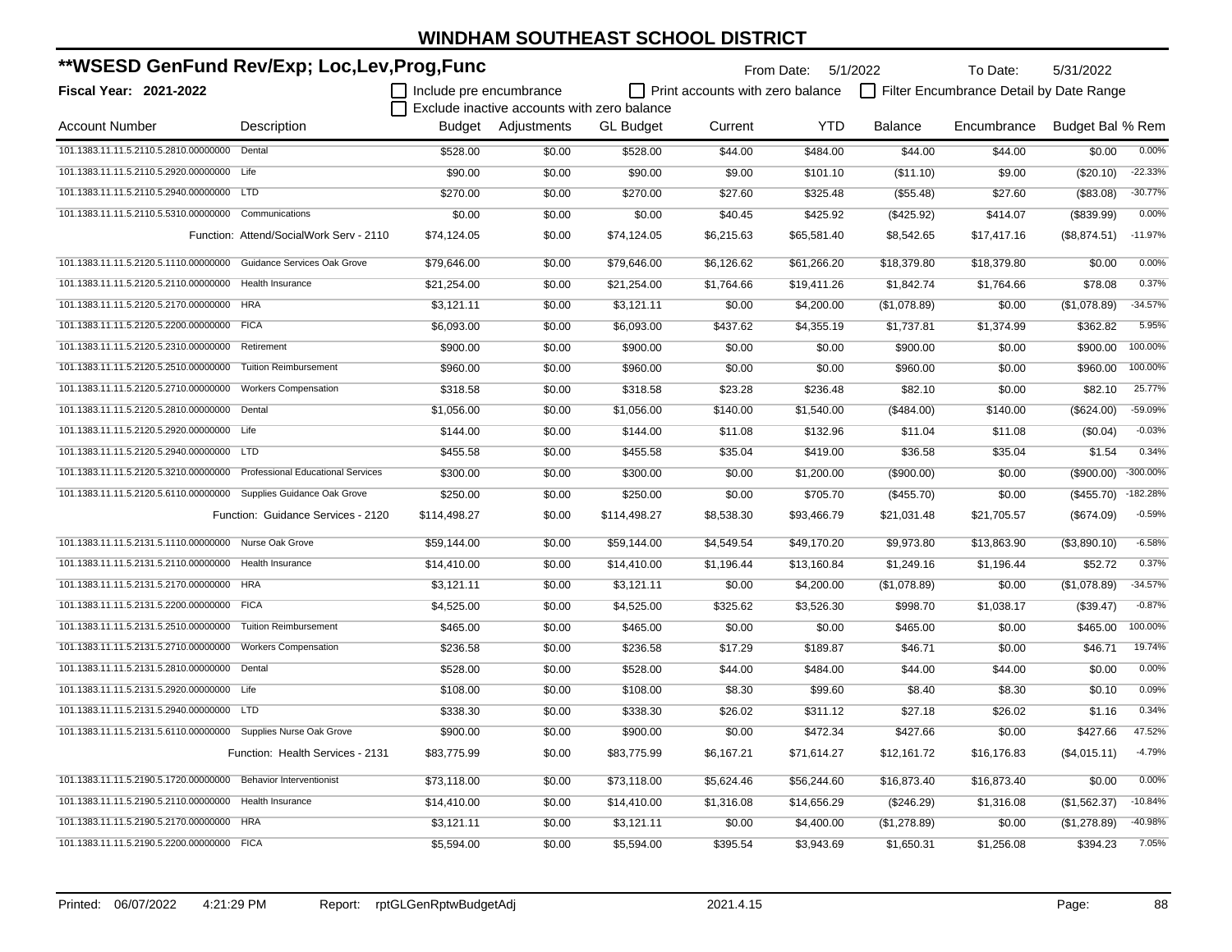# WINDHAM SOUTHEAST SCHOOL DISTRICT

## **WSESD GenFund Rev/Exp; Loc,Lev,Prog,Func

**Fiscal Year: 2021-2022**

From Date: 5/1/2022 To Date: 5/31/2022

☐ Include pre encumbrance ☐ Print accounts with zero balance ☐ Filter Encumbrance Detail by Date Range

☐ Exclude inactive accounts with zero balance

| Account Number | Description | Budget | Adjustments | GL Budget | Current | YTD | Balance | Encumbrance | Budget Bal | % Rem |
|---|---|---|---|---|---|---|---|---|---|---|
| 101.1383.11.11.5.2110.5.2810.00000000 | Dental | $528.00 | $0.00 | $528.00 | $44.00 | $484.00 | $44.00 | $44.00 | $0.00 | 0.00% |
| 101.1383.11.11.5.2110.5.2920.00000000 | Life | $90.00 | $0.00 | $90.00 | $9.00 | $101.10 | ($11.10) | $9.00 | ($20.10) | -22.33% |
| 101.1383.11.11.5.2110.5.2940.00000000 | LTD | $270.00 | $0.00 | $270.00 | $27.60 | $325.48 | ($55.48) | $27.60 | ($83.08) | -30.77% |
| 101.1383.11.11.5.2110.5.5310.00000000 | Communications | $0.00 | $0.00 | $0.00 | $40.45 | $425.92 | ($425.92) | $414.07 | ($839.99) | 0.00% |
| | Function: Attend/SocialWork Serv - 2110 | $74,124.05 | $0.00 | $74,124.05 | $6,215.63 | $65,581.40 | $8,542.65 | $17,417.16 | ($8,874.51) | -11.97% |
| 101.1383.11.11.5.2120.5.1110.00000000 | Guidance Services Oak Grove | $79,646.00 | $0.00 | $79,646.00 | $6,126.62 | $61,266.20 | $18,379.80 | $18,379.80 | $0.00 | 0.00% |
| 101.1383.11.11.5.2120.5.2110.00000000 | Health Insurance | $21,254.00 | $0.00 | $21,254.00 | $1,764.66 | $19,411.26 | $1,842.74 | $1,764.66 | $78.08 | 0.37% |
| 101.1383.11.11.5.2120.5.2170.00000000 | HRA | $3,121.11 | $0.00 | $3,121.11 | $0.00 | $4,200.00 | ($1,078.89) | $0.00 | ($1,078.89) | -34.57% |
| 101.1383.11.11.5.2120.5.2200.00000000 | FICA | $6,093.00 | $0.00 | $6,093.00 | $437.62 | $4,355.19 | $1,737.81 | $1,374.99 | $362.82 | 5.95% |
| 101.1383.11.11.5.2120.5.2310.00000000 | Retirement | $900.00 | $0.00 | $900.00 | $0.00 | $0.00 | $900.00 | $0.00 | $900.00 | 100.00% |
| 101.1383.11.11.5.2120.5.2510.00000000 | Tuition Reimbursement | $960.00 | $0.00 | $960.00 | $0.00 | $0.00 | $960.00 | $0.00 | $960.00 | 100.00% |
| 101.1383.11.11.5.2120.5.2710.00000000 | Workers Compensation | $318.58 | $0.00 | $318.58 | $23.28 | $236.48 | $82.10 | $0.00 | $82.10 | 25.77% |
| 101.1383.11.11.5.2120.5.2810.00000000 | Dental | $1,056.00 | $0.00 | $1,056.00 | $140.00 | $1,540.00 | ($484.00) | $140.00 | ($624.00) | -59.09% |
| 101.1383.11.11.5.2120.5.2920.00000000 | Life | $144.00 | $0.00 | $144.00 | $11.08 | $132.96 | $11.04 | $11.08 | ($0.04) | -0.03% |
| 101.1383.11.11.5.2120.5.2940.00000000 | LTD | $455.58 | $0.00 | $455.58 | $35.04 | $419.00 | $36.58 | $35.04 | $1.54 | 0.34% |
| 101.1383.11.11.5.2120.5.3210.00000000 | Professional Educational Services | $300.00 | $0.00 | $300.00 | $0.00 | $1,200.00 | ($900.00) | $0.00 | ($900.00) | -300.00% |
| 101.1383.11.11.5.2120.5.6110.00000000 | Supplies Guidance Oak Grove | $250.00 | $0.00 | $250.00 | $0.00 | $705.70 | ($455.70) | $0.00 | ($455.70) | -182.28% |
| | Function: Guidance Services - 2120 | $114,498.27 | $0.00 | $114,498.27 | $8,538.30 | $93,466.79 | $21,031.48 | $21,705.57 | ($674.09) | -0.59% |
| 101.1383.11.11.5.2131.5.1110.00000000 | Nurse Oak Grove | $59,144.00 | $0.00 | $59,144.00 | $4,549.54 | $49,170.20 | $9,973.80 | $13,863.90 | ($3,890.10) | -6.58% |
| 101.1383.11.11.5.2131.5.2110.00000000 | Health Insurance | $14,410.00 | $0.00 | $14,410.00 | $1,196.44 | $13,160.84 | $1,249.16 | $1,196.44 | $52.72 | 0.37% |
| 101.1383.11.11.5.2131.5.2170.00000000 | HRA | $3,121.11 | $0.00 | $3,121.11 | $0.00 | $4,200.00 | ($1,078.89) | $0.00 | ($1,078.89) | -34.57% |
| 101.1383.11.11.5.2131.5.2200.00000000 | FICA | $4,525.00 | $0.00 | $4,525.00 | $325.62 | $3,526.30 | $998.70 | $1,038.17 | ($39.47) | -0.87% |
| 101.1383.11.11.5.2131.5.2510.00000000 | Tuition Reimbursement | $465.00 | $0.00 | $465.00 | $0.00 | $0.00 | $465.00 | $0.00 | $465.00 | 100.00% |
| 101.1383.11.11.5.2131.5.2710.00000000 | Workers Compensation | $236.58 | $0.00 | $236.58 | $17.29 | $189.87 | $46.71 | $0.00 | $46.71 | 19.74% |
| 101.1383.11.11.5.2131.5.2810.00000000 | Dental | $528.00 | $0.00 | $528.00 | $44.00 | $484.00 | $44.00 | $44.00 | $0.00 | 0.00% |
| 101.1383.11.11.5.2131.5.2920.00000000 | Life | $108.00 | $0.00 | $108.00 | $8.30 | $99.60 | $8.40 | $8.30 | $0.10 | 0.09% |
| 101.1383.11.11.5.2131.5.2940.00000000 | LTD | $338.30 | $0.00 | $338.30 | $26.02 | $311.12 | $27.18 | $26.02 | $1.16 | 0.34% |
| 101.1383.11.11.5.2131.5.6110.00000000 | Supplies Nurse Oak Grove | $900.00 | $0.00 | $900.00 | $0.00 | $472.34 | $427.66 | $0.00 | $427.66 | 47.52% |
| | Function: Health Services - 2131 | $83,775.99 | $0.00 | $83,775.99 | $6,167.21 | $71,614.27 | $12,161.72 | $16,176.83 | ($4,015.11) | -4.79% |
| 101.1383.11.11.5.2190.5.1720.00000000 | Behavior Interventionist | $73,118.00 | $0.00 | $73,118.00 | $5,624.46 | $56,244.60 | $16,873.40 | $16,873.40 | $0.00 | 0.00% |
| 101.1383.11.11.5.2190.5.2110.00000000 | Health Insurance | $14,410.00 | $0.00 | $14,410.00 | $1,316.08 | $14,656.29 | ($246.29) | $1,316.08 | ($1,562.37) | -10.84% |
| 101.1383.11.11.5.2190.5.2170.00000000 | HRA | $3,121.11 | $0.00 | $3,121.11 | $0.00 | $4,400.00 | ($1,278.89) | $0.00 | ($1,278.89) | -40.98% |
| 101.1383.11.11.5.2190.5.2200.00000000 | FICA | $5,594.00 | $0.00 | $5,594.00 | $395.54 | $3,943.69 | $1,650.31 | $1,256.08 | $394.23 | 7.05% |

Printed: 06/07/2022 4:21:29 PM Report: rptGLGenRptwBudgetAdj 2021.4.15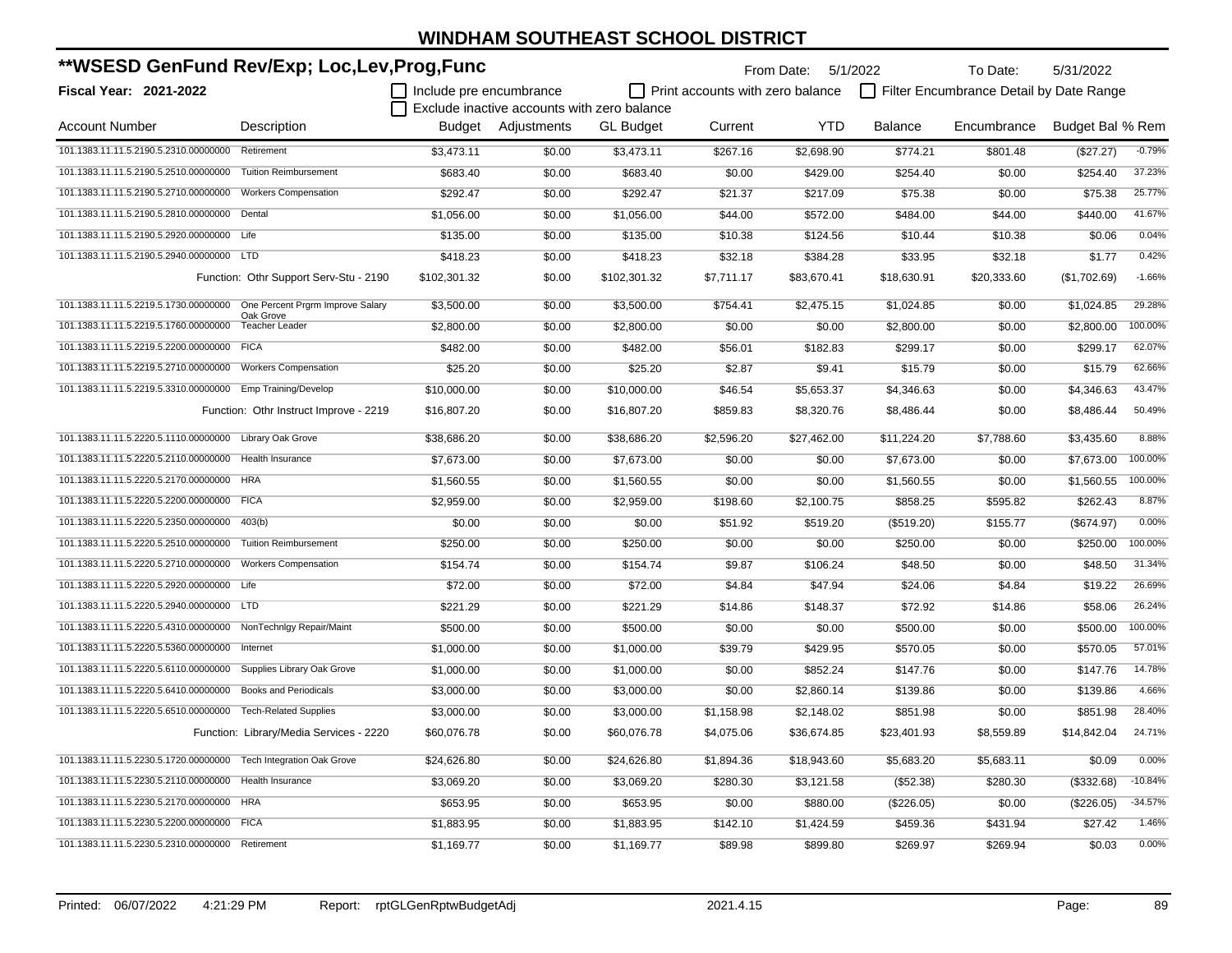# WINDHAM SOUTHEAST SCHOOL DISTRICT

## **WSESD GenFund Rev/Exp; Loc,Lev,Prog,Func

**Fiscal Year: 2021-2022**

From Date: 5/1/2022 To Date: 5/31/2022

☐ Include pre encumbrance ☐ Print accounts with zero balance ☐ Filter Encumbrance Detail by Date Range

☐ Exclude inactive accounts with zero balance

| Account Number | Description | Budget | Adjustments | GL Budget | Current | YTD | Balance | Encumbrance | Budget Bal | % Rem |
|---|---|---|---|---|---|---|---|---|---|---|
| 101.1383.11.11.5.2190.5.2310.00000000 | Retirement | $3,473.11 | $0.00 | $3,473.11 | $267.16 | $2,698.90 | $774.21 | $801.48 | ($27.27) | -0.79% |
| 101.1383.11.11.5.2190.5.2510.00000000 | Tuition Reimbursement | $683.40 | $0.00 | $683.40 | $0.00 | $429.00 | $254.40 | $0.00 | $254.40 | 37.23% |
| 101.1383.11.11.5.2190.5.2710.00000000 | Workers Compensation | $292.47 | $0.00 | $292.47 | $21.37 | $217.09 | $75.38 | $0.00 | $75.38 | 25.77% |
| 101.1383.11.11.5.2190.5.2810.00000000 | Dental | $1,056.00 | $0.00 | $1,056.00 | $44.00 | $572.00 | $484.00 | $44.00 | $440.00 | 41.67% |
| 101.1383.11.11.5.2190.5.2920.00000000 | Life | $135.00 | $0.00 | $135.00 | $10.38 | $124.56 | $10.44 | $10.38 | $0.06 | 0.04% |
| 101.1383.11.11.5.2190.5.2940.00000000 | LTD | $418.23 | $0.00 | $418.23 | $32.18 | $384.28 | $33.95 | $32.18 | $1.77 | 0.42% |
| | Function: Othr Support Serv-Stu - 2190 | $102,301.32 | $0.00 | $102,301.32 | $7,711.17 | $83,670.41 | $18,630.91 | $20,333.60 | ($1,702.69) | -1.66% |
| 101.1383.11.11.5.2219.5.1730.00000000 | One Percent Prgrm Improve Salary Oak Grove | $3,500.00 | $0.00 | $3,500.00 | $754.41 | $2,475.15 | $1,024.85 | $0.00 | $1,024.85 | 29.28% |
| 101.1383.11.11.5.2219.5.1760.00000000 | Teacher Leader | $2,800.00 | $0.00 | $2,800.00 | $0.00 | $0.00 | $2,800.00 | $0.00 | $2,800.00 | 100.00% |
| 101.1383.11.11.5.2219.5.2200.00000000 | FICA | $482.00 | $0.00 | $482.00 | $56.01 | $182.83 | $299.17 | $0.00 | $299.17 | 62.07% |
| 101.1383.11.11.5.2219.5.2710.00000000 | Workers Compensation | $25.20 | $0.00 | $25.20 | $2.87 | $9.41 | $15.79 | $0.00 | $15.79 | 62.66% |
| 101.1383.11.11.5.2219.5.3310.00000000 | Emp Training/Develop | $10,000.00 | $0.00 | $10,000.00 | $46.54 | $5,653.37 | $4,346.63 | $0.00 | $4,346.63 | 43.47% |
| | Function: Othr Instruct Improve - 2219 | $16,807.20 | $0.00 | $16,807.20 | $859.83 | $8,320.76 | $8,486.44 | $0.00 | $8,486.44 | 50.49% |
| 101.1383.11.11.5.2220.5.1110.00000000 | Library Oak Grove | $38,686.20 | $0.00 | $38,686.20 | $2,596.20 | $27,462.00 | $11,224.20 | $7,788.60 | $3,435.60 | 8.88% |
| 101.1383.11.11.5.2220.5.2110.00000000 | Health Insurance | $7,673.00 | $0.00 | $7,673.00 | $0.00 | $0.00 | $7,673.00 | $0.00 | $7,673.00 | 100.00% |
| 101.1383.11.11.5.2220.5.2170.00000000 | HRA | $1,560.55 | $0.00 | $1,560.55 | $0.00 | $0.00 | $1,560.55 | $0.00 | $1,560.55 | 100.00% |
| 101.1383.11.11.5.2220.5.2200.00000000 | FICA | $2,959.00 | $0.00 | $2,959.00 | $198.60 | $2,100.75 | $858.25 | $595.82 | $262.43 | 8.87% |
| 101.1383.11.11.5.2220.5.2350.00000000 | 403(b) | $0.00 | $0.00 | $0.00 | $51.92 | $519.20 | ($519.20) | $155.77 | ($674.97) | 0.00% |
| 101.1383.11.11.5.2220.5.2510.00000000 | Tuition Reimbursement | $250.00 | $0.00 | $250.00 | $0.00 | $0.00 | $250.00 | $0.00 | $250.00 | 100.00% |
| 101.1383.11.11.5.2220.5.2710.00000000 | Workers Compensation | $154.74 | $0.00 | $154.74 | $9.87 | $106.24 | $48.50 | $0.00 | $48.50 | 31.34% |
| 101.1383.11.11.5.2220.5.2920.00000000 | Life | $72.00 | $0.00 | $72.00 | $4.84 | $47.94 | $24.06 | $4.84 | $19.22 | 26.69% |
| 101.1383.11.11.5.2220.5.2940.00000000 | LTD | $221.29 | $0.00 | $221.29 | $14.86 | $148.37 | $72.92 | $14.86 | $58.06 | 26.24% |
| 101.1383.11.11.5.2220.5.4310.00000000 | NonTechnlgy Repair/Maint | $500.00 | $0.00 | $500.00 | $0.00 | $0.00 | $500.00 | $0.00 | $500.00 | 100.00% |
| 101.1383.11.11.5.2220.5.5360.00000000 | Internet | $1,000.00 | $0.00 | $1,000.00 | $39.79 | $429.95 | $570.05 | $0.00 | $570.05 | 57.01% |
| 101.1383.11.11.5.2220.5.6110.00000000 | Supplies Library Oak Grove | $1,000.00 | $0.00 | $1,000.00 | $0.00 | $852.24 | $147.76 | $0.00 | $147.76 | 14.78% |
| 101.1383.11.11.5.2220.5.6410.00000000 | Books and Periodicals | $3,000.00 | $0.00 | $3,000.00 | $0.00 | $2,860.14 | $139.86 | $0.00 | $139.86 | 4.66% |
| 101.1383.11.11.5.2220.5.6510.00000000 | Tech-Related Supplies | $3,000.00 | $0.00 | $3,000.00 | $1,158.98 | $2,148.02 | $851.98 | $0.00 | $851.98 | 28.40% |
| | Function: Library/Media Services - 2220 | $60,076.78 | $0.00 | $60,076.78 | $4,075.06 | $36,674.85 | $23,401.93 | $8,559.89 | $14,842.04 | 24.71% |
| 101.1383.11.11.5.2230.5.1720.00000000 | Tech Integration Oak Grove | $24,626.80 | $0.00 | $24,626.80 | $1,894.36 | $18,943.60 | $5,683.20 | $5,683.11 | $0.09 | 0.00% |
| 101.1383.11.11.5.2230.5.2110.00000000 | Health Insurance | $3,069.20 | $0.00 | $3,069.20 | $280.30 | $3,121.58 | ($52.38) | $280.30 | ($332.68) | -10.84% |
| 101.1383.11.11.5.2230.5.2170.00000000 | HRA | $653.95 | $0.00 | $653.95 | $0.00 | $880.00 | ($226.05) | $0.00 | ($226.05) | -34.57% |
| 101.1383.11.11.5.2230.5.2200.00000000 | FICA | $1,883.95 | $0.00 | $1,883.95 | $142.10 | $1,424.59 | $459.36 | $431.94 | $27.42 | 1.46% |
| 101.1383.11.11.5.2230.5.2310.00000000 | Retirement | $1,169.77 | $0.00 | $1,169.77 | $89.98 | $899.80 | $269.97 | $269.94 | $0.03 | 0.00% |

Printed: 06/07/2022 4:21:29 PM Report: rptGLGenRptwBudgetAdj 2021.4.15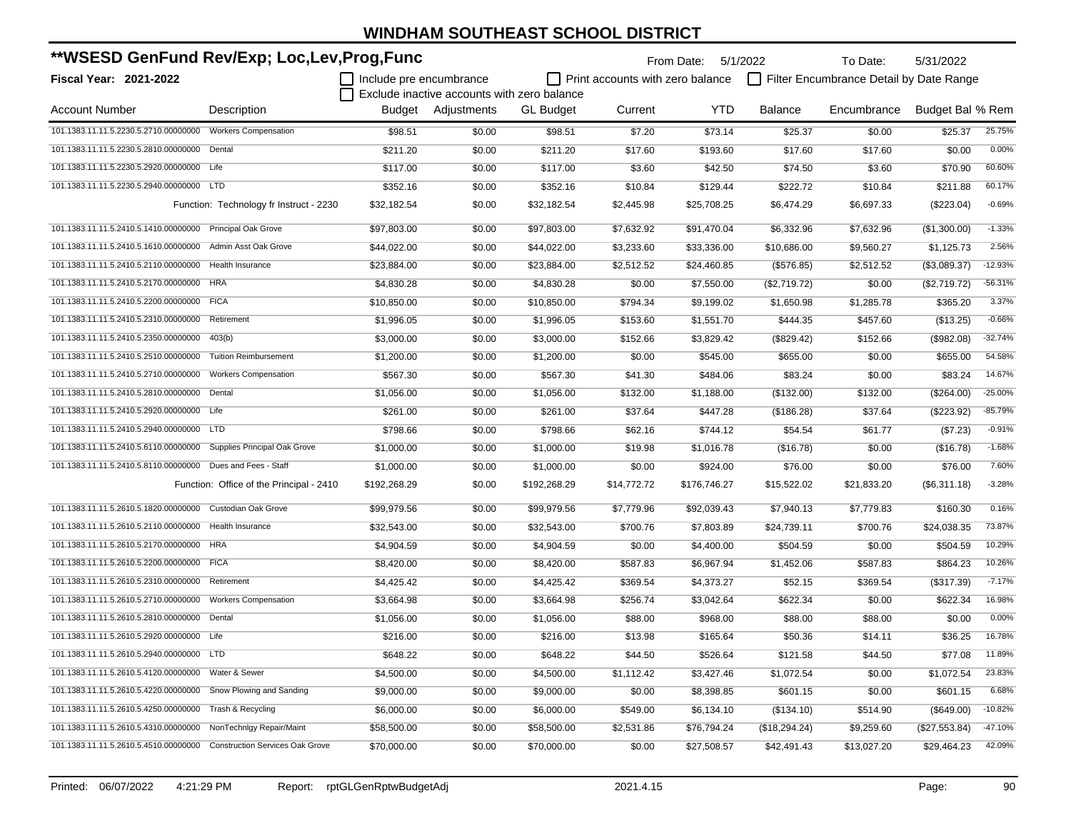# WINDHAM SOUTHEAST SCHOOL DISTRICT

## **WSESD GenFund Rev/Exp; Loc,Lev,Prog,Func

**Fiscal Year: 2021-2022**

From Date: 5/1/2022 To Date: 5/31/2022

☐ Include pre encumbrance ☐ Print accounts with zero balance ☐ Filter Encumbrance Detail by Date Range

☐ Exclude inactive accounts with zero balance

| Account Number | Description | Budget | Adjustments | GL Budget | Current | YTD | Balance | Encumbrance | Budget Bal | % Rem |
|---|---|---|---|---|---|---|---|---|---|---|
| 101.1383.11.11.5.2230.5.2710.00000000 | Workers Compensation | $98.51 | $0.00 | $98.51 | $7.20 | $73.14 | $25.37 | $0.00 | $25.37 | 25.75% |
| 101.1383.11.11.5.2230.5.2810.00000000 | Dental | $211.20 | $0.00 | $211.20 | $17.60 | $193.60 | $17.60 | $17.60 | $0.00 | 0.00% |
| 101.1383.11.11.5.2230.5.2920.00000000 | Life | $117.00 | $0.00 | $117.00 | $3.60 | $42.50 | $74.50 | $3.60 | $70.90 | 60.60% |
| 101.1383.11.11.5.2230.5.2940.00000000 | LTD | $352.16 | $0.00 | $352.16 | $10.84 | $129.44 | $222.72 | $10.84 | $211.88 | 60.17% |
| | Function: Technology fr Instruct - 2230 | $32,182.54 | $0.00 | $32,182.54 | $2,445.98 | $25,708.25 | $6,474.29 | $6,697.33 | ($223.04) | -0.69% |
| 101.1383.11.11.5.2410.5.1410.00000000 | Principal Oak Grove | $97,803.00 | $0.00 | $97,803.00 | $7,632.92 | $91,470.04 | $6,332.96 | $7,632.96 | ($1,300.00) | -1.33% |
| 101.1383.11.11.5.2410.5.1610.00000000 | Admin Asst Oak Grove | $44,022.00 | $0.00 | $44,022.00 | $3,233.60 | $33,336.00 | $10,686.00 | $9,560.27 | $1,125.73 | 2.56% |
| 101.1383.11.11.5.2410.5.2110.00000000 | Health Insurance | $23,884.00 | $0.00 | $23,884.00 | $2,512.52 | $24,460.85 | ($576.85) | $2,512.52 | ($3,089.37) | -12.93% |
| 101.1383.11.11.5.2410.5.2170.00000000 | HRA | $4,830.28 | $0.00 | $4,830.28 | $0.00 | $7,550.00 | ($2,719.72) | $0.00 | ($2,719.72) | -56.31% |
| 101.1383.11.11.5.2410.5.2200.00000000 | FICA | $10,850.00 | $0.00 | $10,850.00 | $794.34 | $9,199.02 | $1,650.98 | $1,285.78 | $365.20 | 3.37% |
| 101.1383.11.11.5.2410.5.2310.00000000 | Retirement | $1,996.05 | $0.00 | $1,996.05 | $153.60 | $1,551.70 | $444.35 | $457.60 | ($13.25) | -0.66% |
| 101.1383.11.11.5.2410.5.2350.00000000 | 403(b) | $3,000.00 | $0.00 | $3,000.00 | $152.66 | $3,829.42 | ($829.42) | $152.66 | ($982.08) | -32.74% |
| 101.1383.11.11.5.2410.5.2510.00000000 | Tuition Reimbursement | $1,200.00 | $0.00 | $1,200.00 | $0.00 | $545.00 | $655.00 | $0.00 | $655.00 | 54.58% |
| 101.1383.11.11.5.2410.5.2710.00000000 | Workers Compensation | $567.30 | $0.00 | $567.30 | $41.30 | $484.06 | $83.24 | $0.00 | $83.24 | 14.67% |
| 101.1383.11.11.5.2410.5.2810.00000000 | Dental | $1,056.00 | $0.00 | $1,056.00 | $132.00 | $1,188.00 | ($132.00) | $132.00 | ($264.00) | -25.00% |
| 101.1383.11.11.5.2410.5.2920.00000000 | Life | $261.00 | $0.00 | $261.00 | $37.64 | $447.28 | ($186.28) | $37.64 | ($223.92) | -85.79% |
| 101.1383.11.11.5.2410.5.2940.00000000 | LTD | $798.66 | $0.00 | $798.66 | $62.16 | $744.12 | $54.54 | $61.77 | ($7.23) | -0.91% |
| 101.1383.11.11.5.2410.5.6110.00000000 | Supplies Principal Oak Grove | $1,000.00 | $0.00 | $1,000.00 | $19.98 | $1,016.78 | ($16.78) | $0.00 | ($16.78) | -1.68% |
| 101.1383.11.11.5.2410.5.8110.00000000 | Dues and Fees - Staff | $1,000.00 | $0.00 | $1,000.00 | $0.00 | $924.00 | $76.00 | $0.00 | $76.00 | 7.60% |
| | Function: Office of the Principal - 2410 | $192,268.29 | $0.00 | $192,268.29 | $14,772.72 | $176,746.27 | $15,522.02 | $21,833.20 | ($6,311.18) | -3.28% |
| 101.1383.11.11.5.2610.5.1820.00000000 | Custodian Oak Grove | $99,979.56 | $0.00 | $99,979.56 | $7,779.96 | $92,039.43 | $7,940.13 | $7,779.83 | $160.30 | 0.16% |
| 101.1383.11.11.5.2610.5.2110.00000000 | Health Insurance | $32,543.00 | $0.00 | $32,543.00 | $700.76 | $7,803.89 | $24,739.11 | $700.76 | $24,038.35 | 73.87% |
| 101.1383.11.11.5.2610.5.2170.00000000 | HRA | $4,904.59 | $0.00 | $4,904.59 | $0.00 | $4,400.00 | $504.59 | $0.00 | $504.59 | 10.29% |
| 101.1383.11.11.5.2610.5.2200.00000000 | FICA | $8,420.00 | $0.00 | $8,420.00 | $587.83 | $6,967.94 | $1,452.06 | $587.83 | $864.23 | 10.26% |
| 101.1383.11.11.5.2610.5.2310.00000000 | Retirement | $4,425.42 | $0.00 | $4,425.42 | $369.54 | $4,373.27 | $52.15 | $369.54 | ($317.39) | -7.17% |
| 101.1383.11.11.5.2610.5.2710.00000000 | Workers Compensation | $3,664.98 | $0.00 | $3,664.98 | $256.74 | $3,042.64 | $622.34 | $0.00 | $622.34 | 16.98% |
| 101.1383.11.11.5.2610.5.2810.00000000 | Dental | $1,056.00 | $0.00 | $1,056.00 | $88.00 | $968.00 | $88.00 | $88.00 | $0.00 | 0.00% |
| 101.1383.11.11.5.2610.5.2920.00000000 | Life | $216.00 | $0.00 | $216.00 | $13.98 | $165.64 | $50.36 | $14.11 | $36.25 | 16.78% |
| 101.1383.11.11.5.2610.5.2940.00000000 | LTD | $648.22 | $0.00 | $648.22 | $44.50 | $526.64 | $121.58 | $44.50 | $77.08 | 11.89% |
| 101.1383.11.11.5.2610.5.4120.00000000 | Water & Sewer | $4,500.00 | $0.00 | $4,500.00 | $1,112.42 | $3,427.46 | $1,072.54 | $0.00 | $1,072.54 | 23.83% |
| 101.1383.11.11.5.2610.5.4220.00000000 | Snow Plowing and Sanding | $9,000.00 | $0.00 | $9,000.00 | $0.00 | $8,398.85 | $601.15 | $0.00 | $601.15 | 6.68% |
| 101.1383.11.11.5.2610.5.4250.00000000 | Trash & Recycling | $6,000.00 | $0.00 | $6,000.00 | $549.00 | $6,134.10 | ($134.10) | $514.90 | ($649.00) | -10.82% |
| 101.1383.11.11.5.2610.5.4310.00000000 | NonTechnlgy Repair/Maint | $58,500.00 | $0.00 | $58,500.00 | $2,531.86 | $76,794.24 | ($18,294.24) | $9,259.60 | ($27,553.84) | -47.10% |
| 101.1383.11.11.5.2610.5.4510.00000000 | Construction Services Oak Grove | $70,000.00 | $0.00 | $70,000.00 | $0.00 | $27,508.57 | $42,491.43 | $13,027.20 | $29,464.23 | 42.09% |

Printed: 06/07/2022 4:21:29 PM Report: rptGLGenRptwBudgetAdj 2021.4.15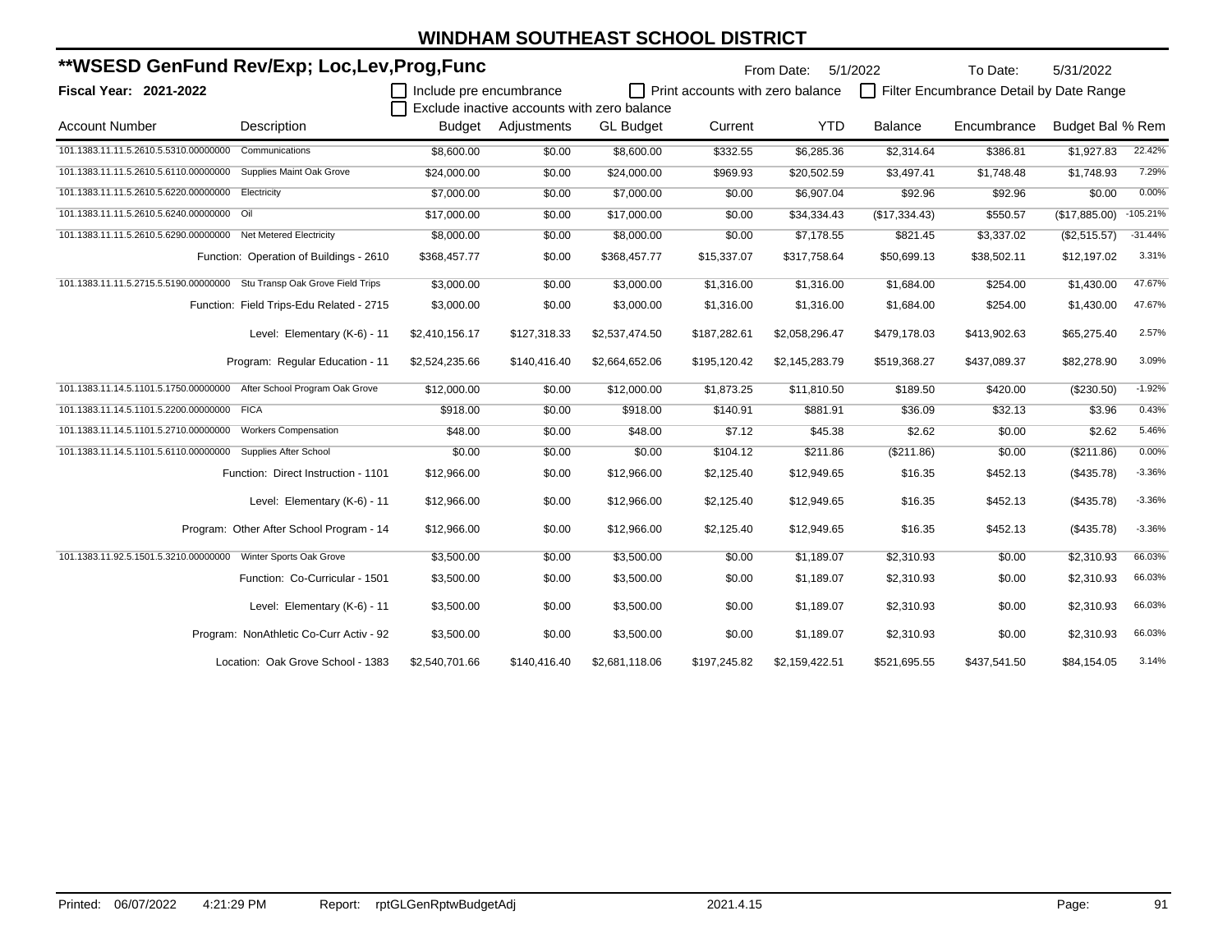# WINDHAM SOUTHEAST SCHOOL DISTRICT

## **WSESD GenFund Rev/Exp; Loc,Lev,Prog,Func

**Fiscal Year: 2021-2022**

From Date: 5/1/2022 To Date: 5/31/2022

☐ Include pre encumbrance ☐ Print accounts with zero balance ☐ Filter Encumbrance Detail by Date Range
☐ Exclude inactive accounts with zero balance

| Account Number | Description | Budget | Adjustments | GL Budget | Current | YTD | Balance | Encumbrance | Budget Bal | % Rem |
|---|---|---|---|---|---|---|---|---|---|---|
| 101.1383.11.11.5.2610.5.5310.00000000 | Communications | $8,600.00 | $0.00 | $8,600.00 | $332.55 | $6,285.36 | $2,314.64 | $386.81 | $1,927.83 | 22.42% |
| 101.1383.11.11.5.2610.5.6110.00000000 | Supplies Maint Oak Grove | $24,000.00 | $0.00 | $24,000.00 | $969.93 | $20,502.59 | $3,497.41 | $1,748.48 | $1,748.93 | 7.29% |
| 101.1383.11.11.5.2610.5.6220.00000000 | Electricity | $7,000.00 | $0.00 | $7,000.00 | $0.00 | $6,907.04 | $92.96 | $92.96 | $0.00 | 0.00% |
| 101.1383.11.11.5.2610.5.6240.00000000 | Oil | $17,000.00 | $0.00 | $17,000.00 | $0.00 | $34,334.43 | ($17,334.43) | $550.57 | ($17,885.00) | -105.21% |
| 101.1383.11.11.5.2610.5.6290.00000000 | Net Metered Electricity | $8,000.00 | $0.00 | $8,000.00 | $0.00 | $7,178.55 | $821.45 | $3,337.02 | ($2,515.57) | -31.44% |
| | Function: Operation of Buildings - 2610 | $368,457.77 | $0.00 | $368,457.77 | $15,337.07 | $317,758.64 | $50,699.13 | $38,502.11 | $12,197.02 | 3.31% |
| 101.1383.11.11.5.2715.5.5190.00000000 | Stu Transp Oak Grove Field Trips | $3,000.00 | $0.00 | $3,000.00 | $1,316.00 | $1,316.00 | $1,684.00 | $254.00 | $1,430.00 | 47.67% |
| | Function: Field Trips-Edu Related - 2715 | $3,000.00 | $0.00 | $3,000.00 | $1,316.00 | $1,316.00 | $1,684.00 | $254.00 | $1,430.00 | 47.67% |
| | Level: Elementary (K-6) - 11 | $2,410,156.17 | $127,318.33 | $2,537,474.50 | $187,282.61 | $2,058,296.47 | $479,178.03 | $413,902.63 | $65,275.40 | 2.57% |
| | Program: Regular Education - 11 | $2,524,235.66 | $140,416.40 | $2,664,652.06 | $195,120.42 | $2,145,283.79 | $519,368.27 | $437,089.37 | $82,278.90 | 3.09% |
| 101.1383.11.14.5.1101.5.1750.00000000 | After School Program Oak Grove | $12,000.00 | $0.00 | $12,000.00 | $1,873.25 | $11,810.50 | $189.50 | $420.00 | ($230.50) | -1.92% |
| 101.1383.11.14.5.1101.5.2200.00000000 | FICA | $918.00 | $0.00 | $918.00 | $140.91 | $881.91 | $36.09 | $32.13 | $3.96 | 0.43% |
| 101.1383.11.14.5.1101.5.2710.00000000 | Workers Compensation | $48.00 | $0.00 | $48.00 | $7.12 | $45.38 | $2.62 | $0.00 | $2.62 | 5.46% |
| 101.1383.11.14.5.1101.5.6110.00000000 | Supplies After School | $0.00 | $0.00 | $0.00 | $104.12 | $211.86 | ($211.86) | $0.00 | ($211.86) | 0.00% |
| | Function: Direct Instruction - 1101 | $12,966.00 | $0.00 | $12,966.00 | $2,125.40 | $12,949.65 | $16.35 | $452.13 | ($435.78) | -3.36% |
| | Level: Elementary (K-6) - 11 | $12,966.00 | $0.00 | $12,966.00 | $2,125.40 | $12,949.65 | $16.35 | $452.13 | ($435.78) | -3.36% |
| | Program: Other After School Program - 14 | $12,966.00 | $0.00 | $12,966.00 | $2,125.40 | $12,949.65 | $16.35 | $452.13 | ($435.78) | -3.36% |
| 101.1383.11.92.5.1501.5.3210.00000000 | Winter Sports Oak Grove | $3,500.00 | $0.00 | $3,500.00 | $0.00 | $1,189.07 | $2,310.93 | $0.00 | $2,310.93 | 66.03% |
| | Function: Co-Curricular - 1501 | $3,500.00 | $0.00 | $3,500.00 | $0.00 | $1,189.07 | $2,310.93 | $0.00 | $2,310.93 | 66.03% |
| | Level: Elementary (K-6) - 11 | $3,500.00 | $0.00 | $3,500.00 | $0.00 | $1,189.07 | $2,310.93 | $0.00 | $2,310.93 | 66.03% |
| | Program: NonAthletic Co-Curr Activ - 92 | $3,500.00 | $0.00 | $3,500.00 | $0.00 | $1,189.07 | $2,310.93 | $0.00 | $2,310.93 | 66.03% |
| | Location: Oak Grove School - 1383 | $2,540,701.66 | $140,416.40 | $2,681,118.06 | $197,245.82 | $2,159,422.51 | $521,695.55 | $437,541.50 | $84,154.05 | 3.14% |

Printed: 06/07/2022 4:21:29 PM Report: rptGLGenRptwBudgetAdj 2021.4.15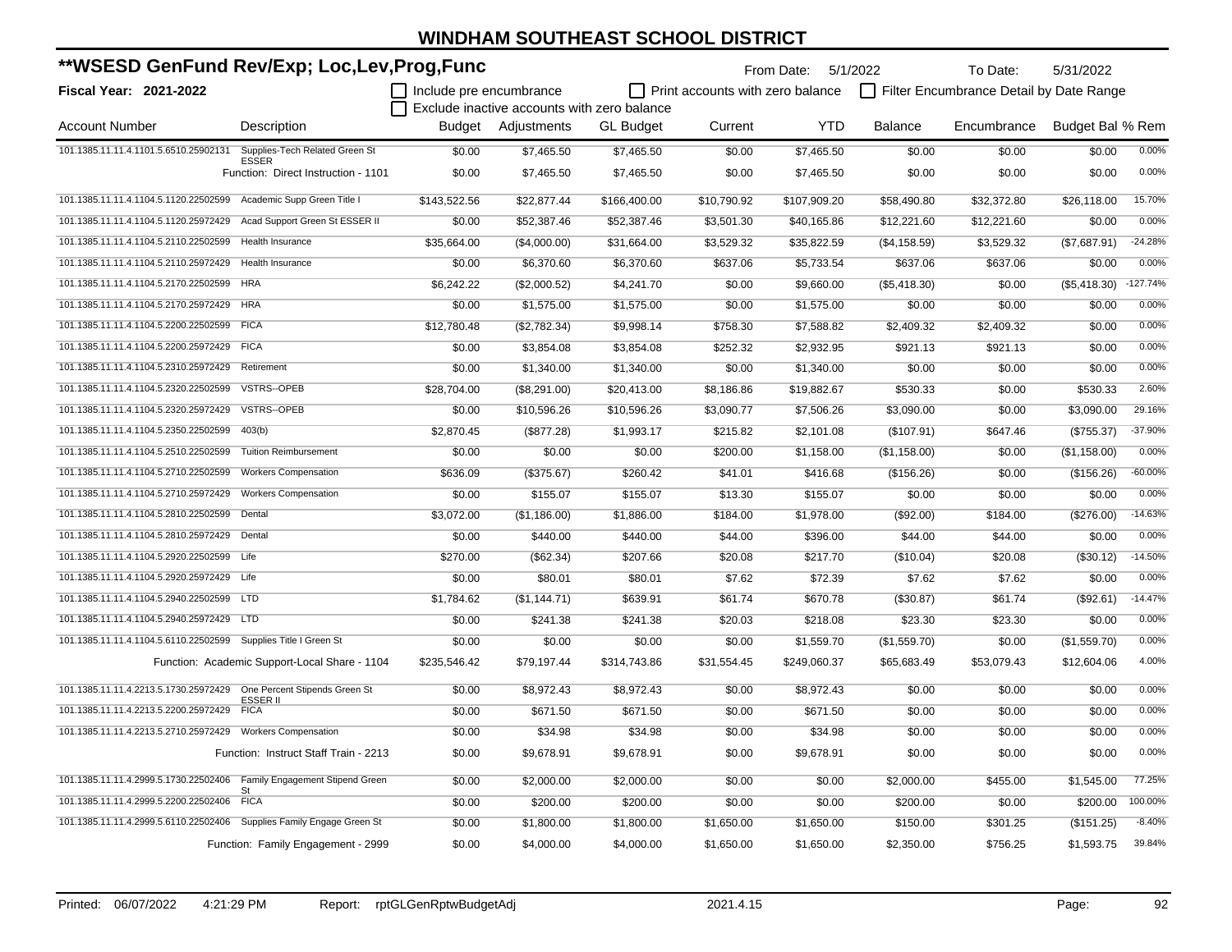# WINDHAM SOUTHEAST SCHOOL DISTRICT

## **WSESD GenFund Rev/Exp; Loc,Lev,Prog,Func

**Fiscal Year: 2021-2022**

From Date: 5/1/2022 To Date: 5/31/2022

☐ Include pre encumbrance ☐ Print accounts with zero balance ☐ Filter Encumbrance Detail by Date Range
☐ Exclude inactive accounts with zero balance

| Account Number | Description | Budget | Adjustments | GL Budget | Current | YTD | Balance | Encumbrance | Budget Bal | % Rem |
|---|---|---|---|---|---|---|---|---|---|---|
| 101.1385.11.11.4.1101.5.6510.25902131 | Supplies-Tech Related Green St ESSER | $0.00 | $7,465.50 | $7,465.50 | $0.00 | $7,465.50 | $0.00 | $0.00 | $0.00 | 0.00% |
| | Function: Direct Instruction - 1101 | $0.00 | $7,465.50 | $7,465.50 | $0.00 | $7,465.50 | $0.00 | $0.00 | $0.00 | 0.00% |
| 101.1385.11.11.4.1104.5.1120.22502599 | Academic Supp Green Title I | $143,522.56 | $22,877.44 | $166,400.00 | $10,790.92 | $107,909.20 | $58,490.80 | $32,372.80 | $26,118.00 | 15.70% |
| 101.1385.11.11.4.1104.5.1120.25972429 | Acad Support Green St ESSER II | $0.00 | $52,387.46 | $52,387.46 | $3,501.30 | $40,165.86 | $12,221.60 | $12,221.60 | $0.00 | 0.00% |
| 101.1385.11.11.4.1104.5.2110.22502599 | Health Insurance | $35,664.00 | ($4,000.00) | $31,664.00 | $3,529.32 | $35,822.59 | ($4,158.59) | $3,529.32 | ($7,687.91) | -24.28% |
| 101.1385.11.11.4.1104.5.2110.25972429 | Health Insurance | $0.00 | $6,370.60 | $6,370.60 | $637.06 | $5,733.54 | $637.06 | $637.06 | $0.00 | 0.00% |
| 101.1385.11.11.4.1104.5.2170.22502599 | HRA | $6,242.22 | ($2,000.52) | $4,241.70 | $0.00 | $9,660.00 | ($5,418.30) | $0.00 | ($5,418.30) | -127.74% |
| 101.1385.11.11.4.1104.5.2170.25972429 | HRA | $0.00 | $1,575.00 | $1,575.00 | $0.00 | $1,575.00 | $0.00 | $0.00 | $0.00 | 0.00% |
| 101.1385.11.11.4.1104.5.2200.22502599 | FICA | $12,780.48 | ($2,782.34) | $9,998.14 | $758.30 | $7,588.82 | $2,409.32 | $2,409.32 | $0.00 | 0.00% |
| 101.1385.11.11.4.1104.5.2200.25972429 | FICA | $0.00 | $3,854.08 | $3,854.08 | $252.32 | $2,932.95 | $921.13 | $921.13 | $0.00 | 0.00% |
| 101.1385.11.11.4.1104.5.2310.25972429 | Retirement | $0.00 | $1,340.00 | $1,340.00 | $0.00 | $1,340.00 | $0.00 | $0.00 | $0.00 | 0.00% |
| 101.1385.11.11.4.1104.5.2320.22502599 | VSTRS--OPEB | $28,704.00 | ($8,291.00) | $20,413.00 | $8,186.86 | $19,882.67 | $530.33 | $0.00 | $530.33 | 2.60% |
| 101.1385.11.11.4.1104.5.2320.25972429 | VSTRS--OPEB | $0.00 | $10,596.26 | $10,596.26 | $3,090.77 | $7,506.26 | $3,090.00 | $0.00 | $3,090.00 | 29.16% |
| 101.1385.11.11.4.1104.5.2350.22502599 | 403(b) | $2,870.45 | ($877.28) | $1,993.17 | $215.82 | $2,101.08 | ($107.91) | $647.46 | ($755.37) | -37.90% |
| 101.1385.11.11.4.1104.5.2510.22502599 | Tuition Reimbursement | $0.00 | $0.00 | $0.00 | $200.00 | $1,158.00 | ($1,158.00) | $0.00 | ($1,158.00) | 0.00% |
| 101.1385.11.11.4.1104.5.2710.22502599 | Workers Compensation | $636.09 | ($375.67) | $260.42 | $41.01 | $416.68 | ($156.26) | $0.00 | ($156.26) | -60.00% |
| 101.1385.11.11.4.1104.5.2710.25972429 | Workers Compensation | $0.00 | $155.07 | $155.07 | $13.30 | $155.07 | $0.00 | $0.00 | $0.00 | 0.00% |
| 101.1385.11.11.4.1104.5.2810.22502599 | Dental | $3,072.00 | ($1,186.00) | $1,886.00 | $184.00 | $1,978.00 | ($92.00) | $184.00 | ($276.00) | -14.63% |
| 101.1385.11.11.4.1104.5.2810.25972429 | Dental | $0.00 | $440.00 | $440.00 | $44.00 | $396.00 | $44.00 | $44.00 | $0.00 | 0.00% |
| 101.1385.11.11.4.1104.5.2920.22502599 | Life | $270.00 | ($62.34) | $207.66 | $20.08 | $217.70 | ($10.04) | $20.08 | ($30.12) | -14.50% |
| 101.1385.11.11.4.1104.5.2920.25972429 | Life | $0.00 | $80.01 | $80.01 | $7.62 | $72.39 | $7.62 | $7.62 | $0.00 | 0.00% |
| 101.1385.11.11.4.1104.5.2940.22502599 | LTD | $1,784.62 | ($1,144.71) | $639.91 | $61.74 | $670.78 | ($30.87) | $61.74 | ($92.61) | -14.47% |
| 101.1385.11.11.4.1104.5.2940.25972429 | LTD | $0.00 | $241.38 | $241.38 | $20.03 | $218.08 | $23.30 | $23.30 | $0.00 | 0.00% |
| 101.1385.11.11.4.1104.5.6110.22502599 | Supplies Title I Green St | $0.00 | $0.00 | $0.00 | $0.00 | $1,559.70 | ($1,559.70) | $0.00 | ($1,559.70) | 0.00% |
| | Function: Academic Support-Local Share - 1104 | $235,546.42 | $79,197.44 | $314,743.86 | $31,554.45 | $249,060.37 | $65,683.49 | $53,079.43 | $12,604.06 | 4.00% |
| 101.1385.11.11.4.2213.5.1730.25972429 | One Percent Stipends Green St ESSER II | $0.00 | $8,972.43 | $8,972.43 | $0.00 | $8,972.43 | $0.00 | $0.00 | $0.00 | 0.00% |
| 101.1385.11.11.4.2213.5.2200.25972429 | FICA | $0.00 | $671.50 | $671.50 | $0.00 | $671.50 | $0.00 | $0.00 | $0.00 | 0.00% |
| 101.1385.11.11.4.2213.5.2710.25972429 | Workers Compensation | $0.00 | $34.98 | $34.98 | $0.00 | $34.98 | $0.00 | $0.00 | $0.00 | 0.00% |
| | Function: Instruct Staff Train - 2213 | $0.00 | $9,678.91 | $9,678.91 | $0.00 | $9,678.91 | $0.00 | $0.00 | $0.00 | 0.00% |
| 101.1385.11.11.4.2999.5.1730.22502406 | Family Engagement Stipend Green St | $0.00 | $2,000.00 | $2,000.00 | $0.00 | $0.00 | $2,000.00 | $455.00 | $1,545.00 | 77.25% |
| 101.1385.11.11.4.2999.5.2200.22502406 | FICA | $0.00 | $200.00 | $200.00 | $0.00 | $0.00 | $200.00 | $0.00 | $200.00 | 100.00% |
| 101.1385.11.11.4.2999.5.6110.22502406 | Supplies Family Engage Green St | $0.00 | $1,800.00 | $1,800.00 | $1,650.00 | $1,650.00 | $150.00 | $301.25 | ($151.25) | -8.40% |
| | Function: Family Engagement - 2999 | $0.00 | $4,000.00 | $4,000.00 | $1,650.00 | $1,650.00 | $2,350.00 | $756.25 | $1,593.75 | 39.84% |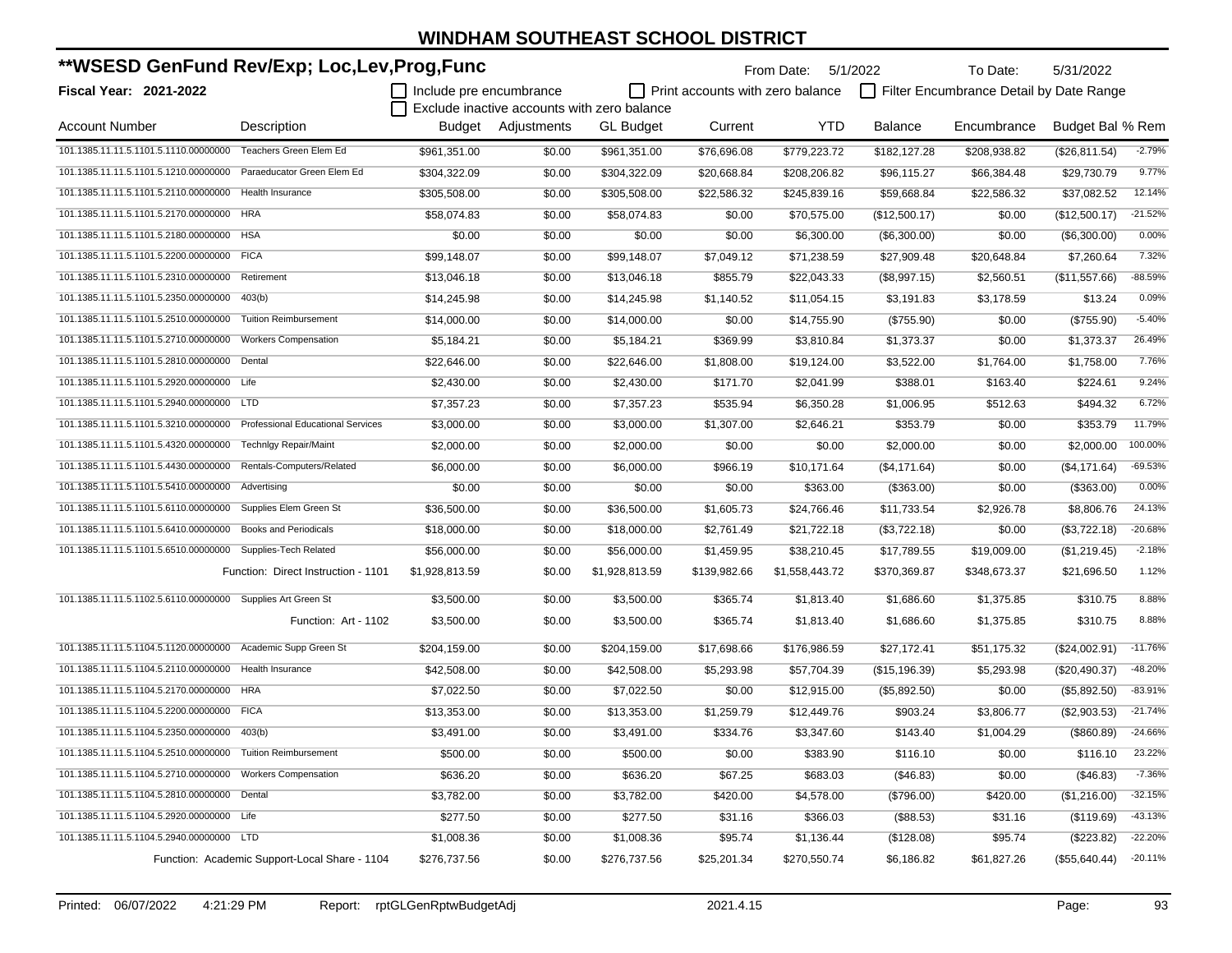# WINDHAM SOUTHEAST SCHOOL DISTRICT

## **WSESD GenFund Rev/Exp; Loc,Lev,Prog,Func

**Fiscal Year: 2021-2022**

From Date: 5/1/2022 To Date: 5/31/2022

☐ Include pre encumbrance ☐ Print accounts with zero balance ☐ Filter Encumbrance Detail by Date Range
☐ Exclude inactive accounts with zero balance

| Account Number | Description | Budget | Adjustments | GL Budget | Current | YTD | Balance | Encumbrance | Budget Bal | % Rem |
|---|---|---|---|---|---|---|---|---|---|---|
| 101.1385.11.11.5.1101.5.1110.00000000 | Teachers Green Elem Ed | $961,351.00 | $0.00 | $961,351.00 | $76,696.08 | $779,223.72 | $182,127.28 | $208,938.82 | ($26,811.54) | -2.79% |
| 101.1385.11.11.5.1101.5.1210.00000000 | Paraeducator Green Elem Ed | $304,322.09 | $0.00 | $304,322.09 | $20,668.84 | $208,206.82 | $96,115.27 | $66,384.48 | $29,730.79 | 9.77% |
| 101.1385.11.11.5.1101.5.2110.00000000 | Health Insurance | $305,508.00 | $0.00 | $305,508.00 | $22,586.32 | $245,839.16 | $59,668.84 | $22,586.32 | $37,082.52 | 12.14% |
| 101.1385.11.11.5.1101.5.2170.00000000 | HRA | $58,074.83 | $0.00 | $58,074.83 | $0.00 | $70,575.00 | ($12,500.17) | $0.00 | ($12,500.17) | -21.52% |
| 101.1385.11.11.5.1101.5.2180.00000000 | HSA | $0.00 | $0.00 | $0.00 | $0.00 | $6,300.00 | ($6,300.00) | $0.00 | ($6,300.00) | 0.00% |
| 101.1385.11.11.5.1101.5.2200.00000000 | FICA | $99,148.07 | $0.00 | $99,148.07 | $7,049.12 | $71,238.59 | $27,909.48 | $20,648.84 | $7,260.64 | 7.32% |
| 101.1385.11.11.5.1101.5.2310.00000000 | Retirement | $13,046.18 | $0.00 | $13,046.18 | $855.79 | $22,043.33 | ($8,997.15) | $2,560.51 | ($11,557.66) | -88.59% |
| 101.1385.11.11.5.1101.5.2350.00000000 | 403(b) | $14,245.98 | $0.00 | $14,245.98 | $1,140.52 | $11,054.15 | $3,191.83 | $3,178.59 | $13.24 | 0.09% |
| 101.1385.11.11.5.1101.5.2510.00000000 | Tuition Reimbursement | $14,000.00 | $0.00 | $14,000.00 | $0.00 | $14,755.90 | ($755.90) | $0.00 | ($755.90) | -5.40% |
| 101.1385.11.11.5.1101.5.2710.00000000 | Workers Compensation | $5,184.21 | $0.00 | $5,184.21 | $369.99 | $3,810.84 | $1,373.37 | $0.00 | $1,373.37 | 26.49% |
| 101.1385.11.11.5.1101.5.2810.00000000 | Dental | $22,646.00 | $0.00 | $22,646.00 | $1,808.00 | $19,124.00 | $3,522.00 | $1,764.00 | $1,758.00 | 7.76% |
| 101.1385.11.11.5.1101.5.2920.00000000 | Life | $2,430.00 | $0.00 | $2,430.00 | $171.70 | $2,041.99 | $388.01 | $163.40 | $224.61 | 9.24% |
| 101.1385.11.11.5.1101.5.2940.00000000 | LTD | $7,357.23 | $0.00 | $7,357.23 | $535.94 | $6,350.28 | $1,006.95 | $512.63 | $494.32 | 6.72% |
| 101.1385.11.11.5.1101.5.3210.00000000 | Professional Educational Services | $3,000.00 | $0.00 | $3,000.00 | $1,307.00 | $2,646.21 | $353.79 | $0.00 | $353.79 | 11.79% |
| 101.1385.11.11.5.1101.5.4320.00000000 | Technlgy Repair/Maint | $2,000.00 | $0.00 | $2,000.00 | $0.00 | $0.00 | $2,000.00 | $0.00 | $2,000.00 | 100.00% |
| 101.1385.11.11.5.1101.5.4430.00000000 | Rentals-Computers/Related | $6,000.00 | $0.00 | $6,000.00 | $966.19 | $10,171.64 | ($4,171.64) | $0.00 | ($4,171.64) | -69.53% |
| 101.1385.11.11.5.1101.5.5410.00000000 | Advertising | $0.00 | $0.00 | $0.00 | $0.00 | $363.00 | ($363.00) | $0.00 | ($363.00) | 0.00% |
| 101.1385.11.11.5.1101.5.6110.00000000 | Supplies Elem Green St | $36,500.00 | $0.00 | $36,500.00 | $1,605.73 | $24,766.46 | $11,733.54 | $2,926.78 | $8,806.76 | 24.13% |
| 101.1385.11.11.5.1101.5.6410.00000000 | Books and Periodicals | $18,000.00 | $0.00 | $18,000.00 | $2,761.49 | $21,722.18 | ($3,722.18) | $0.00 | ($3,722.18) | -20.68% |
| 101.1385.11.11.5.1101.5.6510.00000000 | Supplies-Tech Related | $56,000.00 | $0.00 | $56,000.00 | $1,459.95 | $38,210.45 | $17,789.55 | $19,009.00 | ($1,219.45) | -2.18% |
| | Function: Direct Instruction - 1101 | $1,928,813.59 | $0.00 | $1,928,813.59 | $139,982.66 | $1,558,443.72 | $370,369.87 | $348,673.37 | $21,696.50 | 1.12% |
| 101.1385.11.11.5.1102.5.6110.00000000 | Supplies Art Green St | $3,500.00 | $0.00 | $3,500.00 | $365.74 | $1,813.40 | $1,686.60 | $1,375.85 | $310.75 | 8.88% |
| | Function: Art - 1102 | $3,500.00 | $0.00 | $3,500.00 | $365.74 | $1,813.40 | $1,686.60 | $1,375.85 | $310.75 | 8.88% |
| 101.1385.11.11.5.1104.5.1120.00000000 | Academic Supp Green St | $204,159.00 | $0.00 | $204,159.00 | $17,698.66 | $176,986.59 | $27,172.41 | $51,175.32 | ($24,002.91) | -11.76% |
| 101.1385.11.11.5.1104.5.2110.00000000 | Health Insurance | $42,508.00 | $0.00 | $42,508.00 | $5,293.98 | $57,704.39 | ($15,196.39) | $5,293.98 | ($20,490.37) | -48.20% |
| 101.1385.11.11.5.1104.5.2170.00000000 | HRA | $7,022.50 | $0.00 | $7,022.50 | $0.00 | $12,915.00 | ($5,892.50) | $0.00 | ($5,892.50) | -83.91% |
| 101.1385.11.11.5.1104.5.2200.00000000 | FICA | $13,353.00 | $0.00 | $13,353.00 | $1,259.79 | $12,449.76 | $903.24 | $3,806.77 | ($2,903.53) | -21.74% |
| 101.1385.11.11.5.1104.5.2350.00000000 | 403(b) | $3,491.00 | $0.00 | $3,491.00 | $334.76 | $3,347.60 | $143.40 | $1,004.29 | ($860.89) | -24.66% |
| 101.1385.11.11.5.1104.5.2510.00000000 | Tuition Reimbursement | $500.00 | $0.00 | $500.00 | $0.00 | $383.90 | $116.10 | $0.00 | $116.10 | 23.22% |
| 101.1385.11.11.5.1104.5.2710.00000000 | Workers Compensation | $636.20 | $0.00 | $636.20 | $67.25 | $683.03 | ($46.83) | $0.00 | ($46.83) | -7.36% |
| 101.1385.11.11.5.1104.5.2810.00000000 | Dental | $3,782.00 | $0.00 | $3,782.00 | $420.00 | $4,578.00 | ($796.00) | $420.00 | ($1,216.00) | -32.15% |
| 101.1385.11.11.5.1104.5.2920.00000000 | Life | $277.50 | $0.00 | $277.50 | $31.16 | $366.03 | ($88.53) | $31.16 | ($119.69) | -43.13% |
| 101.1385.11.11.5.1104.5.2940.00000000 | LTD | $1,008.36 | $0.00 | $1,008.36 | $95.74 | $1,136.44 | ($128.08) | $95.74 | ($223.82) | -22.20% |
| | Function: Academic Support-Local Share - 1104 | $276,737.56 | $0.00 | $276,737.56 | $25,201.34 | $270,550.74 | $6,186.82 | $61,827.26 | ($55,640.44) | -20.11% |

Printed: 06/07/2022 4:21:29 PM Report: rptGLGenRptwBudgetAdj 2021.4.15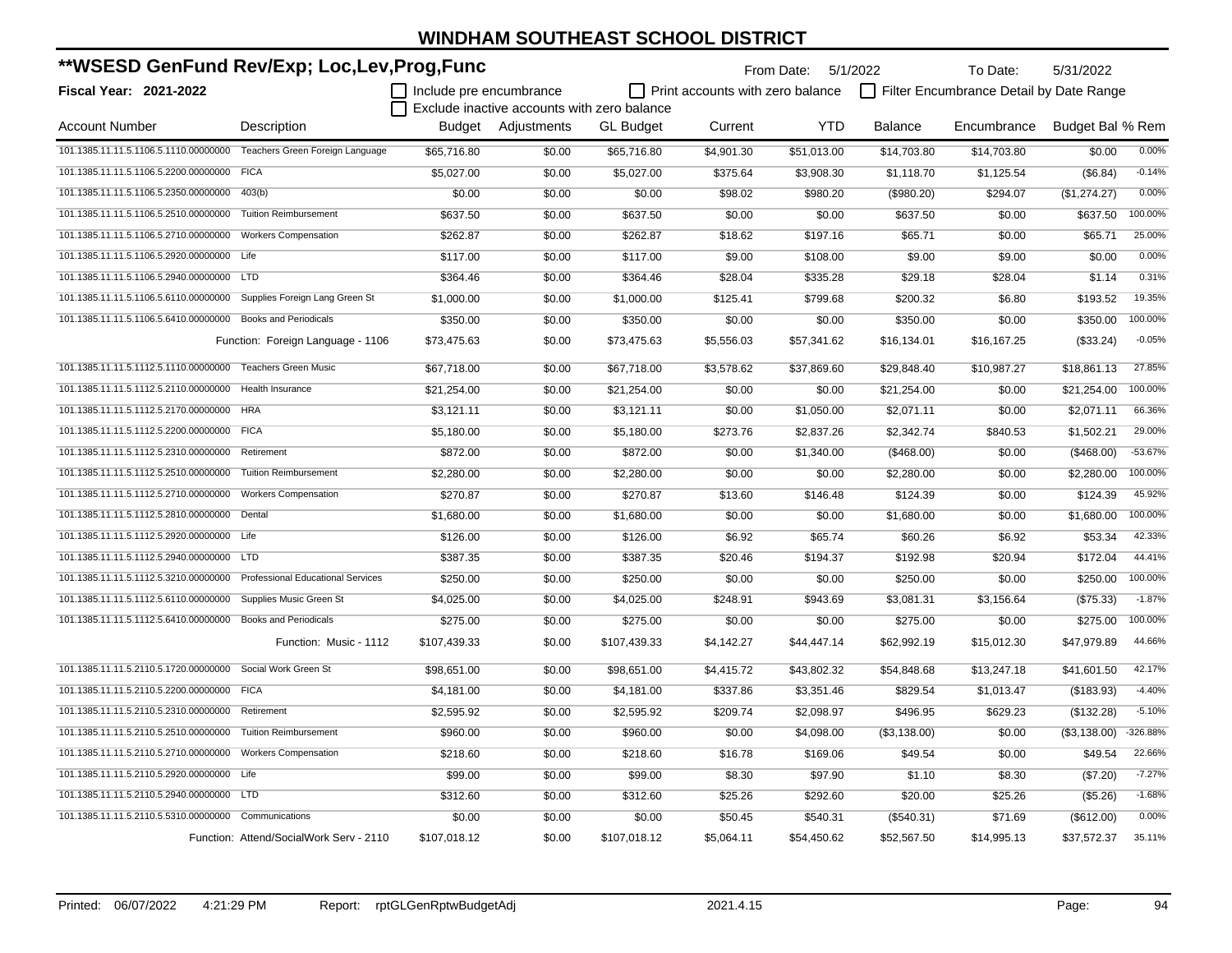# WINDHAM SOUTHEAST SCHOOL DISTRICT

## **WSESD GenFund Rev/Exp; Loc,Lev,Prog,Func

**Fiscal Year: 2021-2022**

From Date: 5/1/2022 To Date: 5/31/2022

☐ Include pre encumbrance ☐ Print accounts with zero balance ☐ Filter Encumbrance Detail by Date Range
☐ Exclude inactive accounts with zero balance

| Account Number | Description | Budget | Adjustments | GL Budget | Current | YTD | Balance | Encumbrance | Budget Bal | % Rem |
|---|---|---|---|---|---|---|---|---|---|---|
| 101.1385.11.11.5.1106.5.1110.00000000 | Teachers Green Foreign Language | $65,716.80 | $0.00 | $65,716.80 | $4,901.30 | $51,013.00 | $14,703.80 | $14,703.80 | $0.00 | 0.00% |
| 101.1385.11.11.5.1106.5.2200.00000000 | FICA | $5,027.00 | $0.00 | $5,027.00 | $375.64 | $3,908.30 | $1,118.70 | $1,125.54 | ($6.84) | -0.14% |
| 101.1385.11.11.5.1106.5.2350.00000000 | 403(b) | $0.00 | $0.00 | $0.00 | $98.02 | $980.20 | ($980.20) | $294.07 | ($1,274.27) | 0.00% |
| 101.1385.11.11.5.1106.5.2510.00000000 | Tuition Reimbursement | $637.50 | $0.00 | $637.50 | $0.00 | $0.00 | $637.50 | $0.00 | $637.50 | 100.00% |
| 101.1385.11.11.5.1106.5.2710.00000000 | Workers Compensation | $262.87 | $0.00 | $262.87 | $18.62 | $197.16 | $65.71 | $0.00 | $65.71 | 25.00% |
| 101.1385.11.11.5.1106.5.2920.00000000 | Life | $117.00 | $0.00 | $117.00 | $9.00 | $108.00 | $9.00 | $9.00 | $0.00 | 0.00% |
| 101.1385.11.11.5.1106.5.2940.00000000 | LTD | $364.46 | $0.00 | $364.46 | $28.04 | $335.28 | $29.18 | $28.04 | $1.14 | 0.31% |
| 101.1385.11.11.5.1106.5.6110.00000000 | Supplies Foreign Lang Green St | $1,000.00 | $0.00 | $1,000.00 | $125.41 | $799.68 | $200.32 | $6.80 | $193.52 | 19.35% |
| 101.1385.11.11.5.1106.5.6410.00000000 | Books and Periodicals | $350.00 | $0.00 | $350.00 | $0.00 | $0.00 | $350.00 | $0.00 | $350.00 | 100.00% |
| | Function: Foreign Language - 1106 | $73,475.63 | $0.00 | $73,475.63 | $5,556.03 | $57,341.62 | $16,134.01 | $16,167.25 | ($33.24) | -0.05% |
| 101.1385.11.11.5.1112.5.1110.00000000 | Teachers Green Music | $67,718.00 | $0.00 | $67,718.00 | $3,578.62 | $37,869.60 | $29,848.40 | $10,987.27 | $18,861.13 | 27.85% |
| 101.1385.11.11.5.1112.5.2110.00000000 | Health Insurance | $21,254.00 | $0.00 | $21,254.00 | $0.00 | $0.00 | $21,254.00 | $0.00 | $21,254.00 | 100.00% |
| 101.1385.11.11.5.1112.5.2170.00000000 | HRA | $3,121.11 | $0.00 | $3,121.11 | $0.00 | $1,050.00 | $2,071.11 | $0.00 | $2,071.11 | 66.36% |
| 101.1385.11.11.5.1112.5.2200.00000000 | FICA | $5,180.00 | $0.00 | $5,180.00 | $273.76 | $2,837.26 | $2,342.74 | $840.53 | $1,502.21 | 29.00% |
| 101.1385.11.11.5.1112.5.2310.00000000 | Retirement | $872.00 | $0.00 | $872.00 | $0.00 | $1,340.00 | ($468.00) | $0.00 | ($468.00) | -53.67% |
| 101.1385.11.11.5.1112.5.2510.00000000 | Tuition Reimbursement | $2,280.00 | $0.00 | $2,280.00 | $0.00 | $0.00 | $2,280.00 | $0.00 | $2,280.00 | 100.00% |
| 101.1385.11.11.5.1112.5.2710.00000000 | Workers Compensation | $270.87 | $0.00 | $270.87 | $13.60 | $146.48 | $124.39 | $0.00 | $124.39 | 45.92% |
| 101.1385.11.11.5.1112.5.2810.00000000 | Dental | $1,680.00 | $0.00 | $1,680.00 | $0.00 | $0.00 | $1,680.00 | $0.00 | $1,680.00 | 100.00% |
| 101.1385.11.11.5.1112.5.2920.00000000 | Life | $126.00 | $0.00 | $126.00 | $6.92 | $65.74 | $60.26 | $6.92 | $53.34 | 42.33% |
| 101.1385.11.11.5.1112.5.2940.00000000 | LTD | $387.35 | $0.00 | $387.35 | $20.46 | $194.37 | $192.98 | $20.94 | $172.04 | 44.41% |
| 101.1385.11.11.5.1112.5.3210.00000000 | Professional Educational Services | $250.00 | $0.00 | $250.00 | $0.00 | $0.00 | $250.00 | $0.00 | $250.00 | 100.00% |
| 101.1385.11.11.5.1112.5.6110.00000000 | Supplies Music Green St | $4,025.00 | $0.00 | $4,025.00 | $248.91 | $943.69 | $3,081.31 | $3,156.64 | ($75.33) | -1.87% |
| 101.1385.11.11.5.1112.5.6410.00000000 | Books and Periodicals | $275.00 | $0.00 | $275.00 | $0.00 | $0.00 | $275.00 | $0.00 | $275.00 | 100.00% |
| | Function: Music - 1112 | $107,439.33 | $0.00 | $107,439.33 | $4,142.27 | $44,447.14 | $62,992.19 | $15,012.30 | $47,979.89 | 44.66% |
| 101.1385.11.11.5.2110.5.1720.00000000 | Social Work Green St | $98,651.00 | $0.00 | $98,651.00 | $4,415.72 | $43,802.32 | $54,848.68 | $13,247.18 | $41,601.50 | 42.17% |
| 101.1385.11.11.5.2110.5.2200.00000000 | FICA | $4,181.00 | $0.00 | $4,181.00 | $337.86 | $3,351.46 | $829.54 | $1,013.47 | ($183.93) | -4.40% |
| 101.1385.11.11.5.2110.5.2310.00000000 | Retirement | $2,595.92 | $0.00 | $2,595.92 | $209.74 | $2,098.97 | $496.95 | $629.23 | ($132.28) | -5.10% |
| 101.1385.11.11.5.2110.5.2510.00000000 | Tuition Reimbursement | $960.00 | $0.00 | $960.00 | $0.00 | $4,098.00 | ($3,138.00) | $0.00 | ($3,138.00) | -326.88% |
| 101.1385.11.11.5.2110.5.2710.00000000 | Workers Compensation | $218.60 | $0.00 | $218.60 | $16.78 | $169.06 | $49.54 | $0.00 | $49.54 | 22.66% |
| 101.1385.11.11.5.2110.5.2920.00000000 | Life | $99.00 | $0.00 | $99.00 | $8.30 | $97.90 | $1.10 | $8.30 | ($7.20) | -7.27% |
| 101.1385.11.11.5.2110.5.2940.00000000 | LTD | $312.60 | $0.00 | $312.60 | $25.26 | $292.60 | $20.00 | $25.26 | ($5.26) | -1.68% |
| 101.1385.11.11.5.2110.5.5310.00000000 | Communications | $0.00 | $0.00 | $0.00 | $50.45 | $540.31 | ($540.31) | $71.69 | ($612.00) | 0.00% |
| | Function: Attend/SocialWork Serv - 2110 | $107,018.12 | $0.00 | $107,018.12 | $5,064.11 | $54,450.62 | $52,567.50 | $14,995.13 | $37,572.37 | 35.11% |

Printed: 06/07/2022 4:21:29 PM Report: rptGLGenRptwBudgetAdj 2021.4.15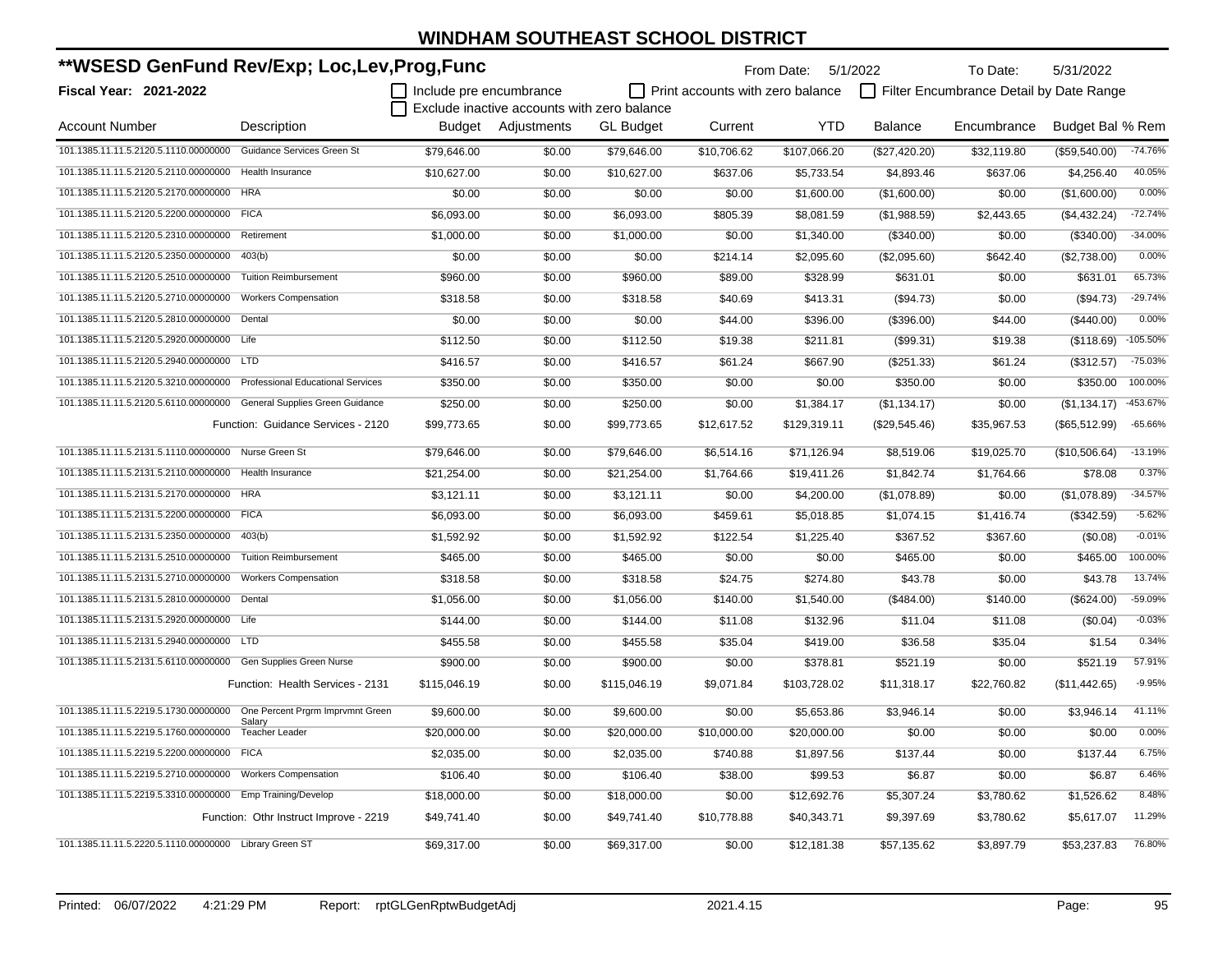# WINDHAM SOUTHEAST SCHOOL DISTRICT

## **WSESD GenFund Rev/Exp; Loc,Lev,Prog,Func

**Fiscal Year: 2021-2022**

From Date: 5/1/2022 To Date: 5/31/2022

☐ Include pre encumbrance ☐ Print accounts with zero balance ☐ Filter Encumbrance Detail by Date Range
☐ Exclude inactive accounts with zero balance

| Account Number | Description | Budget | Adjustments | GL Budget | Current | YTD | Balance | Encumbrance | Budget Bal | % Rem |
|---|---|---|---|---|---|---|---|---|---|---|
| 101.1385.11.11.5.2120.5.1110.00000000 | Guidance Services Green St | $79,646.00 | $0.00 | $79,646.00 | $10,706.62 | $107,066.20 | ($27,420.20) | $32,119.80 | ($59,540.00) | -74.76% |
| 101.1385.11.11.5.2120.5.2110.00000000 | Health Insurance | $10,627.00 | $0.00 | $10,627.00 | $637.06 | $5,733.54 | $4,893.46 | $637.06 | $4,256.40 | 40.05% |
| 101.1385.11.11.5.2120.5.2170.00000000 | HRA | $0.00 | $0.00 | $0.00 | $0.00 | $1,600.00 | ($1,600.00) | $0.00 | ($1,600.00) | 0.00% |
| 101.1385.11.11.5.2120.5.2200.00000000 | FICA | $6,093.00 | $0.00 | $6,093.00 | $805.39 | $8,081.59 | ($1,988.59) | $2,443.65 | ($4,432.24) | -72.74% |
| 101.1385.11.11.5.2120.5.2310.00000000 | Retirement | $1,000.00 | $0.00 | $1,000.00 | $0.00 | $1,340.00 | ($340.00) | $0.00 | ($340.00) | -34.00% |
| 101.1385.11.11.5.2120.5.2350.00000000 | 403(b) | $0.00 | $0.00 | $0.00 | $214.14 | $2,095.60 | ($2,095.60) | $642.40 | ($2,738.00) | 0.00% |
| 101.1385.11.11.5.2120.5.2510.00000000 | Tuition Reimbursement | $960.00 | $0.00 | $960.00 | $89.00 | $328.99 | $631.01 | $0.00 | $631.01 | 65.73% |
| 101.1385.11.11.5.2120.5.2710.00000000 | Workers Compensation | $318.58 | $0.00 | $318.58 | $40.69 | $413.31 | ($94.73) | $0.00 | ($94.73) | -29.74% |
| 101.1385.11.11.5.2120.5.2810.00000000 | Dental | $0.00 | $0.00 | $0.00 | $44.00 | $396.00 | ($396.00) | $44.00 | ($440.00) | 0.00% |
| 101.1385.11.11.5.2120.5.2920.00000000 | Life | $112.50 | $0.00 | $112.50 | $19.38 | $211.81 | ($99.31) | $19.38 | ($118.69) | -105.50% |
| 101.1385.11.11.5.2120.5.2940.00000000 | LTD | $416.57 | $0.00 | $416.57 | $61.24 | $667.90 | ($251.33) | $61.24 | ($312.57) | -75.03% |
| 101.1385.11.11.5.2120.5.3210.00000000 | Professional Educational Services | $350.00 | $0.00 | $350.00 | $0.00 | $0.00 | $350.00 | $0.00 | $350.00 | 100.00% |
| 101.1385.11.11.5.2120.5.6110.00000000 | General Supplies Green Guidance | $250.00 | $0.00 | $250.00 | $0.00 | $1,384.17 | ($1,134.17) | $0.00 | ($1,134.17) | -453.67% |
| | Function: Guidance Services - 2120 | $99,773.65 | $0.00 | $99,773.65 | $12,617.52 | $129,319.11 | ($29,545.46) | $35,967.53 | ($65,512.99) | -65.66% |
| 101.1385.11.11.5.2131.5.1110.00000000 | Nurse Green St | $79,646.00 | $0.00 | $79,646.00 | $6,514.16 | $71,126.94 | $8,519.06 | $19,025.70 | ($10,506.64) | -13.19% |
| 101.1385.11.11.5.2131.5.2110.00000000 | Health Insurance | $21,254.00 | $0.00 | $21,254.00 | $1,764.66 | $19,411.26 | $1,842.74 | $1,764.66 | $78.08 | 0.37% |
| 101.1385.11.11.5.2131.5.2170.00000000 | HRA | $3,121.11 | $0.00 | $3,121.11 | $0.00 | $4,200.00 | ($1,078.89) | $0.00 | ($1,078.89) | -34.57% |
| 101.1385.11.11.5.2131.5.2200.00000000 | FICA | $6,093.00 | $0.00 | $6,093.00 | $459.61 | $5,018.85 | $1,074.15 | $1,416.74 | ($342.59) | -5.62% |
| 101.1385.11.11.5.2131.5.2350.00000000 | 403(b) | $1,592.92 | $0.00 | $1,592.92 | $122.54 | $1,225.40 | $367.52 | $367.60 | ($0.08) | -0.01% |
| 101.1385.11.11.5.2131.5.2510.00000000 | Tuition Reimbursement | $465.00 | $0.00 | $465.00 | $0.00 | $0.00 | $465.00 | $0.00 | $465.00 | 100.00% |
| 101.1385.11.11.5.2131.5.2710.00000000 | Workers Compensation | $318.58 | $0.00 | $318.58 | $24.75 | $274.80 | $43.78 | $0.00 | $43.78 | 13.74% |
| 101.1385.11.11.5.2131.5.2810.00000000 | Dental | $1,056.00 | $0.00 | $1,056.00 | $140.00 | $1,540.00 | ($484.00) | $140.00 | ($624.00) | -59.09% |
| 101.1385.11.11.5.2131.5.2920.00000000 | Life | $144.00 | $0.00 | $144.00 | $11.08 | $132.96 | $11.04 | $11.08 | ($0.04) | -0.03% |
| 101.1385.11.11.5.2131.5.2940.00000000 | LTD | $455.58 | $0.00 | $455.58 | $35.04 | $419.00 | $36.58 | $35.04 | $1.54 | 0.34% |
| 101.1385.11.11.5.2131.5.6110.00000000 | Gen Supplies Green Nurse | $900.00 | $0.00 | $900.00 | $0.00 | $378.81 | $521.19 | $0.00 | $521.19 | 57.91% |
| | Function: Health Services - 2131 | $115,046.19 | $0.00 | $115,046.19 | $9,071.84 | $103,728.02 | $11,318.17 | $22,760.82 | ($11,442.65) | -9.95% |
| 101.1385.11.11.5.2219.5.1730.00000000 | One Percent Prgrm Imprvmnt Green Salary | $9,600.00 | $0.00 | $9,600.00 | $0.00 | $5,653.86 | $3,946.14 | $0.00 | $3,946.14 | 41.11% |
| 101.1385.11.11.5.2219.5.1760.00000000 | Teacher Leader | $20,000.00 | $0.00 | $20,000.00 | $10,000.00 | $20,000.00 | $0.00 | $0.00 | $0.00 | 0.00% |
| 101.1385.11.11.5.2219.5.2200.00000000 | FICA | $2,035.00 | $0.00 | $2,035.00 | $740.88 | $1,897.56 | $137.44 | $0.00 | $137.44 | 6.75% |
| 101.1385.11.11.5.2219.5.2710.00000000 | Workers Compensation | $106.40 | $0.00 | $106.40 | $38.00 | $99.53 | $6.87 | $0.00 | $6.87 | 6.46% |
| 101.1385.11.11.5.2219.5.3310.00000000 | Emp Training/Develop | $18,000.00 | $0.00 | $18,000.00 | $0.00 | $12,692.76 | $5,307.24 | $3,780.62 | $1,526.62 | 8.48% |
| | Function: Othr Instruct Improve - 2219 | $49,741.40 | $0.00 | $49,741.40 | $10,778.88 | $40,343.71 | $9,397.69 | $3,780.62 | $5,617.07 | 11.29% |
| 101.1385.11.11.5.2220.5.1110.00000000 | Library Green ST | $69,317.00 | $0.00 | $69,317.00 | $0.00 | $12,181.38 | $57,135.62 | $3,897.79 | $53,237.83 | 76.80% |

Printed: 06/07/2022 4:21:29 PM Report: rptGLGenRptwBudgetAdj 2021.4.15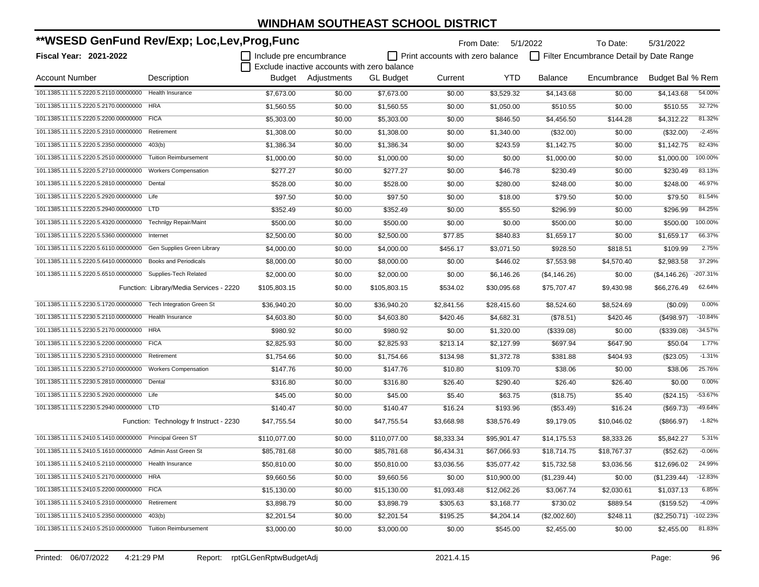# WINDHAM SOUTHEAST SCHOOL DISTRICT

## **WSESD GenFund Rev/Exp; Loc,Lev,Prog,Func

**Fiscal Year: 2021-2022**

From Date: 5/1/2022 To Date: 5/31/2022

☐ Include pre encumbrance ☐ Print accounts with zero balance ☐ Filter Encumbrance Detail by Date Range
☐ Exclude inactive accounts with zero balance

| Account Number | Description | Budget | Adjustments | GL Budget | Current | YTD | Balance | Encumbrance | Budget Bal | % Rem |
|---|---|---|---|---|---|---|---|---|---|---|
| 101.1385.11.11.5.2220.5.2110.00000000 | Health Insurance | $7,673.00 | $0.00 | $7,673.00 | $0.00 | $3,529.32 | $4,143.68 | $0.00 | $4,143.68 | 54.00% |
| 101.1385.11.11.5.2220.5.2170.00000000 | HRA | $1,560.55 | $0.00 | $1,560.55 | $0.00 | $1,050.00 | $510.55 | $0.00 | $510.55 | 32.72% |
| 101.1385.11.11.5.2220.5.2200.00000000 | FICA | $5,303.00 | $0.00 | $5,303.00 | $0.00 | $846.50 | $4,456.50 | $144.28 | $4,312.22 | 81.32% |
| 101.1385.11.11.5.2220.5.2310.00000000 | Retirement | $1,308.00 | $0.00 | $1,308.00 | $0.00 | $1,340.00 | ($32.00) | $0.00 | ($32.00) | -2.45% |
| 101.1385.11.11.5.2220.5.2350.00000000 | 403(b) | $1,386.34 | $0.00 | $1,386.34 | $0.00 | $243.59 | $1,142.75 | $0.00 | $1,142.75 | 82.43% |
| 101.1385.11.11.5.2220.5.2510.00000000 | Tuition Reimbursement | $1,000.00 | $0.00 | $1,000.00 | $0.00 | $0.00 | $1,000.00 | $0.00 | $1,000.00 | 100.00% |
| 101.1385.11.11.5.2220.5.2710.00000000 | Workers Compensation | $277.27 | $0.00 | $277.27 | $0.00 | $46.78 | $230.49 | $0.00 | $230.49 | 83.13% |
| 101.1385.11.11.5.2220.5.2810.00000000 | Dental | $528.00 | $0.00 | $528.00 | $0.00 | $280.00 | $248.00 | $0.00 | $248.00 | 46.97% |
| 101.1385.11.11.5.2220.5.2920.00000000 | Life | $97.50 | $0.00 | $97.50 | $0.00 | $18.00 | $79.50 | $0.00 | $79.50 | 81.54% |
| 101.1385.11.11.5.2220.5.2940.00000000 | LTD | $352.49 | $0.00 | $352.49 | $0.00 | $55.50 | $296.99 | $0.00 | $296.99 | 84.25% |
| 101.1385.11.11.5.2220.5.4320.00000000 | Technlgy Repair/Maint | $500.00 | $0.00 | $500.00 | $0.00 | $0.00 | $500.00 | $0.00 | $500.00 | 100.00% |
| 101.1385.11.11.5.2220.5.5360.00000000 | Internet | $2,500.00 | $0.00 | $2,500.00 | $77.85 | $840.83 | $1,659.17 | $0.00 | $1,659.17 | 66.37% |
| 101.1385.11.11.5.2220.5.6110.00000000 | Gen Supplies Green Library | $4,000.00 | $0.00 | $4,000.00 | $456.17 | $3,071.50 | $928.50 | $818.51 | $109.99 | 2.75% |
| 101.1385.11.11.5.2220.5.6410.00000000 | Books and Periodicals | $8,000.00 | $0.00 | $8,000.00 | $0.00 | $446.02 | $7,553.98 | $4,570.40 | $2,983.58 | 37.29% |
| 101.1385.11.11.5.2220.5.6510.00000000 | Supplies-Tech Related | $2,000.00 | $0.00 | $2,000.00 | $0.00 | $6,146.26 | ($4,146.26) | $0.00 | ($4,146.26) | -207.31% |
| | Function: Library/Media Services - 2220 | $105,803.15 | $0.00 | $105,803.15 | $534.02 | $30,095.68 | $75,707.47 | $9,430.98 | $66,276.49 | 62.64% |
| 101.1385.11.11.5.2230.5.1720.00000000 | Tech Integration Green St | $36,940.20 | $0.00 | $36,940.20 | $2,841.56 | $28,415.60 | $8,524.60 | $8,524.69 | ($0.09) | 0.00% |
| 101.1385.11.11.5.2230.5.2110.00000000 | Health Insurance | $4,603.80 | $0.00 | $4,603.80 | $420.46 | $4,682.31 | ($78.51) | $420.46 | ($498.97) | -10.84% |
| 101.1385.11.11.5.2230.5.2170.00000000 | HRA | $980.92 | $0.00 | $980.92 | $0.00 | $1,320.00 | ($339.08) | $0.00 | ($339.08) | -34.57% |
| 101.1385.11.11.5.2230.5.2200.00000000 | FICA | $2,825.93 | $0.00 | $2,825.93 | $213.14 | $2,127.99 | $697.94 | $647.90 | $50.04 | 1.77% |
| 101.1385.11.11.5.2230.5.2310.00000000 | Retirement | $1,754.66 | $0.00 | $1,754.66 | $134.98 | $1,372.78 | $381.88 | $404.93 | ($23.05) | -1.31% |
| 101.1385.11.11.5.2230.5.2710.00000000 | Workers Compensation | $147.76 | $0.00 | $147.76 | $10.80 | $109.70 | $38.06 | $0.00 | $38.06 | 25.76% |
| 101.1385.11.11.5.2230.5.2810.00000000 | Dental | $316.80 | $0.00 | $316.80 | $26.40 | $290.40 | $26.40 | $26.40 | $0.00 | 0.00% |
| 101.1385.11.11.5.2230.5.2920.00000000 | Life | $45.00 | $0.00 | $45.00 | $5.40 | $63.75 | ($18.75) | $5.40 | ($24.15) | -53.67% |
| 101.1385.11.11.5.2230.5.2940.00000000 | LTD | $140.47 | $0.00 | $140.47 | $16.24 | $193.96 | ($53.49) | $16.24 | ($69.73) | -49.64% |
| | Function: Technology fr Instruct - 2230 | $47,755.54 | $0.00 | $47,755.54 | $3,668.98 | $38,576.49 | $9,179.05 | $10,046.02 | ($866.97) | -1.82% |
| 101.1385.11.11.5.2410.5.1410.00000000 | Principal Green ST | $110,077.00 | $0.00 | $110,077.00 | $8,333.34 | $95,901.47 | $14,175.53 | $8,333.26 | $5,842.27 | 5.31% |
| 101.1385.11.11.5.2410.5.1610.00000000 | Admin Asst Green St | $85,781.68 | $0.00 | $85,781.68 | $6,434.31 | $67,066.93 | $18,714.75 | $18,767.37 | ($52.62) | -0.06% |
| 101.1385.11.11.5.2410.5.2110.00000000 | Health Insurance | $50,810.00 | $0.00 | $50,810.00 | $3,036.56 | $35,077.42 | $15,732.58 | $3,036.56 | $12,696.02 | 24.99% |
| 101.1385.11.11.5.2410.5.2170.00000000 | HRA | $9,660.56 | $0.00 | $9,660.56 | $0.00 | $10,900.00 | ($1,239.44) | $0.00 | ($1,239.44) | -12.83% |
| 101.1385.11.11.5.2410.5.2200.00000000 | FICA | $15,130.00 | $0.00 | $15,130.00 | $1,093.48 | $12,062.26 | $3,067.74 | $2,030.61 | $1,037.13 | 6.85% |
| 101.1385.11.11.5.2410.5.2310.00000000 | Retirement | $3,898.79 | $0.00 | $3,898.79 | $305.63 | $3,168.77 | $730.02 | $889.54 | ($159.52) | -4.09% |
| 101.1385.11.11.5.2410.5.2350.00000000 | 403(b) | $2,201.54 | $0.00 | $2,201.54 | $195.25 | $4,204.14 | ($2,002.60) | $248.11 | ($2,250.71) | -102.23% |
| 101.1385.11.11.5.2410.5.2510.00000000 | Tuition Reimbursement | $3,000.00 | $0.00 | $3,000.00 | $0.00 | $545.00 | $2,455.00 | $0.00 | $2,455.00 | 81.83% |

Printed: 06/07/2022 4:21:29 PM Report: rptGLGenRptwBudgetAdj 2021.4.15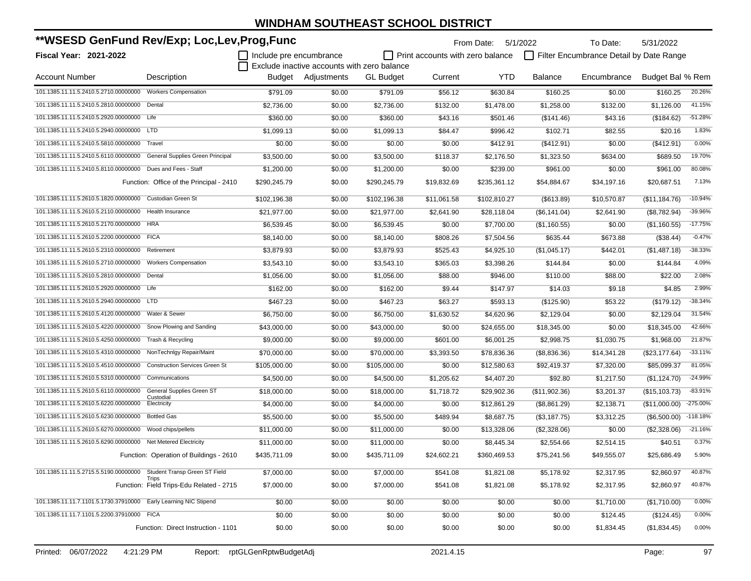# WINDHAM SOUTHEAST SCHOOL DISTRICT

## **WSESD GenFund Rev/Exp; Loc,Lev,Prog,Func

**Fiscal Year: 2021-2022**

From Date: 5/1/2022 To Date: 5/31/2022

☐ Include pre encumbrance ☐ Print accounts with zero balance ☐ Filter Encumbrance Detail by Date Range

☐ Exclude inactive accounts with zero balance

| Account Number | Description | Budget | Adjustments | GL Budget | Current | YTD | Balance | Encumbrance | Budget Bal | % Rem |
|---|---|---|---|---|---|---|---|---|---|---|
| 101.1385.11.11.5.2410.5.2710.00000000 | Workers Compensation | $791.09 | $0.00 | $791.09 | $56.12 | $630.84 | $160.25 | $0.00 | $160.25 | 20.26% |
| 101.1385.11.11.5.2410.5.2810.00000000 | Dental | $2,736.00 | $0.00 | $2,736.00 | $132.00 | $1,478.00 | $1,258.00 | $132.00 | $1,126.00 | 41.15% |
| 101.1385.11.11.5.2410.5.2920.00000000 | Life | $360.00 | $0.00 | $360.00 | $43.16 | $501.46 | ($141.46) | $43.16 | ($184.62) | -51.28% |
| 101.1385.11.11.5.2410.5.2940.00000000 | LTD | $1,099.13 | $0.00 | $1,099.13 | $84.47 | $996.42 | $102.71 | $82.55 | $20.16 | 1.83% |
| 101.1385.11.11.5.2410.5.5810.00000000 | Travel | $0.00 | $0.00 | $0.00 | $0.00 | $412.91 | ($412.91) | $0.00 | ($412.91) | 0.00% |
| 101.1385.11.11.5.2410.5.6110.00000000 | General Supplies Green Principal | $3,500.00 | $0.00 | $3,500.00 | $118.37 | $2,176.50 | $1,323.50 | $634.00 | $689.50 | 19.70% |
| 101.1385.11.11.5.2410.5.8110.00000000 | Dues and Fees - Staff | $1,200.00 | $0.00 | $1,200.00 | $0.00 | $239.00 | $961.00 | $0.00 | $961.00 | 80.08% |
| | Function: Office of the Principal - 2410 | $290,245.79 | $0.00 | $290,245.79 | $19,832.69 | $235,361.12 | $54,884.67 | $34,197.16 | $20,687.51 | 7.13% |
| 101.1385.11.11.5.2610.5.1820.00000000 | Custodian Green St | $102,196.38 | $0.00 | $102,196.38 | $11,061.58 | $102,810.27 | ($613.89) | $10,570.87 | ($11,184.76) | -10.94% |
| 101.1385.11.11.5.2610.5.2110.00000000 | Health Insurance | $21,977.00 | $0.00 | $21,977.00 | $2,641.90 | $28,118.04 | ($6,141.04) | $2,641.90 | ($8,782.94) | -39.96% |
| 101.1385.11.11.5.2610.5.2170.00000000 | HRA | $6,539.45 | $0.00 | $6,539.45 | $0.00 | $7,700.00 | ($1,160.55) | $0.00 | ($1,160.55) | -17.75% |
| 101.1385.11.11.5.2610.5.2200.00000000 | FICA | $8,140.00 | $0.00 | $8,140.00 | $808.26 | $7,504.56 | $635.44 | $673.88 | ($38.44) | -0.47% |
| 101.1385.11.11.5.2610.5.2310.00000000 | Retirement | $3,879.93 | $0.00 | $3,879.93 | $525.43 | $4,925.10 | ($1,045.17) | $442.01 | ($1,487.18) | -38.33% |
| 101.1385.11.11.5.2610.5.2710.00000000 | Workers Compensation | $3,543.10 | $0.00 | $3,543.10 | $365.03 | $3,398.26 | $144.84 | $0.00 | $144.84 | 4.09% |
| 101.1385.11.11.5.2610.5.2810.00000000 | Dental | $1,056.00 | $0.00 | $1,056.00 | $88.00 | $946.00 | $110.00 | $88.00 | $22.00 | 2.08% |
| 101.1385.11.11.5.2610.5.2920.00000000 | Life | $162.00 | $0.00 | $162.00 | $9.44 | $147.97 | $14.03 | $9.18 | $4.85 | 2.99% |
| 101.1385.11.11.5.2610.5.2940.00000000 | LTD | $467.23 | $0.00 | $467.23 | $63.27 | $593.13 | ($125.90) | $53.22 | ($179.12) | -38.34% |
| 101.1385.11.11.5.2610.5.4120.00000000 | Water & Sewer | $6,750.00 | $0.00 | $6,750.00 | $1,630.52 | $4,620.96 | $2,129.04 | $0.00 | $2,129.04 | 31.54% |
| 101.1385.11.11.5.2610.5.4220.00000000 | Snow Plowing and Sanding | $43,000.00 | $0.00 | $43,000.00 | $0.00 | $24,655.00 | $18,345.00 | $0.00 | $18,345.00 | 42.66% |
| 101.1385.11.11.5.2610.5.4250.00000000 | Trash & Recycling | $9,000.00 | $0.00 | $9,000.00 | $601.00 | $6,001.25 | $2,998.75 | $1,030.75 | $1,968.00 | 21.87% |
| 101.1385.11.11.5.2610.5.4310.00000000 | NonTechnlgy Repair/Maint | $70,000.00 | $0.00 | $70,000.00 | $3,393.50 | $78,836.36 | ($8,836.36) | $14,341.28 | ($23,177.64) | -33.11% |
| 101.1385.11.11.5.2610.5.4510.00000000 | Construction Services Green St | $105,000.00 | $0.00 | $105,000.00 | $0.00 | $12,580.63 | $92,419.37 | $7,320.00 | $85,099.37 | 81.05% |
| 101.1385.11.11.5.2610.5.5310.00000000 | Communications | $4,500.00 | $0.00 | $4,500.00 | $1,205.62 | $4,407.20 | $92.80 | $1,217.50 | ($1,124.70) | -24.99% |
| 101.1385.11.11.5.2610.5.6110.00000000 | General Supplies Green ST Custodial | $18,000.00 | $0.00 | $18,000.00 | $1,718.72 | $29,902.36 | ($11,902.36) | $3,201.37 | ($15,103.73) | -83.91% |
| 101.1385.11.11.5.2610.5.6220.00000000 | Electricity | $4,000.00 | $0.00 | $4,000.00 | $0.00 | $12,861.29 | ($8,861.29) | $2,138.71 | ($11,000.00) | -275.00% |
| 101.1385.11.11.5.2610.5.6230.00000000 | Bottled Gas | $5,500.00 | $0.00 | $5,500.00 | $489.94 | $8,687.75 | ($3,187.75) | $3,312.25 | ($6,500.00) | -118.18% |
| 101.1385.11.11.5.2610.5.6270.00000000 | Wood chips/pellets | $11,000.00 | $0.00 | $11,000.00 | $0.00 | $13,328.06 | ($2,328.06) | $0.00 | ($2,328.06) | -21.16% |
| 101.1385.11.11.5.2610.5.6290.00000000 | Net Metered Electricity | $11,000.00 | $0.00 | $11,000.00 | $0.00 | $8,445.34 | $2,554.66 | $2,514.15 | $40.51 | 0.37% |
| | Function: Operation of Buildings - 2610 | $435,711.09 | $0.00 | $435,711.09 | $24,602.21 | $360,469.53 | $75,241.56 | $49,555.07 | $25,686.49 | 5.90% |
| 101.1385.11.11.5.2715.5.5190.00000000 | Student Transp Green ST Field Trips | $7,000.00 | $0.00 | $7,000.00 | $541.08 | $1,821.08 | $5,178.92 | $2,317.95 | $2,860.97 | 40.87% |
| | Function: Field Trips-Edu Related - 2715 | $7,000.00 | $0.00 | $7,000.00 | $541.08 | $1,821.08 | $5,178.92 | $2,317.95 | $2,860.97 | 40.87% |
| 101.1385.11.11.7.1101.5.1730.37910000 | Early Learning NIC Stipend | $0.00 | $0.00 | $0.00 | $0.00 | $0.00 | $0.00 | $1,710.00 | ($1,710.00) | 0.00% |
| 101.1385.11.11.7.1101.5.2200.37910000 | FICA | $0.00 | $0.00 | $0.00 | $0.00 | $0.00 | $0.00 | $124.45 | ($124.45) | 0.00% |
| | Function: Direct Instruction - 1101 | $0.00 | $0.00 | $0.00 | $0.00 | $0.00 | $0.00 | $1,834.45 | ($1,834.45) | 0.00% |

Printed: 06/07/2022 4:21:29 PM Report: rptGLGenRptwBudgetAdj 2021.4.15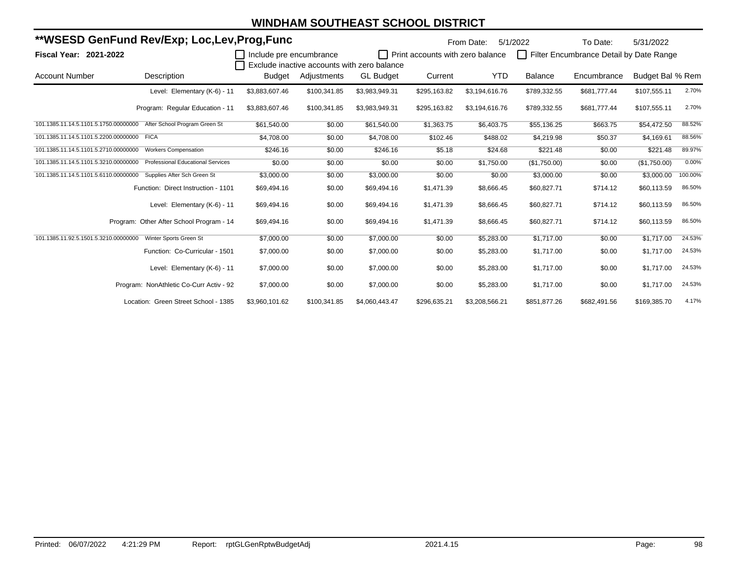# WINDHAM SOUTHEAST SCHOOL DISTRICT

## **WSESD GenFund Rev/Exp; Loc,Lev,Prog,Func

**Fiscal Year: 2021-2022**

From Date: 5/1/2022 To Date: 5/31/2022

☐ Include pre encumbrance ☐ Print accounts with zero balance ☐ Filter Encumbrance Detail by Date Range
☐ Exclude inactive accounts with zero balance

| Account Number | Description | Budget | Adjustments | GL Budget | Current | YTD | Balance | Encumbrance | Budget Bal | % Rem |
|---|---|---|---|---|---|---|---|---|---|---|
| | Level: Elementary (K-6) - 11 | $3,883,607.46 | $100,341.85 | $3,983,949.31 | $295,163.82 | $3,194,616.76 | $789,332.55 | $681,777.44 | $107,555.11 | 2.70% |
| | Program: Regular Education - 11 | $3,883,607.46 | $100,341.85 | $3,983,949.31 | $295,163.82 | $3,194,616.76 | $789,332.55 | $681,777.44 | $107,555.11 | 2.70% |
| 101.1385.11.14.5.1101.5.1750.00000000 | After School Program Green St | $61,540.00 | $0.00 | $61,540.00 | $1,363.75 | $6,403.75 | $55,136.25 | $663.75 | $54,472.50 | 88.52% |
| 101.1385.11.14.5.1101.5.2200.00000000 | FICA | $4,708.00 | $0.00 | $4,708.00 | $102.46 | $488.02 | $4,219.98 | $50.37 | $4,169.61 | 88.56% |
| 101.1385.11.14.5.1101.5.2710.00000000 | Workers Compensation | $246.16 | $0.00 | $246.16 | $5.18 | $24.68 | $221.48 | $0.00 | $221.48 | 89.97% |
| 101.1385.11.14.5.1101.5.3210.00000000 | Professional Educational Services | $0.00 | $0.00 | $0.00 | $0.00 | $1,750.00 | ($1,750.00) | $0.00 | ($1,750.00) | 0.00% |
| 101.1385.11.14.5.1101.5.6110.00000000 | Supplies After Sch Green St | $3,000.00 | $0.00 | $3,000.00 | $0.00 | $0.00 | $3,000.00 | $0.00 | $3,000.00 | 100.00% |
| | Function: Direct Instruction - 1101 | $69,494.16 | $0.00 | $69,494.16 | $1,471.39 | $8,666.45 | $60,827.71 | $714.12 | $60,113.59 | 86.50% |
| | Level: Elementary (K-6) - 11 | $69,494.16 | $0.00 | $69,494.16 | $1,471.39 | $8,666.45 | $60,827.71 | $714.12 | $60,113.59 | 86.50% |
| | Program: Other After School Program - 14 | $69,494.16 | $0.00 | $69,494.16 | $1,471.39 | $8,666.45 | $60,827.71 | $714.12 | $60,113.59 | 86.50% |
| 101.1385.11.92.5.1501.5.3210.00000000 | Winter Sports Green St | $7,000.00 | $0.00 | $7,000.00 | $0.00 | $5,283.00 | $1,717.00 | $0.00 | $1,717.00 | 24.53% |
| | Function: Co-Curricular - 1501 | $7,000.00 | $0.00 | $7,000.00 | $0.00 | $5,283.00 | $1,717.00 | $0.00 | $1,717.00 | 24.53% |
| | Level: Elementary (K-6) - 11 | $7,000.00 | $0.00 | $7,000.00 | $0.00 | $5,283.00 | $1,717.00 | $0.00 | $1,717.00 | 24.53% |
| | Program: NonAthletic Co-Curr Activ - 92 | $7,000.00 | $0.00 | $7,000.00 | $0.00 | $5,283.00 | $1,717.00 | $0.00 | $1,717.00 | 24.53% |
| | Location: Green Street School - 1385 | $3,960,101.62 | $100,341.85 | $4,060,443.47 | $296,635.21 | $3,208,566.21 | $851,877.26 | $682,491.56 | $169,385.70 | 4.17% |

Printed: 06/07/2022 4:21:29 PM Report: rptGLGenRptwBudgetAdj 2021.4.15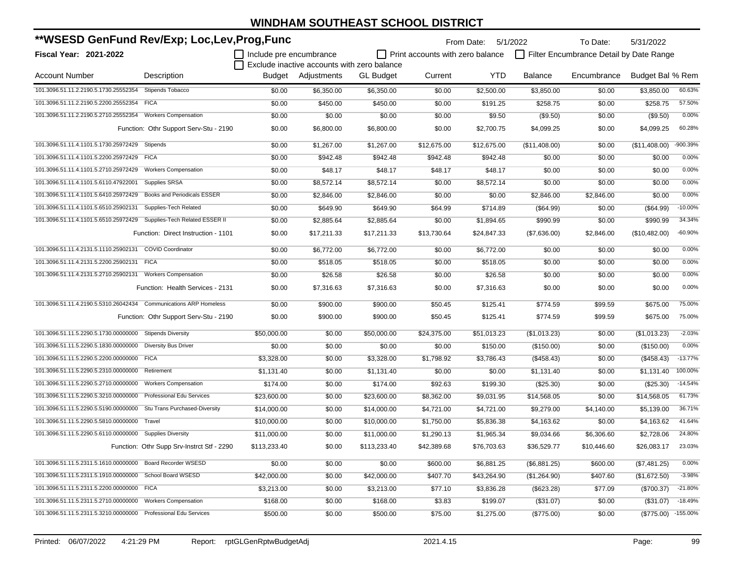# WINDHAM SOUTHEAST SCHOOL DISTRICT

## **WSESD GenFund Rev/Exp; Loc,Lev,Prog,Func

**Fiscal Year: 2021-2022**

From Date: 5/1/2022 To Date: 5/31/2022

☐ Include pre encumbrance ☐ Print accounts with zero balance ☐ Filter Encumbrance Detail by Date Range
☐ Exclude inactive accounts with zero balance

| Account Number | Description | Budget | Adjustments | GL Budget | Current | YTD | Balance | Encumbrance | Budget Bal | % Rem |
|---|---|---|---|---|---|---|---|---|---|---|
| 101.3096.51.11.2.2190.5.1730.25552354 | Stipends Tobacco | $0.00 | $6,350.00 | $6,350.00 | $0.00 | $2,500.00 | $3,850.00 | $0.00 | $3,850.00 | 60.63% |
| 101.3096.51.11.2.2190.5.2200.25552354 | FICA | $0.00 | $450.00 | $450.00 | $0.00 | $191.25 | $258.75 | $0.00 | $258.75 | 57.50% |
| 101.3096.51.11.2.2190.5.2710.25552354 | Workers Compensation | $0.00 | $0.00 | $0.00 | $0.00 | $9.50 | ($9.50) | $0.00 | ($9.50) | 0.00% |
| | Function: Othr Support Serv-Stu - 2190 | $0.00 | $6,800.00 | $6,800.00 | $0.00 | $2,700.75 | $4,099.25 | $0.00 | $4,099.25 | 60.28% |
| 101.3096.51.11.4.1101.5.1730.25972429 | Stipends | $0.00 | $1,267.00 | $1,267.00 | $12,675.00 | $12,675.00 | ($11,408.00) | $0.00 | ($11,408.00) | -900.39% |
| 101.3096.51.11.4.1101.5.2200.25972429 | FICA | $0.00 | $942.48 | $942.48 | $942.48 | $942.48 | $0.00 | $0.00 | $0.00 | 0.00% |
| 101.3096.51.11.4.1101.5.2710.25972429 | Workers Compensation | $0.00 | $48.17 | $48.17 | $48.17 | $48.17 | $0.00 | $0.00 | $0.00 | 0.00% |
| 101.3096.51.11.4.1101.5.6110.47922001 | Supplies SRSA | $0.00 | $8,572.14 | $8,572.14 | $0.00 | $8,572.14 | $0.00 | $0.00 | $0.00 | 0.00% |
| 101.3096.51.11.4.1101.5.6410.25972429 | Books and Periodicals ESSER | $0.00 | $2,846.00 | $2,846.00 | $0.00 | $0.00 | $2,846.00 | $2,846.00 | $0.00 | 0.00% |
| 101.3096.51.11.4.1101.5.6510.25902131 | Supplies-Tech Related | $0.00 | $649.90 | $649.90 | $64.99 | $714.89 | ($64.99) | $0.00 | ($64.99) | -10.00% |
| 101.3096.51.11.4.1101.5.6510.25972429 | Supplies-Tech Related ESSER II | $0.00 | $2,885.64 | $2,885.64 | $0.00 | $1,894.65 | $990.99 | $0.00 | $990.99 | 34.34% |
| | Function: Direct Instruction - 1101 | $0.00 | $17,211.33 | $17,211.33 | $13,730.64 | $24,847.33 | ($7,636.00) | $2,846.00 | ($10,482.00) | -60.90% |
| 101.3096.51.11.4.2131.5.1110.25902131 | COVID Coordinator | $0.00 | $6,772.00 | $6,772.00 | $0.00 | $6,772.00 | $0.00 | $0.00 | $0.00 | 0.00% |
| 101.3096.51.11.4.2131.5.2200.25902131 | FICA | $0.00 | $518.05 | $518.05 | $0.00 | $518.05 | $0.00 | $0.00 | $0.00 | 0.00% |
| 101.3096.51.11.4.2131.5.2710.25902131 | Workers Compensation | $0.00 | $26.58 | $26.58 | $0.00 | $26.58 | $0.00 | $0.00 | $0.00 | 0.00% |
| | Function: Health Services - 2131 | $0.00 | $7,316.63 | $7,316.63 | $0.00 | $7,316.63 | $0.00 | $0.00 | $0.00 | 0.00% |
| 101.3096.51.11.4.2190.5.5310.26042434 | Communications ARP Homeless | $0.00 | $900.00 | $900.00 | $50.45 | $125.41 | $774.59 | $99.59 | $675.00 | 75.00% |
| | Function: Othr Support Serv-Stu - 2190 | $0.00 | $900.00 | $900.00 | $50.45 | $125.41 | $774.59 | $99.59 | $675.00 | 75.00% |
| 101.3096.51.11.5.2290.5.1730.00000000 | Stipends Diversity | $50,000.00 | $0.00 | $50,000.00 | $24,375.00 | $51,013.23 | ($1,013.23) | $0.00 | ($1,013.23) | -2.03% |
| 101.3096.51.11.5.2290.5.1830.00000000 | Diversity Bus Driver | $0.00 | $0.00 | $0.00 | $0.00 | $150.00 | ($150.00) | $0.00 | ($150.00) | 0.00% |
| 101.3096.51.11.5.2290.5.2200.00000000 | FICA | $3,328.00 | $0.00 | $3,328.00 | $1,798.92 | $3,786.43 | ($458.43) | $0.00 | ($458.43) | -13.77% |
| 101.3096.51.11.5.2290.5.2310.00000000 | Retirement | $1,131.40 | $0.00 | $1,131.40 | $0.00 | $0.00 | $1,131.40 | $0.00 | $1,131.40 | 100.00% |
| 101.3096.51.11.5.2290.5.2710.00000000 | Workers Compensation | $174.00 | $0.00 | $174.00 | $92.63 | $199.30 | ($25.30) | $0.00 | ($25.30) | -14.54% |
| 101.3096.51.11.5.2290.5.3210.00000000 | Professional Edu Services | $23,600.00 | $0.00 | $23,600.00 | $8,362.00 | $9,031.95 | $14,568.05 | $0.00 | $14,568.05 | 61.73% |
| 101.3096.51.11.5.2290.5.5190.00000000 | Stu Trans Purchased-Diversity | $14,000.00 | $0.00 | $14,000.00 | $4,721.00 | $4,721.00 | $9,279.00 | $4,140.00 | $5,139.00 | 36.71% |
| 101.3096.51.11.5.2290.5.5810.00000000 | Travel | $10,000.00 | $0.00 | $10,000.00 | $1,750.00 | $5,836.38 | $4,163.62 | $0.00 | $4,163.62 | 41.64% |
| 101.3096.51.11.5.2290.5.6110.00000000 | Supplies Diversity | $11,000.00 | $0.00 | $11,000.00 | $1,290.13 | $1,965.34 | $9,034.66 | $6,306.60 | $2,728.06 | 24.80% |
| | Function: Othr Supp Srv-Instrct Stf - 2290 | $113,233.40 | $0.00 | $113,233.40 | $42,389.68 | $76,703.63 | $36,529.77 | $10,446.60 | $26,083.17 | 23.03% |
| 101.3096.51.11.5.2311.5.1610.00000000 | Board Recorder WSESD | $0.00 | $0.00 | $0.00 | $600.00 | $6,881.25 | ($6,881.25) | $600.00 | ($7,481.25) | 0.00% |
| 101.3096.51.11.5.2311.5.1910.00000000 | School Board WSESD | $42,000.00 | $0.00 | $42,000.00 | $407.70 | $43,264.90 | ($1,264.90) | $407.60 | ($1,672.50) | -3.98% |
| 101.3096.51.11.5.2311.5.2200.00000000 | FICA | $3,213.00 | $0.00 | $3,213.00 | $77.10 | $3,836.28 | ($623.28) | $77.09 | ($700.37) | -21.80% |
| 101.3096.51.11.5.2311.5.2710.00000000 | Workers Compensation | $168.00 | $0.00 | $168.00 | $3.83 | $199.07 | ($31.07) | $0.00 | ($31.07) | -18.49% |
| 101.3096.51.11.5.2311.5.3210.00000000 | Professional Edu Services | $500.00 | $0.00 | $500.00 | $75.00 | $1,275.00 | ($775.00) | $0.00 | ($775.00) | -155.00% |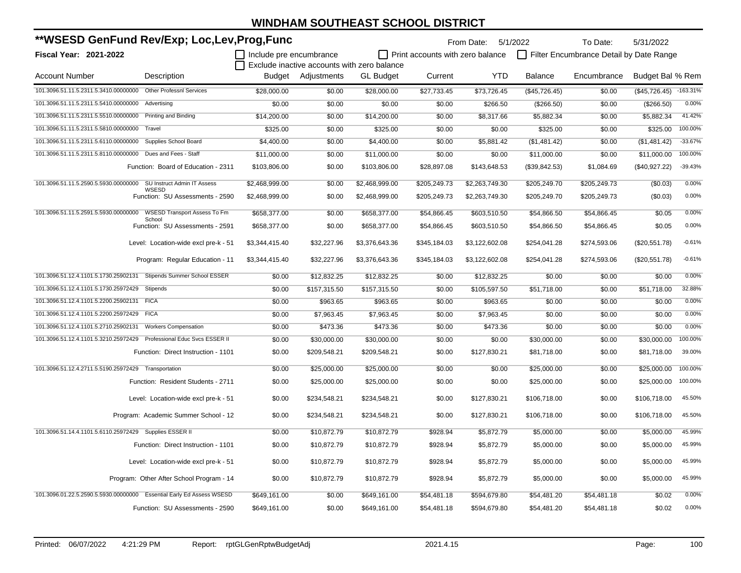# WINDHAM SOUTHEAST SCHOOL DISTRICT

## **WSESD GenFund Rev/Exp; Loc,Lev,Prog,Func

**Fiscal Year: 2021-2022**

From Date: 5/1/2022 To Date: 5/31/2022

☐ Include pre encumbrance ☐ Print accounts with zero balance ☐ Filter Encumbrance Detail by Date Range

☐ Exclude inactive accounts with zero balance

| Account Number | Description | Budget | Adjustments | GL Budget | Current | YTD | Balance | Encumbrance | Budget Bal | % Rem |
|---|---|---|---|---|---|---|---|---|---|---|
| 101.3096.51.11.5.2311.5.3410.00000000 | Other Professnl Services | $28,000.00 | $0.00 | $28,000.00 | $27,733.45 | $73,726.45 | ($45,726.45) | $0.00 | ($45,726.45) | -163.31% |
| 101.3096.51.11.5.2311.5.5410.00000000 | Advertising | $0.00 | $0.00 | $0.00 | $0.00 | $266.50 | ($266.50) | $0.00 | ($266.50) | 0.00% |
| 101.3096.51.11.5.2311.5.5510.00000000 | Printing and Binding | $14,200.00 | $0.00 | $14,200.00 | $0.00 | $8,317.66 | $5,882.34 | $0.00 | $5,882.34 | 41.42% |
| 101.3096.51.11.5.2311.5.5810.00000000 | Travel | $325.00 | $0.00 | $325.00 | $0.00 | $0.00 | $325.00 | $0.00 | $325.00 | 100.00% |
| 101.3096.51.11.5.2311.5.6110.00000000 | Supplies School Board | $4,400.00 | $0.00 | $4,400.00 | $0.00 | $5,881.42 | ($1,481.42) | $0.00 | ($1,481.42) | -33.67% |
| 101.3096.51.11.5.2311.5.8110.00000000 | Dues and Fees - Staff | $11,000.00 | $0.00 | $11,000.00 | $0.00 | $0.00 | $11,000.00 | $0.00 | $11,000.00 | 100.00% |
| | Function: Board of Education - 2311 | $103,806.00 | $0.00 | $103,806.00 | $28,897.08 | $143,648.53 | ($39,842.53) | $1,084.69 | ($40,927.22) | -39.43% |
| 101.3096.51.11.5.2590.5.5930.00000000 | SU Instruct Admin IT Assess WSESD | $2,468,999.00 | $0.00 | $2,468,999.00 | $205,249.73 | $2,263,749.30 | $205,249.70 | $205,249.73 | ($0.03) | 0.00% |
| | Function: SU Assessments - 2590 | $2,468,999.00 | $0.00 | $2,468,999.00 | $205,249.73 | $2,263,749.30 | $205,249.70 | $205,249.73 | ($0.03) | 0.00% |
| 101.3096.51.11.5.2591.5.5930.00000000 | WSESD Transport Assess To Fm School | $658,377.00 | $0.00 | $658,377.00 | $54,866.45 | $603,510.50 | $54,866.50 | $54,866.45 | $0.05 | 0.00% |
| | Function: SU Assessments - 2591 | $658,377.00 | $0.00 | $658,377.00 | $54,866.45 | $603,510.50 | $54,866.50 | $54,866.45 | $0.05 | 0.00% |
| | Level: Location-wide excl pre-k - 51 | $3,344,415.40 | $32,227.96 | $3,376,643.36 | $345,184.03 | $3,122,602.08 | $254,041.28 | $274,593.06 | ($20,551.78) | -0.61% |
| | Program: Regular Education - 11 | $3,344,415.40 | $32,227.96 | $3,376,643.36 | $345,184.03 | $3,122,602.08 | $254,041.28 | $274,593.06 | ($20,551.78) | -0.61% |
| 101.3096.51.12.4.1101.5.1730.25902131 | Stipends Summer School ESSER | $0.00 | $12,832.25 | $12,832.25 | $0.00 | $12,832.25 | $0.00 | $0.00 | $0.00 | 0.00% |
| 101.3096.51.12.4.1101.5.1730.25972429 | Stipends | $0.00 | $157,315.50 | $157,315.50 | $0.00 | $105,597.50 | $51,718.00 | $0.00 | $51,718.00 | 32.88% |
| 101.3096.51.12.4.1101.5.2200.25902131 | FICA | $0.00 | $963.65 | $963.65 | $0.00 | $963.65 | $0.00 | $0.00 | $0.00 | 0.00% |
| 101.3096.51.12.4.1101.5.2200.25972429 | FICA | $0.00 | $7,963.45 | $7,963.45 | $0.00 | $7,963.45 | $0.00 | $0.00 | $0.00 | 0.00% |
| 101.3096.51.12.4.1101.5.2710.25902131 | Workers Compensation | $0.00 | $473.36 | $473.36 | $0.00 | $473.36 | $0.00 | $0.00 | $0.00 | 0.00% |
| 101.3096.51.12.4.1101.5.3210.25972429 | Professional Educ Svcs ESSER II | $0.00 | $30,000.00 | $30,000.00 | $0.00 | $0.00 | $30,000.00 | $0.00 | $30,000.00 | 100.00% |
| | Function: Direct Instruction - 1101 | $0.00 | $209,548.21 | $209,548.21 | $0.00 | $127,830.21 | $81,718.00 | $0.00 | $81,718.00 | 39.00% |
| 101.3096.51.12.4.2711.5.5190.25972429 | Transportation | $0.00 | $25,000.00 | $25,000.00 | $0.00 | $0.00 | $25,000.00 | $0.00 | $25,000.00 | 100.00% |
| | Function: Resident Students - 2711 | $0.00 | $25,000.00 | $25,000.00 | $0.00 | $0.00 | $25,000.00 | $0.00 | $25,000.00 | 100.00% |
| | Level: Location-wide excl pre-k - 51 | $0.00 | $234,548.21 | $234,548.21 | $0.00 | $127,830.21 | $106,718.00 | $0.00 | $106,718.00 | 45.50% |
| | Program: Academic Summer School - 12 | $0.00 | $234,548.21 | $234,548.21 | $0.00 | $127,830.21 | $106,718.00 | $0.00 | $106,718.00 | 45.50% |
| 101.3096.51.14.4.1101.5.6110.25972429 | Supplies ESSER II | $0.00 | $10,872.79 | $10,872.79 | $928.94 | $5,872.79 | $5,000.00 | $0.00 | $5,000.00 | 45.99% |
| | Function: Direct Instruction - 1101 | $0.00 | $10,872.79 | $10,872.79 | $928.94 | $5,872.79 | $5,000.00 | $0.00 | $5,000.00 | 45.99% |
| | Level: Location-wide excl pre-k - 51 | $0.00 | $10,872.79 | $10,872.79 | $928.94 | $5,872.79 | $5,000.00 | $0.00 | $5,000.00 | 45.99% |
| | Program: Other After School Program - 14 | $0.00 | $10,872.79 | $10,872.79 | $928.94 | $5,872.79 | $5,000.00 | $0.00 | $5,000.00 | 45.99% |
| 101.3096.01.22.5.2590.5.5930.00000000 | Essential Early Ed Assess WSESD | $649,161.00 | $0.00 | $649,161.00 | $54,481.18 | $594,679.80 | $54,481.20 | $54,481.18 | $0.02 | 0.00% |
| | Function: SU Assessments - 2590 | $649,161.00 | $0.00 | $649,161.00 | $54,481.18 | $594,679.80 | $54,481.20 | $54,481.18 | $0.02 | 0.00% |

Printed: 06/07/2022 4:21:29 PM Report: rptGLGenRptwBudgetAdj 2021.4.15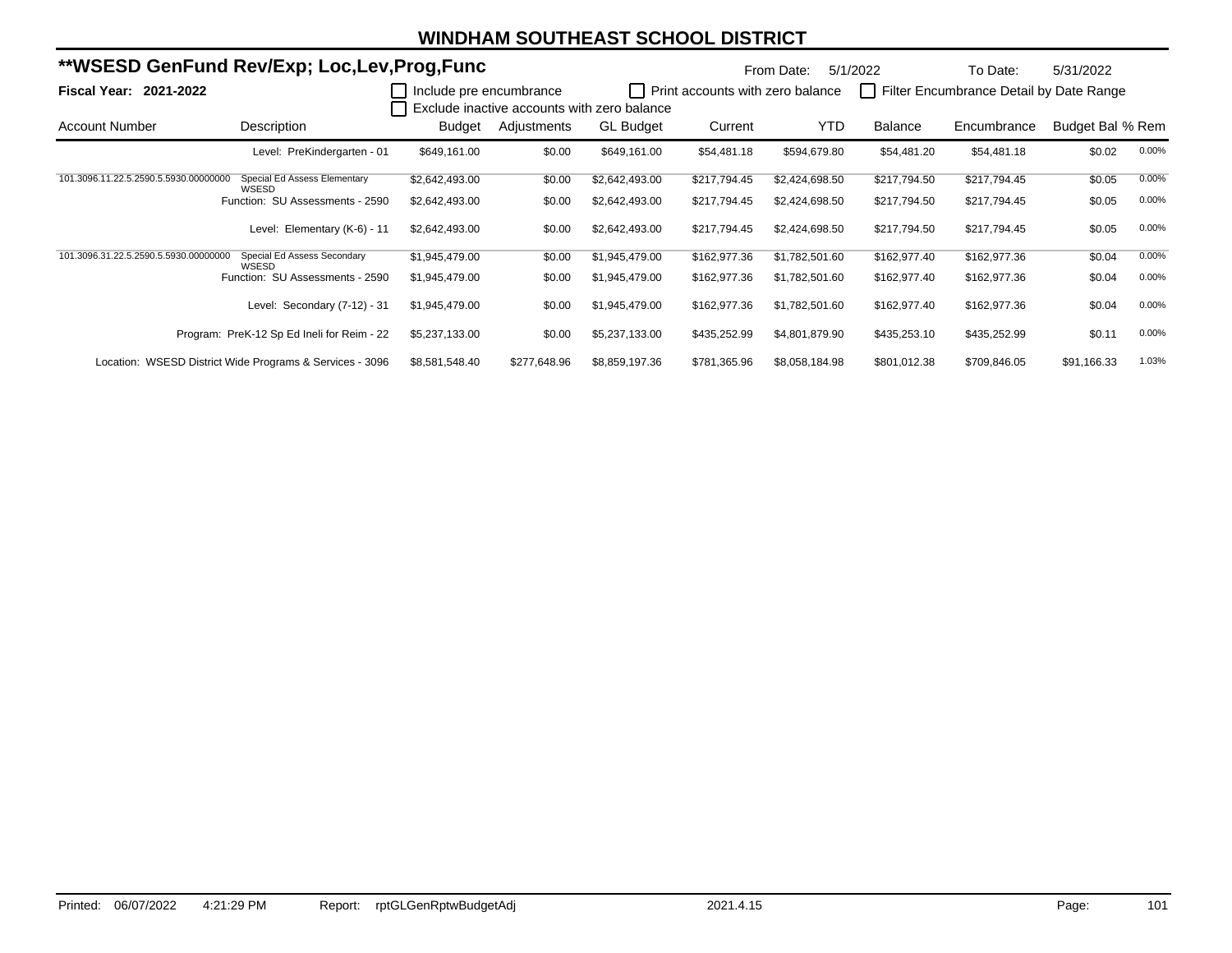# WINDHAM SOUTHEAST SCHOOL DISTRICT

## **WSESD GenFund Rev/Exp; Loc,Lev,Prog,Func

From Date: 5/1/2022    To Date: 5/31/2022

**Fiscal Year: 2021-2022**

☐ Include pre encumbrance  ☐ Print accounts with zero balance  ☐ Filter Encumbrance Detail by Date Range
☐ Exclude inactive accounts with zero balance

| Account Number | Description | Budget | Adjustments | GL Budget | Current | YTD | Balance | Encumbrance | Budget Bal | % Rem |
|---|---|---|---|---|---|---|---|---|---|---|
| | Level: PreKindergarten - 01 | $649,161.00 | $0.00 | $649,161.00 | $54,481.18 | $594,679.80 | $54,481.20 | $54,481.18 | $0.02 | 0.00% |
| 101.3096.11.22.5.2590.5.5930.00000000 | Special Ed Assess Elementary WSESD | $2,642,493.00 | $0.00 | $2,642,493.00 | $217,794.45 | $2,424,698.50 | $217,794.50 | $217,794.45 | $0.05 | 0.00% |
| | Function: SU Assessments - 2590 | $2,642,493.00 | $0.00 | $2,642,493.00 | $217,794.45 | $2,424,698.50 | $217,794.50 | $217,794.45 | $0.05 | 0.00% |
| | Level: Elementary (K-6) - 11 | $2,642,493.00 | $0.00 | $2,642,493.00 | $217,794.45 | $2,424,698.50 | $217,794.50 | $217,794.45 | $0.05 | 0.00% |
| 101.3096.31.22.5.2590.5.5930.00000000 | Special Ed Assess Secondary WSESD | $1,945,479.00 | $0.00 | $1,945,479.00 | $162,977.36 | $1,782,501.60 | $162,977.40 | $162,977.36 | $0.04 | 0.00% |
| | Function: SU Assessments - 2590 | $1,945,479.00 | $0.00 | $1,945,479.00 | $162,977.36 | $1,782,501.60 | $162,977.40 | $162,977.36 | $0.04 | 0.00% |
| | Level: Secondary (7-12) - 31 | $1,945,479.00 | $0.00 | $1,945,479.00 | $162,977.36 | $1,782,501.60 | $162,977.40 | $162,977.36 | $0.04 | 0.00% |
| | Program: PreK-12 Sp Ed Ineli for Reim - 22 | $5,237,133.00 | $0.00 | $5,237,133.00 | $435,252.99 | $4,801,879.90 | $435,253.10 | $435,252.99 | $0.11 | 0.00% |
| | Location: WSESD District Wide Programs & Services - 3096 | $8,581,548.40 | $277,648.96 | $8,859,197.36 | $781,365.96 | $8,058,184.98 | $801,012.38 | $709,846.05 | $91,166.33 | 1.03% |

Printed: 06/07/2022 4:21:29 PM  Report: rptGLGenRptwBudgetAdj  2021.4.15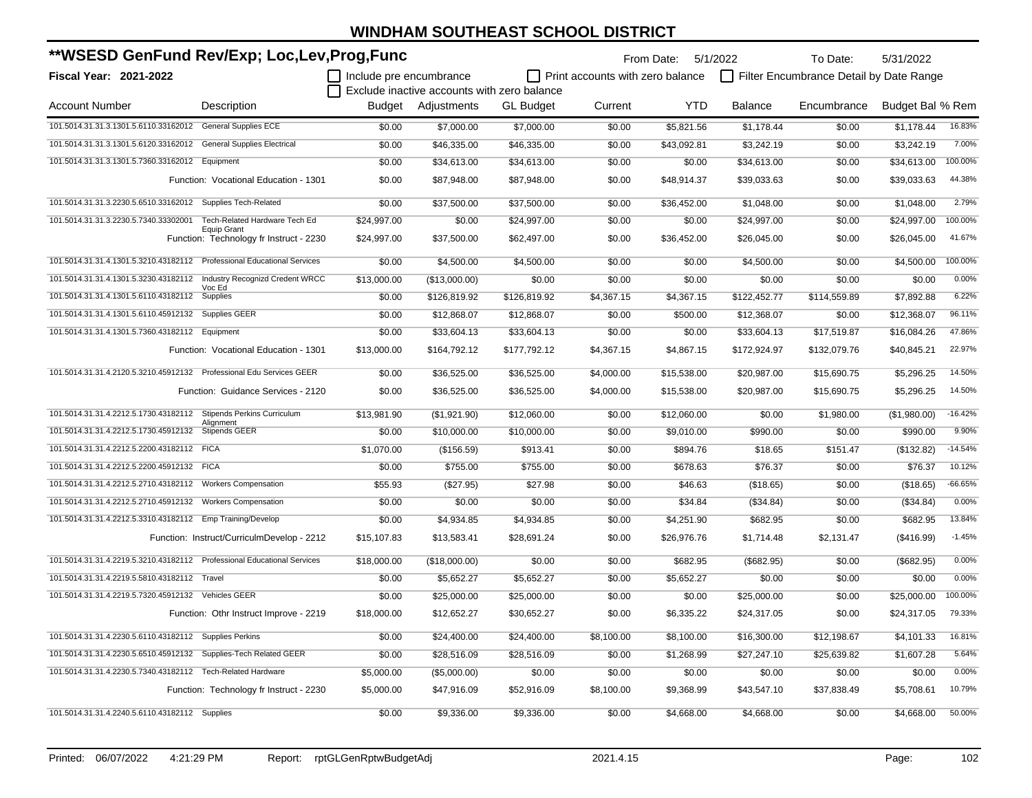# WINDHAM SOUTHEAST SCHOOL DISTRICT

## **WSESD GenFund Rev/Exp; Loc,Lev,Prog,Func

**Fiscal Year: 2021-2022**

From Date: 5/1/2022 To Date: 5/31/2022

☐ Include pre encumbrance ☐ Print accounts with zero balance ☐ Filter Encumbrance Detail by Date Range
☐ Exclude inactive accounts with zero balance

| Account Number | Description | Budget | Adjustments | GL Budget | Current | YTD | Balance | Encumbrance | Budget Bal | % Rem |
|---|---|---|---|---|---|---|---|---|---|---|
| 101.5014.31.31.3.1301.5.6110.33162012 | General Supplies ECE | $0.00 | $7,000.00 | $7,000.00 | $0.00 | $5,821.56 | $1,178.44 | $0.00 | $1,178.44 | 16.83% |
| 101.5014.31.31.3.1301.5.6120.33162012 | General Supplies Electrical | $0.00 | $46,335.00 | $46,335.00 | $0.00 | $43,092.81 | $3,242.19 | $0.00 | $3,242.19 | 7.00% |
| 101.5014.31.31.3.1301.5.7360.33162012 | Equipment | $0.00 | $34,613.00 | $34,613.00 | $0.00 | $0.00 | $34,613.00 | $0.00 | $34,613.00 | 100.00% |
| | Function: Vocational Education - 1301 | $0.00 | $87,948.00 | $87,948.00 | $0.00 | $48,914.37 | $39,033.63 | $0.00 | $39,033.63 | 44.38% |
| 101.5014.31.31.3.2230.5.6510.33162012 | Supplies Tech-Related | $0.00 | $37,500.00 | $37,500.00 | $0.00 | $36,452.00 | $1,048.00 | $0.00 | $1,048.00 | 2.79% |
| 101.5014.31.31.3.2230.5.7340.33302001 | Tech-Related Hardware Tech Ed Equip Grant | $24,997.00 | $0.00 | $24,997.00 | $0.00 | $0.00 | $24,997.00 | $0.00 | $24,997.00 | 100.00% |
| | Function: Technology fr Instruct - 2230 | $24,997.00 | $37,500.00 | $62,497.00 | $0.00 | $36,452.00 | $26,045.00 | $0.00 | $26,045.00 | 41.67% |
| 101.5014.31.31.4.1301.5.3210.43182112 | Professional Educational Services | $0.00 | $4,500.00 | $4,500.00 | $0.00 | $0.00 | $4,500.00 | $0.00 | $4,500.00 | 100.00% |
| 101.5014.31.31.4.1301.5.3230.43182112 | Industry Recognizd Credent WRCC Voc Ed | $13,000.00 | ($13,000.00) | $0.00 | $0.00 | $0.00 | $0.00 | $0.00 | $0.00 | 0.00% |
| 101.5014.31.31.4.1301.5.6110.43182112 | Supplies | $0.00 | $126,819.92 | $126,819.92 | $4,367.15 | $4,367.15 | $122,452.77 | $114,559.89 | $7,892.88 | 6.22% |
| 101.5014.31.31.4.1301.5.6110.45912132 | Supplies GEER | $0.00 | $12,868.07 | $12,868.07 | $0.00 | $500.00 | $12,368.07 | $0.00 | $12,368.07 | 96.11% |
| 101.5014.31.31.4.1301.5.7360.43182112 | Equipment | $0.00 | $33,604.13 | $33,604.13 | $0.00 | $0.00 | $33,604.13 | $17,519.87 | $16,084.26 | 47.86% |
| | Function: Vocational Education - 1301 | $13,000.00 | $164,792.12 | $177,792.12 | $4,367.15 | $4,867.15 | $172,924.97 | $132,079.76 | $40,845.21 | 22.97% |
| 101.5014.31.31.4.2120.5.3210.45912132 | Professional Edu Services GEER | $0.00 | $36,525.00 | $36,525.00 | $4,000.00 | $15,538.00 | $20,987.00 | $15,690.75 | $5,296.25 | 14.50% |
| | Function: Guidance Services - 2120 | $0.00 | $36,525.00 | $36,525.00 | $4,000.00 | $15,538.00 | $20,987.00 | $15,690.75 | $5,296.25 | 14.50% |
| 101.5014.31.31.4.2212.5.1730.43182112 | Stipends Perkins Curriculum Alignment | $13,981.90 | ($1,921.90) | $12,060.00 | $0.00 | $12,060.00 | $0.00 | $1,980.00 | ($1,980.00) | -16.42% |
| 101.5014.31.31.4.2212.5.1730.45912132 | Stipends GEER | $0.00 | $10,000.00 | $10,000.00 | $0.00 | $9,010.00 | $990.00 | $0.00 | $990.00 | 9.90% |
| 101.5014.31.31.4.2212.5.2200.43182112 | FICA | $1,070.00 | ($156.59) | $913.41 | $0.00 | $894.76 | $18.65 | $151.47 | ($132.82) | -14.54% |
| 101.5014.31.31.4.2212.5.2200.45912132 | FICA | $0.00 | $755.00 | $755.00 | $0.00 | $678.63 | $76.37 | $0.00 | $76.37 | 10.12% |
| 101.5014.31.31.4.2212.5.2710.43182112 | Workers Compensation | $55.93 | ($27.95) | $27.98 | $0.00 | $46.63 | ($18.65) | $0.00 | ($18.65) | -66.65% |
| 101.5014.31.31.4.2212.5.2710.45912132 | Workers Compensation | $0.00 | $0.00 | $0.00 | $0.00 | $34.84 | ($34.84) | $0.00 | ($34.84) | 0.00% |
| 101.5014.31.31.4.2212.5.3310.43182112 | Emp Training/Develop | $0.00 | $4,934.85 | $4,934.85 | $0.00 | $4,251.90 | $682.95 | $0.00 | $682.95 | 13.84% |
| | Function: Instruct/CurriculmDevelop - 2212 | $15,107.83 | $13,583.41 | $28,691.24 | $0.00 | $26,976.76 | $1,714.48 | $2,131.47 | ($416.99) | -1.45% |
| 101.5014.31.31.4.2219.5.3210.43182112 | Professional Educational Services | $18,000.00 | ($18,000.00) | $0.00 | $0.00 | $682.95 | ($682.95) | $0.00 | ($682.95) | 0.00% |
| 101.5014.31.31.4.2219.5.5810.43182112 | Travel | $0.00 | $5,652.27 | $5,652.27 | $0.00 | $5,652.27 | $0.00 | $0.00 | $0.00 | 0.00% |
| 101.5014.31.31.4.2219.5.7320.45912132 | Vehicles GEER | $0.00 | $25,000.00 | $25,000.00 | $0.00 | $0.00 | $25,000.00 | $0.00 | $25,000.00 | 100.00% |
| | Function: Othr Instruct Improve - 2219 | $18,000.00 | $12,652.27 | $30,652.27 | $0.00 | $6,335.22 | $24,317.05 | $0.00 | $24,317.05 | 79.33% |
| 101.5014.31.31.4.2230.5.6110.43182112 | Supplies Perkins | $0.00 | $24,400.00 | $24,400.00 | $8,100.00 | $8,100.00 | $16,300.00 | $12,198.67 | $4,101.33 | 16.81% |
| 101.5014.31.31.4.2230.5.6510.45912132 | Supplies-Tech Related GEER | $0.00 | $28,516.09 | $28,516.09 | $0.00 | $1,268.99 | $27,247.10 | $25,639.82 | $1,607.28 | 5.64% |
| 101.5014.31.31.4.2230.5.7340.43182112 | Tech-Related Hardware | $5,000.00 | ($5,000.00) | $0.00 | $0.00 | $0.00 | $0.00 | $0.00 | $0.00 | 0.00% |
| | Function: Technology fr Instruct - 2230 | $5,000.00 | $47,916.09 | $52,916.09 | $8,100.00 | $9,368.99 | $43,547.10 | $37,838.49 | $5,708.61 | 10.79% |
| 101.5014.31.31.4.2240.5.6110.43182112 | Supplies | $0.00 | $9,336.00 | $9,336.00 | $0.00 | $4,668.00 | $4,668.00 | $0.00 | $4,668.00 | 50.00% |

Printed: 06/07/2022 4:21:29 PM Report: rptGLGenRptwBudgetAdj 2021.4.15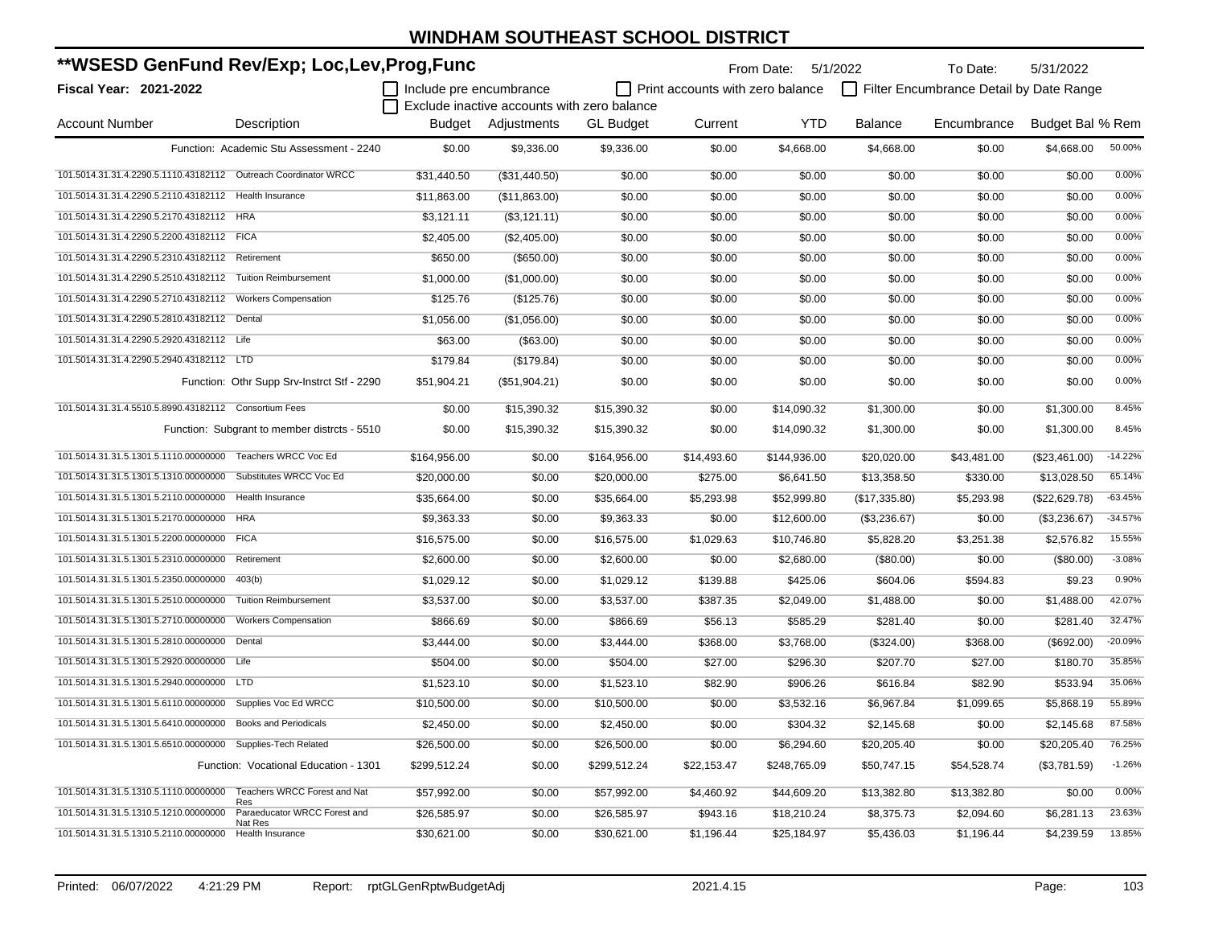# WINDHAM SOUTHEAST SCHOOL DISTRICT

## **WSESD GenFund Rev/Exp; Loc,Lev,Prog,Func

**Fiscal Year: 2021-2022**

From Date: 5/1/2022 To Date: 5/31/2022

☐ Include pre encumbrance ☐ Print accounts with zero balance ☐ Filter Encumbrance Detail by Date Range

☐ Exclude inactive accounts with zero balance

| Account Number | Description | Budget | Adjustments | GL Budget | Current | YTD | Balance | Encumbrance | Budget Bal | % Rem |
|---|---|---|---|---|---|---|---|---|---|---|
| | Function: Academic Stu Assessment - 2240 | $0.00 | $9,336.00 | $9,336.00 | $0.00 | $4,668.00 | $4,668.00 | $0.00 | $4,668.00 | 50.00% |
| 101.5014.31.31.4.2290.5.1110.43182112 | Outreach Coordinator WRCC | $31,440.50 | ($31,440.50) | $0.00 | $0.00 | $0.00 | $0.00 | $0.00 | $0.00 | 0.00% |
| 101.5014.31.31.4.2290.5.2110.43182112 | Health Insurance | $11,863.00 | ($11,863.00) | $0.00 | $0.00 | $0.00 | $0.00 | $0.00 | $0.00 | 0.00% |
| 101.5014.31.31.4.2290.5.2170.43182112 | HRA | $3,121.11 | ($3,121.11) | $0.00 | $0.00 | $0.00 | $0.00 | $0.00 | $0.00 | 0.00% |
| 101.5014.31.31.4.2290.5.2200.43182112 | FICA | $2,405.00 | ($2,405.00) | $0.00 | $0.00 | $0.00 | $0.00 | $0.00 | $0.00 | 0.00% |
| 101.5014.31.31.4.2290.5.2310.43182112 | Retirement | $650.00 | ($650.00) | $0.00 | $0.00 | $0.00 | $0.00 | $0.00 | $0.00 | 0.00% |
| 101.5014.31.31.4.2290.5.2510.43182112 | Tuition Reimbursement | $1,000.00 | ($1,000.00) | $0.00 | $0.00 | $0.00 | $0.00 | $0.00 | $0.00 | 0.00% |
| 101.5014.31.31.4.2290.5.2710.43182112 | Workers Compensation | $125.76 | ($125.76) | $0.00 | $0.00 | $0.00 | $0.00 | $0.00 | $0.00 | 0.00% |
| 101.5014.31.31.4.2290.5.2810.43182112 | Dental | $1,056.00 | ($1,056.00) | $0.00 | $0.00 | $0.00 | $0.00 | $0.00 | $0.00 | 0.00% |
| 101.5014.31.31.4.2290.5.2920.43182112 | Life | $63.00 | ($63.00) | $0.00 | $0.00 | $0.00 | $0.00 | $0.00 | $0.00 | 0.00% |
| 101.5014.31.31.4.2290.5.2940.43182112 | LTD | $179.84 | ($179.84) | $0.00 | $0.00 | $0.00 | $0.00 | $0.00 | $0.00 | 0.00% |
| | Function: Othr Supp Srv-Instrct Stf - 2290 | $51,904.21 | ($51,904.21) | $0.00 | $0.00 | $0.00 | $0.00 | $0.00 | $0.00 | 0.00% |
| 101.5014.31.31.4.5510.5.8990.43182112 | Consortium Fees | $0.00 | $15,390.32 | $15,390.32 | $0.00 | $14,090.32 | $1,300.00 | $0.00 | $1,300.00 | 8.45% |
| | Function: Subgrant to member distrcts - 5510 | $0.00 | $15,390.32 | $15,390.32 | $0.00 | $14,090.32 | $1,300.00 | $0.00 | $1,300.00 | 8.45% |
| 101.5014.31.31.5.1301.5.1110.00000000 | Teachers WRCC Voc Ed | $164,956.00 | $0.00 | $164,956.00 | $14,493.60 | $144,936.00 | $20,020.00 | $43,481.00 | ($23,461.00) | -14.22% |
| 101.5014.31.31.5.1301.5.1310.00000000 | Substitutes WRCC Voc Ed | $20,000.00 | $0.00 | $20,000.00 | $275.00 | $6,641.50 | $13,358.50 | $330.00 | $13,028.50 | 65.14% |
| 101.5014.31.31.5.1301.5.2110.00000000 | Health Insurance | $35,664.00 | $0.00 | $35,664.00 | $5,293.98 | $52,999.80 | ($17,335.80) | $5,293.98 | ($22,629.78) | -63.45% |
| 101.5014.31.31.5.1301.5.2170.00000000 | HRA | $9,363.33 | $0.00 | $9,363.33 | $0.00 | $12,600.00 | ($3,236.67) | $0.00 | ($3,236.67) | -34.57% |
| 101.5014.31.31.5.1301.5.2200.00000000 | FICA | $16,575.00 | $0.00 | $16,575.00 | $1,029.63 | $10,746.80 | $5,828.20 | $3,251.38 | $2,576.82 | 15.55% |
| 101.5014.31.31.5.1301.5.2310.00000000 | Retirement | $2,600.00 | $0.00 | $2,600.00 | $0.00 | $2,680.00 | ($80.00) | $0.00 | ($80.00) | -3.08% |
| 101.5014.31.31.5.1301.5.2350.00000000 | 403(b) | $1,029.12 | $0.00 | $1,029.12 | $139.88 | $425.06 | $604.06 | $594.83 | $9.23 | 0.90% |
| 101.5014.31.31.5.1301.5.2510.00000000 | Tuition Reimbursement | $3,537.00 | $0.00 | $3,537.00 | $387.35 | $2,049.00 | $1,488.00 | $0.00 | $1,488.00 | 42.07% |
| 101.5014.31.31.5.1301.5.2710.00000000 | Workers Compensation | $866.69 | $0.00 | $866.69 | $56.13 | $585.29 | $281.40 | $0.00 | $281.40 | 32.47% |
| 101.5014.31.31.5.1301.5.2810.00000000 | Dental | $3,444.00 | $0.00 | $3,444.00 | $368.00 | $3,768.00 | ($324.00) | $368.00 | ($692.00) | -20.09% |
| 101.5014.31.31.5.1301.5.2920.00000000 | Life | $504.00 | $0.00 | $504.00 | $27.00 | $296.30 | $207.70 | $27.00 | $180.70 | 35.85% |
| 101.5014.31.31.5.1301.5.2940.00000000 | LTD | $1,523.10 | $0.00 | $1,523.10 | $82.90 | $906.26 | $616.84 | $82.90 | $533.94 | 35.06% |
| 101.5014.31.31.5.1301.5.6110.00000000 | Supplies Voc Ed WRCC | $10,500.00 | $0.00 | $10,500.00 | $0.00 | $3,532.16 | $6,967.84 | $1,099.65 | $5,868.19 | 55.89% |
| 101.5014.31.31.5.1301.5.6410.00000000 | Books and Periodicals | $2,450.00 | $0.00 | $2,450.00 | $0.00 | $304.32 | $2,145.68 | $0.00 | $2,145.68 | 87.58% |
| 101.5014.31.31.5.1301.5.6510.00000000 | Supplies-Tech Related | $26,500.00 | $0.00 | $26,500.00 | $0.00 | $6,294.60 | $20,205.40 | $0.00 | $20,205.40 | 76.25% |
| | Function: Vocational Education - 1301 | $299,512.24 | $0.00 | $299,512.24 | $22,153.47 | $248,765.09 | $50,747.15 | $54,528.74 | ($3,781.59) | -1.26% |
| 101.5014.31.31.5.1310.5.1110.00000000 | Teachers WRCC Forest and Nat Res | $57,992.00 | $0.00 | $57,992.00 | $4,460.92 | $44,609.20 | $13,382.80 | $13,382.80 | $0.00 | 0.00% |
| 101.5014.31.31.5.1310.5.1210.00000000 | Paraeducator WRCC Forest and Nat Res | $26,585.97 | $0.00 | $26,585.97 | $943.16 | $18,210.24 | $8,375.73 | $2,094.60 | $6,281.13 | 23.63% |
| 101.5014.31.31.5.1310.5.2110.00000000 | Health Insurance | $30,621.00 | $0.00 | $30,621.00 | $1,196.44 | $25,184.97 | $5,436.03 | $1,196.44 | $4,239.59 | 13.85% |

Printed: 06/07/2022 4:21:29 PM Report: rptGLGenRptwBudgetAdj 2021.4.15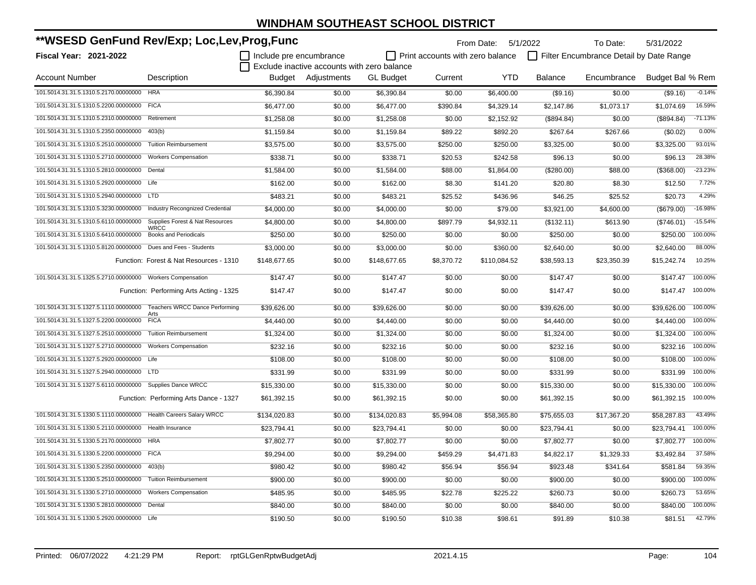# WINDHAM SOUTHEAST SCHOOL DISTRICT

## **WSESD GenFund Rev/Exp; Loc,Lev,Prog,Func

**Fiscal Year: 2021-2022**

From Date: 5/1/2022 To Date: 5/31/2022

☐ Include pre encumbrance ☐ Print accounts with zero balance ☐ Filter Encumbrance Detail by Date Range
☐ Exclude inactive accounts with zero balance

| Account Number | Description | Budget | Adjustments | GL Budget | Current | YTD | Balance | Encumbrance | Budget Bal | % Rem |
|---|---|---|---|---|---|---|---|---|---|---|
| 101.5014.31.31.5.1310.5.2170.00000000 | HRA | $6,390.84 | $0.00 | $6,390.84 | $0.00 | $6,400.00 | ($9.16) | $0.00 | ($9.16) | -0.14% |
| 101.5014.31.31.5.1310.5.2200.00000000 | FICA | $6,477.00 | $0.00 | $6,477.00 | $390.84 | $4,329.14 | $2,147.86 | $1,073.17 | $1,074.69 | 16.59% |
| 101.5014.31.31.5.1310.5.2310.00000000 | Retirement | $1,258.08 | $0.00 | $1,258.08 | $0.00 | $2,152.92 | ($894.84) | $0.00 | ($894.84) | -71.13% |
| 101.5014.31.31.5.1310.5.2350.00000000 | 403(b) | $1,159.84 | $0.00 | $1,159.84 | $89.22 | $892.20 | $267.64 | $267.66 | ($0.02) | 0.00% |
| 101.5014.31.31.5.1310.5.2510.00000000 | Tuition Reimbursement | $3,575.00 | $0.00 | $3,575.00 | $250.00 | $250.00 | $3,325.00 | $0.00 | $3,325.00 | 93.01% |
| 101.5014.31.31.5.1310.5.2710.00000000 | Workers Compensation | $338.71 | $0.00 | $338.71 | $20.53 | $242.58 | $96.13 | $0.00 | $96.13 | 28.38% |
| 101.5014.31.31.5.1310.5.2810.00000000 | Dental | $1,584.00 | $0.00 | $1,584.00 | $88.00 | $1,864.00 | ($280.00) | $88.00 | ($368.00) | -23.23% |
| 101.5014.31.31.5.1310.5.2920.00000000 | Life | $162.00 | $0.00 | $162.00 | $8.30 | $141.20 | $20.80 | $8.30 | $12.50 | 7.72% |
| 101.5014.31.31.5.1310.5.2940.00000000 | LTD | $483.21 | $0.00 | $483.21 | $25.52 | $436.96 | $46.25 | $25.52 | $20.73 | 4.29% |
| 101.5014.31.31.5.1310.5.3230.00000000 | Industry Recongnized Credential | $4,000.00 | $0.00 | $4,000.00 | $0.00 | $79.00 | $3,921.00 | $4,600.00 | ($679.00) | -16.98% |
| 101.5014.31.31.5.1310.5.6110.00000000 | Supplies Forest & Nat Resources WRCC | $4,800.00 | $0.00 | $4,800.00 | $897.79 | $4,932.11 | ($132.11) | $613.90 | ($746.01) | -15.54% |
| 101.5014.31.31.5.1310.5.6410.00000000 | Books and Periodicals | $250.00 | $0.00 | $250.00 | $0.00 | $0.00 | $250.00 | $0.00 | $250.00 | 100.00% |
| 101.5014.31.31.5.1310.5.8120.00000000 | Dues and Fees - Students | $3,000.00 | $0.00 | $3,000.00 | $0.00 | $360.00 | $2,640.00 | $0.00 | $2,640.00 | 88.00% |
| | Function: Forest & Nat Resources - 1310 | $148,677.65 | $0.00 | $148,677.65 | $8,370.72 | $110,084.52 | $38,593.13 | $23,350.39 | $15,242.74 | 10.25% |
| 101.5014.31.31.5.1325.5.2710.00000000 | Workers Compensation | $147.47 | $0.00 | $147.47 | $0.00 | $0.00 | $147.47 | $0.00 | $147.47 | 100.00% |
| | Function: Performing Arts Acting - 1325 | $147.47 | $0.00 | $147.47 | $0.00 | $0.00 | $147.47 | $0.00 | $147.47 | 100.00% |
| 101.5014.31.31.5.1327.5.1110.00000000 | Teachers WRCC Dance Performing Arts | $39,626.00 | $0.00 | $39,626.00 | $0.00 | $0.00 | $39,626.00 | $0.00 | $39,626.00 | 100.00% |
| 101.5014.31.31.5.1327.5.2200.00000000 | FICA | $4,440.00 | $0.00 | $4,440.00 | $0.00 | $0.00 | $4,440.00 | $0.00 | $4,440.00 | 100.00% |
| 101.5014.31.31.5.1327.5.2510.00000000 | Tuition Reimbursement | $1,324.00 | $0.00 | $1,324.00 | $0.00 | $0.00 | $1,324.00 | $0.00 | $1,324.00 | 100.00% |
| 101.5014.31.31.5.1327.5.2710.00000000 | Workers Compensation | $232.16 | $0.00 | $232.16 | $0.00 | $0.00 | $232.16 | $0.00 | $232.16 | 100.00% |
| 101.5014.31.31.5.1327.5.2920.00000000 | Life | $108.00 | $0.00 | $108.00 | $0.00 | $0.00 | $108.00 | $0.00 | $108.00 | 100.00% |
| 101.5014.31.31.5.1327.5.2940.00000000 | LTD | $331.99 | $0.00 | $331.99 | $0.00 | $0.00 | $331.99 | $0.00 | $331.99 | 100.00% |
| 101.5014.31.31.5.1327.5.6110.00000000 | Supplies Dance WRCC | $15,330.00 | $0.00 | $15,330.00 | $0.00 | $0.00 | $15,330.00 | $0.00 | $15,330.00 | 100.00% |
| | Function: Performing Arts Dance - 1327 | $61,392.15 | $0.00 | $61,392.15 | $0.00 | $0.00 | $61,392.15 | $0.00 | $61,392.15 | 100.00% |
| 101.5014.31.31.5.1330.5.1110.00000000 | Health Careers Salary WRCC | $134,020.83 | $0.00 | $134,020.83 | $5,994.08 | $58,365.80 | $75,655.03 | $17,367.20 | $58,287.83 | 43.49% |
| 101.5014.31.31.5.1330.5.2110.00000000 | Health Insurance | $23,794.41 | $0.00 | $23,794.41 | $0.00 | $0.00 | $23,794.41 | $0.00 | $23,794.41 | 100.00% |
| 101.5014.31.31.5.1330.5.2170.00000000 | HRA | $7,802.77 | $0.00 | $7,802.77 | $0.00 | $0.00 | $7,802.77 | $0.00 | $7,802.77 | 100.00% |
| 101.5014.31.31.5.1330.5.2200.00000000 | FICA | $9,294.00 | $0.00 | $9,294.00 | $459.29 | $4,471.83 | $4,822.17 | $1,329.33 | $3,492.84 | 37.58% |
| 101.5014.31.31.5.1330.5.2350.00000000 | 403(b) | $980.42 | $0.00 | $980.42 | $56.94 | $56.94 | $923.48 | $341.64 | $581.84 | 59.35% |
| 101.5014.31.31.5.1330.5.2510.00000000 | Tuition Reimbursement | $900.00 | $0.00 | $900.00 | $0.00 | $0.00 | $900.00 | $0.00 | $900.00 | 100.00% |
| 101.5014.31.31.5.1330.5.2710.00000000 | Workers Compensation | $485.95 | $0.00 | $485.95 | $22.78 | $225.22 | $260.73 | $0.00 | $260.73 | 53.65% |
| 101.5014.31.31.5.1330.5.2810.00000000 | Dental | $840.00 | $0.00 | $840.00 | $0.00 | $0.00 | $840.00 | $0.00 | $840.00 | 100.00% |
| 101.5014.31.31.5.1330.5.2920.00000000 | Life | $190.50 | $0.00 | $190.50 | $10.38 | $98.61 | $91.89 | $10.38 | $81.51 | 42.79% |

Printed: 06/07/2022 4:21:29 PM Report: rptGLGenRptwBudgetAdj 2021.4.15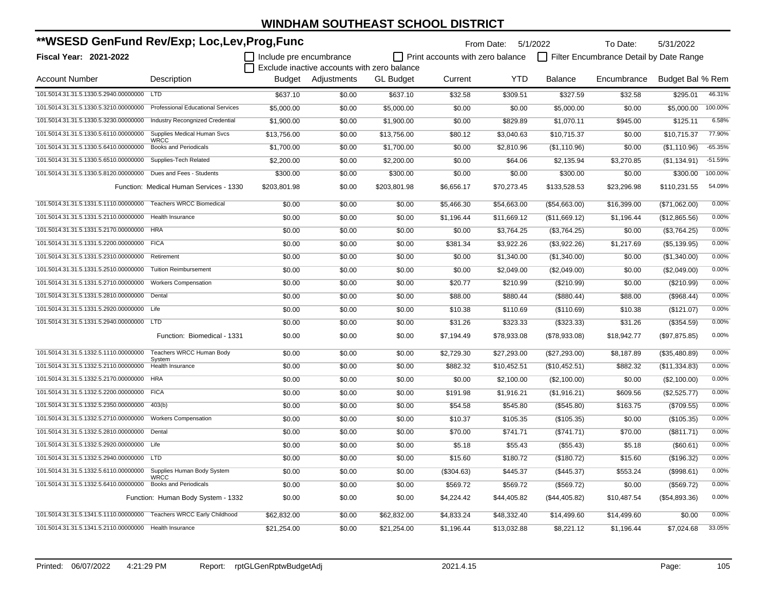# WINDHAM SOUTHEAST SCHOOL DISTRICT

## **WSESD GenFund Rev/Exp; Loc,Lev,Prog,Func

**Fiscal Year: 2021-2022**

From Date: 5/1/2022 To Date: 5/31/2022

☐ Include pre encumbrance ☐ Print accounts with zero balance ☐ Filter Encumbrance Detail by Date Range

☐ Exclude inactive accounts with zero balance

| Account Number | Description | Budget | Adjustments | GL Budget | Current | YTD | Balance | Encumbrance | Budget Bal | % Rem |
|---|---|---|---|---|---|---|---|---|---|---|
| 101.5014.31.31.5.1330.5.2940.00000000 | LTD | $637.10 | $0.00 | $637.10 | $32.58 | $309.51 | $327.59 | $32.58 | $295.01 | 46.31% |
| 101.5014.31.31.5.1330.5.3210.00000000 | Professional Educational Services | $5,000.00 | $0.00 | $5,000.00 | $0.00 | $0.00 | $5,000.00 | $0.00 | $5,000.00 | 100.00% |
| 101.5014.31.31.5.1330.5.3230.00000000 | Industry Recongnized Credential | $1,900.00 | $0.00 | $1,900.00 | $0.00 | $829.89 | $1,070.11 | $945.00 | $125.11 | 6.58% |
| 101.5014.31.31.5.1330.5.6110.00000000 | Supplies Medical Human Svcs WRCC | $13,756.00 | $0.00 | $13,756.00 | $80.12 | $3,040.63 | $10,715.37 | $0.00 | $10,715.37 | 77.90% |
| 101.5014.31.31.5.1330.5.6410.00000000 | Books and Periodicals | $1,700.00 | $0.00 | $1,700.00 | $0.00 | $2,810.96 | ($1,110.96) | $0.00 | ($1,110.96) | -65.35% |
| 101.5014.31.31.5.1330.5.6510.00000000 | Supplies-Tech Related | $2,200.00 | $0.00 | $2,200.00 | $0.00 | $64.06 | $2,135.94 | $3,270.85 | ($1,134.91) | -51.59% |
| 101.5014.31.31.5.1330.5.8120.00000000 | Dues and Fees - Students | $300.00 | $0.00 | $300.00 | $0.00 | $0.00 | $300.00 | $0.00 | $300.00 | 100.00% |
| | Function: Medical Human Services - 1330 | $203,801.98 | $0.00 | $203,801.98 | $6,656.17 | $70,273.45 | $133,528.53 | $23,296.98 | $110,231.55 | 54.09% |
| 101.5014.31.31.5.1331.5.1110.00000000 | Teachers WRCC Biomedical | $0.00 | $0.00 | $0.00 | $5,466.30 | $54,663.00 | ($54,663.00) | $16,399.00 | ($71,062.00) | 0.00% |
| 101.5014.31.31.5.1331.5.2110.00000000 | Health Insurance | $0.00 | $0.00 | $0.00 | $1,196.44 | $11,669.12 | ($11,669.12) | $1,196.44 | ($12,865.56) | 0.00% |
| 101.5014.31.31.5.1331.5.2170.00000000 | HRA | $0.00 | $0.00 | $0.00 | $0.00 | $3,764.25 | ($3,764.25) | $0.00 | ($3,764.25) | 0.00% |
| 101.5014.31.31.5.1331.5.2200.00000000 | FICA | $0.00 | $0.00 | $0.00 | $381.34 | $3,922.26 | ($3,922.26) | $1,217.69 | ($5,139.95) | 0.00% |
| 101.5014.31.31.5.1331.5.2310.00000000 | Retirement | $0.00 | $0.00 | $0.00 | $0.00 | $1,340.00 | ($1,340.00) | $0.00 | ($1,340.00) | 0.00% |
| 101.5014.31.31.5.1331.5.2510.00000000 | Tuition Reimbursement | $0.00 | $0.00 | $0.00 | $0.00 | $2,049.00 | ($2,049.00) | $0.00 | ($2,049.00) | 0.00% |
| 101.5014.31.31.5.1331.5.2710.00000000 | Workers Compensation | $0.00 | $0.00 | $0.00 | $20.77 | $210.99 | ($210.99) | $0.00 | ($210.99) | 0.00% |
| 101.5014.31.31.5.1331.5.2810.00000000 | Dental | $0.00 | $0.00 | $0.00 | $88.00 | $880.44 | ($880.44) | $88.00 | ($968.44) | 0.00% |
| 101.5014.31.31.5.1331.5.2920.00000000 | Life | $0.00 | $0.00 | $0.00 | $10.38 | $110.69 | ($110.69) | $10.38 | ($121.07) | 0.00% |
| 101.5014.31.31.5.1331.5.2940.00000000 | LTD | $0.00 | $0.00 | $0.00 | $31.26 | $323.33 | ($323.33) | $31.26 | ($354.59) | 0.00% |
| | Function: Biomedical - 1331 | $0.00 | $0.00 | $0.00 | $7,194.49 | $78,933.08 | ($78,933.08) | $18,942.77 | ($97,875.85) | 0.00% |
| 101.5014.31.31.5.1332.5.1110.00000000 | Teachers WRCC Human Body System | $0.00 | $0.00 | $0.00 | $2,729.30 | $27,293.00 | ($27,293.00) | $8,187.89 | ($35,480.89) | 0.00% |
| 101.5014.31.31.5.1332.5.2110.00000000 | Health Insurance | $0.00 | $0.00 | $0.00 | $882.32 | $10,452.51 | ($10,452.51) | $882.32 | ($11,334.83) | 0.00% |
| 101.5014.31.31.5.1332.5.2170.00000000 | HRA | $0.00 | $0.00 | $0.00 | $0.00 | $2,100.00 | ($2,100.00) | $0.00 | ($2,100.00) | 0.00% |
| 101.5014.31.31.5.1332.5.2200.00000000 | FICA | $0.00 | $0.00 | $0.00 | $191.98 | $1,916.21 | ($1,916.21) | $609.56 | ($2,525.77) | 0.00% |
| 101.5014.31.31.5.1332.5.2350.00000000 | 403(b) | $0.00 | $0.00 | $0.00 | $54.58 | $545.80 | ($545.80) | $163.75 | ($709.55) | 0.00% |
| 101.5014.31.31.5.1332.5.2710.00000000 | Workers Compensation | $0.00 | $0.00 | $0.00 | $10.37 | $105.35 | ($105.35) | $0.00 | ($105.35) | 0.00% |
| 101.5014.31.31.5.1332.5.2810.00000000 | Dental | $0.00 | $0.00 | $0.00 | $70.00 | $741.71 | ($741.71) | $70.00 | ($811.71) | 0.00% |
| 101.5014.31.31.5.1332.5.2920.00000000 | Life | $0.00 | $0.00 | $0.00 | $5.18 | $55.43 | ($55.43) | $5.18 | ($60.61) | 0.00% |
| 101.5014.31.31.5.1332.5.2940.00000000 | LTD | $0.00 | $0.00 | $0.00 | $15.60 | $180.72 | ($180.72) | $15.60 | ($196.32) | 0.00% |
| 101.5014.31.31.5.1332.5.6110.00000000 | Supplies Human Body System WRCC | $0.00 | $0.00 | $0.00 | ($304.63) | $445.37 | ($445.37) | $553.24 | ($998.61) | 0.00% |
| 101.5014.31.31.5.1332.5.6410.00000000 | Books and Periodicals | $0.00 | $0.00 | $0.00 | $569.72 | $569.72 | ($569.72) | $0.00 | ($569.72) | 0.00% |
| | Function: Human Body System - 1332 | $0.00 | $0.00 | $0.00 | $4,224.42 | $44,405.82 | ($44,405.82) | $10,487.54 | ($54,893.36) | 0.00% |
| 101.5014.31.31.5.1341.5.1110.00000000 | Teachers WRCC Early Childhood | $62,832.00 | $0.00 | $62,832.00 | $4,833.24 | $48,332.40 | $14,499.60 | $14,499.60 | $0.00 | 0.00% |
| 101.5014.31.31.5.1341.5.2110.00000000 | Health Insurance | $21,254.00 | $0.00 | $21,254.00 | $1,196.44 | $13,032.88 | $8,221.12 | $1,196.44 | $7,024.68 | 33.05% |

Printed: 06/07/2022 4:21:29 PM Report: rptGLGenRptwBudgetAdj 2021.4.15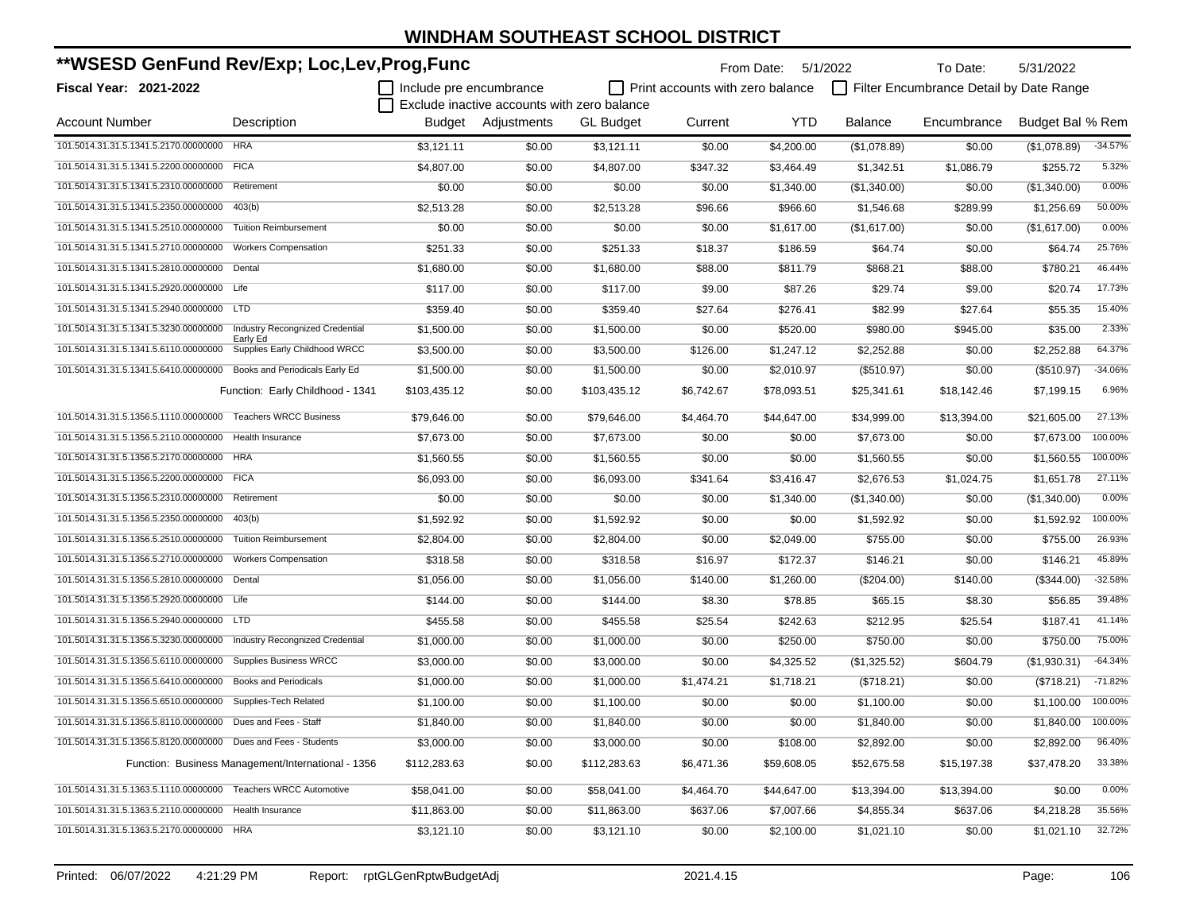# WINDHAM SOUTHEAST SCHOOL DISTRICT

## **WSESD GenFund Rev/Exp; Loc,Lev,Prog,Func

**Fiscal Year: 2021-2022**

From Date: 5/1/2022 To Date: 5/31/2022

☐ Include pre encumbrance ☐ Print accounts with zero balance ☐ Filter Encumbrance Detail by Date Range

☐ Exclude inactive accounts with zero balance

| Account Number | Description | Budget | Adjustments | GL Budget | Current | YTD | Balance | Encumbrance | Budget Bal | % Rem |
|---|---|---|---|---|---|---|---|---|---|---|
| 101.5014.31.31.5.1341.5.2170.00000000 | HRA | $3,121.11 | $0.00 | $3,121.11 | $0.00 | $4,200.00 | ($1,078.89) | $0.00 | ($1,078.89) | -34.57% |
| 101.5014.31.31.5.1341.5.2200.00000000 | FICA | $4,807.00 | $0.00 | $4,807.00 | $347.32 | $3,464.49 | $1,342.51 | $1,086.79 | $255.72 | 5.32% |
| 101.5014.31.31.5.1341.5.2310.00000000 | Retirement | $0.00 | $0.00 | $0.00 | $0.00 | $1,340.00 | ($1,340.00) | $0.00 | ($1,340.00) | 0.00% |
| 101.5014.31.31.5.1341.5.2350.00000000 | 403(b) | $2,513.28 | $0.00 | $2,513.28 | $96.66 | $966.60 | $1,546.68 | $289.99 | $1,256.69 | 50.00% |
| 101.5014.31.31.5.1341.5.2510.00000000 | Tuition Reimbursement | $0.00 | $0.00 | $0.00 | $0.00 | $1,617.00 | ($1,617.00) | $0.00 | ($1,617.00) | 0.00% |
| 101.5014.31.31.5.1341.5.2710.00000000 | Workers Compensation | $251.33 | $0.00 | $251.33 | $18.37 | $186.59 | $64.74 | $0.00 | $64.74 | 25.76% |
| 101.5014.31.31.5.1341.5.2810.00000000 | Dental | $1,680.00 | $0.00 | $1,680.00 | $88.00 | $811.79 | $868.21 | $88.00 | $780.21 | 46.44% |
| 101.5014.31.31.5.1341.5.2920.00000000 | Life | $117.00 | $0.00 | $117.00 | $9.00 | $87.26 | $29.74 | $9.00 | $20.74 | 17.73% |
| 101.5014.31.31.5.1341.5.2940.00000000 | LTD | $359.40 | $0.00 | $359.40 | $27.64 | $276.41 | $82.99 | $27.64 | $55.35 | 15.40% |
| 101.5014.31.31.5.1341.5.3230.00000000 | Industry Recongnized Credential Early Ed | $1,500.00 | $0.00 | $1,500.00 | $0.00 | $520.00 | $980.00 | $945.00 | $35.00 | 2.33% |
| 101.5014.31.31.5.1341.5.6110.00000000 | Supplies Early Childhood WRCC | $3,500.00 | $0.00 | $3,500.00 | $126.00 | $1,247.12 | $2,252.88 | $0.00 | $2,252.88 | 64.37% |
| 101.5014.31.31.5.1341.5.6410.00000000 | Books and Periodicals Early Ed | $1,500.00 | $0.00 | $1,500.00 | $0.00 | $2,010.97 | ($510.97) | $0.00 | ($510.97) | -34.06% |
| | Function: Early Childhood - 1341 | $103,435.12 | $0.00 | $103,435.12 | $6,742.67 | $78,093.51 | $25,341.61 | $18,142.46 | $7,199.15 | 6.96% |
| 101.5014.31.31.5.1356.5.1110.00000000 | Teachers WRCC Business | $79,646.00 | $0.00 | $79,646.00 | $4,464.70 | $44,647.00 | $34,999.00 | $13,394.00 | $21,605.00 | 27.13% |
| 101.5014.31.31.5.1356.5.2110.00000000 | Health Insurance | $7,673.00 | $0.00 | $7,673.00 | $0.00 | $0.00 | $7,673.00 | $0.00 | $7,673.00 | 100.00% |
| 101.5014.31.31.5.1356.5.2170.00000000 | HRA | $1,560.55 | $0.00 | $1,560.55 | $0.00 | $0.00 | $1,560.55 | $0.00 | $1,560.55 | 100.00% |
| 101.5014.31.31.5.1356.5.2200.00000000 | FICA | $6,093.00 | $0.00 | $6,093.00 | $341.64 | $3,416.47 | $2,676.53 | $1,024.75 | $1,651.78 | 27.11% |
| 101.5014.31.31.5.1356.5.2310.00000000 | Retirement | $0.00 | $0.00 | $0.00 | $0.00 | $1,340.00 | ($1,340.00) | $0.00 | ($1,340.00) | 0.00% |
| 101.5014.31.31.5.1356.5.2350.00000000 | 403(b) | $1,592.92 | $0.00 | $1,592.92 | $0.00 | $0.00 | $1,592.92 | $0.00 | $1,592.92 | 100.00% |
| 101.5014.31.31.5.1356.5.2510.00000000 | Tuition Reimbursement | $2,804.00 | $0.00 | $2,804.00 | $0.00 | $2,049.00 | $755.00 | $0.00 | $755.00 | 26.93% |
| 101.5014.31.31.5.1356.5.2710.00000000 | Workers Compensation | $318.58 | $0.00 | $318.58 | $16.97 | $172.37 | $146.21 | $0.00 | $146.21 | 45.89% |
| 101.5014.31.31.5.1356.5.2810.00000000 | Dental | $1,056.00 | $0.00 | $1,056.00 | $140.00 | $1,260.00 | ($204.00) | $140.00 | ($344.00) | -32.58% |
| 101.5014.31.31.5.1356.5.2920.00000000 | Life | $144.00 | $0.00 | $144.00 | $8.30 | $78.85 | $65.15 | $8.30 | $56.85 | 39.48% |
| 101.5014.31.31.5.1356.5.2940.00000000 | LTD | $455.58 | $0.00 | $455.58 | $25.54 | $242.63 | $212.95 | $25.54 | $187.41 | 41.14% |
| 101.5014.31.31.5.1356.5.3230.00000000 | Industry Recongnized Credential | $1,000.00 | $0.00 | $1,000.00 | $0.00 | $250.00 | $750.00 | $0.00 | $750.00 | 75.00% |
| 101.5014.31.31.5.1356.5.6110.00000000 | Supplies Business WRCC | $3,000.00 | $0.00 | $3,000.00 | $0.00 | $4,325.52 | ($1,325.52) | $604.79 | ($1,930.31) | -64.34% |
| 101.5014.31.31.5.1356.5.6410.00000000 | Books and Periodicals | $1,000.00 | $0.00 | $1,000.00 | $1,474.21 | $1,718.21 | ($718.21) | $0.00 | ($718.21) | -71.82% |
| 101.5014.31.31.5.1356.5.6510.00000000 | Supplies-Tech Related | $1,100.00 | $0.00 | $1,100.00 | $0.00 | $0.00 | $1,100.00 | $0.00 | $1,100.00 | 100.00% |
| 101.5014.31.31.5.1356.5.8110.00000000 | Dues and Fees - Staff | $1,840.00 | $0.00 | $1,840.00 | $0.00 | $0.00 | $1,840.00 | $0.00 | $1,840.00 | 100.00% |
| 101.5014.31.31.5.1356.5.8120.00000000 | Dues and Fees - Students | $3,000.00 | $0.00 | $3,000.00 | $0.00 | $108.00 | $2,892.00 | $0.00 | $2,892.00 | 96.40% |
| | Function: Business Management/International - 1356 | $112,283.63 | $0.00 | $112,283.63 | $6,471.36 | $59,608.05 | $52,675.58 | $15,197.38 | $37,478.20 | 33.38% |
| 101.5014.31.31.5.1363.5.1110.00000000 | Teachers WRCC Automotive | $58,041.00 | $0.00 | $58,041.00 | $4,464.70 | $44,647.00 | $13,394.00 | $13,394.00 | $0.00 | 0.00% |
| 101.5014.31.31.5.1363.5.2110.00000000 | Health Insurance | $11,863.00 | $0.00 | $11,863.00 | $637.06 | $7,007.66 | $4,855.34 | $637.06 | $4,218.28 | 35.56% |
| 101.5014.31.31.5.1363.5.2170.00000000 | HRA | $3,121.10 | $0.00 | $3,121.10 | $0.00 | $2,100.00 | $1,021.10 | $0.00 | $1,021.10 | 32.72% |

Printed: 06/07/2022 4:21:29 PM Report: rptGLGenRptwBudgetAdj 2021.4.15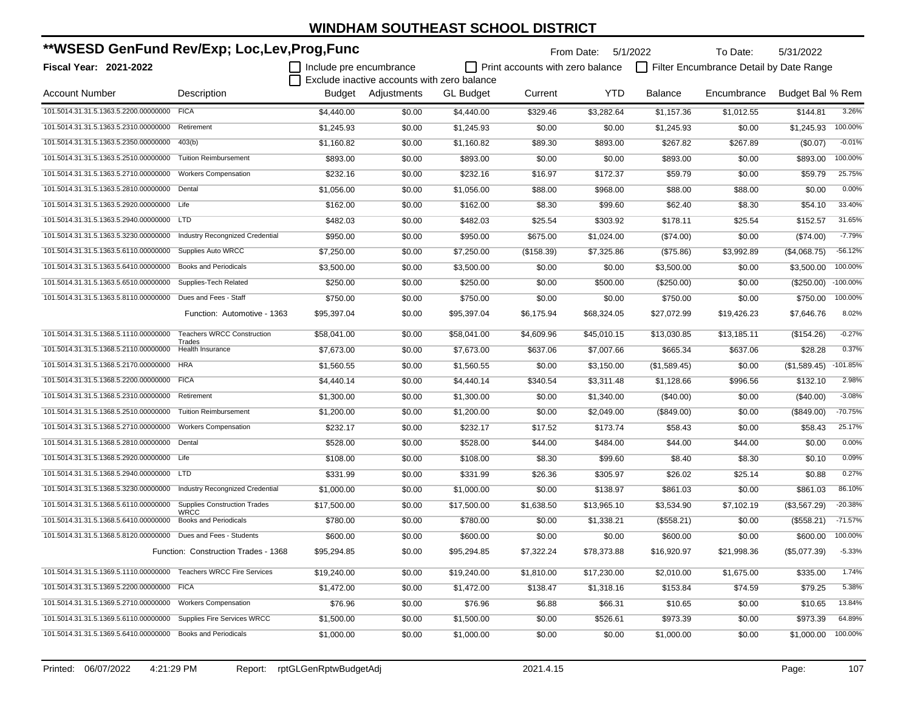# WINDHAM SOUTHEAST SCHOOL DISTRICT

## **WSESD GenFund Rev/Exp; Loc,Lev,Prog,Func

**Fiscal Year: 2021-2022**

From Date: 5/1/2022 To Date: 5/31/2022

☐ Include pre encumbrance ☐ Print accounts with zero balance ☐ Filter Encumbrance Detail by Date Range

☐ Exclude inactive accounts with zero balance

| Account Number | Description | Budget | Adjustments | GL Budget | Current | YTD | Balance | Encumbrance | Budget Bal | % Rem |
|---|---|---|---|---|---|---|---|---|---|---|
| 101.5014.31.31.5.1363.5.2200.00000000 | FICA | $4,440.00 | $0.00 | $4,440.00 | $329.46 | $3,282.64 | $1,157.36 | $1,012.55 | $144.81 | 3.26% |
| 101.5014.31.31.5.1363.5.2310.00000000 | Retirement | $1,245.93 | $0.00 | $1,245.93 | $0.00 | $0.00 | $1,245.93 | $0.00 | $1,245.93 | 100.00% |
| 101.5014.31.31.5.1363.5.2350.00000000 | 403(b) | $1,160.82 | $0.00 | $1,160.82 | $89.30 | $893.00 | $267.82 | $267.89 | ($0.07) | -0.01% |
| 101.5014.31.31.5.1363.5.2510.00000000 | Tuition Reimbursement | $893.00 | $0.00 | $893.00 | $0.00 | $0.00 | $893.00 | $0.00 | $893.00 | 100.00% |
| 101.5014.31.31.5.1363.5.2710.00000000 | Workers Compensation | $232.16 | $0.00 | $232.16 | $16.97 | $172.37 | $59.79 | $0.00 | $59.79 | 25.75% |
| 101.5014.31.31.5.1363.5.2810.00000000 | Dental | $1,056.00 | $0.00 | $1,056.00 | $88.00 | $968.00 | $88.00 | $88.00 | $0.00 | 0.00% |
| 101.5014.31.31.5.1363.5.2920.00000000 | Life | $162.00 | $0.00 | $162.00 | $8.30 | $99.60 | $62.40 | $8.30 | $54.10 | 33.40% |
| 101.5014.31.31.5.1363.5.2940.00000000 | LTD | $482.03 | $0.00 | $482.03 | $25.54 | $303.92 | $178.11 | $25.54 | $152.57 | 31.65% |
| 101.5014.31.31.5.1363.5.3230.00000000 | Industry Recongnized Credential | $950.00 | $0.00 | $950.00 | $675.00 | $1,024.00 | ($74.00) | $0.00 | ($74.00) | -7.79% |
| 101.5014.31.31.5.1363.5.6110.00000000 | Supplies Auto WRCC | $7,250.00 | $0.00 | $7,250.00 | ($158.39) | $7,325.86 | ($75.86) | $3,992.89 | ($4,068.75) | -56.12% |
| 101.5014.31.31.5.1363.5.6410.00000000 | Books and Periodicals | $3,500.00 | $0.00 | $3,500.00 | $0.00 | $0.00 | $3,500.00 | $0.00 | $3,500.00 | 100.00% |
| 101.5014.31.31.5.1363.5.6510.00000000 | Supplies-Tech Related | $250.00 | $0.00 | $250.00 | $0.00 | $500.00 | ($250.00) | $0.00 | ($250.00) | -100.00% |
| 101.5014.31.31.5.1363.5.8110.00000000 | Dues and Fees - Staff | $750.00 | $0.00 | $750.00 | $0.00 | $0.00 | $750.00 | $0.00 | $750.00 | 100.00% |
| | Function: Automotive - 1363 | $95,397.04 | $0.00 | $95,397.04 | $6,175.94 | $68,324.05 | $27,072.99 | $19,426.23 | $7,646.76 | 8.02% |
| 101.5014.31.31.5.1368.5.1110.00000000 | Teachers WRCC Construction Trades | $58,041.00 | $0.00 | $58,041.00 | $4,609.96 | $45,010.15 | $13,030.85 | $13,185.11 | ($154.26) | -0.27% |
| 101.5014.31.31.5.1368.5.2110.00000000 | Health Insurance | $7,673.00 | $0.00 | $7,673.00 | $637.06 | $7,007.66 | $665.34 | $637.06 | $28.28 | 0.37% |
| 101.5014.31.31.5.1368.5.2170.00000000 | HRA | $1,560.55 | $0.00 | $1,560.55 | $0.00 | $3,150.00 | ($1,589.45) | $0.00 | ($1,589.45) | -101.85% |
| 101.5014.31.31.5.1368.5.2200.00000000 | FICA | $4,440.14 | $0.00 | $4,440.14 | $340.54 | $3,311.48 | $1,128.66 | $996.56 | $132.10 | 2.98% |
| 101.5014.31.31.5.1368.5.2310.00000000 | Retirement | $1,300.00 | $0.00 | $1,300.00 | $0.00 | $1,340.00 | ($40.00) | $0.00 | ($40.00) | -3.08% |
| 101.5014.31.31.5.1368.5.2510.00000000 | Tuition Reimbursement | $1,200.00 | $0.00 | $1,200.00 | $0.00 | $2,049.00 | ($849.00) | $0.00 | ($849.00) | -70.75% |
| 101.5014.31.31.5.1368.5.2710.00000000 | Workers Compensation | $232.17 | $0.00 | $232.17 | $17.52 | $173.74 | $58.43 | $0.00 | $58.43 | 25.17% |
| 101.5014.31.31.5.1368.5.2810.00000000 | Dental | $528.00 | $0.00 | $528.00 | $44.00 | $484.00 | $44.00 | $44.00 | $0.00 | 0.00% |
| 101.5014.31.31.5.1368.5.2920.00000000 | Life | $108.00 | $0.00 | $108.00 | $8.30 | $99.60 | $8.40 | $8.30 | $0.10 | 0.09% |
| 101.5014.31.31.5.1368.5.2940.00000000 | LTD | $331.99 | $0.00 | $331.99 | $26.36 | $305.97 | $26.02 | $25.14 | $0.88 | 0.27% |
| 101.5014.31.31.5.1368.5.3230.00000000 | Industry Recongnized Credential | $1,000.00 | $0.00 | $1,000.00 | $0.00 | $138.97 | $861.03 | $0.00 | $861.03 | 86.10% |
| 101.5014.31.31.5.1368.5.6110.00000000 | Supplies Construction Trades WRCC | $17,500.00 | $0.00 | $17,500.00 | $1,638.50 | $13,965.10 | $3,534.90 | $7,102.19 | ($3,567.29) | -20.38% |
| 101.5014.31.31.5.1368.5.6410.00000000 | Books and Periodicals | $780.00 | $0.00 | $780.00 | $0.00 | $1,338.21 | ($558.21) | $0.00 | ($558.21) | -71.57% |
| 101.5014.31.31.5.1368.5.8120.00000000 | Dues and Fees - Students | $600.00 | $0.00 | $600.00 | $0.00 | $0.00 | $600.00 | $0.00 | $600.00 | 100.00% |
| | Function: Construction Trades - 1368 | $95,294.85 | $0.00 | $95,294.85 | $7,322.24 | $78,373.88 | $16,920.97 | $21,998.36 | ($5,077.39) | -5.33% |
| 101.5014.31.31.5.1369.5.1110.00000000 | Teachers WRCC Fire Services | $19,240.00 | $0.00 | $19,240.00 | $1,810.00 | $17,230.00 | $2,010.00 | $1,675.00 | $335.00 | 1.74% |
| 101.5014.31.31.5.1369.5.2200.00000000 | FICA | $1,472.00 | $0.00 | $1,472.00 | $138.47 | $1,318.16 | $153.84 | $74.59 | $79.25 | 5.38% |
| 101.5014.31.31.5.1369.5.2710.00000000 | Workers Compensation | $76.96 | $0.00 | $76.96 | $6.88 | $66.31 | $10.65 | $0.00 | $10.65 | 13.84% |
| 101.5014.31.31.5.1369.5.6110.00000000 | Supplies Fire Services WRCC | $1,500.00 | $0.00 | $1,500.00 | $0.00 | $526.61 | $973.39 | $0.00 | $973.39 | 64.89% |
| 101.5014.31.31.5.1369.5.6410.00000000 | Books and Periodicals | $1,000.00 | $0.00 | $1,000.00 | $0.00 | $0.00 | $1,000.00 | $0.00 | $1,000.00 | 100.00% |

Printed: 06/07/2022 4:21:29 PM Report: rptGLGenRptwBudgetAdj 2021.4.15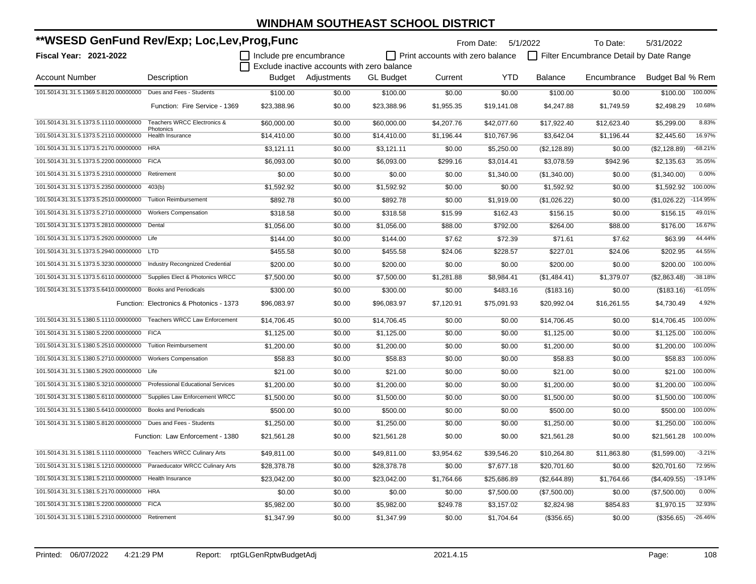# WINDHAM SOUTHEAST SCHOOL DISTRICT

## **WSESD GenFund Rev/Exp; Loc,Lev,Prog,Func

**Fiscal Year: 2021-2022**

From Date: 5/1/2022 To Date: 5/31/2022

- [ ] Include pre encumbrance
- [ ] Print accounts with zero balance
- [ ] Filter Encumbrance Detail by Date Range
- [ ] Exclude inactive accounts with zero balance

| Account Number | Description | Budget | Adjustments | GL Budget | Current | YTD | Balance | Encumbrance | Budget Bal | % Rem |
|---|---|---|---|---|---|---|---|---|---|---|
| 101.5014.31.31.5.1369.5.8120.00000000 | Dues and Fees - Students | $100.00 | $0.00 | $100.00 | $0.00 | $0.00 | $100.00 | $0.00 | $100.00 | 100.00% |
| | Function: Fire Service - 1369 | $23,388.96 | $0.00 | $23,388.96 | $1,955.35 | $19,141.08 | $4,247.88 | $1,749.59 | $2,498.29 | 10.68% |
| 101.5014.31.31.5.1373.5.1110.00000000 | Teachers WRCC Electronics & Photonics | $60,000.00 | $0.00 | $60,000.00 | $4,207.76 | $42,077.60 | $17,922.40 | $12,623.40 | $5,299.00 | 8.83% |
| 101.5014.31.31.5.1373.5.2110.00000000 | Health Insurance | $14,410.00 | $0.00 | $14,410.00 | $1,196.44 | $10,767.96 | $3,642.04 | $1,196.44 | $2,445.60 | 16.97% |
| 101.5014.31.31.5.1373.5.2170.00000000 | HRA | $3,121.11 | $0.00 | $3,121.11 | $0.00 | $5,250.00 | ($2,128.89) | $0.00 | ($2,128.89) | -68.21% |
| 101.5014.31.31.5.1373.5.2200.00000000 | FICA | $6,093.00 | $0.00 | $6,093.00 | $299.16 | $3,014.41 | $3,078.59 | $942.96 | $2,135.63 | 35.05% |
| 101.5014.31.31.5.1373.5.2310.00000000 | Retirement | $0.00 | $0.00 | $0.00 | $0.00 | $1,340.00 | ($1,340.00) | $0.00 | ($1,340.00) | 0.00% |
| 101.5014.31.31.5.1373.5.2350.00000000 | 403(b) | $1,592.92 | $0.00 | $1,592.92 | $0.00 | $0.00 | $1,592.92 | $0.00 | $1,592.92 | 100.00% |
| 101.5014.31.31.5.1373.5.2510.00000000 | Tuition Reimbursement | $892.78 | $0.00 | $892.78 | $0.00 | $1,919.00 | ($1,026.22) | $0.00 | ($1,026.22) | -114.95% |
| 101.5014.31.31.5.1373.5.2710.00000000 | Workers Compensation | $318.58 | $0.00 | $318.58 | $15.99 | $162.43 | $156.15 | $0.00 | $156.15 | 49.01% |
| 101.5014.31.31.5.1373.5.2810.00000000 | Dental | $1,056.00 | $0.00 | $1,056.00 | $88.00 | $792.00 | $264.00 | $88.00 | $176.00 | 16.67% |
| 101.5014.31.31.5.1373.5.2920.00000000 | Life | $144.00 | $0.00 | $144.00 | $7.62 | $72.39 | $71.61 | $7.62 | $63.99 | 44.44% |
| 101.5014.31.31.5.1373.5.2940.00000000 | LTD | $455.58 | $0.00 | $455.58 | $24.06 | $228.57 | $227.01 | $24.06 | $202.95 | 44.55% |
| 101.5014.31.31.5.1373.5.3230.00000000 | Industry Recongnized Credential | $200.00 | $0.00 | $200.00 | $0.00 | $0.00 | $200.00 | $0.00 | $200.00 | 100.00% |
| 101.5014.31.31.5.1373.5.6110.00000000 | Supplies Elect & Photonics WRCC | $7,500.00 | $0.00 | $7,500.00 | $1,281.88 | $8,984.41 | ($1,484.41) | $1,379.07 | ($2,863.48) | -38.18% |
| 101.5014.31.31.5.1373.5.6410.00000000 | Books and Periodicals | $300.00 | $0.00 | $300.00 | $0.00 | $483.16 | ($183.16) | $0.00 | ($183.16) | -61.05% |
| | Function: Electronics & Photonics - 1373 | $96,083.97 | $0.00 | $96,083.97 | $7,120.91 | $75,091.93 | $20,992.04 | $16,261.55 | $4,730.49 | 4.92% |
| 101.5014.31.31.5.1380.5.1110.00000000 | Teachers WRCC Law Enforcement | $14,706.45 | $0.00 | $14,706.45 | $0.00 | $0.00 | $14,706.45 | $0.00 | $14,706.45 | 100.00% |
| 101.5014.31.31.5.1380.5.2200.00000000 | FICA | $1,125.00 | $0.00 | $1,125.00 | $0.00 | $0.00 | $1,125.00 | $0.00 | $1,125.00 | 100.00% |
| 101.5014.31.31.5.1380.5.2510.00000000 | Tuition Reimbursement | $1,200.00 | $0.00 | $1,200.00 | $0.00 | $0.00 | $1,200.00 | $0.00 | $1,200.00 | 100.00% |
| 101.5014.31.31.5.1380.5.2710.00000000 | Workers Compensation | $58.83 | $0.00 | $58.83 | $0.00 | $0.00 | $58.83 | $0.00 | $58.83 | 100.00% |
| 101.5014.31.31.5.1380.5.2920.00000000 | Life | $21.00 | $0.00 | $21.00 | $0.00 | $0.00 | $21.00 | $0.00 | $21.00 | 100.00% |
| 101.5014.31.31.5.1380.5.3210.00000000 | Professional Educational Services | $1,200.00 | $0.00 | $1,200.00 | $0.00 | $0.00 | $1,200.00 | $0.00 | $1,200.00 | 100.00% |
| 101.5014.31.31.5.1380.5.6110.00000000 | Supplies Law Enforcement WRCC | $1,500.00 | $0.00 | $1,500.00 | $0.00 | $0.00 | $1,500.00 | $0.00 | $1,500.00 | 100.00% |
| 101.5014.31.31.5.1380.5.6410.00000000 | Books and Periodicals | $500.00 | $0.00 | $500.00 | $0.00 | $0.00 | $500.00 | $0.00 | $500.00 | 100.00% |
| 101.5014.31.31.5.1380.5.8120.00000000 | Dues and Fees - Students | $1,250.00 | $0.00 | $1,250.00 | $0.00 | $0.00 | $1,250.00 | $0.00 | $1,250.00 | 100.00% |
| | Function: Law Enforcement - 1380 | $21,561.28 | $0.00 | $21,561.28 | $0.00 | $0.00 | $21,561.28 | $0.00 | $21,561.28 | 100.00% |
| 101.5014.31.31.5.1381.5.1110.00000000 | Teachers WRCC Culinary Arts | $49,811.00 | $0.00 | $49,811.00 | $3,954.62 | $39,546.20 | $10,264.80 | $11,863.80 | ($1,599.00) | -3.21% |
| 101.5014.31.31.5.1381.5.1210.00000000 | Paraeducator WRCC Culinary Arts | $28,378.78 | $0.00 | $28,378.78 | $0.00 | $7,677.18 | $20,701.60 | $0.00 | $20,701.60 | 72.95% |
| 101.5014.31.31.5.1381.5.2110.00000000 | Health Insurance | $23,042.00 | $0.00 | $23,042.00 | $1,764.66 | $25,686.89 | ($2,644.89) | $1,764.66 | ($4,409.55) | -19.14% |
| 101.5014.31.31.5.1381.5.2170.00000000 | HRA | $0.00 | $0.00 | $0.00 | $0.00 | $7,500.00 | ($7,500.00) | $0.00 | ($7,500.00) | 0.00% |
| 101.5014.31.31.5.1381.5.2200.00000000 | FICA | $5,982.00 | $0.00 | $5,982.00 | $249.78 | $3,157.02 | $2,824.98 | $854.83 | $1,970.15 | 32.93% |
| 101.5014.31.31.5.1381.5.2310.00000000 | Retirement | $1,347.99 | $0.00 | $1,347.99 | $0.00 | $1,704.64 | ($356.65) | $0.00 | ($356.65) | -26.46% |

Printed: 06/07/2022 4:21:29 PM Report: rptGLGenRptwBudgetAdj 2021.4.15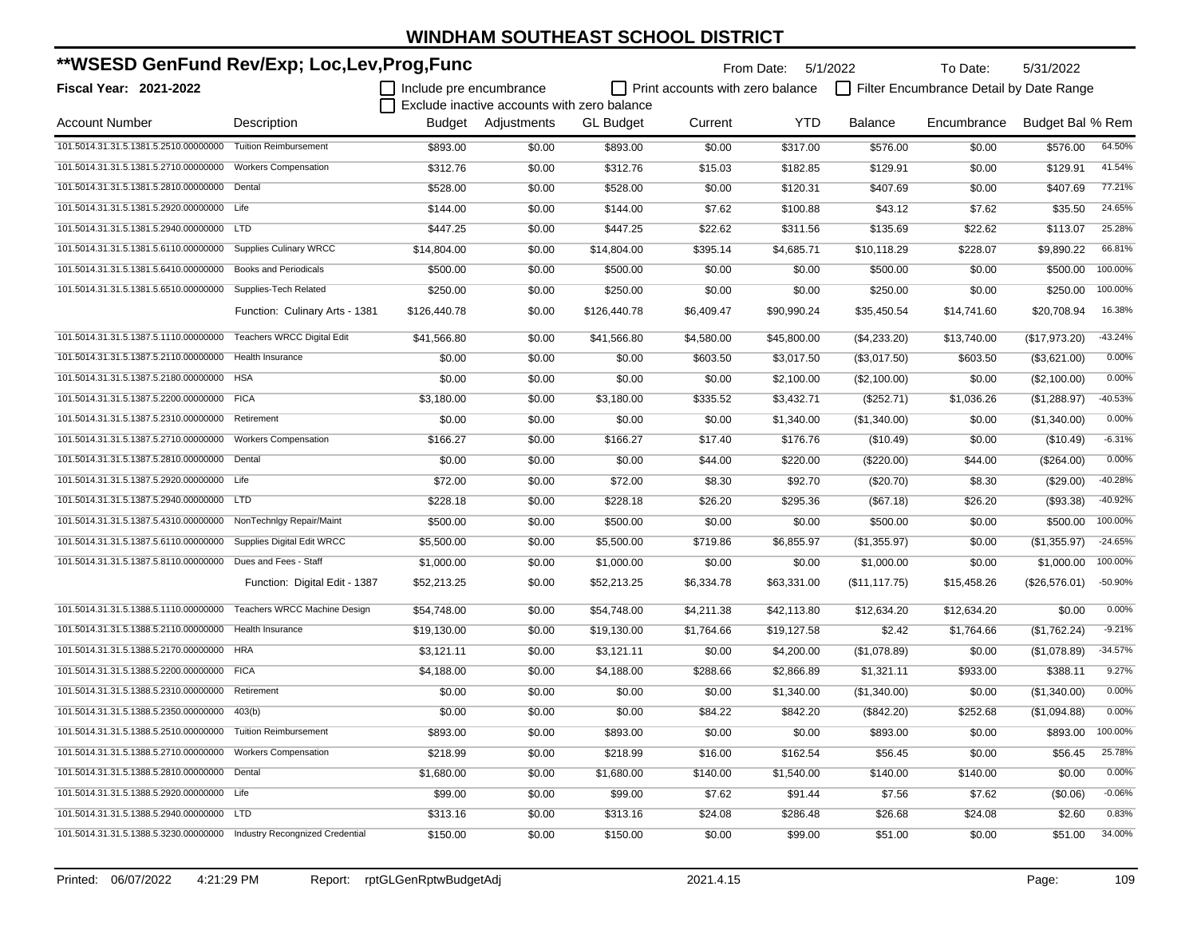# WINDHAM SOUTHEAST SCHOOL DISTRICT

## **WSESD GenFund Rev/Exp; Loc,Lev,Prog,Func

**Fiscal Year: 2021-2022**

From Date: 5/1/2022 To Date: 5/31/2022

☐ Include pre encumbrance ☐ Print accounts with zero balance ☐ Filter Encumbrance Detail by Date Range
☐ Exclude inactive accounts with zero balance

| Account Number | Description | Budget | Adjustments | GL Budget | Current | YTD | Balance | Encumbrance | Budget Bal | % Rem |
|---|---|---|---|---|---|---|---|---|---|---|
| 101.5014.31.31.5.1381.5.2510.00000000 | Tuition Reimbursement | $893.00 | $0.00 | $893.00 | $0.00 | $317.00 | $576.00 | $0.00 | $576.00 | 64.50% |
| 101.5014.31.31.5.1381.5.2710.00000000 | Workers Compensation | $312.76 | $0.00 | $312.76 | $15.03 | $182.85 | $129.91 | $0.00 | $129.91 | 41.54% |
| 101.5014.31.31.5.1381.5.2810.00000000 | Dental | $528.00 | $0.00 | $528.00 | $0.00 | $120.31 | $407.69 | $0.00 | $407.69 | 77.21% |
| 101.5014.31.31.5.1381.5.2920.00000000 | Life | $144.00 | $0.00 | $144.00 | $7.62 | $100.88 | $43.12 | $7.62 | $35.50 | 24.65% |
| 101.5014.31.31.5.1381.5.2940.00000000 | LTD | $447.25 | $0.00 | $447.25 | $22.62 | $311.56 | $135.69 | $22.62 | $113.07 | 25.28% |
| 101.5014.31.31.5.1381.5.6110.00000000 | Supplies Culinary WRCC | $14,804.00 | $0.00 | $14,804.00 | $395.14 | $4,685.71 | $10,118.29 | $228.07 | $9,890.22 | 66.81% |
| 101.5014.31.31.5.1381.5.6410.00000000 | Books and Periodicals | $500.00 | $0.00 | $500.00 | $0.00 | $0.00 | $500.00 | $0.00 | $500.00 | 100.00% |
| 101.5014.31.31.5.1381.5.6510.00000000 | Supplies-Tech Related | $250.00 | $0.00 | $250.00 | $0.00 | $0.00 | $250.00 | $0.00 | $250.00 | 100.00% |
| | Function: Culinary Arts - 1381 | $126,440.78 | $0.00 | $126,440.78 | $6,409.47 | $90,990.24 | $35,450.54 | $14,741.60 | $20,708.94 | 16.38% |
| 101.5014.31.31.5.1387.5.1110.00000000 | Teachers WRCC Digital Edit | $41,566.80 | $0.00 | $41,566.80 | $4,580.00 | $45,800.00 | ($4,233.20) | $13,740.00 | ($17,973.20) | -43.24% |
| 101.5014.31.31.5.1387.5.2110.00000000 | Health Insurance | $0.00 | $0.00 | $0.00 | $603.50 | $3,017.50 | ($3,017.50) | $603.50 | ($3,621.00) | 0.00% |
| 101.5014.31.31.5.1387.5.2180.00000000 | HSA | $0.00 | $0.00 | $0.00 | $0.00 | $2,100.00 | ($2,100.00) | $0.00 | ($2,100.00) | 0.00% |
| 101.5014.31.31.5.1387.5.2200.00000000 | FICA | $3,180.00 | $0.00 | $3,180.00 | $335.52 | $3,432.71 | ($252.71) | $1,036.26 | ($1,288.97) | -40.53% |
| 101.5014.31.31.5.1387.5.2310.00000000 | Retirement | $0.00 | $0.00 | $0.00 | $0.00 | $1,340.00 | ($1,340.00) | $0.00 | ($1,340.00) | 0.00% |
| 101.5014.31.31.5.1387.5.2710.00000000 | Workers Compensation | $166.27 | $0.00 | $166.27 | $17.40 | $176.76 | ($10.49) | $0.00 | ($10.49) | -6.31% |
| 101.5014.31.31.5.1387.5.2810.00000000 | Dental | $0.00 | $0.00 | $0.00 | $44.00 | $220.00 | ($220.00) | $44.00 | ($264.00) | 0.00% |
| 101.5014.31.31.5.1387.5.2920.00000000 | Life | $72.00 | $0.00 | $72.00 | $8.30 | $92.70 | ($20.70) | $8.30 | ($29.00) | -40.28% |
| 101.5014.31.31.5.1387.5.2940.00000000 | LTD | $228.18 | $0.00 | $228.18 | $26.20 | $295.36 | ($67.18) | $26.20 | ($93.38) | -40.92% |
| 101.5014.31.31.5.1387.5.4310.00000000 | NonTechnlgy Repair/Maint | $500.00 | $0.00 | $500.00 | $0.00 | $0.00 | $500.00 | $0.00 | $500.00 | 100.00% |
| 101.5014.31.31.5.1387.5.6110.00000000 | Supplies Digital Edit WRCC | $5,500.00 | $0.00 | $5,500.00 | $719.86 | $6,855.97 | ($1,355.97) | $0.00 | ($1,355.97) | -24.65% |
| 101.5014.31.31.5.1387.5.8110.00000000 | Dues and Fees - Staff | $1,000.00 | $0.00 | $1,000.00 | $0.00 | $0.00 | $1,000.00 | $0.00 | $1,000.00 | 100.00% |
| | Function: Digital Edit - 1387 | $52,213.25 | $0.00 | $52,213.25 | $6,334.78 | $63,331.00 | ($11,117.75) | $15,458.26 | ($26,576.01) | -50.90% |
| 101.5014.31.31.5.1388.5.1110.00000000 | Teachers WRCC Machine Design | $54,748.00 | $0.00 | $54,748.00 | $4,211.38 | $42,113.80 | $12,634.20 | $12,634.20 | $0.00 | 0.00% |
| 101.5014.31.31.5.1388.5.2110.00000000 | Health Insurance | $19,130.00 | $0.00 | $19,130.00 | $1,764.66 | $19,127.58 | $2.42 | $1,764.66 | ($1,762.24) | -9.21% |
| 101.5014.31.31.5.1388.5.2170.00000000 | HRA | $3,121.11 | $0.00 | $3,121.11 | $0.00 | $4,200.00 | ($1,078.89) | $0.00 | ($1,078.89) | -34.57% |
| 101.5014.31.31.5.1388.5.2200.00000000 | FICA | $4,188.00 | $0.00 | $4,188.00 | $288.66 | $2,866.89 | $1,321.11 | $933.00 | $388.11 | 9.27% |
| 101.5014.31.31.5.1388.5.2310.00000000 | Retirement | $0.00 | $0.00 | $0.00 | $0.00 | $1,340.00 | ($1,340.00) | $0.00 | ($1,340.00) | 0.00% |
| 101.5014.31.31.5.1388.5.2350.00000000 | 403(b) | $0.00 | $0.00 | $0.00 | $84.22 | $842.20 | ($842.20) | $252.68 | ($1,094.88) | 0.00% |
| 101.5014.31.31.5.1388.5.2510.00000000 | Tuition Reimbursement | $893.00 | $0.00 | $893.00 | $0.00 | $0.00 | $893.00 | $0.00 | $893.00 | 100.00% |
| 101.5014.31.31.5.1388.5.2710.00000000 | Workers Compensation | $218.99 | $0.00 | $218.99 | $16.00 | $162.54 | $56.45 | $0.00 | $56.45 | 25.78% |
| 101.5014.31.31.5.1388.5.2810.00000000 | Dental | $1,680.00 | $0.00 | $1,680.00 | $140.00 | $1,540.00 | $140.00 | $140.00 | $0.00 | 0.00% |
| 101.5014.31.31.5.1388.5.2920.00000000 | Life | $99.00 | $0.00 | $99.00 | $7.62 | $91.44 | $7.56 | $7.62 | ($0.06) | -0.06% |
| 101.5014.31.31.5.1388.5.2940.00000000 | LTD | $313.16 | $0.00 | $313.16 | $24.08 | $286.48 | $26.68 | $24.08 | $2.60 | 0.83% |
| 101.5014.31.31.5.1388.5.3230.00000000 | Industry Recongnized Credential | $150.00 | $0.00 | $150.00 | $0.00 | $99.00 | $51.00 | $0.00 | $51.00 | 34.00% |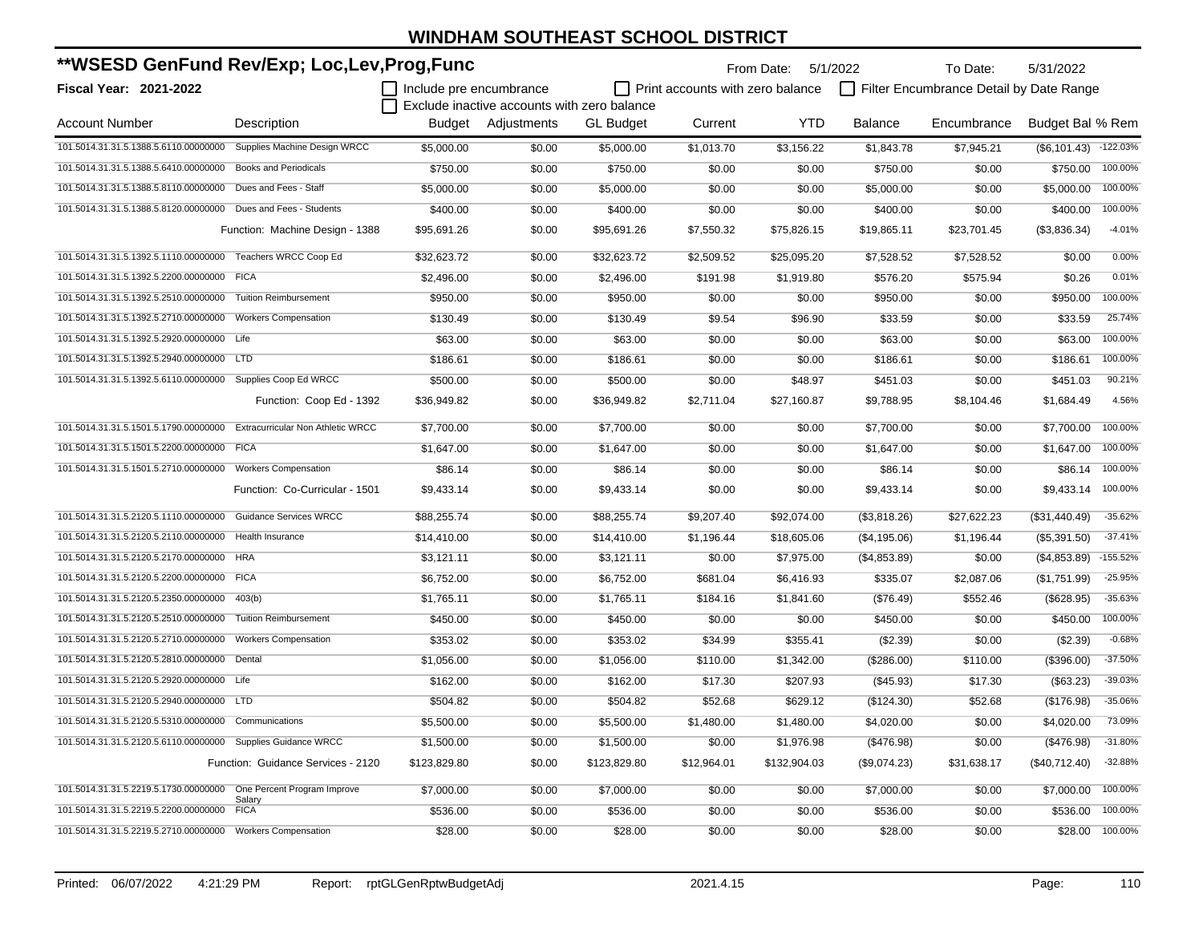# WINDHAM SOUTHEAST SCHOOL DISTRICT

## **WSESD GenFund Rev/Exp; Loc,Lev,Prog,Func

**Fiscal Year: 2021-2022**

From Date: 5/1/2022 To Date: 5/31/2022

☐ Include pre encumbrance ☐ Print accounts with zero balance ☐ Filter Encumbrance Detail by Date Range
☐ Exclude inactive accounts with zero balance

| Account Number | Description | Budget | Adjustments | GL Budget | Current | YTD | Balance | Encumbrance | Budget Bal | % Rem |
|---|---|---|---|---|---|---|---|---|---|---|
| 101.5014.31.31.5.1388.5.6110.00000000 | Supplies Machine Design WRCC | $5,000.00 | $0.00 | $5,000.00 | $1,013.70 | $3,156.22 | $1,843.78 | $7,945.21 | ($6,101.43) | -122.03% |
| 101.5014.31.31.5.1388.5.6410.00000000 | Books and Periodicals | $750.00 | $0.00 | $750.00 | $0.00 | $0.00 | $750.00 | $0.00 | $750.00 | 100.00% |
| 101.5014.31.31.5.1388.5.8110.00000000 | Dues and Fees - Staff | $5,000.00 | $0.00 | $5,000.00 | $0.00 | $0.00 | $5,000.00 | $0.00 | $5,000.00 | 100.00% |
| 101.5014.31.31.5.1388.5.8120.00000000 | Dues and Fees - Students | $400.00 | $0.00 | $400.00 | $0.00 | $0.00 | $400.00 | $0.00 | $400.00 | 100.00% |
| | Function: Machine Design - 1388 | $95,691.26 | $0.00 | $95,691.26 | $7,550.32 | $75,826.15 | $19,865.11 | $23,701.45 | ($3,836.34) | -4.01% |
| 101.5014.31.31.5.1392.5.1110.00000000 | Teachers WRCC Coop Ed | $32,623.72 | $0.00 | $32,623.72 | $2,509.52 | $25,095.20 | $7,528.52 | $7,528.52 | $0.00 | 0.00% |
| 101.5014.31.31.5.1392.5.2200.00000000 | FICA | $2,496.00 | $0.00 | $2,496.00 | $191.98 | $1,919.80 | $576.20 | $575.94 | $0.26 | 0.01% |
| 101.5014.31.31.5.1392.5.2510.00000000 | Tuition Reimbursement | $950.00 | $0.00 | $950.00 | $0.00 | $0.00 | $950.00 | $0.00 | $950.00 | 100.00% |
| 101.5014.31.31.5.1392.5.2710.00000000 | Workers Compensation | $130.49 | $0.00 | $130.49 | $9.54 | $96.90 | $33.59 | $0.00 | $33.59 | 25.74% |
| 101.5014.31.31.5.1392.5.2920.00000000 | Life | $63.00 | $0.00 | $63.00 | $0.00 | $0.00 | $63.00 | $0.00 | $63.00 | 100.00% |
| 101.5014.31.31.5.1392.5.2940.00000000 | LTD | $186.61 | $0.00 | $186.61 | $0.00 | $0.00 | $186.61 | $0.00 | $186.61 | 100.00% |
| 101.5014.31.31.5.1392.5.6110.00000000 | Supplies Coop Ed WRCC | $500.00 | $0.00 | $500.00 | $0.00 | $48.97 | $451.03 | $0.00 | $451.03 | 90.21% |
| | Function: Coop Ed - 1392 | $36,949.82 | $0.00 | $36,949.82 | $2,711.04 | $27,160.87 | $9,788.95 | $8,104.46 | $1,684.49 | 4.56% |
| 101.5014.31.31.5.1501.5.1790.00000000 | Extracurricular Non Athletic WRCC | $7,700.00 | $0.00 | $7,700.00 | $0.00 | $0.00 | $7,700.00 | $0.00 | $7,700.00 | 100.00% |
| 101.5014.31.31.5.1501.5.2200.00000000 | FICA | $1,647.00 | $0.00 | $1,647.00 | $0.00 | $0.00 | $1,647.00 | $0.00 | $1,647.00 | 100.00% |
| 101.5014.31.31.5.1501.5.2710.00000000 | Workers Compensation | $86.14 | $0.00 | $86.14 | $0.00 | $0.00 | $86.14 | $0.00 | $86.14 | 100.00% |
| | Function: Co-Curricular - 1501 | $9,433.14 | $0.00 | $9,433.14 | $0.00 | $0.00 | $9,433.14 | $0.00 | $9,433.14 | 100.00% |
| 101.5014.31.31.5.2120.5.1110.00000000 | Guidance Services WRCC | $88,255.74 | $0.00 | $88,255.74 | $9,207.40 | $92,074.00 | ($3,818.26) | $27,622.23 | ($31,440.49) | -35.62% |
| 101.5014.31.31.5.2120.5.2110.00000000 | Health Insurance | $14,410.00 | $0.00 | $14,410.00 | $1,196.44 | $18,605.06 | ($4,195.06) | $1,196.44 | ($5,391.50) | -37.41% |
| 101.5014.31.31.5.2120.5.2170.00000000 | HRA | $3,121.11 | $0.00 | $3,121.11 | $0.00 | $7,975.00 | ($4,853.89) | $0.00 | ($4,853.89) | -155.52% |
| 101.5014.31.31.5.2120.5.2200.00000000 | FICA | $6,752.00 | $0.00 | $6,752.00 | $681.04 | $6,416.93 | $335.07 | $2,087.06 | ($1,751.99) | -25.95% |
| 101.5014.31.31.5.2120.5.2350.00000000 | 403(b) | $1,765.11 | $0.00 | $1,765.11 | $184.16 | $1,841.60 | ($76.49) | $552.46 | ($628.95) | -35.63% |
| 101.5014.31.31.5.2120.5.2510.00000000 | Tuition Reimbursement | $450.00 | $0.00 | $450.00 | $0.00 | $0.00 | $450.00 | $0.00 | $450.00 | 100.00% |
| 101.5014.31.31.5.2120.5.2710.00000000 | Workers Compensation | $353.02 | $0.00 | $353.02 | $34.99 | $355.41 | ($2.39) | $0.00 | ($2.39) | -0.68% |
| 101.5014.31.31.5.2120.5.2810.00000000 | Dental | $1,056.00 | $0.00 | $1,056.00 | $110.00 | $1,342.00 | ($286.00) | $110.00 | ($396.00) | -37.50% |
| 101.5014.31.31.5.2120.5.2920.00000000 | Life | $162.00 | $0.00 | $162.00 | $17.30 | $207.93 | ($45.93) | $17.30 | ($63.23) | -39.03% |
| 101.5014.31.31.5.2120.5.2940.00000000 | LTD | $504.82 | $0.00 | $504.82 | $52.68 | $629.12 | ($124.30) | $52.68 | ($176.98) | -35.06% |
| 101.5014.31.31.5.2120.5.5310.00000000 | Communications | $5,500.00 | $0.00 | $5,500.00 | $1,480.00 | $1,480.00 | $4,020.00 | $0.00 | $4,020.00 | 73.09% |
| 101.5014.31.31.5.2120.5.6110.00000000 | Supplies Guidance WRCC | $1,500.00 | $0.00 | $1,500.00 | $0.00 | $1,976.98 | ($476.98) | $0.00 | ($476.98) | -31.80% |
| | Function: Guidance Services - 2120 | $123,829.80 | $0.00 | $123,829.80 | $12,964.01 | $132,904.03 | ($9,074.23) | $31,638.17 | ($40,712.40) | -32.88% |
| 101.5014.31.31.5.2219.5.1730.00000000 | One Percent Program Improve Salary | $7,000.00 | $0.00 | $7,000.00 | $0.00 | $0.00 | $7,000.00 | $0.00 | $7,000.00 | 100.00% |
| 101.5014.31.31.5.2219.5.2200.00000000 | FICA | $536.00 | $0.00 | $536.00 | $0.00 | $0.00 | $536.00 | $0.00 | $536.00 | 100.00% |
| 101.5014.31.31.5.2219.5.2710.00000000 | Workers Compensation | $28.00 | $0.00 | $28.00 | $0.00 | $0.00 | $28.00 | $0.00 | $28.00 | 100.00% |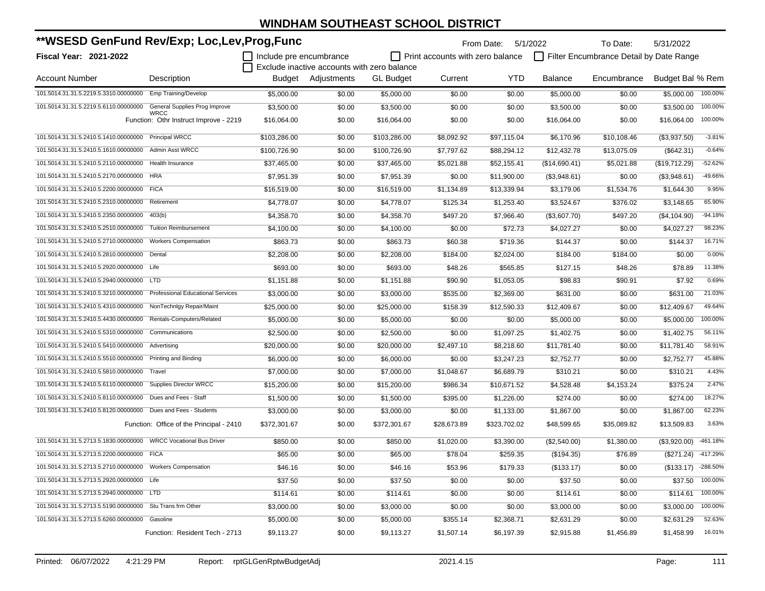# WINDHAM SOUTHEAST SCHOOL DISTRICT

## **WSESD GenFund Rev/Exp; Loc,Lev,Prog,Func

**Fiscal Year: 2021-2022**

From Date: 5/1/2022 To Date: 5/31/2022

☐ Include pre encumbrance ☐ Print accounts with zero balance ☐ Filter Encumbrance Detail by Date Range

☐ Exclude inactive accounts with zero balance

| Account Number | Description | Budget | Adjustments | GL Budget | Current | YTD | Balance | Encumbrance | Budget Bal | % Rem |
|---|---|---|---|---|---|---|---|---|---|---|
| 101.5014.31.31.5.2219.5.3310.00000000 | Emp Training/Develop | $5,000.00 | $0.00 | $5,000.00 | $0.00 | $0.00 | $5,000.00 | $0.00 | $5,000.00 | 100.00% |
| 101.5014.31.31.5.2219.5.6110.00000000 | General Supplies Prog Improve WRCC | $3,500.00 | $0.00 | $3,500.00 | $0.00 | $0.00 | $3,500.00 | $0.00 | $3,500.00 | 100.00% |
| | Function: Othr Instruct Improve - 2219 | $16,064.00 | $0.00 | $16,064.00 | $0.00 | $0.00 | $16,064.00 | $0.00 | $16,064.00 | 100.00% |
| 101.5014.31.31.5.2410.5.1410.00000000 | Principal WRCC | $103,286.00 | $0.00 | $103,286.00 | $8,092.92 | $97,115.04 | $6,170.96 | $10,108.46 | ($3,937.50) | -3.81% |
| 101.5014.31.31.5.2410.5.1610.00000000 | Admin Asst WRCC | $100,726.90 | $0.00 | $100,726.90 | $7,797.62 | $88,294.12 | $12,432.78 | $13,075.09 | ($642.31) | -0.64% |
| 101.5014.31.31.5.2410.5.2110.00000000 | Health Insurance | $37,465.00 | $0.00 | $37,465.00 | $5,021.88 | $52,155.41 | ($14,690.41) | $5,021.88 | ($19,712.29) | -52.62% |
| 101.5014.31.31.5.2410.5.2170.00000000 | HRA | $7,951.39 | $0.00 | $7,951.39 | $0.00 | $11,900.00 | ($3,948.61) | $0.00 | ($3,948.61) | -49.66% |
| 101.5014.31.31.5.2410.5.2200.00000000 | FICA | $16,519.00 | $0.00 | $16,519.00 | $1,134.89 | $13,339.94 | $3,179.06 | $1,534.76 | $1,644.30 | 9.95% |
| 101.5014.31.31.5.2410.5.2310.00000000 | Retirement | $4,778.07 | $0.00 | $4,778.07 | $125.34 | $1,253.40 | $3,524.67 | $376.02 | $3,148.65 | 65.90% |
| 101.5014.31.31.5.2410.5.2350.00000000 | 403(b) | $4,358.70 | $0.00 | $4,358.70 | $497.20 | $7,966.40 | ($3,607.70) | $497.20 | ($4,104.90) | -94.18% |
| 101.5014.31.31.5.2410.5.2510.00000000 | Tuition Reimbursement | $4,100.00 | $0.00 | $4,100.00 | $0.00 | $72.73 | $4,027.27 | $0.00 | $4,027.27 | 98.23% |
| 101.5014.31.31.5.2410.5.2710.00000000 | Workers Compensation | $863.73 | $0.00 | $863.73 | $60.38 | $719.36 | $144.37 | $0.00 | $144.37 | 16.71% |
| 101.5014.31.31.5.2410.5.2810.00000000 | Dental | $2,208.00 | $0.00 | $2,208.00 | $184.00 | $2,024.00 | $184.00 | $184.00 | $0.00 | 0.00% |
| 101.5014.31.31.5.2410.5.2920.00000000 | Life | $693.00 | $0.00 | $693.00 | $48.26 | $565.85 | $127.15 | $48.26 | $78.89 | 11.38% |
| 101.5014.31.31.5.2410.5.2940.00000000 | LTD | $1,151.88 | $0.00 | $1,151.88 | $90.90 | $1,053.05 | $98.83 | $90.91 | $7.92 | 0.69% |
| 101.5014.31.31.5.2410.5.3210.00000000 | Professional Educational Services | $3,000.00 | $0.00 | $3,000.00 | $535.00 | $2,369.00 | $631.00 | $0.00 | $631.00 | 21.03% |
| 101.5014.31.31.5.2410.5.4310.00000000 | NonTechnlgy Repair/Maint | $25,000.00 | $0.00 | $25,000.00 | $158.39 | $12,590.33 | $12,409.67 | $0.00 | $12,409.67 | 49.64% |
| 101.5014.31.31.5.2410.5.4430.00000000 | Rentals-Computers/Related | $5,000.00 | $0.00 | $5,000.00 | $0.00 | $0.00 | $5,000.00 | $0.00 | $5,000.00 | 100.00% |
| 101.5014.31.31.5.2410.5.5310.00000000 | Communications | $2,500.00 | $0.00 | $2,500.00 | $0.00 | $1,097.25 | $1,402.75 | $0.00 | $1,402.75 | 56.11% |
| 101.5014.31.31.5.2410.5.5410.00000000 | Advertising | $20,000.00 | $0.00 | $20,000.00 | $2,497.10 | $8,218.60 | $11,781.40 | $0.00 | $11,781.40 | 58.91% |
| 101.5014.31.31.5.2410.5.5510.00000000 | Printing and Binding | $6,000.00 | $0.00 | $6,000.00 | $0.00 | $3,247.23 | $2,752.77 | $0.00 | $2,752.77 | 45.88% |
| 101.5014.31.31.5.2410.5.5810.00000000 | Travel | $7,000.00 | $0.00 | $7,000.00 | $1,048.67 | $6,689.79 | $310.21 | $0.00 | $310.21 | 4.43% |
| 101.5014.31.31.5.2410.5.6110.00000000 | Supplies Director WRCC | $15,200.00 | $0.00 | $15,200.00 | $986.34 | $10,671.52 | $4,528.48 | $4,153.24 | $375.24 | 2.47% |
| 101.5014.31.31.5.2410.5.8110.00000000 | Dues and Fees - Staff | $1,500.00 | $0.00 | $1,500.00 | $395.00 | $1,226.00 | $274.00 | $0.00 | $274.00 | 18.27% |
| 101.5014.31.31.5.2410.5.8120.00000000 | Dues and Fees - Students | $3,000.00 | $0.00 | $3,000.00 | $0.00 | $1,133.00 | $1,867.00 | $0.00 | $1,867.00 | 62.23% |
| | Function: Office of the Principal - 2410 | $372,301.67 | $0.00 | $372,301.67 | $28,673.89 | $323,702.02 | $48,599.65 | $35,089.82 | $13,509.83 | 3.63% |
| 101.5014.31.31.5.2713.5.1830.00000000 | WRCC Vocational Bus Driver | $850.00 | $0.00 | $850.00 | $1,020.00 | $3,390.00 | ($2,540.00) | $1,380.00 | ($3,920.00) | -461.18% |
| 101.5014.31.31.5.2713.5.2200.00000000 | FICA | $65.00 | $0.00 | $65.00 | $78.04 | $259.35 | ($194.35) | $76.89 | ($271.24) | -417.29% |
| 101.5014.31.31.5.2713.5.2710.00000000 | Workers Compensation | $46.16 | $0.00 | $46.16 | $53.96 | $179.33 | ($133.17) | $0.00 | ($133.17) | -288.50% |
| 101.5014.31.31.5.2713.5.2920.00000000 | Life | $37.50 | $0.00 | $37.50 | $0.00 | $0.00 | $37.50 | $0.00 | $37.50 | 100.00% |
| 101.5014.31.31.5.2713.5.2940.00000000 | LTD | $114.61 | $0.00 | $114.61 | $0.00 | $0.00 | $114.61 | $0.00 | $114.61 | 100.00% |
| 101.5014.31.31.5.2713.5.5190.00000000 | Stu Trans frm Other | $3,000.00 | $0.00 | $3,000.00 | $0.00 | $0.00 | $3,000.00 | $0.00 | $3,000.00 | 100.00% |
| 101.5014.31.31.5.2713.5.6260.00000000 | Gasoline | $5,000.00 | $0.00 | $5,000.00 | $355.14 | $2,368.71 | $2,631.29 | $0.00 | $2,631.29 | 52.63% |
| | Function: Resident Tech - 2713 | $9,113.27 | $0.00 | $9,113.27 | $1,507.14 | $6,197.39 | $2,915.88 | $1,456.89 | $1,458.99 | 16.01% |

Printed: 06/07/2022 4:21:29 PM Report: rptGLGenRptwBudgetAdj 2021.4.15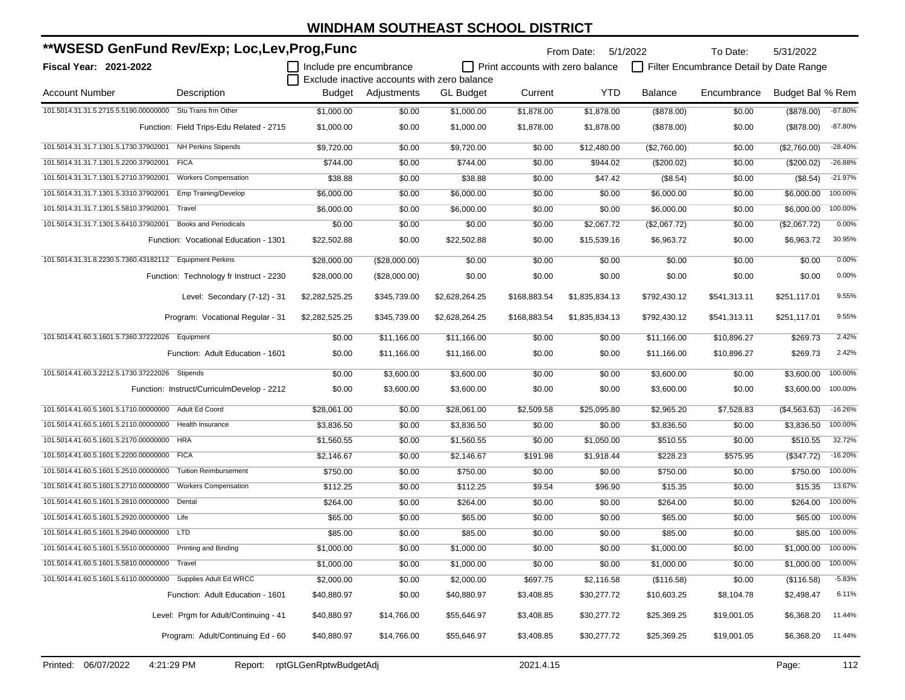# WINDHAM SOUTHEAST SCHOOL DISTRICT

## **WSESD GenFund Rev/Exp; Loc,Lev,Prog,Func

**Fiscal Year: 2021-2022**

From Date: 5/1/2022 To Date: 5/31/2022

☐ Include pre encumbrance ☐ Print accounts with zero balance ☐ Filter Encumbrance Detail by Date Range

☐ Exclude inactive accounts with zero balance

| Account Number | Description | Budget | Adjustments | GL Budget | Current | YTD | Balance | Encumbrance | Budget Bal | % Rem |
|---|---|---|---|---|---|---|---|---|---|---|
| 101.5014.31.31.5.2715.5.5190.00000000 | Stu Trans frm Other | $1,000.00 | $0.00 | $1,000.00 | $1,878.00 | $1,878.00 | ($878.00) | $0.00 | ($878.00) | -87.80% |
| | Function: Field Trips-Edu Related - 2715 | $1,000.00 | $0.00 | $1,000.00 | $1,878.00 | $1,878.00 | ($878.00) | $0.00 | ($878.00) | -87.80% |
| 101.5014.31.31.7.1301.5.1730.37902001 | NH Perkins Stipends | $9,720.00 | $0.00 | $9,720.00 | $0.00 | $12,480.00 | ($2,760.00) | $0.00 | ($2,760.00) | -28.40% |
| 101.5014.31.31.7.1301.5.2200.37902001 | FICA | $744.00 | $0.00 | $744.00 | $0.00 | $944.02 | ($200.02) | $0.00 | ($200.02) | -26.88% |
| 101.5014.31.31.7.1301.5.2710.37902001 | Workers Compensation | $38.88 | $0.00 | $38.88 | $0.00 | $47.42 | ($8.54) | $0.00 | ($8.54) | -21.97% |
| 101.5014.31.31.7.1301.5.3310.37902001 | Emp Training/Develop | $6,000.00 | $0.00 | $6,000.00 | $0.00 | $0.00 | $6,000.00 | $0.00 | $6,000.00 | 100.00% |
| 101.5014.31.31.7.1301.5.5810.37902001 | Travel | $6,000.00 | $0.00 | $6,000.00 | $0.00 | $0.00 | $6,000.00 | $0.00 | $6,000.00 | 100.00% |
| 101.5014.31.31.7.1301.5.6410.37902001 | Books and Periodicals | $0.00 | $0.00 | $0.00 | $0.00 | $2,067.72 | ($2,067.72) | $0.00 | ($2,067.72) | 0.00% |
| | Function: Vocational Education - 1301 | $22,502.88 | $0.00 | $22,502.88 | $0.00 | $15,539.16 | $6,963.72 | $0.00 | $6,963.72 | 30.95% |
| 101.5014.31.31.8.2230.5.7360.43182112 | Equipment Perkins | $28,000.00 | ($28,000.00) | $0.00 | $0.00 | $0.00 | $0.00 | $0.00 | $0.00 | 0.00% |
| | Function: Technology fr Instruct - 2230 | $28,000.00 | ($28,000.00) | $0.00 | $0.00 | $0.00 | $0.00 | $0.00 | $0.00 | 0.00% |
| | Level: Secondary (7-12) - 31 | $2,282,525.25 | $345,739.00 | $2,628,264.25 | $168,883.54 | $1,835,834.13 | $792,430.12 | $541,313.11 | $251,117.01 | 9.55% |
| | Program: Vocational Regular - 31 | $2,282,525.25 | $345,739.00 | $2,628,264.25 | $168,883.54 | $1,835,834.13 | $792,430.12 | $541,313.11 | $251,117.01 | 9.55% |
| 101.5014.41.60.3.1601.5.7360.37222026 | Equipment | $0.00 | $11,166.00 | $11,166.00 | $0.00 | $0.00 | $11,166.00 | $10,896.27 | $269.73 | 2.42% |
| | Function: Adult Education - 1601 | $0.00 | $11,166.00 | $11,166.00 | $0.00 | $0.00 | $11,166.00 | $10,896.27 | $269.73 | 2.42% |
| 101.5014.41.60.3.2212.5.1730.37222026 | Stipends | $0.00 | $3,600.00 | $3,600.00 | $0.00 | $0.00 | $3,600.00 | $0.00 | $3,600.00 | 100.00% |
| | Function: Instruct/CurriculmDevelop - 2212 | $0.00 | $3,600.00 | $3,600.00 | $0.00 | $0.00 | $3,600.00 | $0.00 | $3,600.00 | 100.00% |
| 101.5014.41.60.5.1601.5.1710.00000000 | Adult Ed Coord | $28,061.00 | $0.00 | $28,061.00 | $2,509.58 | $25,095.80 | $2,965.20 | $7,528.83 | ($4,563.63) | -16.26% |
| 101.5014.41.60.5.1601.5.2110.00000000 | Health Insurance | $3,836.50 | $0.00 | $3,836.50 | $0.00 | $0.00 | $3,836.50 | $0.00 | $3,836.50 | 100.00% |
| 101.5014.41.60.5.1601.5.2170.00000000 | HRA | $1,560.55 | $0.00 | $1,560.55 | $0.00 | $1,050.00 | $510.55 | $0.00 | $510.55 | 32.72% |
| 101.5014.41.60.5.1601.5.2200.00000000 | FICA | $2,146.67 | $0.00 | $2,146.67 | $191.98 | $1,918.44 | $228.23 | $575.95 | ($347.72) | -16.20% |
| 101.5014.41.60.5.1601.5.2510.00000000 | Tuition Reimbursement | $750.00 | $0.00 | $750.00 | $0.00 | $0.00 | $750.00 | $0.00 | $750.00 | 100.00% |
| 101.5014.41.60.5.1601.5.2710.00000000 | Workers Compensation | $112.25 | $0.00 | $112.25 | $9.54 | $96.90 | $15.35 | $0.00 | $15.35 | 13.67% |
| 101.5014.41.60.5.1601.5.2810.00000000 | Dental | $264.00 | $0.00 | $264.00 | $0.00 | $0.00 | $264.00 | $0.00 | $264.00 | 100.00% |
| 101.5014.41.60.5.1601.5.2920.00000000 | Life | $65.00 | $0.00 | $65.00 | $0.00 | $0.00 | $65.00 | $0.00 | $65.00 | 100.00% |
| 101.5014.41.60.5.1601.5.2940.00000000 | LTD | $85.00 | $0.00 | $85.00 | $0.00 | $0.00 | $85.00 | $0.00 | $85.00 | 100.00% |
| 101.5014.41.60.5.1601.5.5510.00000000 | Printing and Binding | $1,000.00 | $0.00 | $1,000.00 | $0.00 | $0.00 | $1,000.00 | $0.00 | $1,000.00 | 100.00% |
| 101.5014.41.60.5.1601.5.5810.00000000 | Travel | $1,000.00 | $0.00 | $1,000.00 | $0.00 | $0.00 | $1,000.00 | $0.00 | $1,000.00 | 100.00% |
| 101.5014.41.60.5.1601.5.6110.00000000 | Supplies Adult Ed WRCC | $2,000.00 | $0.00 | $2,000.00 | $697.75 | $2,116.58 | ($116.58) | $0.00 | ($116.58) | -5.83% |
| | Function: Adult Education - 1601 | $40,880.97 | $0.00 | $40,880.97 | $3,408.85 | $30,277.72 | $10,603.25 | $8,104.78 | $2,498.47 | 6.11% |
| | Level: Prgm for Adult/Continuing - 41 | $40,880.97 | $14,766.00 | $55,646.97 | $3,408.85 | $30,277.72 | $25,369.25 | $19,001.05 | $6,368.20 | 11.44% |
| | Program: Adult/Continuing Ed - 60 | $40,880.97 | $14,766.00 | $55,646.97 | $3,408.85 | $30,277.72 | $25,369.25 | $19,001.05 | $6,368.20 | 11.44% |

Printed: 06/07/2022 4:21:29 PM Report: rptGLGenRptwBudgetAdj 2021.4.15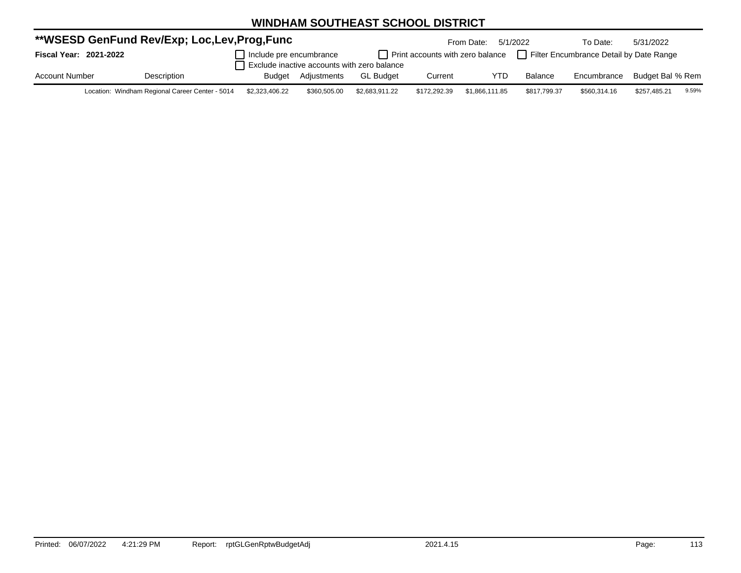# WINDHAM SOUTHEAST SCHOOL DISTRICT

## **WSESD GenFund Rev/Exp; Loc,Lev,Prog,Func

From Date: 5/1/2022 To Date: 5/31/2022

**Fiscal Year: 2021-2022**

☐ Include pre encumbrance ☐ Print accounts with zero balance ☐ Filter Encumbrance Detail by Date Range

☐ Exclude inactive accounts with zero balance

| Account Number | Description | Budget | Adjustments | GL Budget | Current | YTD | Balance | Encumbrance | Budget Bal | % Rem |
|---|---|---|---|---|---|---|---|---|---|---|
| | Location: Windham Regional Career Center - 5014 | $2,323,406.22 | $360,505.00 | $2,683,911.22 | $172,292.39 | $1,866,111.85 | $817,799.37 | $560,314.16 | $257,485.21 | 9.59% |

Printed: 06/07/2022 4:21:29 PM Report: rptGLGenRptwBudgetAdj 2021.4.15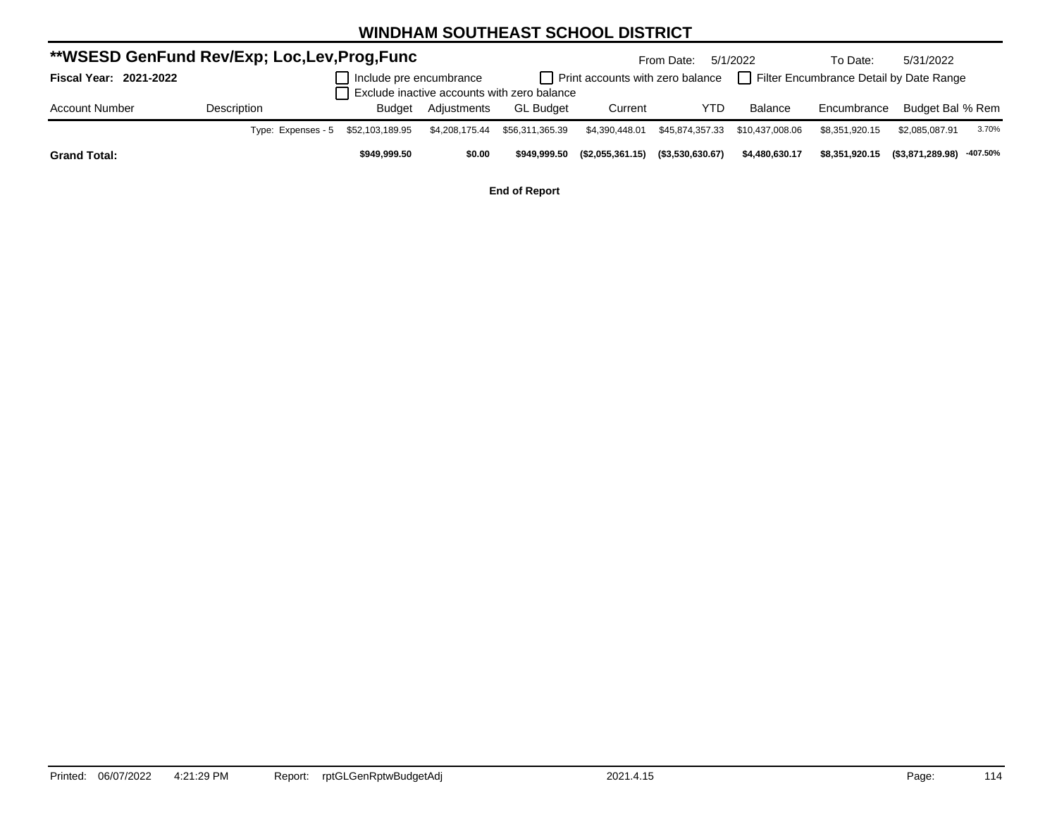# WINDHAM SOUTHEAST SCHOOL DISTRICT

## **WSESD GenFund Rev/Exp; Loc,Lev,Prog,Func

From Date: 5/1/2022 To Date: 5/31/2022

**Fiscal Year: 2021-2022**

☐ Include pre encumbrance ☐ Print accounts with zero balance ☐ Filter Encumbrance Detail by Date Range

☐ Exclude inactive accounts with zero balance

| Account Number | Description | Budget | Adjustments | GL Budget | Current | YTD | Balance | Encumbrance | Budget Bal | % Rem |
|---|---|---|---|---|---|---|---|---|---|---|
| | Type: Expenses - 5 | $52,103,189.95 | $4,208,175.44 | $56,311,365.39 | $4,390,448.01 | $45,874,357.33 | $10,437,008.06 | $8,351,920.15 | $2,085,087.91 | 3.70% |
| **Grand Total:** | | **$949,999.50** | **$0.00** | **$949,999.50** | **($2,055,361.15)** | **($3,530,630.67)** | **$4,480,630.17** | **$8,351,920.15** | **($3,871,289.98)** | **-407.50%** |

**End of Report**

Printed: 06/07/2022 4:21:29 PM Report: rptGLGenRptwBudgetAdj 2021.4.15